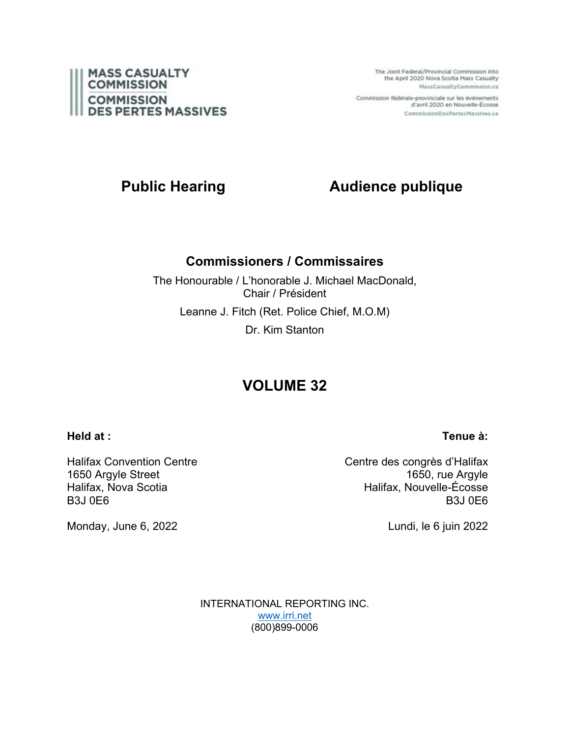MASS CASUALTY COMMISSION

COMMISSION DES PERTES MASSIVES

The Joint Federal/Provincial Commission into the April 2020 Nova Scotia Mass Casualty
MassCasualtyCommission.ca

Commission fédérale-provinciale sur les événements d'avril 2020 en Nouvelle-Écosse
CommissionDesPertesMassives.ca

# Public Hearing | Audience publique

## Commissioners / Commissaires

The Honourable / L'honorable J. Michael MacDonald, Chair / Président

Leanne J. Fitch (Ret. Police Chief, M.O.M)

Dr. Kim Stanton

# VOLUME 32

**Held at :**

Halifax Convention Centre
1650 Argyle Street
Halifax, Nova Scotia
B3J 0E6

Monday, June 6, 2022

**Tenue à:**

Centre des congrès d'Halifax
1650, rue Argyle
Halifax, Nouvelle-Écosse
B3J 0E6

Lundi, le 6 juin 2022

INTERNATIONAL REPORTING INC.
www.irri.net
(800)899-0006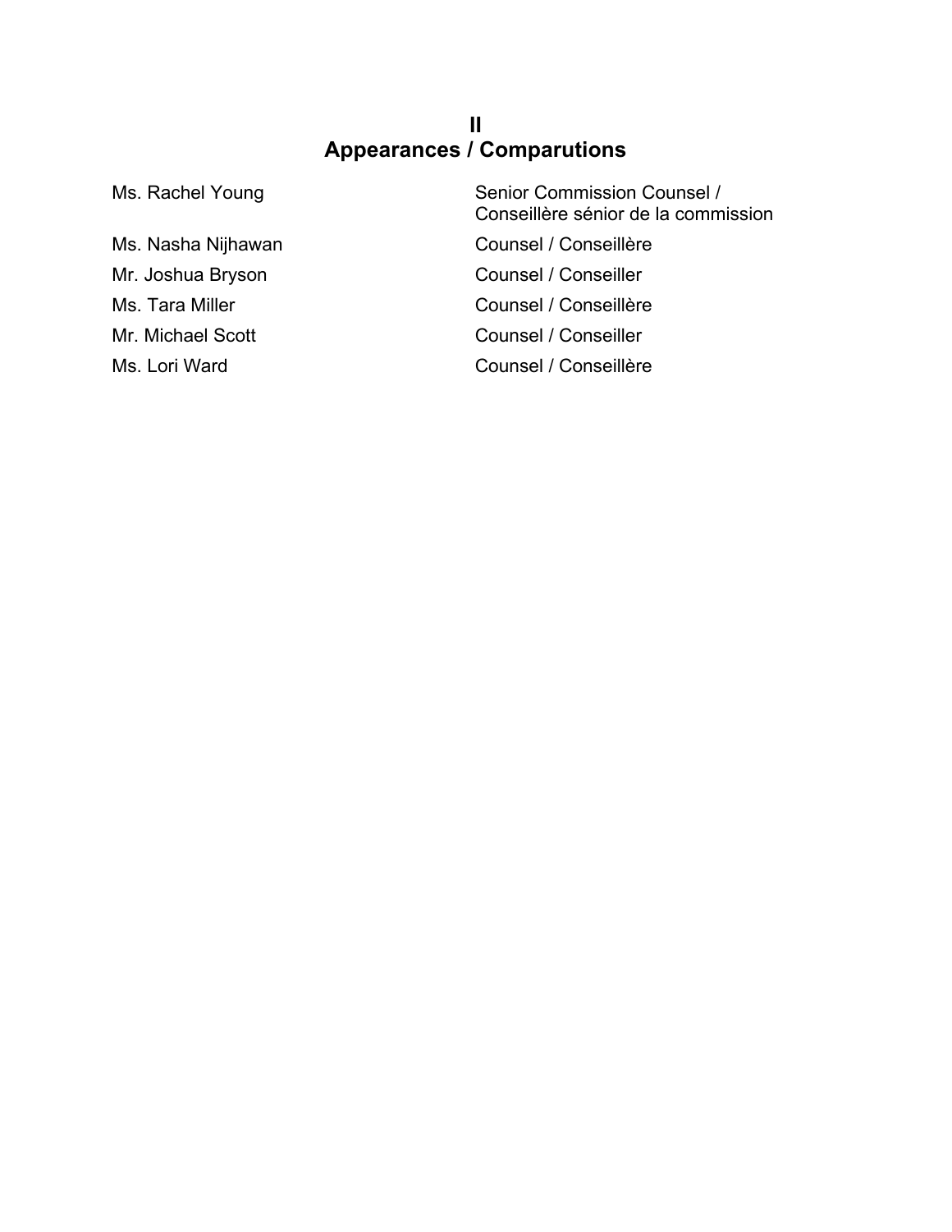# II
# Appearances / Comparutions

| | |
|---|---|
| Ms. Rachel Young | Senior Commission Counsel / Conseillère sénior de la commission |
| Ms. Nasha Nijhawan | Counsel / Conseillère |
| Mr. Joshua Bryson | Counsel / Conseiller |
| Ms. Tara Miller | Counsel / Conseillère |
| Mr. Michael Scott | Counsel / Conseiller |
| Ms. Lori Ward | Counsel / Conseillère |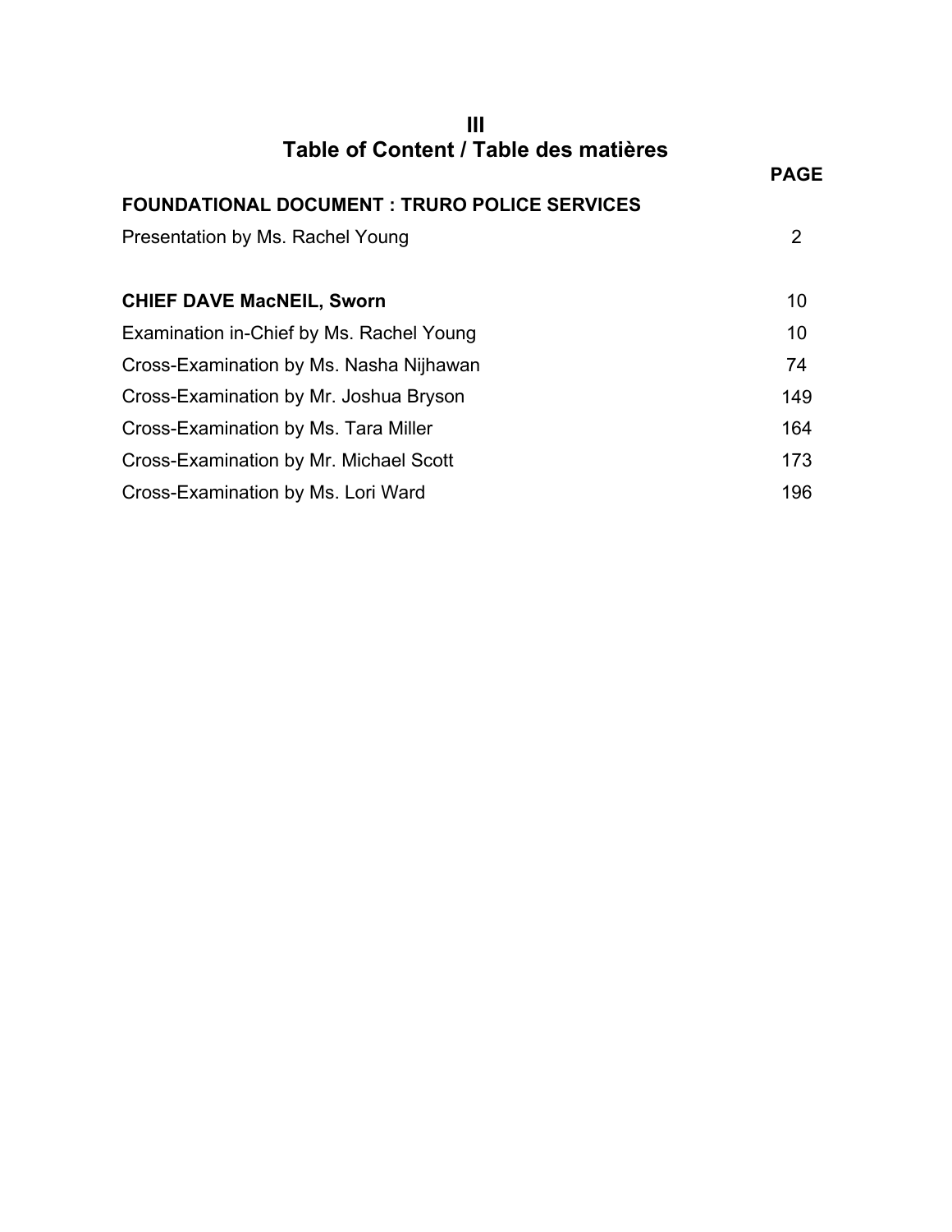# III
# Table of Content / Table des matières

| | PAGE |
|---|---|
| **FOUNDATIONAL DOCUMENT : TRURO POLICE SERVICES** | |
| Presentation by Ms. Rachel Young | 2 |
| | |
| **CHIEF DAVE MacNEIL, Sworn** | 10 |
| Examination in-Chief by Ms. Rachel Young | 10 |
| Cross-Examination by Ms. Nasha Nijhawan | 74 |
| Cross-Examination by Mr. Joshua Bryson | 149 |
| Cross-Examination by Ms. Tara Miller | 164 |
| Cross-Examination by Mr. Michael Scott | 173 |
| Cross-Examination by Ms. Lori Ward | 196 |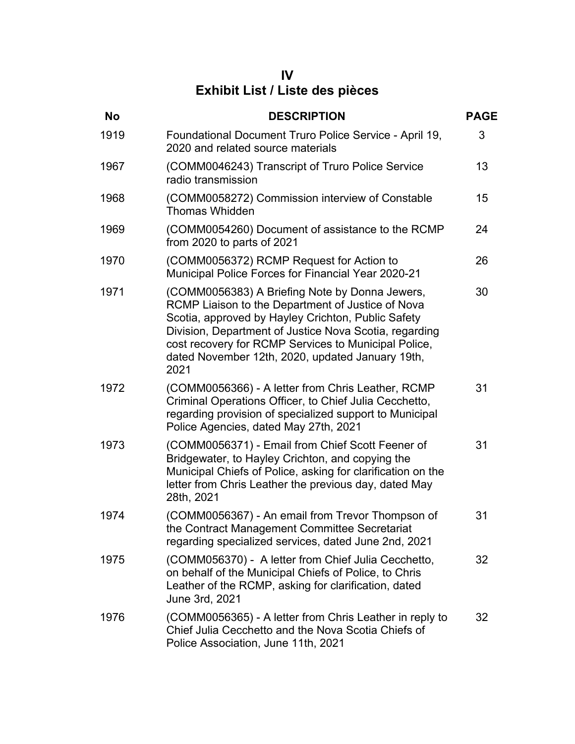# IV
# Exhibit List / Liste des pièces

| No | DESCRIPTION | PAGE |
|---|---|---|
| 1919 | Foundational Document Truro Police Service - April 19, 2020 and related source materials | 3 |
| 1967 | (COMM0046243) Transcript of Truro Police Service radio transmission | 13 |
| 1968 | (COMM0058272) Commission interview of Constable Thomas Whidden | 15 |
| 1969 | (COMM0054260) Document of assistance to the RCMP from 2020 to parts of 2021 | 24 |
| 1970 | (COMM0056372) RCMP Request for Action to Municipal Police Forces for Financial Year 2020-21 | 26 |
| 1971 | (COMM0056383) A Briefing Note by Donna Jewers, RCMP Liaison to the Department of Justice of Nova Scotia, approved by Hayley Crichton, Public Safety Division, Department of Justice Nova Scotia, regarding cost recovery for RCMP Services to Municipal Police, dated November 12th, 2020, updated January 19th, 2021 | 30 |
| 1972 | (COMM0056366) - A letter from Chris Leather, RCMP Criminal Operations Officer, to Chief Julia Cecchetto, regarding provision of specialized support to Municipal Police Agencies, dated May 27th, 2021 | 31 |
| 1973 | (COMM0056371) - Email from Chief Scott Feener of Bridgewater, to Hayley Crichton, and copying the Municipal Chiefs of Police, asking for clarification on the letter from Chris Leather the previous day, dated May 28th, 2021 | 31 |
| 1974 | (COMM0056367) - An email from Trevor Thompson of the Contract Management Committee Secretariat regarding specialized services, dated June 2nd, 2021 | 31 |
| 1975 | (COMM056370) - A letter from Chief Julia Cecchetto, on behalf of the Municipal Chiefs of Police, to Chris Leather of the RCMP, asking for clarification, dated June 3rd, 2021 | 32 |
| 1976 | (COMM0056365) - A letter from Chris Leather in reply to Chief Julia Cecchetto and the Nova Scotia Chiefs of Police Association, June 11th, 2021 | 32 |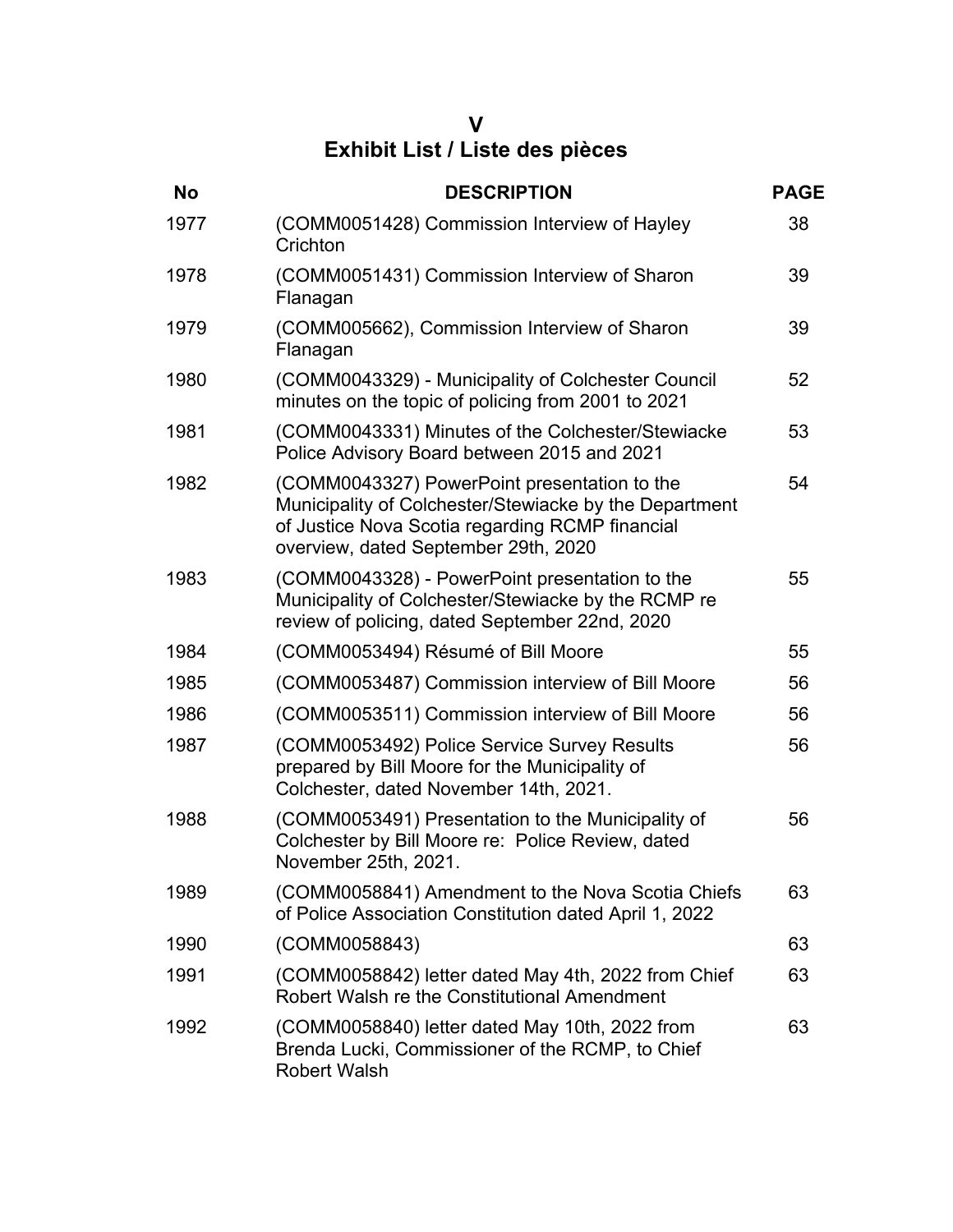# V
# Exhibit List / Liste des pièces

| No | DESCRIPTION | PAGE |
|---|---|---|
| 1977 | (COMM0051428) Commission Interview of Hayley Crichton | 38 |
| 1978 | (COMM0051431) Commission Interview of Sharon Flanagan | 39 |
| 1979 | (COMM005662), Commission Interview of Sharon Flanagan | 39 |
| 1980 | (COMM0043329) - Municipality of Colchester Council minutes on the topic of policing from 2001 to 2021 | 52 |
| 1981 | (COMM0043331) Minutes of the Colchester/Stewiacke Police Advisory Board between 2015 and 2021 | 53 |
| 1982 | (COMM0043327) PowerPoint presentation to the Municipality of Colchester/Stewiacke by the Department of Justice Nova Scotia regarding RCMP financial overview, dated September 29th, 2020 | 54 |
| 1983 | (COMM0043328) - PowerPoint presentation to the Municipality of Colchester/Stewiacke by the RCMP re review of policing, dated September 22nd, 2020 | 55 |
| 1984 | (COMM0053494) Résumé of Bill Moore | 55 |
| 1985 | (COMM0053487) Commission interview of Bill Moore | 56 |
| 1986 | (COMM0053511) Commission interview of Bill Moore | 56 |
| 1987 | (COMM0053492) Police Service Survey Results prepared by Bill Moore for the Municipality of Colchester, dated November 14th, 2021. | 56 |
| 1988 | (COMM0053491) Presentation to the Municipality of Colchester by Bill Moore re: Police Review, dated November 25th, 2021. | 56 |
| 1989 | (COMM0058841) Amendment to the Nova Scotia Chiefs of Police Association Constitution dated April 1, 2022 | 63 |
| 1990 | (COMM0058843) | 63 |
| 1991 | (COMM0058842) letter dated May 4th, 2022 from Chief Robert Walsh re the Constitutional Amendment | 63 |
| 1992 | (COMM0058840) letter dated May 10th, 2022 from Brenda Lucki, Commissioner of the RCMP, to Chief Robert Walsh | 63 |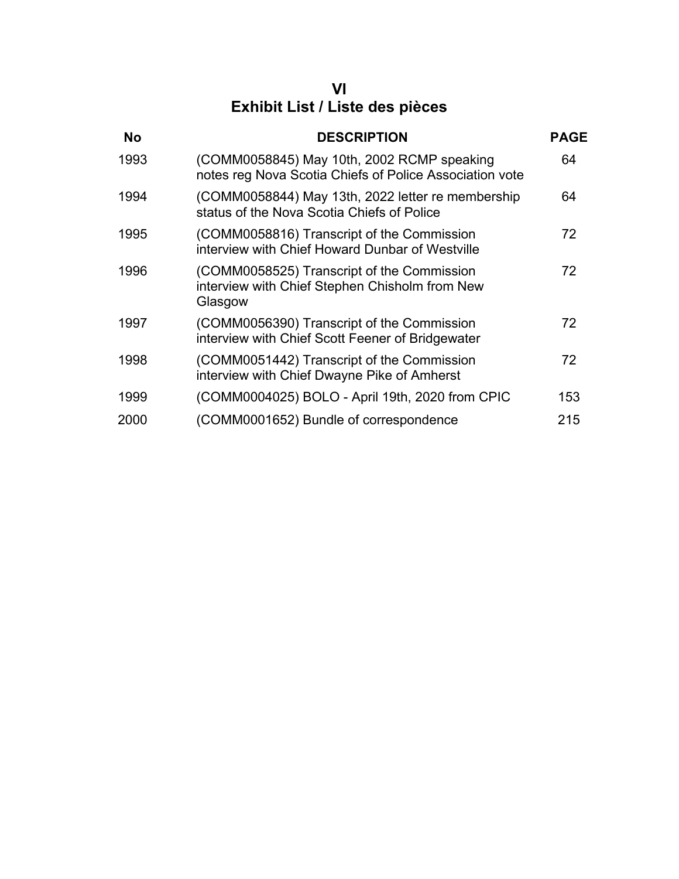# VI
# Exhibit List / Liste des pièces

| No | DESCRIPTION | PAGE |
|---|---|---|
| 1993 | (COMM0058845) May 10th, 2002 RCMP speaking notes reg Nova Scotia Chiefs of Police Association vote | 64 |
| 1994 | (COMM0058844) May 13th, 2022 letter re membership status of the Nova Scotia Chiefs of Police | 64 |
| 1995 | (COMM0058816) Transcript of the Commission interview with Chief Howard Dunbar of Westville | 72 |
| 1996 | (COMM0058525) Transcript of the Commission interview with Chief Stephen Chisholm from New Glasgow | 72 |
| 1997 | (COMM0056390) Transcript of the Commission interview with Chief Scott Feener of Bridgewater | 72 |
| 1998 | (COMM0051442) Transcript of the Commission interview with Chief Dwayne Pike of Amherst | 72 |
| 1999 | (COMM0004025) BOLO - April 19th, 2020 from CPIC | 153 |
| 2000 | (COMM0001652) Bundle of correspondence | 215 |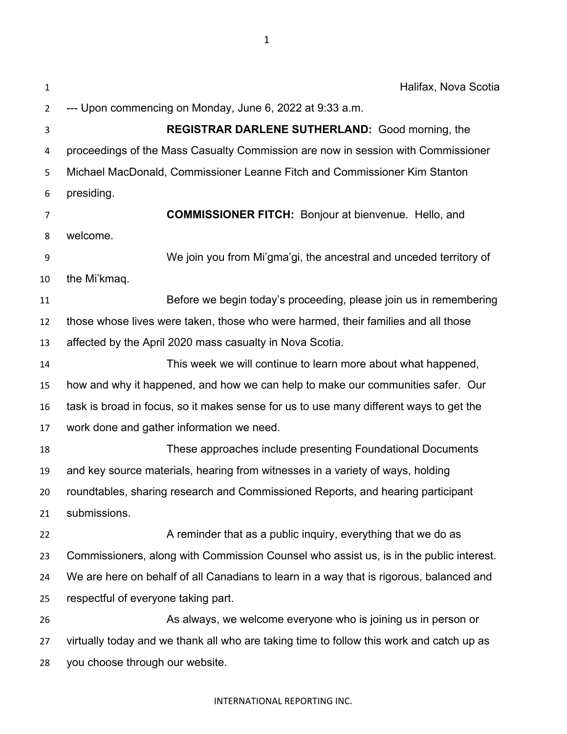Halifax, Nova Scotia

--- Upon commencing on Monday, June 6, 2022 at 9:33 a.m.

**REGISTRAR DARLENE SUTHERLAND:** Good morning, the proceedings of the Mass Casualty Commission are now in session with Commissioner Michael MacDonald, Commissioner Leanne Fitch and Commissioner Kim Stanton presiding.

**COMMISSIONER FITCH:** Bonjour at bienvenue. Hello, and welcome.

We join you from Mi'gma'gi, the ancestral and unceded territory of the Mi'kmaq.

Before we begin today's proceeding, please join us in remembering those whose lives were taken, those who were harmed, their families and all those affected by the April 2020 mass casualty in Nova Scotia.

This week we will continue to learn more about what happened, how and why it happened, and how we can help to make our communities safer. Our task is broad in focus, so it makes sense for us to use many different ways to get the work done and gather information we need.

These approaches include presenting Foundational Documents and key source materials, hearing from witnesses in a variety of ways, holding roundtables, sharing research and Commissioned Reports, and hearing participant submissions.

A reminder that as a public inquiry, everything that we do as Commissioners, along with Commission Counsel who assist us, is in the public interest. We are here on behalf of all Canadians to learn in a way that is rigorous, balanced and respectful of everyone taking part.

As always, we welcome everyone who is joining us in person or virtually today and we thank all who are taking time to follow this work and catch up as you choose through our website.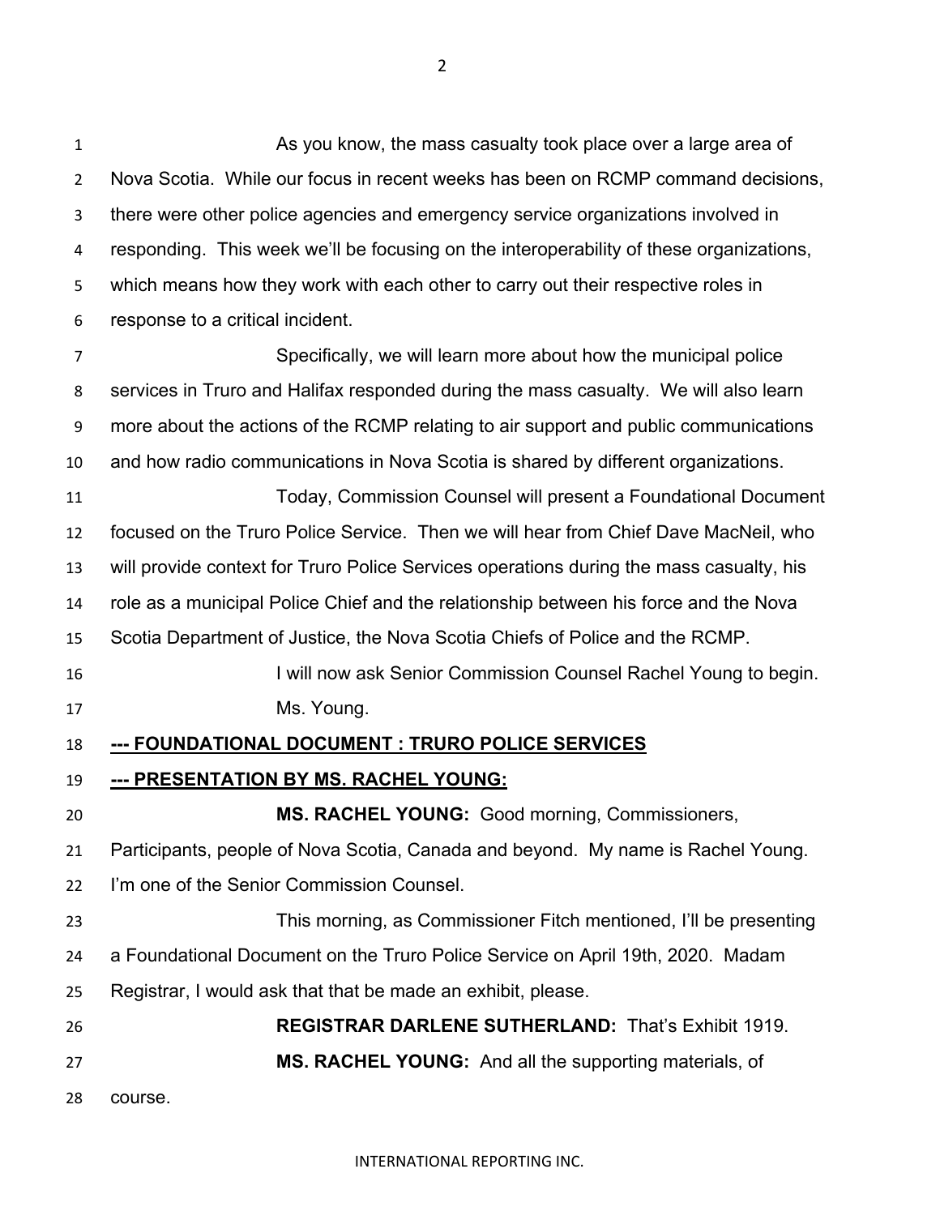As you know, the mass casualty took place over a large area of Nova Scotia. While our focus in recent weeks has been on RCMP command decisions, there were other police agencies and emergency service organizations involved in responding. This week we'll be focusing on the interoperability of these organizations, which means how they work with each other to carry out their respective roles in response to a critical incident.

Specifically, we will learn more about how the municipal police services in Truro and Halifax responded during the mass casualty. We will also learn more about the actions of the RCMP relating to air support and public communications and how radio communications in Nova Scotia is shared by different organizations.

Today, Commission Counsel will present a Foundational Document focused on the Truro Police Service. Then we will hear from Chief Dave MacNeil, who will provide context for Truro Police Services operations during the mass casualty, his role as a municipal Police Chief and the relationship between his force and the Nova Scotia Department of Justice, the Nova Scotia Chiefs of Police and the RCMP.

I will now ask Senior Commission Counsel Rachel Young to begin. Ms. Young.

**--- FOUNDATIONAL DOCUMENT : TRURO POLICE SERVICES**

**--- PRESENTATION BY MS. RACHEL YOUNG:**

**MS. RACHEL YOUNG:** Good morning, Commissioners, Participants, people of Nova Scotia, Canada and beyond. My name is Rachel Young. I'm one of the Senior Commission Counsel.

This morning, as Commissioner Fitch mentioned, I'll be presenting a Foundational Document on the Truro Police Service on April 19th, 2020. Madam Registrar, I would ask that that be made an exhibit, please.

**REGISTRAR DARLENE SUTHERLAND:** That's Exhibit 1919.

**MS. RACHEL YOUNG:** And all the supporting materials, of course.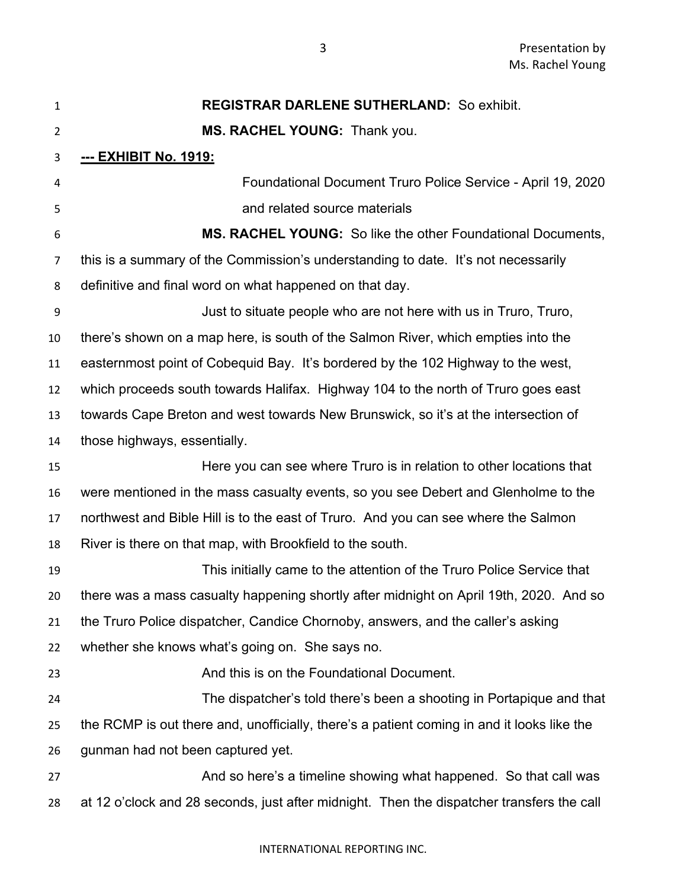**REGISTRAR DARLENE SUTHERLAND:** So exhibit.

**MS. RACHEL YOUNG:** Thank you.

**--- EXHIBIT No. 1919:**

Foundational Document Truro Police Service - April 19, 2020 and related source materials

**MS. RACHEL YOUNG:** So like the other Foundational Documents, this is a summary of the Commission's understanding to date. It's not necessarily definitive and final word on what happened on that day.

Just to situate people who are not here with us in Truro, Truro, there's shown on a map here, is south of the Salmon River, which empties into the easternmost point of Cobequid Bay. It's bordered by the 102 Highway to the west, which proceeds south towards Halifax. Highway 104 to the north of Truro goes east towards Cape Breton and west towards New Brunswick, so it's at the intersection of those highways, essentially.

Here you can see where Truro is in relation to other locations that were mentioned in the mass casualty events, so you see Debert and Glenholme to the northwest and Bible Hill is to the east of Truro. And you can see where the Salmon River is there on that map, with Brookfield to the south.

This initially came to the attention of the Truro Police Service that there was a mass casualty happening shortly after midnight on April 19th, 2020. And so the Truro Police dispatcher, Candice Chornoby, answers, and the caller's asking whether she knows what's going on. She says no.

And this is on the Foundational Document.

The dispatcher's told there's been a shooting in Portapique and that the RCMP is out there and, unofficially, there's a patient coming in and it looks like the gunman had not been captured yet.

And so here's a timeline showing what happened. So that call was at 12 o'clock and 28 seconds, just after midnight. Then the dispatcher transfers the call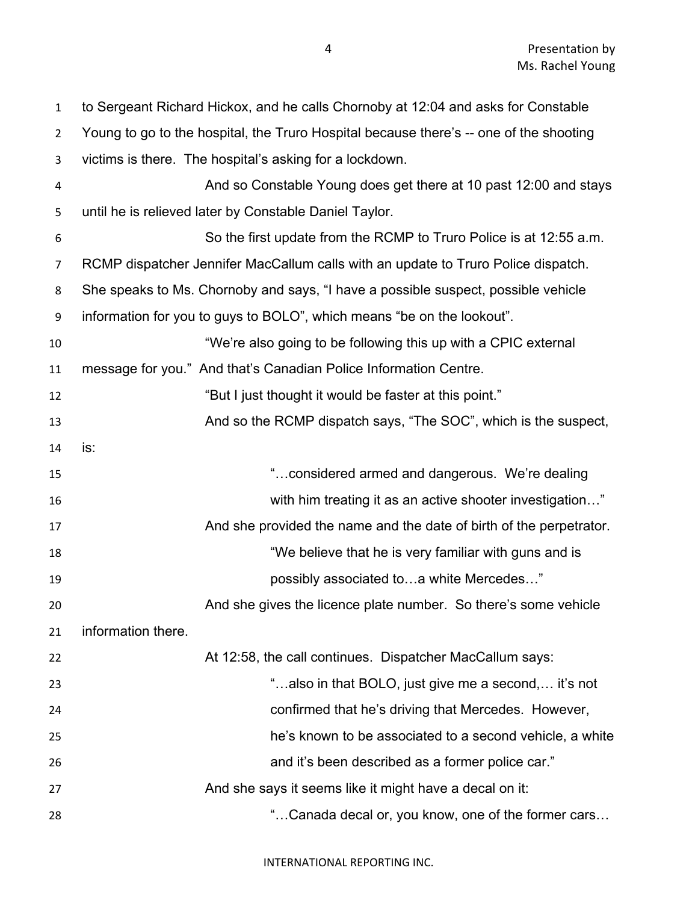to Sergeant Richard Hickox, and he calls Chornoby at 12:04 and asks for Constable Young to go to the hospital, the Truro Hospital because there's -- one of the shooting victims is there. The hospital's asking for a lockdown.

And so Constable Young does get there at 10 past 12:00 and stays until he is relieved later by Constable Daniel Taylor.

So the first update from the RCMP to Truro Police is at 12:55 a.m. RCMP dispatcher Jennifer MacCallum calls with an update to Truro Police dispatch. She speaks to Ms. Chornoby and says, "I have a possible suspect, possible vehicle information for you to guys to BOLO", which means "be on the lookout".

"We're also going to be following this up with a CPIC external message for you." And that's Canadian Police Information Centre.

"But I just thought it would be faster at this point."

And so the RCMP dispatch says, "The SOC", which is the suspect, is:

> "…considered armed and dangerous. We're dealing with him treating it as an active shooter investigation…"

And she provided the name and the date of birth of the perpetrator.

> "We believe that he is very familiar with guns and is possibly associated to…a white Mercedes…"

And she gives the licence plate number. So there's some vehicle information there.

At 12:58, the call continues. Dispatcher MacCallum says:

> "…also in that BOLO, just give me a second,… it's not confirmed that he's driving that Mercedes. However, he's known to be associated to a second vehicle, a white and it's been described as a former police car."

And she says it seems like it might have a decal on it:

> "…Canada decal or, you know, one of the former cars…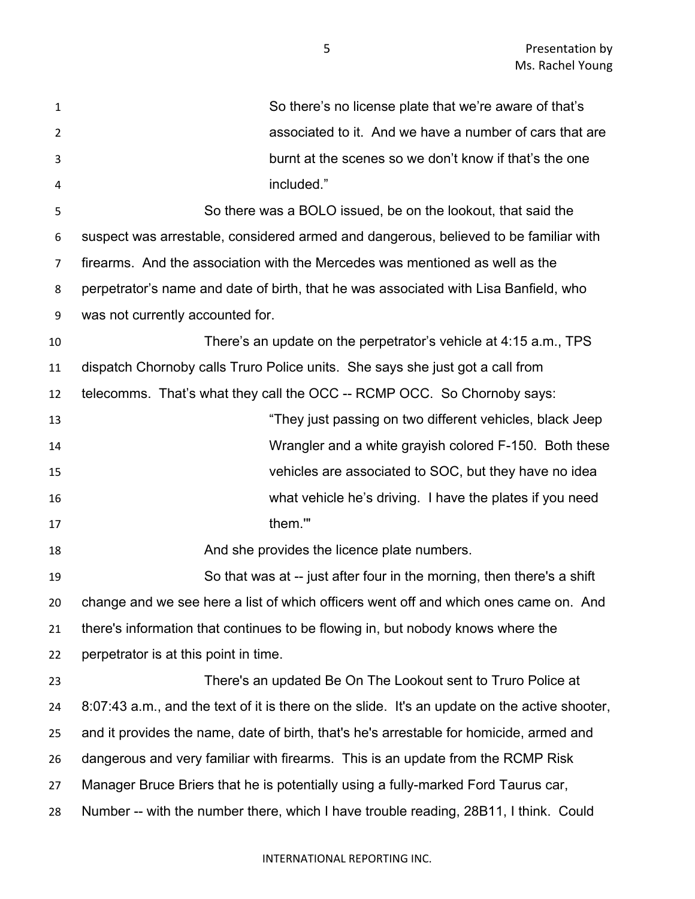> So there's no license plate that we're aware of that's associated to it. And we have a number of cars that are burnt at the scenes so we don't know if that's the one included."

So there was a BOLO issued, be on the lookout, that said the suspect was arrestable, considered armed and dangerous, believed to be familiar with firearms. And the association with the Mercedes was mentioned as well as the perpetrator's name and date of birth, that he was associated with Lisa Banfield, who was not currently accounted for.

There's an update on the perpetrator's vehicle at 4:15 a.m., TPS dispatch Chornoby calls Truro Police units. She says she just got a call from telecomms. That's what they call the OCC -- RCMP OCC. So Chornoby says:

> "They just passing on two different vehicles, black Jeep Wrangler and a white grayish colored F-150. Both these vehicles are associated to SOC, but they have no idea what vehicle he's driving. I have the plates if you need them.'"

And she provides the licence plate numbers.

So that was at -- just after four in the morning, then there's a shift change and we see here a list of which officers went off and which ones came on. And there's information that continues to be flowing in, but nobody knows where the perpetrator is at this point in time.

There's an updated Be On The Lookout sent to Truro Police at 8:07:43 a.m., and the text of it is there on the slide. It's an update on the active shooter, and it provides the name, date of birth, that's he's arrestable for homicide, armed and dangerous and very familiar with firearms. This is an update from the RCMP Risk Manager Bruce Briers that he is potentially using a fully-marked Ford Taurus car, Number -- with the number there, which I have trouble reading, 28B11, I think. Could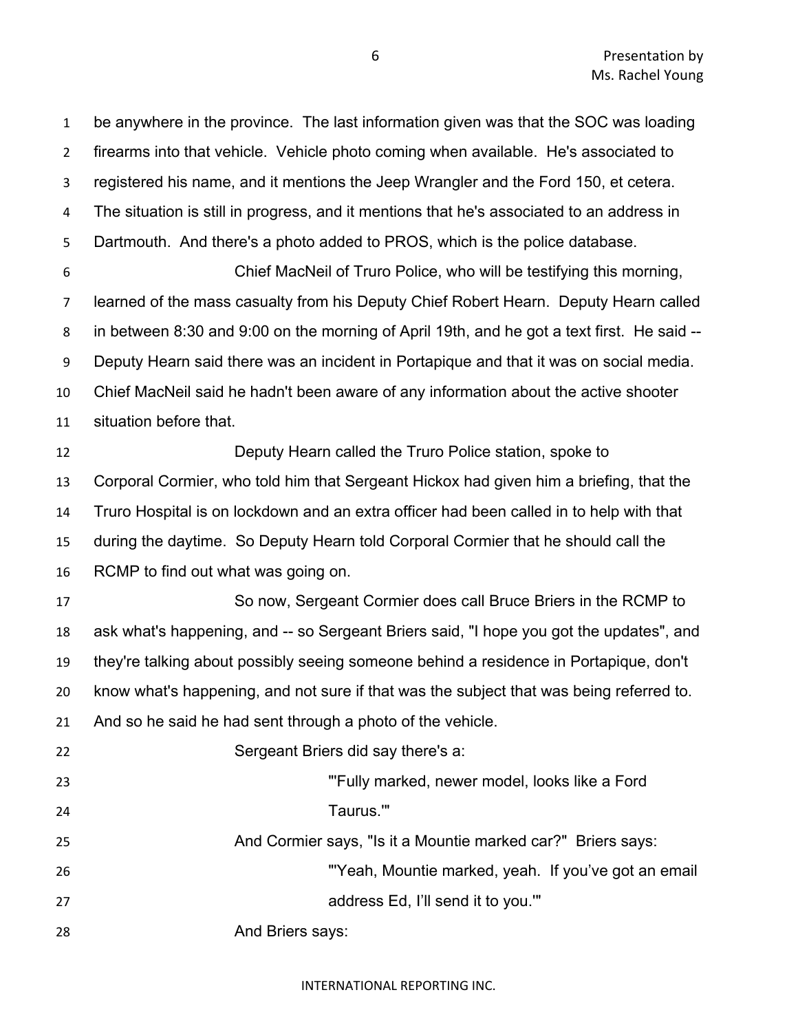be anywhere in the province. The last information given was that the SOC was loading firearms into that vehicle. Vehicle photo coming when available. He's associated to registered his name, and it mentions the Jeep Wrangler and the Ford 150, et cetera. The situation is still in progress, and it mentions that he's associated to an address in Dartmouth. And there's a photo added to PROS, which is the police database.

Chief MacNeil of Truro Police, who will be testifying this morning, learned of the mass casualty from his Deputy Chief Robert Hearn. Deputy Hearn called in between 8:30 and 9:00 on the morning of April 19th, and he got a text first. He said -- Deputy Hearn said there was an incident in Portapique and that it was on social media. Chief MacNeil said he hadn't been aware of any information about the active shooter situation before that.

Deputy Hearn called the Truro Police station, spoke to Corporal Cormier, who told him that Sergeant Hickox had given him a briefing, that the Truro Hospital is on lockdown and an extra officer had been called in to help with that during the daytime. So Deputy Hearn told Corporal Cormier that he should call the RCMP to find out what was going on.

So now, Sergeant Cormier does call Bruce Briers in the RCMP to ask what's happening, and -- so Sergeant Briers said, "I hope you got the updates", and they're talking about possibly seeing someone behind a residence in Portapique, don't know what's happening, and not sure if that was the subject that was being referred to. And so he said he had sent through a photo of the vehicle.

Sergeant Briers did say there's a:

> "'Fully marked, newer model, looks like a Ford Taurus.'"

And Cormier says, "Is it a Mountie marked car?" Briers says:

> "'Yeah, Mountie marked, yeah. If you've got an email address Ed, I'll send it to you.'"

And Briers says: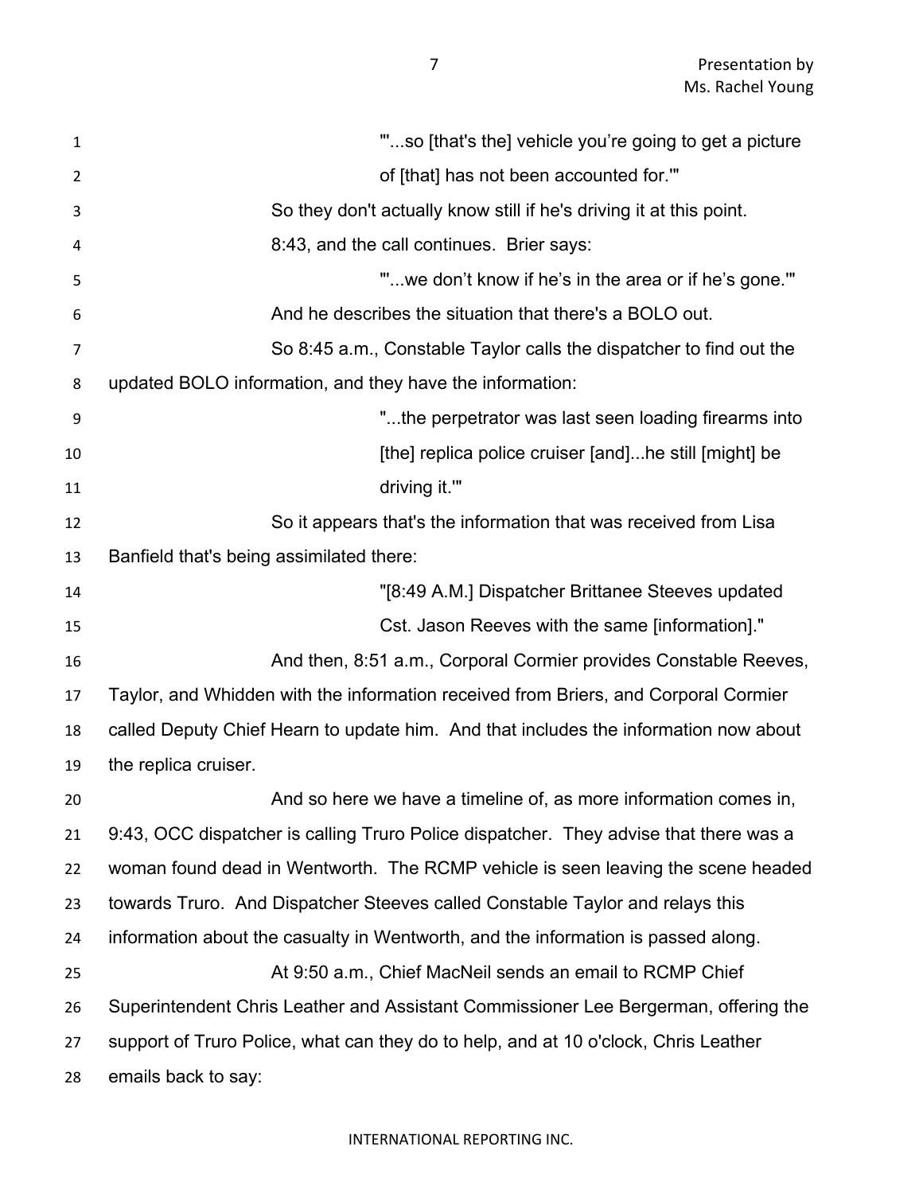"'...so [that's the] vehicle you're going to get a picture of [that] has not been accounted for.'"

So they don't actually know still if he's driving it at this point.

8:43, and the call continues. Brier says:

"'...we don't know if he's in the area or if he's gone.'"

And he describes the situation that there's a BOLO out.

So 8:45 a.m., Constable Taylor calls the dispatcher to find out the updated BOLO information, and they have the information:

"...the perpetrator was last seen loading firearms into [the] replica police cruiser [and]...he still [might] be driving it.'"

So it appears that's the information that was received from Lisa Banfield that's being assimilated there:

"[8:49 A.M.] Dispatcher Brittanee Steeves updated Cst. Jason Reeves with the same [information]."

And then, 8:51 a.m., Corporal Cormier provides Constable Reeves, Taylor, and Whidden with the information received from Briers, and Corporal Cormier called Deputy Chief Hearn to update him. And that includes the information now about the replica cruiser.

And so here we have a timeline of, as more information comes in, 9:43, OCC dispatcher is calling Truro Police dispatcher. They advise that there was a woman found dead in Wentworth. The RCMP vehicle is seen leaving the scene headed towards Truro. And Dispatcher Steeves called Constable Taylor and relays this information about the casualty in Wentworth, and the information is passed along.

At 9:50 a.m., Chief MacNeil sends an email to RCMP Chief Superintendent Chris Leather and Assistant Commissioner Lee Bergerman, offering the support of Truro Police, what can they do to help, and at 10 o'clock, Chris Leather emails back to say: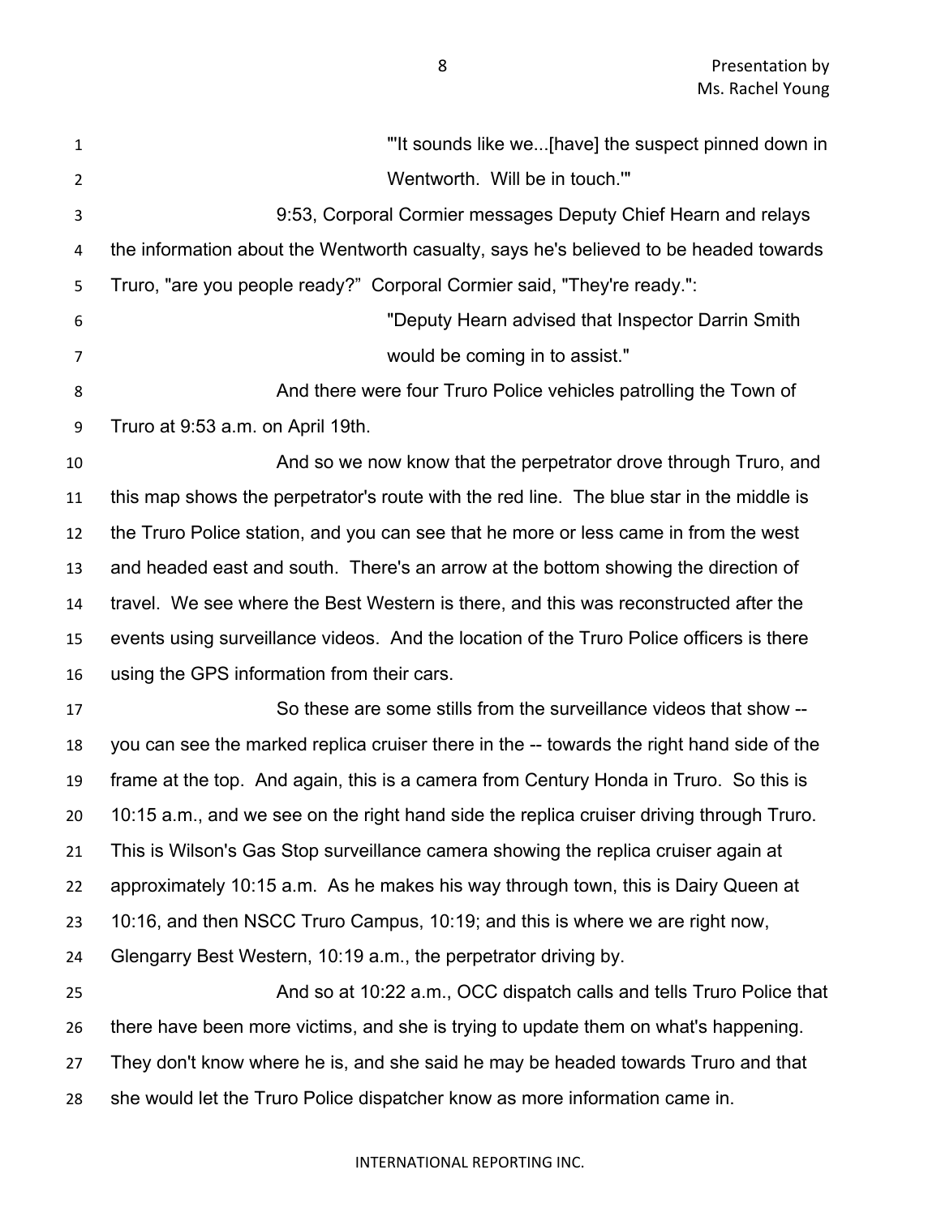"'It sounds like we...[have] the suspect pinned down in Wentworth. Will be in touch.'"

9:53, Corporal Cormier messages Deputy Chief Hearn and relays the information about the Wentworth casualty, says he's believed to be headed towards Truro, "are you people ready?" Corporal Cormier said, "They're ready.":

> "Deputy Hearn advised that Inspector Darrin Smith would be coming in to assist."

And there were four Truro Police vehicles patrolling the Town of Truro at 9:53 a.m. on April 19th.

And so we now know that the perpetrator drove through Truro, and this map shows the perpetrator's route with the red line. The blue star in the middle is the Truro Police station, and you can see that he more or less came in from the west and headed east and south. There's an arrow at the bottom showing the direction of travel. We see where the Best Western is there, and this was reconstructed after the events using surveillance videos. And the location of the Truro Police officers is there using the GPS information from their cars.

So these are some stills from the surveillance videos that show -- you can see the marked replica cruiser there in the -- towards the right hand side of the frame at the top. And again, this is a camera from Century Honda in Truro. So this is 10:15 a.m., and we see on the right hand side the replica cruiser driving through Truro. This is Wilson's Gas Stop surveillance camera showing the replica cruiser again at approximately 10:15 a.m. As he makes his way through town, this is Dairy Queen at 10:16, and then NSCC Truro Campus, 10:19; and this is where we are right now, Glengarry Best Western, 10:19 a.m., the perpetrator driving by.

And so at 10:22 a.m., OCC dispatch calls and tells Truro Police that there have been more victims, and she is trying to update them on what's happening. They don't know where he is, and she said he may be headed towards Truro and that she would let the Truro Police dispatcher know as more information came in.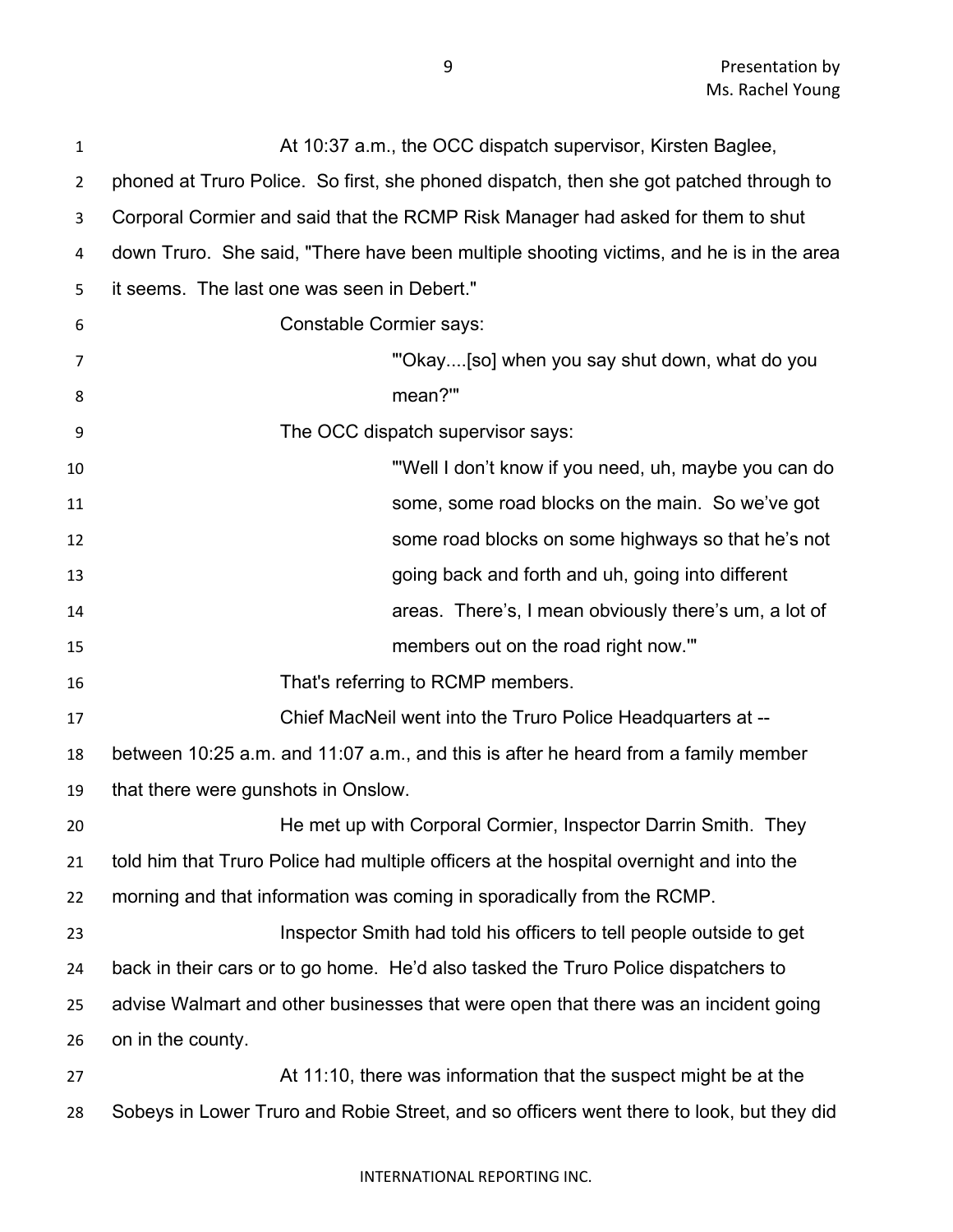At 10:37 a.m., the OCC dispatch supervisor, Kirsten Baglee, phoned at Truro Police. So first, she phoned dispatch, then she got patched through to Corporal Cormier and said that the RCMP Risk Manager had asked for them to shut down Truro. She said, "There have been multiple shooting victims, and he is in the area it seems. The last one was seen in Debert."

Constable Cormier says:

> "'Okay....[so] when you say shut down, what do you mean?'"

The OCC dispatch supervisor says:

> "'Well I don't know if you need, uh, maybe you can do some, some road blocks on the main. So we've got some road blocks on some highways so that he's not going back and forth and uh, going into different areas. There's, I mean obviously there's um, a lot of members out on the road right now.'"

That's referring to RCMP members.

Chief MacNeil went into the Truro Police Headquarters at -- between 10:25 a.m. and 11:07 a.m., and this is after he heard from a family member that there were gunshots in Onslow.

He met up with Corporal Cormier, Inspector Darrin Smith. They told him that Truro Police had multiple officers at the hospital overnight and into the morning and that information was coming in sporadically from the RCMP.

Inspector Smith had told his officers to tell people outside to get back in their cars or to go home. He'd also tasked the Truro Police dispatchers to advise Walmart and other businesses that were open that there was an incident going on in the county.

At 11:10, there was information that the suspect might be at the Sobeys in Lower Truro and Robie Street, and so officers went there to look, but they did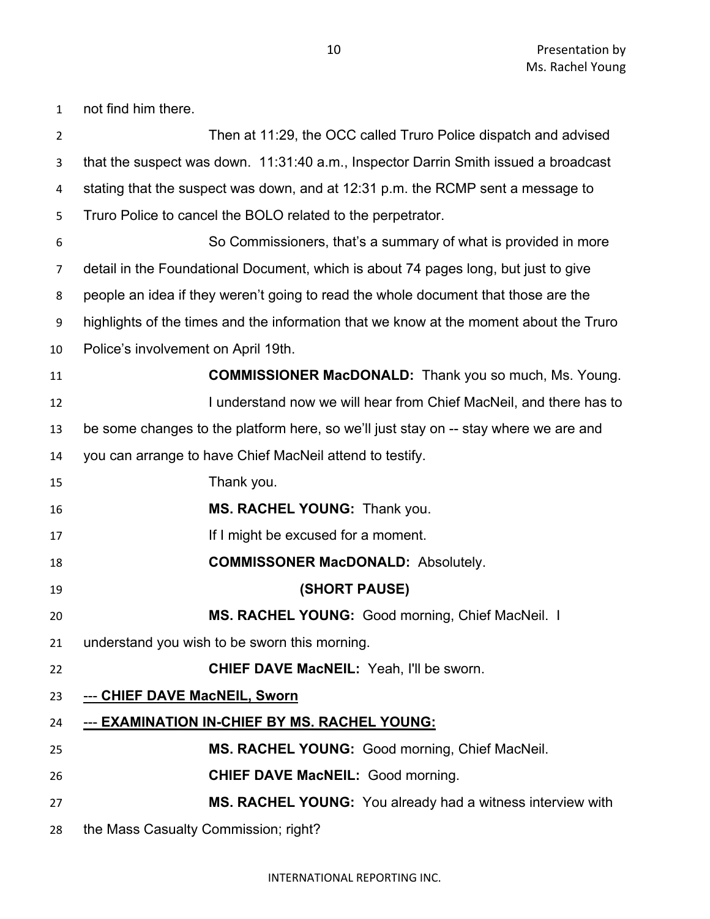not find him there.

Then at 11:29, the OCC called Truro Police dispatch and advised that the suspect was down. 11:31:40 a.m., Inspector Darrin Smith issued a broadcast stating that the suspect was down, and at 12:31 p.m. the RCMP sent a message to Truro Police to cancel the BOLO related to the perpetrator.

So Commissioners, that's a summary of what is provided in more detail in the Foundational Document, which is about 74 pages long, but just to give people an idea if they weren't going to read the whole document that those are the highlights of the times and the information that we know at the moment about the Truro Police's involvement on April 19th.

**COMMISSIONER MacDONALD:** Thank you so much, Ms. Young.

I understand now we will hear from Chief MacNeil, and there has to be some changes to the platform here, so we'll just stay on -- stay where we are and you can arrange to have Chief MacNeil attend to testify.

Thank you.

**MS. RACHEL YOUNG:** Thank you.

If I might be excused for a moment.

**COMMISSONER MacDONALD:** Absolutely.

**(SHORT PAUSE)**

**MS. RACHEL YOUNG:** Good morning, Chief MacNeil. I understand you wish to be sworn this morning.

**CHIEF DAVE MacNEIL:** Yeah, I'll be sworn.

**--- CHIEF DAVE MacNEIL, Sworn**

**--- EXAMINATION IN-CHIEF BY MS. RACHEL YOUNG:**

**MS. RACHEL YOUNG:** Good morning, Chief MacNeil.

**CHIEF DAVE MacNEIL:** Good morning.

**MS. RACHEL YOUNG:** You already had a witness interview with the Mass Casualty Commission; right?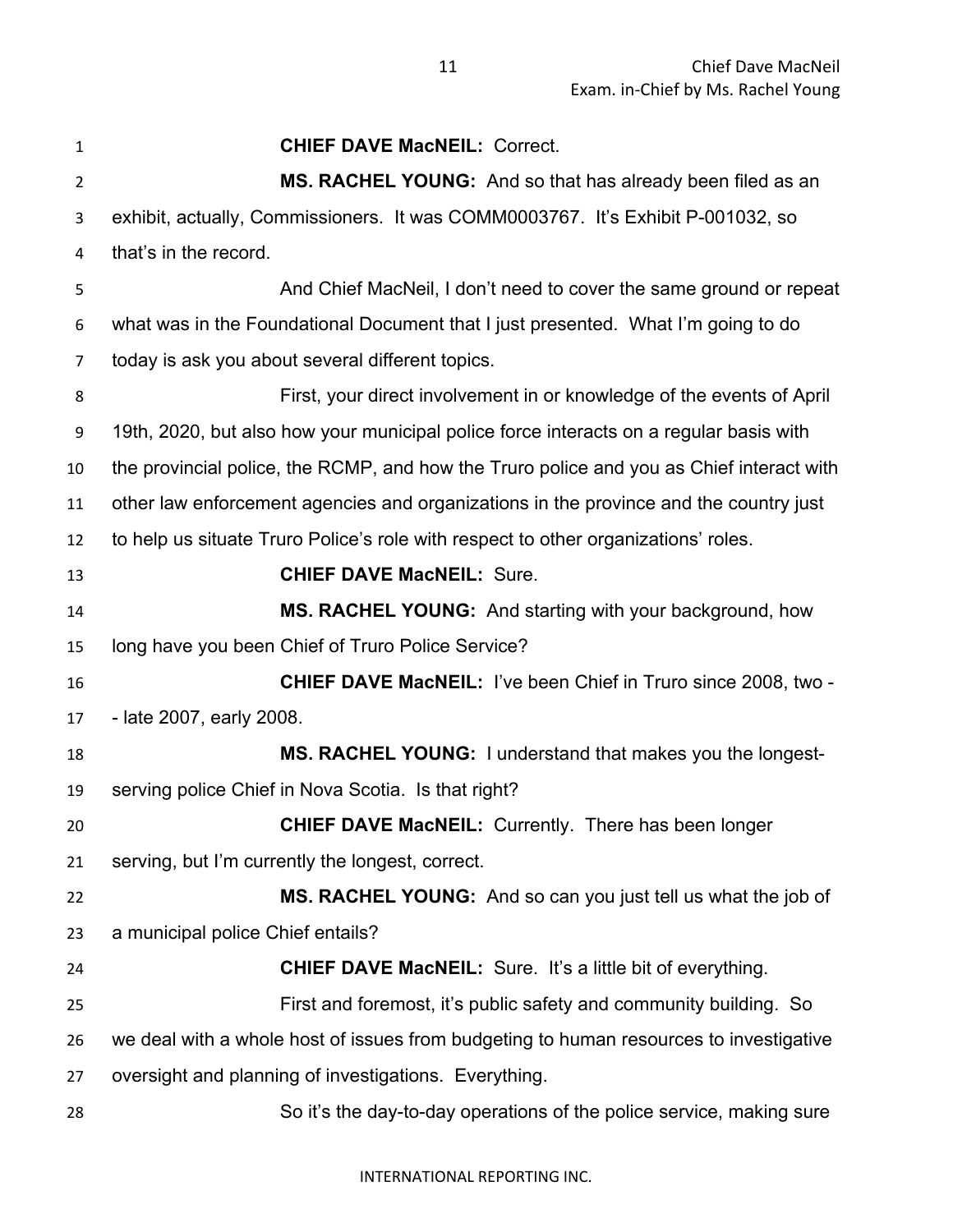**CHIEF DAVE MacNEIL:** Correct.

**MS. RACHEL YOUNG:** And so that has already been filed as an exhibit, actually, Commissioners. It was COMM0003767. It's Exhibit P-001032, so that's in the record.

And Chief MacNeil, I don't need to cover the same ground or repeat what was in the Foundational Document that I just presented. What I'm going to do today is ask you about several different topics.

First, your direct involvement in or knowledge of the events of April 19th, 2020, but also how your municipal police force interacts on a regular basis with the provincial police, the RCMP, and how the Truro police and you as Chief interact with other law enforcement agencies and organizations in the province and the country just to help us situate Truro Police's role with respect to other organizations' roles.

**CHIEF DAVE MacNEIL:** Sure.

**MS. RACHEL YOUNG:** And starting with your background, how long have you been Chief of Truro Police Service?

**CHIEF DAVE MacNEIL:** I've been Chief in Truro since 2008, two -- late 2007, early 2008.

**MS. RACHEL YOUNG:** I understand that makes you the longest-serving police Chief in Nova Scotia. Is that right?

**CHIEF DAVE MacNEIL:** Currently. There has been longer serving, but I'm currently the longest, correct.

**MS. RACHEL YOUNG:** And so can you just tell us what the job of a municipal police Chief entails?

**CHIEF DAVE MacNEIL:** Sure. It's a little bit of everything.

First and foremost, it's public safety and community building. So we deal with a whole host of issues from budgeting to human resources to investigative oversight and planning of investigations. Everything.

So it's the day-to-day operations of the police service, making sure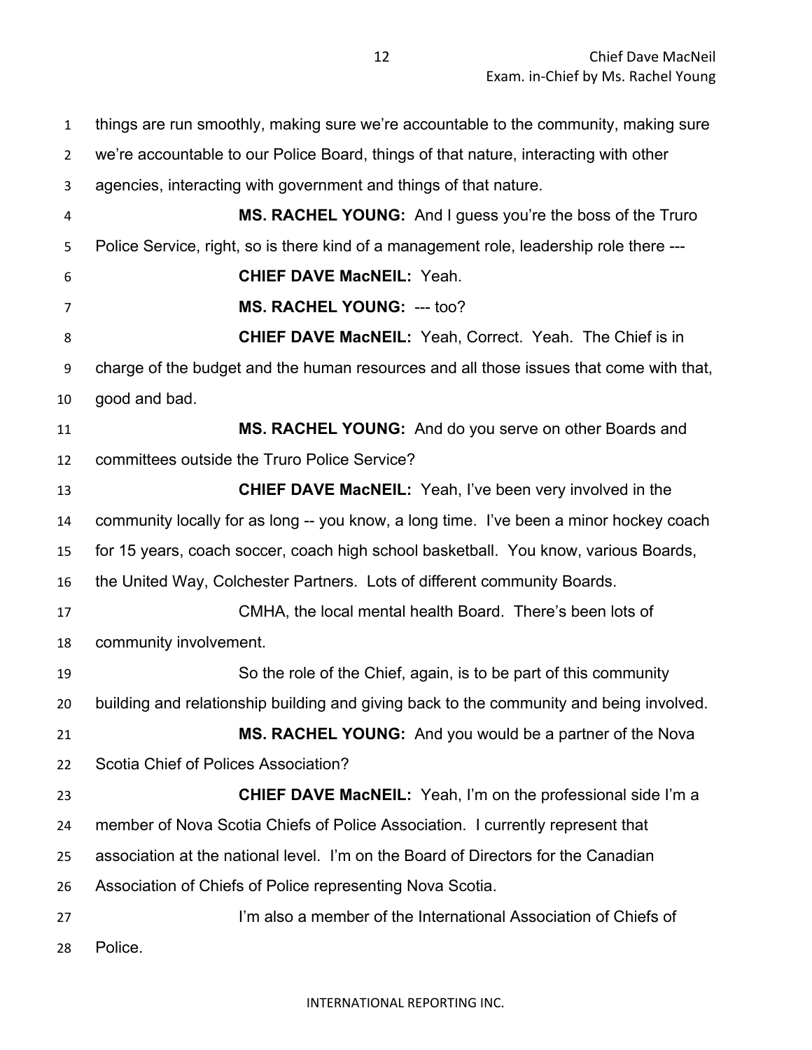things are run smoothly, making sure we're accountable to the community, making sure we're accountable to our Police Board, things of that nature, interacting with other agencies, interacting with government and things of that nature.

**MS. RACHEL YOUNG:** And I guess you're the boss of the Truro Police Service, right, so is there kind of a management role, leadership role there ---

**CHIEF DAVE MacNEIL:** Yeah.

**MS. RACHEL YOUNG:** --- too?

**CHIEF DAVE MacNEIL:** Yeah, Correct. Yeah. The Chief is in charge of the budget and the human resources and all those issues that come with that, good and bad.

**MS. RACHEL YOUNG:** And do you serve on other Boards and committees outside the Truro Police Service?

**CHIEF DAVE MacNEIL:** Yeah, I've been very involved in the community locally for as long -- you know, a long time. I've been a minor hockey coach for 15 years, coach soccer, coach high school basketball. You know, various Boards, the United Way, Colchester Partners. Lots of different community Boards.

CMHA, the local mental health Board. There's been lots of community involvement.

So the role of the Chief, again, is to be part of this community building and relationship building and giving back to the community and being involved.

**MS. RACHEL YOUNG:** And you would be a partner of the Nova Scotia Chief of Polices Association?

**CHIEF DAVE MacNEIL:** Yeah, I'm on the professional side I'm a member of Nova Scotia Chiefs of Police Association. I currently represent that association at the national level. I'm on the Board of Directors for the Canadian Association of Chiefs of Police representing Nova Scotia.

I'm also a member of the International Association of Chiefs of Police.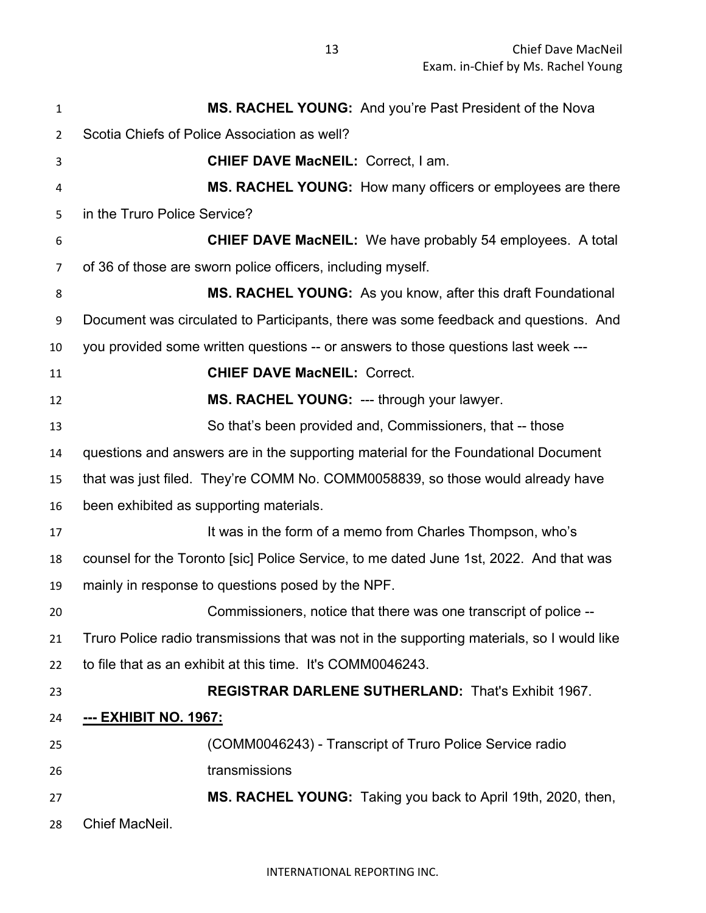**MS. RACHEL YOUNG:** And you're Past President of the Nova Scotia Chiefs of Police Association as well?

**CHIEF DAVE MacNEIL:** Correct, I am.

**MS. RACHEL YOUNG:** How many officers or employees are there in the Truro Police Service?

**CHIEF DAVE MacNEIL:** We have probably 54 employees. A total of 36 of those are sworn police officers, including myself.

**MS. RACHEL YOUNG:** As you know, after this draft Foundational Document was circulated to Participants, there was some feedback and questions. And you provided some written questions -- or answers to those questions last week ---

**CHIEF DAVE MacNEIL:** Correct.

**MS. RACHEL YOUNG:** --- through your lawyer.

So that's been provided and, Commissioners, that -- those questions and answers are in the supporting material for the Foundational Document that was just filed. They're COMM No. COMM0058839, so those would already have been exhibited as supporting materials.

It was in the form of a memo from Charles Thompson, who's counsel for the Toronto [sic] Police Service, to me dated June 1st, 2022. And that was mainly in response to questions posed by the NPF.

Commissioners, notice that there was one transcript of police -- Truro Police radio transmissions that was not in the supporting materials, so I would like to file that as an exhibit at this time. It's COMM0046243.

**REGISTRAR DARLENE SUTHERLAND:** That's Exhibit 1967.

**--- EXHIBIT NO. 1967:**

(COMM0046243) - Transcript of Truro Police Service radio transmissions

**MS. RACHEL YOUNG:** Taking you back to April 19th, 2020, then, Chief MacNeil.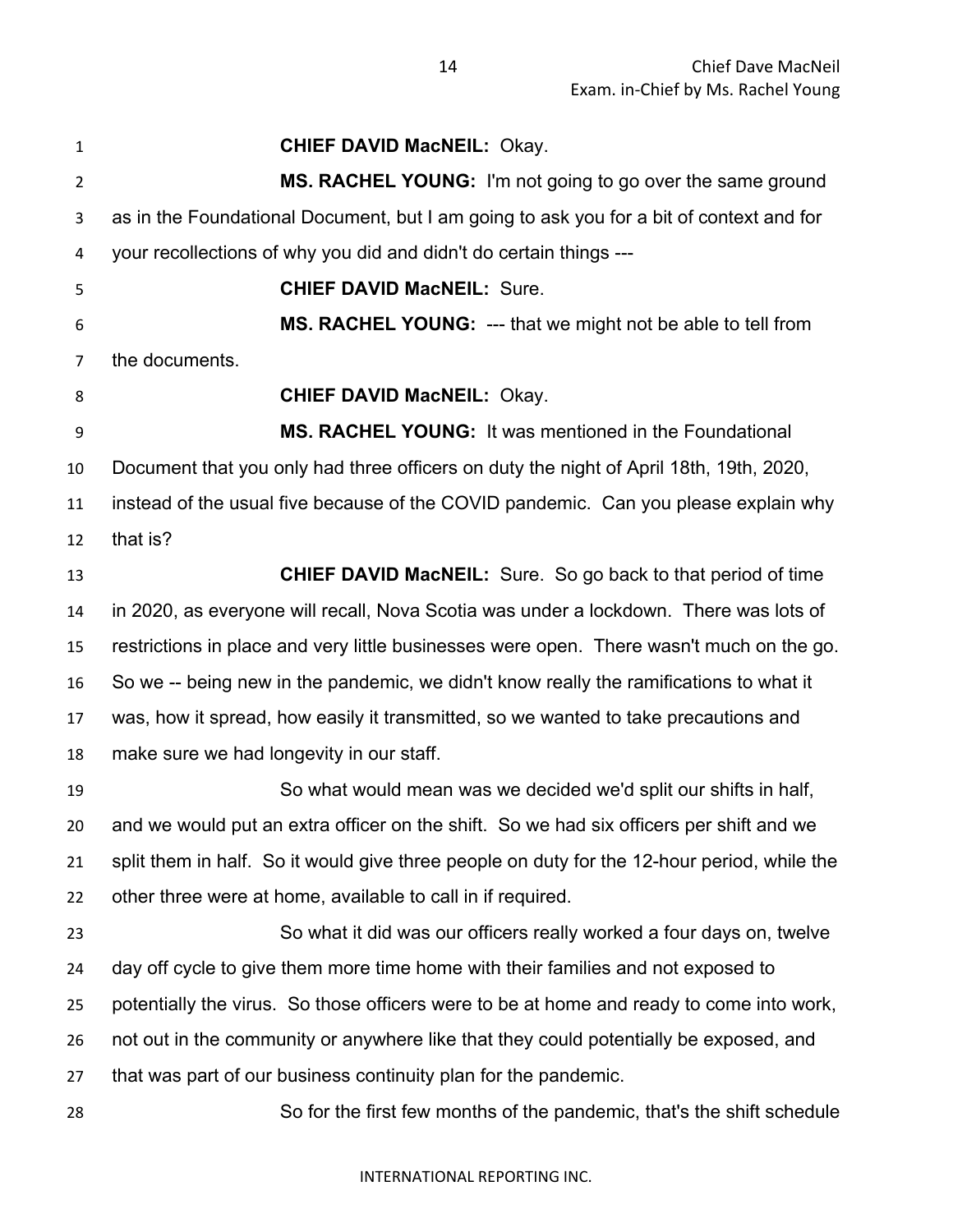**CHIEF DAVID MacNEIL:** Okay.

**MS. RACHEL YOUNG:** I'm not going to go over the same ground as in the Foundational Document, but I am going to ask you for a bit of context and for your recollections of why you did and didn't do certain things ---

**CHIEF DAVID MacNEIL:** Sure.

**MS. RACHEL YOUNG:** --- that we might not be able to tell from the documents.

**CHIEF DAVID MacNEIL:** Okay.

**MS. RACHEL YOUNG:** It was mentioned in the Foundational Document that you only had three officers on duty the night of April 18th, 19th, 2020, instead of the usual five because of the COVID pandemic. Can you please explain why that is?

**CHIEF DAVID MacNEIL:** Sure. So go back to that period of time in 2020, as everyone will recall, Nova Scotia was under a lockdown. There was lots of restrictions in place and very little businesses were open. There wasn't much on the go. So we -- being new in the pandemic, we didn't know really the ramifications to what it was, how it spread, how easily it transmitted, so we wanted to take precautions and make sure we had longevity in our staff.

So what would mean was we decided we'd split our shifts in half, and we would put an extra officer on the shift. So we had six officers per shift and we split them in half. So it would give three people on duty for the 12-hour period, while the other three were at home, available to call in if required.

So what it did was our officers really worked a four days on, twelve day off cycle to give them more time home with their families and not exposed to potentially the virus. So those officers were to be at home and ready to come into work, not out in the community or anywhere like that they could potentially be exposed, and that was part of our business continuity plan for the pandemic.

So for the first few months of the pandemic, that's the shift schedule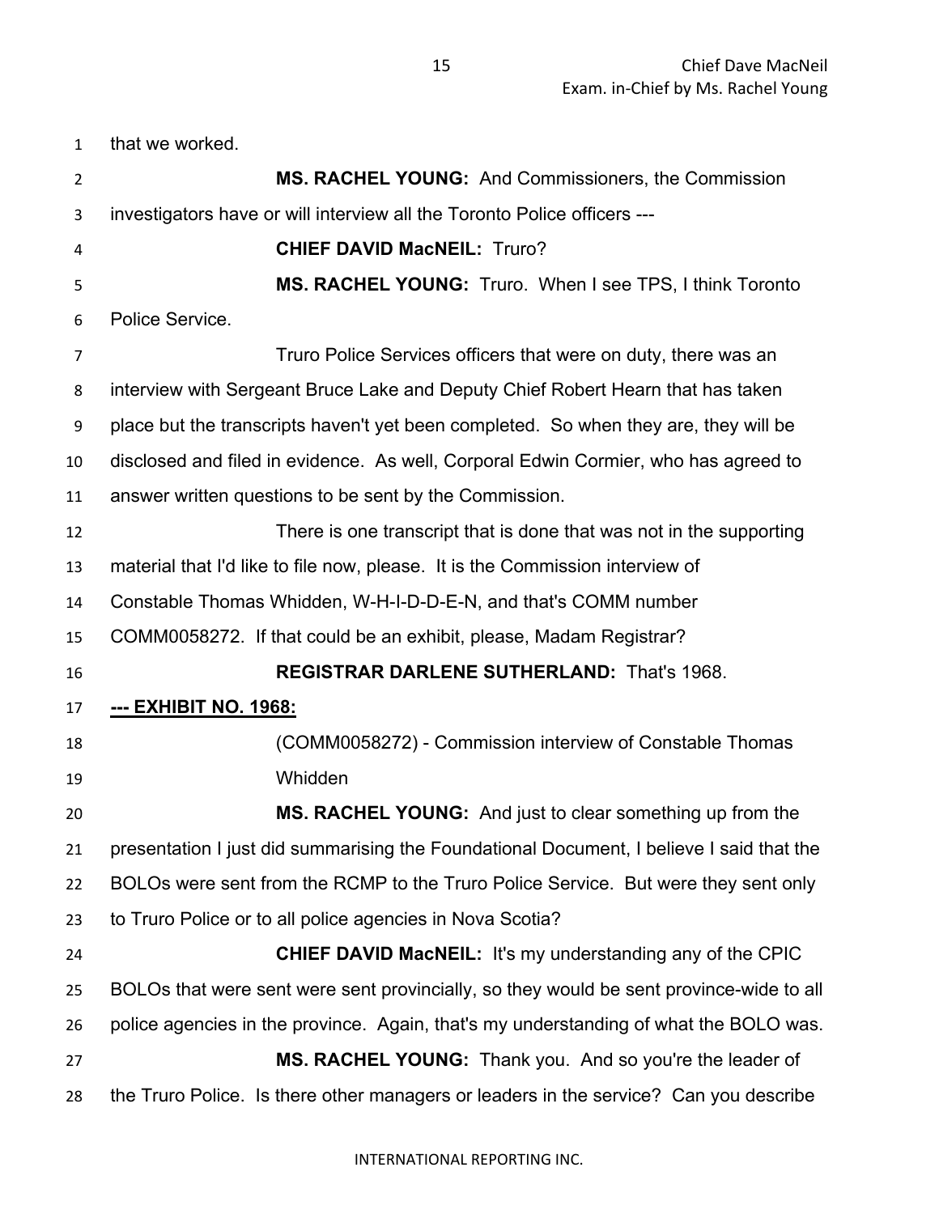that we worked.

**MS. RACHEL YOUNG:** And Commissioners, the Commission investigators have or will interview all the Toronto Police officers ---

**CHIEF DAVID MacNEIL:** Truro?

**MS. RACHEL YOUNG:** Truro. When I see TPS, I think Toronto Police Service.

Truro Police Services officers that were on duty, there was an interview with Sergeant Bruce Lake and Deputy Chief Robert Hearn that has taken place but the transcripts haven't yet been completed. So when they are, they will be disclosed and filed in evidence. As well, Corporal Edwin Cormier, who has agreed to answer written questions to be sent by the Commission.

There is one transcript that is done that was not in the supporting material that I'd like to file now, please. It is the Commission interview of Constable Thomas Whidden, W-H-I-D-D-E-N, and that's COMM number COMM0058272. If that could be an exhibit, please, Madam Registrar?

**REGISTRAR DARLENE SUTHERLAND:** That's 1968.

**--- EXHIBIT NO. 1968:**

(COMM0058272) - Commission interview of Constable Thomas Whidden

**MS. RACHEL YOUNG:** And just to clear something up from the presentation I just did summarising the Foundational Document, I believe I said that the BOLOs were sent from the RCMP to the Truro Police Service. But were they sent only to Truro Police or to all police agencies in Nova Scotia?

**CHIEF DAVID MacNEIL:** It's my understanding any of the CPIC BOLOs that were sent were sent provincially, so they would be sent province-wide to all police agencies in the province. Again, that's my understanding of what the BOLO was.

**MS. RACHEL YOUNG:** Thank you. And so you're the leader of the Truro Police. Is there other managers or leaders in the service? Can you describe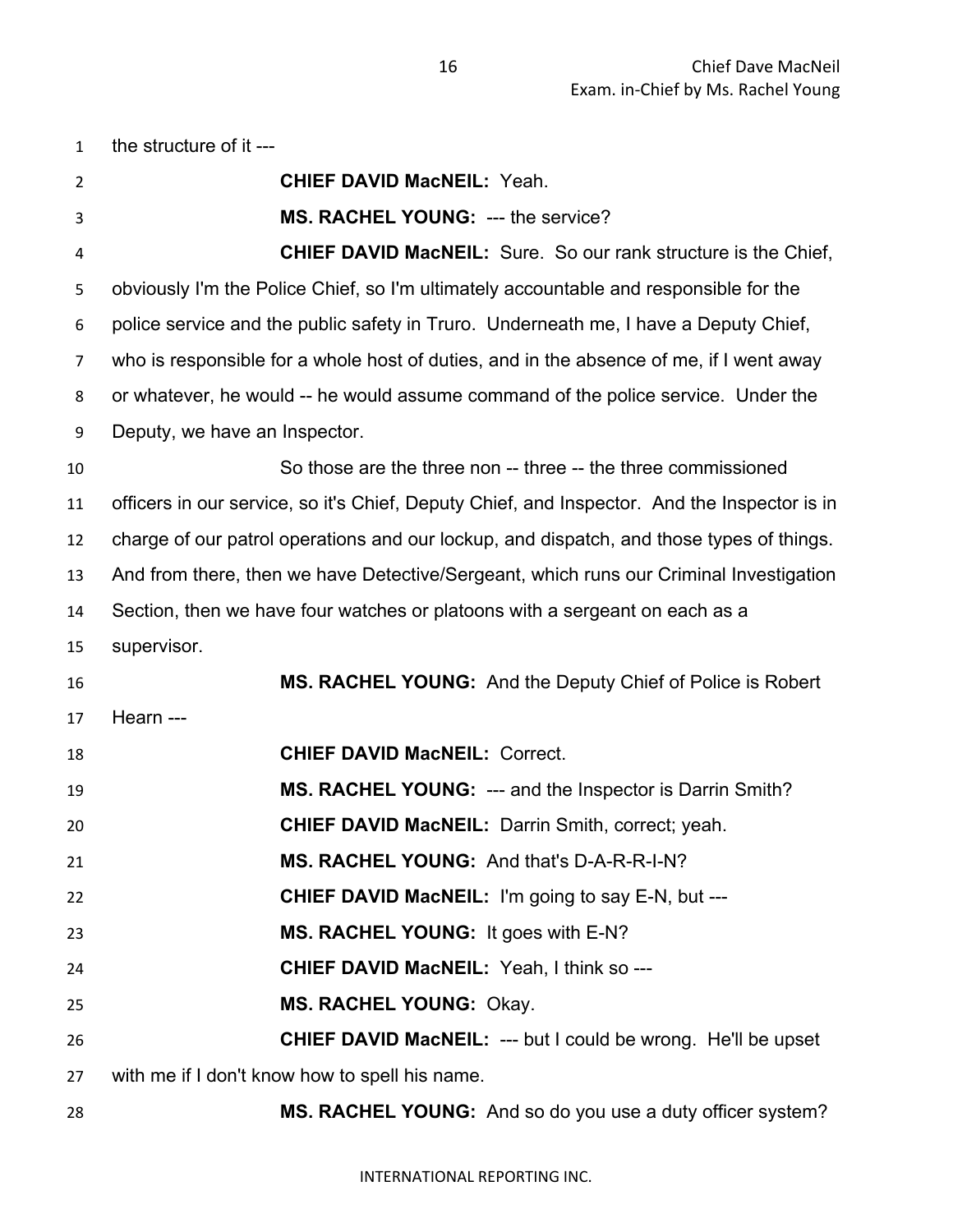the structure of it ---

**CHIEF DAVID MacNEIL:** Yeah.

**MS. RACHEL YOUNG:** --- the service?

**CHIEF DAVID MacNEIL:** Sure. So our rank structure is the Chief, obviously I'm the Police Chief, so I'm ultimately accountable and responsible for the police service and the public safety in Truro. Underneath me, I have a Deputy Chief, who is responsible for a whole host of duties, and in the absence of me, if I went away or whatever, he would -- he would assume command of the police service. Under the Deputy, we have an Inspector.

So those are the three non -- three -- the three commissioned officers in our service, so it's Chief, Deputy Chief, and Inspector. And the Inspector is in charge of our patrol operations and our lockup, and dispatch, and those types of things. And from there, then we have Detective/Sergeant, which runs our Criminal Investigation Section, then we have four watches or platoons with a sergeant on each as a supervisor.

**MS. RACHEL YOUNG:** And the Deputy Chief of Police is Robert Hearn ---

**CHIEF DAVID MacNEIL:** Correct.

**MS. RACHEL YOUNG:** --- and the Inspector is Darrin Smith?

**CHIEF DAVID MacNEIL:** Darrin Smith, correct; yeah.

**MS. RACHEL YOUNG:** And that's D-A-R-R-I-N?

**CHIEF DAVID MacNEIL:** I'm going to say E-N, but ---

**MS. RACHEL YOUNG:** It goes with E-N?

**CHIEF DAVID MacNEIL:** Yeah, I think so ---

**MS. RACHEL YOUNG:** Okay.

**CHIEF DAVID MacNEIL:** --- but I could be wrong. He'll be upset with me if I don't know how to spell his name.

**MS. RACHEL YOUNG:** And so do you use a duty officer system?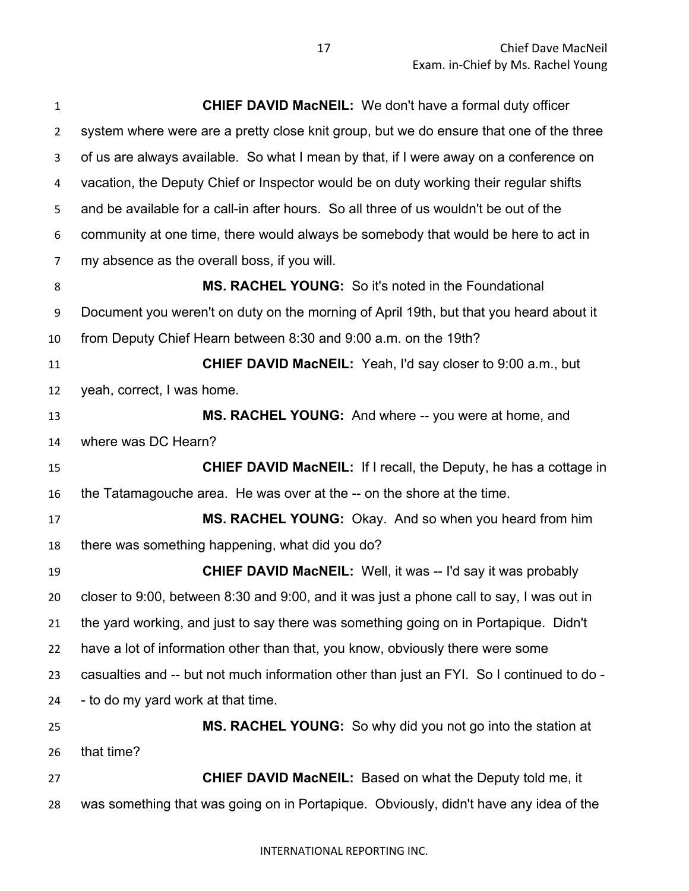**CHIEF DAVID MacNEIL:** We don't have a formal duty officer system where were are a pretty close knit group, but we do ensure that one of the three of us are always available. So what I mean by that, if I were away on a conference on vacation, the Deputy Chief or Inspector would be on duty working their regular shifts and be available for a call-in after hours. So all three of us wouldn't be out of the community at one time, there would always be somebody that would be here to act in my absence as the overall boss, if you will.

**MS. RACHEL YOUNG:** So it's noted in the Foundational Document you weren't on duty on the morning of April 19th, but that you heard about it from Deputy Chief Hearn between 8:30 and 9:00 a.m. on the 19th?

**CHIEF DAVID MacNEIL:** Yeah, I'd say closer to 9:00 a.m., but yeah, correct, I was home.

**MS. RACHEL YOUNG:** And where -- you were at home, and where was DC Hearn?

**CHIEF DAVID MacNEIL:** If I recall, the Deputy, he has a cottage in the Tatamagouche area. He was over at the -- on the shore at the time.

**MS. RACHEL YOUNG:** Okay. And so when you heard from him there was something happening, what did you do?

**CHIEF DAVID MacNEIL:** Well, it was -- I'd say it was probably closer to 9:00, between 8:30 and 9:00, and it was just a phone call to say, I was out in the yard working, and just to say there was something going on in Portapique. Didn't have a lot of information other than that, you know, obviously there were some casualties and -- but not much information other than just an FYI. So I continued to do - - to do my yard work at that time.

**MS. RACHEL YOUNG:** So why did you not go into the station at that time?

**CHIEF DAVID MacNEIL:** Based on what the Deputy told me, it was something that was going on in Portapique. Obviously, didn't have any idea of the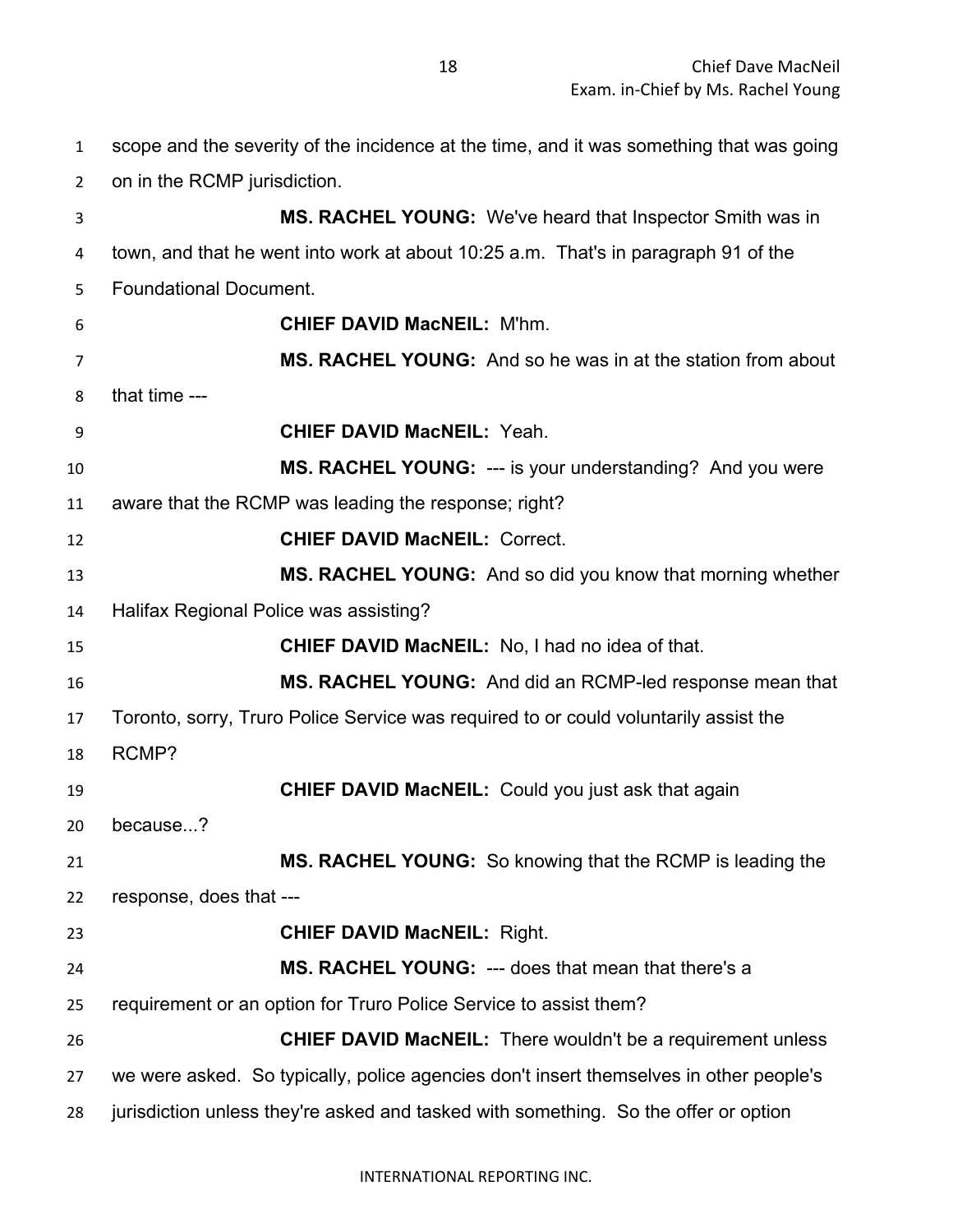scope and the severity of the incidence at the time, and it was something that was going on in the RCMP jurisdiction.

**MS. RACHEL YOUNG:** We've heard that Inspector Smith was in town, and that he went into work at about 10:25 a.m. That's in paragraph 91 of the Foundational Document.

**CHIEF DAVID MacNEIL:** M'hm.

**MS. RACHEL YOUNG:** And so he was in at the station from about that time ---

**CHIEF DAVID MacNEIL:** Yeah.

**MS. RACHEL YOUNG:** --- is your understanding? And you were aware that the RCMP was leading the response; right?

**CHIEF DAVID MacNEIL:** Correct.

**MS. RACHEL YOUNG:** And so did you know that morning whether Halifax Regional Police was assisting?

**CHIEF DAVID MacNEIL:** No, I had no idea of that.

**MS. RACHEL YOUNG:** And did an RCMP-led response mean that Toronto, sorry, Truro Police Service was required to or could voluntarily assist the RCMP?

**CHIEF DAVID MacNEIL:** Could you just ask that again because...?

**MS. RACHEL YOUNG:** So knowing that the RCMP is leading the response, does that ---

**CHIEF DAVID MacNEIL:** Right.

**MS. RACHEL YOUNG:** --- does that mean that there's a requirement or an option for Truro Police Service to assist them?

**CHIEF DAVID MacNEIL:** There wouldn't be a requirement unless we were asked. So typically, police agencies don't insert themselves in other people's jurisdiction unless they're asked and tasked with something. So the offer or option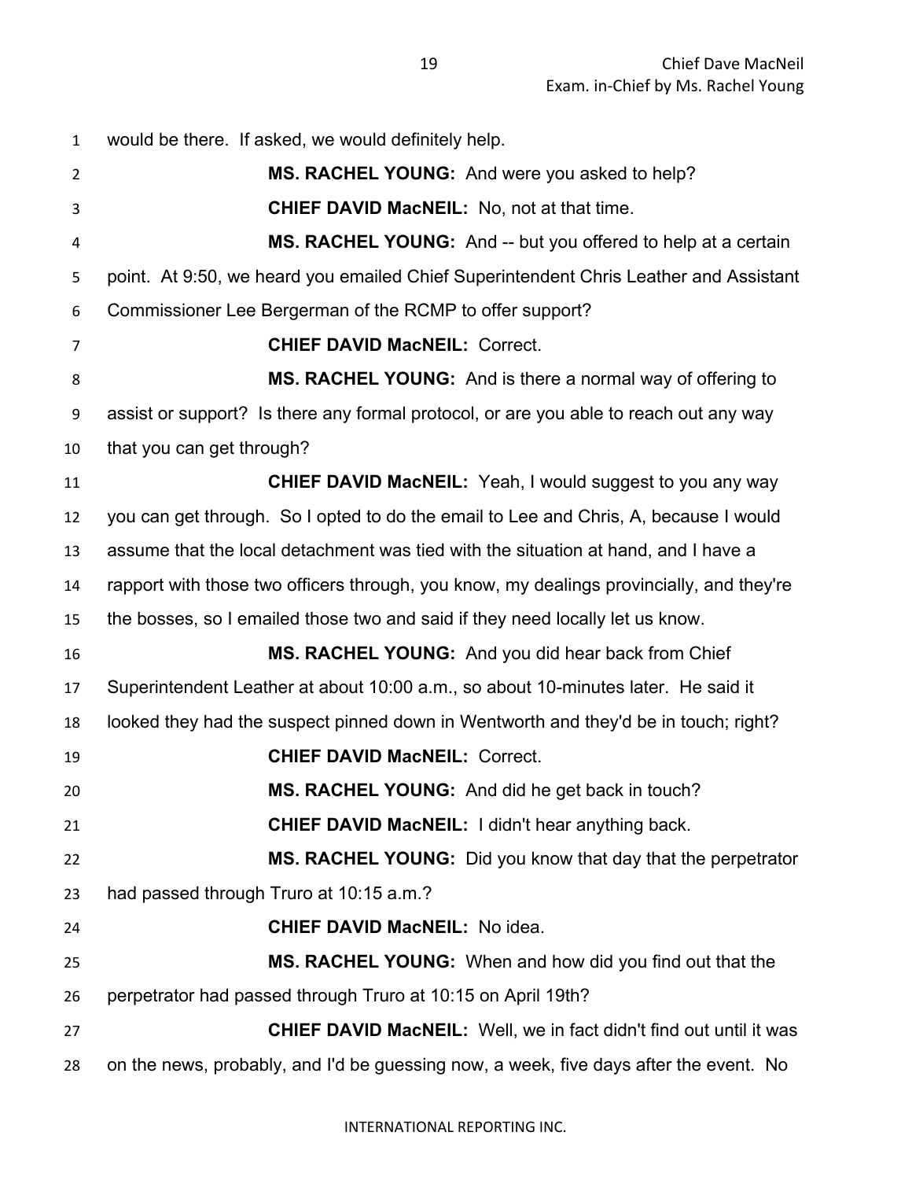would be there. If asked, we would definitely help.

**MS. RACHEL YOUNG:** And were you asked to help?

**CHIEF DAVID MacNEIL:** No, not at that time.

**MS. RACHEL YOUNG:** And -- but you offered to help at a certain point. At 9:50, we heard you emailed Chief Superintendent Chris Leather and Assistant Commissioner Lee Bergerman of the RCMP to offer support?

**CHIEF DAVID MacNEIL:** Correct.

**MS. RACHEL YOUNG:** And is there a normal way of offering to assist or support? Is there any formal protocol, or are you able to reach out any way that you can get through?

**CHIEF DAVID MacNEIL:** Yeah, I would suggest to you any way you can get through. So I opted to do the email to Lee and Chris, A, because I would assume that the local detachment was tied with the situation at hand, and I have a rapport with those two officers through, you know, my dealings provincially, and they're the bosses, so I emailed those two and said if they need locally let us know.

**MS. RACHEL YOUNG:** And you did hear back from Chief Superintendent Leather at about 10:00 a.m., so about 10-minutes later. He said it looked they had the suspect pinned down in Wentworth and they'd be in touch; right?

**CHIEF DAVID MacNEIL:** Correct.

**MS. RACHEL YOUNG:** And did he get back in touch?

**CHIEF DAVID MacNEIL:** I didn't hear anything back.

**MS. RACHEL YOUNG:** Did you know that day that the perpetrator had passed through Truro at 10:15 a.m.?

**CHIEF DAVID MacNEIL:** No idea.

**MS. RACHEL YOUNG:** When and how did you find out that the perpetrator had passed through Truro at 10:15 on April 19th?

**CHIEF DAVID MacNEIL:** Well, we in fact didn't find out until it was on the news, probably, and I'd be guessing now, a week, five days after the event. No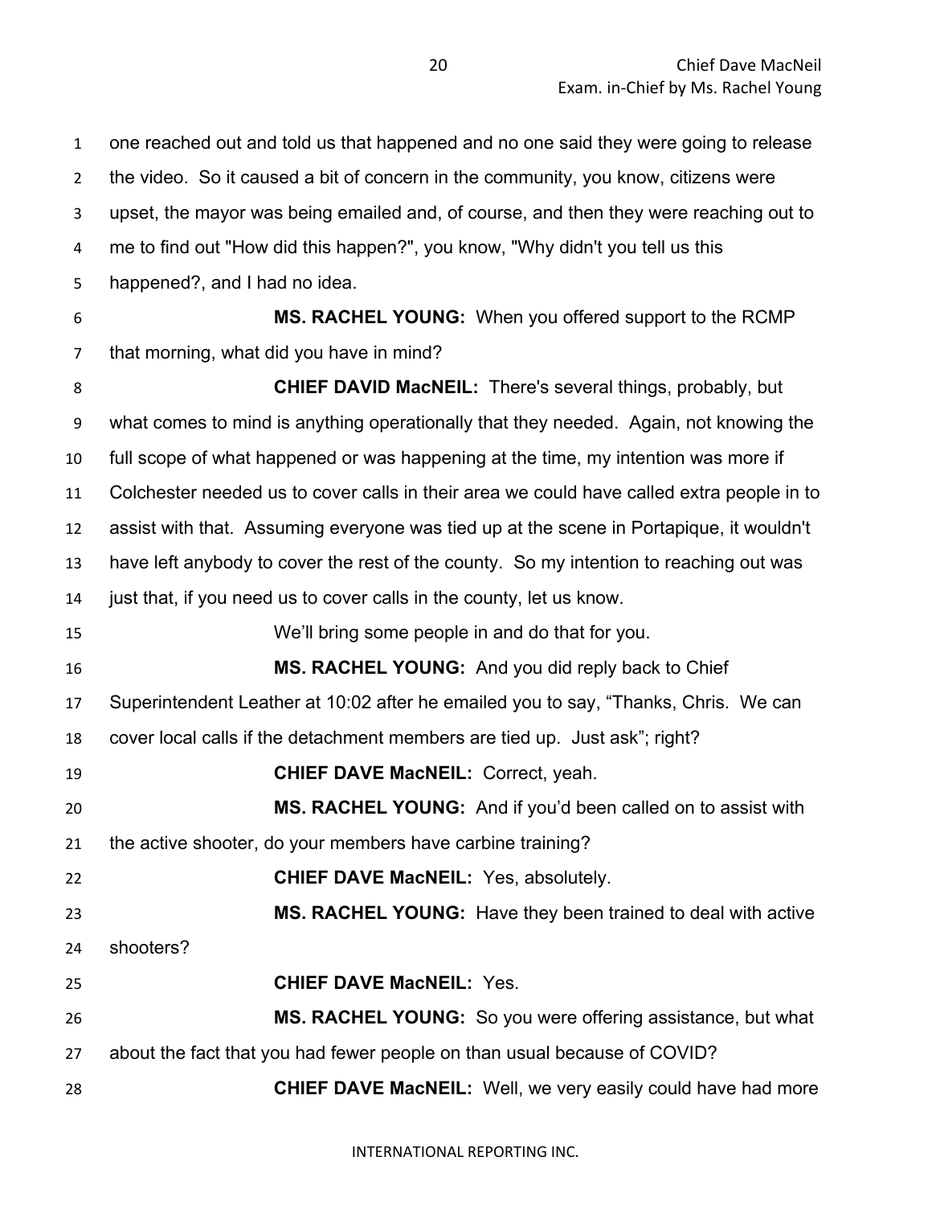one reached out and told us that happened and no one said they were going to release the video. So it caused a bit of concern in the community, you know, citizens were upset, the mayor was being emailed and, of course, and then they were reaching out to me to find out "How did this happen?", you know, "Why didn't you tell us this happened?, and I had no idea.

**MS. RACHEL YOUNG:** When you offered support to the RCMP that morning, what did you have in mind?

**CHIEF DAVID MacNEIL:** There's several things, probably, but what comes to mind is anything operationally that they needed. Again, not knowing the full scope of what happened or was happening at the time, my intention was more if Colchester needed us to cover calls in their area we could have called extra people in to assist with that. Assuming everyone was tied up at the scene in Portapique, it wouldn't have left anybody to cover the rest of the county. So my intention to reaching out was just that, if you need us to cover calls in the county, let us know.

We'll bring some people in and do that for you.

**MS. RACHEL YOUNG:** And you did reply back to Chief Superintendent Leather at 10:02 after he emailed you to say, "Thanks, Chris. We can cover local calls if the detachment members are tied up. Just ask"; right?

**CHIEF DAVE MacNEIL:** Correct, yeah.

**MS. RACHEL YOUNG:** And if you'd been called on to assist with the active shooter, do your members have carbine training?

**CHIEF DAVE MacNEIL:** Yes, absolutely.

**MS. RACHEL YOUNG:** Have they been trained to deal with active shooters?

**CHIEF DAVE MacNEIL:** Yes.

**MS. RACHEL YOUNG:** So you were offering assistance, but what about the fact that you had fewer people on than usual because of COVID?

**CHIEF DAVE MacNEIL:** Well, we very easily could have had more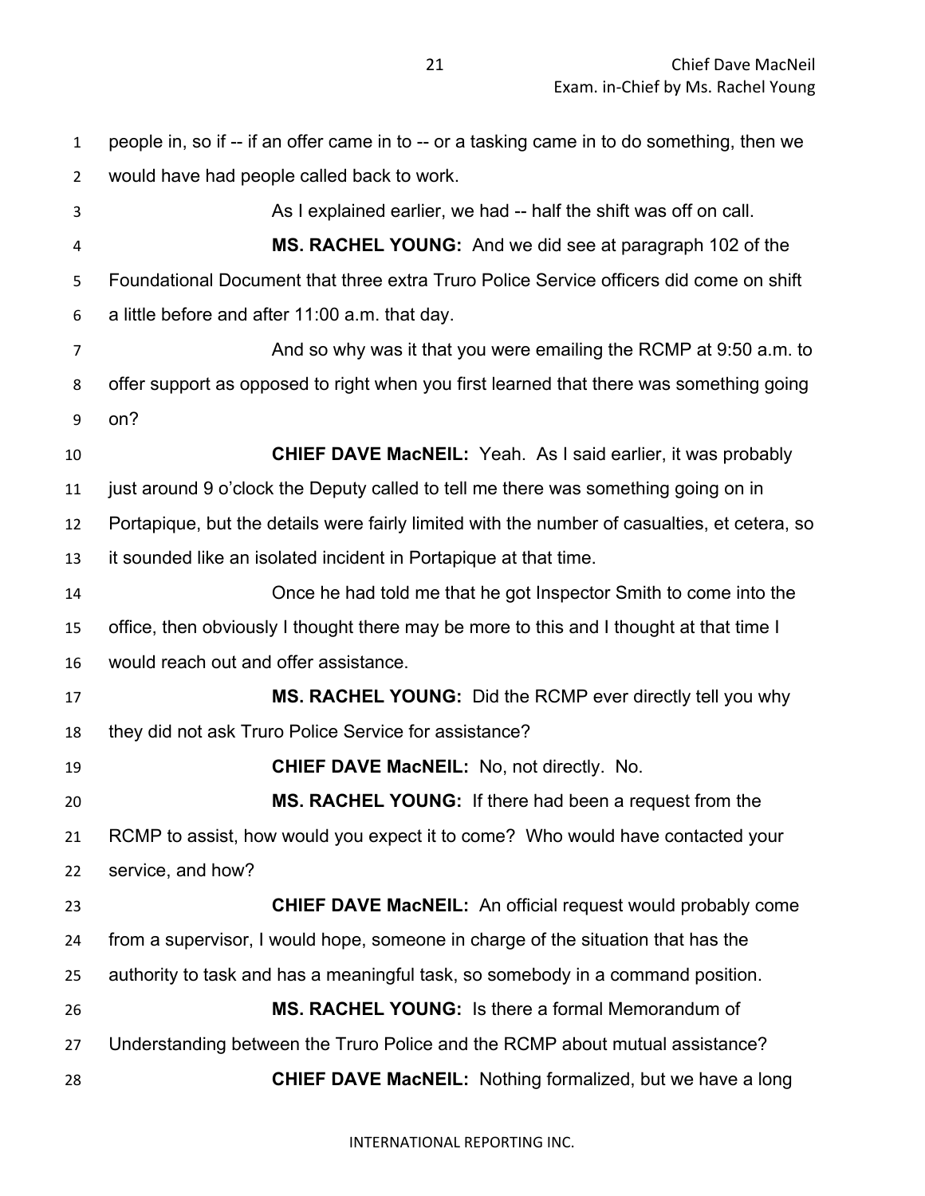people in, so if -- if an offer came in to -- or a tasking came in to do something, then we would have had people called back to work.

As I explained earlier, we had -- half the shift was off on call.

**MS. RACHEL YOUNG:** And we did see at paragraph 102 of the Foundational Document that three extra Truro Police Service officers did come on shift a little before and after 11:00 a.m. that day.

And so why was it that you were emailing the RCMP at 9:50 a.m. to offer support as opposed to right when you first learned that there was something going on?

**CHIEF DAVE MacNEIL:** Yeah. As I said earlier, it was probably just around 9 o'clock the Deputy called to tell me there was something going on in Portapique, but the details were fairly limited with the number of casualties, et cetera, so it sounded like an isolated incident in Portapique at that time.

Once he had told me that he got Inspector Smith to come into the office, then obviously I thought there may be more to this and I thought at that time I would reach out and offer assistance.

**MS. RACHEL YOUNG:** Did the RCMP ever directly tell you why they did not ask Truro Police Service for assistance?

**CHIEF DAVE MacNEIL:** No, not directly. No.

**MS. RACHEL YOUNG:** If there had been a request from the RCMP to assist, how would you expect it to come? Who would have contacted your service, and how?

**CHIEF DAVE MacNEIL:** An official request would probably come from a supervisor, I would hope, someone in charge of the situation that has the authority to task and has a meaningful task, so somebody in a command position.

**MS. RACHEL YOUNG:** Is there a formal Memorandum of Understanding between the Truro Police and the RCMP about mutual assistance?

**CHIEF DAVE MacNEIL:** Nothing formalized, but we have a long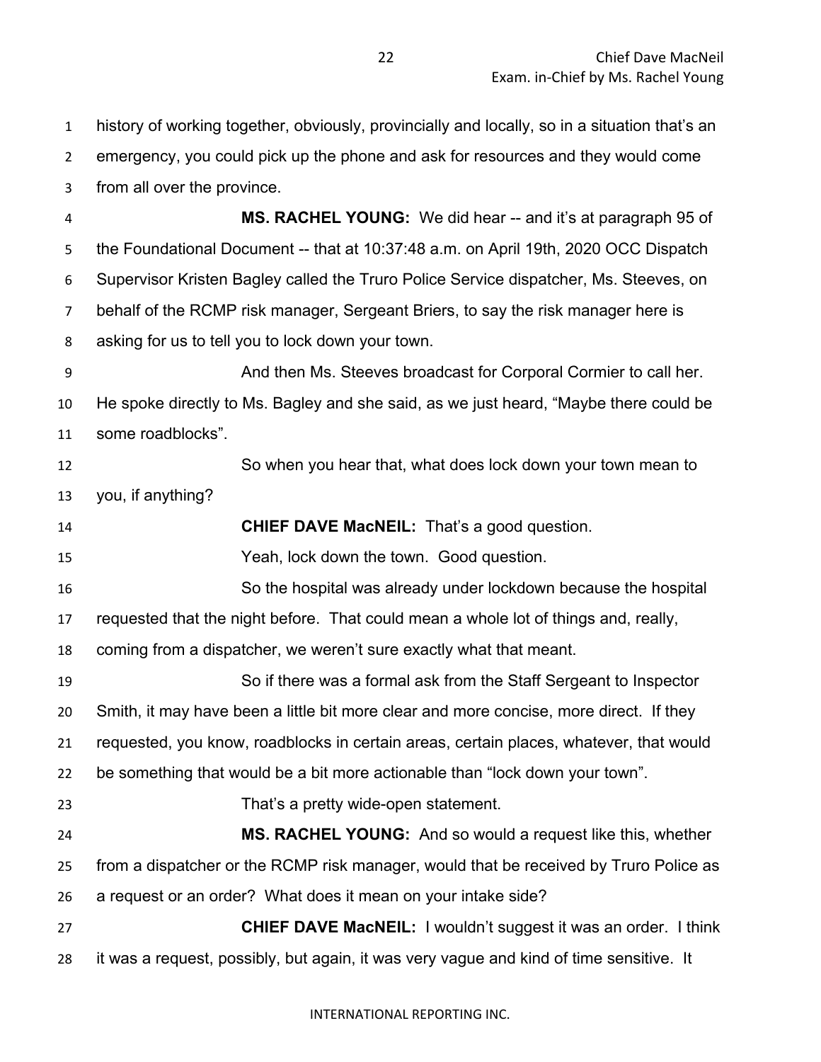history of working together, obviously, provincially and locally, so in a situation that's an emergency, you could pick up the phone and ask for resources and they would come from all over the province.

**MS. RACHEL YOUNG:** We did hear -- and it's at paragraph 95 of the Foundational Document -- that at 10:37:48 a.m. on April 19th, 2020 OCC Dispatch Supervisor Kristen Bagley called the Truro Police Service dispatcher, Ms. Steeves, on behalf of the RCMP risk manager, Sergeant Briers, to say the risk manager here is asking for us to tell you to lock down your town.

And then Ms. Steeves broadcast for Corporal Cormier to call her. He spoke directly to Ms. Bagley and she said, as we just heard, "Maybe there could be some roadblocks".

So when you hear that, what does lock down your town mean to you, if anything?

**CHIEF DAVE MacNEIL:** That's a good question.

Yeah, lock down the town. Good question.

So the hospital was already under lockdown because the hospital requested that the night before. That could mean a whole lot of things and, really, coming from a dispatcher, we weren't sure exactly what that meant.

So if there was a formal ask from the Staff Sergeant to Inspector Smith, it may have been a little bit more clear and more concise, more direct. If they requested, you know, roadblocks in certain areas, certain places, whatever, that would be something that would be a bit more actionable than "lock down your town".

That's a pretty wide-open statement.

**MS. RACHEL YOUNG:** And so would a request like this, whether from a dispatcher or the RCMP risk manager, would that be received by Truro Police as a request or an order? What does it mean on your intake side?

**CHIEF DAVE MacNEIL:** I wouldn't suggest it was an order. I think it was a request, possibly, but again, it was very vague and kind of time sensitive. It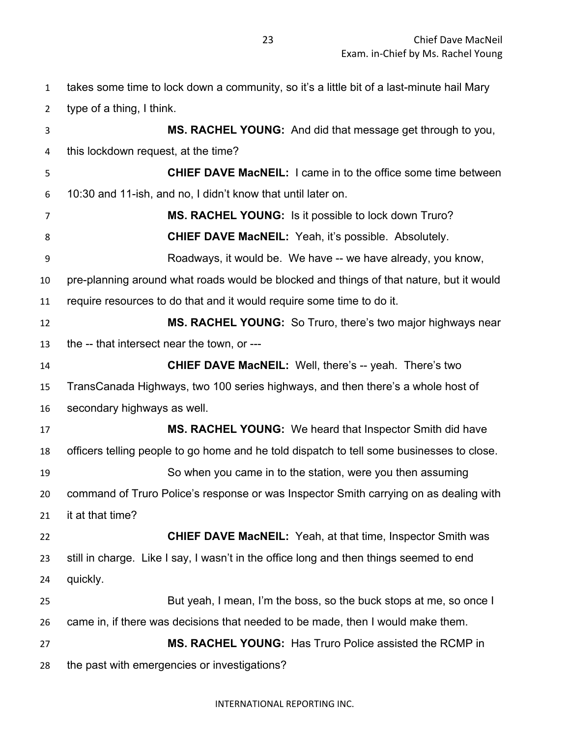takes some time to lock down a community, so it's a little bit of a last-minute hail Mary type of a thing, I think.

**MS. RACHEL YOUNG:** And did that message get through to you, this lockdown request, at the time?

**CHIEF DAVE MacNEIL:** I came in to the office some time between 10:30 and 11-ish, and no, I didn't know that until later on.

**MS. RACHEL YOUNG:** Is it possible to lock down Truro?

**CHIEF DAVE MacNEIL:** Yeah, it's possible. Absolutely.

Roadways, it would be. We have -- we have already, you know, pre-planning around what roads would be blocked and things of that nature, but it would require resources to do that and it would require some time to do it.

**MS. RACHEL YOUNG:** So Truro, there's two major highways near the -- that intersect near the town, or ---

**CHIEF DAVE MacNEIL:** Well, there's -- yeah. There's two TransCanada Highways, two 100 series highways, and then there's a whole host of secondary highways as well.

**MS. RACHEL YOUNG:** We heard that Inspector Smith did have officers telling people to go home and he told dispatch to tell some businesses to close.

So when you came in to the station, were you then assuming command of Truro Police's response or was Inspector Smith carrying on as dealing with it at that time?

**CHIEF DAVE MacNEIL:** Yeah, at that time, Inspector Smith was still in charge. Like I say, I wasn't in the office long and then things seemed to end quickly.

But yeah, I mean, I'm the boss, so the buck stops at me, so once I came in, if there was decisions that needed to be made, then I would make them.

**MS. RACHEL YOUNG:** Has Truro Police assisted the RCMP in the past with emergencies or investigations?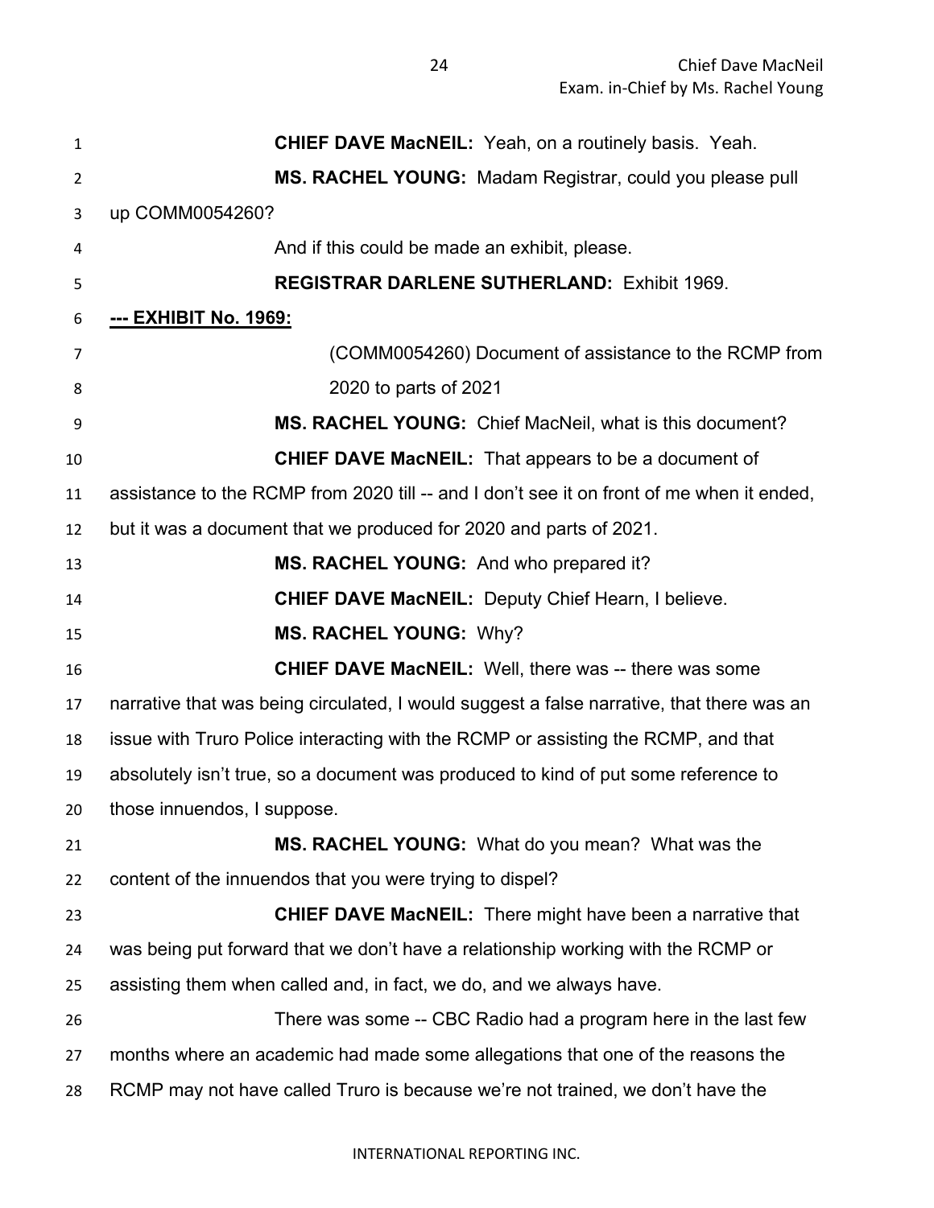**CHIEF DAVE MacNEIL:** Yeah, on a routinely basis. Yeah.

**MS. RACHEL YOUNG:** Madam Registrar, could you please pull up COMM0054260?

And if this could be made an exhibit, please.

**REGISTRAR DARLENE SUTHERLAND:** Exhibit 1969.

**--- EXHIBIT No. 1969:**

(COMM0054260) Document of assistance to the RCMP from 2020 to parts of 2021

**MS. RACHEL YOUNG:** Chief MacNeil, what is this document?

**CHIEF DAVE MacNEIL:** That appears to be a document of assistance to the RCMP from 2020 till -- and I don't see it on front of me when it ended, but it was a document that we produced for 2020 and parts of 2021.

**MS. RACHEL YOUNG:** And who prepared it?

**CHIEF DAVE MacNEIL:** Deputy Chief Hearn, I believe.

**MS. RACHEL YOUNG:** Why?

**CHIEF DAVE MacNEIL:** Well, there was -- there was some narrative that was being circulated, I would suggest a false narrative, that there was an issue with Truro Police interacting with the RCMP or assisting the RCMP, and that absolutely isn't true, so a document was produced to kind of put some reference to those innuendos, I suppose.

**MS. RACHEL YOUNG:** What do you mean? What was the content of the innuendos that you were trying to dispel?

**CHIEF DAVE MacNEIL:** There might have been a narrative that was being put forward that we don't have a relationship working with the RCMP or assisting them when called and, in fact, we do, and we always have.

There was some -- CBC Radio had a program here in the last few months where an academic had made some allegations that one of the reasons the RCMP may not have called Truro is because we're not trained, we don't have the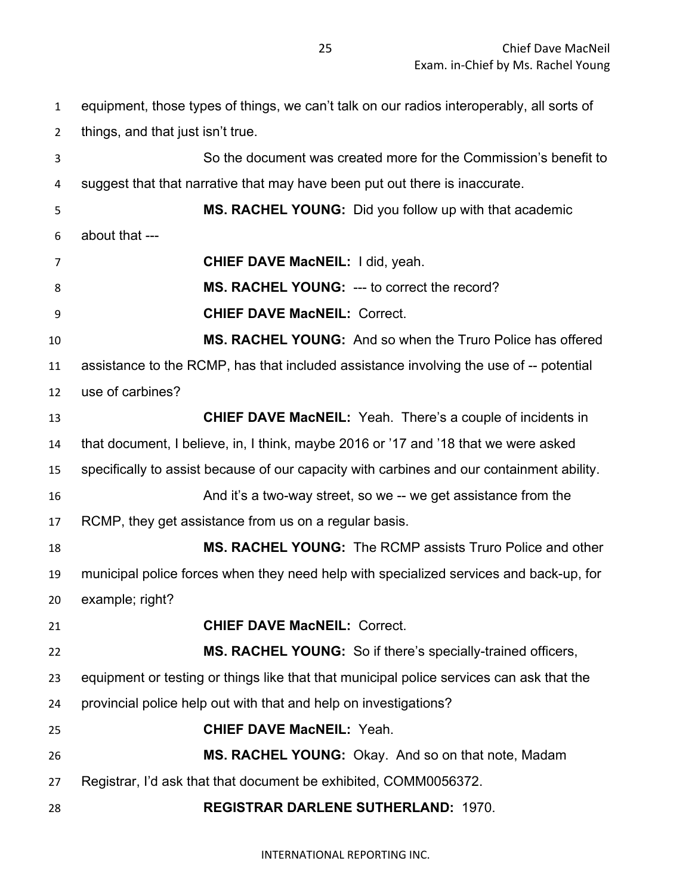equipment, those types of things, we can't talk on our radios interoperably, all sorts of things, and that just isn't true.

So the document was created more for the Commission's benefit to suggest that that narrative that may have been put out there is inaccurate.

**MS. RACHEL YOUNG:** Did you follow up with that academic about that ---

**CHIEF DAVE MacNEIL:** I did, yeah.

**MS. RACHEL YOUNG:** --- to correct the record?

**CHIEF DAVE MacNEIL:** Correct.

**MS. RACHEL YOUNG:** And so when the Truro Police has offered assistance to the RCMP, has that included assistance involving the use of -- potential use of carbines?

**CHIEF DAVE MacNEIL:** Yeah. There's a couple of incidents in that document, I believe, in, I think, maybe 2016 or '17 and '18 that we were asked specifically to assist because of our capacity with carbines and our containment ability.

And it's a two-way street, so we -- we get assistance from the RCMP, they get assistance from us on a regular basis.

**MS. RACHEL YOUNG:** The RCMP assists Truro Police and other municipal police forces when they need help with specialized services and back-up, for example; right?

**CHIEF DAVE MacNEIL:** Correct.

**MS. RACHEL YOUNG:** So if there's specially-trained officers, equipment or testing or things like that that municipal police services can ask that the provincial police help out with that and help on investigations?

**CHIEF DAVE MacNEIL:** Yeah.

**MS. RACHEL YOUNG:** Okay. And so on that note, Madam Registrar, I'd ask that that document be exhibited, COMM0056372.

**REGISTRAR DARLENE SUTHERLAND:** 1970.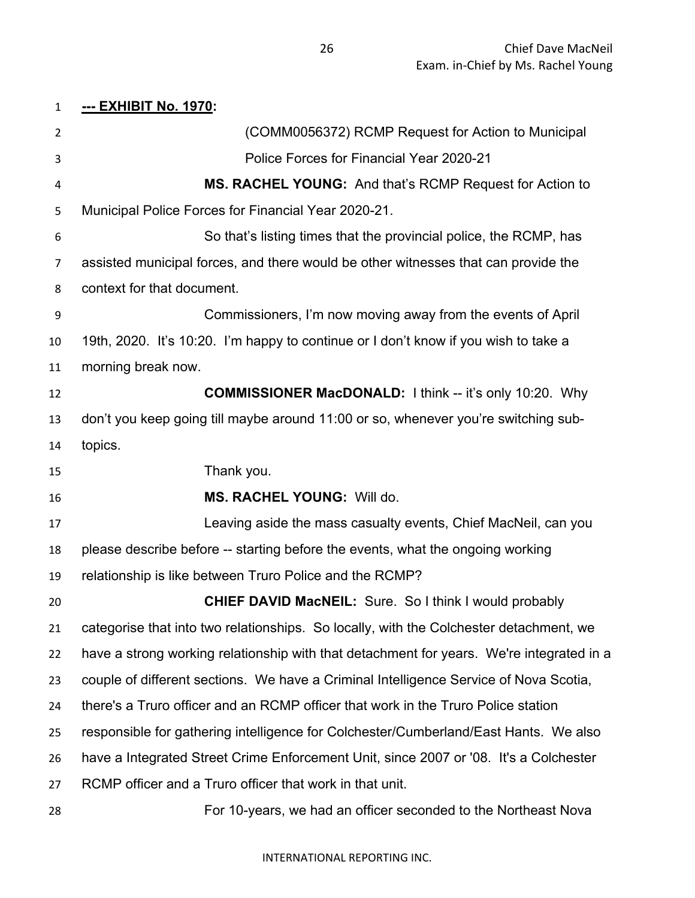**--- EXHIBIT No. 1970:**

(COMM0056372) RCMP Request for Action to Municipal Police Forces for Financial Year 2020-21

**MS. RACHEL YOUNG:** And that's RCMP Request for Action to Municipal Police Forces for Financial Year 2020-21.

So that's listing times that the provincial police, the RCMP, has assisted municipal forces, and there would be other witnesses that can provide the context for that document.

Commissioners, I'm now moving away from the events of April 19th, 2020. It's 10:20. I'm happy to continue or I don't know if you wish to take a morning break now.

**COMMISSIONER MacDONALD:** I think -- it's only 10:20. Why don't you keep going till maybe around 11:00 or so, whenever you're switching sub-topics.

Thank you.

**MS. RACHEL YOUNG:** Will do.

Leaving aside the mass casualty events, Chief MacNeil, can you please describe before -- starting before the events, what the ongoing working relationship is like between Truro Police and the RCMP?

**CHIEF DAVID MacNEIL:** Sure. So I think I would probably categorise that into two relationships. So locally, with the Colchester detachment, we have a strong working relationship with that detachment for years. We're integrated in a couple of different sections. We have a Criminal Intelligence Service of Nova Scotia, there's a Truro officer and an RCMP officer that work in the Truro Police station responsible for gathering intelligence for Colchester/Cumberland/East Hants. We also have a Integrated Street Crime Enforcement Unit, since 2007 or '08. It's a Colchester RCMP officer and a Truro officer that work in that unit.

For 10-years, we had an officer seconded to the Northeast Nova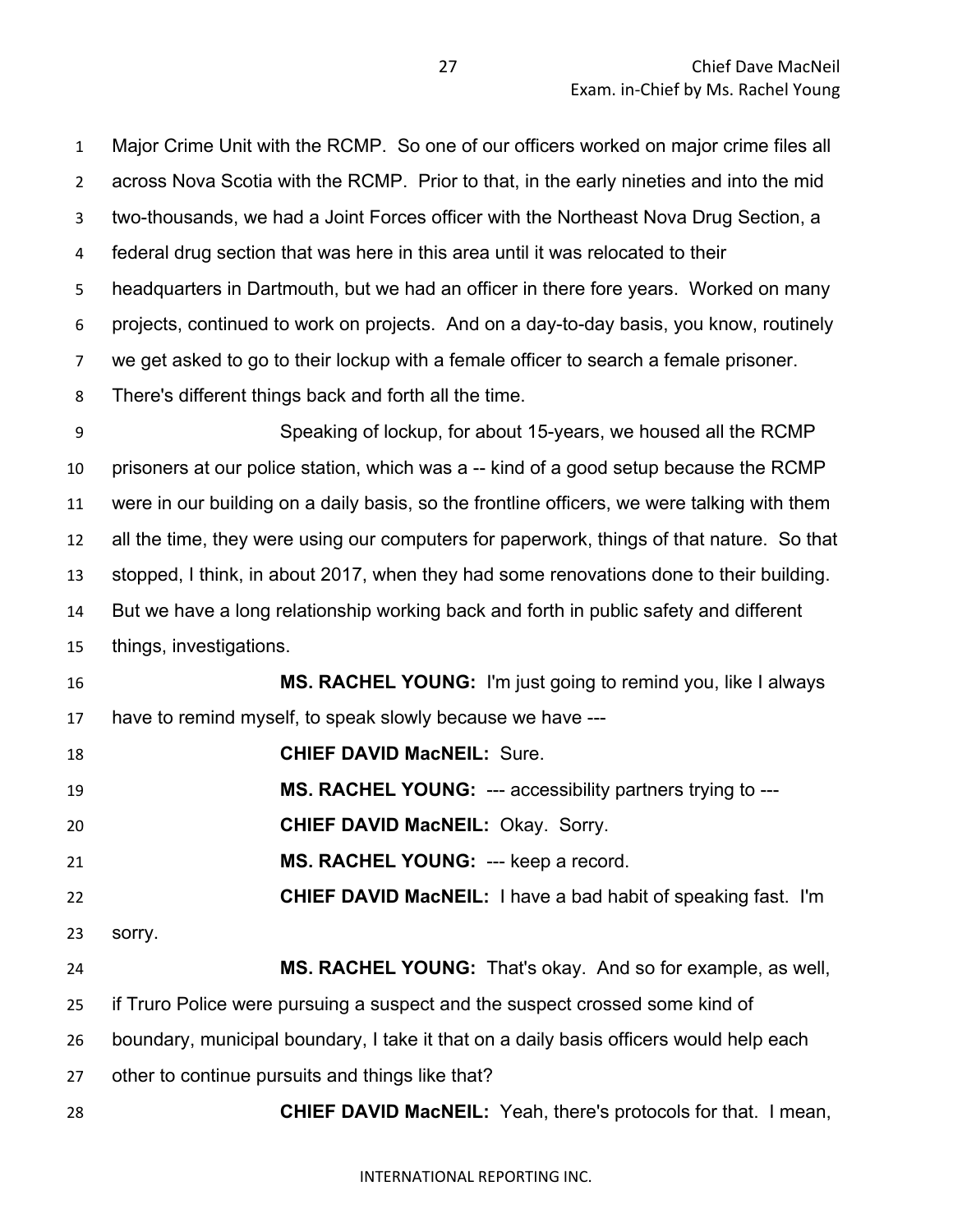Major Crime Unit with the RCMP. So one of our officers worked on major crime files all across Nova Scotia with the RCMP. Prior to that, in the early nineties and into the mid two-thousands, we had a Joint Forces officer with the Northeast Nova Drug Section, a federal drug section that was here in this area until it was relocated to their headquarters in Dartmouth, but we had an officer in there fore years. Worked on many projects, continued to work on projects. And on a day-to-day basis, you know, routinely we get asked to go to their lockup with a female officer to search a female prisoner. There's different things back and forth all the time.

Speaking of lockup, for about 15-years, we housed all the RCMP prisoners at our police station, which was a -- kind of a good setup because the RCMP were in our building on a daily basis, so the frontline officers, we were talking with them all the time, they were using our computers for paperwork, things of that nature. So that stopped, I think, in about 2017, when they had some renovations done to their building. But we have a long relationship working back and forth in public safety and different things, investigations.

**MS. RACHEL YOUNG:** I'm just going to remind you, like I always have to remind myself, to speak slowly because we have ---

**CHIEF DAVID MacNEIL:** Sure.

**MS. RACHEL YOUNG:** --- accessibility partners trying to ---

**CHIEF DAVID MacNEIL:** Okay. Sorry.

**MS. RACHEL YOUNG:** --- keep a record.

**CHIEF DAVID MacNEIL:** I have a bad habit of speaking fast. I'm sorry.

**MS. RACHEL YOUNG:** That's okay. And so for example, as well, if Truro Police were pursuing a suspect and the suspect crossed some kind of boundary, municipal boundary, I take it that on a daily basis officers would help each other to continue pursuits and things like that?

**CHIEF DAVID MacNEIL:** Yeah, there's protocols for that. I mean,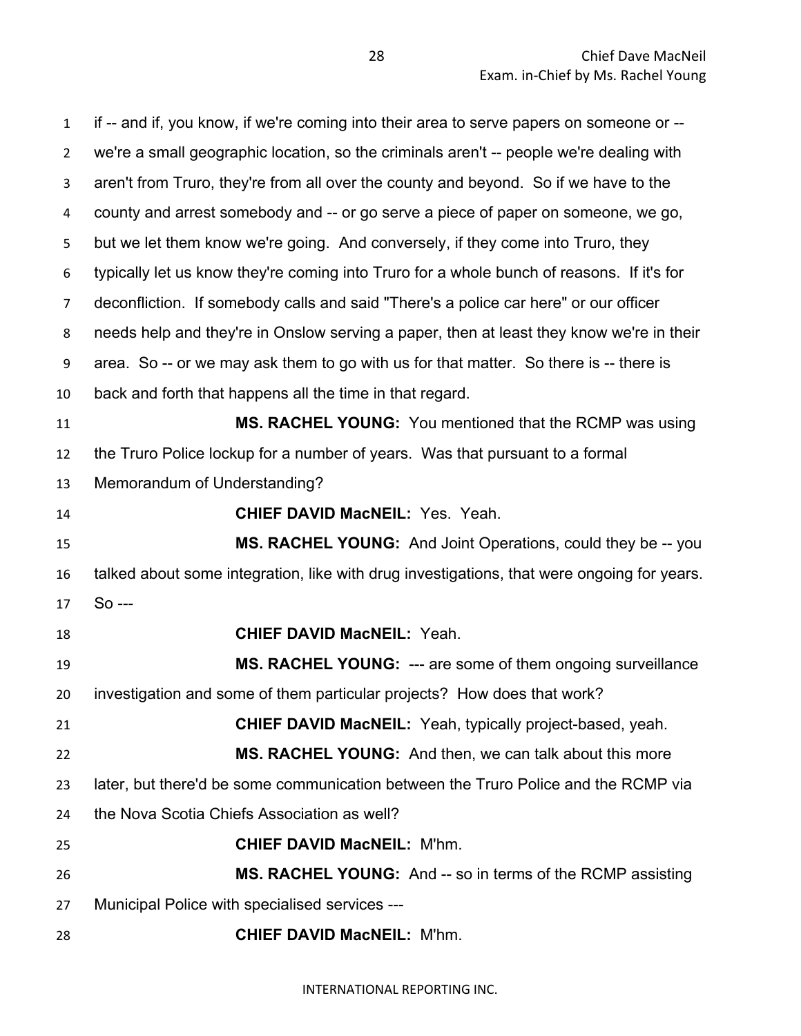if -- and if, you know, if we're coming into their area to serve papers on someone or -- we're a small geographic location, so the criminals aren't -- people we're dealing with aren't from Truro, they're from all over the county and beyond. So if we have to the county and arrest somebody and -- or go serve a piece of paper on someone, we go, but we let them know we're going. And conversely, if they come into Truro, they typically let us know they're coming into Truro for a whole bunch of reasons. If it's for deconfliction. If somebody calls and said "There's a police car here" or our officer needs help and they're in Onslow serving a paper, then at least they know we're in their area. So -- or we may ask them to go with us for that matter. So there is -- there is back and forth that happens all the time in that regard.

**MS. RACHEL YOUNG:** You mentioned that the RCMP was using the Truro Police lockup for a number of years. Was that pursuant to a formal Memorandum of Understanding?

**CHIEF DAVID MacNEIL:** Yes. Yeah.

**MS. RACHEL YOUNG:** And Joint Operations, could they be -- you talked about some integration, like with drug investigations, that were ongoing for years. So ---

**CHIEF DAVID MacNEIL:** Yeah.

**MS. RACHEL YOUNG:** --- are some of them ongoing surveillance investigation and some of them particular projects? How does that work?

**CHIEF DAVID MacNEIL:** Yeah, typically project-based, yeah.

**MS. RACHEL YOUNG:** And then, we can talk about this more later, but there'd be some communication between the Truro Police and the RCMP via the Nova Scotia Chiefs Association as well?

**CHIEF DAVID MacNEIL:** M'hm.

**MS. RACHEL YOUNG:** And -- so in terms of the RCMP assisting Municipal Police with specialised services ---

**CHIEF DAVID MacNEIL:** M'hm.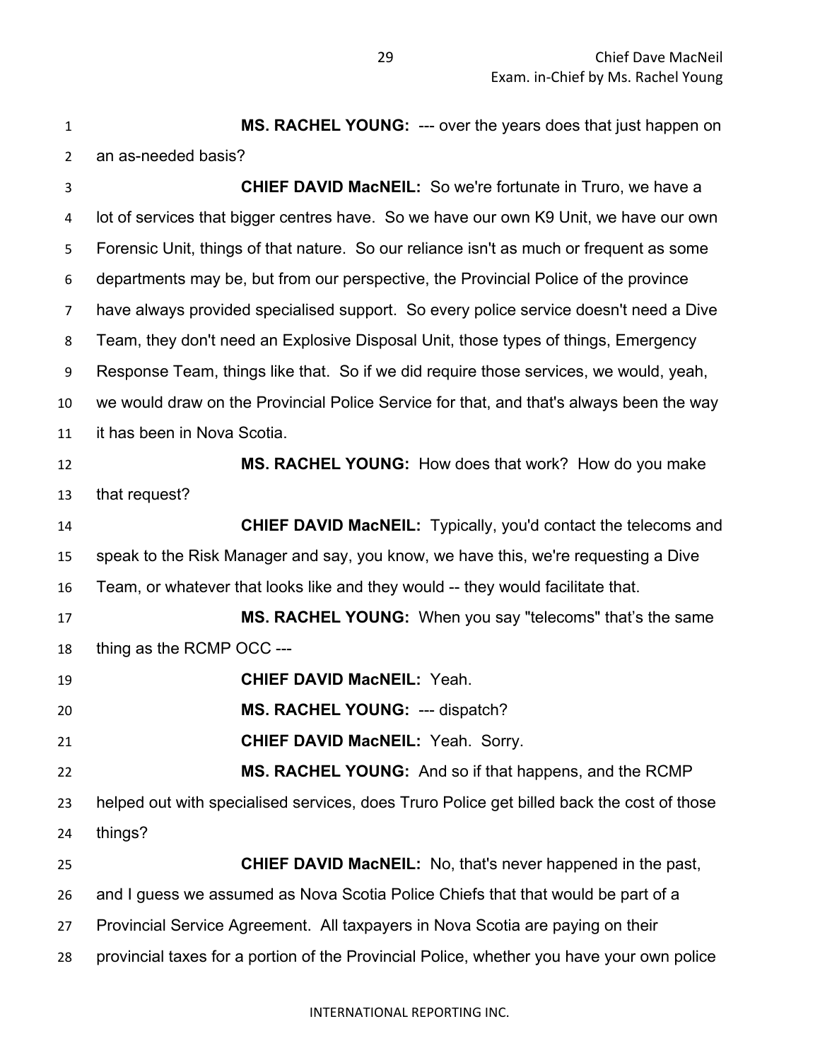**MS. RACHEL YOUNG:** --- over the years does that just happen on an as-needed basis?

**CHIEF DAVID MacNEIL:** So we're fortunate in Truro, we have a lot of services that bigger centres have. So we have our own K9 Unit, we have our own Forensic Unit, things of that nature. So our reliance isn't as much or frequent as some departments may be, but from our perspective, the Provincial Police of the province have always provided specialised support. So every police service doesn't need a Dive Team, they don't need an Explosive Disposal Unit, those types of things, Emergency Response Team, things like that. So if we did require those services, we would, yeah, we would draw on the Provincial Police Service for that, and that's always been the way it has been in Nova Scotia.

**MS. RACHEL YOUNG:** How does that work? How do you make that request?

**CHIEF DAVID MacNEIL:** Typically, you'd contact the telecoms and speak to the Risk Manager and say, you know, we have this, we're requesting a Dive Team, or whatever that looks like and they would -- they would facilitate that.

**MS. RACHEL YOUNG:** When you say "telecoms" that's the same thing as the RCMP OCC ---

**CHIEF DAVID MacNEIL:** Yeah.

**MS. RACHEL YOUNG:** --- dispatch?

**CHIEF DAVID MacNEIL:** Yeah. Sorry.

**MS. RACHEL YOUNG:** And so if that happens, and the RCMP helped out with specialised services, does Truro Police get billed back the cost of those things?

**CHIEF DAVID MacNEIL:** No, that's never happened in the past, and I guess we assumed as Nova Scotia Police Chiefs that that would be part of a Provincial Service Agreement. All taxpayers in Nova Scotia are paying on their provincial taxes for a portion of the Provincial Police, whether you have your own police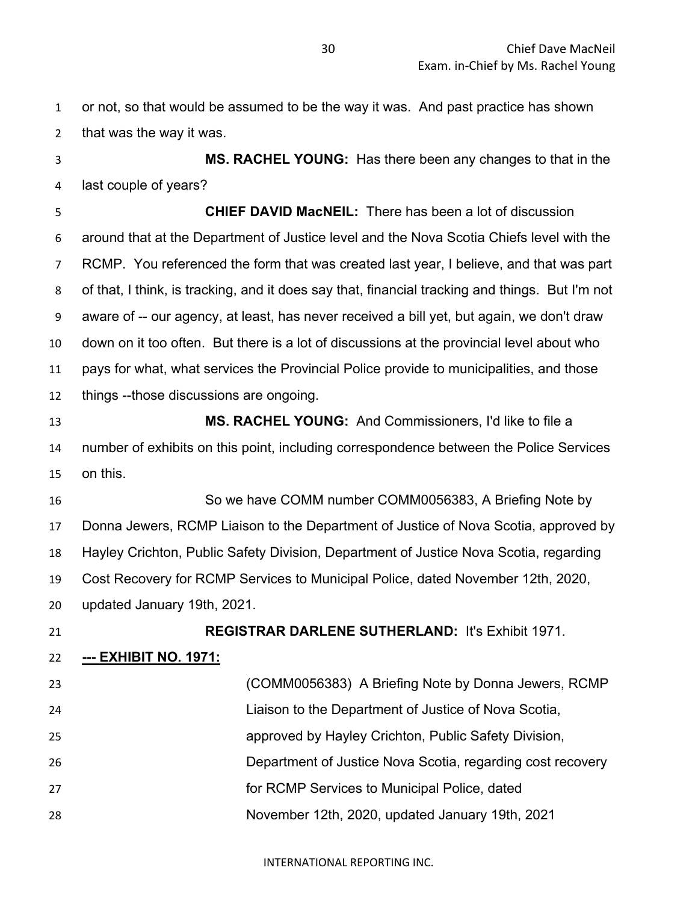or not, so that would be assumed to be the way it was. And past practice has shown that was the way it was.

**MS. RACHEL YOUNG:** Has there been any changes to that in the last couple of years?

**CHIEF DAVID MacNEIL:** There has been a lot of discussion around that at the Department of Justice level and the Nova Scotia Chiefs level with the RCMP. You referenced the form that was created last year, I believe, and that was part of that, I think, is tracking, and it does say that, financial tracking and things. But I'm not aware of -- our agency, at least, has never received a bill yet, but again, we don't draw down on it too often. But there is a lot of discussions at the provincial level about who pays for what, what services the Provincial Police provide to municipalities, and those things --those discussions are ongoing.

**MS. RACHEL YOUNG:** And Commissioners, I'd like to file a number of exhibits on this point, including correspondence between the Police Services on this.

So we have COMM number COMM0056383, A Briefing Note by Donna Jewers, RCMP Liaison to the Department of Justice of Nova Scotia, approved by Hayley Crichton, Public Safety Division, Department of Justice Nova Scotia, regarding Cost Recovery for RCMP Services to Municipal Police, dated November 12th, 2020, updated January 19th, 2021.

**REGISTRAR DARLENE SUTHERLAND:** It's Exhibit 1971.

**--- EXHIBIT NO. 1971:**

(COMM0056383) A Briefing Note by Donna Jewers, RCMP Liaison to the Department of Justice of Nova Scotia, approved by Hayley Crichton, Public Safety Division, Department of Justice Nova Scotia, regarding cost recovery for RCMP Services to Municipal Police, dated November 12th, 2020, updated January 19th, 2021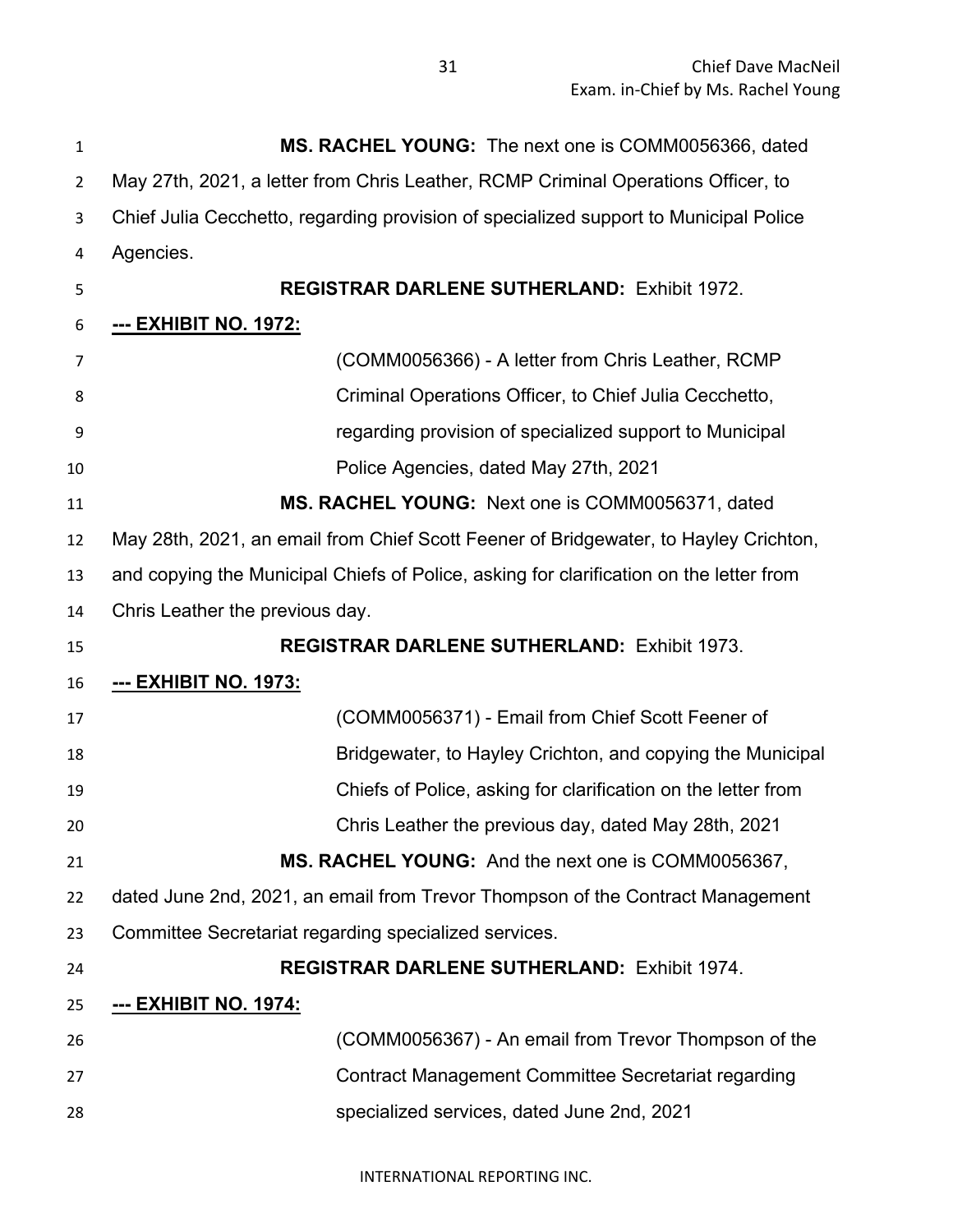**MS. RACHEL YOUNG:** The next one is COMM0056366, dated May 27th, 2021, a letter from Chris Leather, RCMP Criminal Operations Officer, to Chief Julia Cecchetto, regarding provision of specialized support to Municipal Police Agencies.

**REGISTRAR DARLENE SUTHERLAND:** Exhibit 1972.

**--- EXHIBIT NO. 1972:**

(COMM0056366) - A letter from Chris Leather, RCMP Criminal Operations Officer, to Chief Julia Cecchetto, regarding provision of specialized support to Municipal Police Agencies, dated May 27th, 2021

**MS. RACHEL YOUNG:** Next one is COMM0056371, dated May 28th, 2021, an email from Chief Scott Feener of Bridgewater, to Hayley Crichton, and copying the Municipal Chiefs of Police, asking for clarification on the letter from Chris Leather the previous day.

**REGISTRAR DARLENE SUTHERLAND:** Exhibit 1973.

**--- EXHIBIT NO. 1973:**

(COMM0056371) - Email from Chief Scott Feener of Bridgewater, to Hayley Crichton, and copying the Municipal Chiefs of Police, asking for clarification on the letter from Chris Leather the previous day, dated May 28th, 2021

**MS. RACHEL YOUNG:** And the next one is COMM0056367, dated June 2nd, 2021, an email from Trevor Thompson of the Contract Management Committee Secretariat regarding specialized services.

**REGISTRAR DARLENE SUTHERLAND:** Exhibit 1974.

**--- EXHIBIT NO. 1974:**

(COMM0056367) - An email from Trevor Thompson of the Contract Management Committee Secretariat regarding specialized services, dated June 2nd, 2021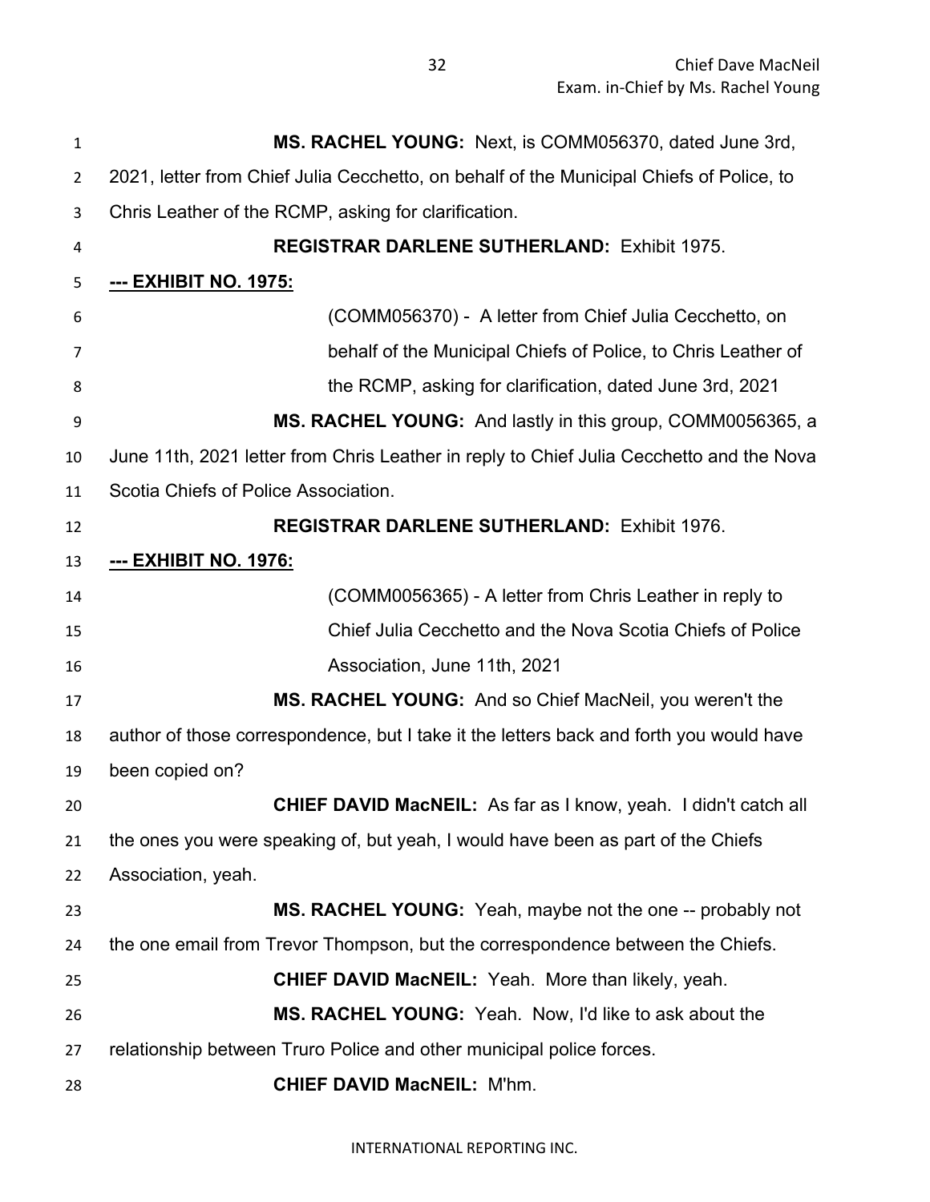**MS. RACHEL YOUNG:** Next, is COMM056370, dated June 3rd, 2021, letter from Chief Julia Cecchetto, on behalf of the Municipal Chiefs of Police, to Chris Leather of the RCMP, asking for clarification.

**REGISTRAR DARLENE SUTHERLAND:** Exhibit 1975.

**--- EXHIBIT NO. 1975:**

(COMM056370) - A letter from Chief Julia Cecchetto, on behalf of the Municipal Chiefs of Police, to Chris Leather of the RCMP, asking for clarification, dated June 3rd, 2021

**MS. RACHEL YOUNG:** And lastly in this group, COMM0056365, a June 11th, 2021 letter from Chris Leather in reply to Chief Julia Cecchetto and the Nova Scotia Chiefs of Police Association.

**REGISTRAR DARLENE SUTHERLAND:** Exhibit 1976.

**--- EXHIBIT NO. 1976:**

(COMM0056365) - A letter from Chris Leather in reply to Chief Julia Cecchetto and the Nova Scotia Chiefs of Police Association, June 11th, 2021

**MS. RACHEL YOUNG:** And so Chief MacNeil, you weren't the author of those correspondence, but I take it the letters back and forth you would have been copied on?

**CHIEF DAVID MacNEIL:** As far as I know, yeah. I didn't catch all the ones you were speaking of, but yeah, I would have been as part of the Chiefs Association, yeah.

**MS. RACHEL YOUNG:** Yeah, maybe not the one -- probably not the one email from Trevor Thompson, but the correspondence between the Chiefs.

**CHIEF DAVID MacNEIL:** Yeah. More than likely, yeah.

**MS. RACHEL YOUNG:** Yeah. Now, I'd like to ask about the relationship between Truro Police and other municipal police forces.

**CHIEF DAVID MacNEIL:** M'hm.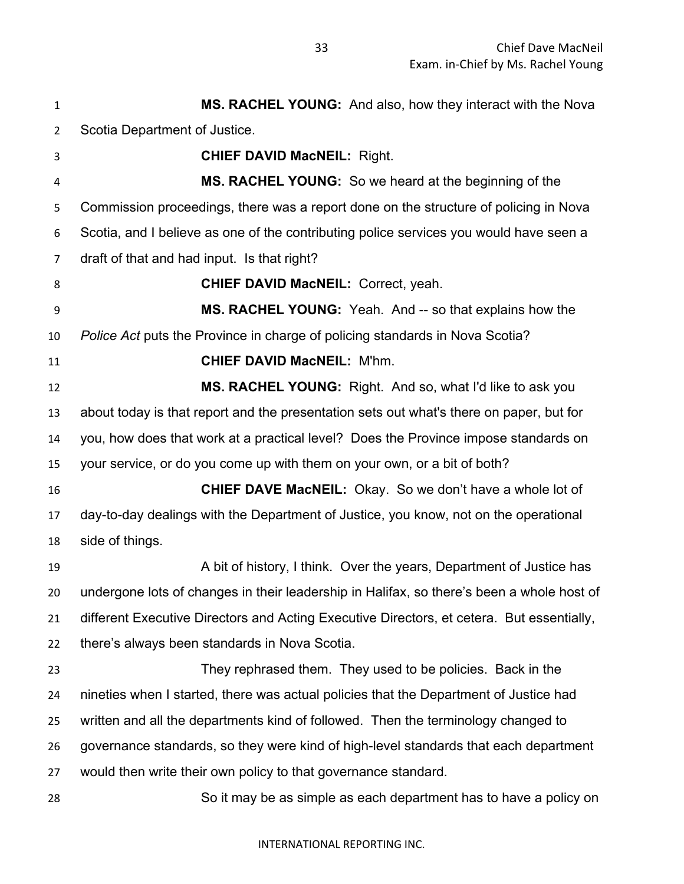**MS. RACHEL YOUNG:** And also, how they interact with the Nova Scotia Department of Justice.

**CHIEF DAVID MacNEIL:** Right.

**MS. RACHEL YOUNG:** So we heard at the beginning of the Commission proceedings, there was a report done on the structure of policing in Nova Scotia, and I believe as one of the contributing police services you would have seen a draft of that and had input. Is that right?

**CHIEF DAVID MacNEIL:** Correct, yeah.

**MS. RACHEL YOUNG:** Yeah. And -- so that explains how the *Police Act* puts the Province in charge of policing standards in Nova Scotia?

**CHIEF DAVID MacNEIL:** M'hm.

**MS. RACHEL YOUNG:** Right. And so, what I'd like to ask you about today is that report and the presentation sets out what's there on paper, but for you, how does that work at a practical level? Does the Province impose standards on your service, or do you come up with them on your own, or a bit of both?

**CHIEF DAVE MacNEIL:** Okay. So we don't have a whole lot of day-to-day dealings with the Department of Justice, you know, not on the operational side of things.

A bit of history, I think. Over the years, Department of Justice has undergone lots of changes in their leadership in Halifax, so there's been a whole host of different Executive Directors and Acting Executive Directors, et cetera. But essentially, there's always been standards in Nova Scotia.

They rephrased them. They used to be policies. Back in the nineties when I started, there was actual policies that the Department of Justice had written and all the departments kind of followed. Then the terminology changed to governance standards, so they were kind of high-level standards that each department would then write their own policy to that governance standard.

So it may be as simple as each department has to have a policy on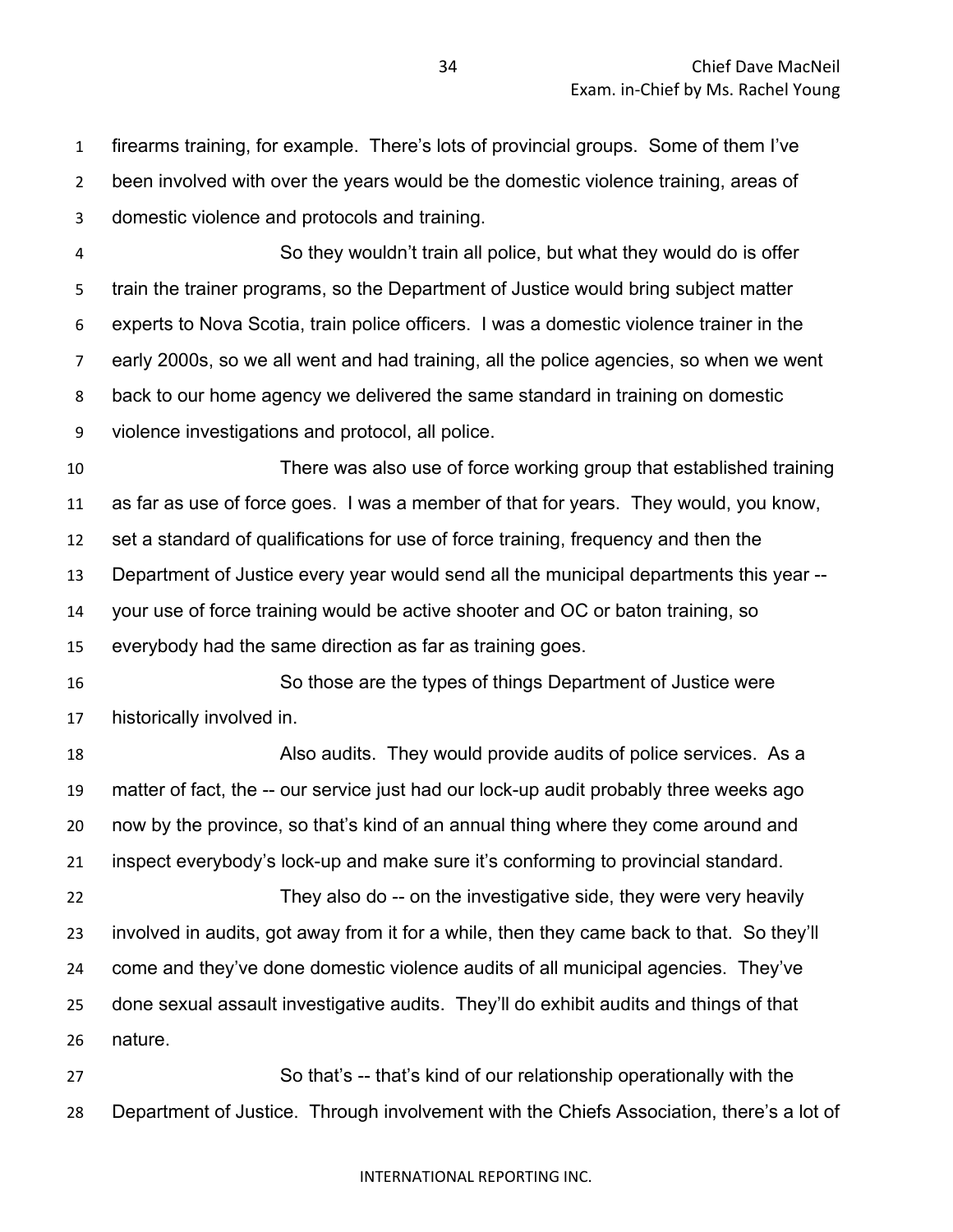firearms training, for example. There's lots of provincial groups. Some of them I've been involved with over the years would be the domestic violence training, areas of domestic violence and protocols and training.

So they wouldn't train all police, but what they would do is offer train the trainer programs, so the Department of Justice would bring subject matter experts to Nova Scotia, train police officers. I was a domestic violence trainer in the early 2000s, so we all went and had training, all the police agencies, so when we went back to our home agency we delivered the same standard in training on domestic violence investigations and protocol, all police.

There was also use of force working group that established training as far as use of force goes. I was a member of that for years. They would, you know, set a standard of qualifications for use of force training, frequency and then the Department of Justice every year would send all the municipal departments this year -- your use of force training would be active shooter and OC or baton training, so everybody had the same direction as far as training goes.

So those are the types of things Department of Justice were historically involved in.

Also audits. They would provide audits of police services. As a matter of fact, the -- our service just had our lock-up audit probably three weeks ago now by the province, so that's kind of an annual thing where they come around and inspect everybody's lock-up and make sure it's conforming to provincial standard.

They also do -- on the investigative side, they were very heavily involved in audits, got away from it for a while, then they came back to that. So they'll come and they've done domestic violence audits of all municipal agencies. They've done sexual assault investigative audits. They'll do exhibit audits and things of that nature.

So that's -- that's kind of our relationship operationally with the Department of Justice. Through involvement with the Chiefs Association, there's a lot of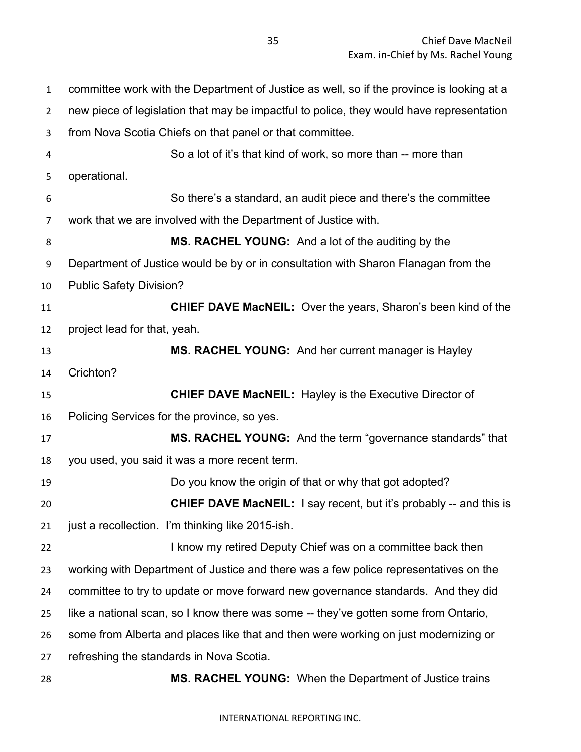committee work with the Department of Justice as well, so if the province is looking at a new piece of legislation that may be impactful to police, they would have representation from Nova Scotia Chiefs on that panel or that committee.

So a lot of it's that kind of work, so more than -- more than operational.

So there's a standard, an audit piece and there's the committee work that we are involved with the Department of Justice with.

**MS. RACHEL YOUNG:** And a lot of the auditing by the Department of Justice would be by or in consultation with Sharon Flanagan from the Public Safety Division?

**CHIEF DAVE MacNEIL:** Over the years, Sharon's been kind of the project lead for that, yeah.

**MS. RACHEL YOUNG:** And her current manager is Hayley Crichton?

**CHIEF DAVE MacNEIL:** Hayley is the Executive Director of Policing Services for the province, so yes.

**MS. RACHEL YOUNG:** And the term "governance standards" that you used, you said it was a more recent term.

Do you know the origin of that or why that got adopted?

**CHIEF DAVE MacNEIL:** I say recent, but it's probably -- and this is just a recollection. I'm thinking like 2015-ish.

I know my retired Deputy Chief was on a committee back then working with Department of Justice and there was a few police representatives on the committee to try to update or move forward new governance standards. And they did like a national scan, so I know there was some -- they've gotten some from Ontario, some from Alberta and places like that and then were working on just modernizing or refreshing the standards in Nova Scotia.

**MS. RACHEL YOUNG:** When the Department of Justice trains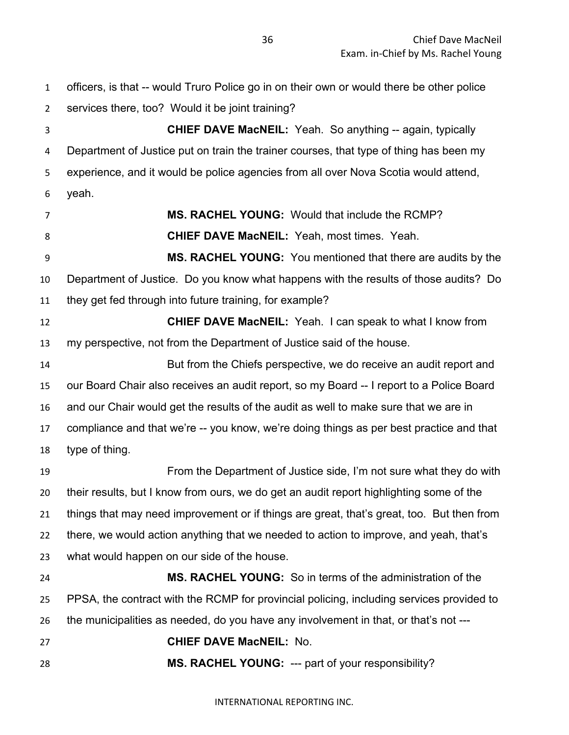officers, is that -- would Truro Police go in on their own or would there be other police services there, too? Would it be joint training?

**CHIEF DAVE MacNEIL:** Yeah. So anything -- again, typically Department of Justice put on train the trainer courses, that type of thing has been my experience, and it would be police agencies from all over Nova Scotia would attend, yeah.

**MS. RACHEL YOUNG:** Would that include the RCMP?

**CHIEF DAVE MacNEIL:** Yeah, most times. Yeah.

**MS. RACHEL YOUNG:** You mentioned that there are audits by the Department of Justice. Do you know what happens with the results of those audits? Do they get fed through into future training, for example?

**CHIEF DAVE MacNEIL:** Yeah. I can speak to what I know from my perspective, not from the Department of Justice said of the house.

But from the Chiefs perspective, we do receive an audit report and our Board Chair also receives an audit report, so my Board -- I report to a Police Board and our Chair would get the results of the audit as well to make sure that we are in compliance and that we're -- you know, we're doing things as per best practice and that type of thing.

From the Department of Justice side, I'm not sure what they do with their results, but I know from ours, we do get an audit report highlighting some of the things that may need improvement or if things are great, that's great, too. But then from there, we would action anything that we needed to action to improve, and yeah, that's what would happen on our side of the house.

**MS. RACHEL YOUNG:** So in terms of the administration of the PPSA, the contract with the RCMP for provincial policing, including services provided to the municipalities as needed, do you have any involvement in that, or that's not ---

**CHIEF DAVE MacNEIL:** No.

**MS. RACHEL YOUNG:** --- part of your responsibility?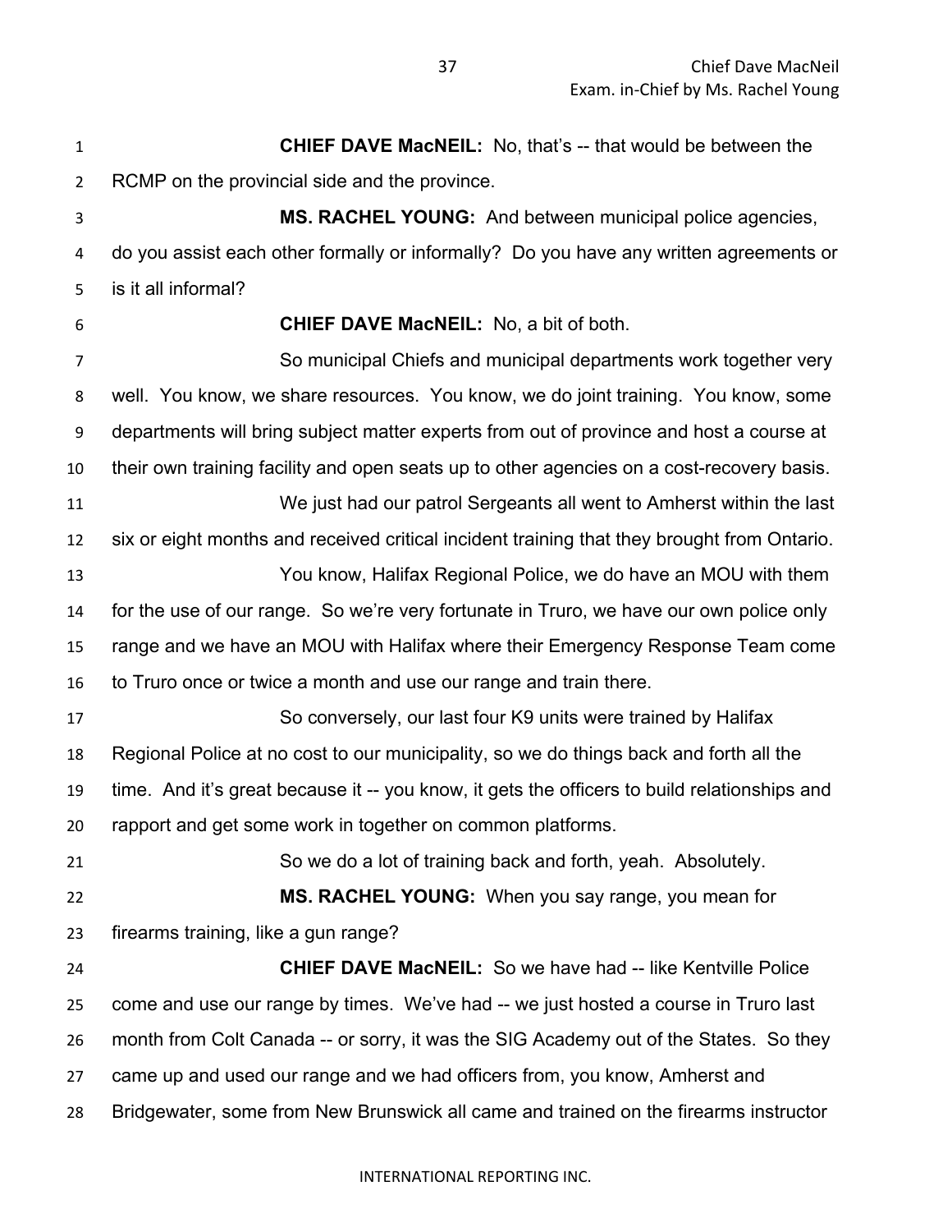**CHIEF DAVE MacNEIL:** No, that's -- that would be between the RCMP on the provincial side and the province.

**MS. RACHEL YOUNG:** And between municipal police agencies, do you assist each other formally or informally? Do you have any written agreements or is it all informal?

**CHIEF DAVE MacNEIL:** No, a bit of both.

So municipal Chiefs and municipal departments work together very well. You know, we share resources. You know, we do joint training. You know, some departments will bring subject matter experts from out of province and host a course at their own training facility and open seats up to other agencies on a cost-recovery basis.

We just had our patrol Sergeants all went to Amherst within the last six or eight months and received critical incident training that they brought from Ontario.

You know, Halifax Regional Police, we do have an MOU with them for the use of our range. So we're very fortunate in Truro, we have our own police only range and we have an MOU with Halifax where their Emergency Response Team come to Truro once or twice a month and use our range and train there.

So conversely, our last four K9 units were trained by Halifax Regional Police at no cost to our municipality, so we do things back and forth all the time. And it's great because it -- you know, it gets the officers to build relationships and rapport and get some work in together on common platforms.

So we do a lot of training back and forth, yeah. Absolutely.

**MS. RACHEL YOUNG:** When you say range, you mean for firearms training, like a gun range?

**CHIEF DAVE MacNEIL:** So we have had -- like Kentville Police come and use our range by times. We've had -- we just hosted a course in Truro last month from Colt Canada -- or sorry, it was the SIG Academy out of the States. So they came up and used our range and we had officers from, you know, Amherst and Bridgewater, some from New Brunswick all came and trained on the firearms instructor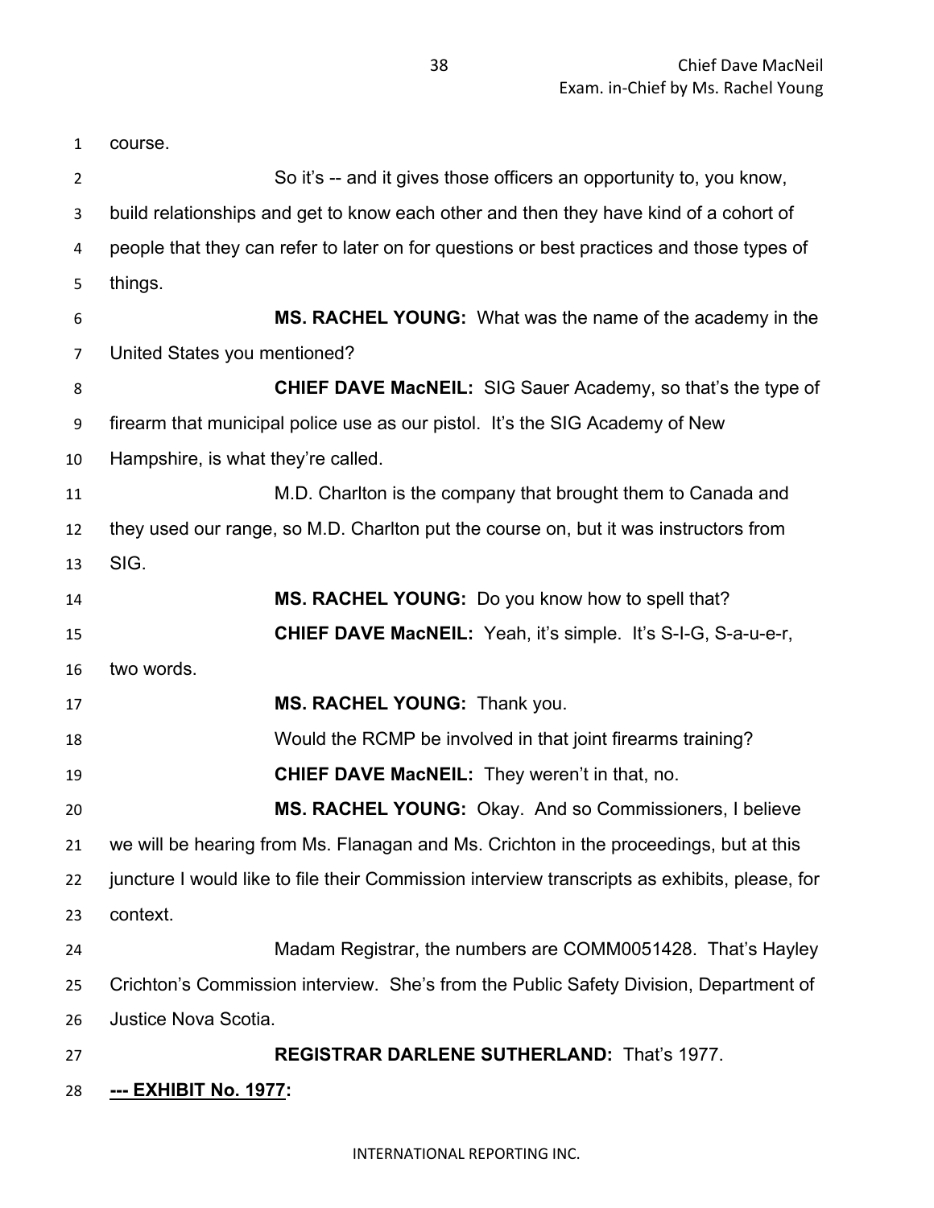course.

So it's -- and it gives those officers an opportunity to, you know, build relationships and get to know each other and then they have kind of a cohort of people that they can refer to later on for questions or best practices and those types of things.

**MS. RACHEL YOUNG:** What was the name of the academy in the United States you mentioned?

**CHIEF DAVE MacNEIL:** SIG Sauer Academy, so that's the type of firearm that municipal police use as our pistol. It's the SIG Academy of New Hampshire, is what they're called.

M.D. Charlton is the company that brought them to Canada and they used our range, so M.D. Charlton put the course on, but it was instructors from SIG.

**MS. RACHEL YOUNG:** Do you know how to spell that?

**CHIEF DAVE MacNEIL:** Yeah, it's simple. It's S-I-G, S-a-u-e-r, two words.

**MS. RACHEL YOUNG:** Thank you.

Would the RCMP be involved in that joint firearms training?

**CHIEF DAVE MacNEIL:** They weren't in that, no.

**MS. RACHEL YOUNG:** Okay. And so Commissioners, I believe we will be hearing from Ms. Flanagan and Ms. Crichton in the proceedings, but at this juncture I would like to file their Commission interview transcripts as exhibits, please, for context.

Madam Registrar, the numbers are COMM0051428. That's Hayley Crichton's Commission interview. She's from the Public Safety Division, Department of Justice Nova Scotia.

**REGISTRAR DARLENE SUTHERLAND:** That's 1977.

**--- EXHIBIT No. 1977:**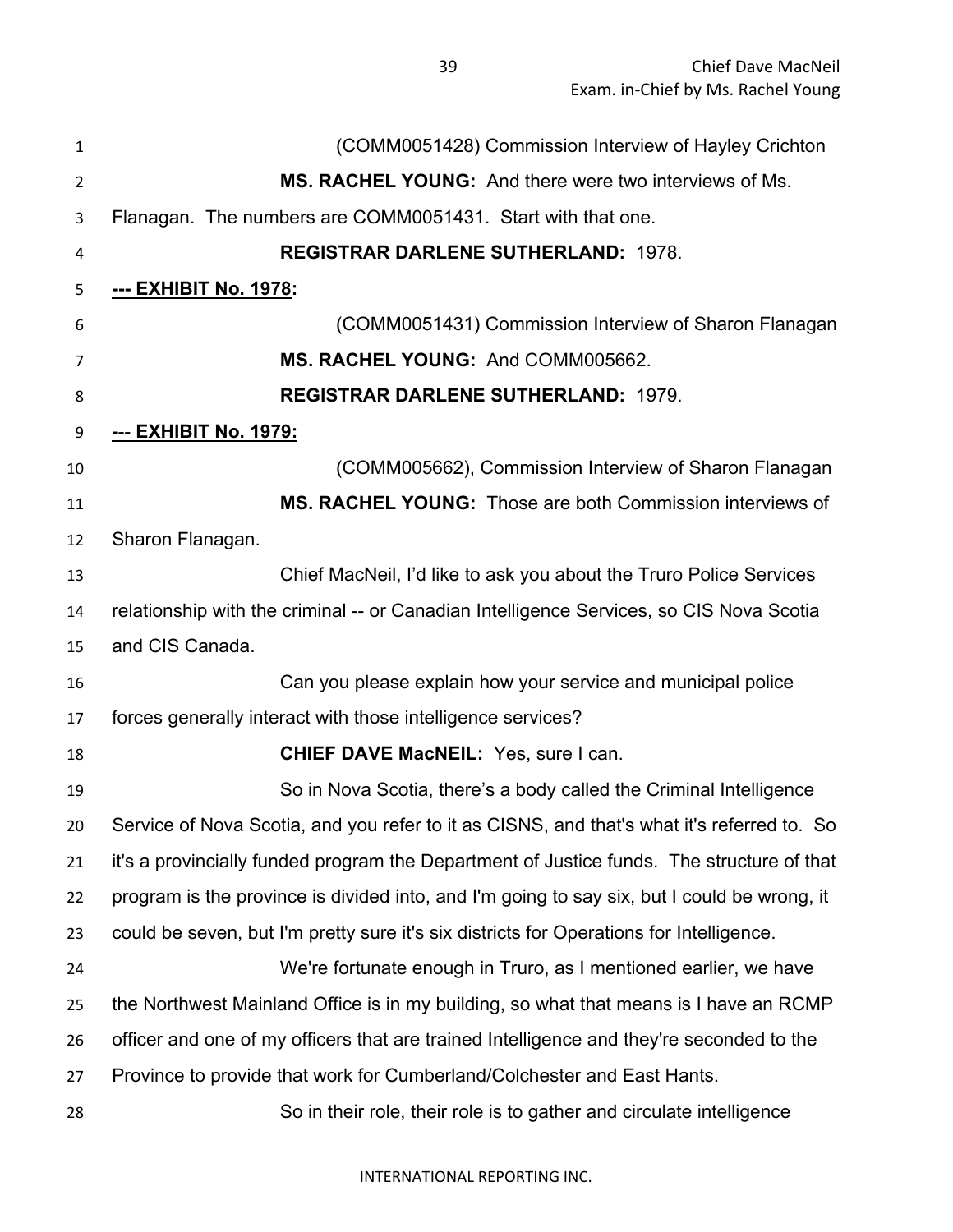(COMM0051428) Commission Interview of Hayley Crichton

**MS. RACHEL YOUNG:** And there were two interviews of Ms. Flanagan. The numbers are COMM0051431. Start with that one.

**REGISTRAR DARLENE SUTHERLAND:** 1978.

**--- EXHIBIT No. 1978:**

(COMM0051431) Commission Interview of Sharon Flanagan

**MS. RACHEL YOUNG:** And COMM005662.

**REGISTRAR DARLENE SUTHERLAND:** 1979.

**--- EXHIBIT No. 1979:**

(COMM005662), Commission Interview of Sharon Flanagan

**MS. RACHEL YOUNG:** Those are both Commission interviews of Sharon Flanagan.

Chief MacNeil, I'd like to ask you about the Truro Police Services relationship with the criminal -- or Canadian Intelligence Services, so CIS Nova Scotia and CIS Canada.

Can you please explain how your service and municipal police forces generally interact with those intelligence services?

**CHIEF DAVE MacNEIL:** Yes, sure I can.

So in Nova Scotia, there's a body called the Criminal Intelligence Service of Nova Scotia, and you refer to it as CISNS, and that's what it's referred to. So it's a provincially funded program the Department of Justice funds. The structure of that program is the province is divided into, and I'm going to say six, but I could be wrong, it could be seven, but I'm pretty sure it's six districts for Operations for Intelligence.

We're fortunate enough in Truro, as I mentioned earlier, we have the Northwest Mainland Office is in my building, so what that means is I have an RCMP officer and one of my officers that are trained Intelligence and they're seconded to the Province to provide that work for Cumberland/Colchester and East Hants.

So in their role, their role is to gather and circulate intelligence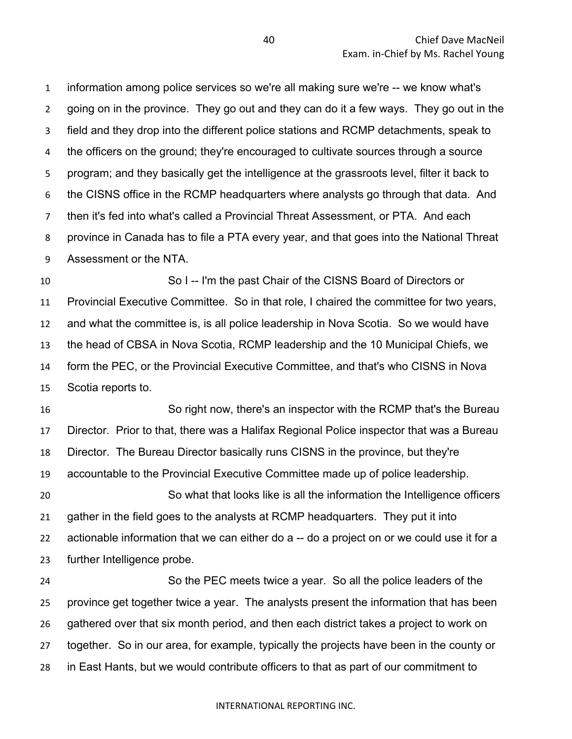information among police services so we're all making sure we're -- we know what's going on in the province. They go out and they can do it a few ways. They go out in the field and they drop into the different police stations and RCMP detachments, speak to the officers on the ground; they're encouraged to cultivate sources through a source program; and they basically get the intelligence at the grassroots level, filter it back to the CISNS office in the RCMP headquarters where analysts go through that data. And then it's fed into what's called a Provincial Threat Assessment, or PTA. And each province in Canada has to file a PTA every year, and that goes into the National Threat Assessment or the NTA.

So I -- I'm the past Chair of the CISNS Board of Directors or Provincial Executive Committee. So in that role, I chaired the committee for two years, and what the committee is, is all police leadership in Nova Scotia. So we would have the head of CBSA in Nova Scotia, RCMP leadership and the 10 Municipal Chiefs, we form the PEC, or the Provincial Executive Committee, and that's who CISNS in Nova Scotia reports to.

So right now, there's an inspector with the RCMP that's the Bureau Director. Prior to that, there was a Halifax Regional Police inspector that was a Bureau Director. The Bureau Director basically runs CISNS in the province, but they're accountable to the Provincial Executive Committee made up of police leadership.

So what that looks like is all the information the Intelligence officers gather in the field goes to the analysts at RCMP headquarters. They put it into actionable information that we can either do a -- do a project on or we could use it for a further Intelligence probe.

So the PEC meets twice a year. So all the police leaders of the province get together twice a year. The analysts present the information that has been gathered over that six month period, and then each district takes a project to work on together. So in our area, for example, typically the projects have been in the county or in East Hants, but we would contribute officers to that as part of our commitment to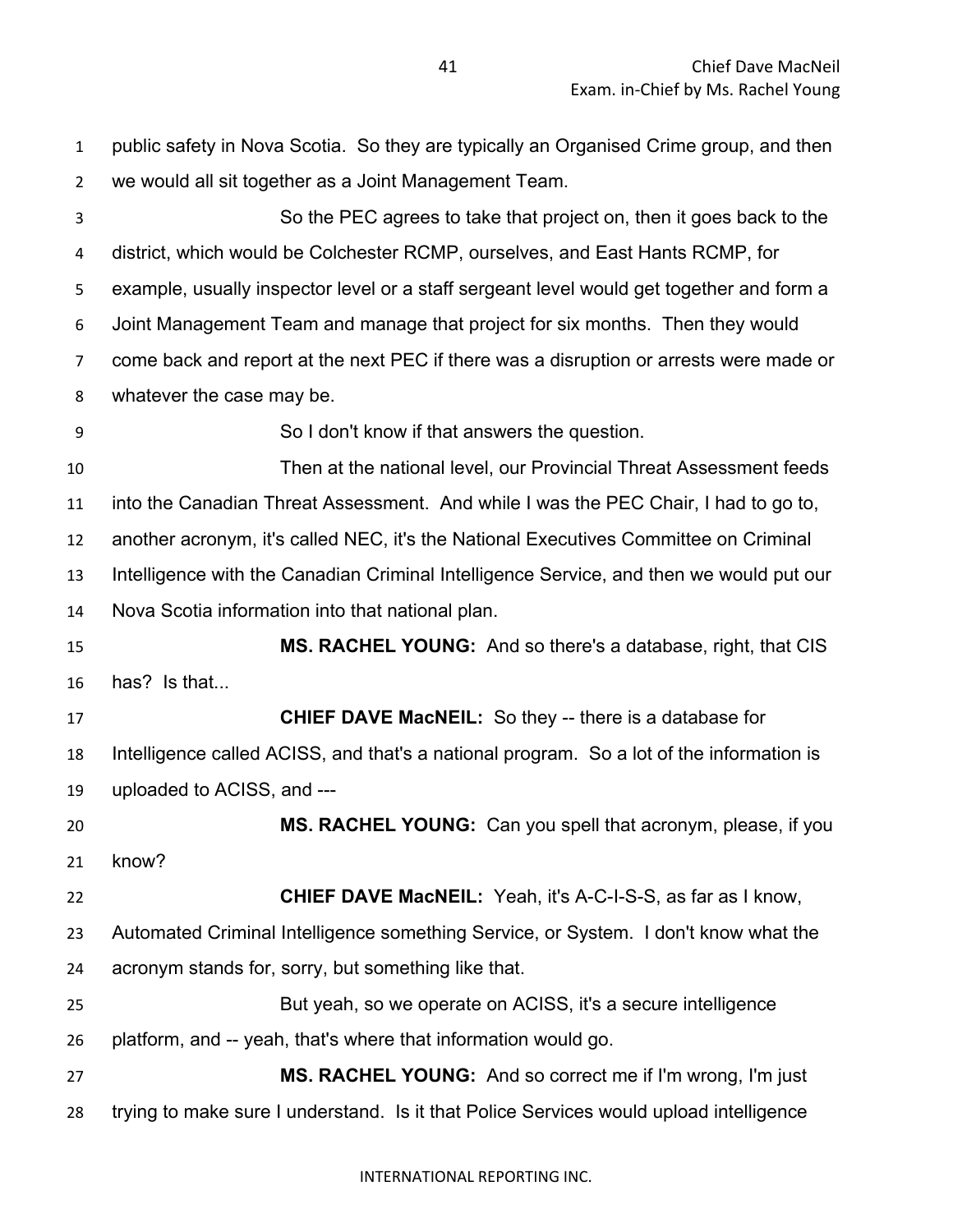public safety in Nova Scotia. So they are typically an Organised Crime group, and then we would all sit together as a Joint Management Team.

So the PEC agrees to take that project on, then it goes back to the district, which would be Colchester RCMP, ourselves, and East Hants RCMP, for example, usually inspector level or a staff sergeant level would get together and form a Joint Management Team and manage that project for six months. Then they would come back and report at the next PEC if there was a disruption or arrests were made or whatever the case may be.

So I don't know if that answers the question.

Then at the national level, our Provincial Threat Assessment feeds into the Canadian Threat Assessment. And while I was the PEC Chair, I had to go to, another acronym, it's called NEC, it's the National Executives Committee on Criminal Intelligence with the Canadian Criminal Intelligence Service, and then we would put our Nova Scotia information into that national plan.

**MS. RACHEL YOUNG:** And so there's a database, right, that CIS has? Is that...

**CHIEF DAVE MacNEIL:** So they -- there is a database for Intelligence called ACISS, and that's a national program. So a lot of the information is uploaded to ACISS, and ---

**MS. RACHEL YOUNG:** Can you spell that acronym, please, if you know?

**CHIEF DAVE MacNEIL:** Yeah, it's A-C-I-S-S, as far as I know, Automated Criminal Intelligence something Service, or System. I don't know what the acronym stands for, sorry, but something like that.

But yeah, so we operate on ACISS, it's a secure intelligence platform, and -- yeah, that's where that information would go.

**MS. RACHEL YOUNG:** And so correct me if I'm wrong, I'm just trying to make sure I understand. Is it that Police Services would upload intelligence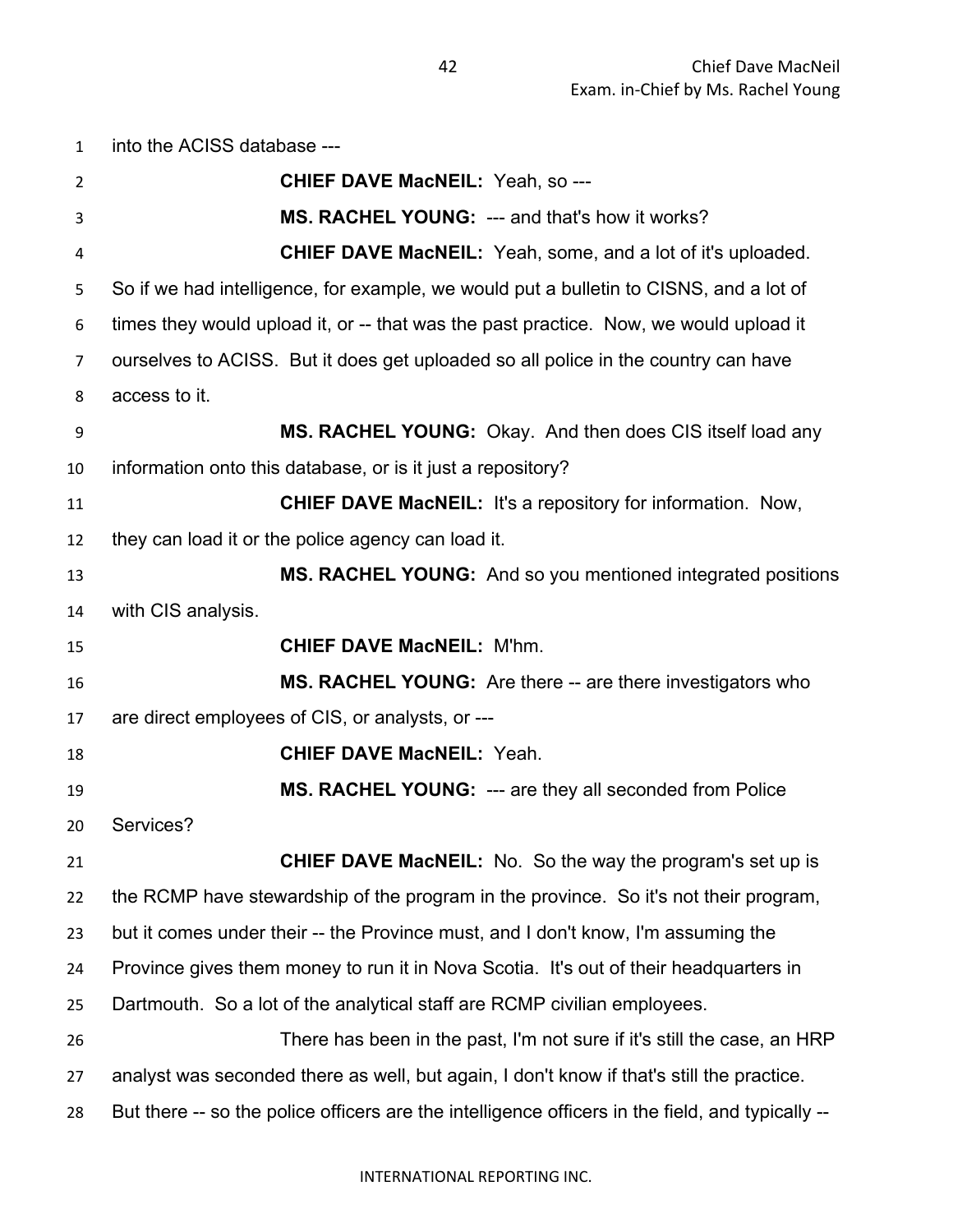into the ACISS database ---

**CHIEF DAVE MacNEIL:** Yeah, so ---

**MS. RACHEL YOUNG:** --- and that's how it works?

**CHIEF DAVE MacNEIL:** Yeah, some, and a lot of it's uploaded. So if we had intelligence, for example, we would put a bulletin to CISNS, and a lot of times they would upload it, or -- that was the past practice. Now, we would upload it ourselves to ACISS. But it does get uploaded so all police in the country can have access to it.

**MS. RACHEL YOUNG:** Okay. And then does CIS itself load any information onto this database, or is it just a repository?

**CHIEF DAVE MacNEIL:** It's a repository for information. Now, they can load it or the police agency can load it.

**MS. RACHEL YOUNG:** And so you mentioned integrated positions with CIS analysis.

**CHIEF DAVE MacNEIL:** M'hm.

**MS. RACHEL YOUNG:** Are there -- are there investigators who are direct employees of CIS, or analysts, or ---

**CHIEF DAVE MacNEIL:** Yeah.

**MS. RACHEL YOUNG:** --- are they all seconded from Police Services?

**CHIEF DAVE MacNEIL:** No. So the way the program's set up is the RCMP have stewardship of the program in the province. So it's not their program, but it comes under their -- the Province must, and I don't know, I'm assuming the Province gives them money to run it in Nova Scotia. It's out of their headquarters in Dartmouth. So a lot of the analytical staff are RCMP civilian employees.

There has been in the past, I'm not sure if it's still the case, an HRP analyst was seconded there as well, but again, I don't know if that's still the practice. But there -- so the police officers are the intelligence officers in the field, and typically --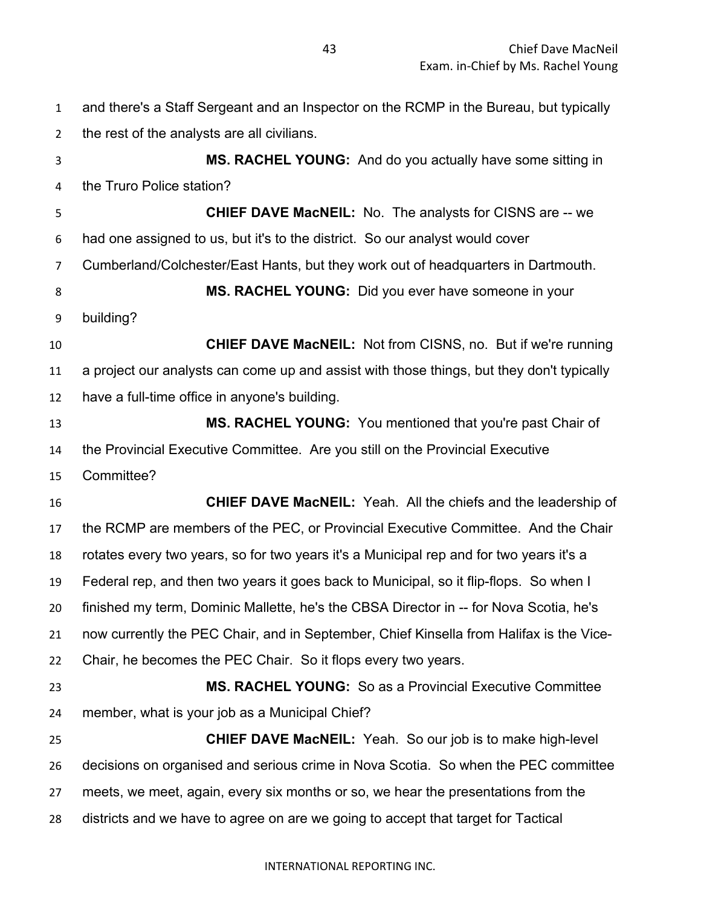and there's a Staff Sergeant and an Inspector on the RCMP in the Bureau, but typically the rest of the analysts are all civilians.

**MS. RACHEL YOUNG:** And do you actually have some sitting in the Truro Police station?

**CHIEF DAVE MacNEIL:** No. The analysts for CISNS are -- we had one assigned to us, but it's to the district. So our analyst would cover Cumberland/Colchester/East Hants, but they work out of headquarters in Dartmouth.

**MS. RACHEL YOUNG:** Did you ever have someone in your building?

**CHIEF DAVE MacNEIL:** Not from CISNS, no. But if we're running a project our analysts can come up and assist with those things, but they don't typically have a full-time office in anyone's building.

**MS. RACHEL YOUNG:** You mentioned that you're past Chair of the Provincial Executive Committee. Are you still on the Provincial Executive Committee?

**CHIEF DAVE MacNEIL:** Yeah. All the chiefs and the leadership of the RCMP are members of the PEC, or Provincial Executive Committee. And the Chair rotates every two years, so for two years it's a Municipal rep and for two years it's a Federal rep, and then two years it goes back to Municipal, so it flip-flops. So when I finished my term, Dominic Mallette, he's the CBSA Director in -- for Nova Scotia, he's now currently the PEC Chair, and in September, Chief Kinsella from Halifax is the Vice-Chair, he becomes the PEC Chair. So it flops every two years.

**MS. RACHEL YOUNG:** So as a Provincial Executive Committee member, what is your job as a Municipal Chief?

**CHIEF DAVE MacNEIL:** Yeah. So our job is to make high-level decisions on organised and serious crime in Nova Scotia. So when the PEC committee meets, we meet, again, every six months or so, we hear the presentations from the districts and we have to agree on are we going to accept that target for Tactical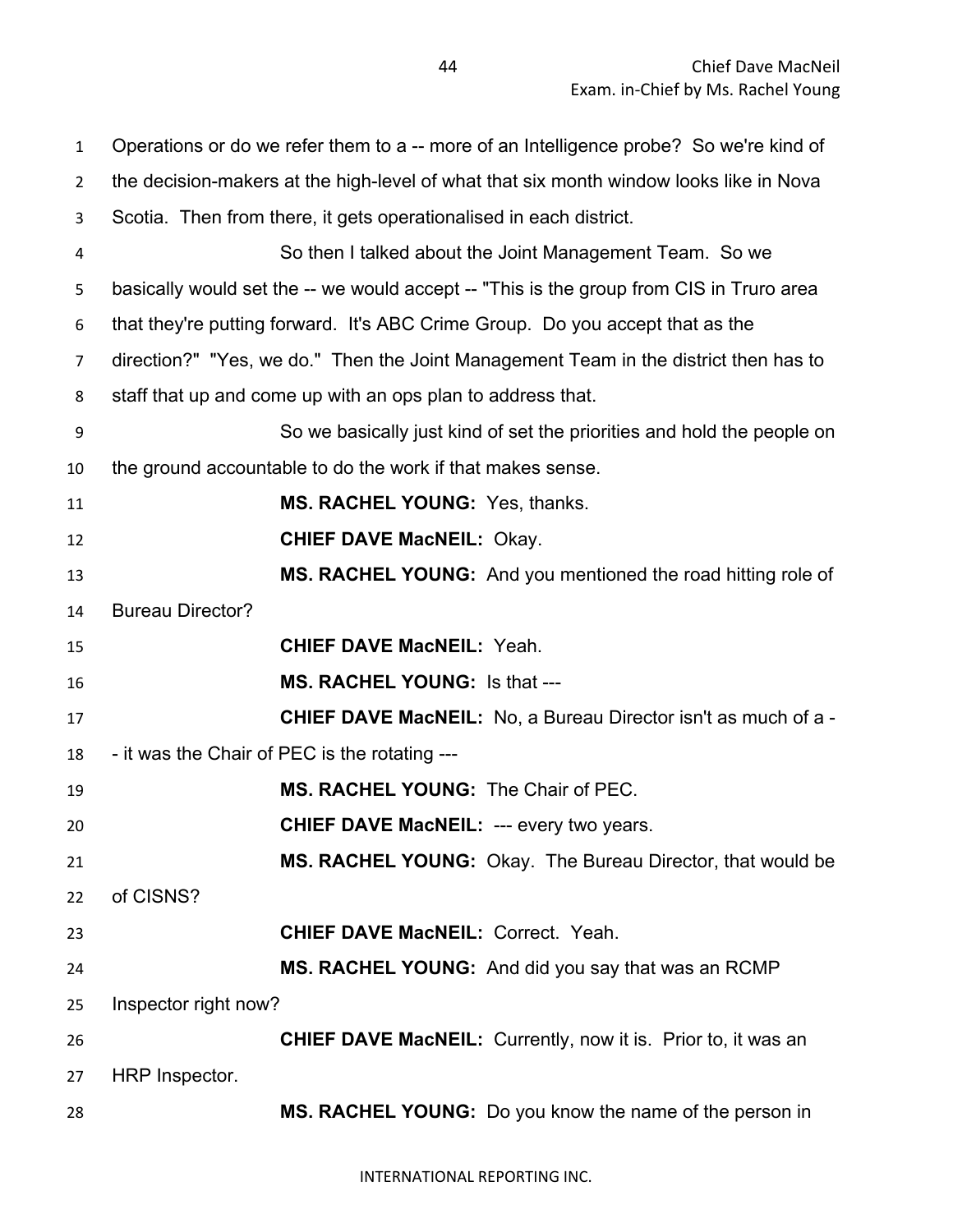Operations or do we refer them to a -- more of an Intelligence probe? So we're kind of the decision-makers at the high-level of what that six month window looks like in Nova Scotia. Then from there, it gets operationalised in each district.

So then I talked about the Joint Management Team. So we basically would set the -- we would accept -- "This is the group from CIS in Truro area that they're putting forward. It's ABC Crime Group. Do you accept that as the direction?" "Yes, we do." Then the Joint Management Team in the district then has to staff that up and come up with an ops plan to address that.

So we basically just kind of set the priorities and hold the people on the ground accountable to do the work if that makes sense.

**MS. RACHEL YOUNG:** Yes, thanks.

**CHIEF DAVE MacNEIL:** Okay.

**MS. RACHEL YOUNG:** And you mentioned the road hitting role of Bureau Director?

**CHIEF DAVE MacNEIL:** Yeah.

**MS. RACHEL YOUNG:** Is that ---

**CHIEF DAVE MacNEIL:** No, a Bureau Director isn't as much of a -- it was the Chair of PEC is the rotating ---

**MS. RACHEL YOUNG:** The Chair of PEC.

**CHIEF DAVE MacNEIL:** --- every two years.

**MS. RACHEL YOUNG:** Okay. The Bureau Director, that would be of CISNS?

**CHIEF DAVE MacNEIL:** Correct. Yeah.

**MS. RACHEL YOUNG:** And did you say that was an RCMP Inspector right now?

**CHIEF DAVE MacNEIL:** Currently, now it is. Prior to, it was an HRP Inspector.

**MS. RACHEL YOUNG:** Do you know the name of the person in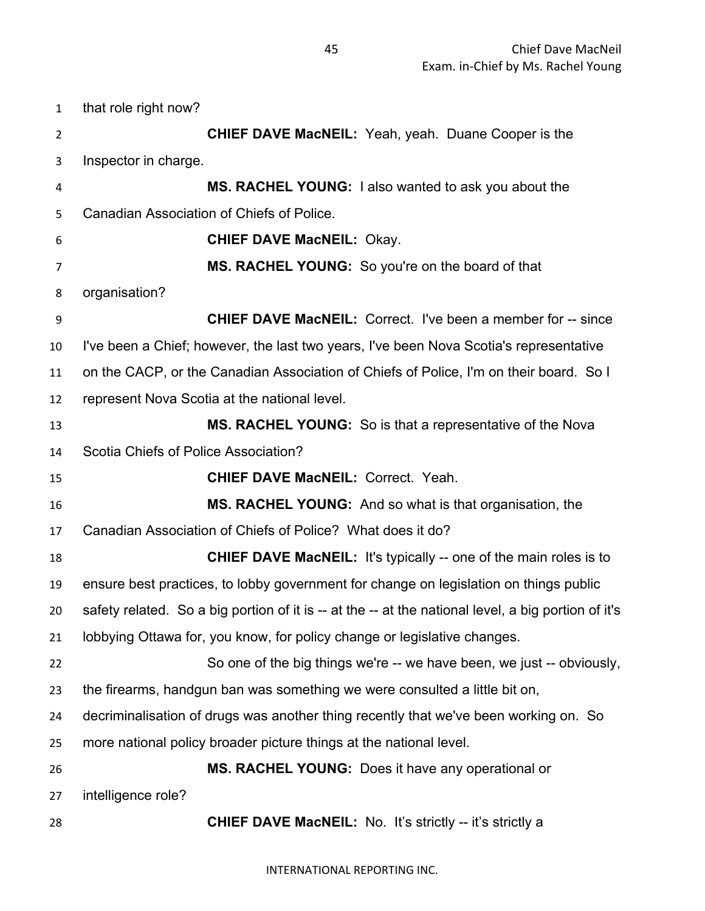that role right now?

**CHIEF DAVE MacNEIL:** Yeah, yeah. Duane Cooper is the Inspector in charge.

**MS. RACHEL YOUNG:** I also wanted to ask you about the Canadian Association of Chiefs of Police.

**CHIEF DAVE MacNEIL:** Okay.

**MS. RACHEL YOUNG:** So you're on the board of that organisation?

**CHIEF DAVE MacNEIL:** Correct. I've been a member for -- since I've been a Chief; however, the last two years, I've been Nova Scotia's representative on the CACP, or the Canadian Association of Chiefs of Police, I'm on their board. So I represent Nova Scotia at the national level.

**MS. RACHEL YOUNG:** So is that a representative of the Nova Scotia Chiefs of Police Association?

**CHIEF DAVE MacNEIL:** Correct. Yeah.

**MS. RACHEL YOUNG:** And so what is that organisation, the Canadian Association of Chiefs of Police? What does it do?

**CHIEF DAVE MacNEIL:** It's typically -- one of the main roles is to ensure best practices, to lobby government for change on legislation on things public safety related. So a big portion of it is -- at the -- at the national level, a big portion of it's lobbying Ottawa for, you know, for policy change or legislative changes.

So one of the big things we're -- we have been, we just -- obviously, the firearms, handgun ban was something we were consulted a little bit on, decriminalisation of drugs was another thing recently that we've been working on. So more national policy broader picture things at the national level.

**MS. RACHEL YOUNG:** Does it have any operational or intelligence role?

**CHIEF DAVE MacNEIL:** No. It’s strictly -- it’s strictly a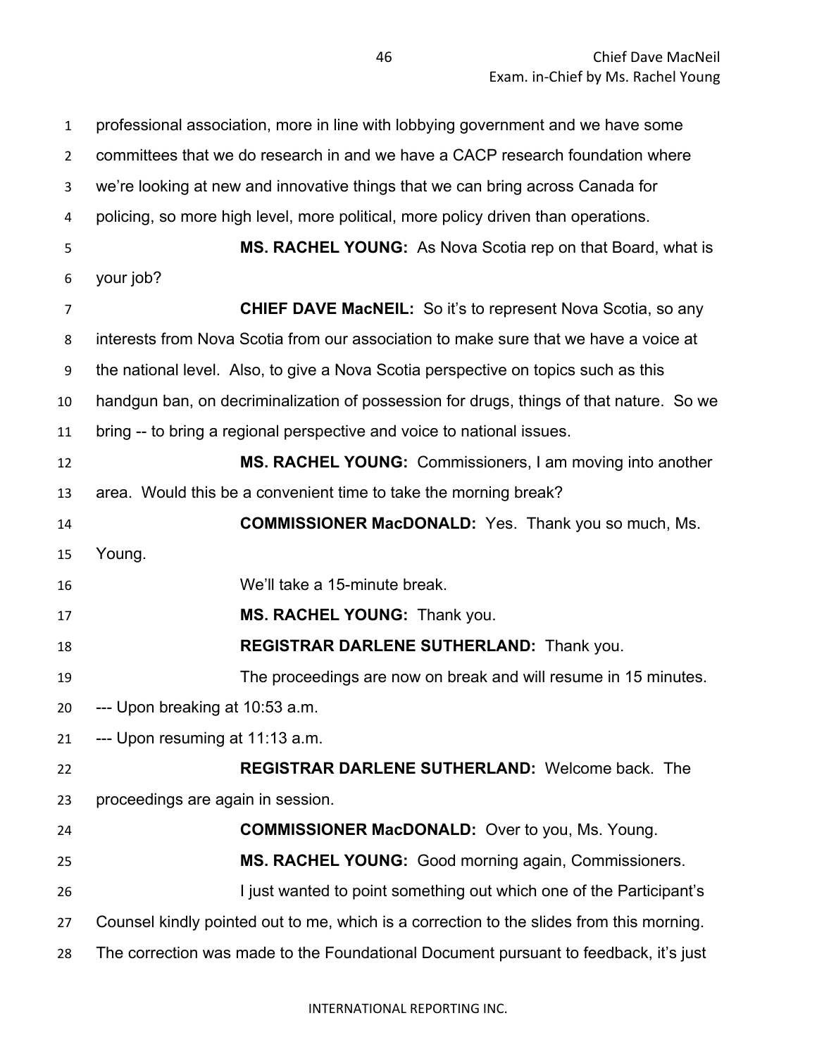professional association, more in line with lobbying government and we have some committees that we do research in and we have a CACP research foundation where we're looking at new and innovative things that we can bring across Canada for policing, so more high level, more political, more policy driven than operations.

**MS. RACHEL YOUNG:** As Nova Scotia rep on that Board, what is your job?

**CHIEF DAVE MacNEIL:** So it's to represent Nova Scotia, so any interests from Nova Scotia from our association to make sure that we have a voice at the national level. Also, to give a Nova Scotia perspective on topics such as this handgun ban, on decriminalization of possession for drugs, things of that nature. So we bring -- to bring a regional perspective and voice to national issues.

**MS. RACHEL YOUNG:** Commissioners, I am moving into another area. Would this be a convenient time to take the morning break?

**COMMISSIONER MacDONALD:** Yes. Thank you so much, Ms. Young.

We'll take a 15-minute break.

**MS. RACHEL YOUNG:** Thank you.

**REGISTRAR DARLENE SUTHERLAND:** Thank you.

The proceedings are now on break and will resume in 15 minutes.

--- Upon breaking at 10:53 a.m.

--- Upon resuming at 11:13 a.m.

**REGISTRAR DARLENE SUTHERLAND:** Welcome back. The proceedings are again in session.

**COMMISSIONER MacDONALD:** Over to you, Ms. Young.

**MS. RACHEL YOUNG:** Good morning again, Commissioners.

I just wanted to point something out which one of the Participant's Counsel kindly pointed out to me, which is a correction to the slides from this morning. The correction was made to the Foundational Document pursuant to feedback, it's just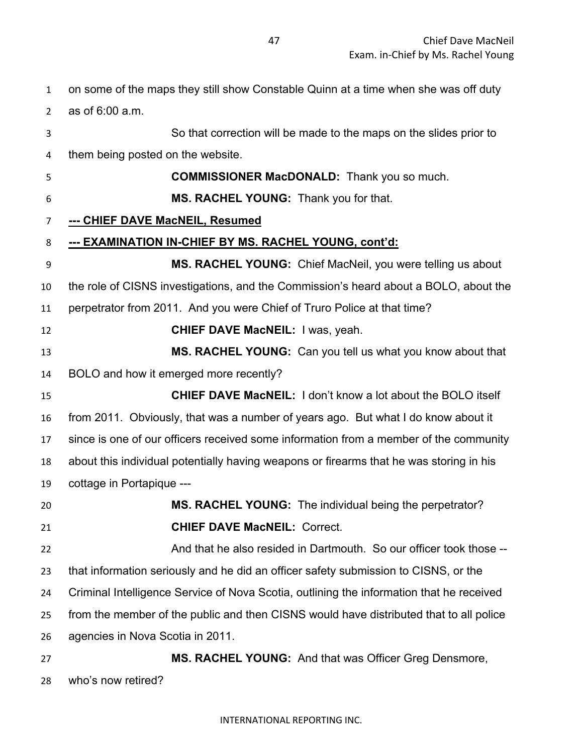on some of the maps they still show Constable Quinn at a time when she was off duty as of 6:00 a.m.

So that correction will be made to the maps on the slides prior to them being posted on the website.

**COMMISSIONER MacDONALD:** Thank you so much.

**MS. RACHEL YOUNG:** Thank you for that.

**--- CHIEF DAVE MacNEIL, Resumed**

**--- EXAMINATION IN-CHIEF BY MS. RACHEL YOUNG, cont'd:**

**MS. RACHEL YOUNG:** Chief MacNeil, you were telling us about the role of CISNS investigations, and the Commission's heard about a BOLO, about the perpetrator from 2011. And you were Chief of Truro Police at that time?

**CHIEF DAVE MacNEIL:** I was, yeah.

**MS. RACHEL YOUNG:** Can you tell us what you know about that BOLO and how it emerged more recently?

**CHIEF DAVE MacNEIL:** I don't know a lot about the BOLO itself from 2011. Obviously, that was a number of years ago. But what I do know about it since is one of our officers received some information from a member of the community about this individual potentially having weapons or firearms that he was storing in his cottage in Portapique ---

**MS. RACHEL YOUNG:** The individual being the perpetrator?

**CHIEF DAVE MacNEIL:** Correct.

And that he also resided in Dartmouth. So our officer took those -- that information seriously and he did an officer safety submission to CISNS, or the Criminal Intelligence Service of Nova Scotia, outlining the information that he received from the member of the public and then CISNS would have distributed that to all police agencies in Nova Scotia in 2011.

**MS. RACHEL YOUNG:** And that was Officer Greg Densmore, who's now retired?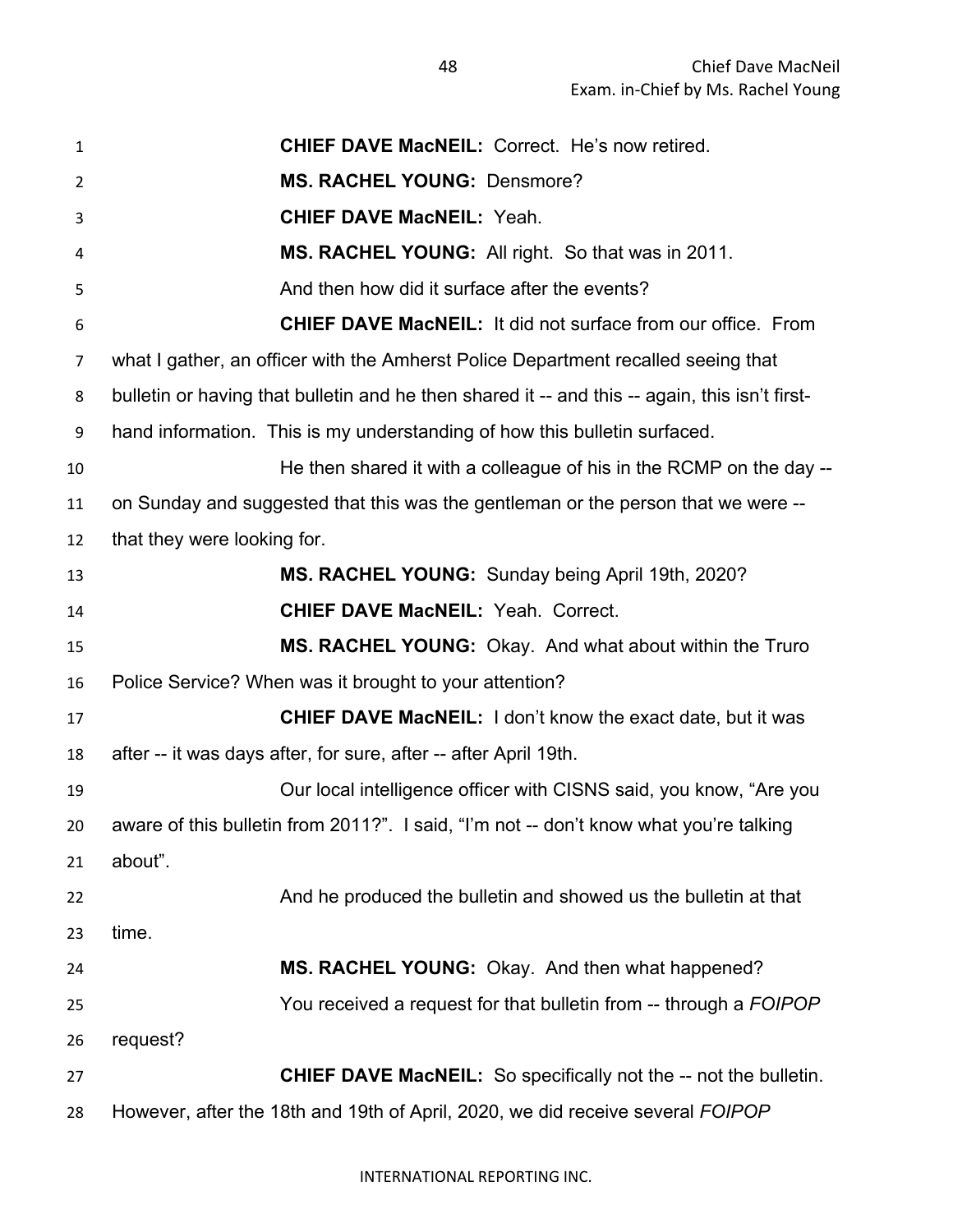**CHIEF DAVE MacNEIL:** Correct. He's now retired.

**MS. RACHEL YOUNG:** Densmore?

**CHIEF DAVE MacNEIL:** Yeah.

**MS. RACHEL YOUNG:** All right. So that was in 2011.

And then how did it surface after the events?

**CHIEF DAVE MacNEIL:** It did not surface from our office. From what I gather, an officer with the Amherst Police Department recalled seeing that bulletin or having that bulletin and he then shared it -- and this -- again, this isn't first-hand information. This is my understanding of how this bulletin surfaced.

He then shared it with a colleague of his in the RCMP on the day -- on Sunday and suggested that this was the gentleman or the person that we were -- that they were looking for.

**MS. RACHEL YOUNG:** Sunday being April 19th, 2020?

**CHIEF DAVE MacNEIL:** Yeah. Correct.

**MS. RACHEL YOUNG:** Okay. And what about within the Truro Police Service? When was it brought to your attention?

**CHIEF DAVE MacNEIL:** I don't know the exact date, but it was after -- it was days after, for sure, after -- after April 19th.

Our local intelligence officer with CISNS said, you know, "Are you aware of this bulletin from 2011?". I said, "I'm not -- don't know what you're talking about".

And he produced the bulletin and showed us the bulletin at that time.

**MS. RACHEL YOUNG:** Okay. And then what happened?

You received a request for that bulletin from -- through a *FOIPOP* request?

**CHIEF DAVE MacNEIL:** So specifically not the -- not the bulletin. However, after the 18th and 19th of April, 2020, we did receive several *FOIPOP*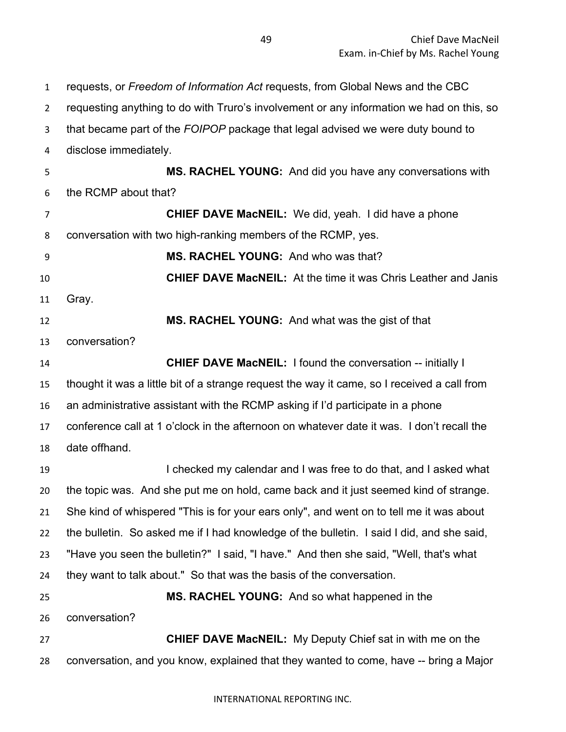requests, or *Freedom of Information Act* requests, from Global News and the CBC requesting anything to do with Truro's involvement or any information we had on this, so that became part of the *FOIPOP* package that legal advised we were duty bound to disclose immediately.

**MS. RACHEL YOUNG:** And did you have any conversations with the RCMP about that?

**CHIEF DAVE MacNEIL:** We did, yeah. I did have a phone conversation with two high-ranking members of the RCMP, yes.

**MS. RACHEL YOUNG:** And who was that?

**CHIEF DAVE MacNEIL:** At the time it was Chris Leather and Janis Gray.

**MS. RACHEL YOUNG:** And what was the gist of that conversation?

**CHIEF DAVE MacNEIL:** I found the conversation -- initially I thought it was a little bit of a strange request the way it came, so I received a call from an administrative assistant with the RCMP asking if I'd participate in a phone conference call at 1 o'clock in the afternoon on whatever date it was. I don't recall the date offhand.

I checked my calendar and I was free to do that, and I asked what the topic was. And she put me on hold, came back and it just seemed kind of strange. She kind of whispered "This is for your ears only", and went on to tell me it was about the bulletin. So asked me if I had knowledge of the bulletin. I said I did, and she said, "Have you seen the bulletin?" I said, "I have." And then she said, "Well, that's what they want to talk about." So that was the basis of the conversation.

**MS. RACHEL YOUNG:** And so what happened in the conversation?

**CHIEF DAVE MacNEIL:** My Deputy Chief sat in with me on the conversation, and you know, explained that they wanted to come, have -- bring a Major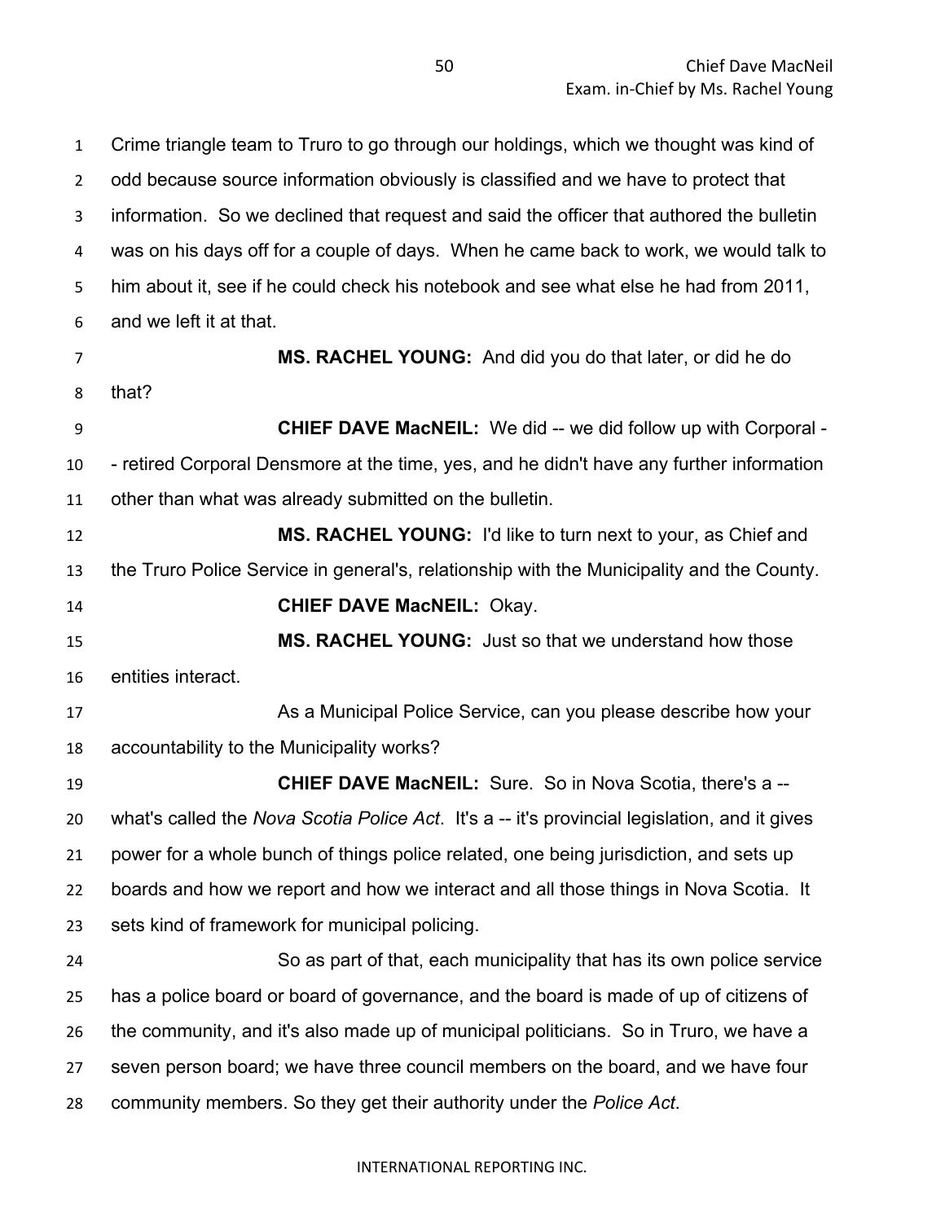Crime triangle team to Truro to go through our holdings, which we thought was kind of odd because source information obviously is classified and we have to protect that information. So we declined that request and said the officer that authored the bulletin was on his days off for a couple of days. When he came back to work, we would talk to him about it, see if he could check his notebook and see what else he had from 2011, and we left it at that.

**MS. RACHEL YOUNG:** And did you do that later, or did he do that?

**CHIEF DAVE MacNEIL:** We did -- we did follow up with Corporal -- retired Corporal Densmore at the time, yes, and he didn't have any further information other than what was already submitted on the bulletin.

**MS. RACHEL YOUNG:** I'd like to turn next to your, as Chief and the Truro Police Service in general's, relationship with the Municipality and the County.

**CHIEF DAVE MacNEIL:** Okay.

**MS. RACHEL YOUNG:** Just so that we understand how those entities interact.

As a Municipal Police Service, can you please describe how your accountability to the Municipality works?

**CHIEF DAVE MacNEIL:** Sure. So in Nova Scotia, there's a -- what's called the *Nova Scotia Police Act*. It's a -- it's provincial legislation, and it gives power for a whole bunch of things police related, one being jurisdiction, and sets up boards and how we report and how we interact and all those things in Nova Scotia. It sets kind of framework for municipal policing.

So as part of that, each municipality that has its own police service has a police board or board of governance, and the board is made of up of citizens of the community, and it's also made up of municipal politicians. So in Truro, we have a seven person board; we have three council members on the board, and we have four community members. So they get their authority under the *Police Act*.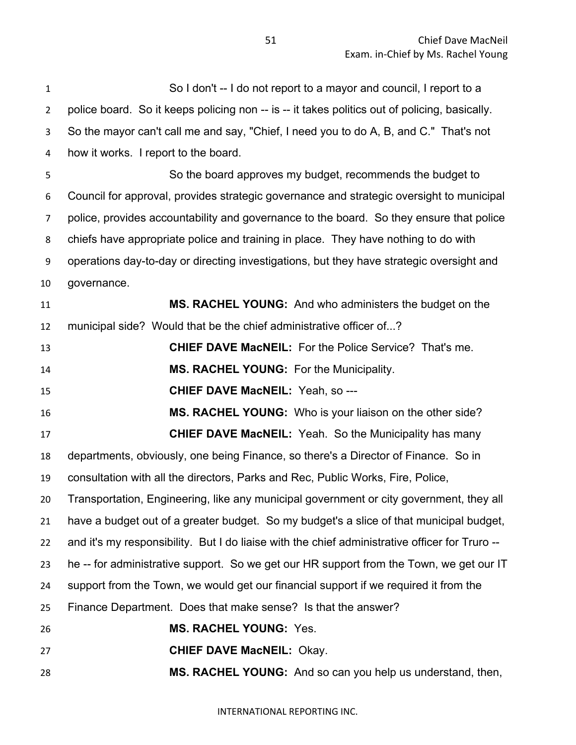So I don't -- I do not report to a mayor and council, I report to a police board. So it keeps policing non -- is -- it takes politics out of policing, basically. So the mayor can't call me and say, "Chief, I need you to do A, B, and C." That's not how it works. I report to the board.

So the board approves my budget, recommends the budget to Council for approval, provides strategic governance and strategic oversight to municipal police, provides accountability and governance to the board. So they ensure that police chiefs have appropriate police and training in place. They have nothing to do with operations day-to-day or directing investigations, but they have strategic oversight and governance.

**MS. RACHEL YOUNG:** And who administers the budget on the municipal side? Would that be the chief administrative officer of...?

**CHIEF DAVE MacNEIL:** For the Police Service? That's me.

**MS. RACHEL YOUNG:** For the Municipality.

**CHIEF DAVE MacNEIL:** Yeah, so ---

**MS. RACHEL YOUNG:** Who is your liaison on the other side?

**CHIEF DAVE MacNEIL:** Yeah. So the Municipality has many departments, obviously, one being Finance, so there's a Director of Finance. So in consultation with all the directors, Parks and Rec, Public Works, Fire, Police, Transportation, Engineering, like any municipal government or city government, they all have a budget out of a greater budget. So my budget's a slice of that municipal budget, and it's my responsibility. But I do liaise with the chief administrative officer for Truro -- he -- for administrative support. So we get our HR support from the Town, we get our IT support from the Town, we would get our financial support if we required it from the Finance Department. Does that make sense? Is that the answer?

**MS. RACHEL YOUNG:** Yes.

**CHIEF DAVE MacNEIL:** Okay.

**MS. RACHEL YOUNG:** And so can you help us understand, then,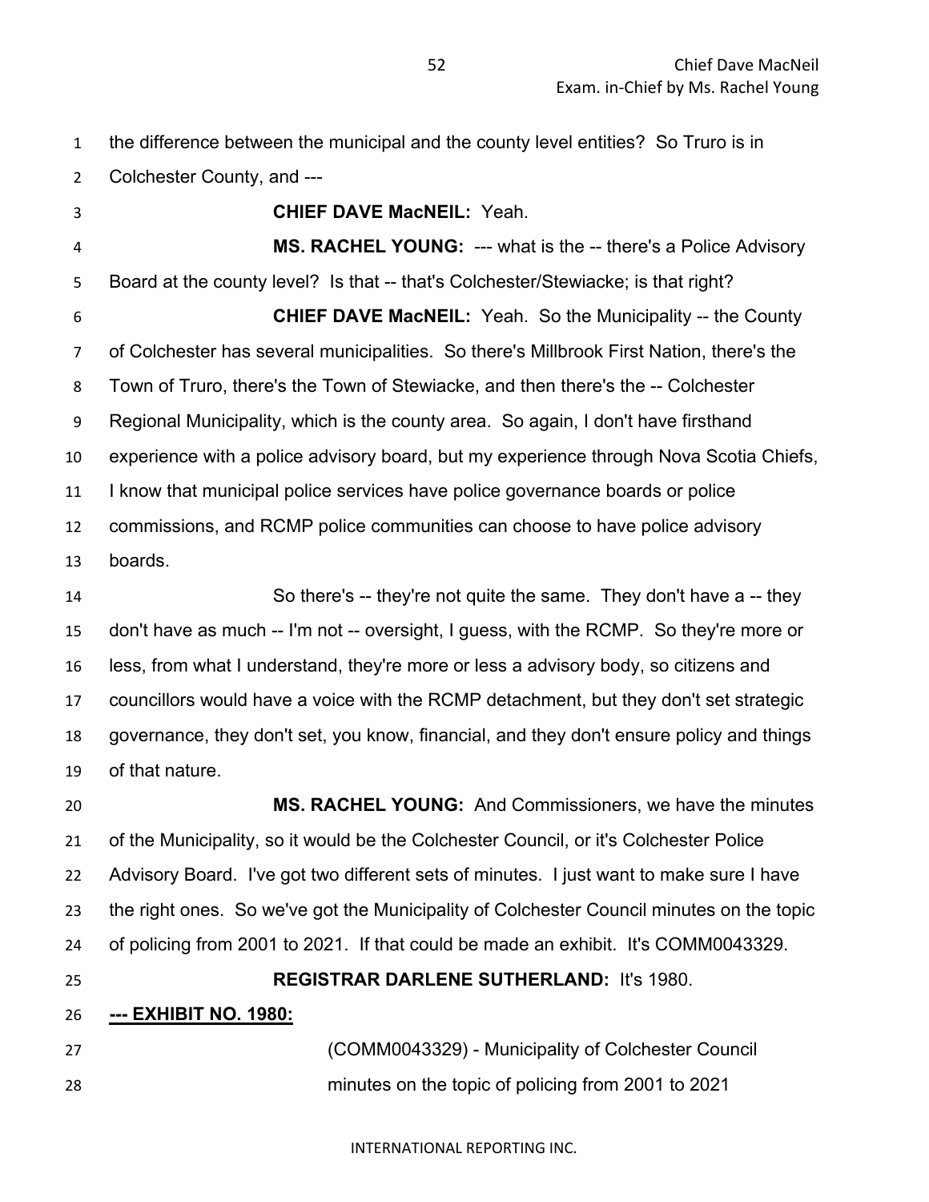the difference between the municipal and the county level entities? So Truro is in Colchester County, and ---

**CHIEF DAVE MacNEIL:** Yeah.

**MS. RACHEL YOUNG:** --- what is the -- there's a Police Advisory Board at the county level? Is that -- that's Colchester/Stewiacke; is that right?

**CHIEF DAVE MacNEIL:** Yeah. So the Municipality -- the County of Colchester has several municipalities. So there's Millbrook First Nation, there's the Town of Truro, there's the Town of Stewiacke, and then there's the -- Colchester Regional Municipality, which is the county area. So again, I don't have firsthand experience with a police advisory board, but my experience through Nova Scotia Chiefs, I know that municipal police services have police governance boards or police commissions, and RCMP police communities can choose to have police advisory boards.

So there's -- they're not quite the same. They don't have a -- they don't have as much -- I'm not -- oversight, I guess, with the RCMP. So they're more or less, from what I understand, they're more or less a advisory body, so citizens and councillors would have a voice with the RCMP detachment, but they don't set strategic governance, they don't set, you know, financial, and they don't ensure policy and things of that nature.

**MS. RACHEL YOUNG:** And Commissioners, we have the minutes of the Municipality, so it would be the Colchester Council, or it's Colchester Police Advisory Board. I've got two different sets of minutes. I just want to make sure I have the right ones. So we've got the Municipality of Colchester Council minutes on the topic of policing from 2001 to 2021. If that could be made an exhibit. It's COMM0043329.

**REGISTRAR DARLENE SUTHERLAND:** It's 1980.

**--- EXHIBIT NO. 1980:**

(COMM0043329) - Municipality of Colchester Council minutes on the topic of policing from 2001 to 2021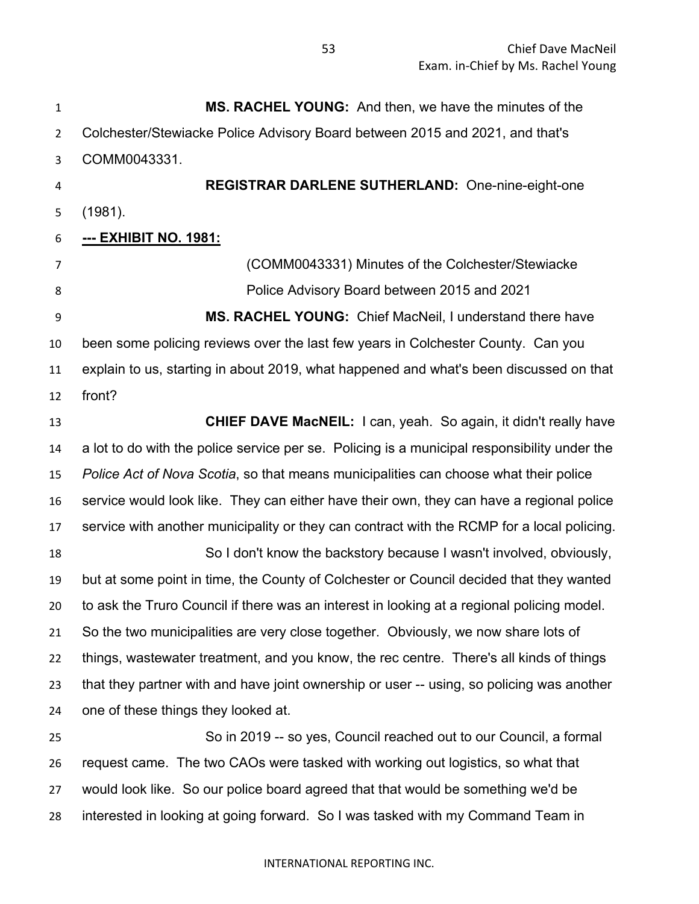**MS. RACHEL YOUNG:** And then, we have the minutes of the Colchester/Stewiacke Police Advisory Board between 2015 and 2021, and that's COMM0043331.

**REGISTRAR DARLENE SUTHERLAND:** One-nine-eight-one (1981).

**--- EXHIBIT NO. 1981:**

(COMM0043331) Minutes of the Colchester/Stewiacke Police Advisory Board between 2015 and 2021

**MS. RACHEL YOUNG:** Chief MacNeil, I understand there have been some policing reviews over the last few years in Colchester County. Can you explain to us, starting in about 2019, what happened and what's been discussed on that front?

**CHIEF DAVE MacNEIL:** I can, yeah. So again, it didn't really have a lot to do with the police service per se. Policing is a municipal responsibility under the *Police Act of Nova Scotia*, so that means municipalities can choose what their police service would look like. They can either have their own, they can have a regional police service with another municipality or they can contract with the RCMP for a local policing.

So I don't know the backstory because I wasn't involved, obviously, but at some point in time, the County of Colchester or Council decided that they wanted to ask the Truro Council if there was an interest in looking at a regional policing model. So the two municipalities are very close together. Obviously, we now share lots of things, wastewater treatment, and you know, the rec centre. There's all kinds of things that they partner with and have joint ownership or user -- using, so policing was another one of these things they looked at.

So in 2019 -- so yes, Council reached out to our Council, a formal request came. The two CAOs were tasked with working out logistics, so what that would look like. So our police board agreed that that would be something we'd be interested in looking at going forward. So I was tasked with my Command Team in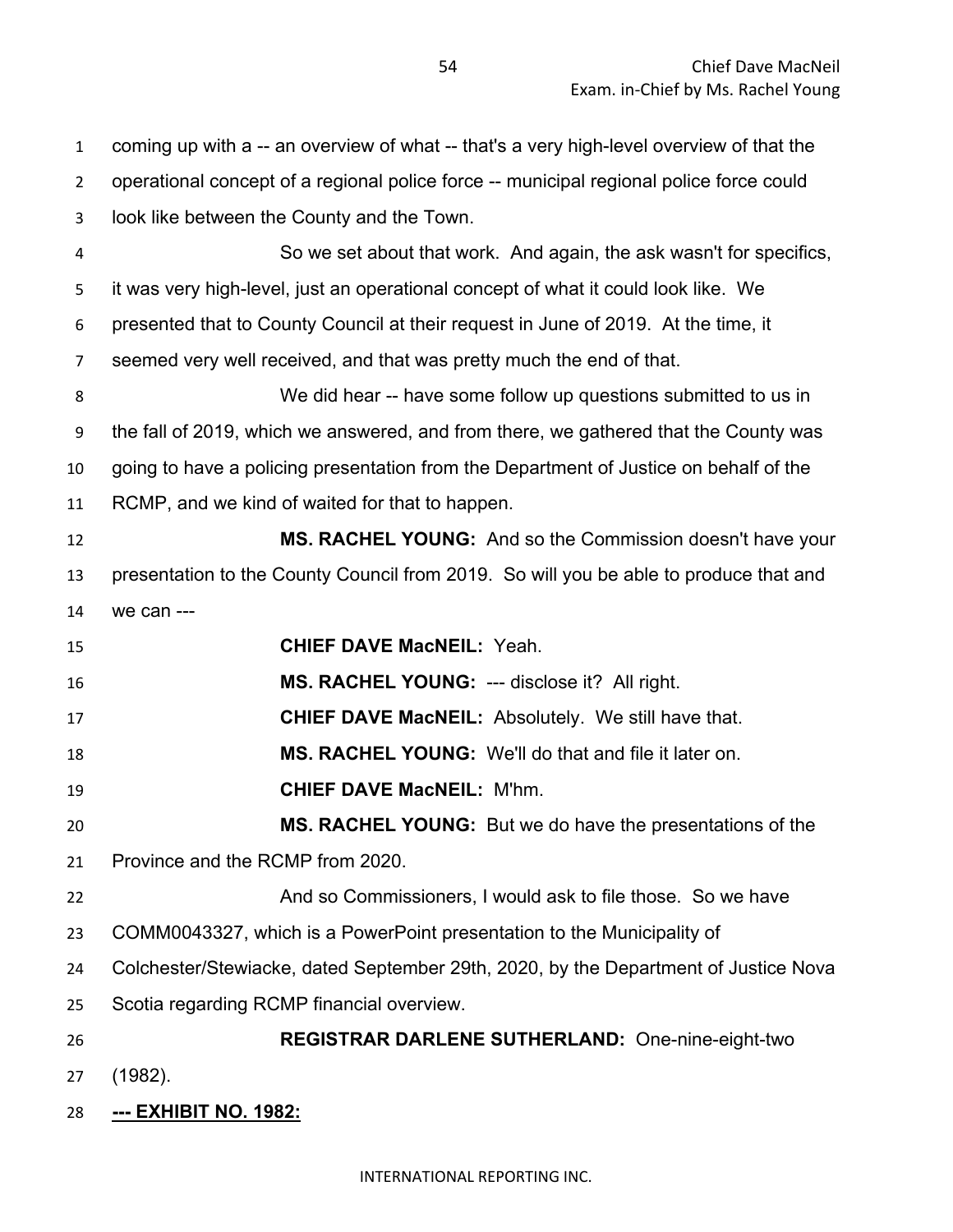coming up with a -- an overview of what -- that's a very high-level overview of that the operational concept of a regional police force -- municipal regional police force could look like between the County and the Town.

So we set about that work. And again, the ask wasn't for specifics, it was very high-level, just an operational concept of what it could look like. We presented that to County Council at their request in June of 2019. At the time, it seemed very well received, and that was pretty much the end of that.

We did hear -- have some follow up questions submitted to us in the fall of 2019, which we answered, and from there, we gathered that the County was going to have a policing presentation from the Department of Justice on behalf of the RCMP, and we kind of waited for that to happen.

**MS. RACHEL YOUNG:** And so the Commission doesn't have your presentation to the County Council from 2019. So will you be able to produce that and we can ---

**CHIEF DAVE MacNEIL:** Yeah.

**MS. RACHEL YOUNG:** --- disclose it? All right.

**CHIEF DAVE MacNEIL:** Absolutely. We still have that.

**MS. RACHEL YOUNG:** We'll do that and file it later on.

**CHIEF DAVE MacNEIL:** M'hm.

**MS. RACHEL YOUNG:** But we do have the presentations of the Province and the RCMP from 2020.

And so Commissioners, I would ask to file those. So we have COMM0043327, which is a PowerPoint presentation to the Municipality of Colchester/Stewiacke, dated September 29th, 2020, by the Department of Justice Nova Scotia regarding RCMP financial overview.

**REGISTRAR DARLENE SUTHERLAND:** One-nine-eight-two (1982).

**--- EXHIBIT NO. 1982:**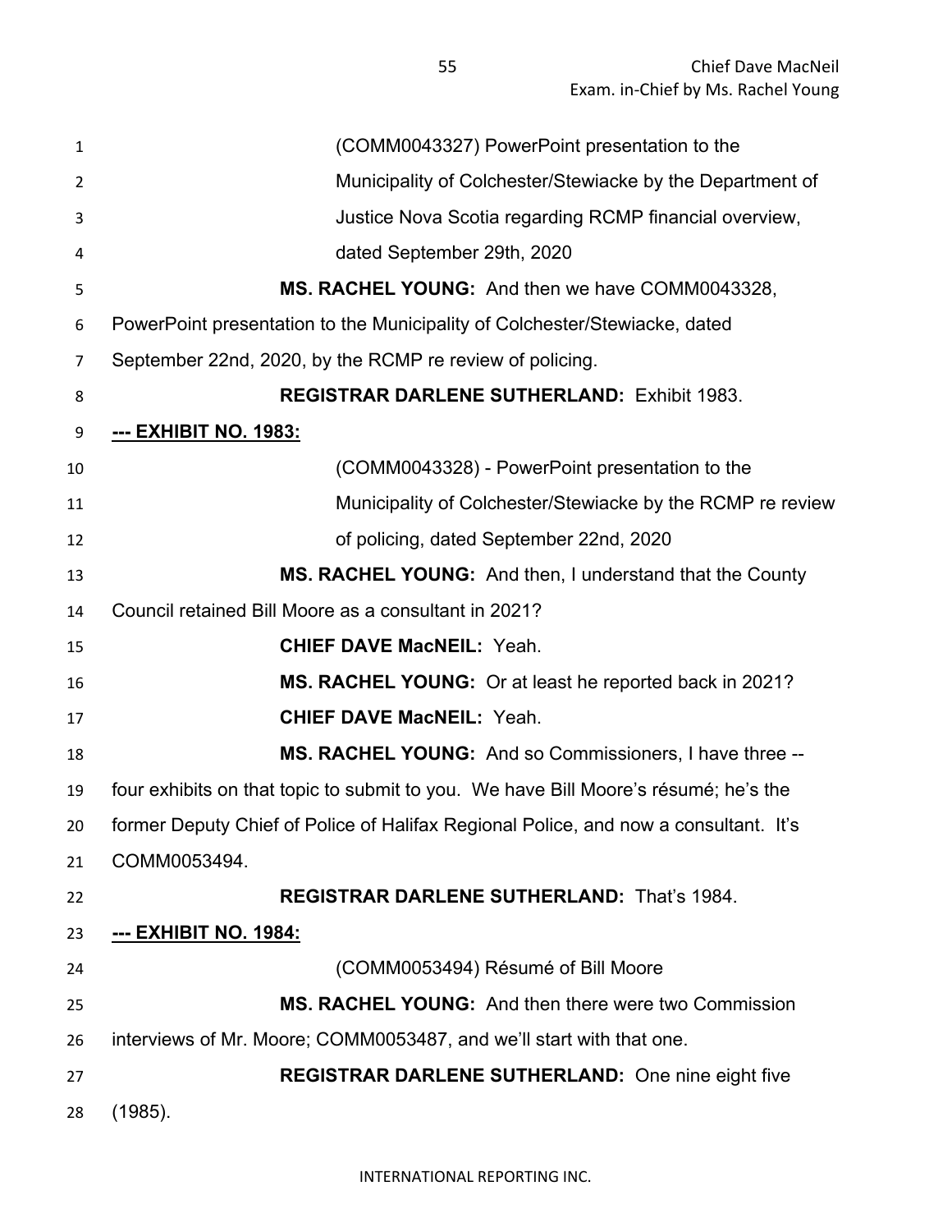(COMM0043327) PowerPoint presentation to the Municipality of Colchester/Stewiacke by the Department of Justice Nova Scotia regarding RCMP financial overview, dated September 29th, 2020

**MS. RACHEL YOUNG:** And then we have COMM0043328, PowerPoint presentation to the Municipality of Colchester/Stewiacke, dated September 22nd, 2020, by the RCMP re review of policing.

**REGISTRAR DARLENE SUTHERLAND:** Exhibit 1983.

**--- EXHIBIT NO. 1983:**

(COMM0043328) - PowerPoint presentation to the Municipality of Colchester/Stewiacke by the RCMP re review of policing, dated September 22nd, 2020

**MS. RACHEL YOUNG:** And then, I understand that the County Council retained Bill Moore as a consultant in 2021?

**CHIEF DAVE MacNEIL:** Yeah.

**MS. RACHEL YOUNG:** Or at least he reported back in 2021?

**CHIEF DAVE MacNEIL:** Yeah.

**MS. RACHEL YOUNG:** And so Commissioners, I have three -- four exhibits on that topic to submit to you. We have Bill Moore's résumé; he's the former Deputy Chief of Police of Halifax Regional Police, and now a consultant. It's COMM0053494.

**REGISTRAR DARLENE SUTHERLAND:** That's 1984.

**--- EXHIBIT NO. 1984:**

(COMM0053494) Résumé of Bill Moore

**MS. RACHEL YOUNG:** And then there were two Commission interviews of Mr. Moore; COMM0053487, and we'll start with that one.

**REGISTRAR DARLENE SUTHERLAND:** One nine eight five (1985).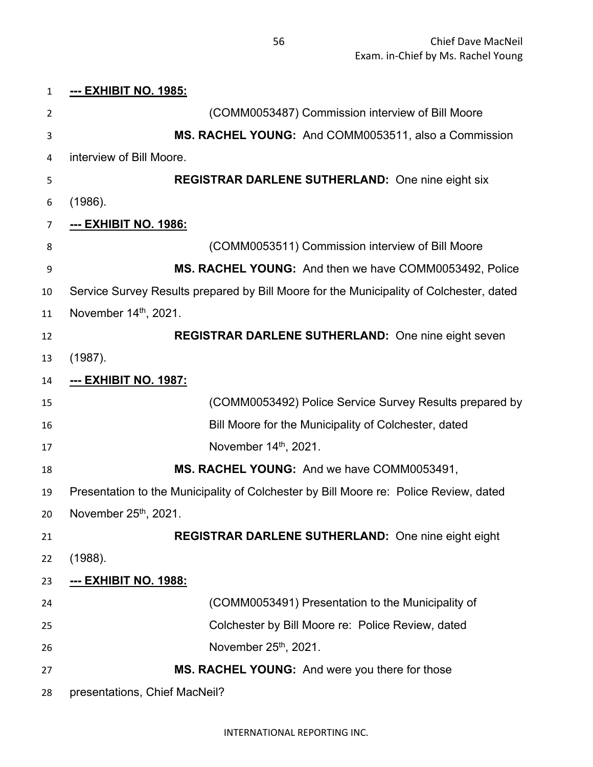**--- EXHIBIT NO. 1985:**

(COMM0053487) Commission interview of Bill Moore

**MS. RACHEL YOUNG:** And COMM0053511, also a Commission interview of Bill Moore.

**REGISTRAR DARLENE SUTHERLAND:** One nine eight six (1986).

**--- EXHIBIT NO. 1986:**

(COMM0053511) Commission interview of Bill Moore

**MS. RACHEL YOUNG:** And then we have COMM0053492, Police Service Survey Results prepared by Bill Moore for the Municipality of Colchester, dated November 14th, 2021.

**REGISTRAR DARLENE SUTHERLAND:** One nine eight seven (1987).

**--- EXHIBIT NO. 1987:**

(COMM0053492) Police Service Survey Results prepared by Bill Moore for the Municipality of Colchester, dated November 14th, 2021.

**MS. RACHEL YOUNG:** And we have COMM0053491, Presentation to the Municipality of Colchester by Bill Moore re: Police Review, dated November 25th, 2021.

**REGISTRAR DARLENE SUTHERLAND:** One nine eight eight (1988).

**--- EXHIBIT NO. 1988:**

(COMM0053491) Presentation to the Municipality of Colchester by Bill Moore re: Police Review, dated November 25th, 2021.

**MS. RACHEL YOUNG:** And were you there for those presentations, Chief MacNeil?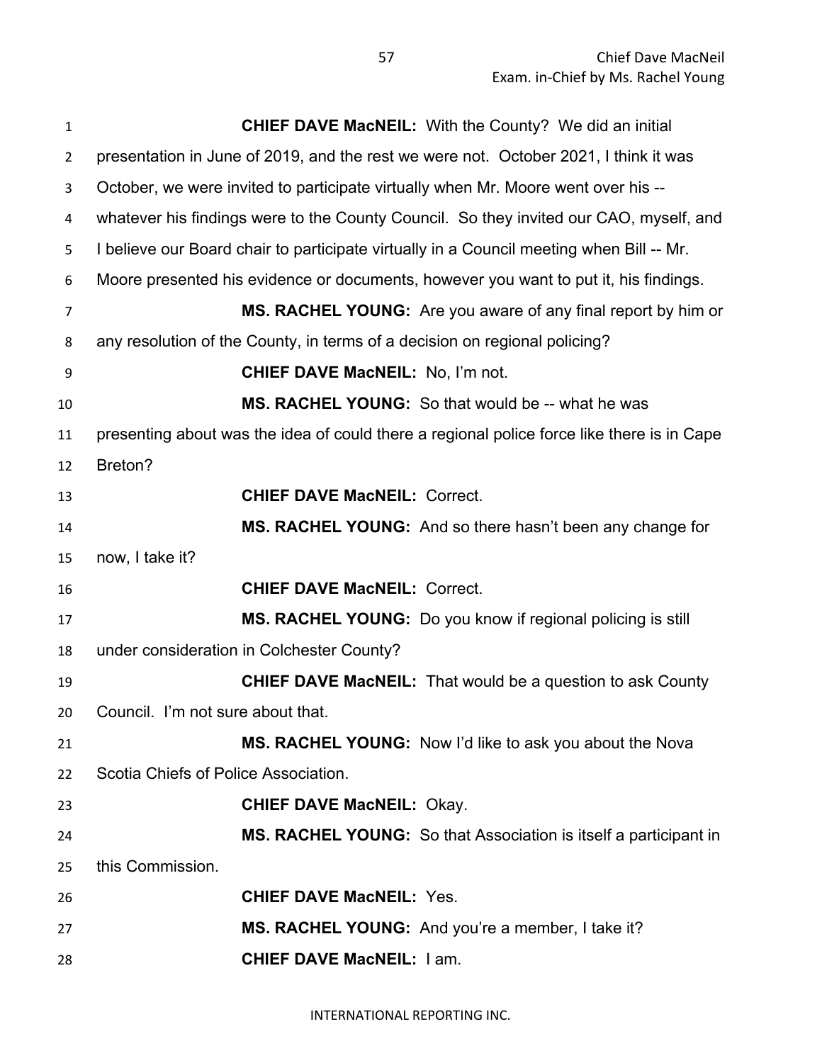**CHIEF DAVE MacNEIL:** With the County? We did an initial presentation in June of 2019, and the rest we were not. October 2021, I think it was October, we were invited to participate virtually when Mr. Moore went over his -- whatever his findings were to the County Council. So they invited our CAO, myself, and I believe our Board chair to participate virtually in a Council meeting when Bill -- Mr. Moore presented his evidence or documents, however you want to put it, his findings.

**MS. RACHEL YOUNG:** Are you aware of any final report by him or any resolution of the County, in terms of a decision on regional policing?

**CHIEF DAVE MacNEIL:** No, I'm not.

**MS. RACHEL YOUNG:** So that would be -- what he was presenting about was the idea of could there a regional police force like there is in Cape Breton?

**CHIEF DAVE MacNEIL:** Correct.

**MS. RACHEL YOUNG:** And so there hasn't been any change for now, I take it?

**CHIEF DAVE MacNEIL:** Correct.

**MS. RACHEL YOUNG:** Do you know if regional policing is still under consideration in Colchester County?

**CHIEF DAVE MacNEIL:** That would be a question to ask County Council. I'm not sure about that.

**MS. RACHEL YOUNG:** Now I'd like to ask you about the Nova Scotia Chiefs of Police Association.

**CHIEF DAVE MacNEIL:** Okay.

**MS. RACHEL YOUNG:** So that Association is itself a participant in this Commission.

**CHIEF DAVE MacNEIL:** Yes.

**MS. RACHEL YOUNG:** And you're a member, I take it?

**CHIEF DAVE MacNEIL:** I am.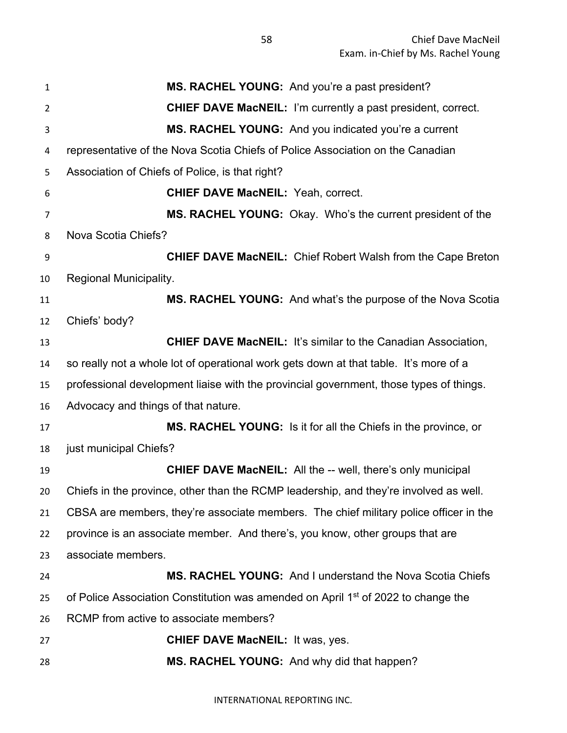**MS. RACHEL YOUNG:** And you're a past president?

**CHIEF DAVE MacNEIL:** I'm currently a past president, correct.

**MS. RACHEL YOUNG:** And you indicated you're a current representative of the Nova Scotia Chiefs of Police Association on the Canadian Association of Chiefs of Police, is that right?

**CHIEF DAVE MacNEIL:** Yeah, correct.

**MS. RACHEL YOUNG:** Okay. Who's the current president of the Nova Scotia Chiefs?

**CHIEF DAVE MacNEIL:** Chief Robert Walsh from the Cape Breton Regional Municipality.

**MS. RACHEL YOUNG:** And what's the purpose of the Nova Scotia Chiefs' body?

**CHIEF DAVE MacNEIL:** It's similar to the Canadian Association, so really not a whole lot of operational work gets down at that table. It's more of a professional development liaise with the provincial government, those types of things. Advocacy and things of that nature.

**MS. RACHEL YOUNG:** Is it for all the Chiefs in the province, or just municipal Chiefs?

**CHIEF DAVE MacNEIL:** All the -- well, there's only municipal Chiefs in the province, other than the RCMP leadership, and they're involved as well. CBSA are members, they're associate members. The chief military police officer in the province is an associate member. And there's, you know, other groups that are associate members.

**MS. RACHEL YOUNG:** And I understand the Nova Scotia Chiefs of Police Association Constitution was amended on April 1st of 2022 to change the RCMP from active to associate members?

**CHIEF DAVE MacNEIL:** It was, yes.

**MS. RACHEL YOUNG:** And why did that happen?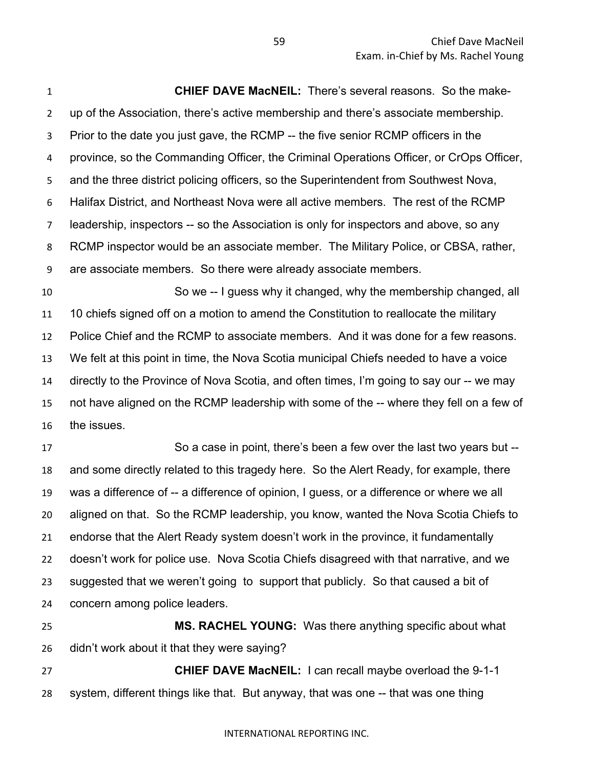**CHIEF DAVE MacNEIL:** There's several reasons. So the make-up of the Association, there's active membership and there's associate membership. Prior to the date you just gave, the RCMP -- the five senior RCMP officers in the province, so the Commanding Officer, the Criminal Operations Officer, or CrOps Officer, and the three district policing officers, so the Superintendent from Southwest Nova, Halifax District, and Northeast Nova were all active members. The rest of the RCMP leadership, inspectors -- so the Association is only for inspectors and above, so any RCMP inspector would be an associate member. The Military Police, or CBSA, rather, are associate members. So there were already associate members.

So we -- I guess why it changed, why the membership changed, all 10 chiefs signed off on a motion to amend the Constitution to reallocate the military Police Chief and the RCMP to associate members. And it was done for a few reasons. We felt at this point in time, the Nova Scotia municipal Chiefs needed to have a voice directly to the Province of Nova Scotia, and often times, I'm going to say our -- we may not have aligned on the RCMP leadership with some of the -- where they fell on a few of the issues.

So a case in point, there's been a few over the last two years but -- and some directly related to this tragedy here. So the Alert Ready, for example, there was a difference of -- a difference of opinion, I guess, or a difference or where we all aligned on that. So the RCMP leadership, you know, wanted the Nova Scotia Chiefs to endorse that the Alert Ready system doesn't work in the province, it fundamentally doesn't work for police use. Nova Scotia Chiefs disagreed with that narrative, and we suggested that we weren't going to support that publicly. So that caused a bit of concern among police leaders.

**MS. RACHEL YOUNG:** Was there anything specific about what didn't work about it that they were saying?

**CHIEF DAVE MacNEIL:** I can recall maybe overload the 9-1-1 system, different things like that. But anyway, that was one -- that was one thing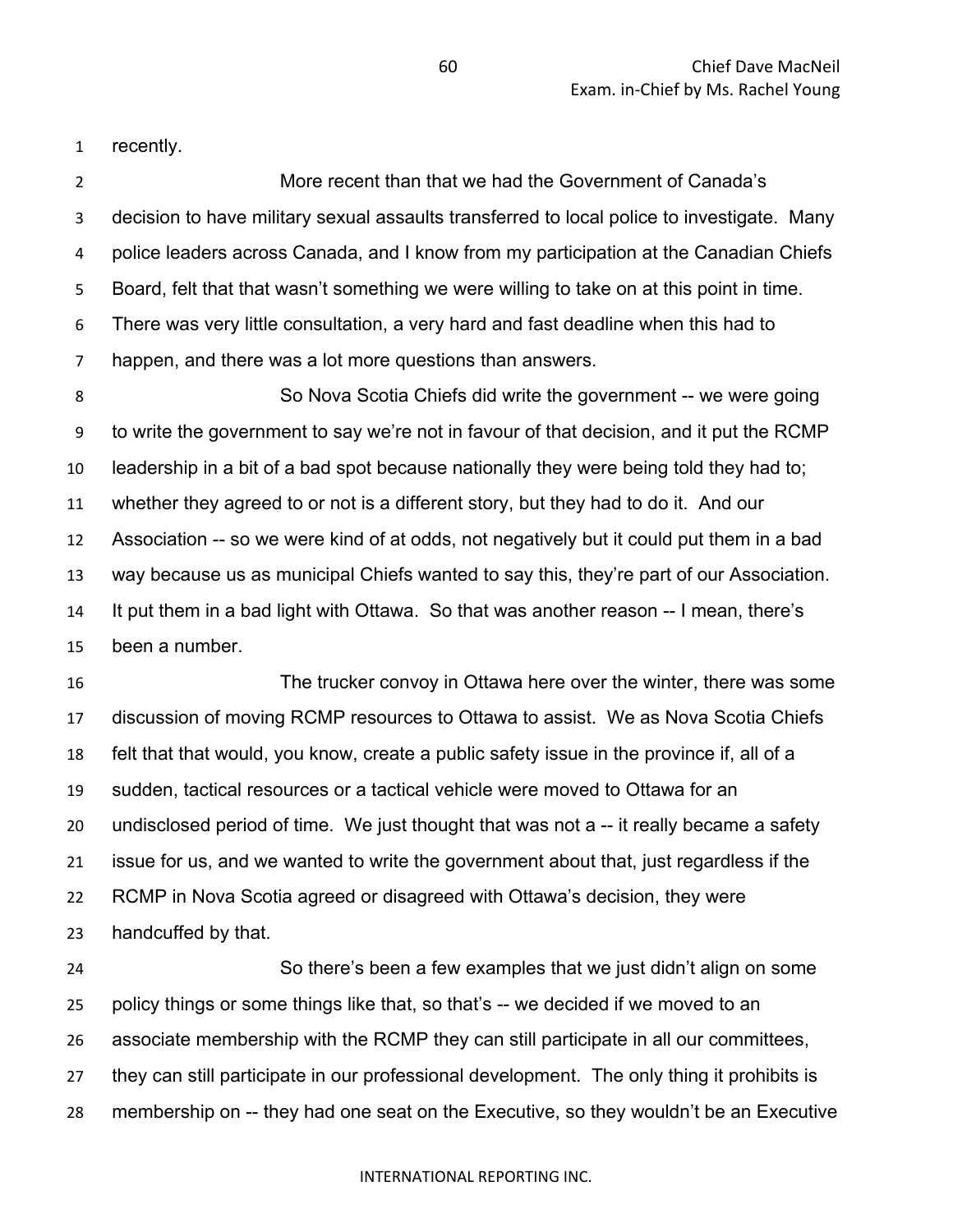recently.

More recent than that we had the Government of Canada's decision to have military sexual assaults transferred to local police to investigate. Many police leaders across Canada, and I know from my participation at the Canadian Chiefs Board, felt that that wasn't something we were willing to take on at this point in time. There was very little consultation, a very hard and fast deadline when this had to happen, and there was a lot more questions than answers.

So Nova Scotia Chiefs did write the government -- we were going to write the government to say we're not in favour of that decision, and it put the RCMP leadership in a bit of a bad spot because nationally they were being told they had to; whether they agreed to or not is a different story, but they had to do it. And our Association -- so we were kind of at odds, not negatively but it could put them in a bad way because us as municipal Chiefs wanted to say this, they're part of our Association. It put them in a bad light with Ottawa. So that was another reason -- I mean, there's been a number.

The trucker convoy in Ottawa here over the winter, there was some discussion of moving RCMP resources to Ottawa to assist. We as Nova Scotia Chiefs felt that that would, you know, create a public safety issue in the province if, all of a sudden, tactical resources or a tactical vehicle were moved to Ottawa for an undisclosed period of time. We just thought that was not a -- it really became a safety issue for us, and we wanted to write the government about that, just regardless if the RCMP in Nova Scotia agreed or disagreed with Ottawa's decision, they were handcuffed by that.

So there's been a few examples that we just didn't align on some policy things or some things like that, so that's -- we decided if we moved to an associate membership with the RCMP they can still participate in all our committees, they can still participate in our professional development. The only thing it prohibits is membership on -- they had one seat on the Executive, so they wouldn't be an Executive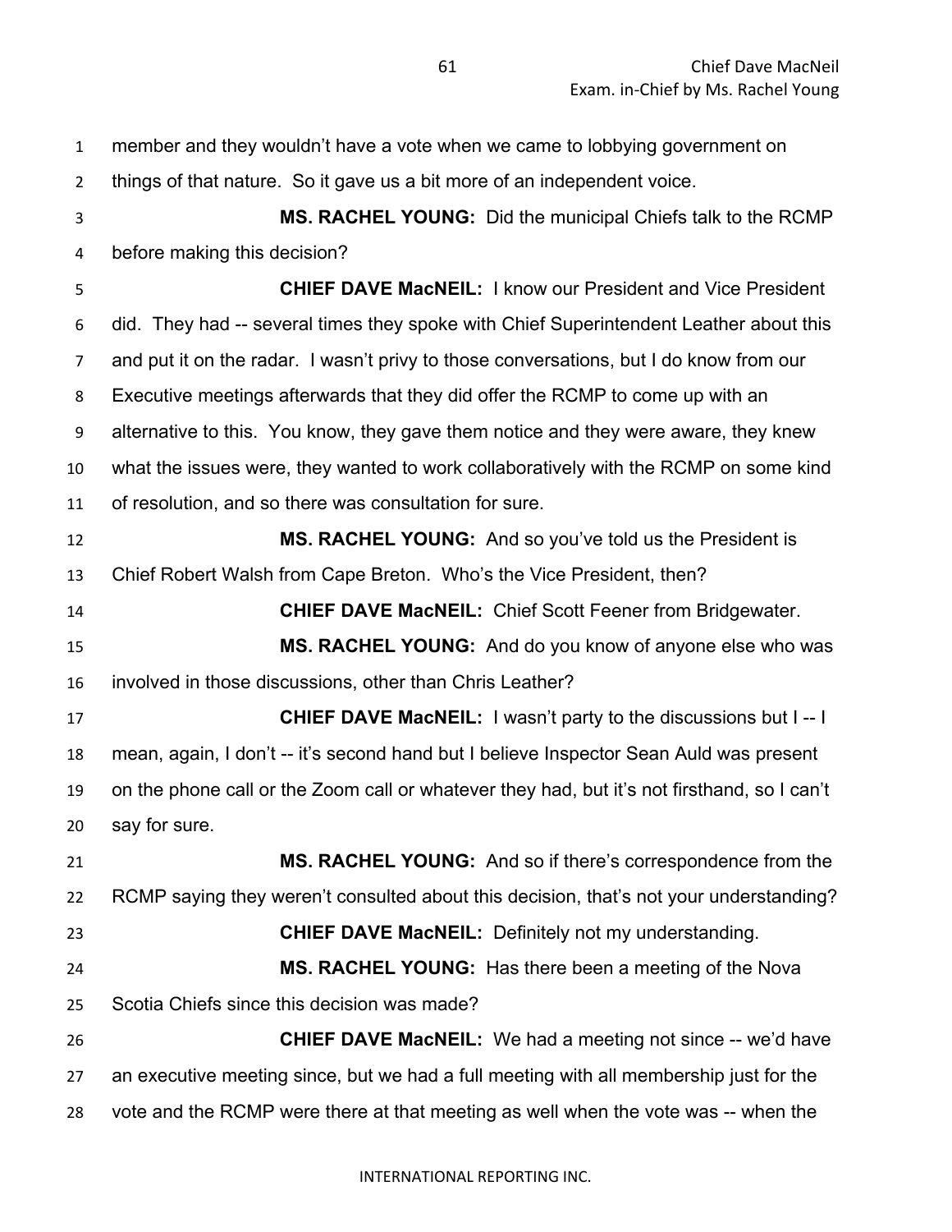member and they wouldn't have a vote when we came to lobbying government on things of that nature. So it gave us a bit more of an independent voice.

**MS. RACHEL YOUNG:** Did the municipal Chiefs talk to the RCMP before making this decision?

**CHIEF DAVE MacNEIL:** I know our President and Vice President did. They had -- several times they spoke with Chief Superintendent Leather about this and put it on the radar. I wasn't privy to those conversations, but I do know from our Executive meetings afterwards that they did offer the RCMP to come up with an alternative to this. You know, they gave them notice and they were aware, they knew what the issues were, they wanted to work collaboratively with the RCMP on some kind of resolution, and so there was consultation for sure.

**MS. RACHEL YOUNG:** And so you've told us the President is Chief Robert Walsh from Cape Breton. Who's the Vice President, then?

**CHIEF DAVE MacNEIL:** Chief Scott Feener from Bridgewater.

**MS. RACHEL YOUNG:** And do you know of anyone else who was involved in those discussions, other than Chris Leather?

**CHIEF DAVE MacNEIL:** I wasn't party to the discussions but I -- I mean, again, I don't -- it's second hand but I believe Inspector Sean Auld was present on the phone call or the Zoom call or whatever they had, but it's not firsthand, so I can't say for sure.

**MS. RACHEL YOUNG:** And so if there's correspondence from the RCMP saying they weren't consulted about this decision, that's not your understanding?

**CHIEF DAVE MacNEIL:** Definitely not my understanding.

**MS. RACHEL YOUNG:** Has there been a meeting of the Nova Scotia Chiefs since this decision was made?

**CHIEF DAVE MacNEIL:** We had a meeting not since -- we'd have an executive meeting since, but we had a full meeting with all membership just for the vote and the RCMP were there at that meeting as well when the vote was -- when the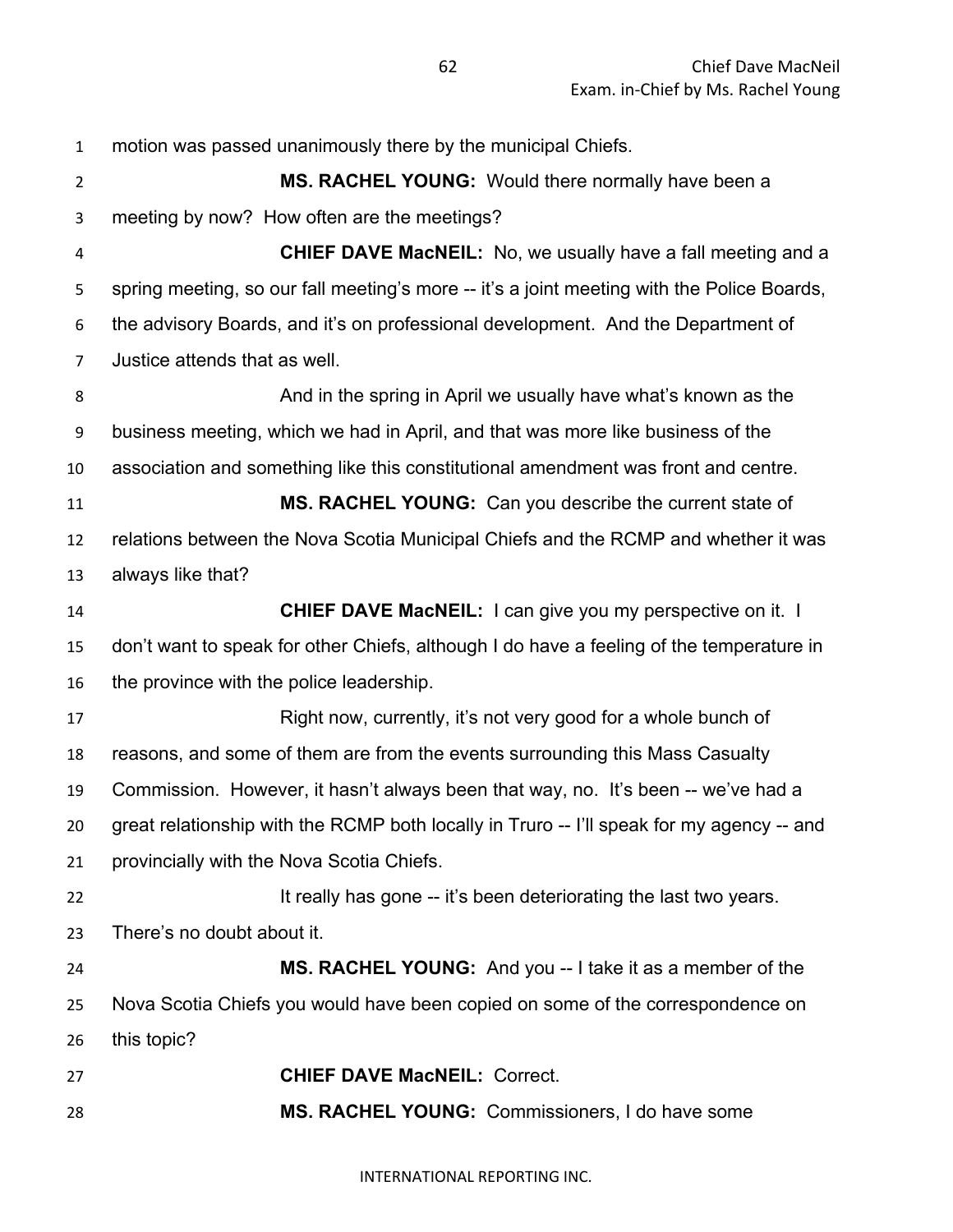motion was passed unanimously there by the municipal Chiefs.

**MS. RACHEL YOUNG:** Would there normally have been a meeting by now? How often are the meetings?

**CHIEF DAVE MacNEIL:** No, we usually have a fall meeting and a spring meeting, so our fall meeting's more -- it's a joint meeting with the Police Boards, the advisory Boards, and it's on professional development. And the Department of Justice attends that as well.

And in the spring in April we usually have what's known as the business meeting, which we had in April, and that was more like business of the association and something like this constitutional amendment was front and centre.

**MS. RACHEL YOUNG:** Can you describe the current state of relations between the Nova Scotia Municipal Chiefs and the RCMP and whether it was always like that?

**CHIEF DAVE MacNEIL:** I can give you my perspective on it. I don't want to speak for other Chiefs, although I do have a feeling of the temperature in the province with the police leadership.

Right now, currently, it's not very good for a whole bunch of reasons, and some of them are from the events surrounding this Mass Casualty Commission. However, it hasn't always been that way, no. It's been -- we've had a great relationship with the RCMP both locally in Truro -- I'll speak for my agency -- and provincially with the Nova Scotia Chiefs.

It really has gone -- it's been deteriorating the last two years. There's no doubt about it.

**MS. RACHEL YOUNG:** And you -- I take it as a member of the Nova Scotia Chiefs you would have been copied on some of the correspondence on this topic?

**CHIEF DAVE MacNEIL:** Correct.

**MS. RACHEL YOUNG:** Commissioners, I do have some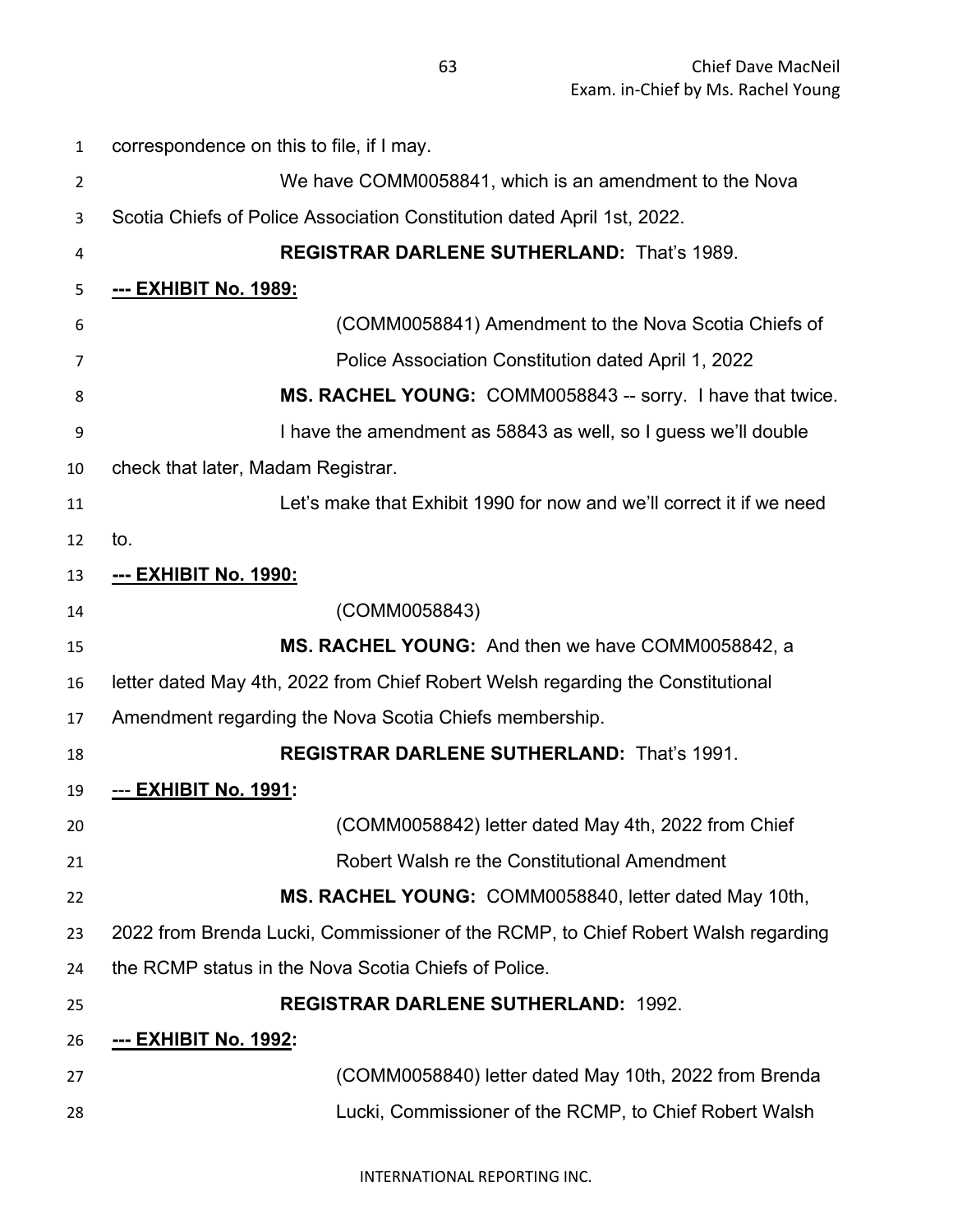correspondence on this to file, if I may.

We have COMM0058841, which is an amendment to the Nova Scotia Chiefs of Police Association Constitution dated April 1st, 2022.

**REGISTRAR DARLENE SUTHERLAND:** That's 1989.

**--- EXHIBIT No. 1989:**

(COMM0058841) Amendment to the Nova Scotia Chiefs of Police Association Constitution dated April 1, 2022

**MS. RACHEL YOUNG:** COMM0058843 -- sorry. I have that twice. I have the amendment as 58843 as well, so I guess we'll double check that later, Madam Registrar.

Let's make that Exhibit 1990 for now and we'll correct it if we need to.

**--- EXHIBIT No. 1990:**

(COMM0058843)

**MS. RACHEL YOUNG:** And then we have COMM0058842, a letter dated May 4th, 2022 from Chief Robert Welsh regarding the Constitutional Amendment regarding the Nova Scotia Chiefs membership.

**REGISTRAR DARLENE SUTHERLAND:** That's 1991.

--- **EXHIBIT No. 1991:**

(COMM0058842) letter dated May 4th, 2022 from Chief Robert Walsh re the Constitutional Amendment

**MS. RACHEL YOUNG:** COMM0058840, letter dated May 10th, 2022 from Brenda Lucki, Commissioner of the RCMP, to Chief Robert Walsh regarding the RCMP status in the Nova Scotia Chiefs of Police.

**REGISTRAR DARLENE SUTHERLAND:** 1992.

**--- EXHIBIT No. 1992:**

(COMM0058840) letter dated May 10th, 2022 from Brenda Lucki, Commissioner of the RCMP, to Chief Robert Walsh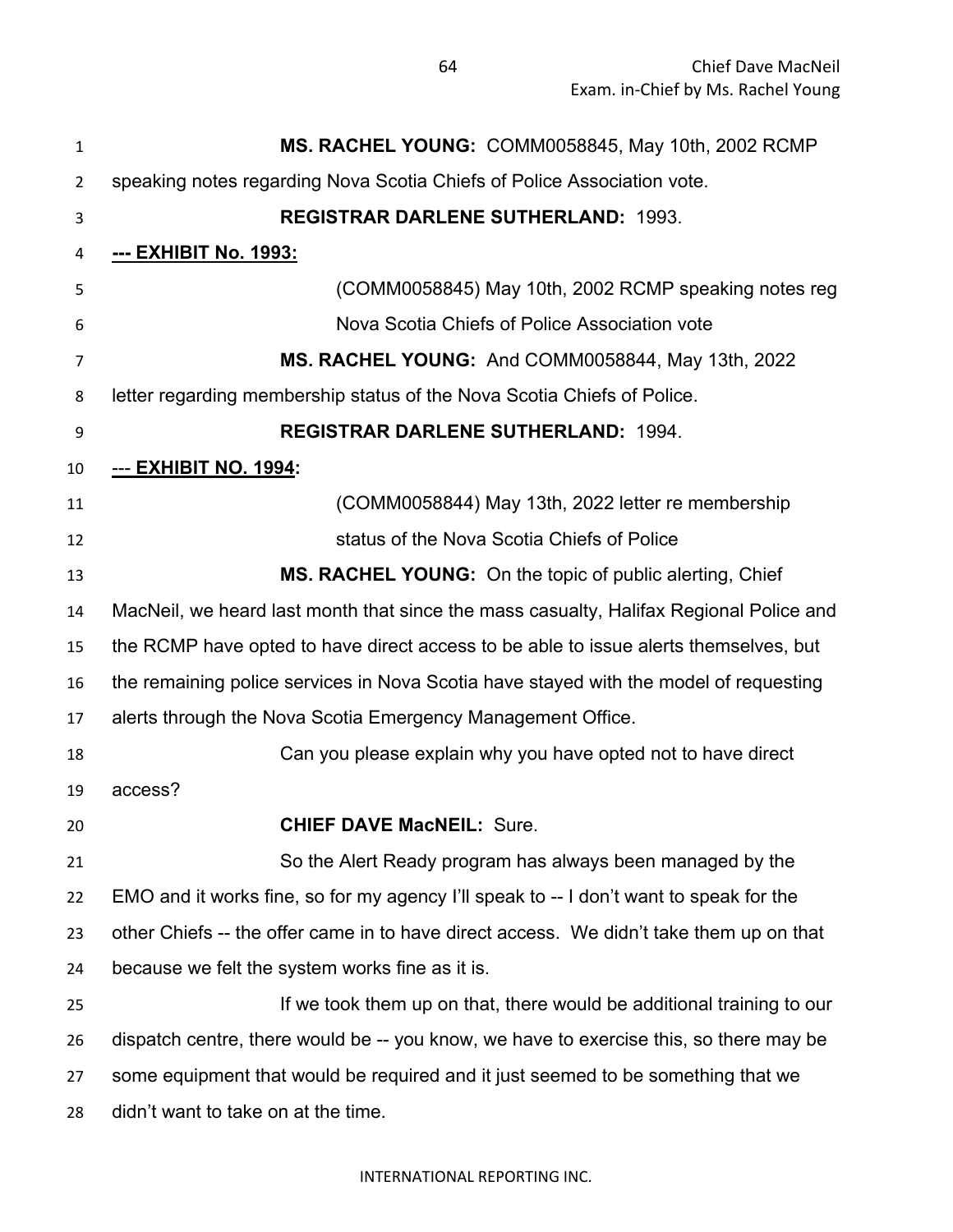**MS. RACHEL YOUNG:** COMM0058845, May 10th, 2002 RCMP speaking notes regarding Nova Scotia Chiefs of Police Association vote.

**REGISTRAR DARLENE SUTHERLAND:** 1993.

**--- EXHIBIT No. 1993:**

(COMM0058845) May 10th, 2002 RCMP speaking notes reg Nova Scotia Chiefs of Police Association vote

**MS. RACHEL YOUNG:** And COMM0058844, May 13th, 2022 letter regarding membership status of the Nova Scotia Chiefs of Police.

**REGISTRAR DARLENE SUTHERLAND:** 1994.

**--- EXHIBIT NO. 1994:**

(COMM0058844) May 13th, 2022 letter re membership status of the Nova Scotia Chiefs of Police

**MS. RACHEL YOUNG:** On the topic of public alerting, Chief MacNeil, we heard last month that since the mass casualty, Halifax Regional Police and the RCMP have opted to have direct access to be able to issue alerts themselves, but the remaining police services in Nova Scotia have stayed with the model of requesting alerts through the Nova Scotia Emergency Management Office.

Can you please explain why you have opted not to have direct access?

**CHIEF DAVE MacNEIL:** Sure.

So the Alert Ready program has always been managed by the EMO and it works fine, so for my agency I'll speak to -- I don't want to speak for the other Chiefs -- the offer came in to have direct access. We didn't take them up on that because we felt the system works fine as it is.

If we took them up on that, there would be additional training to our dispatch centre, there would be -- you know, we have to exercise this, so there may be some equipment that would be required and it just seemed to be something that we didn't want to take on at the time.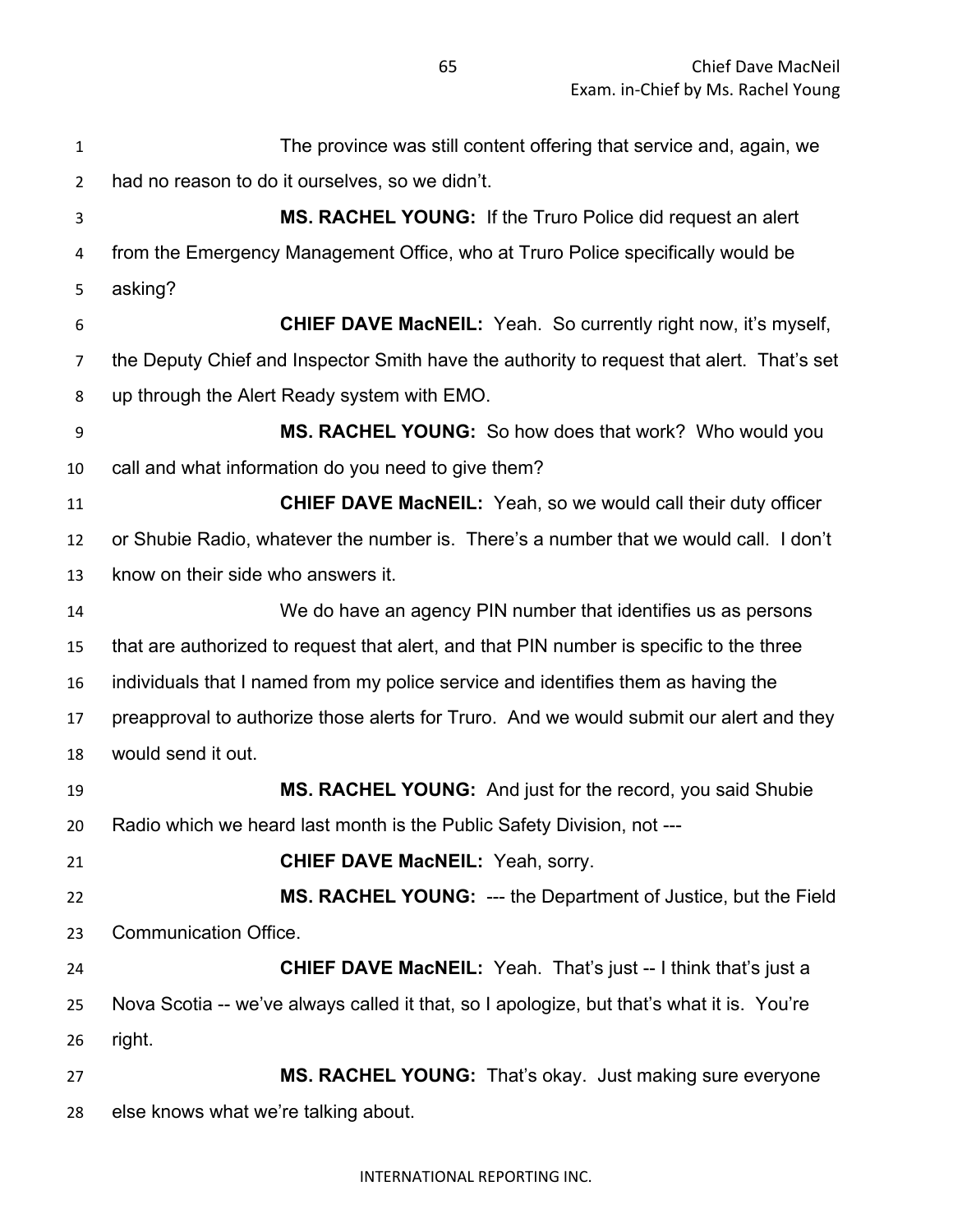The province was still content offering that service and, again, we had no reason to do it ourselves, so we didn't.

**MS. RACHEL YOUNG:** If the Truro Police did request an alert from the Emergency Management Office, who at Truro Police specifically would be asking?

**CHIEF DAVE MacNEIL:** Yeah. So currently right now, it's myself, the Deputy Chief and Inspector Smith have the authority to request that alert. That's set up through the Alert Ready system with EMO.

**MS. RACHEL YOUNG:** So how does that work? Who would you call and what information do you need to give them?

**CHIEF DAVE MacNEIL:** Yeah, so we would call their duty officer or Shubie Radio, whatever the number is. There's a number that we would call. I don't know on their side who answers it.

We do have an agency PIN number that identifies us as persons that are authorized to request that alert, and that PIN number is specific to the three individuals that I named from my police service and identifies them as having the preapproval to authorize those alerts for Truro. And we would submit our alert and they would send it out.

**MS. RACHEL YOUNG:** And just for the record, you said Shubie Radio which we heard last month is the Public Safety Division, not ---

**CHIEF DAVE MacNEIL:** Yeah, sorry.

**MS. RACHEL YOUNG:** --- the Department of Justice, but the Field Communication Office.

**CHIEF DAVE MacNEIL:** Yeah. That's just -- I think that's just a Nova Scotia -- we've always called it that, so I apologize, but that's what it is. You're right.

**MS. RACHEL YOUNG:** That's okay. Just making sure everyone else knows what we're talking about.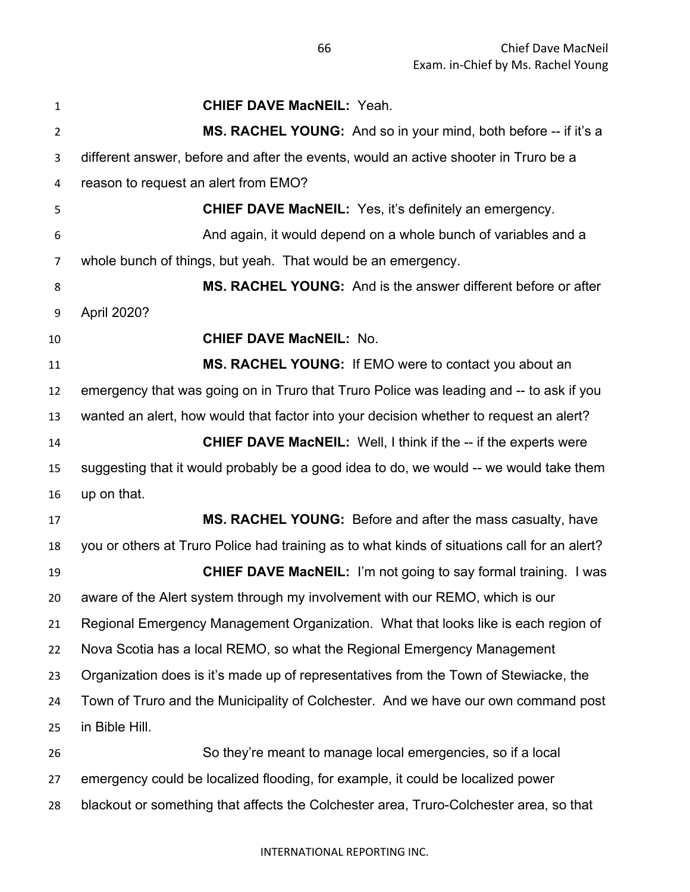**CHIEF DAVE MacNEIL:** Yeah.

**MS. RACHEL YOUNG:** And so in your mind, both before -- if it's a different answer, before and after the events, would an active shooter in Truro be a reason to request an alert from EMO?

**CHIEF DAVE MacNEIL:** Yes, it's definitely an emergency.

And again, it would depend on a whole bunch of variables and a whole bunch of things, but yeah. That would be an emergency.

**MS. RACHEL YOUNG:** And is the answer different before or after April 2020?

**CHIEF DAVE MacNEIL:** No.

**MS. RACHEL YOUNG:** If EMO were to contact you about an emergency that was going on in Truro that Truro Police was leading and -- to ask if you wanted an alert, how would that factor into your decision whether to request an alert?

**CHIEF DAVE MacNEIL:** Well, I think if the -- if the experts were suggesting that it would probably be a good idea to do, we would -- we would take them up on that.

**MS. RACHEL YOUNG:** Before and after the mass casualty, have you or others at Truro Police had training as to what kinds of situations call for an alert?

**CHIEF DAVE MacNEIL:** I'm not going to say formal training. I was aware of the Alert system through my involvement with our REMO, which is our Regional Emergency Management Organization. What that looks like is each region of Nova Scotia has a local REMO, so what the Regional Emergency Management Organization does is it's made up of representatives from the Town of Stewiacke, the Town of Truro and the Municipality of Colchester. And we have our own command post in Bible Hill.

So they're meant to manage local emergencies, so if a local emergency could be localized flooding, for example, it could be localized power blackout or something that affects the Colchester area, Truro-Colchester area, so that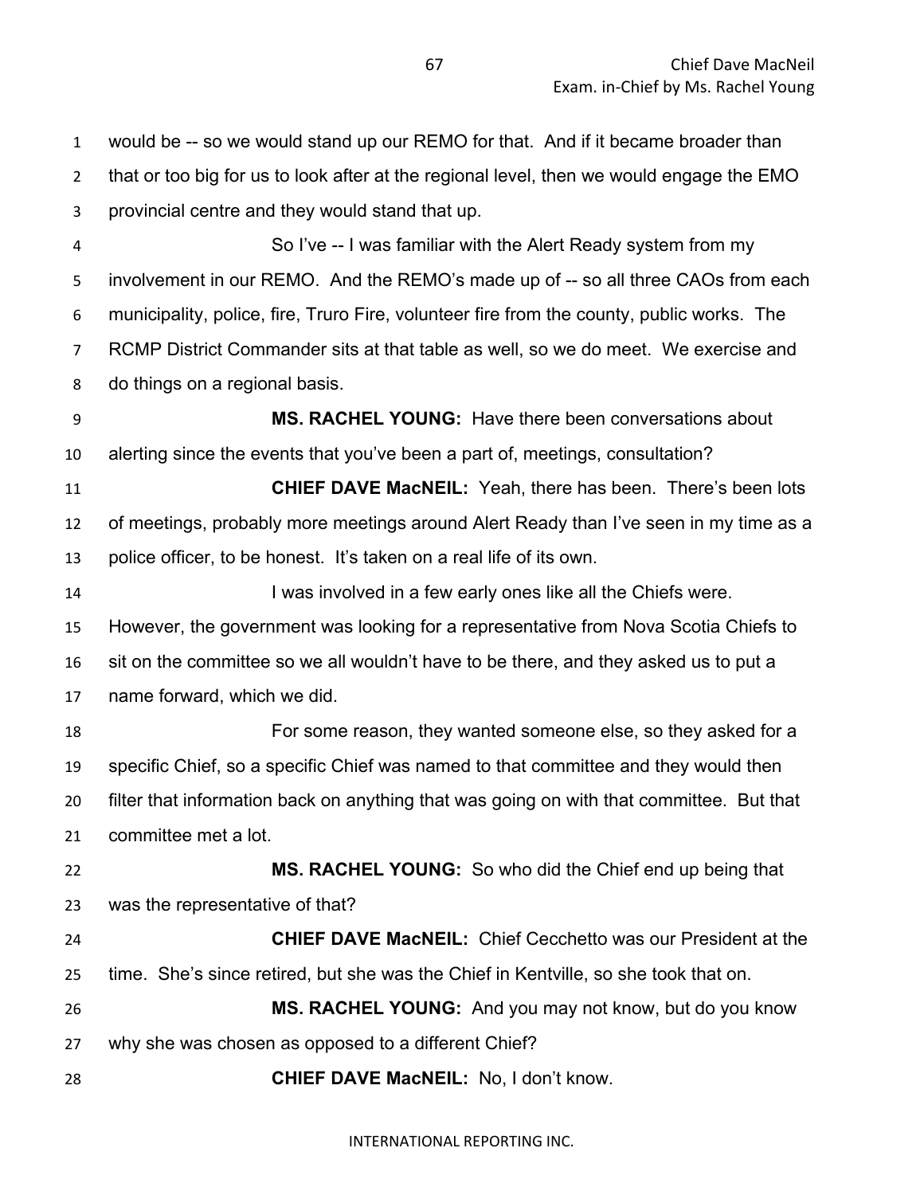would be -- so we would stand up our REMO for that. And if it became broader than that or too big for us to look after at the regional level, then we would engage the EMO provincial centre and they would stand that up.

So I've -- I was familiar with the Alert Ready system from my involvement in our REMO. And the REMO's made up of -- so all three CAOs from each municipality, police, fire, Truro Fire, volunteer fire from the county, public works. The RCMP District Commander sits at that table as well, so we do meet. We exercise and do things on a regional basis.

**MS. RACHEL YOUNG:** Have there been conversations about alerting since the events that you've been a part of, meetings, consultation?

**CHIEF DAVE MacNEIL:** Yeah, there has been. There's been lots of meetings, probably more meetings around Alert Ready than I've seen in my time as a police officer, to be honest. It's taken on a real life of its own.

I was involved in a few early ones like all the Chiefs were. However, the government was looking for a representative from Nova Scotia Chiefs to sit on the committee so we all wouldn't have to be there, and they asked us to put a name forward, which we did.

For some reason, they wanted someone else, so they asked for a specific Chief, so a specific Chief was named to that committee and they would then filter that information back on anything that was going on with that committee. But that committee met a lot.

**MS. RACHEL YOUNG:** So who did the Chief end up being that was the representative of that?

**CHIEF DAVE MacNEIL:** Chief Cecchetto was our President at the time. She's since retired, but she was the Chief in Kentville, so she took that on.

**MS. RACHEL YOUNG:** And you may not know, but do you know why she was chosen as opposed to a different Chief?

**CHIEF DAVE MacNEIL:** No, I don't know.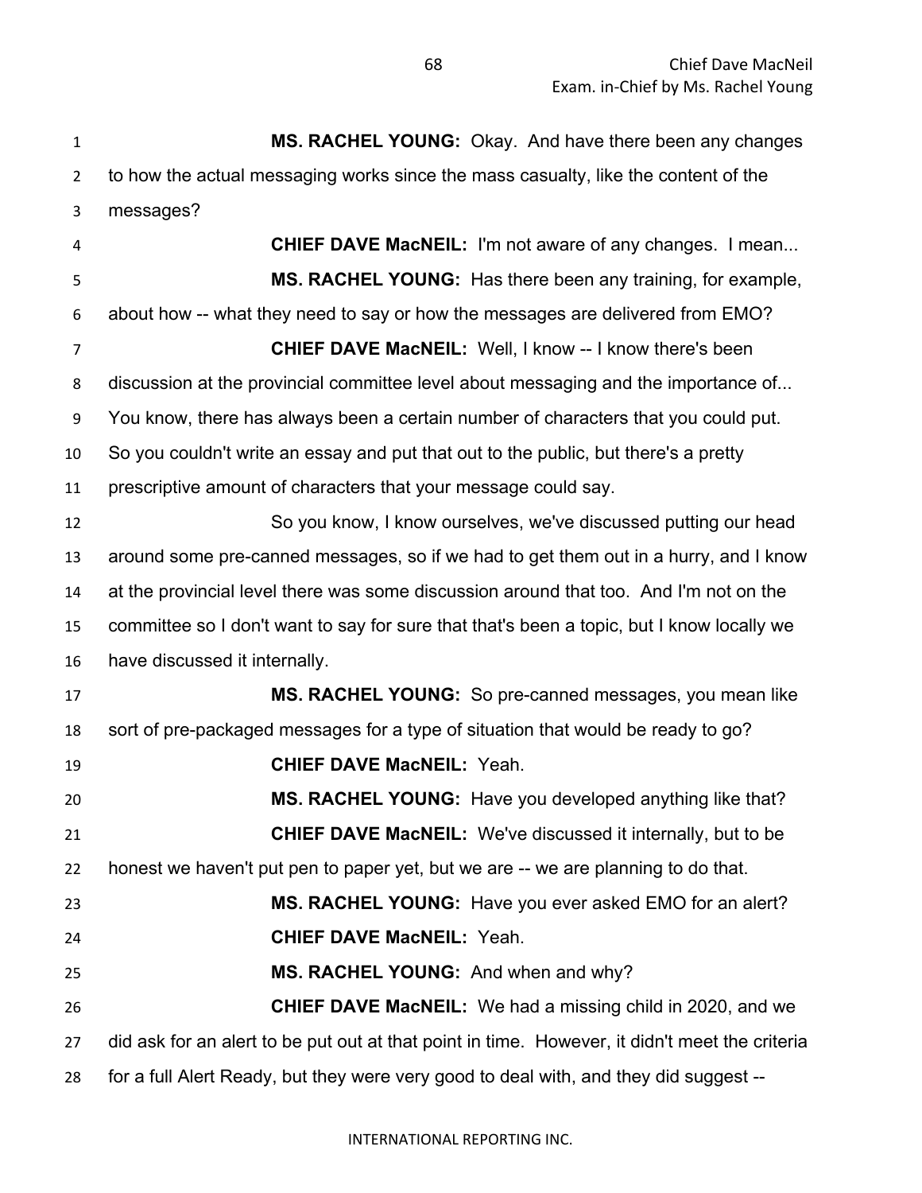**MS. RACHEL YOUNG:** Okay. And have there been any changes to how the actual messaging works since the mass casualty, like the content of the messages?

**CHIEF DAVE MacNEIL:** I'm not aware of any changes. I mean...

**MS. RACHEL YOUNG:** Has there been any training, for example, about how -- what they need to say or how the messages are delivered from EMO?

**CHIEF DAVE MacNEIL:** Well, I know -- I know there's been discussion at the provincial committee level about messaging and the importance of... You know, there has always been a certain number of characters that you could put. So you couldn't write an essay and put that out to the public, but there's a pretty prescriptive amount of characters that your message could say.

So you know, I know ourselves, we've discussed putting our head around some pre-canned messages, so if we had to get them out in a hurry, and I know at the provincial level there was some discussion around that too. And I'm not on the committee so I don't want to say for sure that that's been a topic, but I know locally we have discussed it internally.

**MS. RACHEL YOUNG:** So pre-canned messages, you mean like sort of pre-packaged messages for a type of situation that would be ready to go?

**CHIEF DAVE MacNEIL:** Yeah.

**MS. RACHEL YOUNG:** Have you developed anything like that?

**CHIEF DAVE MacNEIL:** We've discussed it internally, but to be honest we haven't put pen to paper yet, but we are -- we are planning to do that.

**MS. RACHEL YOUNG:** Have you ever asked EMO for an alert?

**CHIEF DAVE MacNEIL:** Yeah.

**MS. RACHEL YOUNG:** And when and why?

**CHIEF DAVE MacNEIL:** We had a missing child in 2020, and we did ask for an alert to be put out at that point in time. However, it didn't meet the criteria for a full Alert Ready, but they were very good to deal with, and they did suggest --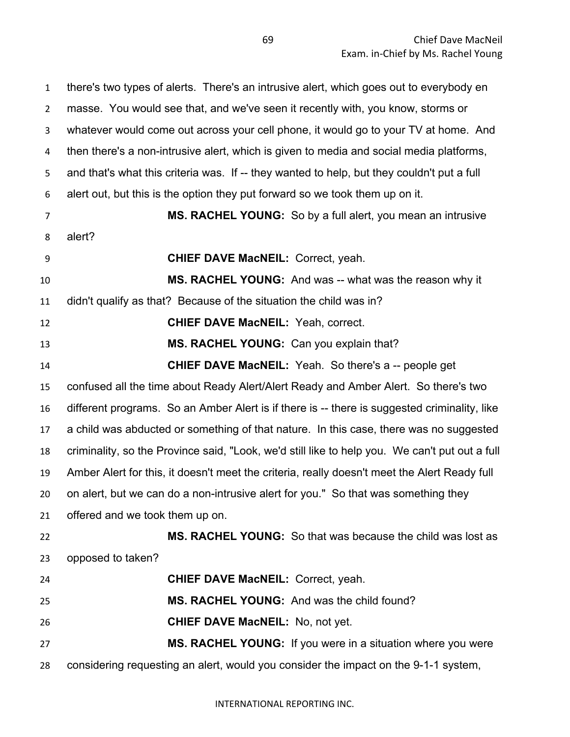there's two types of alerts. There's an intrusive alert, which goes out to everybody en masse. You would see that, and we've seen it recently with, you know, storms or whatever would come out across your cell phone, it would go to your TV at home. And then there's a non-intrusive alert, which is given to media and social media platforms, and that's what this criteria was. If -- they wanted to help, but they couldn't put a full alert out, but this is the option they put forward so we took them up on it.

**MS. RACHEL YOUNG:** So by a full alert, you mean an intrusive alert?

**CHIEF DAVE MacNEIL:** Correct, yeah.

**MS. RACHEL YOUNG:** And was -- what was the reason why it didn't qualify as that? Because of the situation the child was in?

**CHIEF DAVE MacNEIL:** Yeah, correct.

**MS. RACHEL YOUNG:** Can you explain that?

**CHIEF DAVE MacNEIL:** Yeah. So there's a -- people get confused all the time about Ready Alert/Alert Ready and Amber Alert. So there's two different programs. So an Amber Alert is if there is -- there is suggested criminality, like a child was abducted or something of that nature. In this case, there was no suggested criminality, so the Province said, "Look, we'd still like to help you. We can't put out a full Amber Alert for this, it doesn't meet the criteria, really doesn't meet the Alert Ready full on alert, but we can do a non-intrusive alert for you." So that was something they offered and we took them up on.

**MS. RACHEL YOUNG:** So that was because the child was lost as opposed to taken?

**CHIEF DAVE MacNEIL:** Correct, yeah.

**MS. RACHEL YOUNG:** And was the child found?

**CHIEF DAVE MacNEIL:** No, not yet.

**MS. RACHEL YOUNG:** If you were in a situation where you were considering requesting an alert, would you consider the impact on the 9-1-1 system,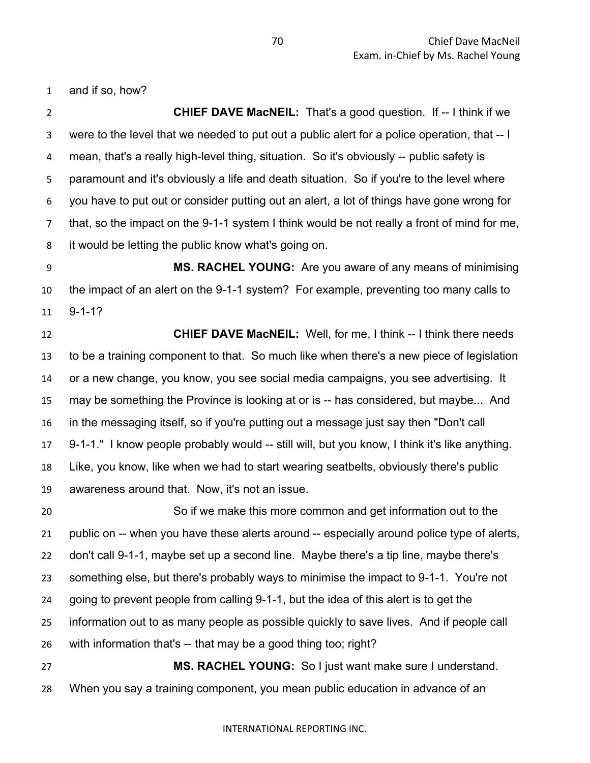and if so, how?

**CHIEF DAVE MacNEIL:** That's a good question. If -- I think if we were to the level that we needed to put out a public alert for a police operation, that -- I mean, that's a really high-level thing, situation. So it's obviously -- public safety is paramount and it's obviously a life and death situation. So if you're to the level where you have to put out or consider putting out an alert, a lot of things have gone wrong for that, so the impact on the 9-1-1 system I think would be not really a front of mind for me, it would be letting the public know what's going on.

**MS. RACHEL YOUNG:** Are you aware of any means of minimising the impact of an alert on the 9-1-1 system? For example, preventing too many calls to 9-1-1?

**CHIEF DAVE MacNEIL:** Well, for me, I think -- I think there needs to be a training component to that. So much like when there's a new piece of legislation or a new change, you know, you see social media campaigns, you see advertising. It may be something the Province is looking at or is -- has considered, but maybe... And in the messaging itself, so if you're putting out a message just say then "Don't call 9-1-1." I know people probably would -- still will, but you know, I think it's like anything. Like, you know, like when we had to start wearing seatbelts, obviously there's public awareness around that. Now, it's not an issue.

So if we make this more common and get information out to the public on -- when you have these alerts around -- especially around police type of alerts, don't call 9-1-1, maybe set up a second line. Maybe there's a tip line, maybe there's something else, but there's probably ways to minimise the impact to 9-1-1. You're not going to prevent people from calling 9-1-1, but the idea of this alert is to get the information out to as many people as possible quickly to save lives. And if people call with information that's -- that may be a good thing too; right?

**MS. RACHEL YOUNG:** So I just want make sure I understand. When you say a training component, you mean public education in advance of an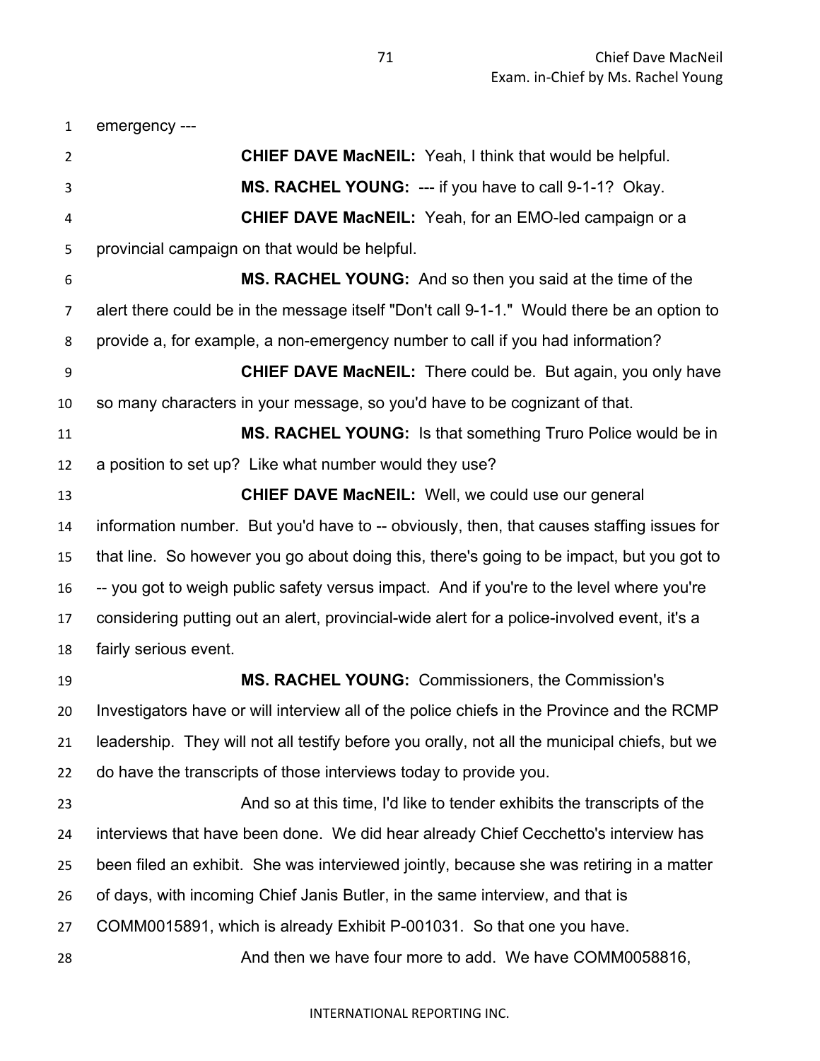emergency ---

**CHIEF DAVE MacNEIL:** Yeah, I think that would be helpful.

**MS. RACHEL YOUNG:** --- if you have to call 9-1-1? Okay.

**CHIEF DAVE MacNEIL:** Yeah, for an EMO-led campaign or a provincial campaign on that would be helpful.

**MS. RACHEL YOUNG:** And so then you said at the time of the alert there could be in the message itself "Don't call 9-1-1." Would there be an option to provide a, for example, a non-emergency number to call if you had information?

**CHIEF DAVE MacNEIL:** There could be. But again, you only have so many characters in your message, so you'd have to be cognizant of that.

**MS. RACHEL YOUNG:** Is that something Truro Police would be in a position to set up? Like what number would they use?

**CHIEF DAVE MacNEIL:** Well, we could use our general information number. But you'd have to -- obviously, then, that causes staffing issues for that line. So however you go about doing this, there's going to be impact, but you got to -- you got to weigh public safety versus impact. And if you're to the level where you're considering putting out an alert, provincial-wide alert for a police-involved event, it's a fairly serious event.

**MS. RACHEL YOUNG:** Commissioners, the Commission's Investigators have or will interview all of the police chiefs in the Province and the RCMP leadership. They will not all testify before you orally, not all the municipal chiefs, but we do have the transcripts of those interviews today to provide you.

And so at this time, I'd like to tender exhibits the transcripts of the interviews that have been done. We did hear already Chief Cecchetto's interview has been filed an exhibit. She was interviewed jointly, because she was retiring in a matter of days, with incoming Chief Janis Butler, in the same interview, and that is COMM0015891, which is already Exhibit P-001031. So that one you have.

And then we have four more to add. We have COMM0058816,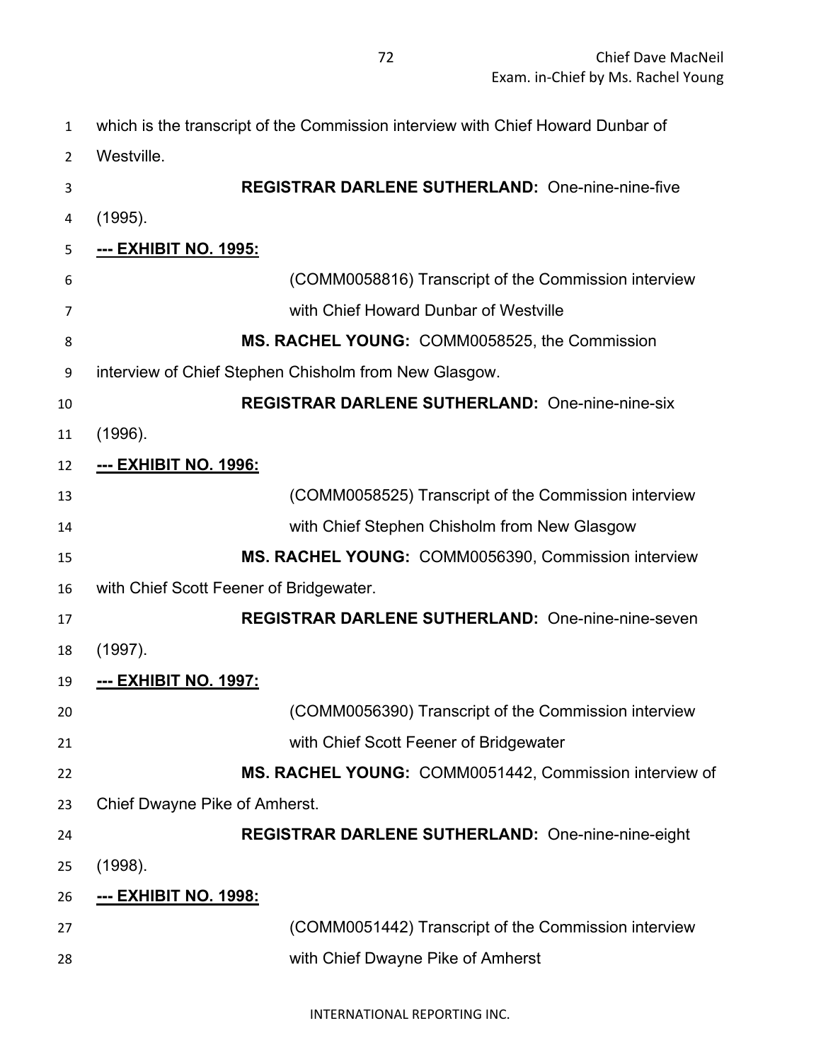which is the transcript of the Commission interview with Chief Howard Dunbar of Westville.

**REGISTRAR DARLENE SUTHERLAND:** One-nine-nine-five (1995).

**--- EXHIBIT NO. 1995:**

(COMM0058816) Transcript of the Commission interview with Chief Howard Dunbar of Westville

**MS. RACHEL YOUNG:** COMM0058525, the Commission interview of Chief Stephen Chisholm from New Glasgow.

**REGISTRAR DARLENE SUTHERLAND:** One-nine-nine-six (1996).

**--- EXHIBIT NO. 1996:**

(COMM0058525) Transcript of the Commission interview with Chief Stephen Chisholm from New Glasgow

**MS. RACHEL YOUNG:** COMM0056390, Commission interview with Chief Scott Feener of Bridgewater.

**REGISTRAR DARLENE SUTHERLAND:** One-nine-nine-seven (1997).

**--- EXHIBIT NO. 1997:**

(COMM0056390) Transcript of the Commission interview with Chief Scott Feener of Bridgewater

**MS. RACHEL YOUNG:** COMM0051442, Commission interview of Chief Dwayne Pike of Amherst.

**REGISTRAR DARLENE SUTHERLAND:** One-nine-nine-eight (1998).

**--- EXHIBIT NO. 1998:**

(COMM0051442) Transcript of the Commission interview with Chief Dwayne Pike of Amherst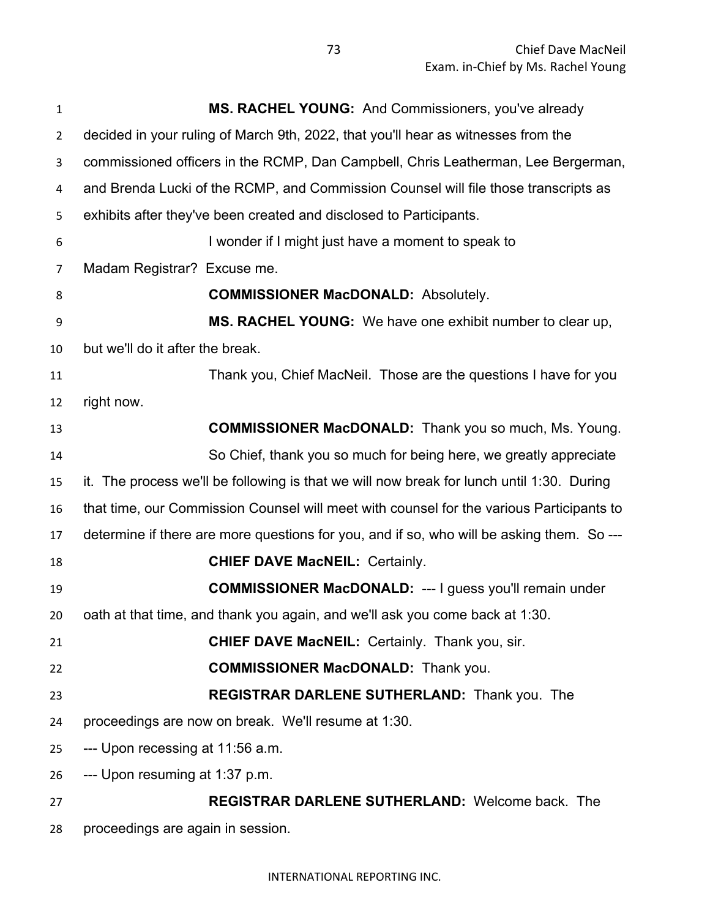**MS. RACHEL YOUNG:** And Commissioners, you've already decided in your ruling of March 9th, 2022, that you'll hear as witnesses from the commissioned officers in the RCMP, Dan Campbell, Chris Leatherman, Lee Bergerman, and Brenda Lucki of the RCMP, and Commission Counsel will file those transcripts as exhibits after they've been created and disclosed to Participants.

I wonder if I might just have a moment to speak to Madam Registrar? Excuse me.

**COMMISSIONER MacDONALD:** Absolutely.

**MS. RACHEL YOUNG:** We have one exhibit number to clear up, but we'll do it after the break.

Thank you, Chief MacNeil. Those are the questions I have for you right now.

**COMMISSIONER MacDONALD:** Thank you so much, Ms. Young.

So Chief, thank you so much for being here, we greatly appreciate it. The process we'll be following is that we will now break for lunch until 1:30. During that time, our Commission Counsel will meet with counsel for the various Participants to determine if there are more questions for you, and if so, who will be asking them. So ---

**CHIEF DAVE MacNEIL:** Certainly.

**COMMISSIONER MacDONALD:** --- I guess you'll remain under oath at that time, and thank you again, and we'll ask you come back at 1:30.

**CHIEF DAVE MacNEIL:** Certainly. Thank you, sir.

**COMMISSIONER MacDONALD:** Thank you.

**REGISTRAR DARLENE SUTHERLAND:** Thank you. The proceedings are now on break. We'll resume at 1:30.

--- Upon recessing at 11:56 a.m.

--- Upon resuming at 1:37 p.m.

**REGISTRAR DARLENE SUTHERLAND:** Welcome back. The proceedings are again in session.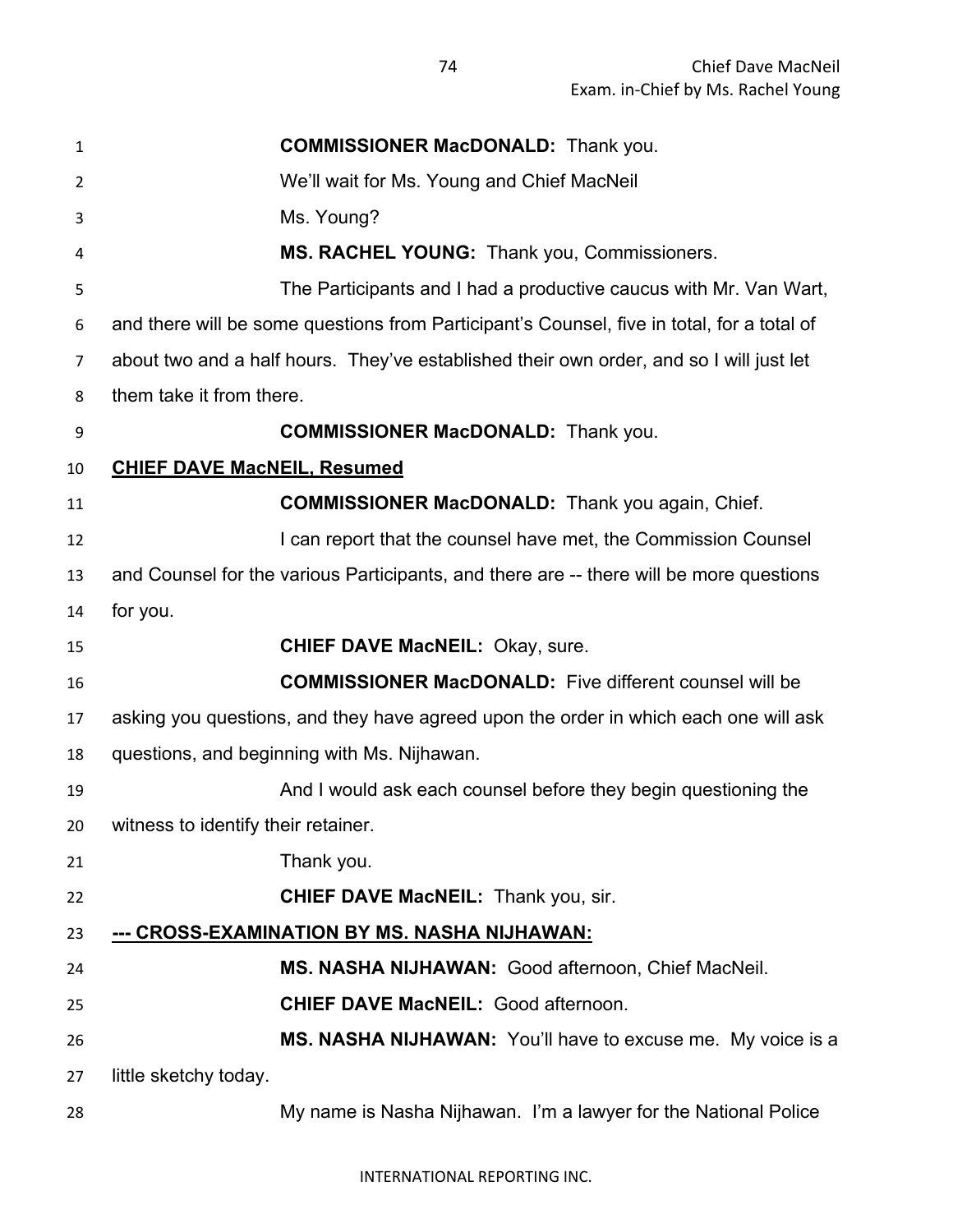**COMMISSIONER MacDONALD:** Thank you.

We'll wait for Ms. Young and Chief MacNeil

Ms. Young?

**MS. RACHEL YOUNG:** Thank you, Commissioners.

The Participants and I had a productive caucus with Mr. Van Wart, and there will be some questions from Participant's Counsel, five in total, for a total of about two and a half hours. They've established their own order, and so I will just let them take it from there.

**COMMISSIONER MacDONALD:** Thank you.

**CHIEF DAVE MacNEIL, Resumed**

**COMMISSIONER MacDONALD:** Thank you again, Chief.

I can report that the counsel have met, the Commission Counsel and Counsel for the various Participants, and there are -- there will be more questions for you.

**CHIEF DAVE MacNEIL:** Okay, sure.

**COMMISSIONER MacDONALD:** Five different counsel will be asking you questions, and they have agreed upon the order in which each one will ask questions, and beginning with Ms. Nijhawan.

And I would ask each counsel before they begin questioning the witness to identify their retainer.

Thank you.

**CHIEF DAVE MacNEIL:** Thank you, sir.

**--- CROSS-EXAMINATION BY MS. NASHA NIJHAWAN:**

**MS. NASHA NIJHAWAN:** Good afternoon, Chief MacNeil.

**CHIEF DAVE MacNEIL:** Good afternoon.

**MS. NASHA NIJHAWAN:** You'll have to excuse me. My voice is a little sketchy today.

My name is Nasha Nijhawan. I'm a lawyer for the National Police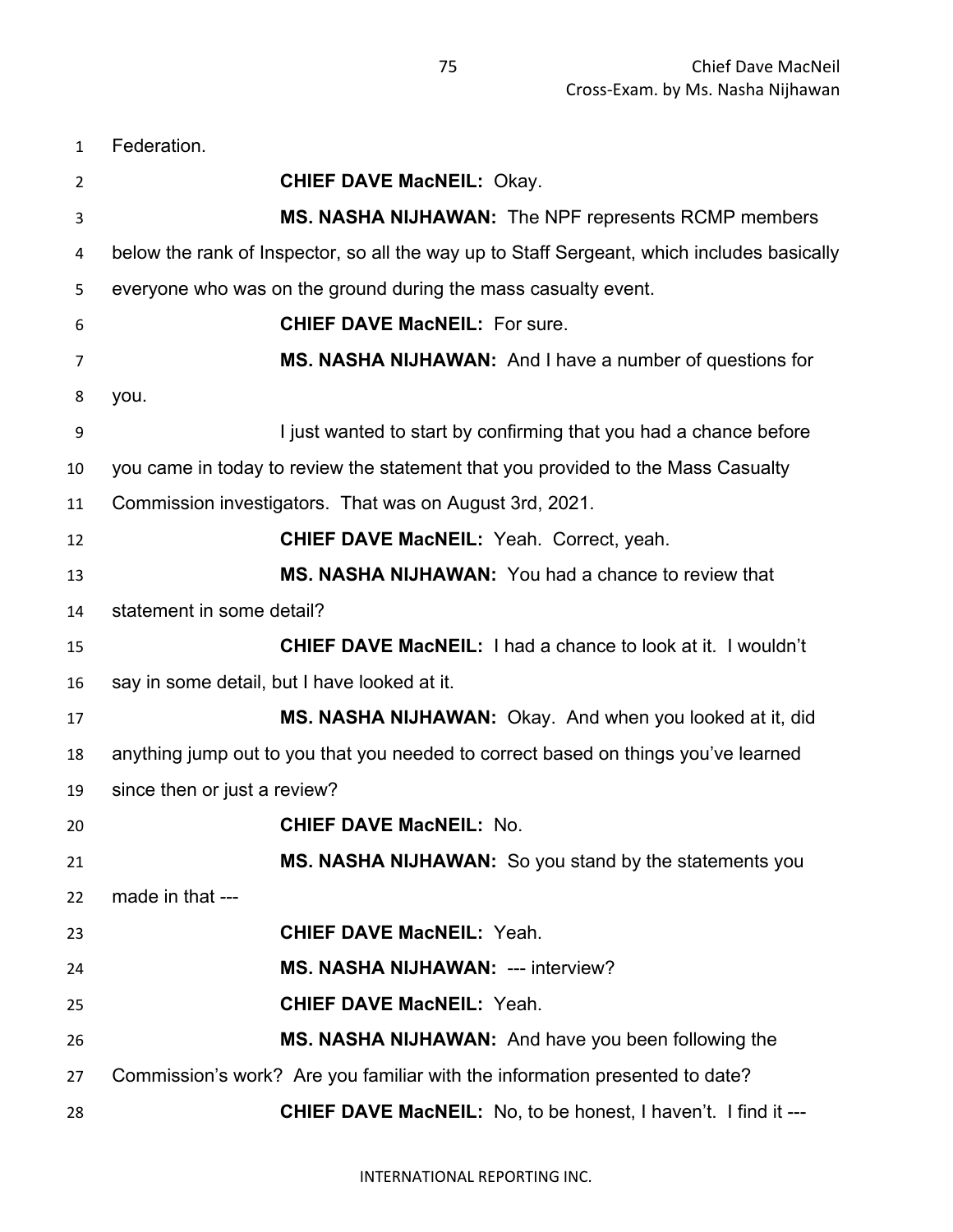Federation.

**CHIEF DAVE MacNEIL:** Okay.

**MS. NASHA NIJHAWAN:** The NPF represents RCMP members below the rank of Inspector, so all the way up to Staff Sergeant, which includes basically everyone who was on the ground during the mass casualty event.

**CHIEF DAVE MacNEIL:** For sure.

**MS. NASHA NIJHAWAN:** And I have a number of questions for you.

I just wanted to start by confirming that you had a chance before you came in today to review the statement that you provided to the Mass Casualty Commission investigators. That was on August 3rd, 2021.

**CHIEF DAVE MacNEIL:** Yeah. Correct, yeah.

**MS. NASHA NIJHAWAN:** You had a chance to review that statement in some detail?

**CHIEF DAVE MacNEIL:** I had a chance to look at it. I wouldn't say in some detail, but I have looked at it.

**MS. NASHA NIJHAWAN:** Okay. And when you looked at it, did anything jump out to you that you needed to correct based on things you've learned since then or just a review?

**CHIEF DAVE MacNEIL:** No.

**MS. NASHA NIJHAWAN:** So you stand by the statements you made in that ---

**CHIEF DAVE MacNEIL:** Yeah.

**MS. NASHA NIJHAWAN:** --- interview?

**CHIEF DAVE MacNEIL:** Yeah.

**MS. NASHA NIJHAWAN:** And have you been following the Commission's work? Are you familiar with the information presented to date?

**CHIEF DAVE MacNEIL:** No, to be honest, I haven't. I find it ---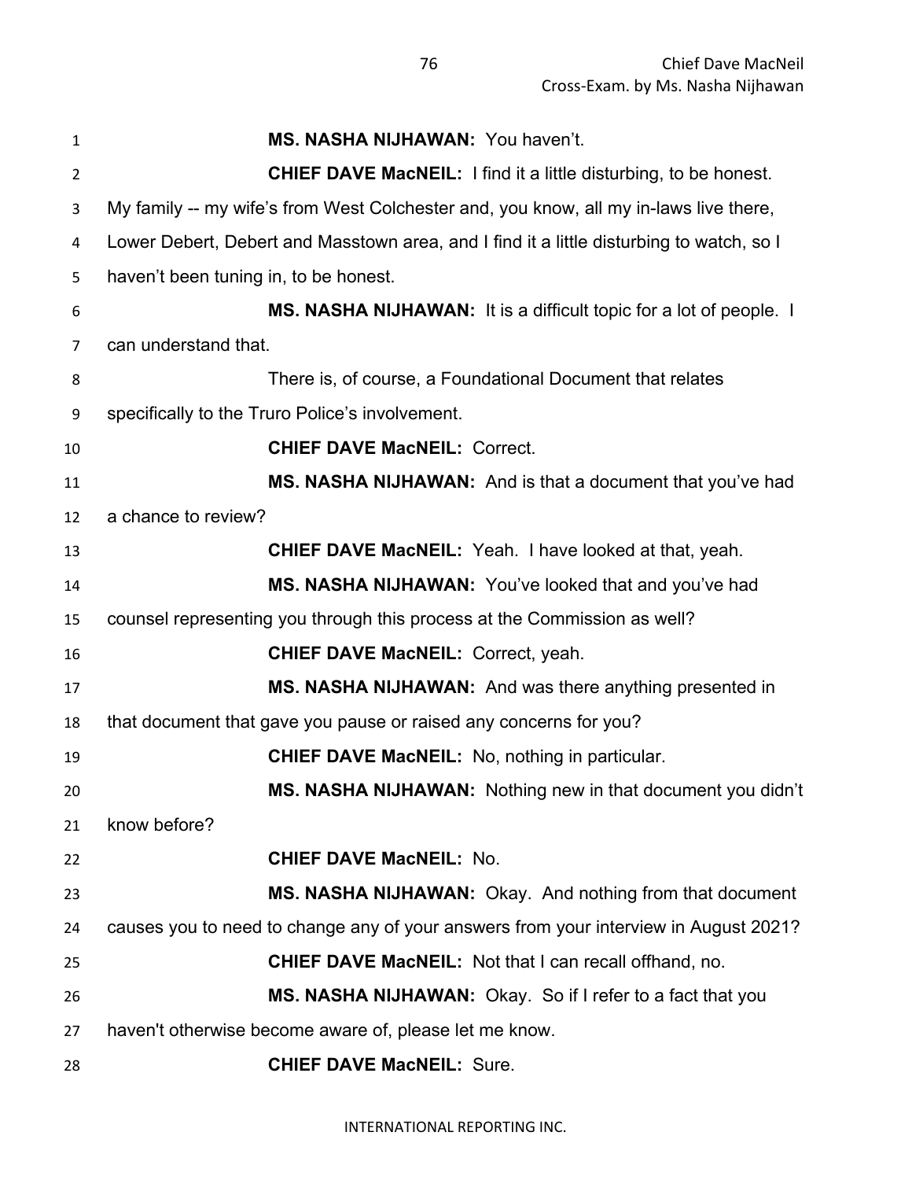**MS. NASHA NIJHAWAN:** You haven't.

**CHIEF DAVE MacNEIL:** I find it a little disturbing, to be honest. My family -- my wife's from West Colchester and, you know, all my in-laws live there, Lower Debert, Debert and Masstown area, and I find it a little disturbing to watch, so I haven't been tuning in, to be honest.

**MS. NASHA NIJHAWAN:** It is a difficult topic for a lot of people. I can understand that.

There is, of course, a Foundational Document that relates specifically to the Truro Police's involvement.

**CHIEF DAVE MacNEIL:** Correct.

**MS. NASHA NIJHAWAN:** And is that a document that you've had a chance to review?

**CHIEF DAVE MacNEIL:** Yeah. I have looked at that, yeah.

**MS. NASHA NIJHAWAN:** You've looked that and you've had counsel representing you through this process at the Commission as well?

**CHIEF DAVE MacNEIL:** Correct, yeah.

**MS. NASHA NIJHAWAN:** And was there anything presented in that document that gave you pause or raised any concerns for you?

**CHIEF DAVE MacNEIL:** No, nothing in particular.

**MS. NASHA NIJHAWAN:** Nothing new in that document you didn't know before?

**CHIEF DAVE MacNEIL:** No.

**MS. NASHA NIJHAWAN:** Okay. And nothing from that document causes you to need to change any of your answers from your interview in August 2021?

**CHIEF DAVE MacNEIL:** Not that I can recall offhand, no.

**MS. NASHA NIJHAWAN:** Okay. So if I refer to a fact that you haven't otherwise become aware of, please let me know.

**CHIEF DAVE MacNEIL:** Sure.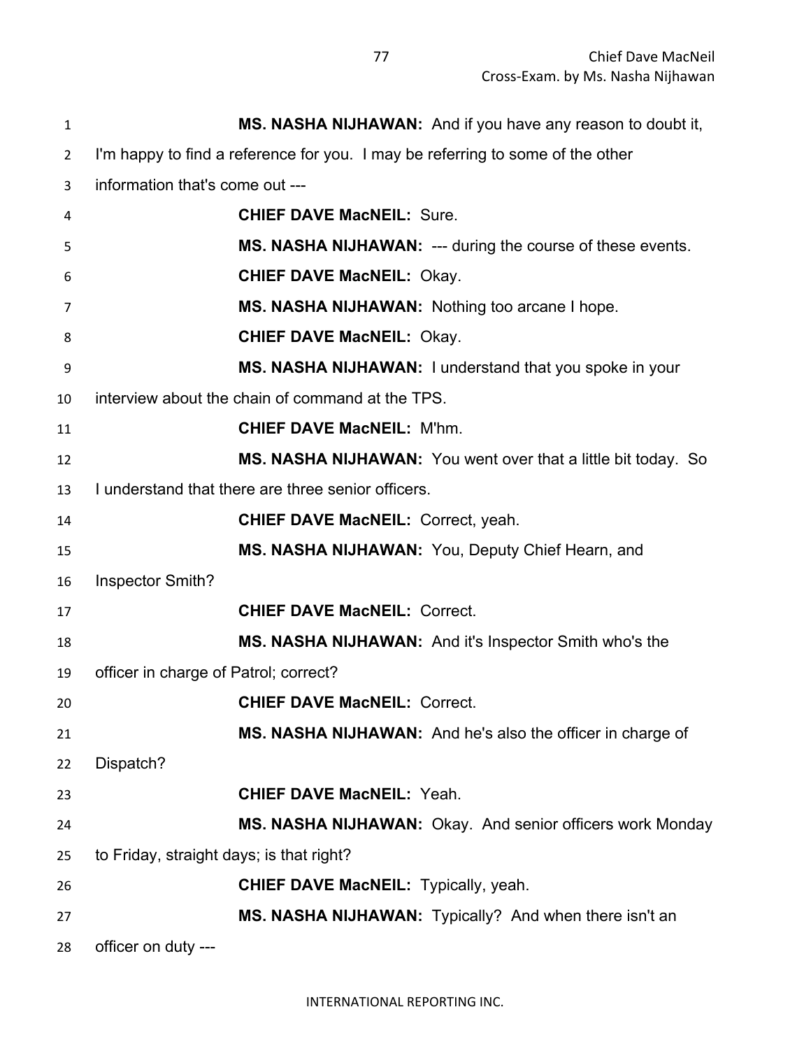**MS. NASHA NIJHAWAN:** And if you have any reason to doubt it, I'm happy to find a reference for you. I may be referring to some of the other information that's come out ---

**CHIEF DAVE MacNEIL:** Sure.

**MS. NASHA NIJHAWAN:** --- during the course of these events.

**CHIEF DAVE MacNEIL:** Okay.

**MS. NASHA NIJHAWAN:** Nothing too arcane I hope.

**CHIEF DAVE MacNEIL:** Okay.

**MS. NASHA NIJHAWAN:** I understand that you spoke in your interview about the chain of command at the TPS.

**CHIEF DAVE MacNEIL:** M'hm.

**MS. NASHA NIJHAWAN:** You went over that a little bit today. So I understand that there are three senior officers.

**CHIEF DAVE MacNEIL:** Correct, yeah.

**MS. NASHA NIJHAWAN:** You, Deputy Chief Hearn, and Inspector Smith?

**CHIEF DAVE MacNEIL:** Correct.

**MS. NASHA NIJHAWAN:** And it's Inspector Smith who's the officer in charge of Patrol; correct?

**CHIEF DAVE MacNEIL:** Correct.

**MS. NASHA NIJHAWAN:** And he's also the officer in charge of Dispatch?

**CHIEF DAVE MacNEIL:** Yeah.

**MS. NASHA NIJHAWAN:** Okay. And senior officers work Monday to Friday, straight days; is that right?

**CHIEF DAVE MacNEIL:** Typically, yeah.

**MS. NASHA NIJHAWAN:** Typically? And when there isn't an officer on duty ---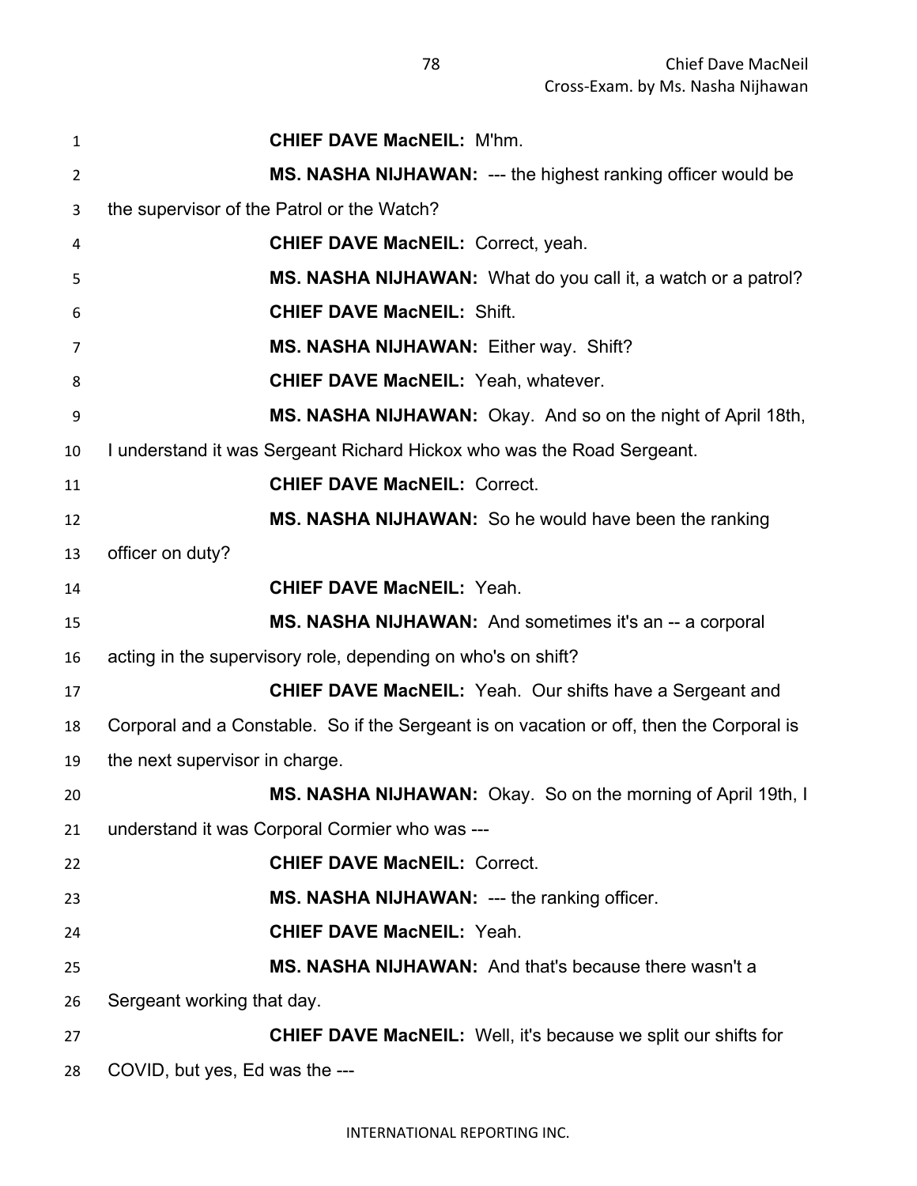**CHIEF DAVE MacNEIL:** M'hm.

**MS. NASHA NIJHAWAN:** --- the highest ranking officer would be the supervisor of the Patrol or the Watch?

**CHIEF DAVE MacNEIL:** Correct, yeah.

**MS. NASHA NIJHAWAN:** What do you call it, a watch or a patrol?

**CHIEF DAVE MacNEIL:** Shift.

**MS. NASHA NIJHAWAN:** Either way. Shift?

**CHIEF DAVE MacNEIL:** Yeah, whatever.

**MS. NASHA NIJHAWAN:** Okay. And so on the night of April 18th, I understand it was Sergeant Richard Hickox who was the Road Sergeant.

**CHIEF DAVE MacNEIL:** Correct.

**MS. NASHA NIJHAWAN:** So he would have been the ranking officer on duty?

**CHIEF DAVE MacNEIL:** Yeah.

**MS. NASHA NIJHAWAN:** And sometimes it's an -- a corporal acting in the supervisory role, depending on who's on shift?

**CHIEF DAVE MacNEIL:** Yeah. Our shifts have a Sergeant and Corporal and a Constable. So if the Sergeant is on vacation or off, then the Corporal is the next supervisor in charge.

**MS. NASHA NIJHAWAN:** Okay. So on the morning of April 19th, I understand it was Corporal Cormier who was ---

**CHIEF DAVE MacNEIL:** Correct.

**MS. NASHA NIJHAWAN:** --- the ranking officer.

**CHIEF DAVE MacNEIL:** Yeah.

**MS. NASHA NIJHAWAN:** And that's because there wasn't a Sergeant working that day.

**CHIEF DAVE MacNEIL:** Well, it's because we split our shifts for COVID, but yes, Ed was the ---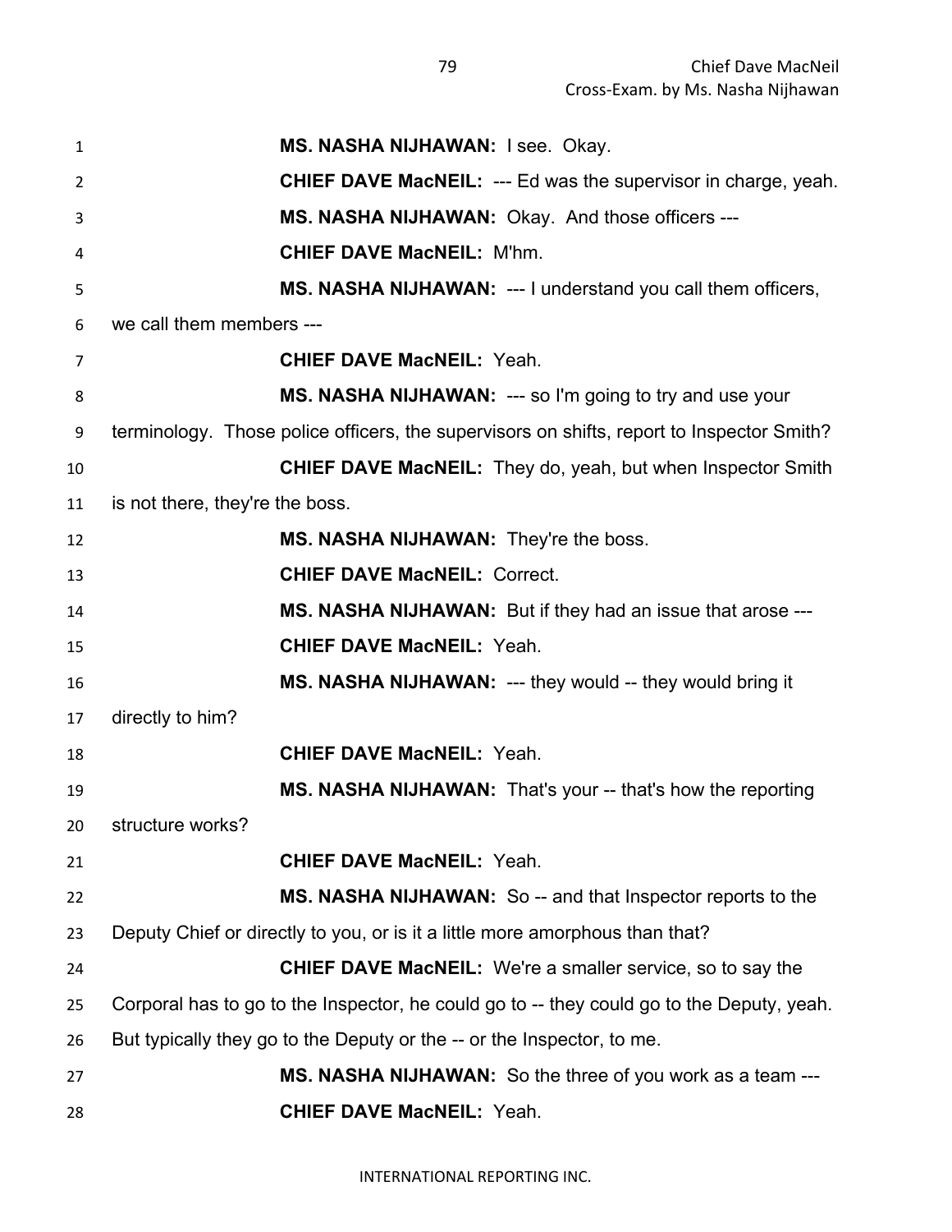**MS. NASHA NIJHAWAN:** I see. Okay.

**CHIEF DAVE MacNEIL:** --- Ed was the supervisor in charge, yeah.

**MS. NASHA NIJHAWAN:** Okay. And those officers ---

**CHIEF DAVE MacNEIL:** M'hm.

**MS. NASHA NIJHAWAN:** --- I understand you call them officers, we call them members ---

**CHIEF DAVE MacNEIL:** Yeah.

**MS. NASHA NIJHAWAN:** --- so I'm going to try and use your terminology. Those police officers, the supervisors on shifts, report to Inspector Smith?

**CHIEF DAVE MacNEIL:** They do, yeah, but when Inspector Smith is not there, they're the boss.

**MS. NASHA NIJHAWAN:** They're the boss.

**CHIEF DAVE MacNEIL:** Correct.

**MS. NASHA NIJHAWAN:** But if they had an issue that arose ---

**CHIEF DAVE MacNEIL:** Yeah.

**MS. NASHA NIJHAWAN:** --- they would -- they would bring it directly to him?

**CHIEF DAVE MacNEIL:** Yeah.

**MS. NASHA NIJHAWAN:** That's your -- that's how the reporting structure works?

**CHIEF DAVE MacNEIL:** Yeah.

**MS. NASHA NIJHAWAN:** So -- and that Inspector reports to the Deputy Chief or directly to you, or is it a little more amorphous than that?

**CHIEF DAVE MacNEIL:** We're a smaller service, so to say the Corporal has to go to the Inspector, he could go to -- they could go to the Deputy, yeah. But typically they go to the Deputy or the -- or the Inspector, to me.

**MS. NASHA NIJHAWAN:** So the three of you work as a team ---

**CHIEF DAVE MacNEIL:** Yeah.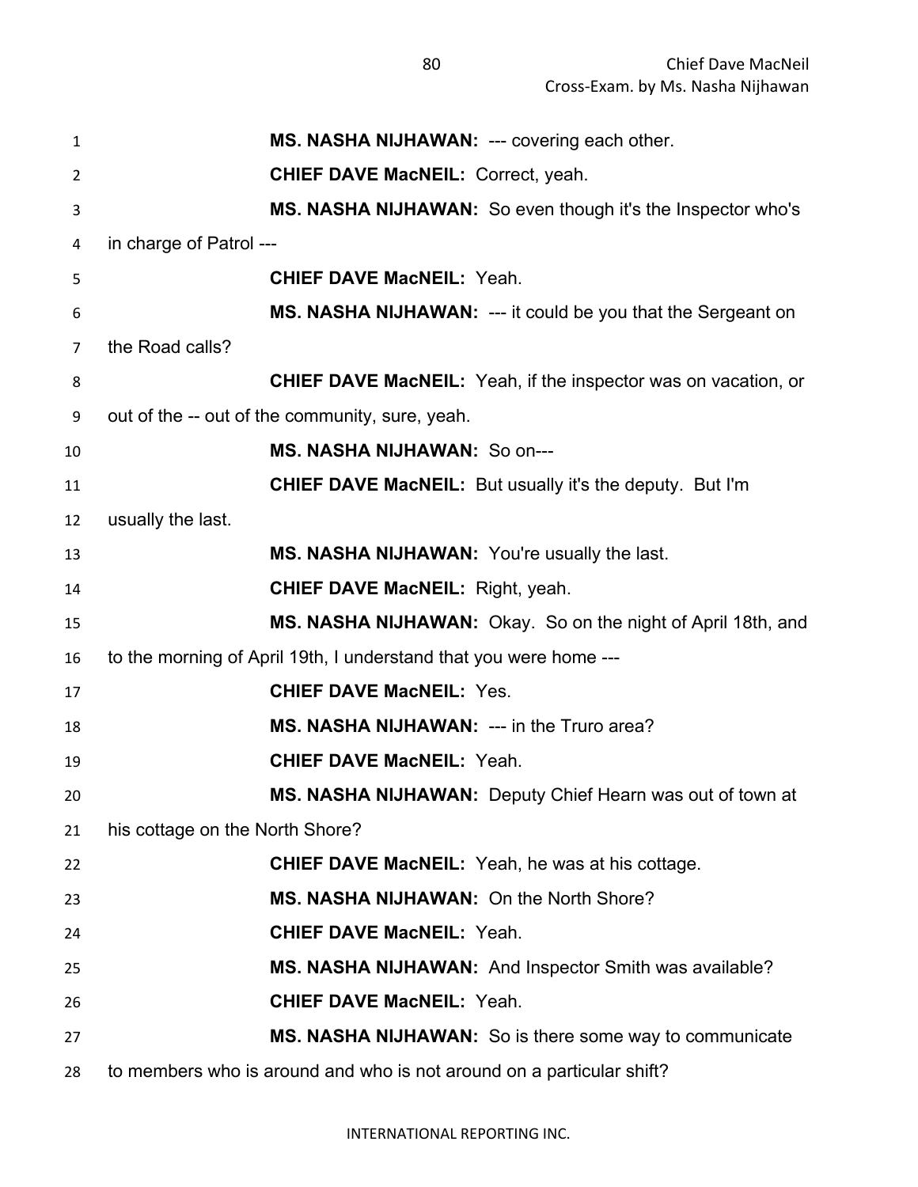**MS. NASHA NIJHAWAN:** --- covering each other.

**CHIEF DAVE MacNEIL:** Correct, yeah.

**MS. NASHA NIJHAWAN:** So even though it's the Inspector who's in charge of Patrol ---

**CHIEF DAVE MacNEIL:** Yeah.

**MS. NASHA NIJHAWAN:** --- it could be you that the Sergeant on the Road calls?

**CHIEF DAVE MacNEIL:** Yeah, if the inspector was on vacation, or out of the -- out of the community, sure, yeah.

**MS. NASHA NIJHAWAN:** So on---

**CHIEF DAVE MacNEIL:** But usually it's the deputy. But I'm usually the last.

**MS. NASHA NIJHAWAN:** You're usually the last.

**CHIEF DAVE MacNEIL:** Right, yeah.

**MS. NASHA NIJHAWAN:** Okay. So on the night of April 18th, and to the morning of April 19th, I understand that you were home ---

**CHIEF DAVE MacNEIL:** Yes.

**MS. NASHA NIJHAWAN:** --- in the Truro area?

**CHIEF DAVE MacNEIL:** Yeah.

**MS. NASHA NIJHAWAN:** Deputy Chief Hearn was out of town at his cottage on the North Shore?

**CHIEF DAVE MacNEIL:** Yeah, he was at his cottage.

**MS. NASHA NIJHAWAN:** On the North Shore?

**CHIEF DAVE MacNEIL:** Yeah.

**MS. NASHA NIJHAWAN:** And Inspector Smith was available?

**CHIEF DAVE MacNEIL:** Yeah.

**MS. NASHA NIJHAWAN:** So is there some way to communicate to members who is around and who is not around on a particular shift?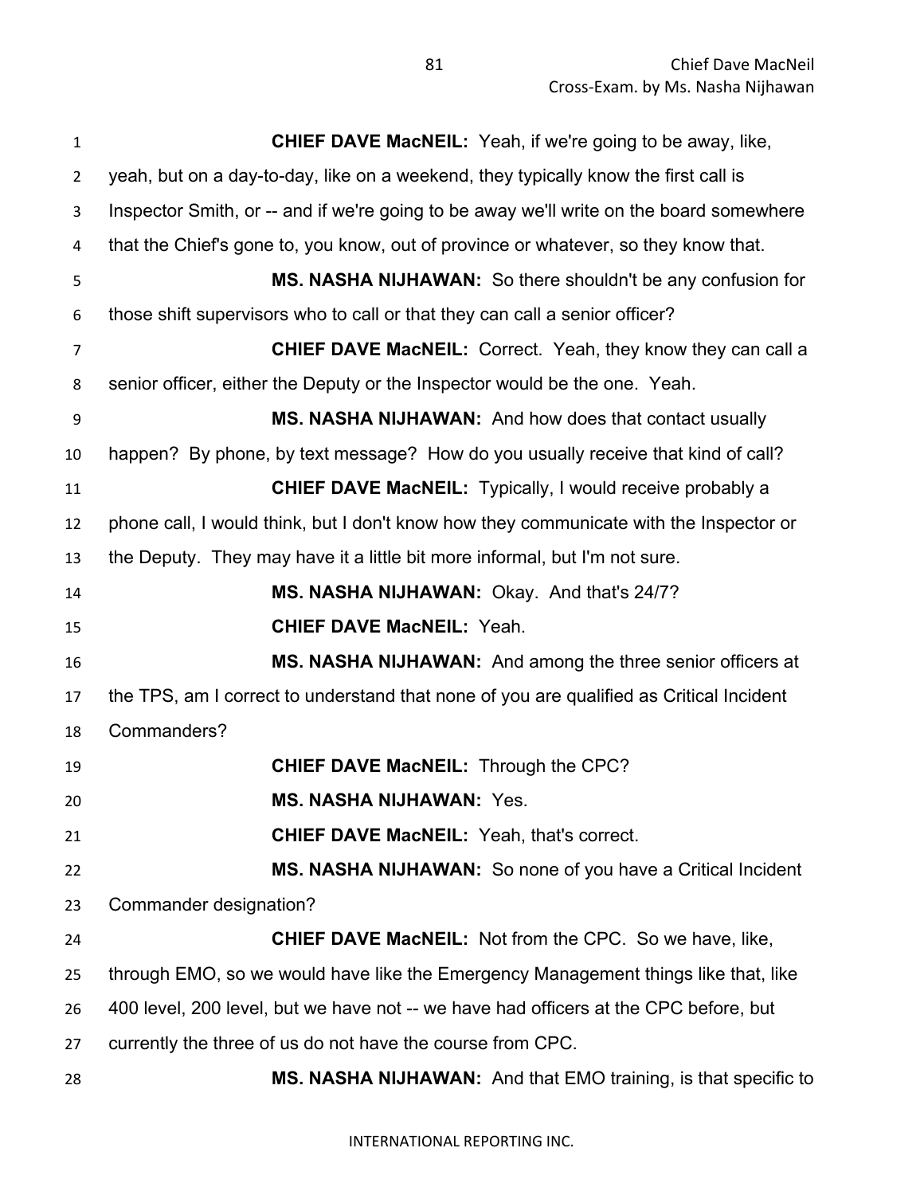**CHIEF DAVE MacNEIL:** Yeah, if we're going to be away, like, yeah, but on a day-to-day, like on a weekend, they typically know the first call is Inspector Smith, or -- and if we're going to be away we'll write on the board somewhere that the Chief's gone to, you know, out of province or whatever, so they know that.

**MS. NASHA NIJHAWAN:** So there shouldn't be any confusion for those shift supervisors who to call or that they can call a senior officer?

**CHIEF DAVE MacNEIL:** Correct. Yeah, they know they can call a senior officer, either the Deputy or the Inspector would be the one. Yeah.

**MS. NASHA NIJHAWAN:** And how does that contact usually happen? By phone, by text message? How do you usually receive that kind of call?

**CHIEF DAVE MacNEIL:** Typically, I would receive probably a phone call, I would think, but I don't know how they communicate with the Inspector or the Deputy. They may have it a little bit more informal, but I'm not sure.

**MS. NASHA NIJHAWAN:** Okay. And that's 24/7?

**CHIEF DAVE MacNEIL:** Yeah.

**MS. NASHA NIJHAWAN:** And among the three senior officers at the TPS, am I correct to understand that none of you are qualified as Critical Incident Commanders?

**CHIEF DAVE MacNEIL:** Through the CPC?

**MS. NASHA NIJHAWAN:** Yes.

**CHIEF DAVE MacNEIL:** Yeah, that's correct.

**MS. NASHA NIJHAWAN:** So none of you have a Critical Incident Commander designation?

**CHIEF DAVE MacNEIL:** Not from the CPC. So we have, like, through EMO, so we would have like the Emergency Management things like that, like 400 level, 200 level, but we have not -- we have had officers at the CPC before, but currently the three of us do not have the course from CPC.

**MS. NASHA NIJHAWAN:** And that EMO training, is that specific to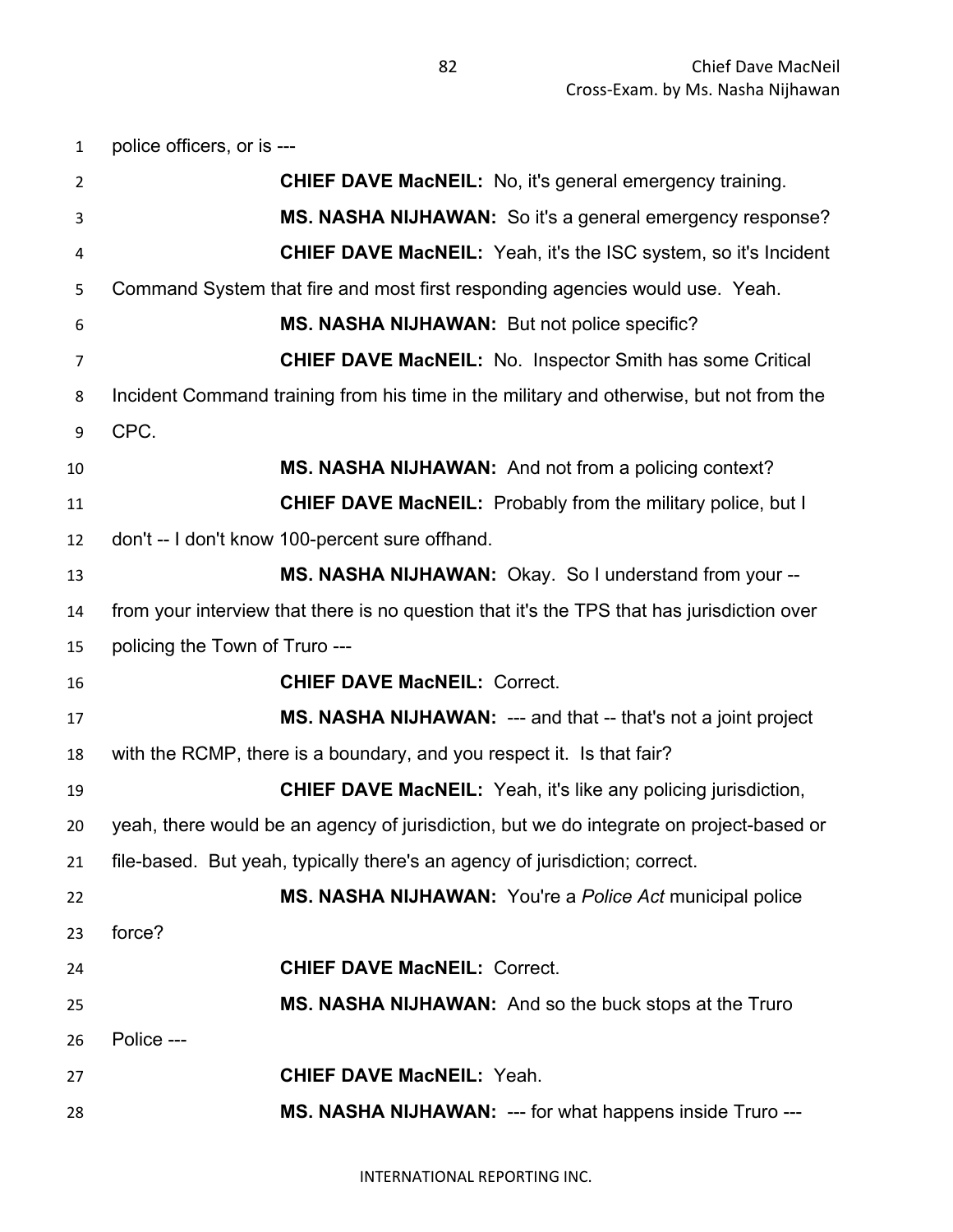police officers, or is ---

**CHIEF DAVE MacNEIL:** No, it's general emergency training.

**MS. NASHA NIJHAWAN:** So it's a general emergency response?

**CHIEF DAVE MacNEIL:** Yeah, it's the ISC system, so it's Incident Command System that fire and most first responding agencies would use. Yeah.

**MS. NASHA NIJHAWAN:** But not police specific?

**CHIEF DAVE MacNEIL:** No. Inspector Smith has some Critical Incident Command training from his time in the military and otherwise, but not from the CPC.

**MS. NASHA NIJHAWAN:** And not from a policing context?

**CHIEF DAVE MacNEIL:** Probably from the military police, but I don't -- I don't know 100-percent sure offhand.

**MS. NASHA NIJHAWAN:** Okay. So I understand from your -- from your interview that there is no question that it's the TPS that has jurisdiction over policing the Town of Truro ---

**CHIEF DAVE MacNEIL:** Correct.

**MS. NASHA NIJHAWAN:** --- and that -- that's not a joint project with the RCMP, there is a boundary, and you respect it. Is that fair?

**CHIEF DAVE MacNEIL:** Yeah, it's like any policing jurisdiction, yeah, there would be an agency of jurisdiction, but we do integrate on project-based or file-based. But yeah, typically there's an agency of jurisdiction; correct.

**MS. NASHA NIJHAWAN:** You're a *Police Act* municipal police force?

**CHIEF DAVE MacNEIL:** Correct.

**MS. NASHA NIJHAWAN:** And so the buck stops at the Truro Police ---

**CHIEF DAVE MacNEIL:** Yeah.

**MS. NASHA NIJHAWAN:** --- for what happens inside Truro ---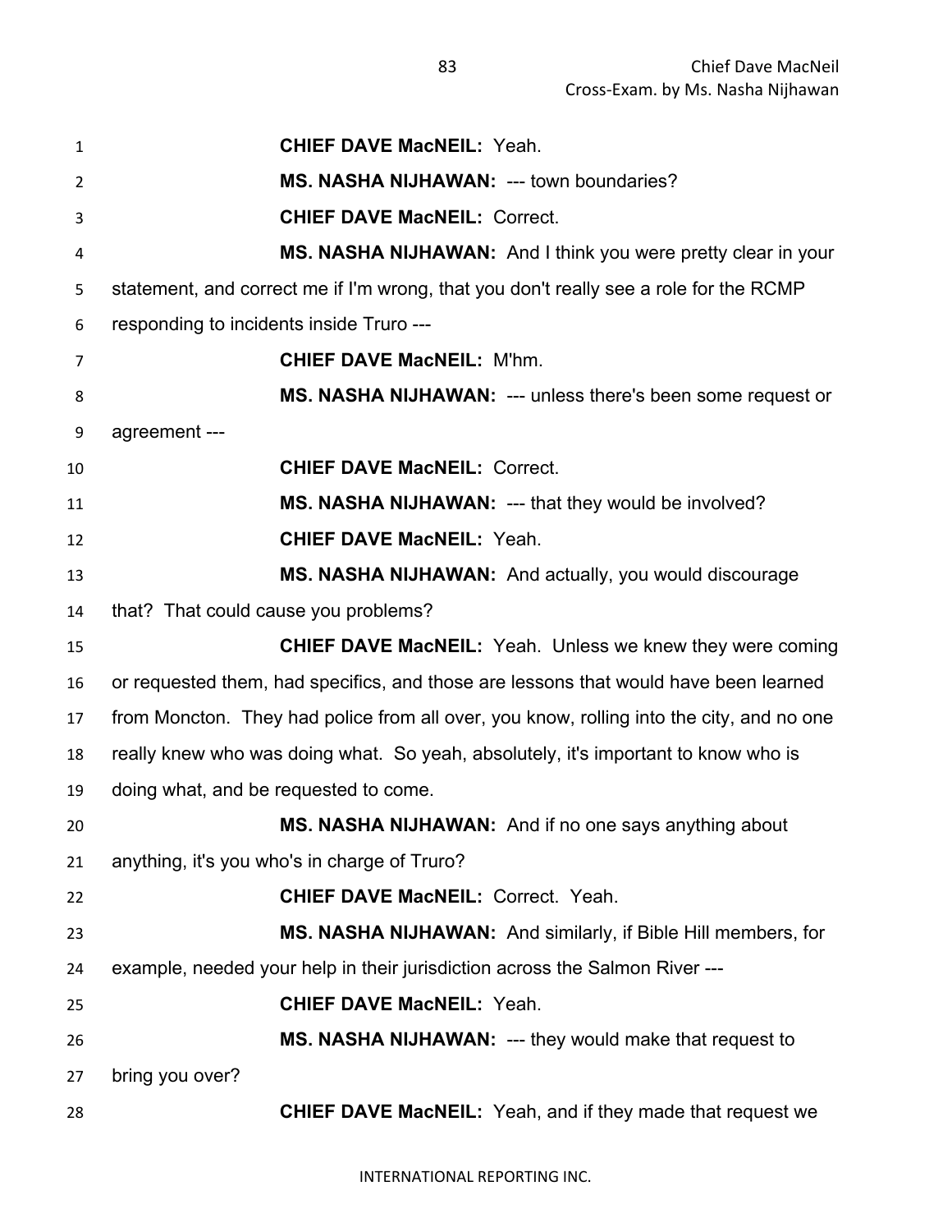**CHIEF DAVE MacNEIL:** Yeah.

**MS. NASHA NIJHAWAN:** --- town boundaries?

**CHIEF DAVE MacNEIL:** Correct.

**MS. NASHA NIJHAWAN:** And I think you were pretty clear in your statement, and correct me if I'm wrong, that you don't really see a role for the RCMP responding to incidents inside Truro ---

**CHIEF DAVE MacNEIL:** M'hm.

**MS. NASHA NIJHAWAN:** --- unless there's been some request or agreement ---

**CHIEF DAVE MacNEIL:** Correct.

**MS. NASHA NIJHAWAN:** --- that they would be involved?

**CHIEF DAVE MacNEIL:** Yeah.

**MS. NASHA NIJHAWAN:** And actually, you would discourage that? That could cause you problems?

**CHIEF DAVE MacNEIL:** Yeah. Unless we knew they were coming or requested them, had specifics, and those are lessons that would have been learned from Moncton. They had police from all over, you know, rolling into the city, and no one really knew who was doing what. So yeah, absolutely, it's important to know who is doing what, and be requested to come.

**MS. NASHA NIJHAWAN:** And if no one says anything about anything, it's you who's in charge of Truro?

**CHIEF DAVE MacNEIL:** Correct. Yeah.

**MS. NASHA NIJHAWAN:** And similarly, if Bible Hill members, for example, needed your help in their jurisdiction across the Salmon River ---

**CHIEF DAVE MacNEIL:** Yeah.

**MS. NASHA NIJHAWAN:** --- they would make that request to bring you over?

**CHIEF DAVE MacNEIL:** Yeah, and if they made that request we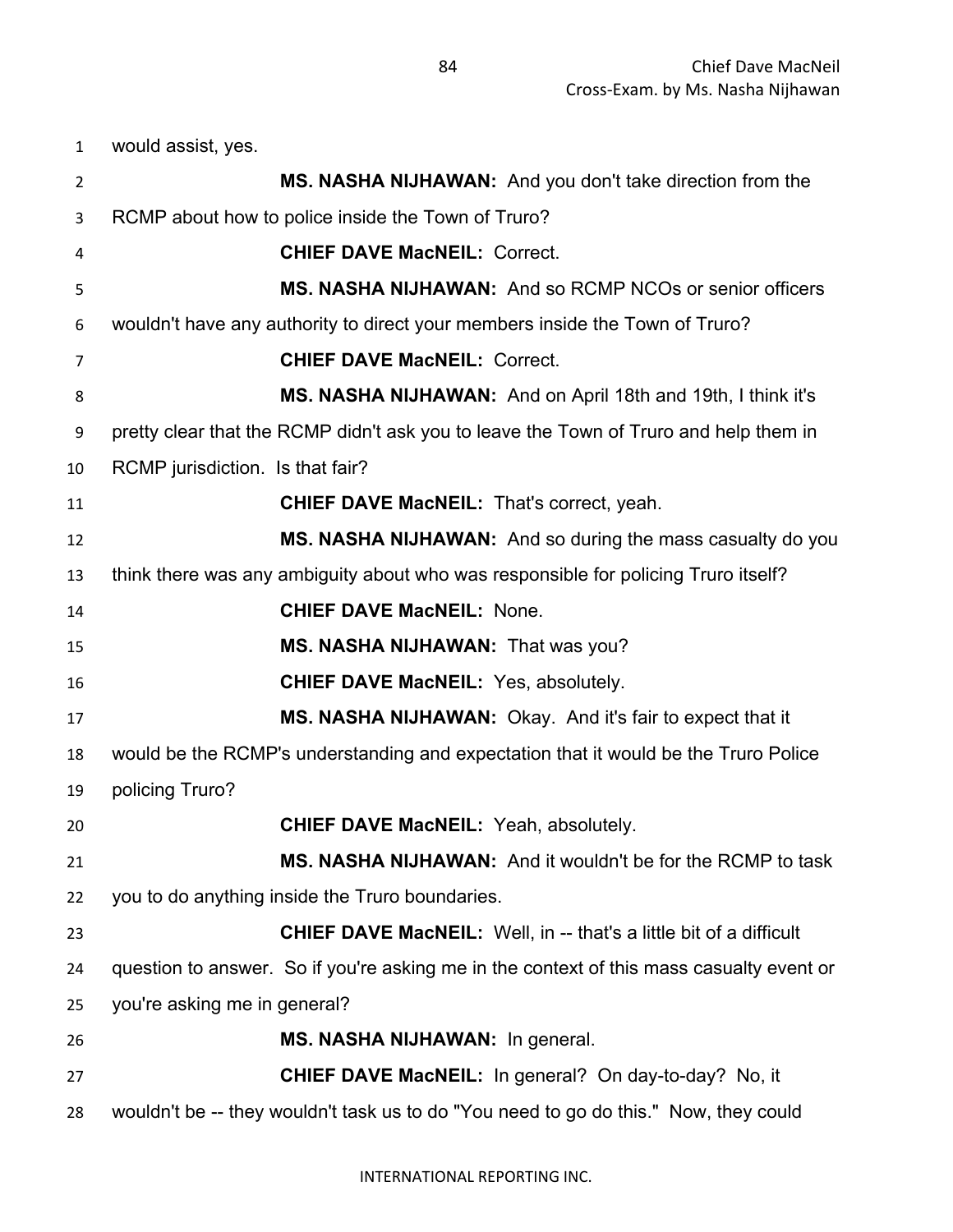would assist, yes.

**MS. NASHA NIJHAWAN:** And you don't take direction from the RCMP about how to police inside the Town of Truro?

**CHIEF DAVE MacNEIL:** Correct.

**MS. NASHA NIJHAWAN:** And so RCMP NCOs or senior officers wouldn't have any authority to direct your members inside the Town of Truro?

**CHIEF DAVE MacNEIL:** Correct.

**MS. NASHA NIJHAWAN:** And on April 18th and 19th, I think it's pretty clear that the RCMP didn't ask you to leave the Town of Truro and help them in RCMP jurisdiction. Is that fair?

**CHIEF DAVE MacNEIL:** That's correct, yeah.

**MS. NASHA NIJHAWAN:** And so during the mass casualty do you think there was any ambiguity about who was responsible for policing Truro itself?

**CHIEF DAVE MacNEIL:** None.

**MS. NASHA NIJHAWAN:** That was you?

**CHIEF DAVE MacNEIL:** Yes, absolutely.

**MS. NASHA NIJHAWAN:** Okay. And it's fair to expect that it would be the RCMP's understanding and expectation that it would be the Truro Police policing Truro?

**CHIEF DAVE MacNEIL:** Yeah, absolutely.

**MS. NASHA NIJHAWAN:** And it wouldn't be for the RCMP to task you to do anything inside the Truro boundaries.

**CHIEF DAVE MacNEIL:** Well, in -- that's a little bit of a difficult question to answer. So if you're asking me in the context of this mass casualty event or you're asking me in general?

**MS. NASHA NIJHAWAN:** In general.

**CHIEF DAVE MacNEIL:** In general? On day-to-day? No, it wouldn't be -- they wouldn't task us to do "You need to go do this." Now, they could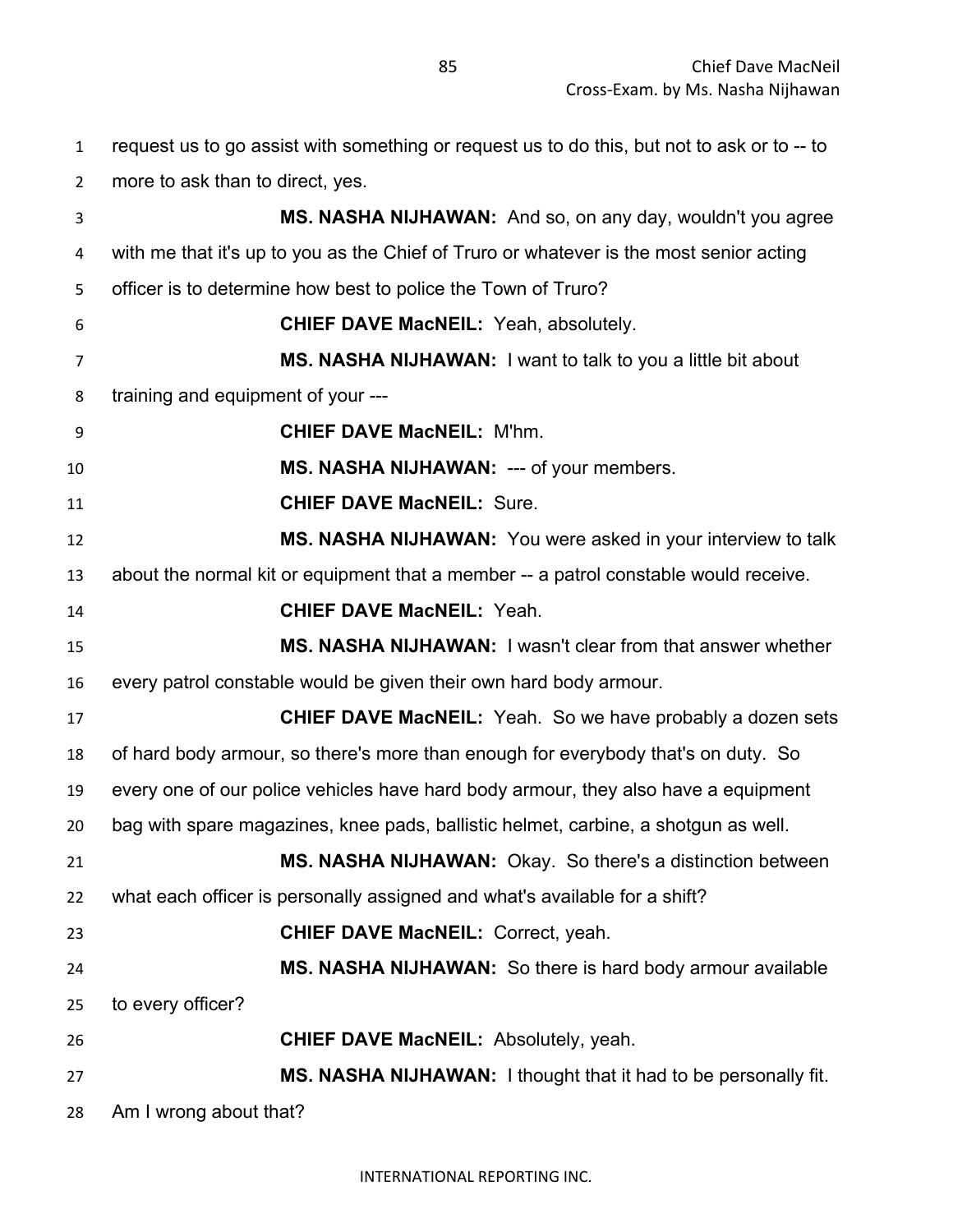request us to go assist with something or request us to do this, but not to ask or to -- to more to ask than to direct, yes.

**MS. NASHA NIJHAWAN:** And so, on any day, wouldn't you agree with me that it's up to you as the Chief of Truro or whatever is the most senior acting officer is to determine how best to police the Town of Truro?

**CHIEF DAVE MacNEIL:** Yeah, absolutely.

**MS. NASHA NIJHAWAN:** I want to talk to you a little bit about training and equipment of your ---

**CHIEF DAVE MacNEIL:** M'hm.

**MS. NASHA NIJHAWAN:** --- of your members.

**CHIEF DAVE MacNEIL:** Sure.

**MS. NASHA NIJHAWAN:** You were asked in your interview to talk about the normal kit or equipment that a member -- a patrol constable would receive.

**CHIEF DAVE MacNEIL:** Yeah.

**MS. NASHA NIJHAWAN:** I wasn't clear from that answer whether every patrol constable would be given their own hard body armour.

**CHIEF DAVE MacNEIL:** Yeah. So we have probably a dozen sets of hard body armour, so there's more than enough for everybody that's on duty. So every one of our police vehicles have hard body armour, they also have a equipment bag with spare magazines, knee pads, ballistic helmet, carbine, a shotgun as well.

**MS. NASHA NIJHAWAN:** Okay. So there's a distinction between what each officer is personally assigned and what's available for a shift?

**CHIEF DAVE MacNEIL:** Correct, yeah.

**MS. NASHA NIJHAWAN:** So there is hard body armour available to every officer?

**CHIEF DAVE MacNEIL:** Absolutely, yeah.

**MS. NASHA NIJHAWAN:** I thought that it had to be personally fit. Am I wrong about that?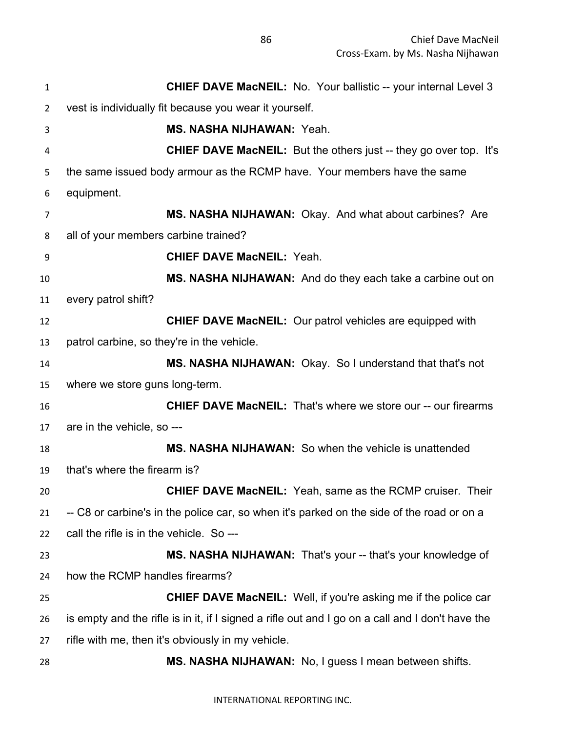**CHIEF DAVE MacNEIL:** No. Your ballistic -- your internal Level 3 vest is individually fit because you wear it yourself.

**MS. NASHA NIJHAWAN:** Yeah.

**CHIEF DAVE MacNEIL:** But the others just -- they go over top. It's the same issued body armour as the RCMP have. Your members have the same equipment.

**MS. NASHA NIJHAWAN:** Okay. And what about carbines? Are all of your members carbine trained?

**CHIEF DAVE MacNEIL:** Yeah.

**MS. NASHA NIJHAWAN:** And do they each take a carbine out on every patrol shift?

**CHIEF DAVE MacNEIL:** Our patrol vehicles are equipped with patrol carbine, so they're in the vehicle.

**MS. NASHA NIJHAWAN:** Okay. So I understand that that's not where we store guns long-term.

**CHIEF DAVE MacNEIL:** That's where we store our -- our firearms are in the vehicle, so ---

**MS. NASHA NIJHAWAN:** So when the vehicle is unattended that's where the firearm is?

**CHIEF DAVE MacNEIL:** Yeah, same as the RCMP cruiser. Their -- C8 or carbine's in the police car, so when it's parked on the side of the road or on a call the rifle is in the vehicle. So ---

**MS. NASHA NIJHAWAN:** That's your -- that's your knowledge of how the RCMP handles firearms?

**CHIEF DAVE MacNEIL:** Well, if you're asking me if the police car is empty and the rifle is in it, if I signed a rifle out and I go on a call and I don't have the rifle with me, then it's obviously in my vehicle.

**MS. NASHA NIJHAWAN:** No, I guess I mean between shifts.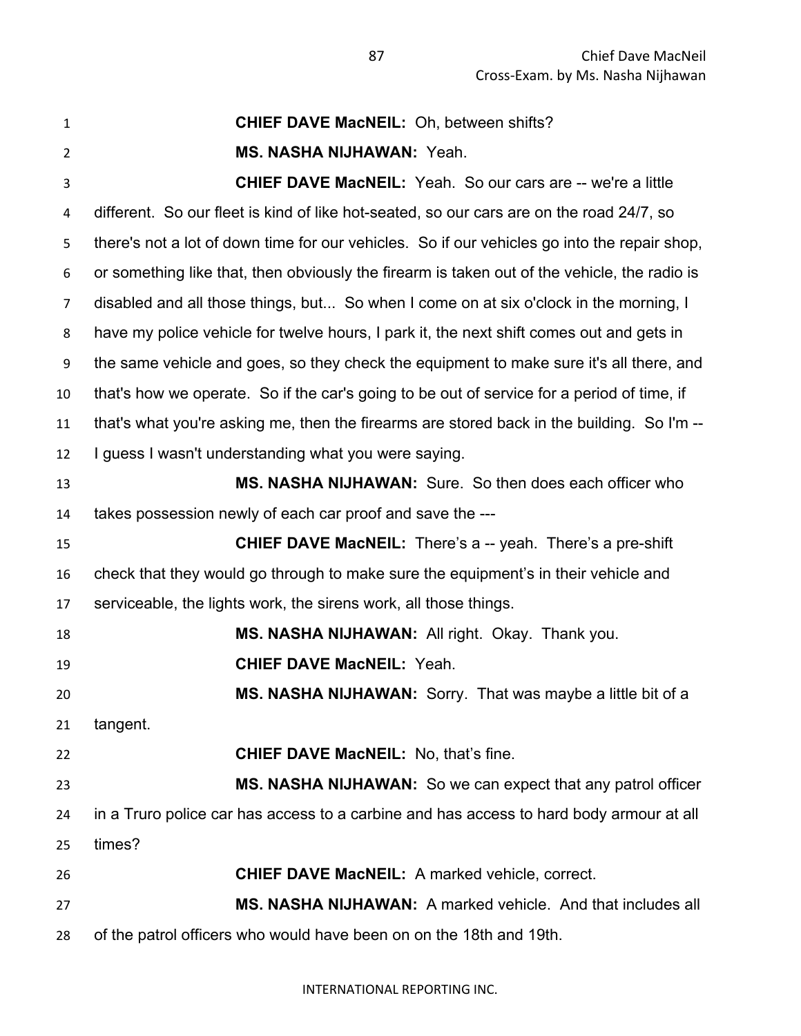**CHIEF DAVE MacNEIL:** Oh, between shifts?

**MS. NASHA NIJHAWAN:** Yeah.

**CHIEF DAVE MacNEIL:** Yeah. So our cars are -- we're a little different. So our fleet is kind of like hot-seated, so our cars are on the road 24/7, so there's not a lot of down time for our vehicles. So if our vehicles go into the repair shop, or something like that, then obviously the firearm is taken out of the vehicle, the radio is disabled and all those things, but... So when I come on at six o'clock in the morning, I have my police vehicle for twelve hours, I park it, the next shift comes out and gets in the same vehicle and goes, so they check the equipment to make sure it's all there, and that's how we operate. So if the car's going to be out of service for a period of time, if that's what you're asking me, then the firearms are stored back in the building. So I'm -- I guess I wasn't understanding what you were saying.

**MS. NASHA NIJHAWAN:** Sure. So then does each officer who takes possession newly of each car proof and save the ---

**CHIEF DAVE MacNEIL:** There's a -- yeah. There's a pre-shift check that they would go through to make sure the equipment's in their vehicle and serviceable, the lights work, the sirens work, all those things.

**MS. NASHA NIJHAWAN:** All right. Okay. Thank you.

**CHIEF DAVE MacNEIL:** Yeah.

**MS. NASHA NIJHAWAN:** Sorry. That was maybe a little bit of a tangent.

**CHIEF DAVE MacNEIL:** No, that's fine.

**MS. NASHA NIJHAWAN:** So we can expect that any patrol officer in a Truro police car has access to a carbine and has access to hard body armour at all times?

**CHIEF DAVE MacNEIL:** A marked vehicle, correct.

**MS. NASHA NIJHAWAN:** A marked vehicle. And that includes all of the patrol officers who would have been on on the 18th and 19th.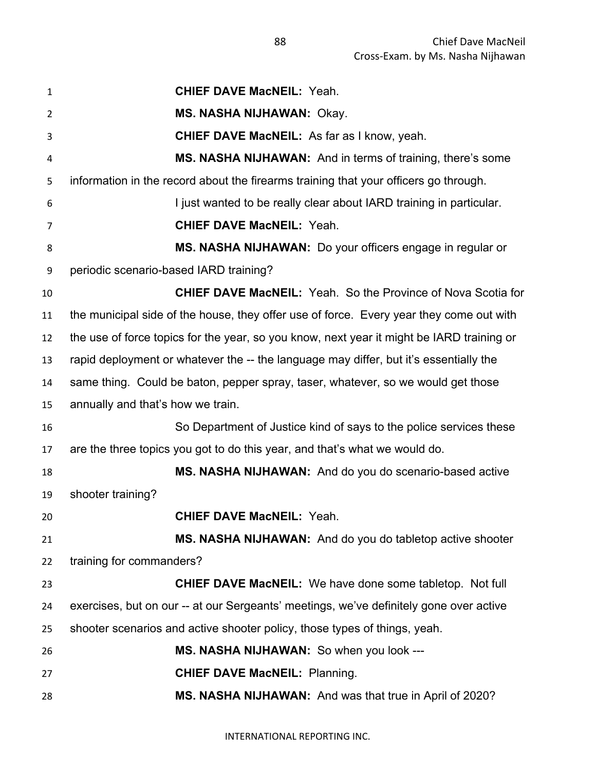**CHIEF DAVE MacNEIL:** Yeah.

**MS. NASHA NIJHAWAN:** Okay.

**CHIEF DAVE MacNEIL:** As far as I know, yeah.

**MS. NASHA NIJHAWAN:** And in terms of training, there's some information in the record about the firearms training that your officers go through.

I just wanted to be really clear about IARD training in particular.

**CHIEF DAVE MacNEIL:** Yeah.

**MS. NASHA NIJHAWAN:** Do your officers engage in regular or periodic scenario-based IARD training?

**CHIEF DAVE MacNEIL:** Yeah. So the Province of Nova Scotia for the municipal side of the house, they offer use of force. Every year they come out with the use of force topics for the year, so you know, next year it might be IARD training or rapid deployment or whatever the -- the language may differ, but it's essentially the same thing. Could be baton, pepper spray, taser, whatever, so we would get those annually and that's how we train.

So Department of Justice kind of says to the police services these are the three topics you got to do this year, and that's what we would do.

**MS. NASHA NIJHAWAN:** And do you do scenario-based active shooter training?

**CHIEF DAVE MacNEIL:** Yeah.

**MS. NASHA NIJHAWAN:** And do you do tabletop active shooter training for commanders?

**CHIEF DAVE MacNEIL:** We have done some tabletop. Not full exercises, but on our -- at our Sergeants' meetings, we've definitely gone over active shooter scenarios and active shooter policy, those types of things, yeah.

**MS. NASHA NIJHAWAN:** So when you look ---

**CHIEF DAVE MacNEIL:** Planning.

**MS. NASHA NIJHAWAN:** And was that true in April of 2020?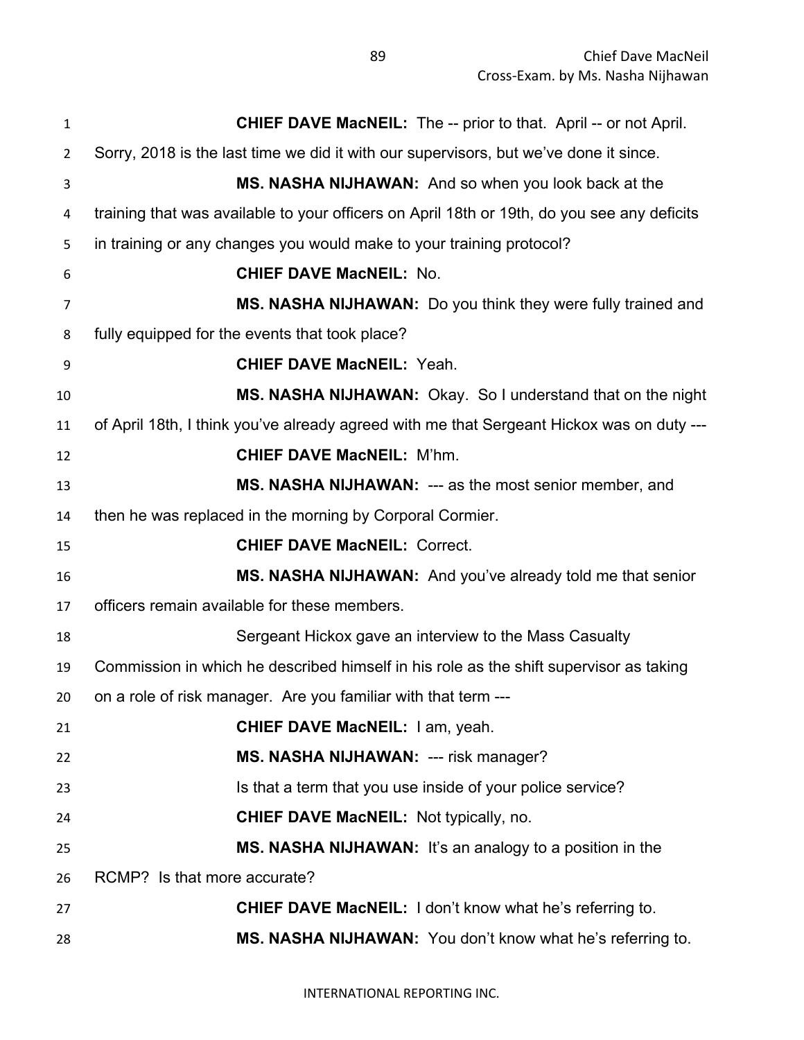**CHIEF DAVE MacNEIL:** The -- prior to that. April -- or not April. Sorry, 2018 is the last time we did it with our supervisors, but we've done it since.

**MS. NASHA NIJHAWAN:** And so when you look back at the training that was available to your officers on April 18th or 19th, do you see any deficits in training or any changes you would make to your training protocol?

**CHIEF DAVE MacNEIL:** No.

**MS. NASHA NIJHAWAN:** Do you think they were fully trained and fully equipped for the events that took place?

**CHIEF DAVE MacNEIL:** Yeah.

**MS. NASHA NIJHAWAN:** Okay. So I understand that on the night of April 18th, I think you've already agreed with me that Sergeant Hickox was on duty ---

**CHIEF DAVE MacNEIL:** M'hm.

**MS. NASHA NIJHAWAN:** --- as the most senior member, and then he was replaced in the morning by Corporal Cormier.

**CHIEF DAVE MacNEIL:** Correct.

**MS. NASHA NIJHAWAN:** And you've already told me that senior officers remain available for these members.

Sergeant Hickox gave an interview to the Mass Casualty Commission in which he described himself in his role as the shift supervisor as taking on a role of risk manager. Are you familiar with that term ---

**CHIEF DAVE MacNEIL:** I am, yeah.

**MS. NASHA NIJHAWAN:** --- risk manager?

Is that a term that you use inside of your police service?

**CHIEF DAVE MacNEIL:** Not typically, no.

**MS. NASHA NIJHAWAN:** It's an analogy to a position in the RCMP? Is that more accurate?

**CHIEF DAVE MacNEIL:** I don't know what he's referring to.

**MS. NASHA NIJHAWAN:** You don't know what he's referring to.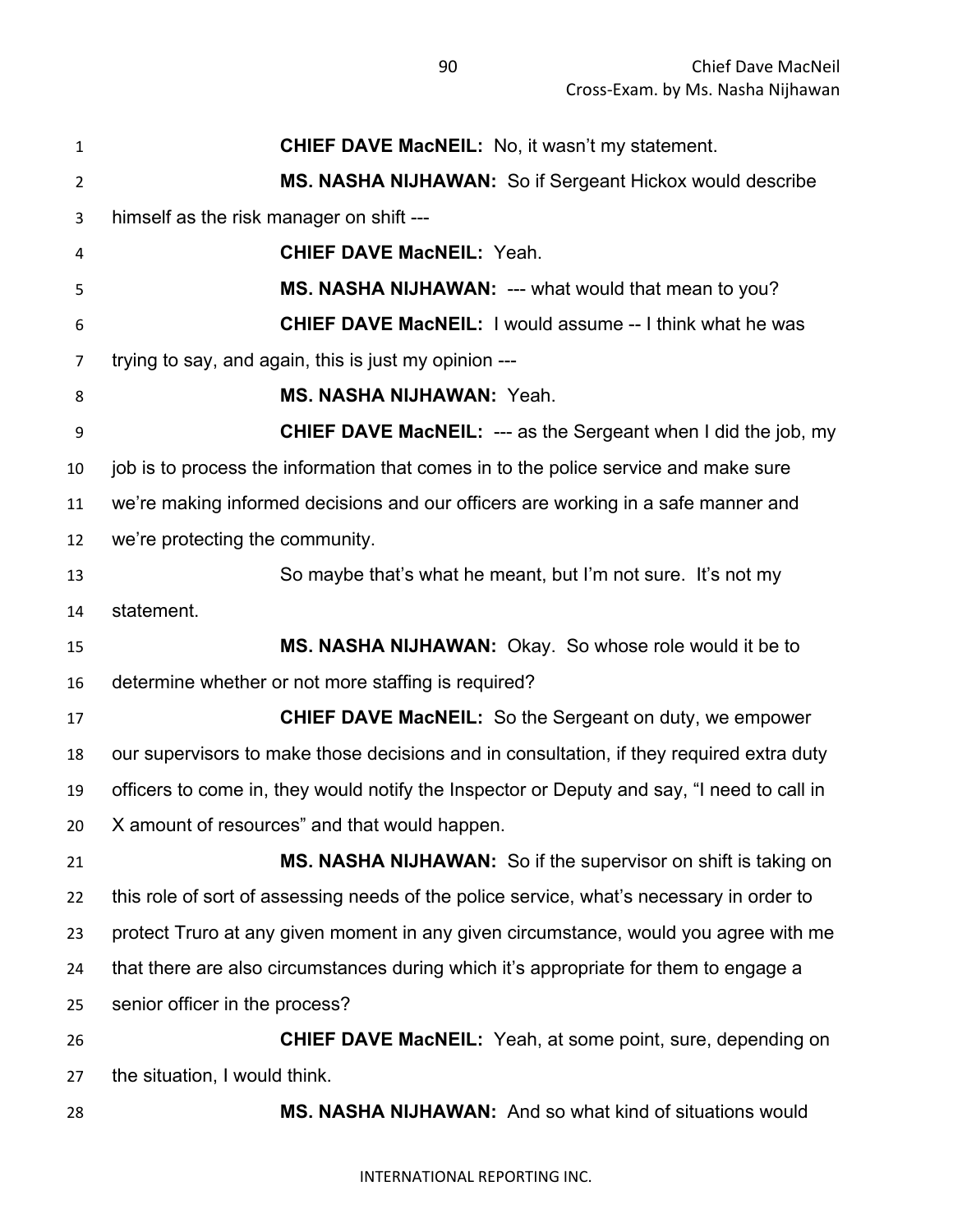**CHIEF DAVE MacNEIL:** No, it wasn't my statement.

**MS. NASHA NIJHAWAN:** So if Sergeant Hickox would describe himself as the risk manager on shift ---

**CHIEF DAVE MacNEIL:** Yeah.

**MS. NASHA NIJHAWAN:** --- what would that mean to you?

**CHIEF DAVE MacNEIL:** I would assume -- I think what he was trying to say, and again, this is just my opinion ---

**MS. NASHA NIJHAWAN:** Yeah.

**CHIEF DAVE MacNEIL:** --- as the Sergeant when I did the job, my job is to process the information that comes in to the police service and make sure we're making informed decisions and our officers are working in a safe manner and we're protecting the community.

So maybe that's what he meant, but I'm not sure. It's not my statement.

**MS. NASHA NIJHAWAN:** Okay. So whose role would it be to determine whether or not more staffing is required?

**CHIEF DAVE MacNEIL:** So the Sergeant on duty, we empower our supervisors to make those decisions and in consultation, if they required extra duty officers to come in, they would notify the Inspector or Deputy and say, "I need to call in X amount of resources" and that would happen.

**MS. NASHA NIJHAWAN:** So if the supervisor on shift is taking on this role of sort of assessing needs of the police service, what's necessary in order to protect Truro at any given moment in any given circumstance, would you agree with me that there are also circumstances during which it's appropriate for them to engage a senior officer in the process?

**CHIEF DAVE MacNEIL:** Yeah, at some point, sure, depending on the situation, I would think.

**MS. NASHA NIJHAWAN:** And so what kind of situations would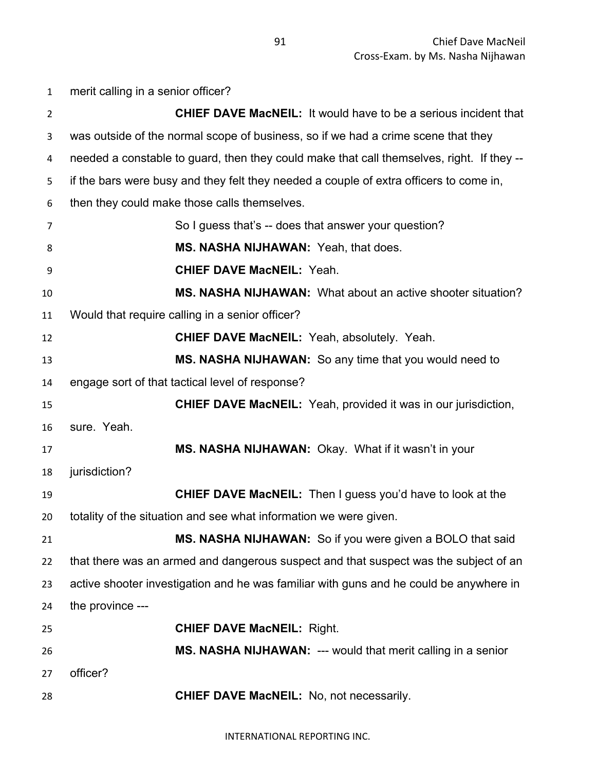merit calling in a senior officer?

**CHIEF DAVE MacNEIL:** It would have to be a serious incident that was outside of the normal scope of business, so if we had a crime scene that they needed a constable to guard, then they could make that call themselves, right. If they -- if the bars were busy and they felt they needed a couple of extra officers to come in, then they could make those calls themselves.

So I guess that's -- does that answer your question?

**MS. NASHA NIJHAWAN:** Yeah, that does.

**CHIEF DAVE MacNEIL:** Yeah.

**MS. NASHA NIJHAWAN:** What about an active shooter situation? Would that require calling in a senior officer?

**CHIEF DAVE MacNEIL:** Yeah, absolutely. Yeah.

**MS. NASHA NIJHAWAN:** So any time that you would need to engage sort of that tactical level of response?

**CHIEF DAVE MacNEIL:** Yeah, provided it was in our jurisdiction, sure. Yeah.

**MS. NASHA NIJHAWAN:** Okay. What if it wasn't in your jurisdiction?

**CHIEF DAVE MacNEIL:** Then I guess you'd have to look at the totality of the situation and see what information we were given.

**MS. NASHA NIJHAWAN:** So if you were given a BOLO that said that there was an armed and dangerous suspect and that suspect was the subject of an active shooter investigation and he was familiar with guns and he could be anywhere in the province ---

**CHIEF DAVE MacNEIL:** Right.

**MS. NASHA NIJHAWAN:** --- would that merit calling in a senior officer?

**CHIEF DAVE MacNEIL:** No, not necessarily.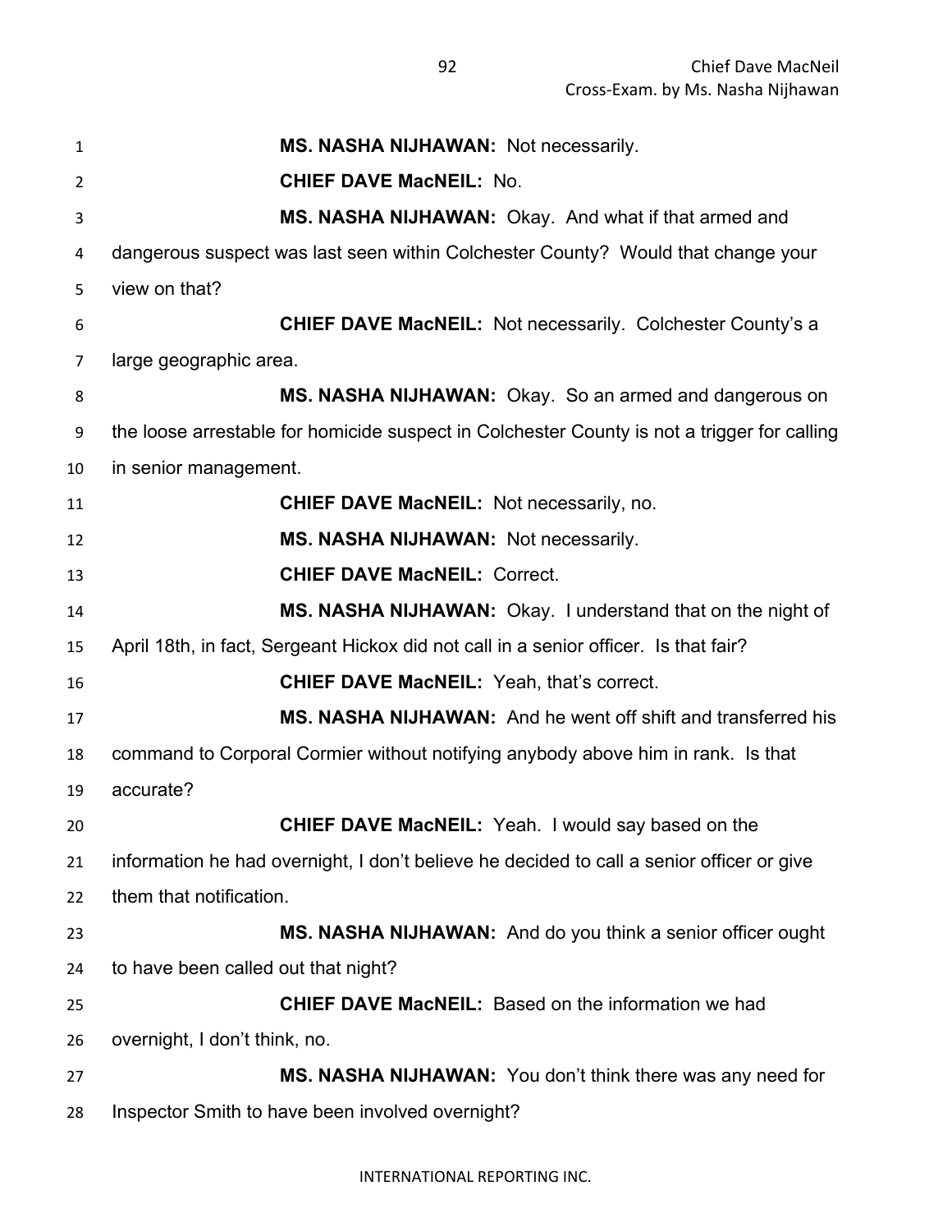**MS. NASHA NIJHAWAN:** Not necessarily.

**CHIEF DAVE MacNEIL:** No.

**MS. NASHA NIJHAWAN:** Okay. And what if that armed and dangerous suspect was last seen within Colchester County? Would that change your view on that?

**CHIEF DAVE MacNEIL:** Not necessarily. Colchester County's a large geographic area.

**MS. NASHA NIJHAWAN:** Okay. So an armed and dangerous on the loose arrestable for homicide suspect in Colchester County is not a trigger for calling in senior management.

**CHIEF DAVE MacNEIL:** Not necessarily, no.

**MS. NASHA NIJHAWAN:** Not necessarily.

**CHIEF DAVE MacNEIL:** Correct.

**MS. NASHA NIJHAWAN:** Okay. I understand that on the night of April 18th, in fact, Sergeant Hickox did not call in a senior officer. Is that fair?

**CHIEF DAVE MacNEIL:** Yeah, that's correct.

**MS. NASHA NIJHAWAN:** And he went off shift and transferred his command to Corporal Cormier without notifying anybody above him in rank. Is that accurate?

**CHIEF DAVE MacNEIL:** Yeah. I would say based on the information he had overnight, I don't believe he decided to call a senior officer or give them that notification.

**MS. NASHA NIJHAWAN:** And do you think a senior officer ought to have been called out that night?

**CHIEF DAVE MacNEIL:** Based on the information we had overnight, I don't think, no.

**MS. NASHA NIJHAWAN:** You don't think there was any need for Inspector Smith to have been involved overnight?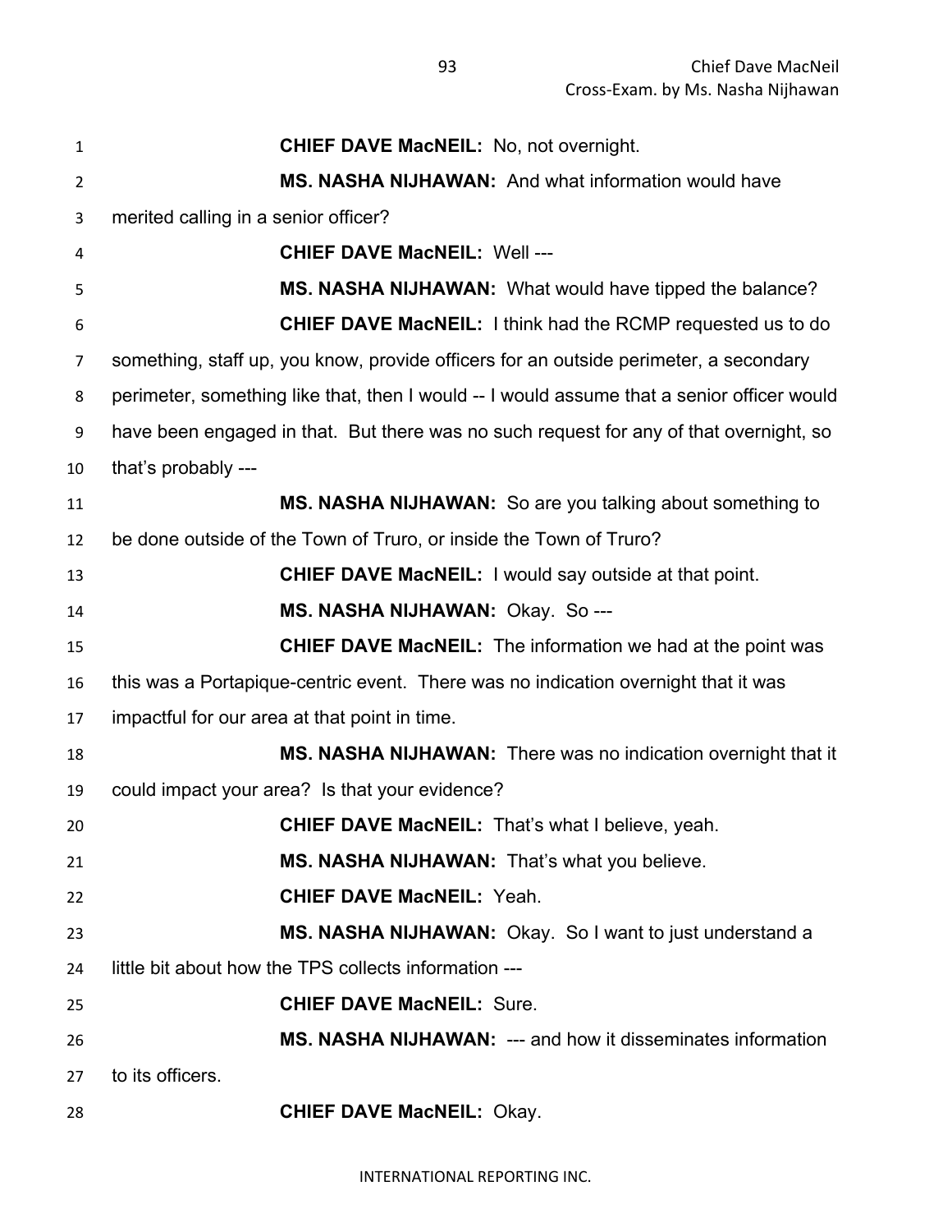**CHIEF DAVE MacNEIL:** No, not overnight.

**MS. NASHA NIJHAWAN:** And what information would have merited calling in a senior officer?

**CHIEF DAVE MacNEIL:** Well ---

**MS. NASHA NIJHAWAN:** What would have tipped the balance?

**CHIEF DAVE MacNEIL:** I think had the RCMP requested us to do something, staff up, you know, provide officers for an outside perimeter, a secondary perimeter, something like that, then I would -- I would assume that a senior officer would have been engaged in that. But there was no such request for any of that overnight, so that's probably ---

**MS. NASHA NIJHAWAN:** So are you talking about something to be done outside of the Town of Truro, or inside the Town of Truro?

**CHIEF DAVE MacNEIL:** I would say outside at that point.

**MS. NASHA NIJHAWAN:** Okay. So ---

**CHIEF DAVE MacNEIL:** The information we had at the point was this was a Portapique-centric event. There was no indication overnight that it was impactful for our area at that point in time.

**MS. NASHA NIJHAWAN:** There was no indication overnight that it could impact your area? Is that your evidence?

**CHIEF DAVE MacNEIL:** That's what I believe, yeah.

**MS. NASHA NIJHAWAN:** That's what you believe.

**CHIEF DAVE MacNEIL:** Yeah.

**MS. NASHA NIJHAWAN:** Okay. So I want to just understand a little bit about how the TPS collects information ---

**CHIEF DAVE MacNEIL:** Sure.

**MS. NASHA NIJHAWAN:** --- and how it disseminates information to its officers.

**CHIEF DAVE MacNEIL:** Okay.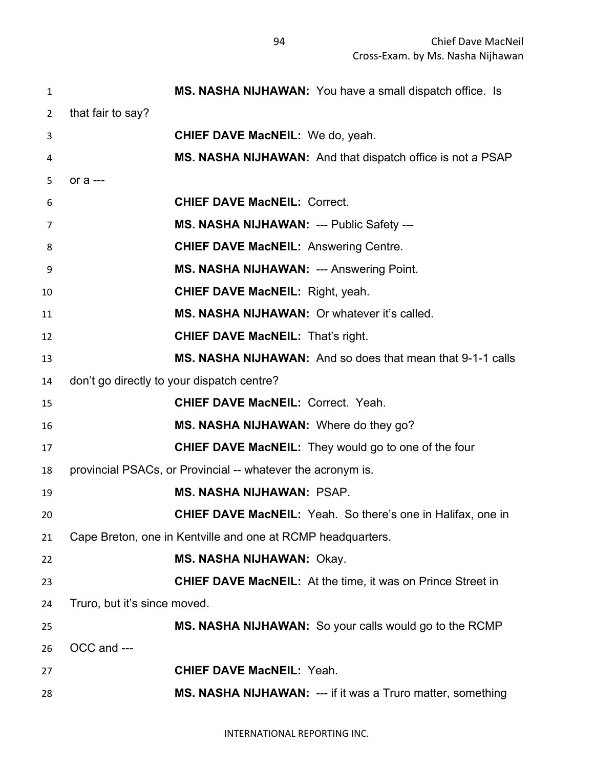**MS. NASHA NIJHAWAN:** You have a small dispatch office. Is that fair to say?

**CHIEF DAVE MacNEIL:** We do, yeah.

**MS. NASHA NIJHAWAN:** And that dispatch office is not a PSAP or a ---

**CHIEF DAVE MacNEIL:** Correct.

**MS. NASHA NIJHAWAN:** --- Public Safety ---

**CHIEF DAVE MacNEIL:** Answering Centre.

**MS. NASHA NIJHAWAN:** --- Answering Point.

**CHIEF DAVE MacNEIL:** Right, yeah.

**MS. NASHA NIJHAWAN:** Or whatever it's called.

**CHIEF DAVE MacNEIL:** That's right.

**MS. NASHA NIJHAWAN:** And so does that mean that 9-1-1 calls don't go directly to your dispatch centre?

**CHIEF DAVE MacNEIL:** Correct. Yeah.

**MS. NASHA NIJHAWAN:** Where do they go?

**CHIEF DAVE MacNEIL:** They would go to one of the four provincial PSACs, or Provincial -- whatever the acronym is.

**MS. NASHA NIJHAWAN:** PSAP.

**CHIEF DAVE MacNEIL:** Yeah. So there's one in Halifax, one in Cape Breton, one in Kentville and one at RCMP headquarters.

**MS. NASHA NIJHAWAN:** Okay.

**CHIEF DAVE MacNEIL:** At the time, it was on Prince Street in Truro, but it's since moved.

**MS. NASHA NIJHAWAN:** So your calls would go to the RCMP OCC and ---

**CHIEF DAVE MacNEIL:** Yeah.

**MS. NASHA NIJHAWAN:** --- if it was a Truro matter, something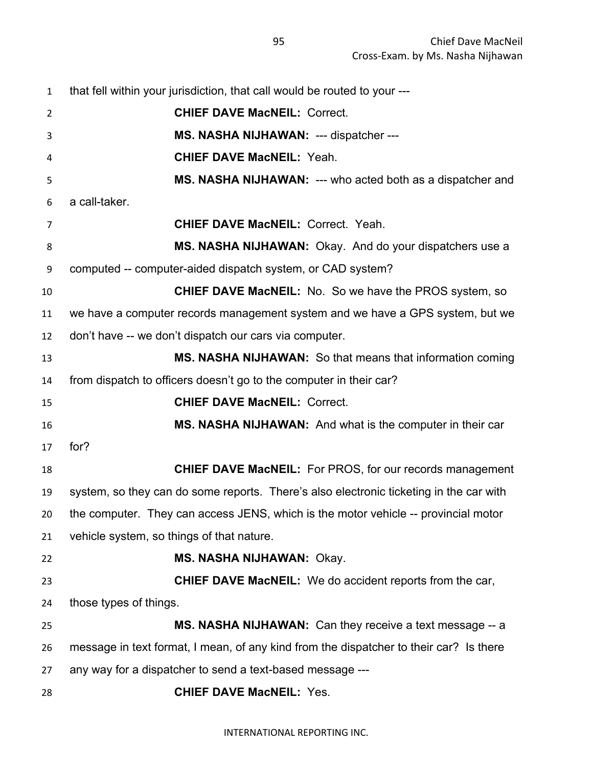that fell within your jurisdiction, that call would be routed to your ---

**CHIEF DAVE MacNEIL:** Correct.

**MS. NASHA NIJHAWAN:** --- dispatcher ---

**CHIEF DAVE MacNEIL:** Yeah.

**MS. NASHA NIJHAWAN:** --- who acted both as a dispatcher and a call-taker.

**CHIEF DAVE MacNEIL:** Correct. Yeah.

**MS. NASHA NIJHAWAN:** Okay. And do your dispatchers use a computed -- computer-aided dispatch system, or CAD system?

**CHIEF DAVE MacNEIL:** No. So we have the PROS system, so we have a computer records management system and we have a GPS system, but we don't have -- we don't dispatch our cars via computer.

**MS. NASHA NIJHAWAN:** So that means that information coming from dispatch to officers doesn't go to the computer in their car?

**CHIEF DAVE MacNEIL:** Correct.

**MS. NASHA NIJHAWAN:** And what is the computer in their car for?

**CHIEF DAVE MacNEIL:** For PROS, for our records management system, so they can do some reports. There's also electronic ticketing in the car with the computer. They can access JENS, which is the motor vehicle -- provincial motor vehicle system, so things of that nature.

**MS. NASHA NIJHAWAN:** Okay.

**CHIEF DAVE MacNEIL:** We do accident reports from the car, those types of things.

**MS. NASHA NIJHAWAN:** Can they receive a text message -- a message in text format, I mean, of any kind from the dispatcher to their car? Is there any way for a dispatcher to send a text-based message ---

**CHIEF DAVE MacNEIL:** Yes.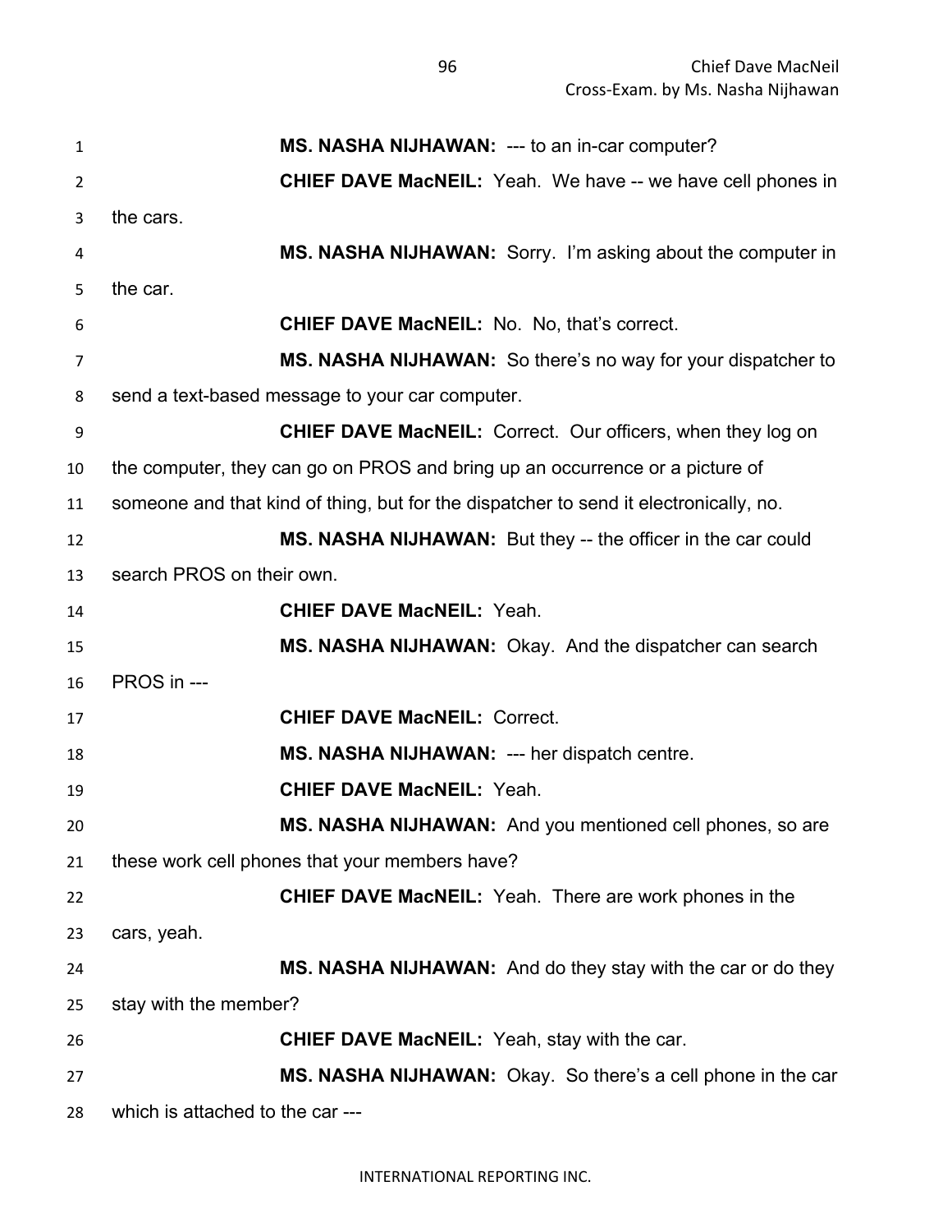**MS. NASHA NIJHAWAN:** --- to an in-car computer?

**CHIEF DAVE MacNEIL:** Yeah. We have -- we have cell phones in the cars.

**MS. NASHA NIJHAWAN:** Sorry. I'm asking about the computer in the car.

**CHIEF DAVE MacNEIL:** No. No, that's correct.

**MS. NASHA NIJHAWAN:** So there's no way for your dispatcher to send a text-based message to your car computer.

**CHIEF DAVE MacNEIL:** Correct. Our officers, when they log on the computer, they can go on PROS and bring up an occurrence or a picture of someone and that kind of thing, but for the dispatcher to send it electronically, no.

**MS. NASHA NIJHAWAN:** But they -- the officer in the car could search PROS on their own.

**CHIEF DAVE MacNEIL:** Yeah.

**MS. NASHA NIJHAWAN:** Okay. And the dispatcher can search PROS in ---

**CHIEF DAVE MacNEIL:** Correct.

**MS. NASHA NIJHAWAN:** --- her dispatch centre.

**CHIEF DAVE MacNEIL:** Yeah.

**MS. NASHA NIJHAWAN:** And you mentioned cell phones, so are these work cell phones that your members have?

**CHIEF DAVE MacNEIL:** Yeah. There are work phones in the cars, yeah.

**MS. NASHA NIJHAWAN:** And do they stay with the car or do they stay with the member?

**CHIEF DAVE MacNEIL:** Yeah, stay with the car.

**MS. NASHA NIJHAWAN:** Okay. So there's a cell phone in the car which is attached to the car ---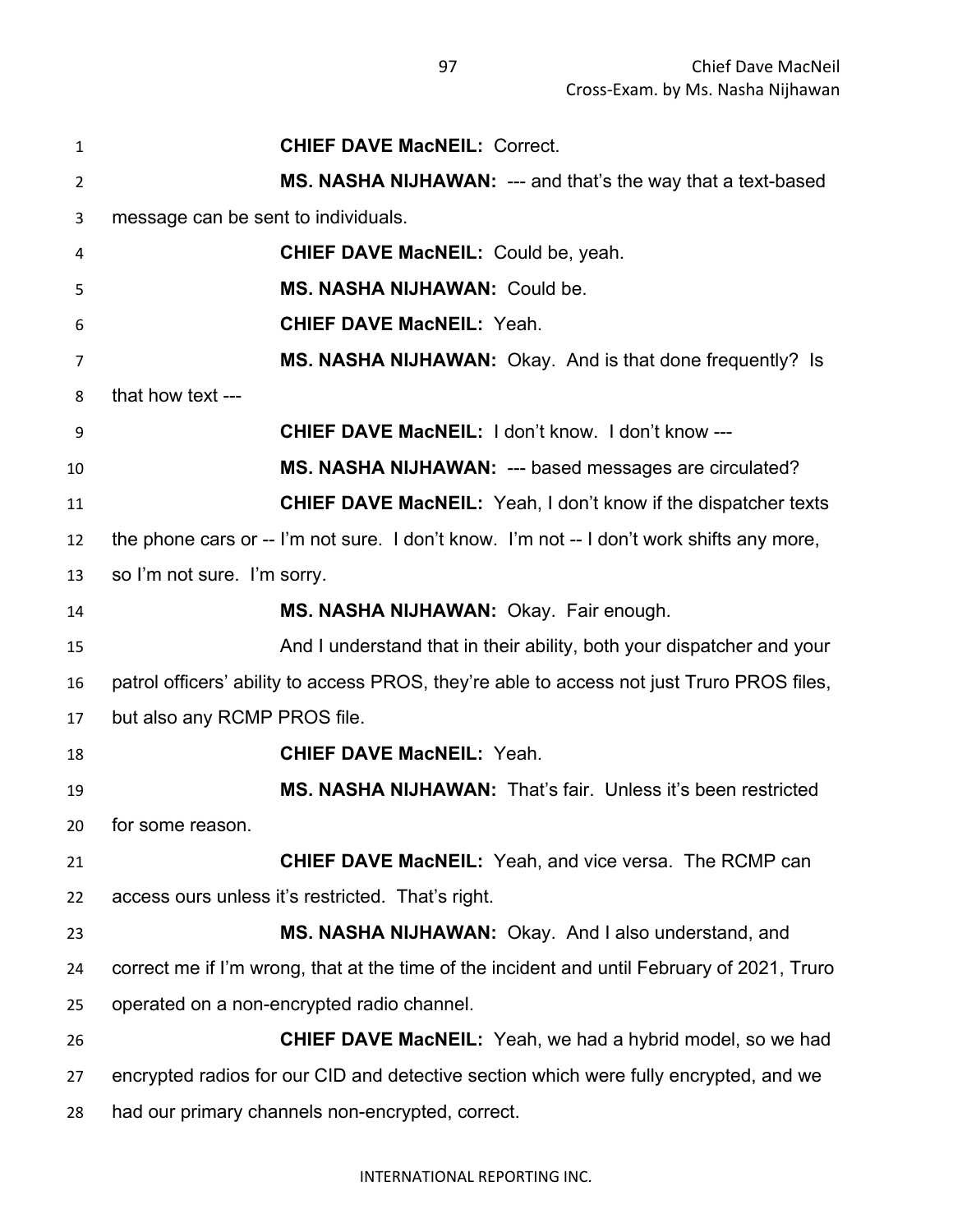**CHIEF DAVE MacNEIL:** Correct.

**MS. NASHA NIJHAWAN:** --- and that's the way that a text-based message can be sent to individuals.

**CHIEF DAVE MacNEIL:** Could be, yeah.

**MS. NASHA NIJHAWAN:** Could be.

**CHIEF DAVE MacNEIL:** Yeah.

**MS. NASHA NIJHAWAN:** Okay. And is that done frequently? Is that how text ---

**CHIEF DAVE MacNEIL:** I don't know. I don't know ---

**MS. NASHA NIJHAWAN:** --- based messages are circulated?

**CHIEF DAVE MacNEIL:** Yeah, I don't know if the dispatcher texts the phone cars or -- I'm not sure. I don't know. I'm not -- I don't work shifts any more, so I'm not sure. I'm sorry.

**MS. NASHA NIJHAWAN:** Okay. Fair enough.

And I understand that in their ability, both your dispatcher and your patrol officers' ability to access PROS, they're able to access not just Truro PROS files, but also any RCMP PROS file.

**CHIEF DAVE MacNEIL:** Yeah.

**MS. NASHA NIJHAWAN:** That's fair. Unless it's been restricted for some reason.

**CHIEF DAVE MacNEIL:** Yeah, and vice versa. The RCMP can access ours unless it's restricted. That's right.

**MS. NASHA NIJHAWAN:** Okay. And I also understand, and correct me if I'm wrong, that at the time of the incident and until February of 2021, Truro operated on a non-encrypted radio channel.

**CHIEF DAVE MacNEIL:** Yeah, we had a hybrid model, so we had encrypted radios for our CID and detective section which were fully encrypted, and we had our primary channels non-encrypted, correct.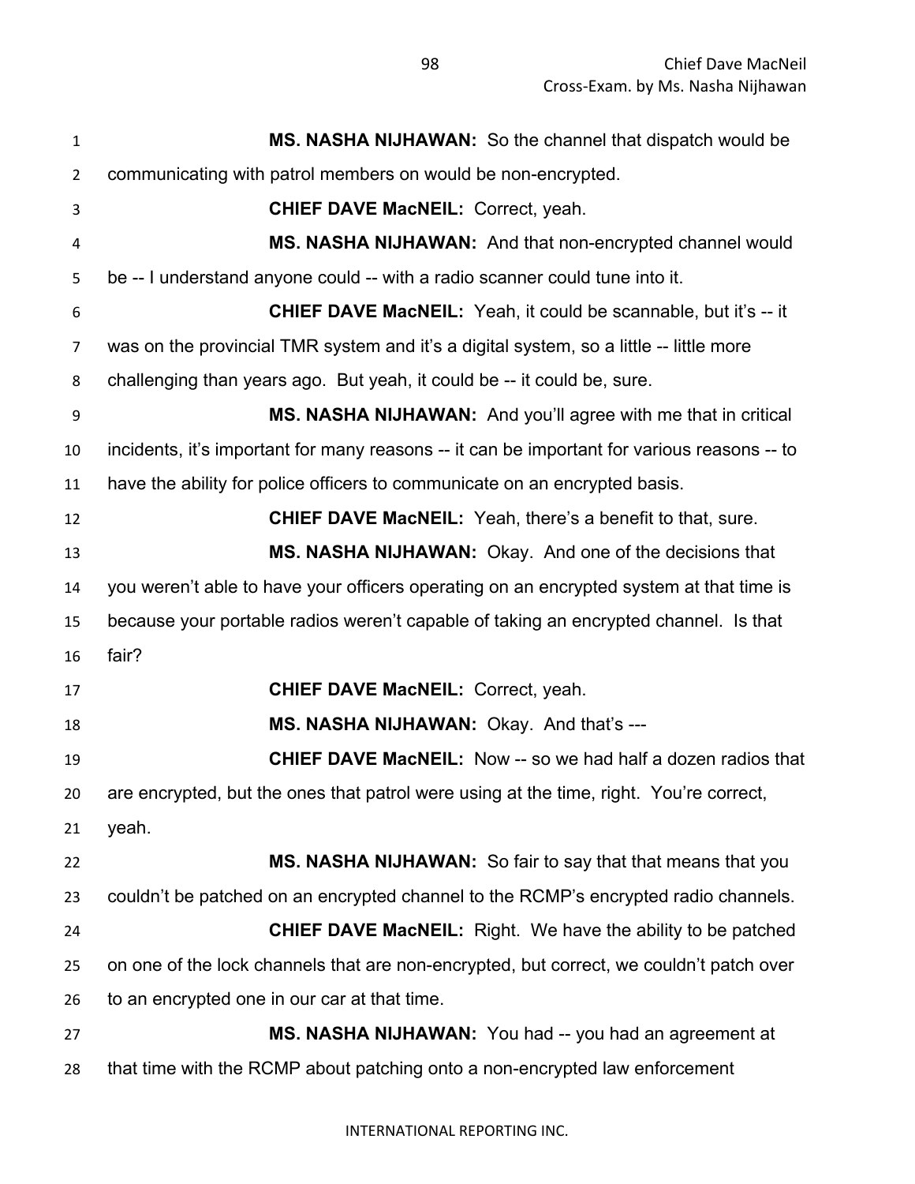**MS. NASHA NIJHAWAN:** So the channel that dispatch would be communicating with patrol members on would be non-encrypted.

**CHIEF DAVE MacNEIL:** Correct, yeah.

**MS. NASHA NIJHAWAN:** And that non-encrypted channel would be -- I understand anyone could -- with a radio scanner could tune into it.

**CHIEF DAVE MacNEIL:** Yeah, it could be scannable, but it's -- it was on the provincial TMR system and it's a digital system, so a little -- little more challenging than years ago. But yeah, it could be -- it could be, sure.

**MS. NASHA NIJHAWAN:** And you'll agree with me that in critical incidents, it's important for many reasons -- it can be important for various reasons -- to have the ability for police officers to communicate on an encrypted basis.

**CHIEF DAVE MacNEIL:** Yeah, there's a benefit to that, sure.

**MS. NASHA NIJHAWAN:** Okay. And one of the decisions that you weren't able to have your officers operating on an encrypted system at that time is because your portable radios weren't capable of taking an encrypted channel. Is that fair?

**CHIEF DAVE MacNEIL:** Correct, yeah.

**MS. NASHA NIJHAWAN:** Okay. And that's ---

**CHIEF DAVE MacNEIL:** Now -- so we had half a dozen radios that are encrypted, but the ones that patrol were using at the time, right. You're correct, yeah.

**MS. NASHA NIJHAWAN:** So fair to say that that means that you couldn't be patched on an encrypted channel to the RCMP's encrypted radio channels.

**CHIEF DAVE MacNEIL:** Right. We have the ability to be patched on one of the lock channels that are non-encrypted, but correct, we couldn't patch over to an encrypted one in our car at that time.

**MS. NASHA NIJHAWAN:** You had -- you had an agreement at that time with the RCMP about patching onto a non-encrypted law enforcement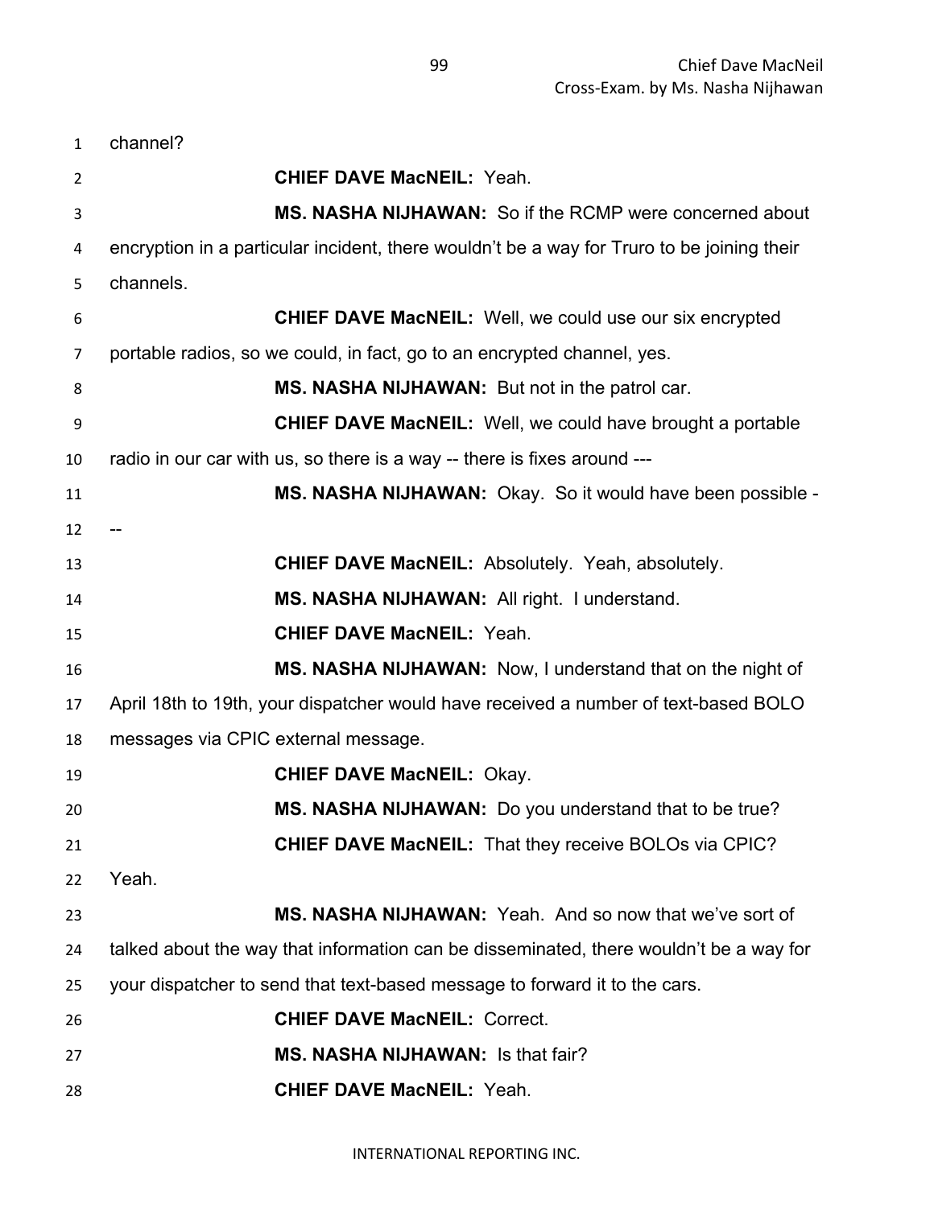channel?

**CHIEF DAVE MacNEIL:** Yeah.

**MS. NASHA NIJHAWAN:** So if the RCMP were concerned about encryption in a particular incident, there wouldn't be a way for Truro to be joining their channels.

**CHIEF DAVE MacNEIL:** Well, we could use our six encrypted portable radios, so we could, in fact, go to an encrypted channel, yes.

**MS. NASHA NIJHAWAN:** But not in the patrol car.

**CHIEF DAVE MacNEIL:** Well, we could have brought a portable radio in our car with us, so there is a way -- there is fixes around ---

**MS. NASHA NIJHAWAN:** Okay. So it would have been possible ---

**CHIEF DAVE MacNEIL:** Absolutely. Yeah, absolutely.

**MS. NASHA NIJHAWAN:** All right. I understand.

**CHIEF DAVE MacNEIL:** Yeah.

**MS. NASHA NIJHAWAN:** Now, I understand that on the night of April 18th to 19th, your dispatcher would have received a number of text-based BOLO messages via CPIC external message.

**CHIEF DAVE MacNEIL:** Okay.

**MS. NASHA NIJHAWAN:** Do you understand that to be true?

**CHIEF DAVE MacNEIL:** That they receive BOLOs via CPIC? Yeah.

**MS. NASHA NIJHAWAN:** Yeah. And so now that we've sort of talked about the way that information can be disseminated, there wouldn't be a way for your dispatcher to send that text-based message to forward it to the cars.

**CHIEF DAVE MacNEIL:** Correct.

**MS. NASHA NIJHAWAN:** Is that fair?

**CHIEF DAVE MacNEIL:** Yeah.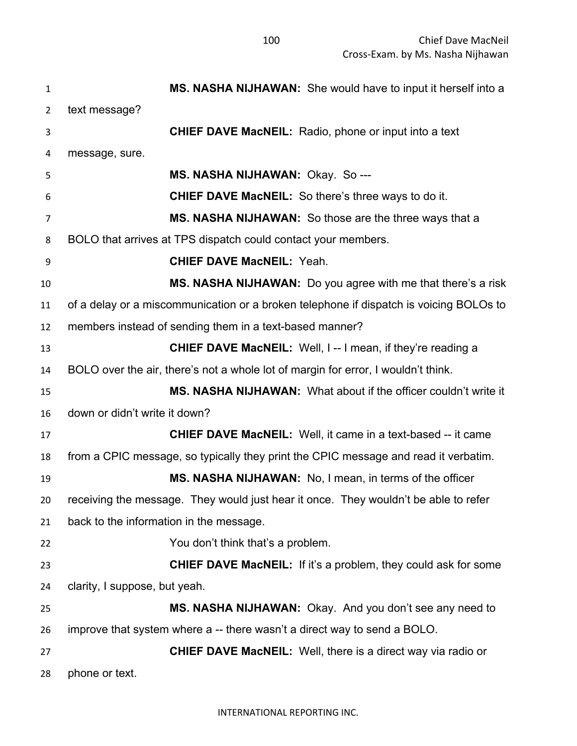**MS. NASHA NIJHAWAN:** She would have to input it herself into a text message?

**CHIEF DAVE MacNEIL:** Radio, phone or input into a text message, sure.

**MS. NASHA NIJHAWAN:** Okay. So ---

**CHIEF DAVE MacNEIL:** So there's three ways to do it.

**MS. NASHA NIJHAWAN:** So those are the three ways that a BOLO that arrives at TPS dispatch could contact your members.

**CHIEF DAVE MacNEIL:** Yeah.

**MS. NASHA NIJHAWAN:** Do you agree with me that there's a risk of a delay or a miscommunication or a broken telephone if dispatch is voicing BOLOs to members instead of sending them in a text-based manner?

**CHIEF DAVE MacNEIL:** Well, I -- I mean, if they're reading a BOLO over the air, there's not a whole lot of margin for error, I wouldn't think.

**MS. NASHA NIJHAWAN:** What about if the officer couldn't write it down or didn't write it down?

**CHIEF DAVE MacNEIL:** Well, it came in a text-based -- it came from a CPIC message, so typically they print the CPIC message and read it verbatim.

**MS. NASHA NIJHAWAN:** No, I mean, in terms of the officer receiving the message. They would just hear it once. They wouldn't be able to refer back to the information in the message.

You don't think that's a problem.

**CHIEF DAVE MacNEIL:** If it's a problem, they could ask for some clarity, I suppose, but yeah.

**MS. NASHA NIJHAWAN:** Okay. And you don't see any need to improve that system where a -- there wasn't a direct way to send a BOLO.

**CHIEF DAVE MacNEIL:** Well, there is a direct way via radio or phone or text.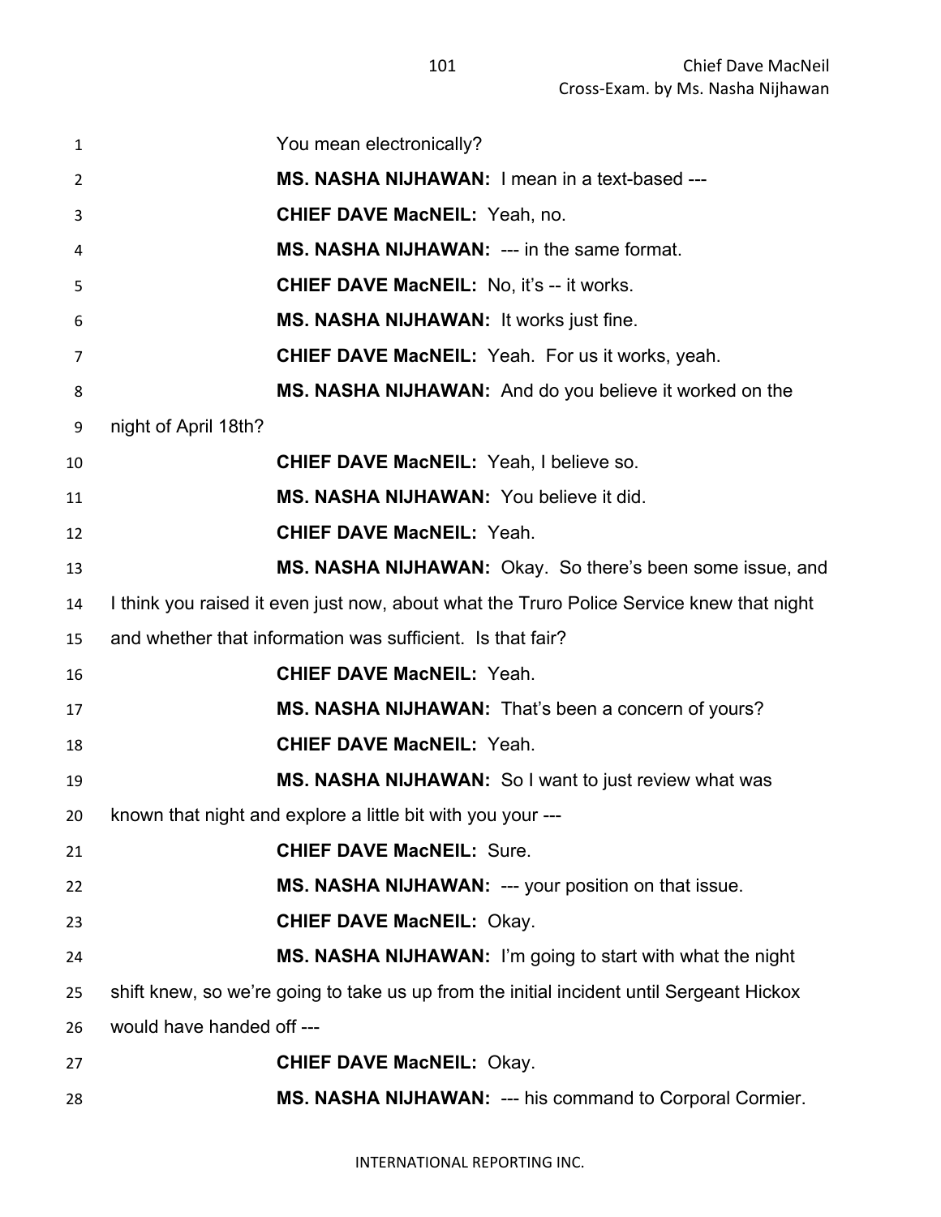You mean electronically?

**MS. NASHA NIJHAWAN:** I mean in a text-based ---

**CHIEF DAVE MacNEIL:** Yeah, no.

**MS. NASHA NIJHAWAN:** --- in the same format.

**CHIEF DAVE MacNEIL:** No, it's -- it works.

**MS. NASHA NIJHAWAN:** It works just fine.

**CHIEF DAVE MacNEIL:** Yeah. For us it works, yeah.

**MS. NASHA NIJHAWAN:** And do you believe it worked on the night of April 18th?

**CHIEF DAVE MacNEIL:** Yeah, I believe so.

**MS. NASHA NIJHAWAN:** You believe it did.

**CHIEF DAVE MacNEIL:** Yeah.

**MS. NASHA NIJHAWAN:** Okay. So there's been some issue, and I think you raised it even just now, about what the Truro Police Service knew that night and whether that information was sufficient. Is that fair?

**CHIEF DAVE MacNEIL:** Yeah.

**MS. NASHA NIJHAWAN:** That's been a concern of yours?

**CHIEF DAVE MacNEIL:** Yeah.

**MS. NASHA NIJHAWAN:** So I want to just review what was known that night and explore a little bit with you your ---

**CHIEF DAVE MacNEIL:** Sure.

**MS. NASHA NIJHAWAN:** --- your position on that issue.

**CHIEF DAVE MacNEIL:** Okay.

**MS. NASHA NIJHAWAN:** I'm going to start with what the night shift knew, so we're going to take us up from the initial incident until Sergeant Hickox would have handed off ---

**CHIEF DAVE MacNEIL:** Okay.

**MS. NASHA NIJHAWAN:** --- his command to Corporal Cormier.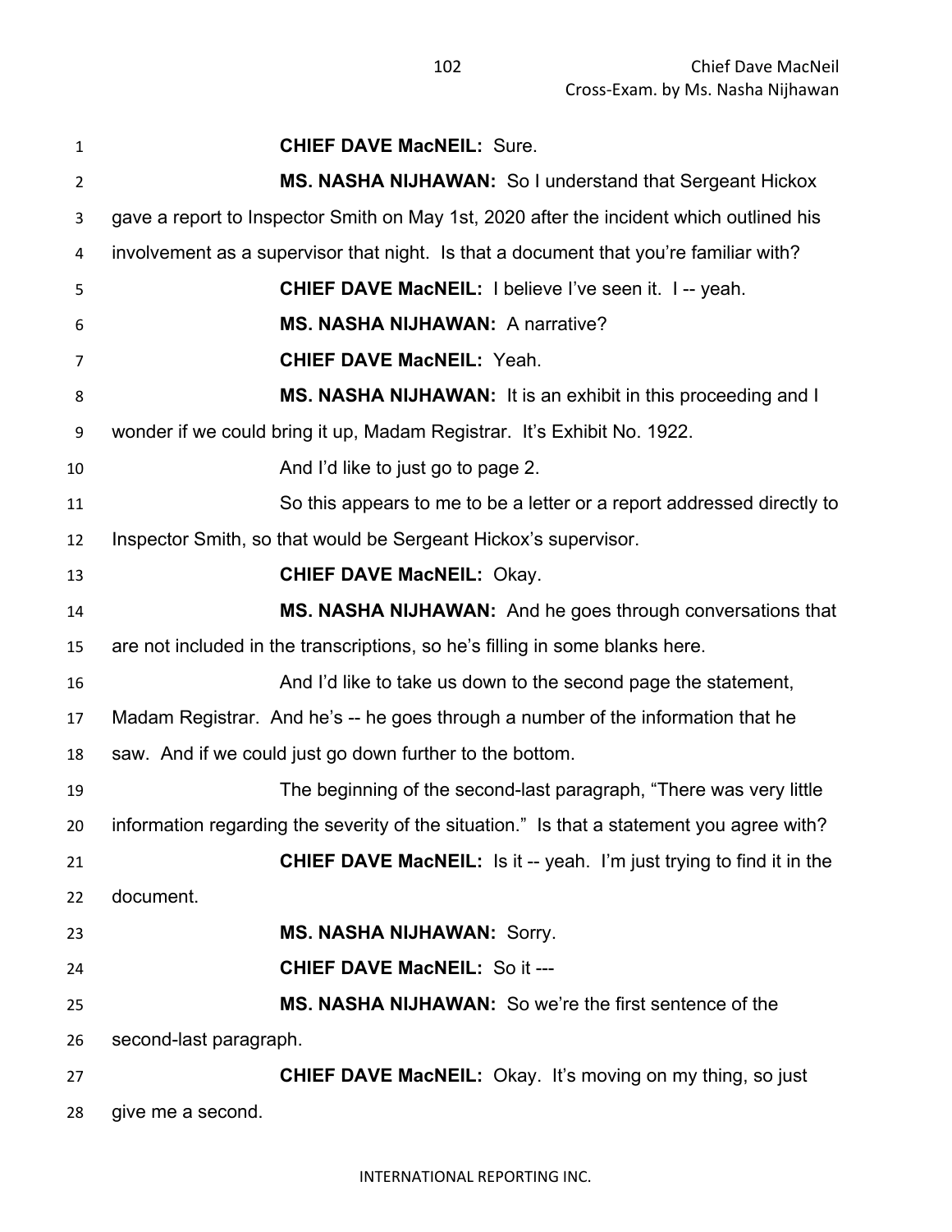**CHIEF DAVE MacNEIL:** Sure.

**MS. NASHA NIJHAWAN:** So I understand that Sergeant Hickox gave a report to Inspector Smith on May 1st, 2020 after the incident which outlined his involvement as a supervisor that night. Is that a document that you're familiar with?

**CHIEF DAVE MacNEIL:** I believe I've seen it. I -- yeah.

**MS. NASHA NIJHAWAN:** A narrative?

**CHIEF DAVE MacNEIL:** Yeah.

**MS. NASHA NIJHAWAN:** It is an exhibit in this proceeding and I wonder if we could bring it up, Madam Registrar. It's Exhibit No. 1922.

And I'd like to just go to page 2.

So this appears to me to be a letter or a report addressed directly to Inspector Smith, so that would be Sergeant Hickox's supervisor.

**CHIEF DAVE MacNEIL:** Okay.

**MS. NASHA NIJHAWAN:** And he goes through conversations that are not included in the transcriptions, so he's filling in some blanks here.

And I'd like to take us down to the second page the statement, Madam Registrar. And he's -- he goes through a number of the information that he saw. And if we could just go down further to the bottom.

The beginning of the second-last paragraph, "There was very little information regarding the severity of the situation." Is that a statement you agree with?

**CHIEF DAVE MacNEIL:** Is it -- yeah. I'm just trying to find it in the document.

**MS. NASHA NIJHAWAN:** Sorry.

**CHIEF DAVE MacNEIL:** So it ---

**MS. NASHA NIJHAWAN:** So we're the first sentence of the second-last paragraph.

**CHIEF DAVE MacNEIL:** Okay. It's moving on my thing, so just give me a second.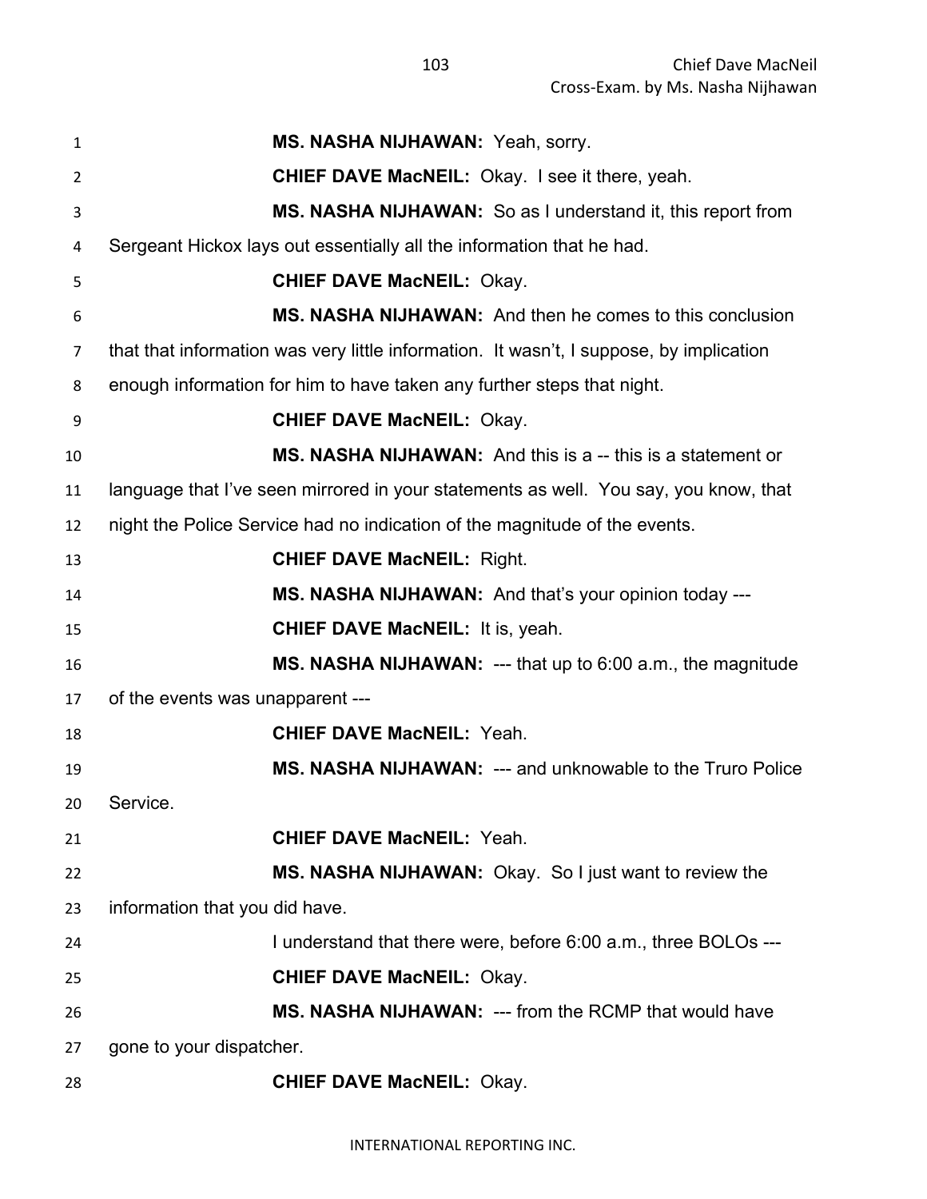**MS. NASHA NIJHAWAN:** Yeah, sorry.

**CHIEF DAVE MacNEIL:** Okay. I see it there, yeah.

**MS. NASHA NIJHAWAN:** So as I understand it, this report from Sergeant Hickox lays out essentially all the information that he had.

**CHIEF DAVE MacNEIL:** Okay.

**MS. NASHA NIJHAWAN:** And then he comes to this conclusion that that information was very little information. It wasn't, I suppose, by implication enough information for him to have taken any further steps that night.

**CHIEF DAVE MacNEIL:** Okay.

**MS. NASHA NIJHAWAN:** And this is a -- this is a statement or language that I've seen mirrored in your statements as well. You say, you know, that night the Police Service had no indication of the magnitude of the events.

**CHIEF DAVE MacNEIL:** Right.

**MS. NASHA NIJHAWAN:** And that's your opinion today ---

**CHIEF DAVE MacNEIL:** It is, yeah.

**MS. NASHA NIJHAWAN:** --- that up to 6:00 a.m., the magnitude of the events was unapparent ---

**CHIEF DAVE MacNEIL:** Yeah.

**MS. NASHA NIJHAWAN:** --- and unknowable to the Truro Police Service.

**CHIEF DAVE MacNEIL:** Yeah.

**MS. NASHA NIJHAWAN:** Okay. So I just want to review the information that you did have.

I understand that there were, before 6:00 a.m., three BOLOs ---

**CHIEF DAVE MacNEIL:** Okay.

**MS. NASHA NIJHAWAN:** --- from the RCMP that would have gone to your dispatcher.

**CHIEF DAVE MacNEIL:** Okay.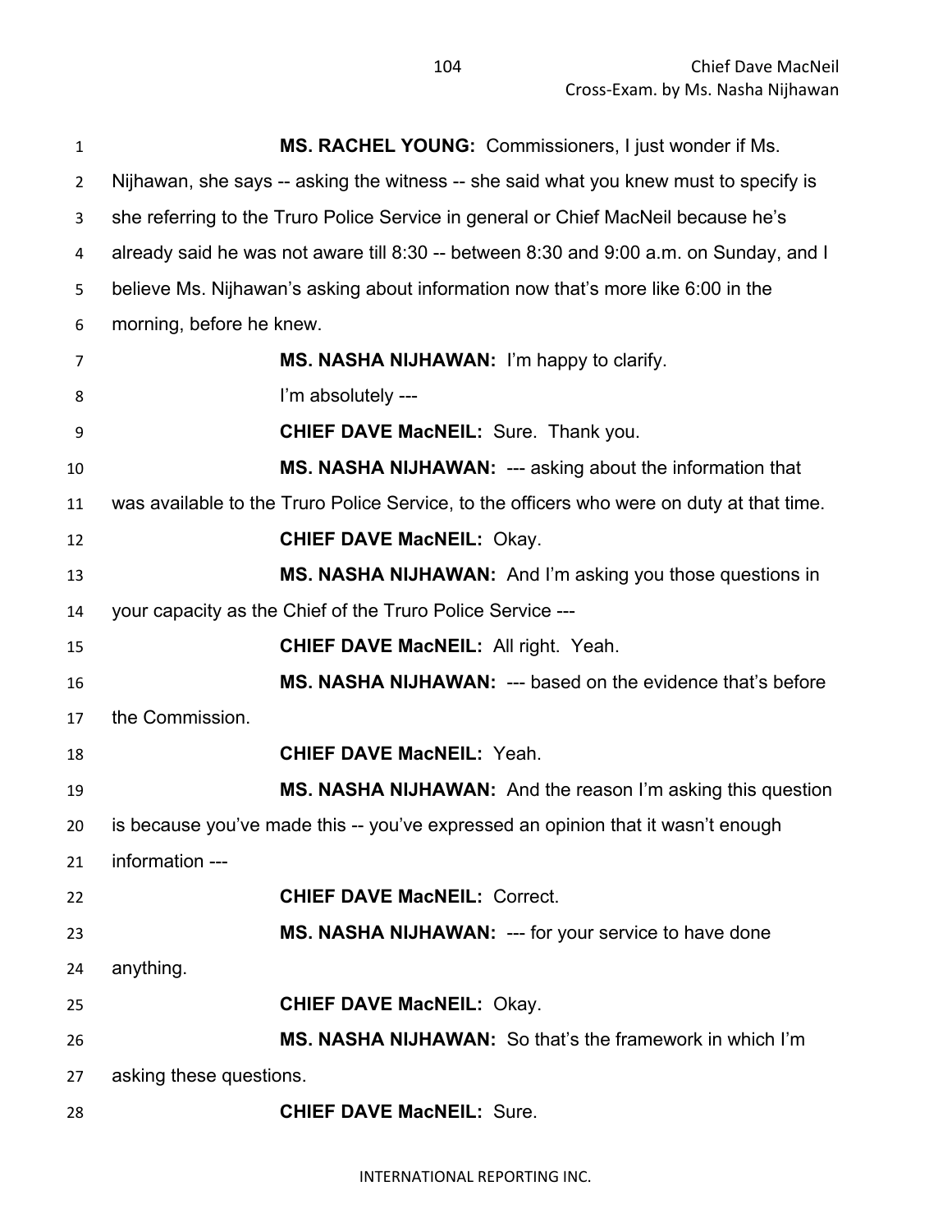**MS. RACHEL YOUNG:** Commissioners, I just wonder if Ms. Nijhawan, she says -- asking the witness -- she said what you knew must to specify is she referring to the Truro Police Service in general or Chief MacNeil because he's already said he was not aware till 8:30 -- between 8:30 and 9:00 a.m. on Sunday, and I believe Ms. Nijhawan's asking about information now that's more like 6:00 in the morning, before he knew.

**MS. NASHA NIJHAWAN:** I'm happy to clarify.

I'm absolutely ---

**CHIEF DAVE MacNEIL:** Sure. Thank you.

**MS. NASHA NIJHAWAN:** --- asking about the information that was available to the Truro Police Service, to the officers who were on duty at that time.

**CHIEF DAVE MacNEIL:** Okay.

**MS. NASHA NIJHAWAN:** And I'm asking you those questions in your capacity as the Chief of the Truro Police Service ---

**CHIEF DAVE MacNEIL:** All right. Yeah.

**MS. NASHA NIJHAWAN:** --- based on the evidence that's before the Commission.

**CHIEF DAVE MacNEIL:** Yeah.

**MS. NASHA NIJHAWAN:** And the reason I'm asking this question is because you've made this -- you've expressed an opinion that it wasn't enough information ---

**CHIEF DAVE MacNEIL:** Correct.

**MS. NASHA NIJHAWAN:** --- for your service to have done anything.

**CHIEF DAVE MacNEIL:** Okay.

**MS. NASHA NIJHAWAN:** So that's the framework in which I'm asking these questions.

**CHIEF DAVE MacNEIL:** Sure.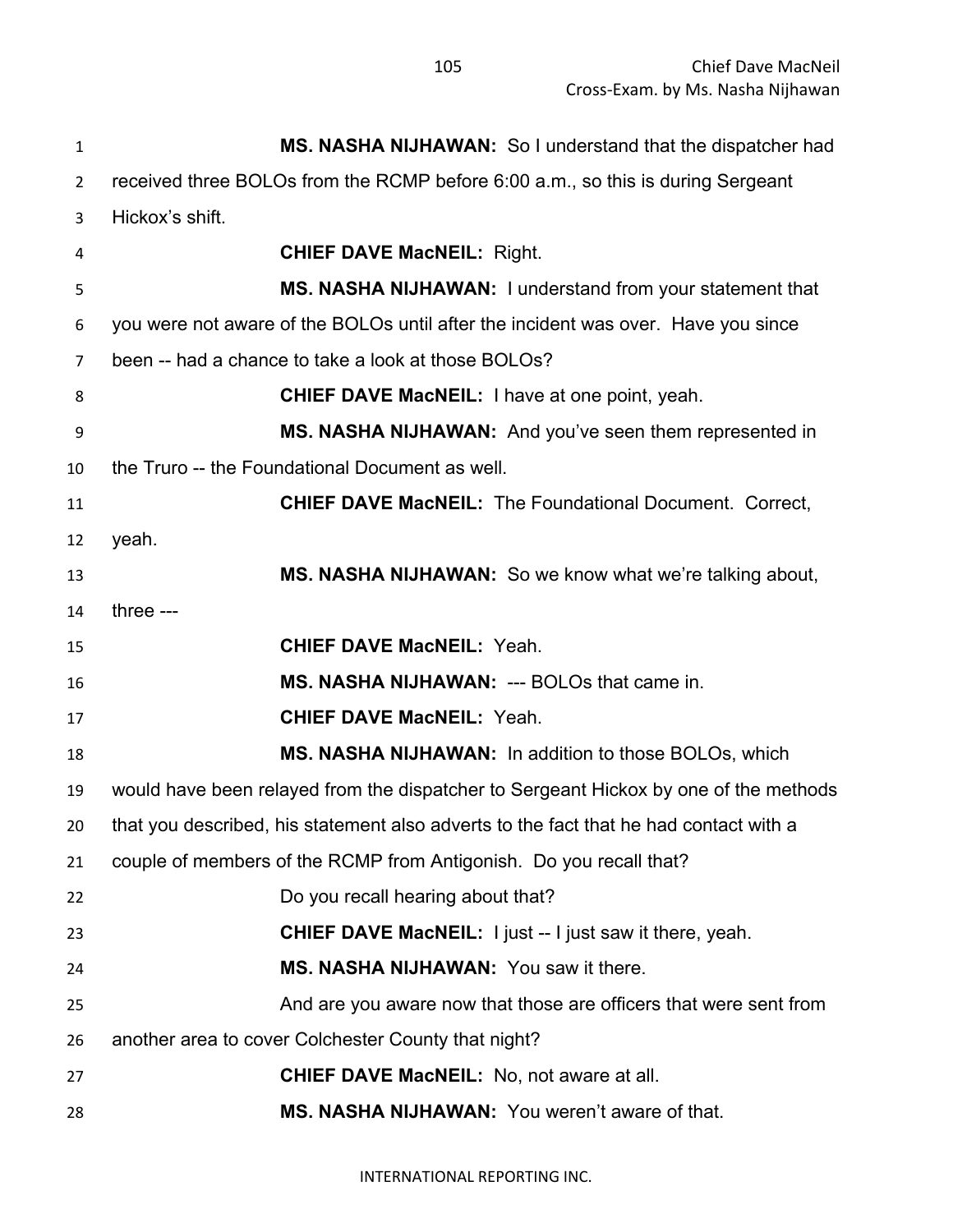**MS. NASHA NIJHAWAN:** So I understand that the dispatcher had received three BOLOs from the RCMP before 6:00 a.m., so this is during Sergeant Hickox's shift.

**CHIEF DAVE MacNEIL:** Right.

**MS. NASHA NIJHAWAN:** I understand from your statement that you were not aware of the BOLOs until after the incident was over. Have you since been -- had a chance to take a look at those BOLOs?

**CHIEF DAVE MacNEIL:** I have at one point, yeah.

**MS. NASHA NIJHAWAN:** And you've seen them represented in the Truro -- the Foundational Document as well.

**CHIEF DAVE MacNEIL:** The Foundational Document. Correct, yeah.

**MS. NASHA NIJHAWAN:** So we know what we're talking about, three ---

**CHIEF DAVE MacNEIL:** Yeah.

**MS. NASHA NIJHAWAN:** --- BOLOs that came in.

**CHIEF DAVE MacNEIL:** Yeah.

**MS. NASHA NIJHAWAN:** In addition to those BOLOs, which would have been relayed from the dispatcher to Sergeant Hickox by one of the methods that you described, his statement also adverts to the fact that he had contact with a couple of members of the RCMP from Antigonish. Do you recall that?

Do you recall hearing about that?

**CHIEF DAVE MacNEIL:** I just -- I just saw it there, yeah.

**MS. NASHA NIJHAWAN:** You saw it there.

And are you aware now that those are officers that were sent from another area to cover Colchester County that night?

**CHIEF DAVE MacNEIL:** No, not aware at all.

**MS. NASHA NIJHAWAN:** You weren't aware of that.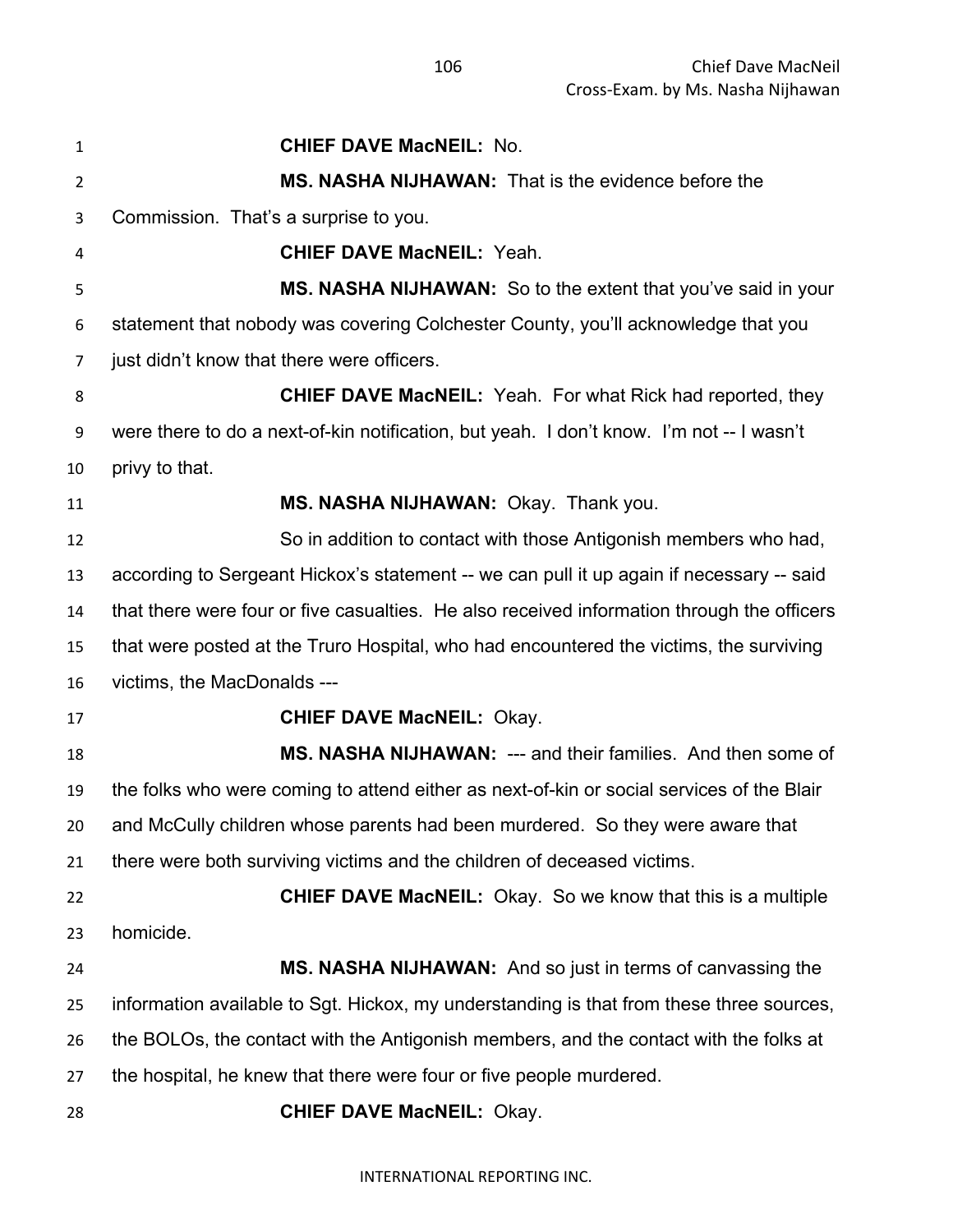**CHIEF DAVE MacNEIL:** No.

**MS. NASHA NIJHAWAN:** That is the evidence before the Commission. That's a surprise to you.

**CHIEF DAVE MacNEIL:** Yeah.

**MS. NASHA NIJHAWAN:** So to the extent that you've said in your statement that nobody was covering Colchester County, you'll acknowledge that you just didn't know that there were officers.

**CHIEF DAVE MacNEIL:** Yeah. For what Rick had reported, they were there to do a next-of-kin notification, but yeah. I don't know. I'm not -- I wasn't privy to that.

**MS. NASHA NIJHAWAN:** Okay. Thank you.

So in addition to contact with those Antigonish members who had, according to Sergeant Hickox's statement -- we can pull it up again if necessary -- said that there were four or five casualties. He also received information through the officers that were posted at the Truro Hospital, who had encountered the victims, the surviving victims, the MacDonalds ---

**CHIEF DAVE MacNEIL:** Okay.

**MS. NASHA NIJHAWAN:** --- and their families. And then some of the folks who were coming to attend either as next-of-kin or social services of the Blair and McCully children whose parents had been murdered. So they were aware that there were both surviving victims and the children of deceased victims.

**CHIEF DAVE MacNEIL:** Okay. So we know that this is a multiple homicide.

**MS. NASHA NIJHAWAN:** And so just in terms of canvassing the information available to Sgt. Hickox, my understanding is that from these three sources, the BOLOs, the contact with the Antigonish members, and the contact with the folks at the hospital, he knew that there were four or five people murdered.

**CHIEF DAVE MacNEIL:** Okay.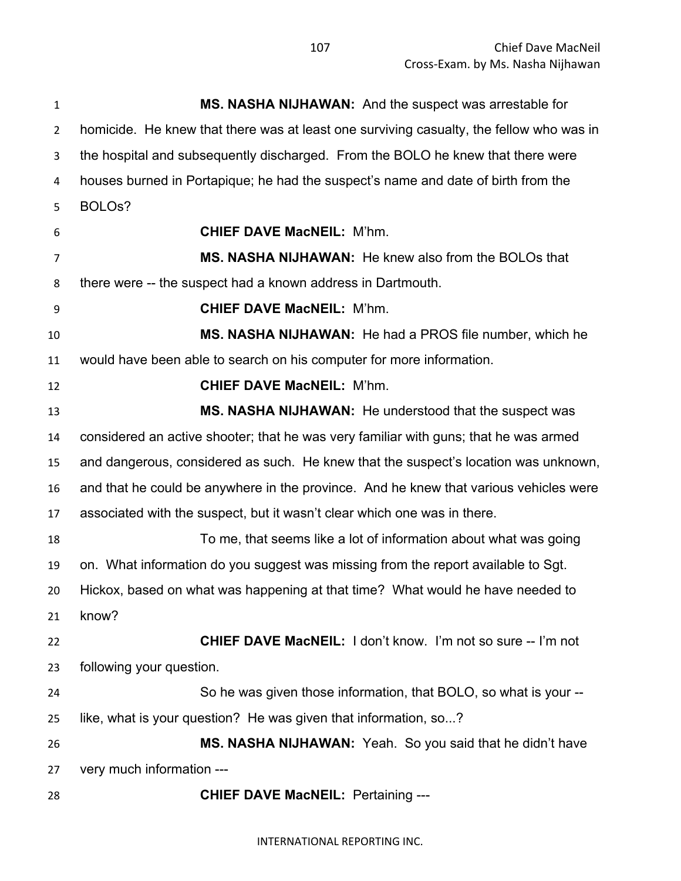**MS. NASHA NIJHAWAN:** And the suspect was arrestable for homicide. He knew that there was at least one surviving casualty, the fellow who was in the hospital and subsequently discharged. From the BOLO he knew that there were houses burned in Portapique; he had the suspect's name and date of birth from the BOLOs?

**CHIEF DAVE MacNEIL:** M'hm.

**MS. NASHA NIJHAWAN:** He knew also from the BOLOs that there were -- the suspect had a known address in Dartmouth.

**CHIEF DAVE MacNEIL:** M'hm.

**MS. NASHA NIJHAWAN:** He had a PROS file number, which he would have been able to search on his computer for more information.

**CHIEF DAVE MacNEIL:** M'hm.

**MS. NASHA NIJHAWAN:** He understood that the suspect was considered an active shooter; that he was very familiar with guns; that he was armed and dangerous, considered as such. He knew that the suspect's location was unknown, and that he could be anywhere in the province. And he knew that various vehicles were associated with the suspect, but it wasn't clear which one was in there.

To me, that seems like a lot of information about what was going on. What information do you suggest was missing from the report available to Sgt. Hickox, based on what was happening at that time? What would he have needed to know?

**CHIEF DAVE MacNEIL:** I don't know. I'm not so sure -- I'm not following your question.

So he was given those information, that BOLO, so what is your -- like, what is your question? He was given that information, so...?

**MS. NASHA NIJHAWAN:** Yeah. So you said that he didn't have very much information ---

**CHIEF DAVE MacNEIL:** Pertaining ---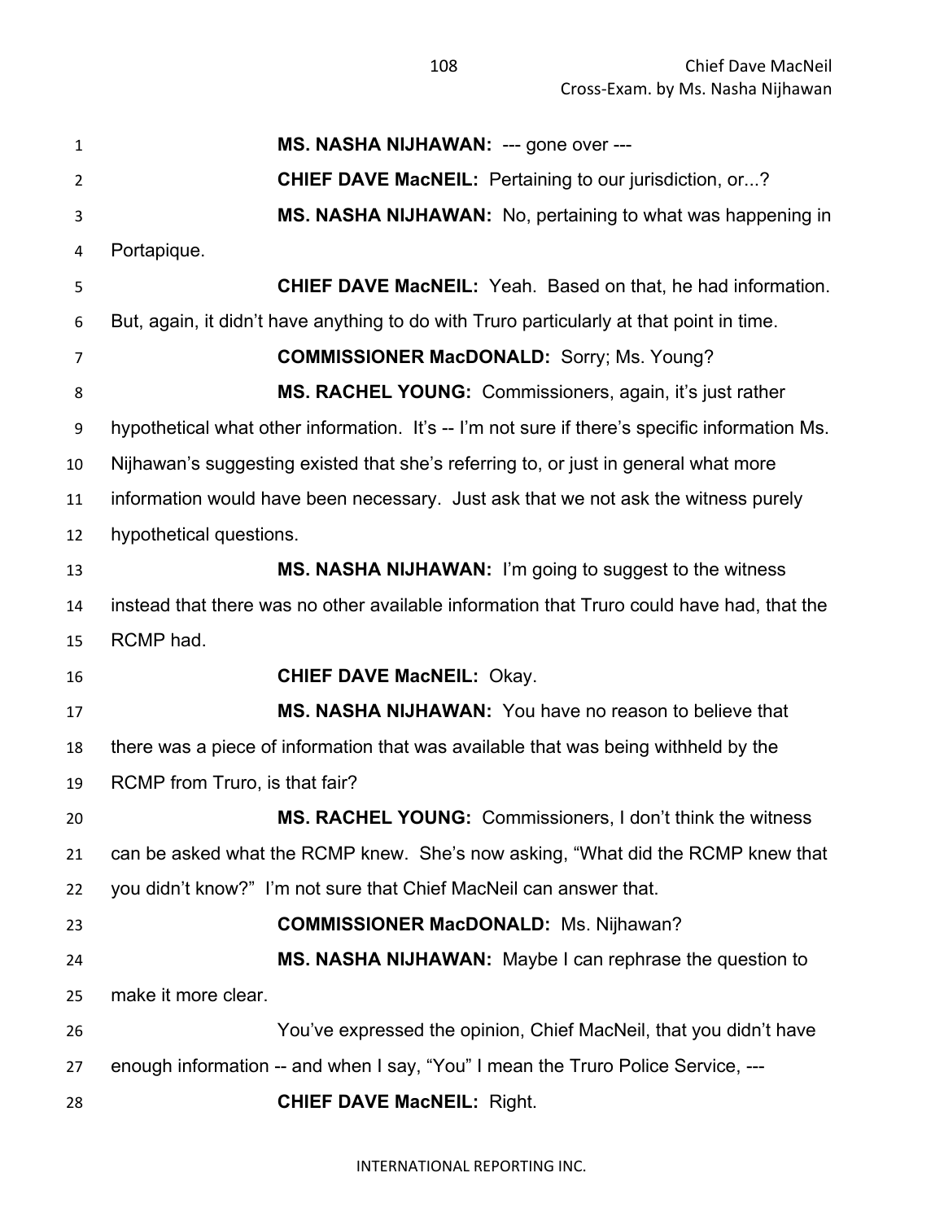**MS. NASHA NIJHAWAN:** --- gone over ---

**CHIEF DAVE MacNEIL:** Pertaining to our jurisdiction, or...?

**MS. NASHA NIJHAWAN:** No, pertaining to what was happening in Portapique.

**CHIEF DAVE MacNEIL:** Yeah. Based on that, he had information. But, again, it didn't have anything to do with Truro particularly at that point in time.

**COMMISSIONER MacDONALD:** Sorry; Ms. Young?

**MS. RACHEL YOUNG:** Commissioners, again, it's just rather hypothetical what other information. It's -- I'm not sure if there's specific information Ms. Nijhawan's suggesting existed that she's referring to, or just in general what more information would have been necessary. Just ask that we not ask the witness purely hypothetical questions.

**MS. NASHA NIJHAWAN:** I'm going to suggest to the witness instead that there was no other available information that Truro could have had, that the RCMP had.

**CHIEF DAVE MacNEIL:** Okay.

**MS. NASHA NIJHAWAN:** You have no reason to believe that there was a piece of information that was available that was being withheld by the RCMP from Truro, is that fair?

**MS. RACHEL YOUNG:** Commissioners, I don't think the witness can be asked what the RCMP knew. She's now asking, "What did the RCMP knew that you didn't know?" I'm not sure that Chief MacNeil can answer that.

**COMMISSIONER MacDONALD:** Ms. Nijhawan?

**MS. NASHA NIJHAWAN:** Maybe I can rephrase the question to make it more clear.

You've expressed the opinion, Chief MacNeil, that you didn't have enough information -- and when I say, "You" I mean the Truro Police Service, ---

**CHIEF DAVE MacNEIL:** Right.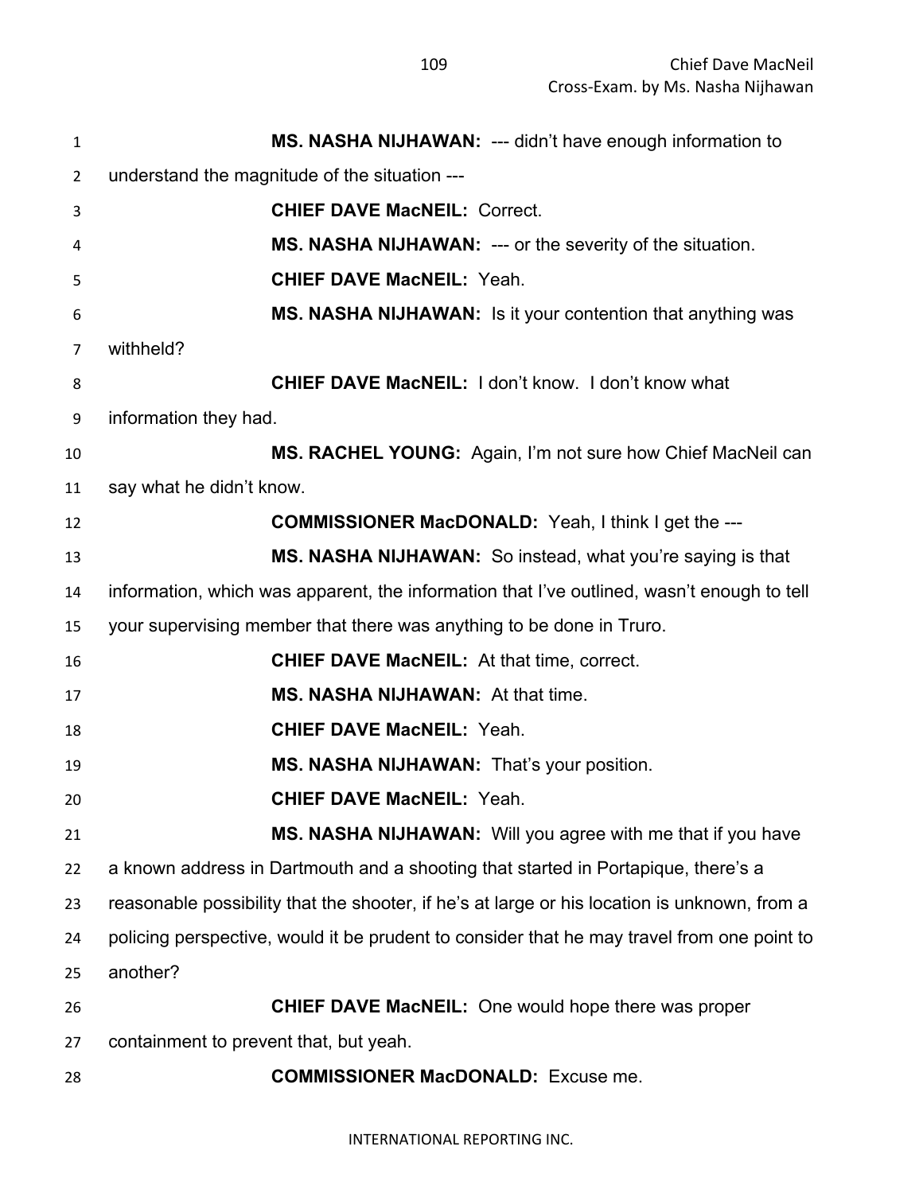**MS. NASHA NIJHAWAN:** --- didn't have enough information to understand the magnitude of the situation ---

**CHIEF DAVE MacNEIL:** Correct.

**MS. NASHA NIJHAWAN:** --- or the severity of the situation.

**CHIEF DAVE MacNEIL:** Yeah.

**MS. NASHA NIJHAWAN:** Is it your contention that anything was withheld?

**CHIEF DAVE MacNEIL:** I don't know. I don't know what information they had.

**MS. RACHEL YOUNG:** Again, I'm not sure how Chief MacNeil can say what he didn't know.

**COMMISSIONER MacDONALD:** Yeah, I think I get the ---

**MS. NASHA NIJHAWAN:** So instead, what you're saying is that information, which was apparent, the information that I've outlined, wasn't enough to tell your supervising member that there was anything to be done in Truro.

**CHIEF DAVE MacNEIL:** At that time, correct.

**MS. NASHA NIJHAWAN:** At that time.

**CHIEF DAVE MacNEIL:** Yeah.

**MS. NASHA NIJHAWAN:** That's your position.

**CHIEF DAVE MacNEIL:** Yeah.

**MS. NASHA NIJHAWAN:** Will you agree with me that if you have a known address in Dartmouth and a shooting that started in Portapique, there's a reasonable possibility that the shooter, if he's at large or his location is unknown, from a policing perspective, would it be prudent to consider that he may travel from one point to another?

**CHIEF DAVE MacNEIL:** One would hope there was proper containment to prevent that, but yeah.

**COMMISSIONER MacDONALD:** Excuse me.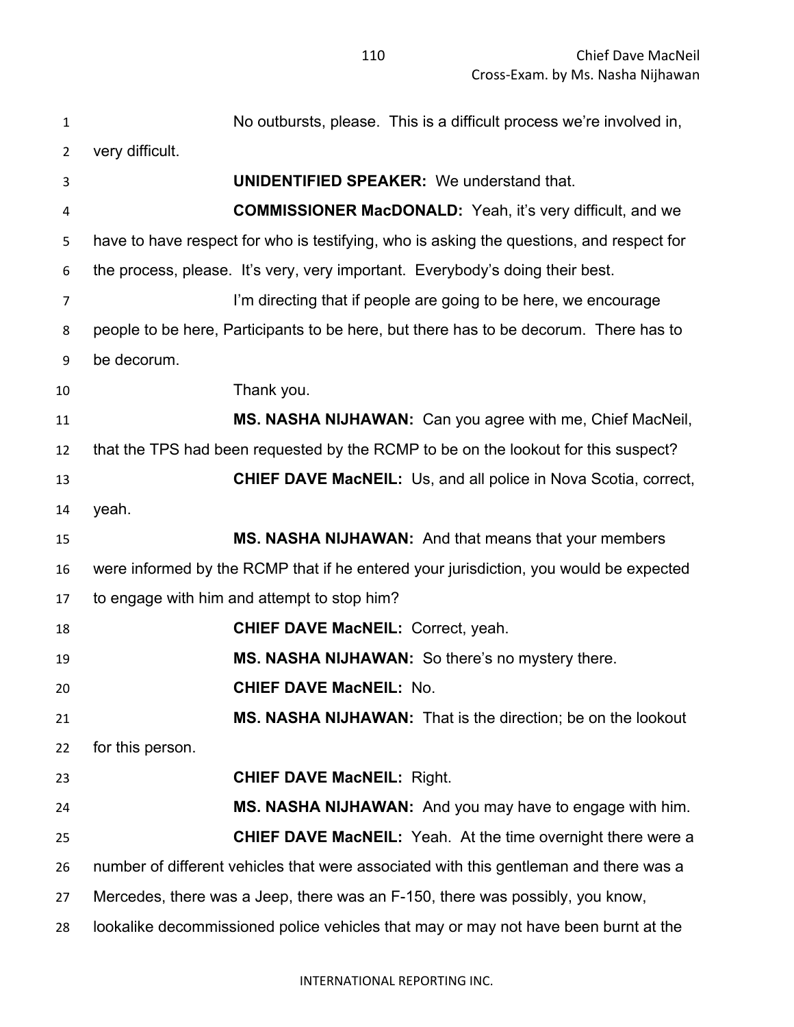No outbursts, please. This is a difficult process we're involved in, very difficult.

**UNIDENTIFIED SPEAKER:** We understand that.

**COMMISSIONER MacDONALD:** Yeah, it's very difficult, and we have to have respect for who is testifying, who is asking the questions, and respect for the process, please. It's very, very important. Everybody's doing their best.

I'm directing that if people are going to be here, we encourage people to be here, Participants to be here, but there has to be decorum. There has to be decorum.

Thank you.

**MS. NASHA NIJHAWAN:** Can you agree with me, Chief MacNeil, that the TPS had been requested by the RCMP to be on the lookout for this suspect?

**CHIEF DAVE MacNEIL:** Us, and all police in Nova Scotia, correct, yeah.

**MS. NASHA NIJHAWAN:** And that means that your members were informed by the RCMP that if he entered your jurisdiction, you would be expected to engage with him and attempt to stop him?

**CHIEF DAVE MacNEIL:** Correct, yeah.

**MS. NASHA NIJHAWAN:** So there's no mystery there.

**CHIEF DAVE MacNEIL:** No.

**MS. NASHA NIJHAWAN:** That is the direction; be on the lookout for this person.

**CHIEF DAVE MacNEIL:** Right.

**MS. NASHA NIJHAWAN:** And you may have to engage with him.

**CHIEF DAVE MacNEIL:** Yeah. At the time overnight there were a number of different vehicles that were associated with this gentleman and there was a Mercedes, there was a Jeep, there was an F-150, there was possibly, you know, lookalike decommissioned police vehicles that may or may not have been burnt at the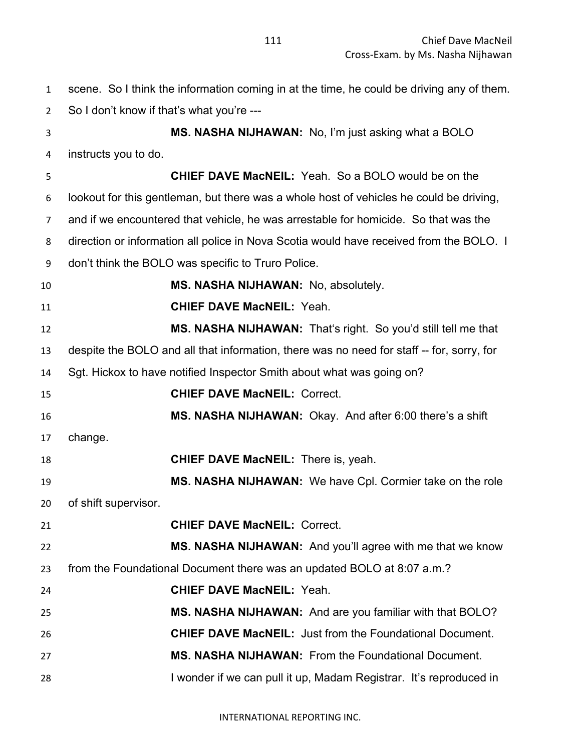scene. So I think the information coming in at the time, he could be driving any of them. So I don't know if that's what you're ---

**MS. NASHA NIJHAWAN:** No, I'm just asking what a BOLO instructs you to do.

**CHIEF DAVE MacNEIL:** Yeah. So a BOLO would be on the lookout for this gentleman, but there was a whole host of vehicles he could be driving, and if we encountered that vehicle, he was arrestable for homicide. So that was the direction or information all police in Nova Scotia would have received from the BOLO. I don't think the BOLO was specific to Truro Police.

**MS. NASHA NIJHAWAN:** No, absolutely.

**CHIEF DAVE MacNEIL:** Yeah.

**MS. NASHA NIJHAWAN:** That's right. So you'd still tell me that despite the BOLO and all that information, there was no need for staff -- for, sorry, for Sgt. Hickox to have notified Inspector Smith about what was going on?

**CHIEF DAVE MacNEIL:** Correct.

**MS. NASHA NIJHAWAN:** Okay. And after 6:00 there's a shift change.

**CHIEF DAVE MacNEIL:** There is, yeah.

**MS. NASHA NIJHAWAN:** We have Cpl. Cormier take on the role of shift supervisor.

**CHIEF DAVE MacNEIL:** Correct.

**MS. NASHA NIJHAWAN:** And you'll agree with me that we know from the Foundational Document there was an updated BOLO at 8:07 a.m.?

**CHIEF DAVE MacNEIL:** Yeah.

**MS. NASHA NIJHAWAN:** And are you familiar with that BOLO?

**CHIEF DAVE MacNEIL:** Just from the Foundational Document.

**MS. NASHA NIJHAWAN:** From the Foundational Document. I wonder if we can pull it up, Madam Registrar. It's reproduced in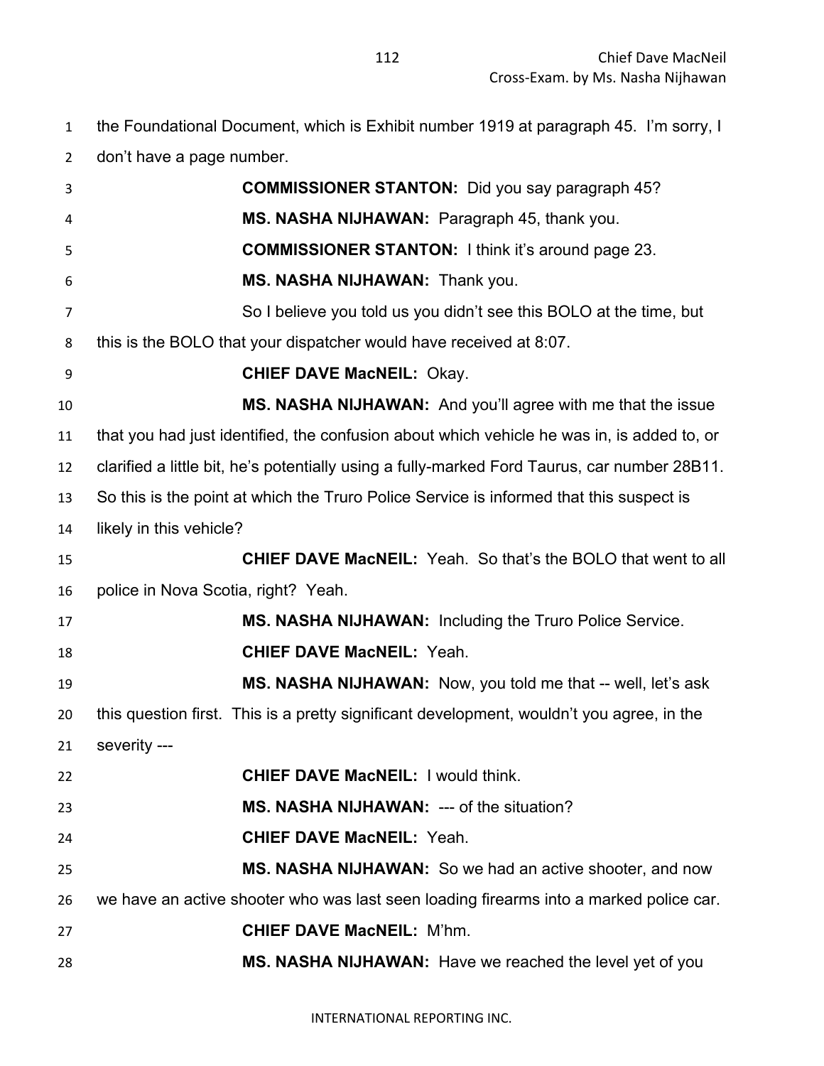the Foundational Document, which is Exhibit number 1919 at paragraph 45. I'm sorry, I don't have a page number.

**COMMISSIONER STANTON:** Did you say paragraph 45?

**MS. NASHA NIJHAWAN:** Paragraph 45, thank you.

**COMMISSIONER STANTON:** I think it's around page 23.

**MS. NASHA NIJHAWAN:** Thank you.

So I believe you told us you didn't see this BOLO at the time, but this is the BOLO that your dispatcher would have received at 8:07.

**CHIEF DAVE MacNEIL:** Okay.

**MS. NASHA NIJHAWAN:** And you'll agree with me that the issue that you had just identified, the confusion about which vehicle he was in, is added to, or clarified a little bit, he's potentially using a fully-marked Ford Taurus, car number 28B11. So this is the point at which the Truro Police Service is informed that this suspect is likely in this vehicle?

**CHIEF DAVE MacNEIL:** Yeah. So that's the BOLO that went to all police in Nova Scotia, right? Yeah.

**MS. NASHA NIJHAWAN:** Including the Truro Police Service.

**CHIEF DAVE MacNEIL:** Yeah.

**MS. NASHA NIJHAWAN:** Now, you told me that -- well, let's ask this question first. This is a pretty significant development, wouldn't you agree, in the severity ---

**CHIEF DAVE MacNEIL:** I would think.

**MS. NASHA NIJHAWAN:** --- of the situation?

**CHIEF DAVE MacNEIL:** Yeah.

**MS. NASHA NIJHAWAN:** So we had an active shooter, and now we have an active shooter who was last seen loading firearms into a marked police car.

**CHIEF DAVE MacNEIL:** M'hm.

**MS. NASHA NIJHAWAN:** Have we reached the level yet of you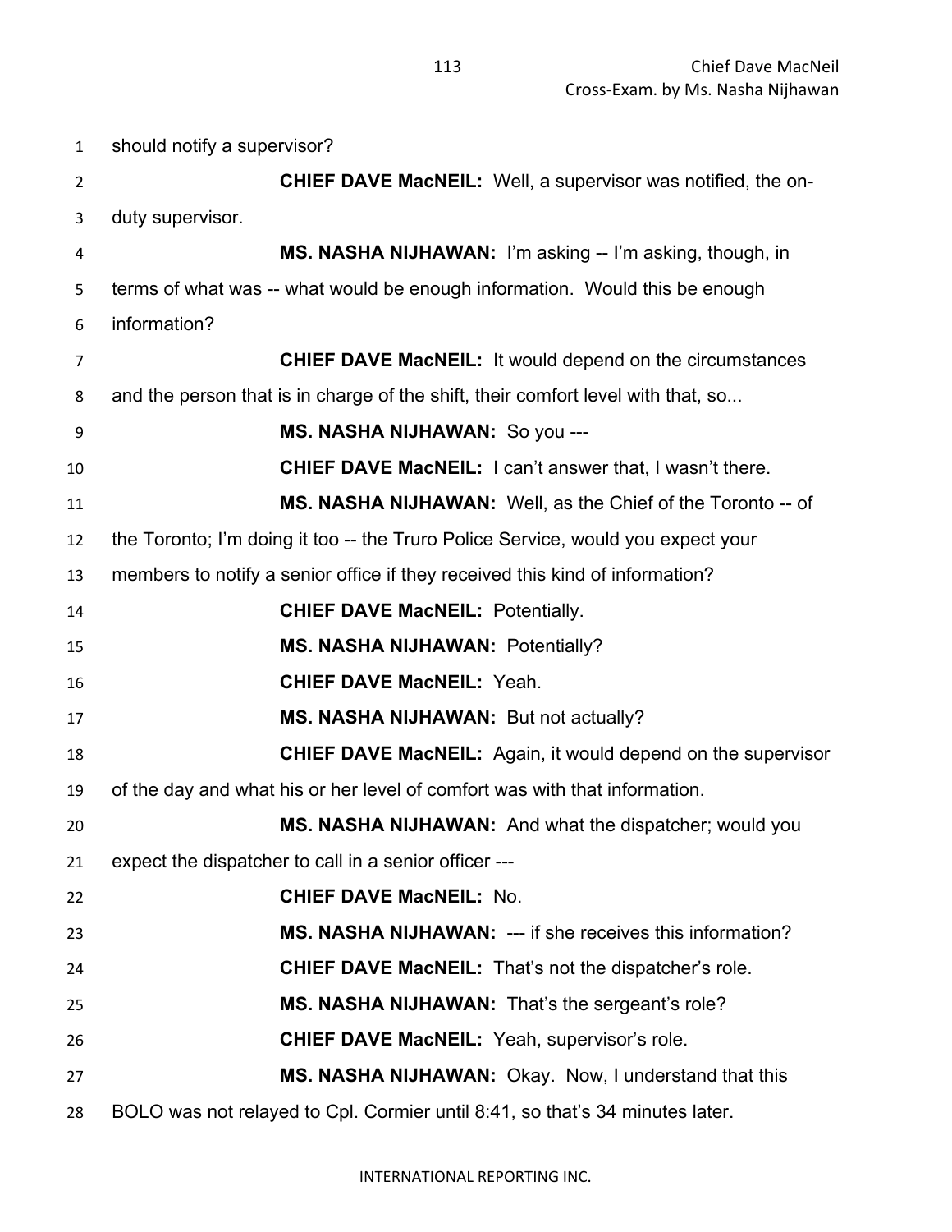should notify a supervisor?

**CHIEF DAVE MacNEIL:** Well, a supervisor was notified, the on-duty supervisor.

**MS. NASHA NIJHAWAN:** I'm asking -- I'm asking, though, in terms of what was -- what would be enough information. Would this be enough information?

**CHIEF DAVE MacNEIL:** It would depend on the circumstances and the person that is in charge of the shift, their comfort level with that, so...

**MS. NASHA NIJHAWAN:** So you ---

**CHIEF DAVE MacNEIL:** I can't answer that, I wasn't there.

**MS. NASHA NIJHAWAN:** Well, as the Chief of the Toronto -- of the Toronto; I'm doing it too -- the Truro Police Service, would you expect your members to notify a senior office if they received this kind of information?

**CHIEF DAVE MacNEIL:** Potentially.

**MS. NASHA NIJHAWAN:** Potentially?

**CHIEF DAVE MacNEIL:** Yeah.

**MS. NASHA NIJHAWAN:** But not actually?

**CHIEF DAVE MacNEIL:** Again, it would depend on the supervisor of the day and what his or her level of comfort was with that information.

**MS. NASHA NIJHAWAN:** And what the dispatcher; would you expect the dispatcher to call in a senior officer ---

**CHIEF DAVE MacNEIL:** No.

**MS. NASHA NIJHAWAN:** --- if she receives this information?

**CHIEF DAVE MacNEIL:** That's not the dispatcher's role.

**MS. NASHA NIJHAWAN:** That's the sergeant's role?

**CHIEF DAVE MacNEIL:** Yeah, supervisor's role.

**MS. NASHA NIJHAWAN:** Okay. Now, I understand that this BOLO was not relayed to Cpl. Cormier until 8:41, so that's 34 minutes later.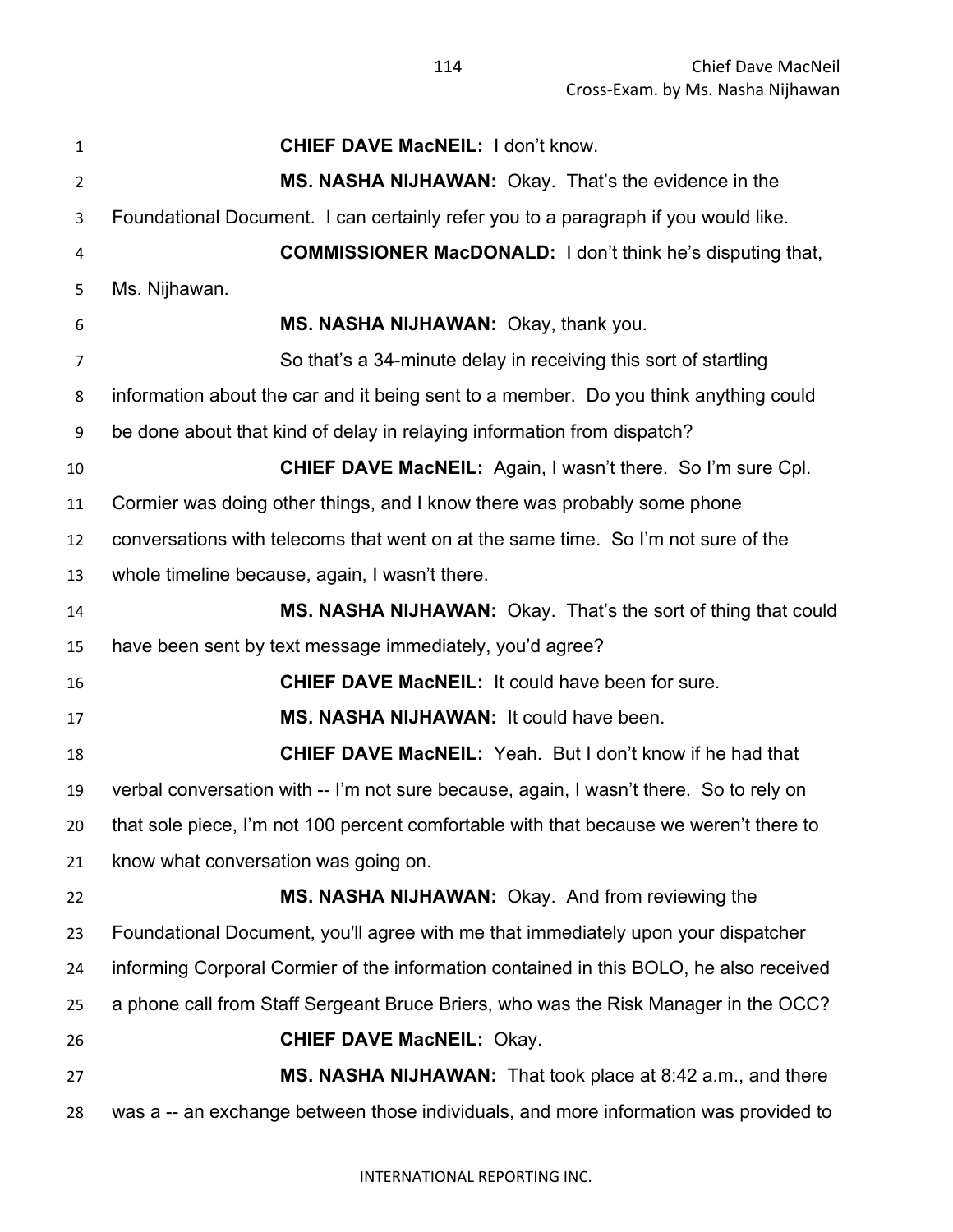**CHIEF DAVE MacNEIL:** I don't know.

**MS. NASHA NIJHAWAN:** Okay. That's the evidence in the Foundational Document. I can certainly refer you to a paragraph if you would like.

**COMMISSIONER MacDONALD:** I don't think he's disputing that, Ms. Nijhawan.

**MS. NASHA NIJHAWAN:** Okay, thank you.

So that's a 34-minute delay in receiving this sort of startling information about the car and it being sent to a member. Do you think anything could be done about that kind of delay in relaying information from dispatch?

**CHIEF DAVE MacNEIL:** Again, I wasn't there. So I'm sure Cpl. Cormier was doing other things, and I know there was probably some phone conversations with telecoms that went on at the same time. So I'm not sure of the whole timeline because, again, I wasn't there.

**MS. NASHA NIJHAWAN:** Okay. That's the sort of thing that could have been sent by text message immediately, you'd agree?

**CHIEF DAVE MacNEIL:** It could have been for sure.

**MS. NASHA NIJHAWAN:** It could have been.

**CHIEF DAVE MacNEIL:** Yeah. But I don't know if he had that verbal conversation with -- I'm not sure because, again, I wasn't there. So to rely on that sole piece, I'm not 100 percent comfortable with that because we weren't there to know what conversation was going on.

**MS. NASHA NIJHAWAN:** Okay. And from reviewing the Foundational Document, you'll agree with me that immediately upon your dispatcher informing Corporal Cormier of the information contained in this BOLO, he also received a phone call from Staff Sergeant Bruce Briers, who was the Risk Manager in the OCC?

**CHIEF DAVE MacNEIL:** Okay.

**MS. NASHA NIJHAWAN:** That took place at 8:42 a.m., and there was a -- an exchange between those individuals, and more information was provided to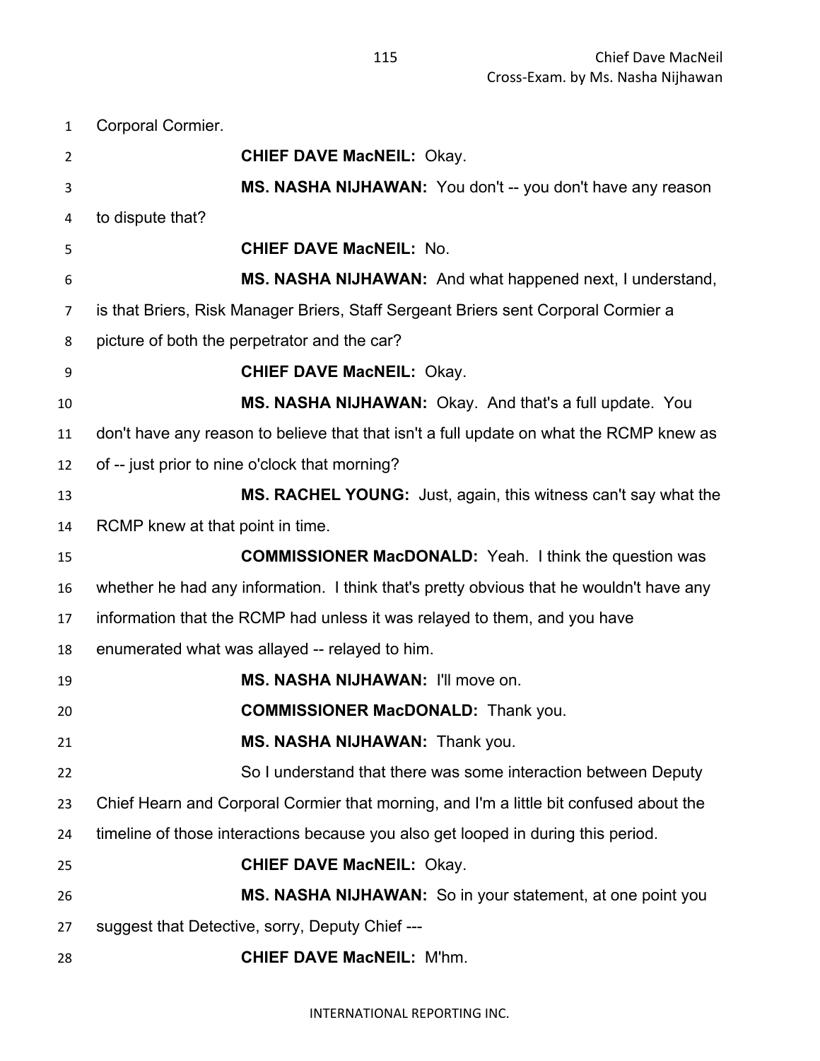Corporal Cormier.

**CHIEF DAVE MacNEIL:** Okay.

**MS. NASHA NIJHAWAN:** You don't -- you don't have any reason to dispute that?

**CHIEF DAVE MacNEIL:** No.

**MS. NASHA NIJHAWAN:** And what happened next, I understand, is that Briers, Risk Manager Briers, Staff Sergeant Briers sent Corporal Cormier a picture of both the perpetrator and the car?

**CHIEF DAVE MacNEIL:** Okay.

**MS. NASHA NIJHAWAN:** Okay. And that's a full update. You don't have any reason to believe that that isn't a full update on what the RCMP knew as of -- just prior to nine o'clock that morning?

**MS. RACHEL YOUNG:** Just, again, this witness can't say what the RCMP knew at that point in time.

**COMMISSIONER MacDONALD:** Yeah. I think the question was whether he had any information. I think that's pretty obvious that he wouldn't have any information that the RCMP had unless it was relayed to them, and you have enumerated what was allayed -- relayed to him.

**MS. NASHA NIJHAWAN:** I'll move on.

**COMMISSIONER MacDONALD:** Thank you.

**MS. NASHA NIJHAWAN:** Thank you.

So I understand that there was some interaction between Deputy Chief Hearn and Corporal Cormier that morning, and I'm a little bit confused about the timeline of those interactions because you also get looped in during this period.

**CHIEF DAVE MacNEIL:** Okay.

**MS. NASHA NIJHAWAN:** So in your statement, at one point you suggest that Detective, sorry, Deputy Chief ---

**CHIEF DAVE MacNEIL:** M'hm.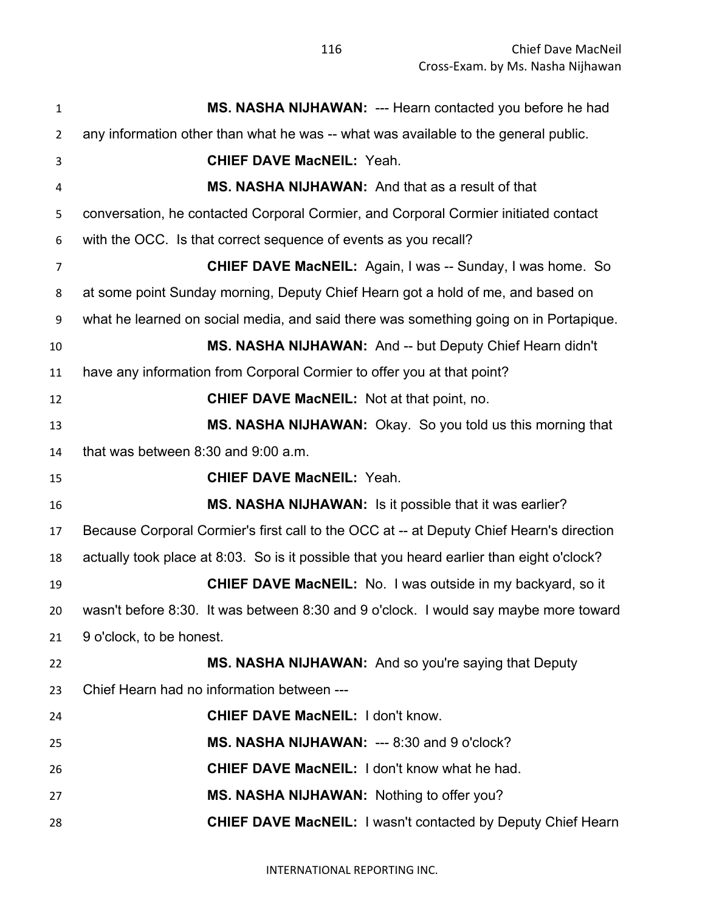**MS. NASHA NIJHAWAN:** --- Hearn contacted you before he had any information other than what he was -- what was available to the general public.

**CHIEF DAVE MacNEIL:** Yeah.

**MS. NASHA NIJHAWAN:** And that as a result of that conversation, he contacted Corporal Cormier, and Corporal Cormier initiated contact with the OCC. Is that correct sequence of events as you recall?

**CHIEF DAVE MacNEIL:** Again, I was -- Sunday, I was home. So at some point Sunday morning, Deputy Chief Hearn got a hold of me, and based on what he learned on social media, and said there was something going on in Portapique.

**MS. NASHA NIJHAWAN:** And -- but Deputy Chief Hearn didn't have any information from Corporal Cormier to offer you at that point?

**CHIEF DAVE MacNEIL:** Not at that point, no.

**MS. NASHA NIJHAWAN:** Okay. So you told us this morning that that was between 8:30 and 9:00 a.m.

**CHIEF DAVE MacNEIL:** Yeah.

**MS. NASHA NIJHAWAN:** Is it possible that it was earlier? Because Corporal Cormier's first call to the OCC at -- at Deputy Chief Hearn's direction actually took place at 8:03. So is it possible that you heard earlier than eight o'clock?

**CHIEF DAVE MacNEIL:** No. I was outside in my backyard, so it wasn't before 8:30. It was between 8:30 and 9 o'clock. I would say maybe more toward 9 o'clock, to be honest.

**MS. NASHA NIJHAWAN:** And so you're saying that Deputy Chief Hearn had no information between ---

**CHIEF DAVE MacNEIL:** I don't know.

**MS. NASHA NIJHAWAN:** --- 8:30 and 9 o'clock?

**CHIEF DAVE MacNEIL:** I don't know what he had.

**MS. NASHA NIJHAWAN:** Nothing to offer you?

**CHIEF DAVE MacNEIL:** I wasn't contacted by Deputy Chief Hearn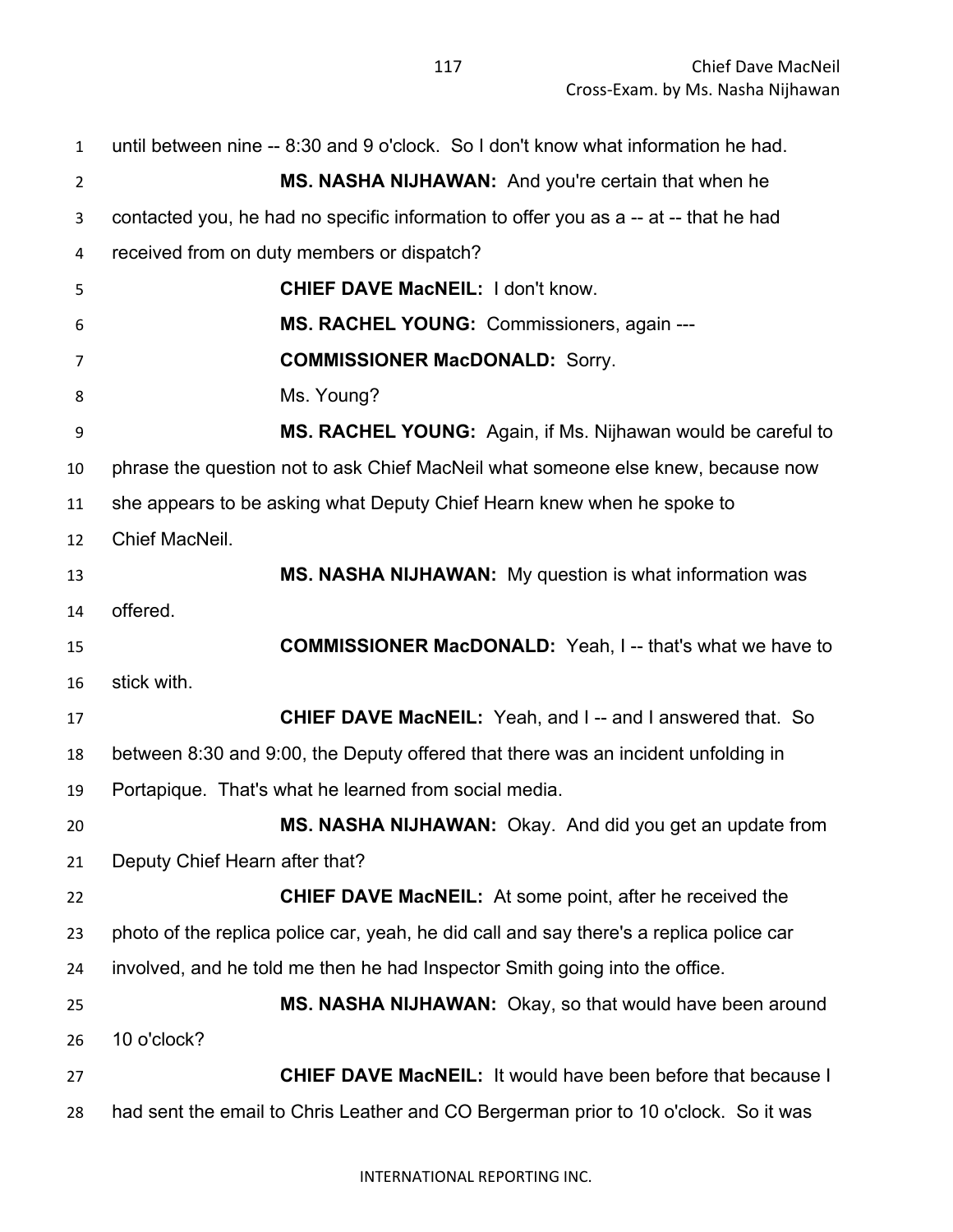until between nine -- 8:30 and 9 o'clock. So I don't know what information he had.

**MS. NASHA NIJHAWAN:** And you're certain that when he contacted you, he had no specific information to offer you as a -- at -- that he had received from on duty members or dispatch?

**CHIEF DAVE MacNEIL:** I don't know.

**MS. RACHEL YOUNG:** Commissioners, again ---

**COMMISSIONER MacDONALD:** Sorry.

Ms. Young?

**MS. RACHEL YOUNG:** Again, if Ms. Nijhawan would be careful to phrase the question not to ask Chief MacNeil what someone else knew, because now she appears to be asking what Deputy Chief Hearn knew when he spoke to Chief MacNeil.

**MS. NASHA NIJHAWAN:** My question is what information was offered.

**COMMISSIONER MacDONALD:** Yeah, I -- that's what we have to stick with.

**CHIEF DAVE MacNEIL:** Yeah, and I -- and I answered that. So between 8:30 and 9:00, the Deputy offered that there was an incident unfolding in Portapique. That's what he learned from social media.

**MS. NASHA NIJHAWAN:** Okay. And did you get an update from Deputy Chief Hearn after that?

**CHIEF DAVE MacNEIL:** At some point, after he received the photo of the replica police car, yeah, he did call and say there's a replica police car involved, and he told me then he had Inspector Smith going into the office.

**MS. NASHA NIJHAWAN:** Okay, so that would have been around 10 o'clock?

**CHIEF DAVE MacNEIL:** It would have been before that because I had sent the email to Chris Leather and CO Bergerman prior to 10 o'clock. So it was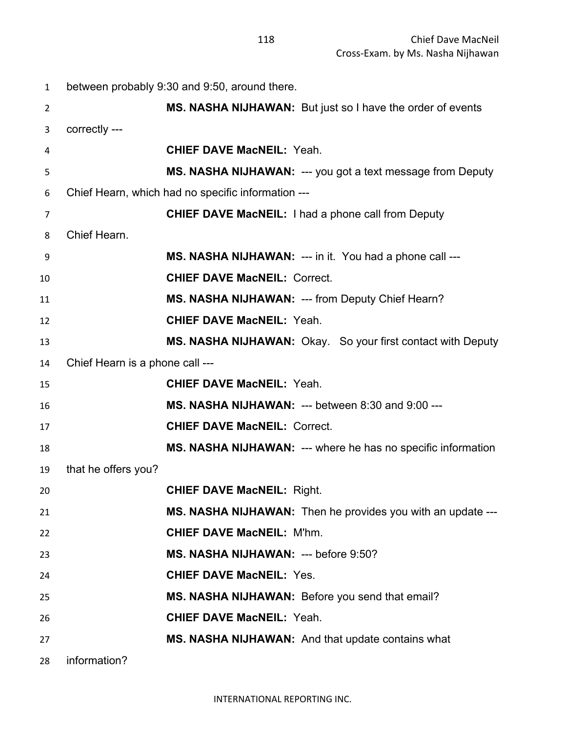between probably 9:30 and 9:50, around there.

**MS. NASHA NIJHAWAN:** But just so I have the order of events correctly ---

**CHIEF DAVE MacNEIL:** Yeah.

**MS. NASHA NIJHAWAN:** --- you got a text message from Deputy Chief Hearn, which had no specific information ---

**CHIEF DAVE MacNEIL:** I had a phone call from Deputy Chief Hearn.

**MS. NASHA NIJHAWAN:** --- in it. You had a phone call ---

**CHIEF DAVE MacNEIL:** Correct.

**MS. NASHA NIJHAWAN:** --- from Deputy Chief Hearn?

**CHIEF DAVE MacNEIL:** Yeah.

**MS. NASHA NIJHAWAN:** Okay. So your first contact with Deputy Chief Hearn is a phone call ---

**CHIEF DAVE MacNEIL:** Yeah.

**MS. NASHA NIJHAWAN:** --- between 8:30 and 9:00 ---

**CHIEF DAVE MacNEIL:** Correct.

**MS. NASHA NIJHAWAN:** --- where he has no specific information that he offers you?

**CHIEF DAVE MacNEIL:** Right.

**MS. NASHA NIJHAWAN:** Then he provides you with an update ---

**CHIEF DAVE MacNEIL:** M'hm.

**MS. NASHA NIJHAWAN:** --- before 9:50?

**CHIEF DAVE MacNEIL:** Yes.

**MS. NASHA NIJHAWAN:** Before you send that email?

**CHIEF DAVE MacNEIL:** Yeah.

**MS. NASHA NIJHAWAN:** And that update contains what information?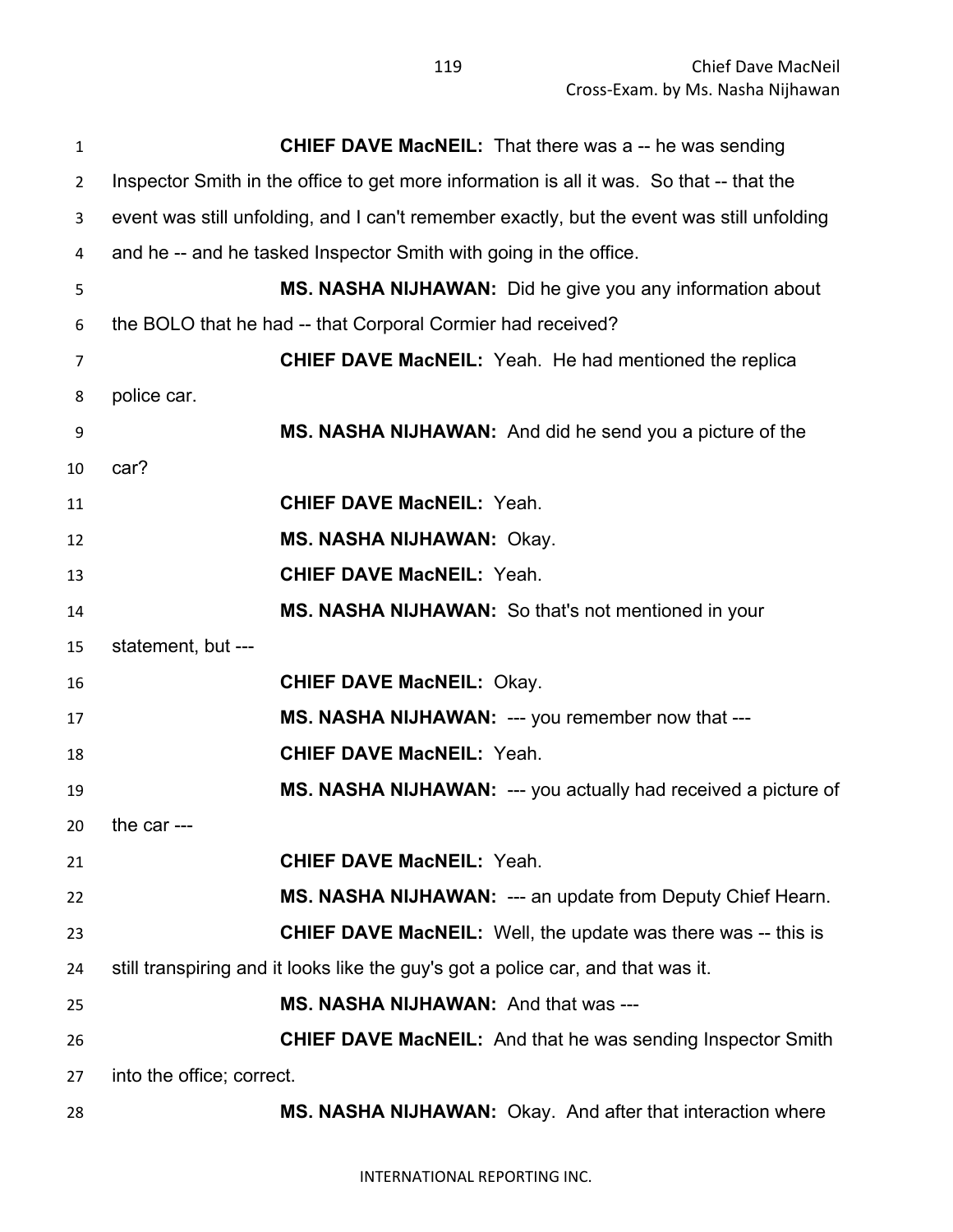**CHIEF DAVE MacNEIL:** That there was a -- he was sending Inspector Smith in the office to get more information is all it was. So that -- that the event was still unfolding, and I can't remember exactly, but the event was still unfolding and he -- and he tasked Inspector Smith with going in the office.

**MS. NASHA NIJHAWAN:** Did he give you any information about the BOLO that he had -- that Corporal Cormier had received?

**CHIEF DAVE MacNEIL:** Yeah. He had mentioned the replica police car.

**MS. NASHA NIJHAWAN:** And did he send you a picture of the car?

**CHIEF DAVE MacNEIL:** Yeah.

**MS. NASHA NIJHAWAN:** Okay.

**CHIEF DAVE MacNEIL:** Yeah.

**MS. NASHA NIJHAWAN:** So that's not mentioned in your statement, but ---

**CHIEF DAVE MacNEIL:** Okay.

**MS. NASHA NIJHAWAN:** --- you remember now that ---

**CHIEF DAVE MacNEIL:** Yeah.

**MS. NASHA NIJHAWAN:** --- you actually had received a picture of the car ---

**CHIEF DAVE MacNEIL:** Yeah.

**MS. NASHA NIJHAWAN:** --- an update from Deputy Chief Hearn.

**CHIEF DAVE MacNEIL:** Well, the update was there was -- this is still transpiring and it looks like the guy's got a police car, and that was it.

**MS. NASHA NIJHAWAN:** And that was ---

**CHIEF DAVE MacNEIL:** And that he was sending Inspector Smith into the office; correct.

**MS. NASHA NIJHAWAN:** Okay. And after that interaction where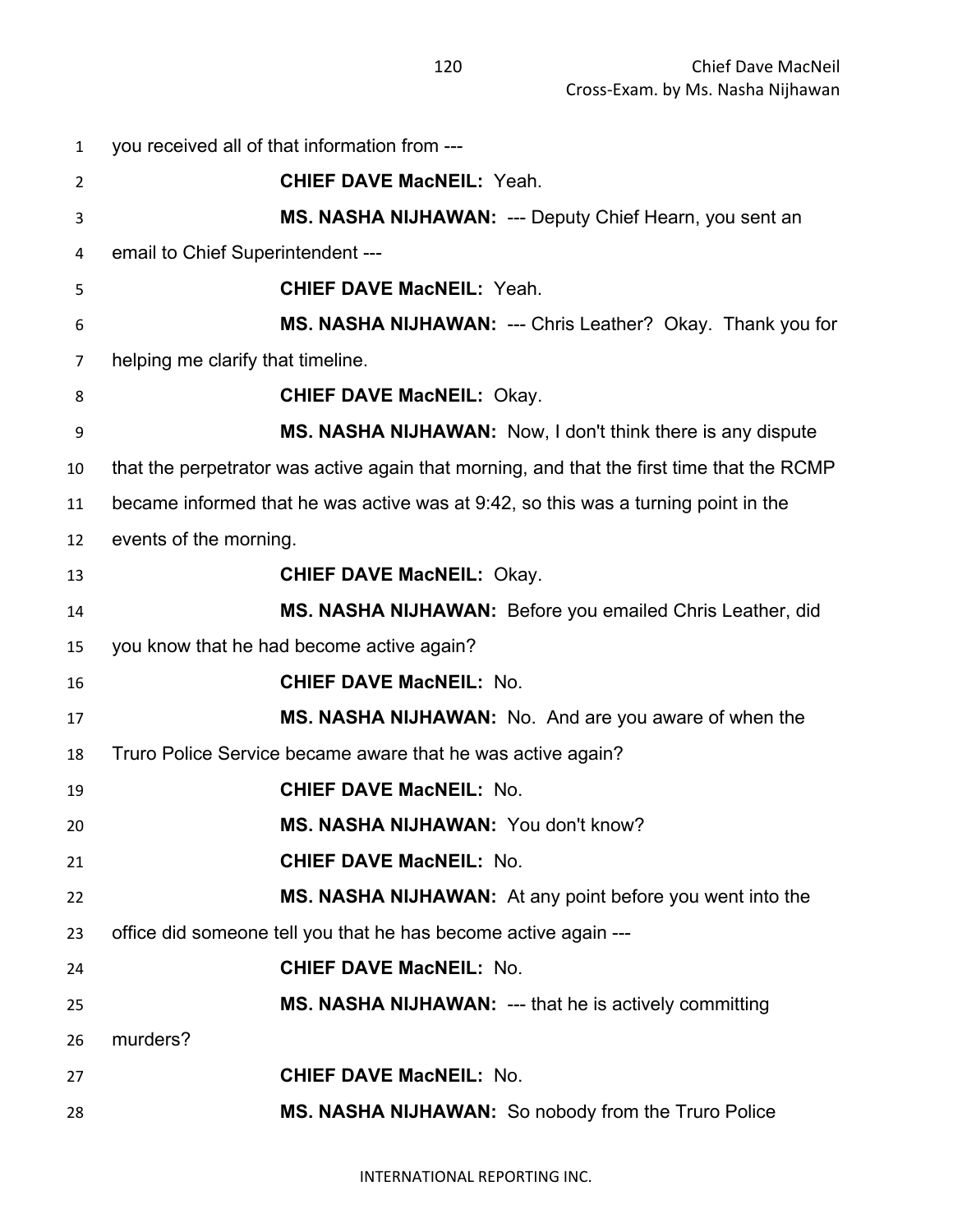you received all of that information from ---

**CHIEF DAVE MacNEIL:** Yeah.

**MS. NASHA NIJHAWAN:** --- Deputy Chief Hearn, you sent an email to Chief Superintendent ---

**CHIEF DAVE MacNEIL:** Yeah.

**MS. NASHA NIJHAWAN:** --- Chris Leather? Okay. Thank you for helping me clarify that timeline.

**CHIEF DAVE MacNEIL:** Okay.

**MS. NASHA NIJHAWAN:** Now, I don't think there is any dispute that the perpetrator was active again that morning, and that the first time that the RCMP became informed that he was active was at 9:42, so this was a turning point in the events of the morning.

**CHIEF DAVE MacNEIL:** Okay.

**MS. NASHA NIJHAWAN:** Before you emailed Chris Leather, did you know that he had become active again?

**CHIEF DAVE MacNEIL:** No.

**MS. NASHA NIJHAWAN:** No. And are you aware of when the Truro Police Service became aware that he was active again?

**CHIEF DAVE MacNEIL:** No.

**MS. NASHA NIJHAWAN:** You don't know?

**CHIEF DAVE MacNEIL:** No.

**MS. NASHA NIJHAWAN:** At any point before you went into the office did someone tell you that he has become active again ---

**CHIEF DAVE MacNEIL:** No.

**MS. NASHA NIJHAWAN:** --- that he is actively committing murders?

**CHIEF DAVE MacNEIL:** No.

**MS. NASHA NIJHAWAN:** So nobody from the Truro Police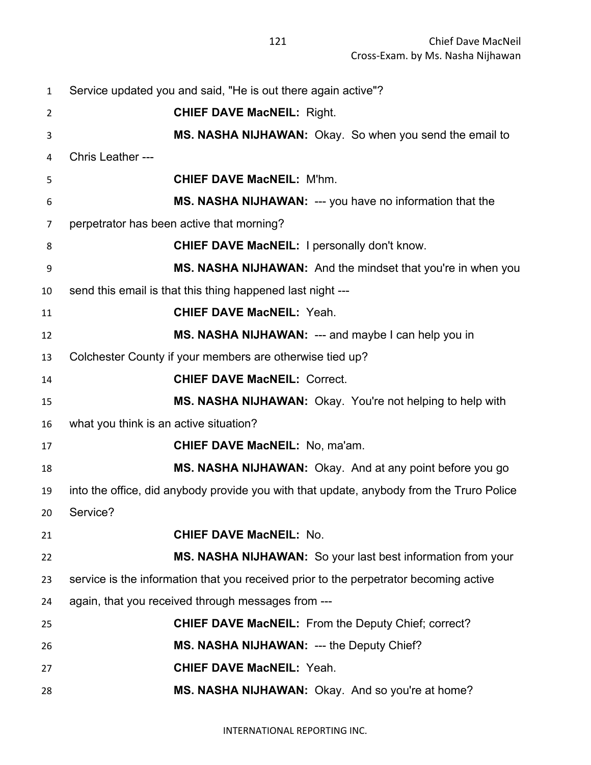Service updated you and said, "He is out there again active"?

**CHIEF DAVE MacNEIL:** Right.

**MS. NASHA NIJHAWAN:** Okay. So when you send the email to Chris Leather ---

**CHIEF DAVE MacNEIL:** M'hm.

**MS. NASHA NIJHAWAN:** --- you have no information that the perpetrator has been active that morning?

**CHIEF DAVE MacNEIL:** I personally don't know.

**MS. NASHA NIJHAWAN:** And the mindset that you're in when you send this email is that this thing happened last night ---

**CHIEF DAVE MacNEIL:** Yeah.

**MS. NASHA NIJHAWAN:** --- and maybe I can help you in Colchester County if your members are otherwise tied up?

**CHIEF DAVE MacNEIL:** Correct.

**MS. NASHA NIJHAWAN:** Okay. You're not helping to help with what you think is an active situation?

**CHIEF DAVE MacNEIL:** No, ma'am.

**MS. NASHA NIJHAWAN:** Okay. And at any point before you go into the office, did anybody provide you with that update, anybody from the Truro Police Service?

**CHIEF DAVE MacNEIL:** No.

**MS. NASHA NIJHAWAN:** So your last best information from your service is the information that you received prior to the perpetrator becoming active again, that you received through messages from ---

**CHIEF DAVE MacNEIL:** From the Deputy Chief; correct?

**MS. NASHA NIJHAWAN:** --- the Deputy Chief?

**CHIEF DAVE MacNEIL:** Yeah.

**MS. NASHA NIJHAWAN:** Okay. And so you're at home?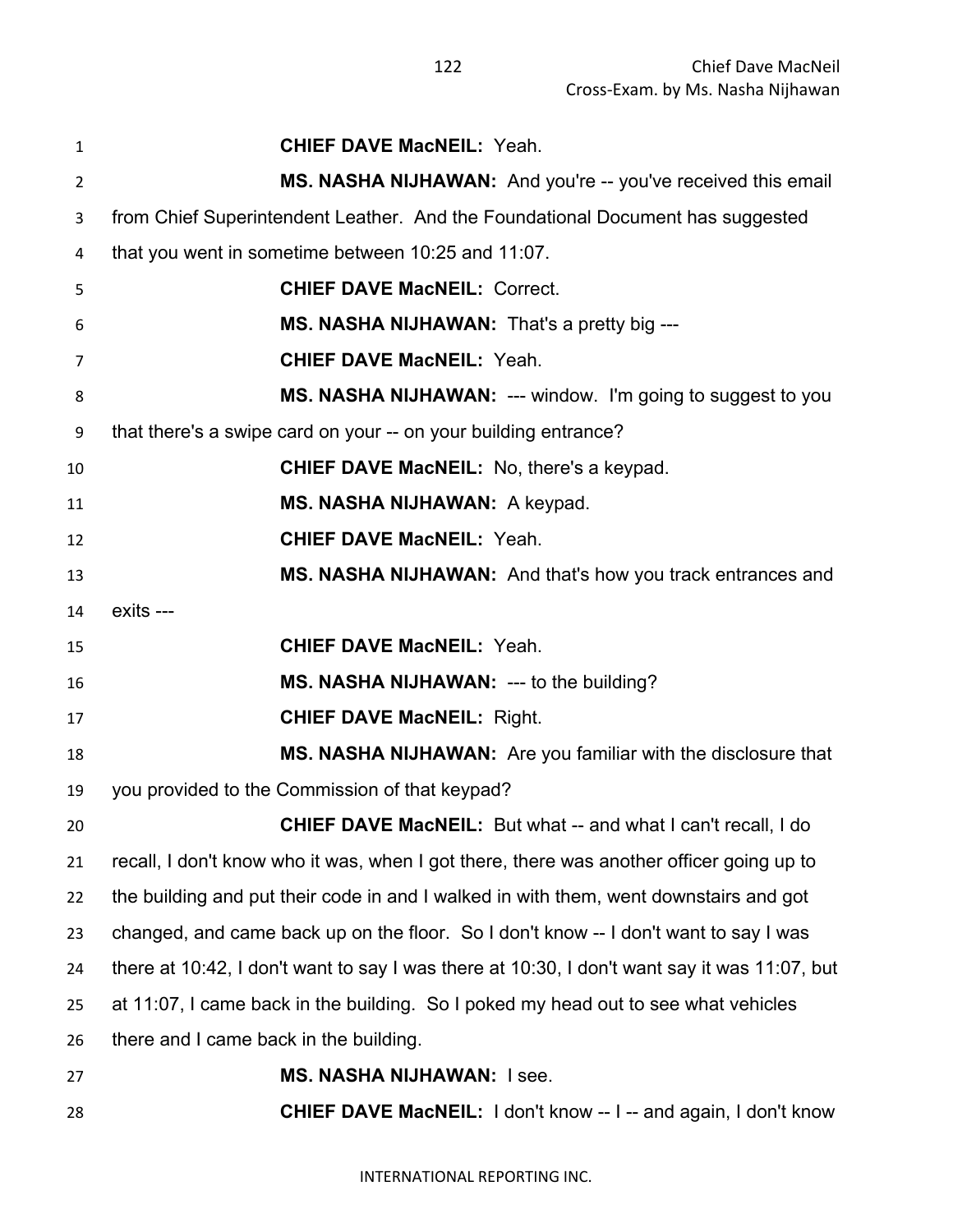**CHIEF DAVE MacNEIL:** Yeah.

**MS. NASHA NIJHAWAN:** And you're -- you've received this email from Chief Superintendent Leather. And the Foundational Document has suggested that you went in sometime between 10:25 and 11:07.

**CHIEF DAVE MacNEIL:** Correct.

**MS. NASHA NIJHAWAN:** That's a pretty big ---

**CHIEF DAVE MacNEIL:** Yeah.

**MS. NASHA NIJHAWAN:** --- window. I'm going to suggest to you that there's a swipe card on your -- on your building entrance?

**CHIEF DAVE MacNEIL:** No, there's a keypad.

**MS. NASHA NIJHAWAN:** A keypad.

**CHIEF DAVE MacNEIL:** Yeah.

**MS. NASHA NIJHAWAN:** And that's how you track entrances and exits ---

**CHIEF DAVE MacNEIL:** Yeah.

**MS. NASHA NIJHAWAN:** --- to the building?

**CHIEF DAVE MacNEIL:** Right.

**MS. NASHA NIJHAWAN:** Are you familiar with the disclosure that you provided to the Commission of that keypad?

**CHIEF DAVE MacNEIL:** But what -- and what I can't recall, I do recall, I don't know who it was, when I got there, there was another officer going up to the building and put their code in and I walked in with them, went downstairs and got changed, and came back up on the floor. So I don't know -- I don't want to say I was there at 10:42, I don't want to say I was there at 10:30, I don't want say it was 11:07, but at 11:07, I came back in the building. So I poked my head out to see what vehicles there and I came back in the building.

**MS. NASHA NIJHAWAN:** I see.

**CHIEF DAVE MacNEIL:** I don't know -- I -- and again, I don't know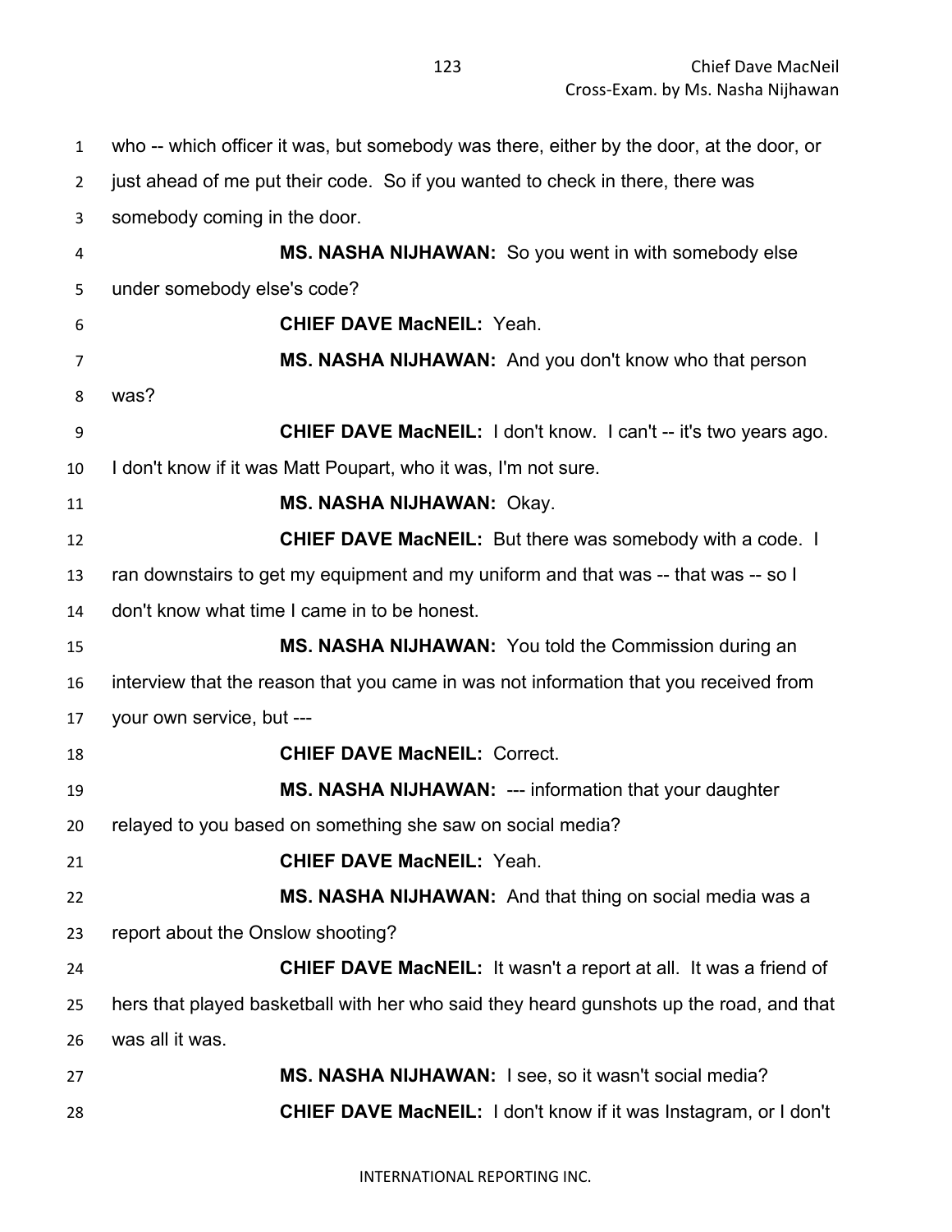who -- which officer it was, but somebody was there, either by the door, at the door, or just ahead of me put their code. So if you wanted to check in there, there was somebody coming in the door.

**MS. NASHA NIJHAWAN:** So you went in with somebody else under somebody else's code?

**CHIEF DAVE MacNEIL:** Yeah.

**MS. NASHA NIJHAWAN:** And you don't know who that person was?

**CHIEF DAVE MacNEIL:** I don't know. I can't -- it's two years ago. I don't know if it was Matt Poupart, who it was, I'm not sure.

**MS. NASHA NIJHAWAN:** Okay.

**CHIEF DAVE MacNEIL:** But there was somebody with a code. I ran downstairs to get my equipment and my uniform and that was -- that was -- so I don't know what time I came in to be honest.

**MS. NASHA NIJHAWAN:** You told the Commission during an interview that the reason that you came in was not information that you received from your own service, but ---

**CHIEF DAVE MacNEIL:** Correct.

**MS. NASHA NIJHAWAN:** --- information that your daughter relayed to you based on something she saw on social media?

**CHIEF DAVE MacNEIL:** Yeah.

**MS. NASHA NIJHAWAN:** And that thing on social media was a report about the Onslow shooting?

**CHIEF DAVE MacNEIL:** It wasn't a report at all. It was a friend of hers that played basketball with her who said they heard gunshots up the road, and that was all it was.

**MS. NASHA NIJHAWAN:** I see, so it wasn't social media?

**CHIEF DAVE MacNEIL:** I don't know if it was Instagram, or I don't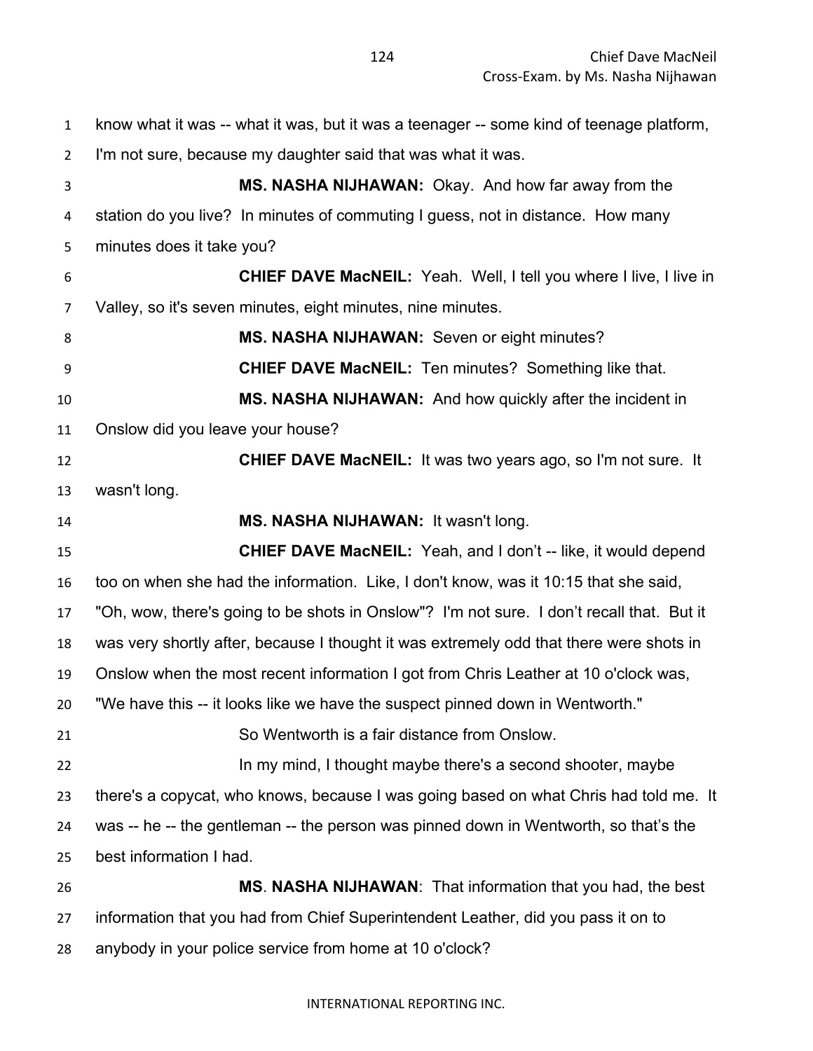know what it was -- what it was, but it was a teenager -- some kind of teenage platform, I'm not sure, because my daughter said that was what it was.

**MS. NASHA NIJHAWAN:** Okay. And how far away from the station do you live? In minutes of commuting I guess, not in distance. How many minutes does it take you?

**CHIEF DAVE MacNEIL:** Yeah. Well, I tell you where I live, I live in Valley, so it's seven minutes, eight minutes, nine minutes.

**MS. NASHA NIJHAWAN:** Seven or eight minutes?

**CHIEF DAVE MacNEIL:** Ten minutes? Something like that.

**MS. NASHA NIJHAWAN:** And how quickly after the incident in Onslow did you leave your house?

**CHIEF DAVE MacNEIL:** It was two years ago, so I'm not sure. It wasn't long.

**MS. NASHA NIJHAWAN:** It wasn't long.

**CHIEF DAVE MacNEIL:** Yeah, and I don't -- like, it would depend too on when she had the information. Like, I don't know, was it 10:15 that she said, "Oh, wow, there's going to be shots in Onslow"? I'm not sure. I don't recall that. But it was very shortly after, because I thought it was extremely odd that there were shots in Onslow when the most recent information I got from Chris Leather at 10 o'clock was, "We have this -- it looks like we have the suspect pinned down in Wentworth."

So Wentworth is a fair distance from Onslow.

In my mind, I thought maybe there's a second shooter, maybe there's a copycat, who knows, because I was going based on what Chris had told me. It was -- he -- the gentleman -- the person was pinned down in Wentworth, so that's the best information I had.

**MS. NASHA NIJHAWAN**: That information that you had, the best information that you had from Chief Superintendent Leather, did you pass it on to anybody in your police service from home at 10 o'clock?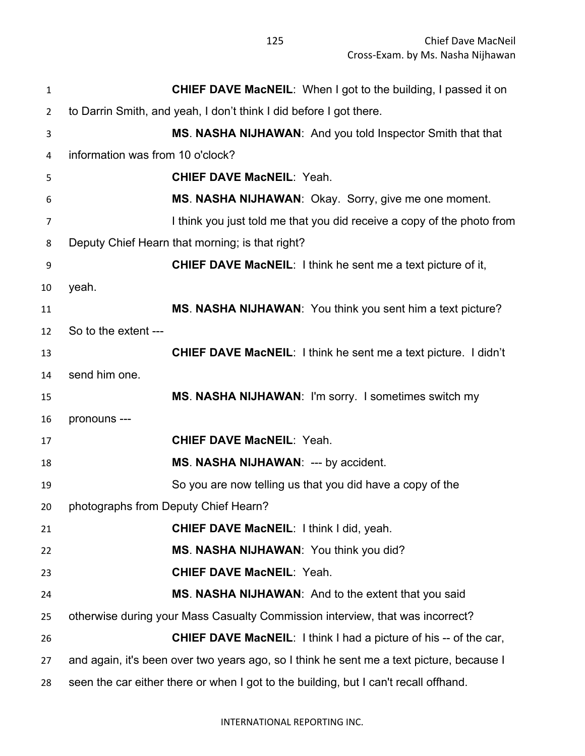**CHIEF DAVE MacNEIL**: When I got to the building, I passed it on to Darrin Smith, and yeah, I don't think I did before I got there.

**MS. NASHA NIJHAWAN**: And you told Inspector Smith that that information was from 10 o'clock?

**CHIEF DAVE MacNEIL**: Yeah.

**MS. NASHA NIJHAWAN**: Okay. Sorry, give me one moment.

I think you just told me that you did receive a copy of the photo from Deputy Chief Hearn that morning; is that right?

**CHIEF DAVE MacNEIL**: I think he sent me a text picture of it, yeah.

**MS. NASHA NIJHAWAN**: You think you sent him a text picture? So to the extent ---

**CHIEF DAVE MacNEIL**: I think he sent me a text picture. I didn't send him one.

**MS. NASHA NIJHAWAN**: I'm sorry. I sometimes switch my pronouns ---

**CHIEF DAVE MacNEIL**: Yeah.

**MS. NASHA NIJHAWAN**: --- by accident.

So you are now telling us that you did have a copy of the photographs from Deputy Chief Hearn?

**CHIEF DAVE MacNEIL**: I think I did, yeah.

**MS. NASHA NIJHAWAN**: You think you did?

**CHIEF DAVE MacNEIL**: Yeah.

**MS. NASHA NIJHAWAN**: And to the extent that you said otherwise during your Mass Casualty Commission interview, that was incorrect?

**CHIEF DAVE MacNEIL**: I think I had a picture of his -- of the car, and again, it's been over two years ago, so I think he sent me a text picture, because I seen the car either there or when I got to the building, but I can't recall offhand.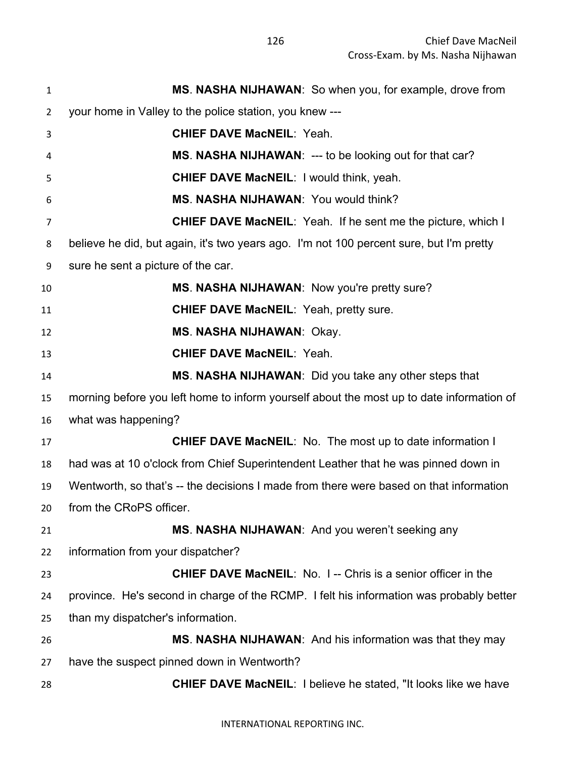**MS. NASHA NIJHAWAN**: So when you, for example, drove from your home in Valley to the police station, you knew ---

**CHIEF DAVE MacNEIL**: Yeah.

**MS. NASHA NIJHAWAN**: --- to be looking out for that car?

**CHIEF DAVE MacNEIL**: I would think, yeah.

**MS. NASHA NIJHAWAN**: You would think?

**CHIEF DAVE MacNEIL**: Yeah. If he sent me the picture, which I believe he did, but again, it's two years ago. I'm not 100 percent sure, but I'm pretty sure he sent a picture of the car.

**MS. NASHA NIJHAWAN**: Now you're pretty sure?

**CHIEF DAVE MacNEIL**: Yeah, pretty sure.

**MS. NASHA NIJHAWAN**: Okay.

**CHIEF DAVE MacNEIL**: Yeah.

**MS. NASHA NIJHAWAN**: Did you take any other steps that morning before you left home to inform yourself about the most up to date information of what was happening?

**CHIEF DAVE MacNEIL**: No. The most up to date information I had was at 10 o'clock from Chief Superintendent Leather that he was pinned down in Wentworth, so that's -- the decisions I made from there were based on that information from the CRoPS officer.

**MS. NASHA NIJHAWAN**: And you weren't seeking any information from your dispatcher?

**CHIEF DAVE MacNEIL**: No. I -- Chris is a senior officer in the province. He's second in charge of the RCMP. I felt his information was probably better than my dispatcher's information.

**MS. NASHA NIJHAWAN**: And his information was that they may have the suspect pinned down in Wentworth?

**CHIEF DAVE MacNEIL**: I believe he stated, "It looks like we have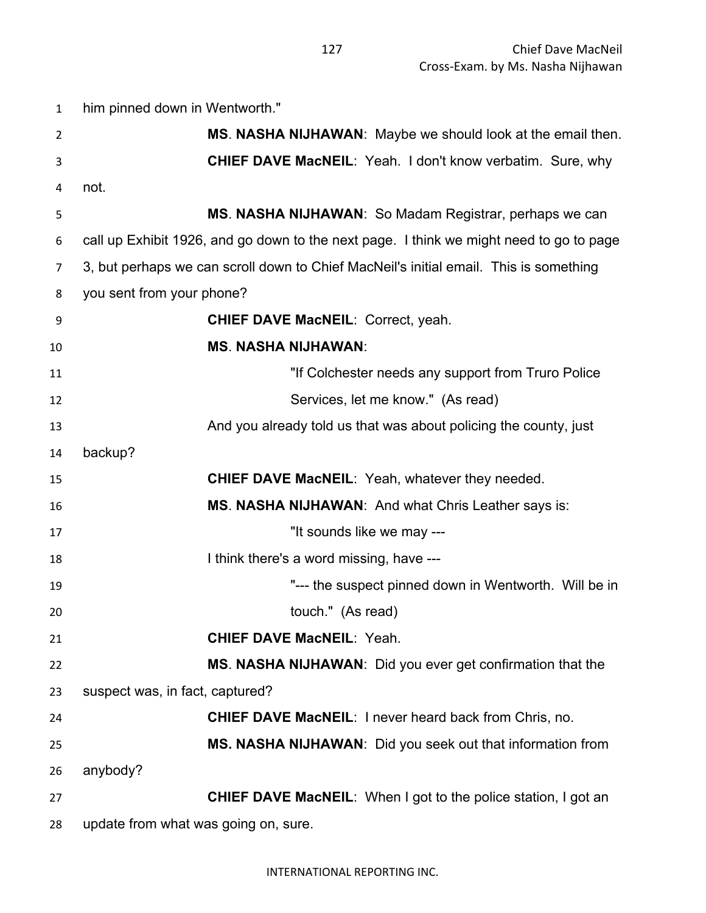him pinned down in Wentworth."

**MS. NASHA NIJHAWAN**: Maybe we should look at the email then.

**CHIEF DAVE MacNEIL**: Yeah. I don't know verbatim. Sure, why not.

**MS. NASHA NIJHAWAN**: So Madam Registrar, perhaps we can call up Exhibit 1926, and go down to the next page. I think we might need to go to page 3, but perhaps we can scroll down to Chief MacNeil's initial email. This is something you sent from your phone?

**CHIEF DAVE MacNEIL**: Correct, yeah.

**MS. NASHA NIJHAWAN**:

> "If Colchester needs any support from Truro Police Services, let me know." (As read)

And you already told us that was about policing the county, just backup?

**CHIEF DAVE MacNEIL**: Yeah, whatever they needed.

**MS. NASHA NIJHAWAN**: And what Chris Leather says is:

> "It sounds like we may ---

I think there's a word missing, have ---

> "--- the suspect pinned down in Wentworth. Will be in touch." (As read)

**CHIEF DAVE MacNEIL**: Yeah.

**MS. NASHA NIJHAWAN**: Did you ever get confirmation that the suspect was, in fact, captured?

**CHIEF DAVE MacNEIL**: I never heard back from Chris, no.

**MS. NASHA NIJHAWAN**: Did you seek out that information from anybody?

**CHIEF DAVE MacNEIL**: When I got to the police station, I got an update from what was going on, sure.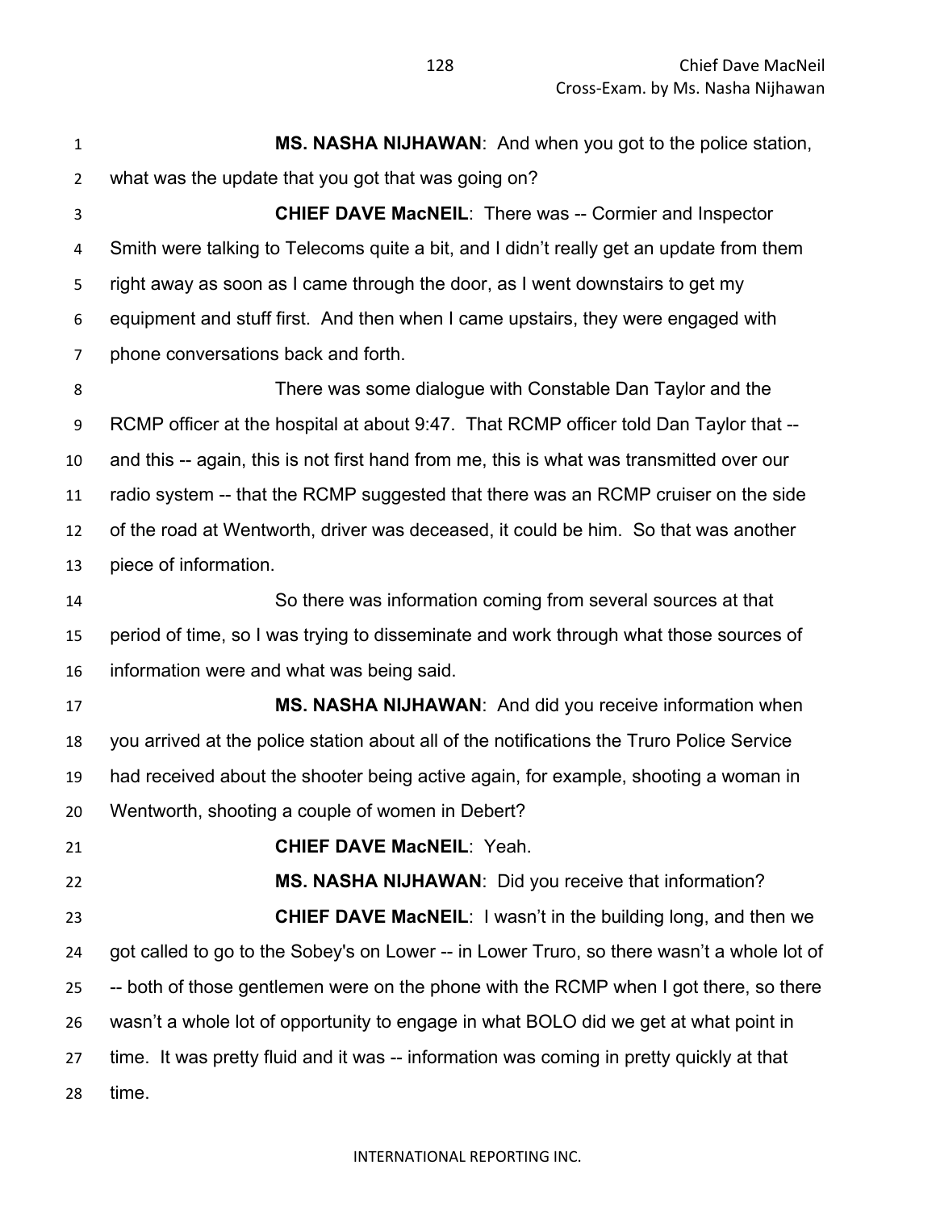**MS. NASHA NIJHAWAN**: And when you got to the police station, what was the update that you got that was going on?

**CHIEF DAVE MacNEIL**: There was -- Cormier and Inspector Smith were talking to Telecoms quite a bit, and I didn't really get an update from them right away as soon as I came through the door, as I went downstairs to get my equipment and stuff first. And then when I came upstairs, they were engaged with phone conversations back and forth.

There was some dialogue with Constable Dan Taylor and the RCMP officer at the hospital at about 9:47. That RCMP officer told Dan Taylor that -- and this -- again, this is not first hand from me, this is what was transmitted over our radio system -- that the RCMP suggested that there was an RCMP cruiser on the side of the road at Wentworth, driver was deceased, it could be him. So that was another piece of information.

So there was information coming from several sources at that period of time, so I was trying to disseminate and work through what those sources of information were and what was being said.

**MS. NASHA NIJHAWAN**: And did you receive information when you arrived at the police station about all of the notifications the Truro Police Service had received about the shooter being active again, for example, shooting a woman in Wentworth, shooting a couple of women in Debert?

**CHIEF DAVE MacNEIL**: Yeah.

**MS. NASHA NIJHAWAN**: Did you receive that information?

**CHIEF DAVE MacNEIL**: I wasn't in the building long, and then we got called to go to the Sobey's on Lower -- in Lower Truro, so there wasn't a whole lot of -- both of those gentlemen were on the phone with the RCMP when I got there, so there wasn't a whole lot of opportunity to engage in what BOLO did we get at what point in time. It was pretty fluid and it was -- information was coming in pretty quickly at that time.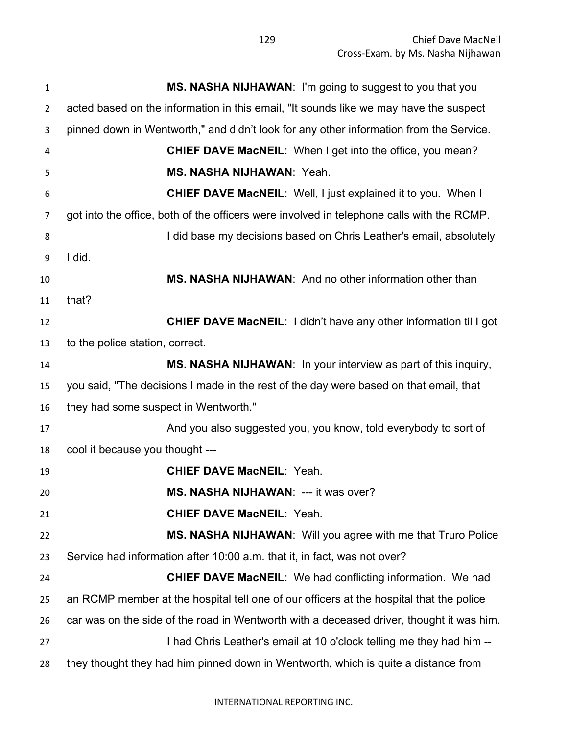**MS. NASHA NIJHAWAN**: I'm going to suggest to you that you acted based on the information in this email, "It sounds like we may have the suspect pinned down in Wentworth," and didn't look for any other information from the Service.

**CHIEF DAVE MacNEIL**: When I get into the office, you mean?

**MS. NASHA NIJHAWAN**: Yeah.

**CHIEF DAVE MacNEIL**: Well, I just explained it to you. When I got into the office, both of the officers were involved in telephone calls with the RCMP.

I did base my decisions based on Chris Leather's email, absolutely I did.

**MS. NASHA NIJHAWAN**: And no other information other than that?

**CHIEF DAVE MacNEIL**: I didn't have any other information til I got to the police station, correct.

**MS. NASHA NIJHAWAN**: In your interview as part of this inquiry, you said, "The decisions I made in the rest of the day were based on that email, that they had some suspect in Wentworth."

And you also suggested you, you know, told everybody to sort of cool it because you thought ---

**CHIEF DAVE MacNEIL**: Yeah.

**MS. NASHA NIJHAWAN**: --- it was over?

**CHIEF DAVE MacNEIL**: Yeah.

**MS. NASHA NIJHAWAN**: Will you agree with me that Truro Police Service had information after 10:00 a.m. that it, in fact, was not over?

**CHIEF DAVE MacNEIL**: We had conflicting information. We had an RCMP member at the hospital tell one of our officers at the hospital that the police car was on the side of the road in Wentworth with a deceased driver, thought it was him.

I had Chris Leather's email at 10 o'clock telling me they had him -- they thought they had him pinned down in Wentworth, which is quite a distance from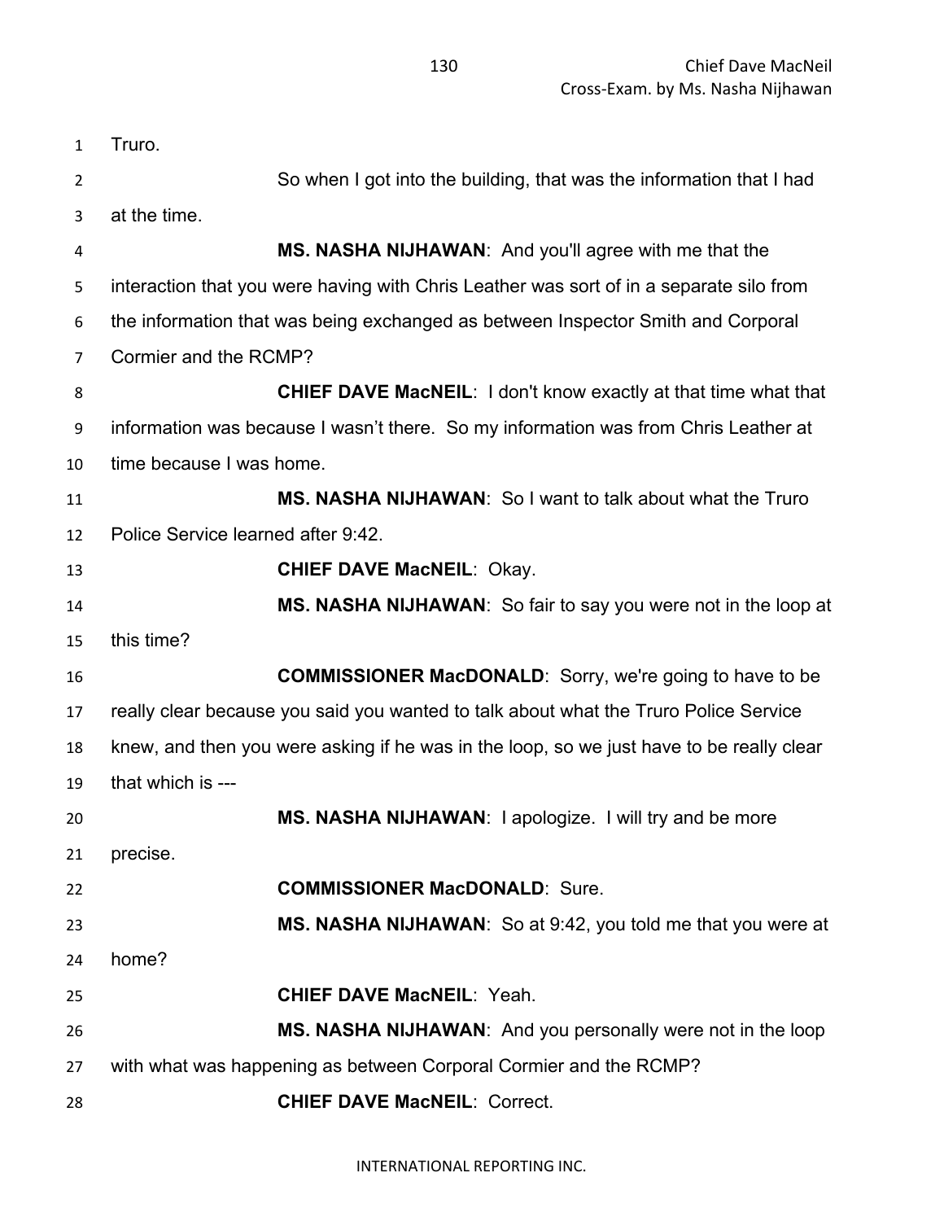Truro.

So when I got into the building, that was the information that I had at the time.

**MS. NASHA NIJHAWAN**: And you'll agree with me that the interaction that you were having with Chris Leather was sort of in a separate silo from the information that was being exchanged as between Inspector Smith and Corporal Cormier and the RCMP?

**CHIEF DAVE MacNEIL**: I don't know exactly at that time what that information was because I wasn't there. So my information was from Chris Leather at time because I was home.

**MS. NASHA NIJHAWAN**: So I want to talk about what the Truro Police Service learned after 9:42.

**CHIEF DAVE MacNEIL**: Okay.

**MS. NASHA NIJHAWAN**: So fair to say you were not in the loop at this time?

**COMMISSIONER MacDONALD**: Sorry, we're going to have to be really clear because you said you wanted to talk about what the Truro Police Service knew, and then you were asking if he was in the loop, so we just have to be really clear that which is ---

**MS. NASHA NIJHAWAN**: I apologize. I will try and be more precise.

**COMMISSIONER MacDONALD**: Sure.

**MS. NASHA NIJHAWAN**: So at 9:42, you told me that you were at home?

**CHIEF DAVE MacNEIL**: Yeah.

**MS. NASHA NIJHAWAN**: And you personally were not in the loop with what was happening as between Corporal Cormier and the RCMP?

**CHIEF DAVE MacNEIL**: Correct.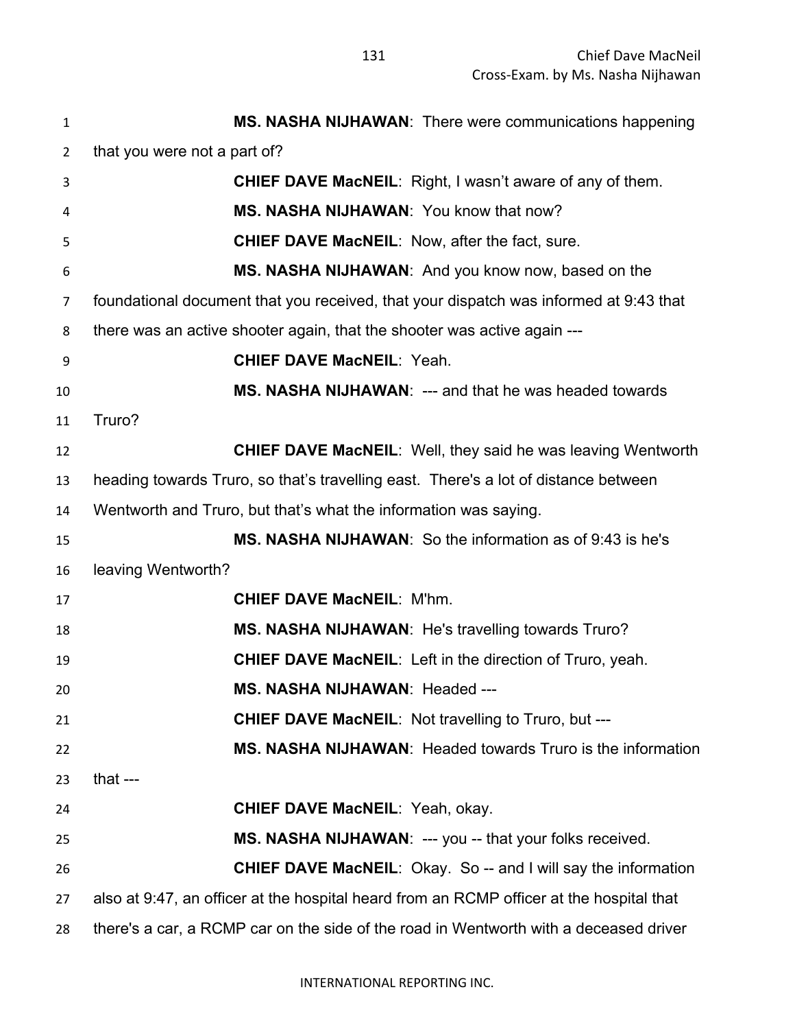**MS. NASHA NIJHAWAN**: There were communications happening that you were not a part of?

**CHIEF DAVE MacNEIL**: Right, I wasn't aware of any of them.

**MS. NASHA NIJHAWAN**: You know that now?

**CHIEF DAVE MacNEIL**: Now, after the fact, sure.

**MS. NASHA NIJHAWAN**: And you know now, based on the foundational document that you received, that your dispatch was informed at 9:43 that there was an active shooter again, that the shooter was active again ---

**CHIEF DAVE MacNEIL**: Yeah.

**MS. NASHA NIJHAWAN**: --- and that he was headed towards Truro?

**CHIEF DAVE MacNEIL**: Well, they said he was leaving Wentworth heading towards Truro, so that's travelling east. There's a lot of distance between Wentworth and Truro, but that's what the information was saying.

**MS. NASHA NIJHAWAN**: So the information as of 9:43 is he's leaving Wentworth?

**CHIEF DAVE MacNEIL**: M'hm.

**MS. NASHA NIJHAWAN**: He's travelling towards Truro?

**CHIEF DAVE MacNEIL**: Left in the direction of Truro, yeah.

**MS. NASHA NIJHAWAN**: Headed ---

**CHIEF DAVE MacNEIL**: Not travelling to Truro, but ---

**MS. NASHA NIJHAWAN**: Headed towards Truro is the information that ---

**CHIEF DAVE MacNEIL**: Yeah, okay.

**MS. NASHA NIJHAWAN**: --- you -- that your folks received.

**CHIEF DAVE MacNEIL**: Okay. So -- and I will say the information also at 9:47, an officer at the hospital heard from an RCMP officer at the hospital that there's a car, a RCMP car on the side of the road in Wentworth with a deceased driver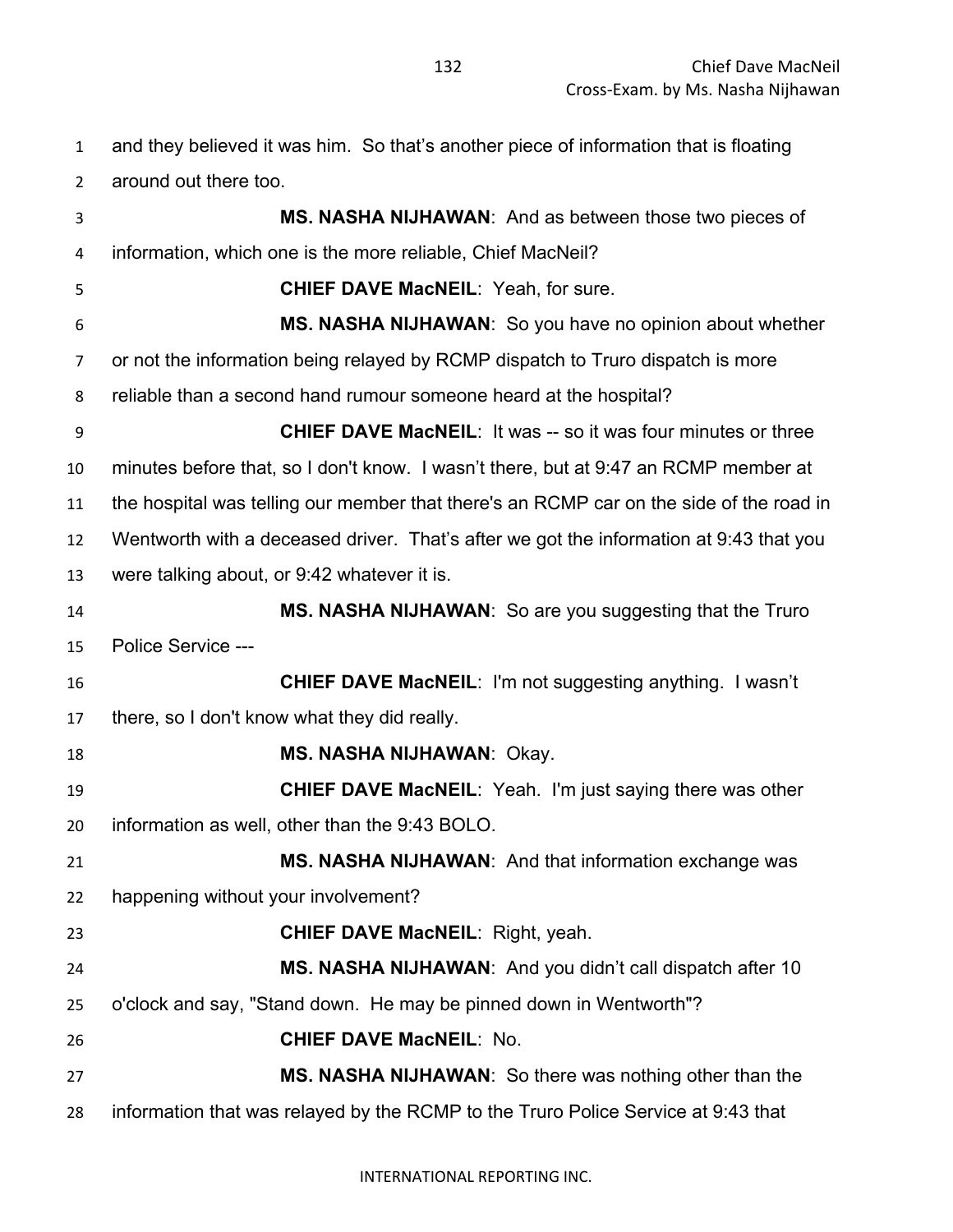and they believed it was him. So that's another piece of information that is floating around out there too.

**MS. NASHA NIJHAWAN**: And as between those two pieces of information, which one is the more reliable, Chief MacNeil?

**CHIEF DAVE MacNEIL**: Yeah, for sure.

**MS. NASHA NIJHAWAN**: So you have no opinion about whether or not the information being relayed by RCMP dispatch to Truro dispatch is more reliable than a second hand rumour someone heard at the hospital?

**CHIEF DAVE MacNEIL**: It was -- so it was four minutes or three minutes before that, so I don't know. I wasn't there, but at 9:47 an RCMP member at the hospital was telling our member that there's an RCMP car on the side of the road in Wentworth with a deceased driver. That's after we got the information at 9:43 that you were talking about, or 9:42 whatever it is.

**MS. NASHA NIJHAWAN**: So are you suggesting that the Truro Police Service ---

**CHIEF DAVE MacNEIL**: I'm not suggesting anything. I wasn't there, so I don't know what they did really.

**MS. NASHA NIJHAWAN**: Okay.

**CHIEF DAVE MacNEIL**: Yeah. I'm just saying there was other information as well, other than the 9:43 BOLO.

**MS. NASHA NIJHAWAN**: And that information exchange was happening without your involvement?

**CHIEF DAVE MacNEIL**: Right, yeah.

**MS. NASHA NIJHAWAN**: And you didn't call dispatch after 10 o'clock and say, "Stand down. He may be pinned down in Wentworth"?

**CHIEF DAVE MacNEIL**: No.

**MS. NASHA NIJHAWAN**: So there was nothing other than the information that was relayed by the RCMP to the Truro Police Service at 9:43 that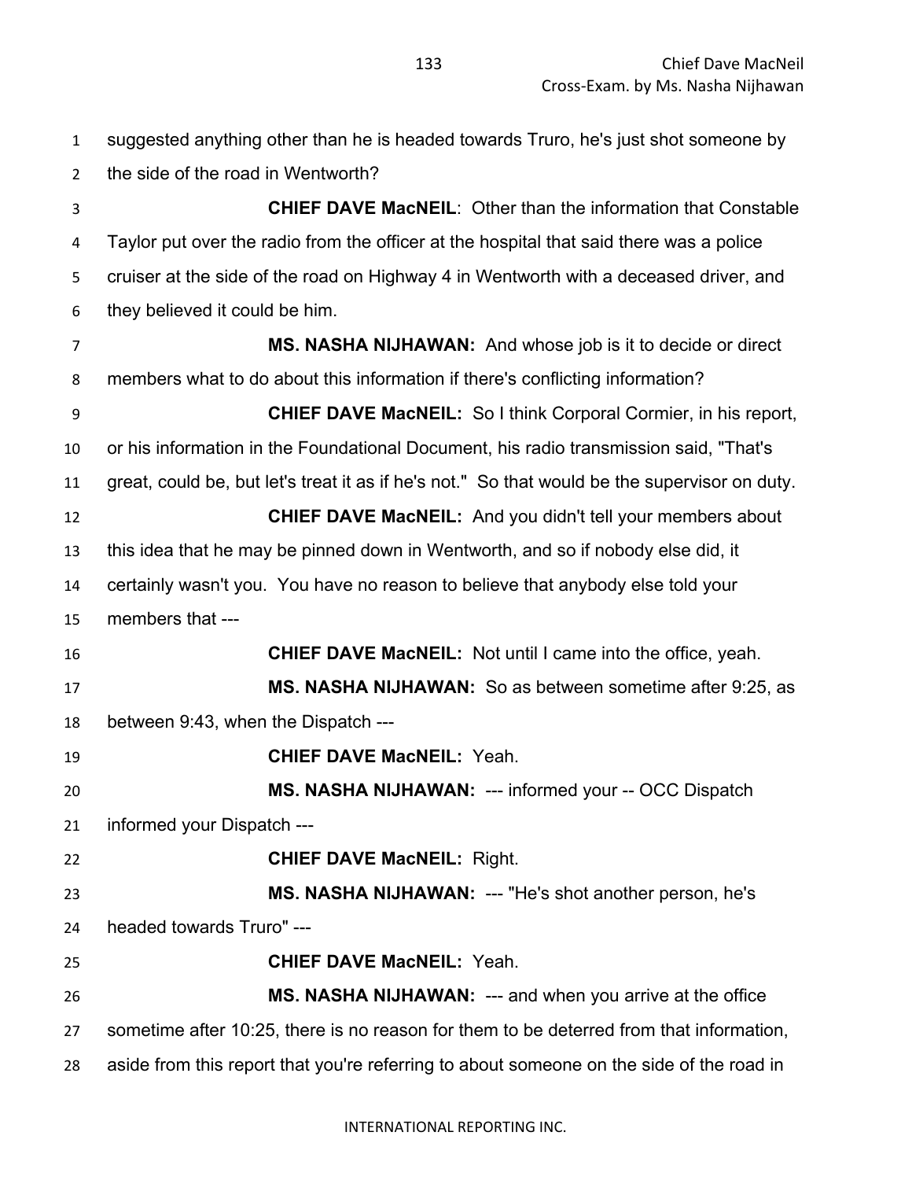suggested anything other than he is headed towards Truro, he's just shot someone by the side of the road in Wentworth?

**CHIEF DAVE MacNEIL**: Other than the information that Constable Taylor put over the radio from the officer at the hospital that said there was a police cruiser at the side of the road on Highway 4 in Wentworth with a deceased driver, and they believed it could be him.

**MS. NASHA NIJHAWAN:** And whose job is it to decide or direct members what to do about this information if there's conflicting information?

**CHIEF DAVE MacNEIL:** So I think Corporal Cormier, in his report, or his information in the Foundational Document, his radio transmission said, "That's great, could be, but let's treat it as if he's not." So that would be the supervisor on duty.

**CHIEF DAVE MacNEIL:** And you didn't tell your members about this idea that he may be pinned down in Wentworth, and so if nobody else did, it certainly wasn't you. You have no reason to believe that anybody else told your members that ---

**CHIEF DAVE MacNEIL:** Not until I came into the office, yeah.

**MS. NASHA NIJHAWAN:** So as between sometime after 9:25, as between 9:43, when the Dispatch ---

**CHIEF DAVE MacNEIL:** Yeah.

**MS. NASHA NIJHAWAN:** --- informed your -- OCC Dispatch informed your Dispatch ---

**CHIEF DAVE MacNEIL:** Right.

**MS. NASHA NIJHAWAN:** --- "He's shot another person, he's headed towards Truro" ---

**CHIEF DAVE MacNEIL:** Yeah.

**MS. NASHA NIJHAWAN:** --- and when you arrive at the office sometime after 10:25, there is no reason for them to be deterred from that information, aside from this report that you're referring to about someone on the side of the road in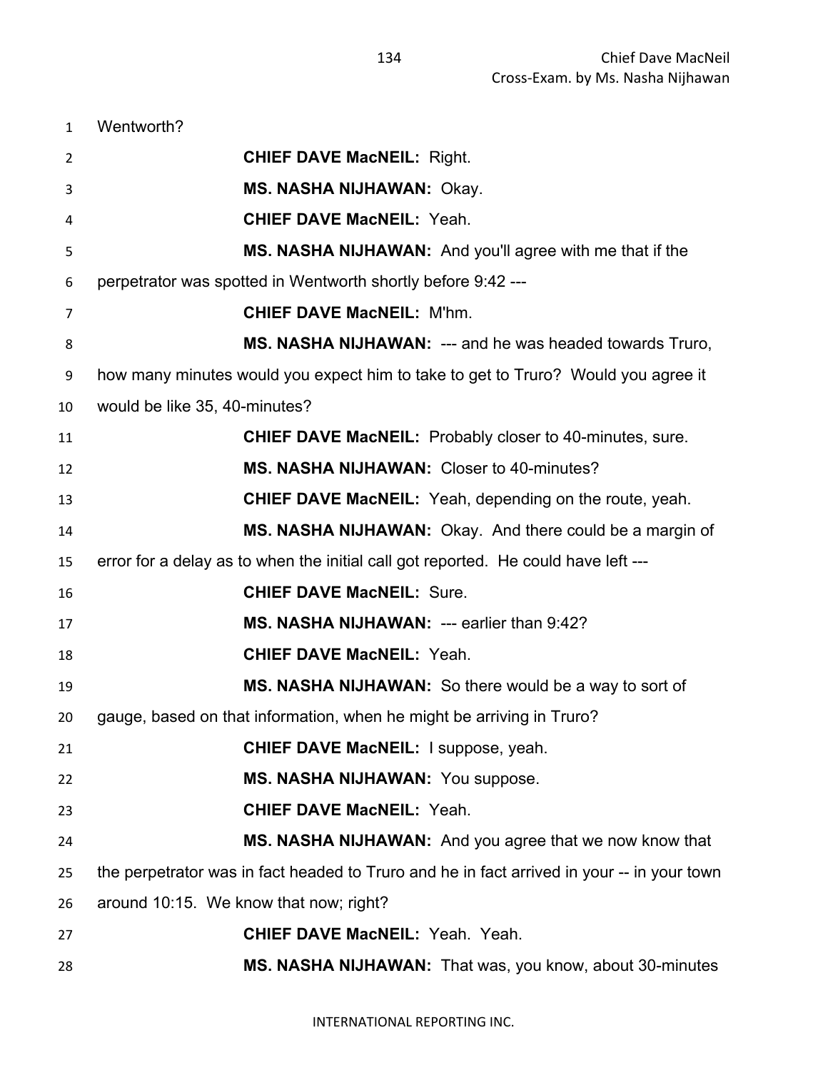Wentworth?

**CHIEF DAVE MacNEIL:** Right.

**MS. NASHA NIJHAWAN:** Okay.

**CHIEF DAVE MacNEIL:** Yeah.

**MS. NASHA NIJHAWAN:** And you'll agree with me that if the perpetrator was spotted in Wentworth shortly before 9:42 ---

**CHIEF DAVE MacNEIL:** M'hm.

**MS. NASHA NIJHAWAN:** --- and he was headed towards Truro, how many minutes would you expect him to take to get to Truro? Would you agree it would be like 35, 40-minutes?

**CHIEF DAVE MacNEIL:** Probably closer to 40-minutes, sure.

**MS. NASHA NIJHAWAN:** Closer to 40-minutes?

**CHIEF DAVE MacNEIL:** Yeah, depending on the route, yeah.

**MS. NASHA NIJHAWAN:** Okay. And there could be a margin of error for a delay as to when the initial call got reported. He could have left ---

**CHIEF DAVE MacNEIL:** Sure.

**MS. NASHA NIJHAWAN:** --- earlier than 9:42?

**CHIEF DAVE MacNEIL:** Yeah.

**MS. NASHA NIJHAWAN:** So there would be a way to sort of gauge, based on that information, when he might be arriving in Truro?

**CHIEF DAVE MacNEIL:** I suppose, yeah.

**MS. NASHA NIJHAWAN:** You suppose.

**CHIEF DAVE MacNEIL:** Yeah.

**MS. NASHA NIJHAWAN:** And you agree that we now know that the perpetrator was in fact headed to Truro and he in fact arrived in your -- in your town around 10:15. We know that now; right?

**CHIEF DAVE MacNEIL:** Yeah. Yeah.

**MS. NASHA NIJHAWAN:** That was, you know, about 30-minutes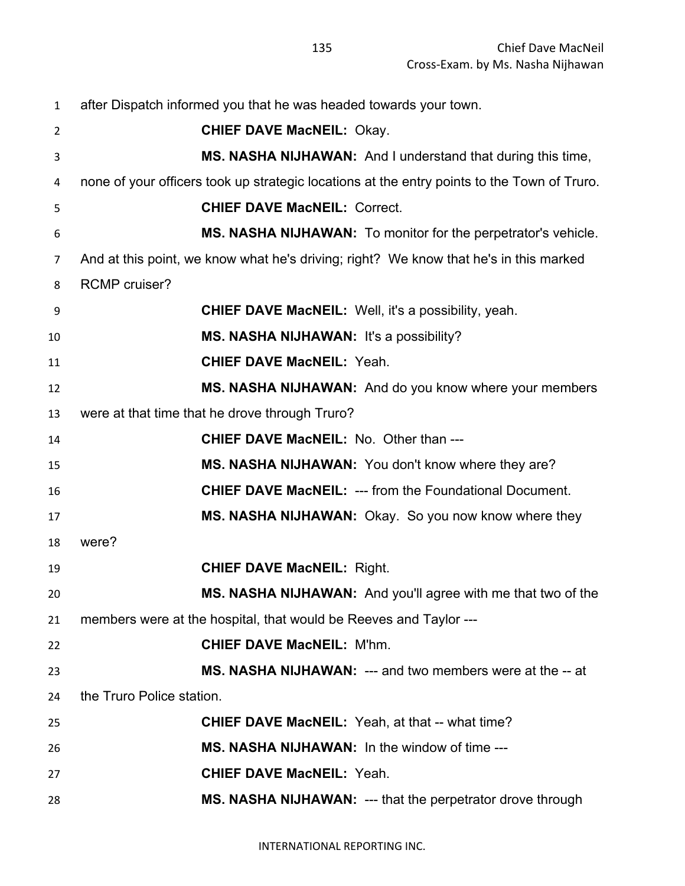after Dispatch informed you that he was headed towards your town.

**CHIEF DAVE MacNEIL:** Okay.

**MS. NASHA NIJHAWAN:** And I understand that during this time, none of your officers took up strategic locations at the entry points to the Town of Truro.

**CHIEF DAVE MacNEIL:** Correct.

**MS. NASHA NIJHAWAN:** To monitor for the perpetrator's vehicle. And at this point, we know what he's driving; right? We know that he's in this marked RCMP cruiser?

**CHIEF DAVE MacNEIL:** Well, it's a possibility, yeah.

**MS. NASHA NIJHAWAN:** It's a possibility?

**CHIEF DAVE MacNEIL:** Yeah.

**MS. NASHA NIJHAWAN:** And do you know where your members were at that time that he drove through Truro?

**CHIEF DAVE MacNEIL:** No. Other than ---

**MS. NASHA NIJHAWAN:** You don't know where they are?

**CHIEF DAVE MacNEIL:** --- from the Foundational Document.

**MS. NASHA NIJHAWAN:** Okay. So you now know where they were?

**CHIEF DAVE MacNEIL:** Right.

**MS. NASHA NIJHAWAN:** And you'll agree with me that two of the members were at the hospital, that would be Reeves and Taylor ---

**CHIEF DAVE MacNEIL:** M'hm.

**MS. NASHA NIJHAWAN:** --- and two members were at the -- at the Truro Police station.

**CHIEF DAVE MacNEIL:** Yeah, at that -- what time?

**MS. NASHA NIJHAWAN:** In the window of time ---

**CHIEF DAVE MacNEIL:** Yeah.

**MS. NASHA NIJHAWAN:** --- that the perpetrator drove through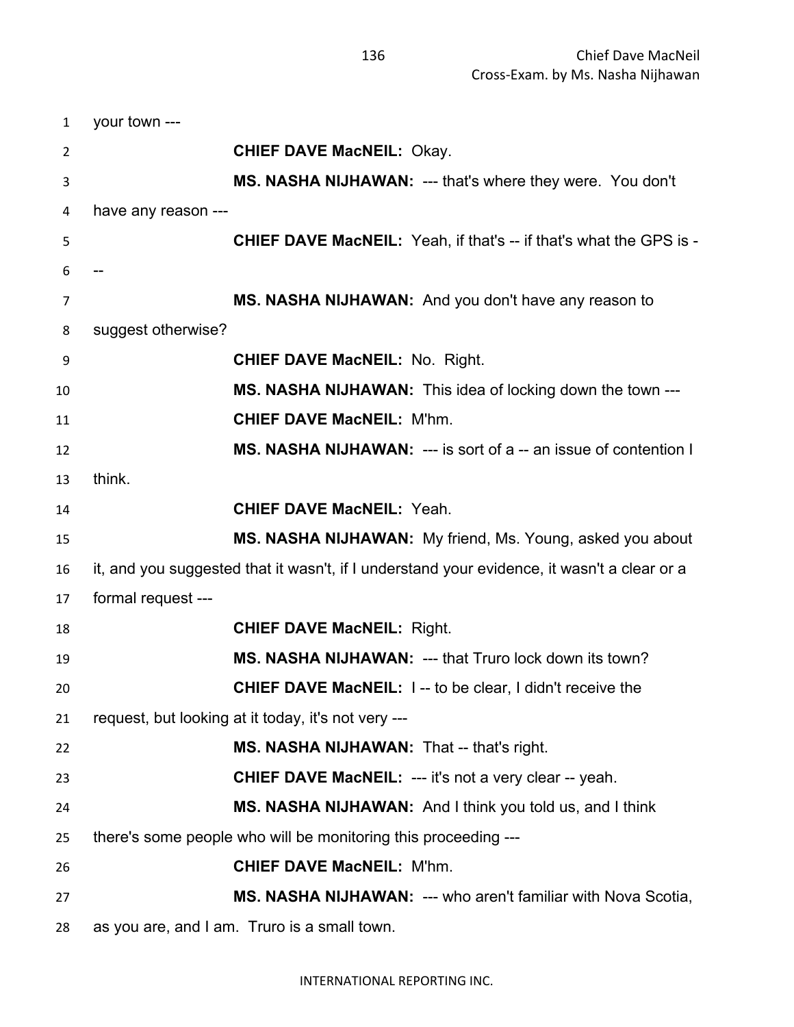your town ---

**CHIEF DAVE MacNEIL:** Okay.

**MS. NASHA NIJHAWAN:** --- that's where they were. You don't have any reason ---

**CHIEF DAVE MacNEIL:** Yeah, if that's -- if that's what the GPS is ---

**MS. NASHA NIJHAWAN:** And you don't have any reason to suggest otherwise?

**CHIEF DAVE MacNEIL:** No. Right.

**MS. NASHA NIJHAWAN:** This idea of locking down the town ---

**CHIEF DAVE MacNEIL:** M'hm.

**MS. NASHA NIJHAWAN:** --- is sort of a -- an issue of contention I think.

**CHIEF DAVE MacNEIL:** Yeah.

**MS. NASHA NIJHAWAN:** My friend, Ms. Young, asked you about it, and you suggested that it wasn't, if I understand your evidence, it wasn't a clear or a formal request ---

**CHIEF DAVE MacNEIL:** Right.

**MS. NASHA NIJHAWAN:** --- that Truro lock down its town?

**CHIEF DAVE MacNEIL:** I -- to be clear, I didn't receive the request, but looking at it today, it's not very ---

**MS. NASHA NIJHAWAN:** That -- that's right.

**CHIEF DAVE MacNEIL:** --- it's not a very clear -- yeah.

**MS. NASHA NIJHAWAN:** And I think you told us, and I think there's some people who will be monitoring this proceeding ---

**CHIEF DAVE MacNEIL:** M'hm.

**MS. NASHA NIJHAWAN:** --- who aren't familiar with Nova Scotia, as you are, and I am. Truro is a small town.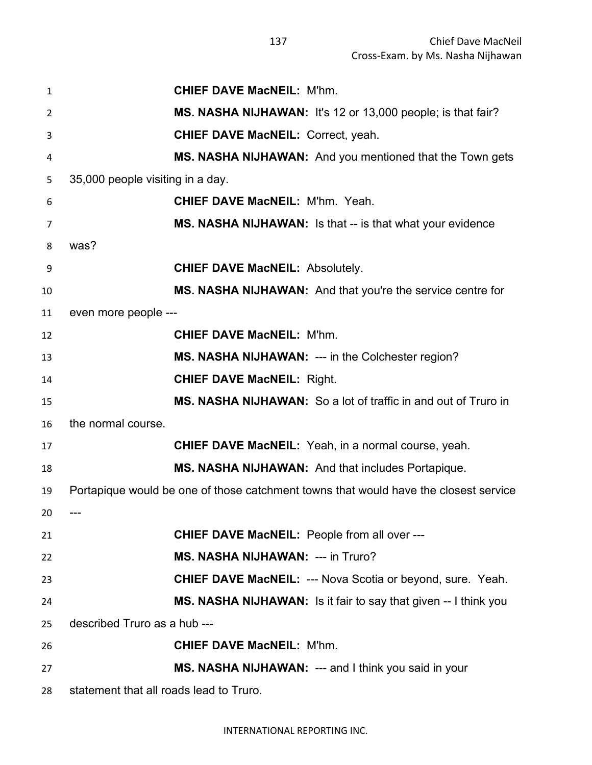**CHIEF DAVE MacNEIL:** M'hm.

**MS. NASHA NIJHAWAN:** It's 12 or 13,000 people; is that fair?

**CHIEF DAVE MacNEIL:** Correct, yeah.

**MS. NASHA NIJHAWAN:** And you mentioned that the Town gets 35,000 people visiting in a day.

**CHIEF DAVE MacNEIL:** M'hm. Yeah.

**MS. NASHA NIJHAWAN:** Is that -- is that what your evidence was?

**CHIEF DAVE MacNEIL:** Absolutely.

**MS. NASHA NIJHAWAN:** And that you're the service centre for even more people ---

**CHIEF DAVE MacNEIL:** M'hm.

**MS. NASHA NIJHAWAN:** --- in the Colchester region?

**CHIEF DAVE MacNEIL:** Right.

**MS. NASHA NIJHAWAN:** So a lot of traffic in and out of Truro in the normal course.

**CHIEF DAVE MacNEIL:** Yeah, in a normal course, yeah.

**MS. NASHA NIJHAWAN:** And that includes Portapique. Portapique would be one of those catchment towns that would have the closest service ---

**CHIEF DAVE MacNEIL:** People from all over ---

**MS. NASHA NIJHAWAN:** --- in Truro?

**CHIEF DAVE MacNEIL:** --- Nova Scotia or beyond, sure. Yeah.

**MS. NASHA NIJHAWAN:** Is it fair to say that given -- I think you described Truro as a hub ---

**CHIEF DAVE MacNEIL:** M'hm.

**MS. NASHA NIJHAWAN:** --- and I think you said in your statement that all roads lead to Truro.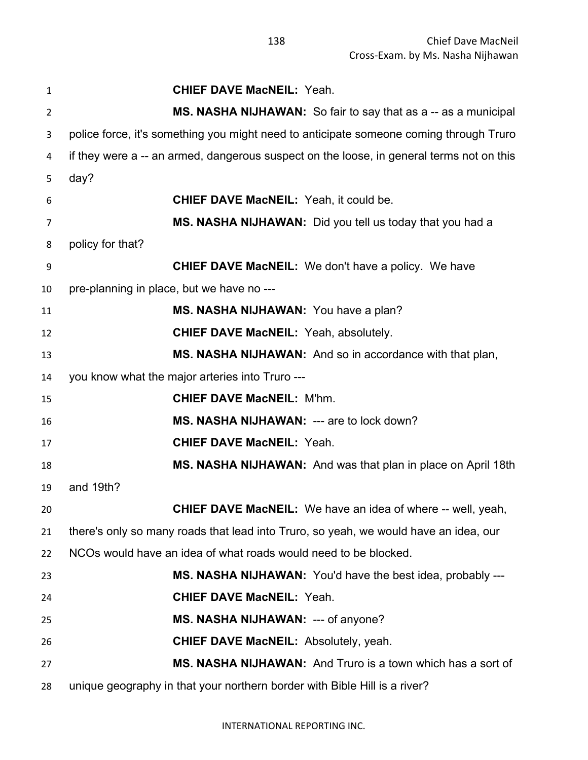**CHIEF DAVE MacNEIL:** Yeah.

**MS. NASHA NIJHAWAN:** So fair to say that as a -- as a municipal police force, it's something you might need to anticipate someone coming through Truro if they were a -- an armed, dangerous suspect on the loose, in general terms not on this day?

**CHIEF DAVE MacNEIL:** Yeah, it could be.

**MS. NASHA NIJHAWAN:** Did you tell us today that you had a policy for that?

**CHIEF DAVE MacNEIL:** We don't have a policy. We have pre-planning in place, but we have no ---

**MS. NASHA NIJHAWAN:** You have a plan?

**CHIEF DAVE MacNEIL:** Yeah, absolutely.

**MS. NASHA NIJHAWAN:** And so in accordance with that plan, you know what the major arteries into Truro ---

**CHIEF DAVE MacNEIL:** M'hm.

**MS. NASHA NIJHAWAN:** --- are to lock down?

**CHIEF DAVE MacNEIL:** Yeah.

**MS. NASHA NIJHAWAN:** And was that plan in place on April 18th and 19th?

**CHIEF DAVE MacNEIL:** We have an idea of where -- well, yeah, there's only so many roads that lead into Truro, so yeah, we would have an idea, our NCOs would have an idea of what roads would need to be blocked.

**MS. NASHA NIJHAWAN:** You'd have the best idea, probably ---

**CHIEF DAVE MacNEIL:** Yeah.

**MS. NASHA NIJHAWAN:** --- of anyone?

**CHIEF DAVE MacNEIL:** Absolutely, yeah.

**MS. NASHA NIJHAWAN:** And Truro is a town which has a sort of unique geography in that your northern border with Bible Hill is a river?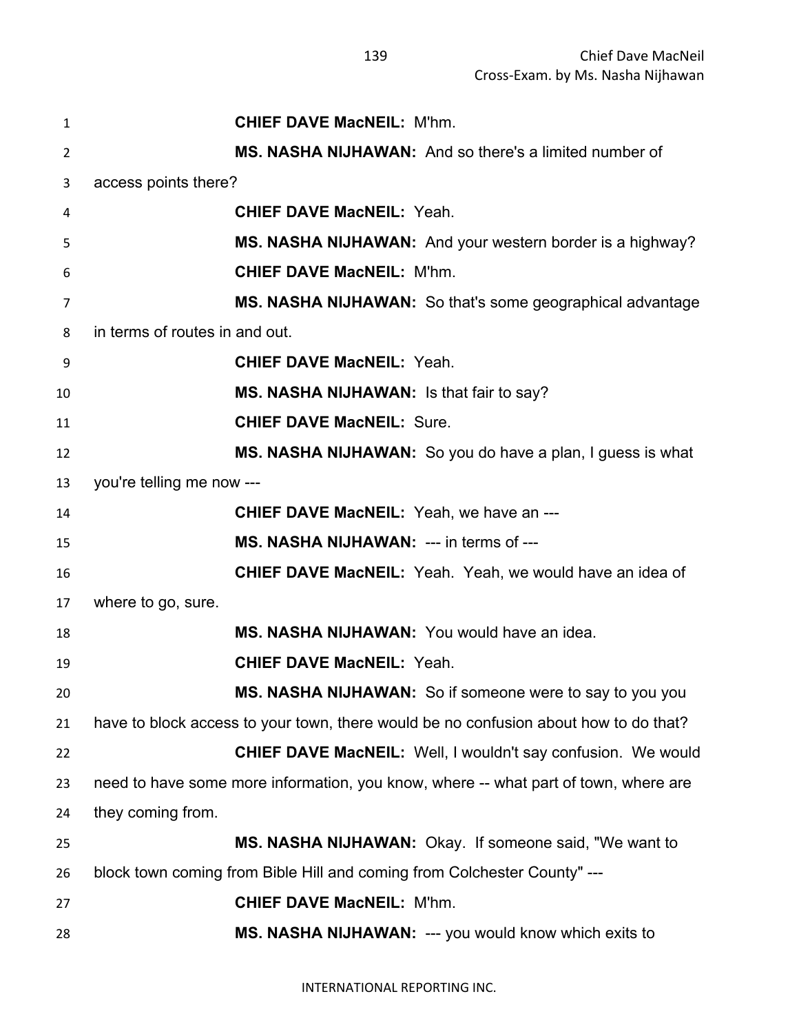**CHIEF DAVE MacNEIL:** M'hm.

**MS. NASHA NIJHAWAN:** And so there's a limited number of access points there?

**CHIEF DAVE MacNEIL:** Yeah.

**MS. NASHA NIJHAWAN:** And your western border is a highway?

**CHIEF DAVE MacNEIL:** M'hm.

**MS. NASHA NIJHAWAN:** So that's some geographical advantage in terms of routes in and out.

**CHIEF DAVE MacNEIL:** Yeah.

**MS. NASHA NIJHAWAN:** Is that fair to say?

**CHIEF DAVE MacNEIL:** Sure.

**MS. NASHA NIJHAWAN:** So you do have a plan, I guess is what you're telling me now ---

**CHIEF DAVE MacNEIL:** Yeah, we have an ---

**MS. NASHA NIJHAWAN:** --- in terms of ---

**CHIEF DAVE MacNEIL:** Yeah. Yeah, we would have an idea of where to go, sure.

**MS. NASHA NIJHAWAN:** You would have an idea.

**CHIEF DAVE MacNEIL:** Yeah.

**MS. NASHA NIJHAWAN:** So if someone were to say to you you have to block access to your town, there would be no confusion about how to do that?

**CHIEF DAVE MacNEIL:** Well, I wouldn't say confusion. We would need to have some more information, you know, where -- what part of town, where are they coming from.

**MS. NASHA NIJHAWAN:** Okay. If someone said, "We want to block town coming from Bible Hill and coming from Colchester County" ---

**CHIEF DAVE MacNEIL:** M'hm.

**MS. NASHA NIJHAWAN:** --- you would know which exits to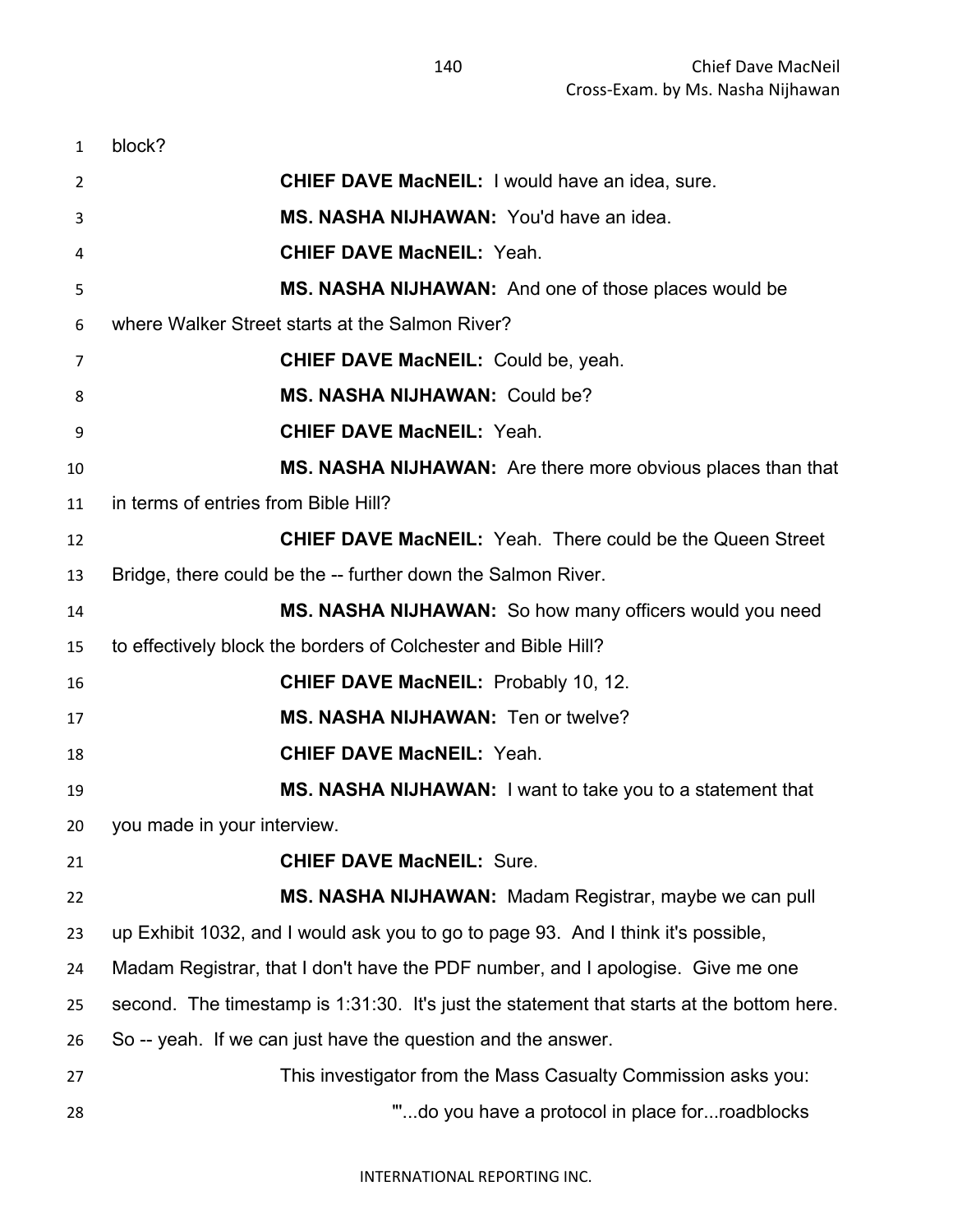block?

**CHIEF DAVE MacNEIL:** I would have an idea, sure.

**MS. NASHA NIJHAWAN:** You'd have an idea.

**CHIEF DAVE MacNEIL:** Yeah.

**MS. NASHA NIJHAWAN:** And one of those places would be where Walker Street starts at the Salmon River?

**CHIEF DAVE MacNEIL:** Could be, yeah.

**MS. NASHA NIJHAWAN:** Could be?

**CHIEF DAVE MacNEIL:** Yeah.

**MS. NASHA NIJHAWAN:** Are there more obvious places than that in terms of entries from Bible Hill?

**CHIEF DAVE MacNEIL:** Yeah. There could be the Queen Street Bridge, there could be the -- further down the Salmon River.

**MS. NASHA NIJHAWAN:** So how many officers would you need to effectively block the borders of Colchester and Bible Hill?

**CHIEF DAVE MacNEIL:** Probably 10, 12.

**MS. NASHA NIJHAWAN:** Ten or twelve?

**CHIEF DAVE MacNEIL:** Yeah.

**MS. NASHA NIJHAWAN:** I want to take you to a statement that you made in your interview.

**CHIEF DAVE MacNEIL:** Sure.

**MS. NASHA NIJHAWAN:** Madam Registrar, maybe we can pull up Exhibit 1032, and I would ask you to go to page 93. And I think it's possible, Madam Registrar, that I don't have the PDF number, and I apologise. Give me one second. The timestamp is 1:31:30. It's just the statement that starts at the bottom here. So -- yeah. If we can just have the question and the answer.

This investigator from the Mass Casualty Commission asks you:

"'...do you have a protocol in place for...roadblocks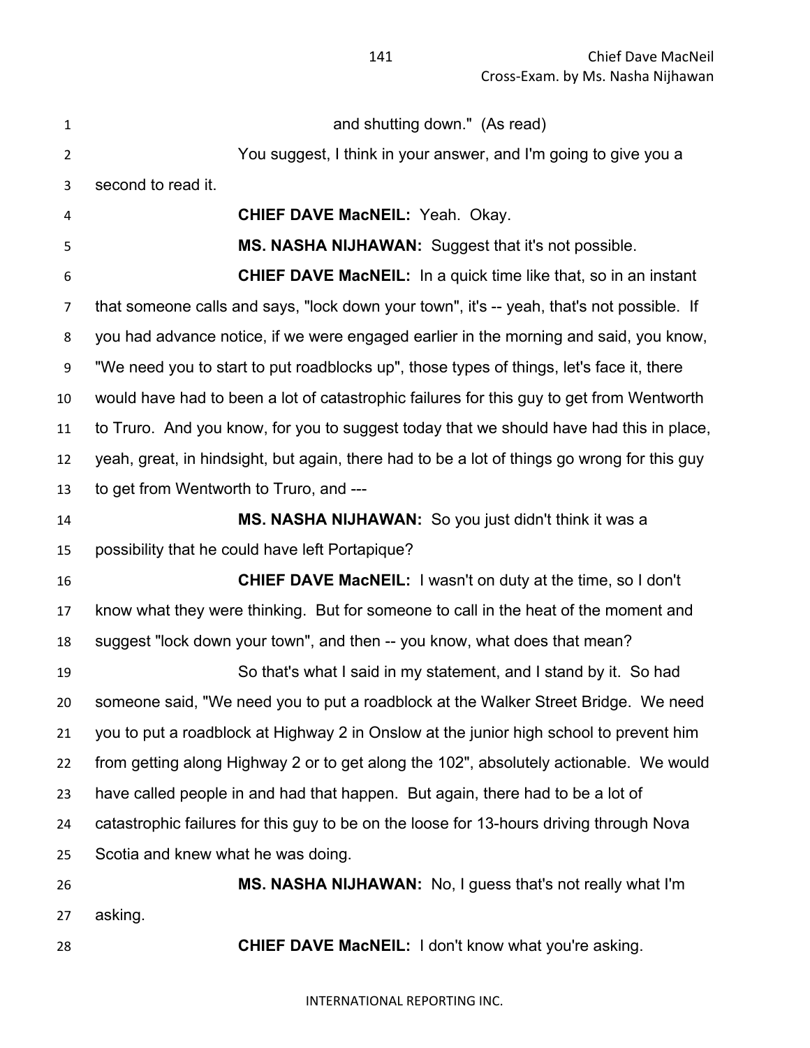and shutting down." (As read)

You suggest, I think in your answer, and I'm going to give you a second to read it.

**CHIEF DAVE MacNEIL:** Yeah. Okay.

**MS. NASHA NIJHAWAN:** Suggest that it's not possible.

**CHIEF DAVE MacNEIL:** In a quick time like that, so in an instant that someone calls and says, "lock down your town", it's -- yeah, that's not possible. If you had advance notice, if we were engaged earlier in the morning and said, you know, "We need you to start to put roadblocks up", those types of things, let's face it, there would have had to been a lot of catastrophic failures for this guy to get from Wentworth to Truro. And you know, for you to suggest today that we should have had this in place, yeah, great, in hindsight, but again, there had to be a lot of things go wrong for this guy to get from Wentworth to Truro, and ---

**MS. NASHA NIJHAWAN:** So you just didn't think it was a possibility that he could have left Portapique?

**CHIEF DAVE MacNEIL:** I wasn't on duty at the time, so I don't know what they were thinking. But for someone to call in the heat of the moment and suggest "lock down your town", and then -- you know, what does that mean?

So that's what I said in my statement, and I stand by it. So had someone said, "We need you to put a roadblock at the Walker Street Bridge. We need you to put a roadblock at Highway 2 in Onslow at the junior high school to prevent him from getting along Highway 2 or to get along the 102", absolutely actionable. We would have called people in and had that happen. But again, there had to be a lot of catastrophic failures for this guy to be on the loose for 13-hours driving through Nova Scotia and knew what he was doing.

**MS. NASHA NIJHAWAN:** No, I guess that's not really what I'm asking.

**CHIEF DAVE MacNEIL:** I don't know what you're asking.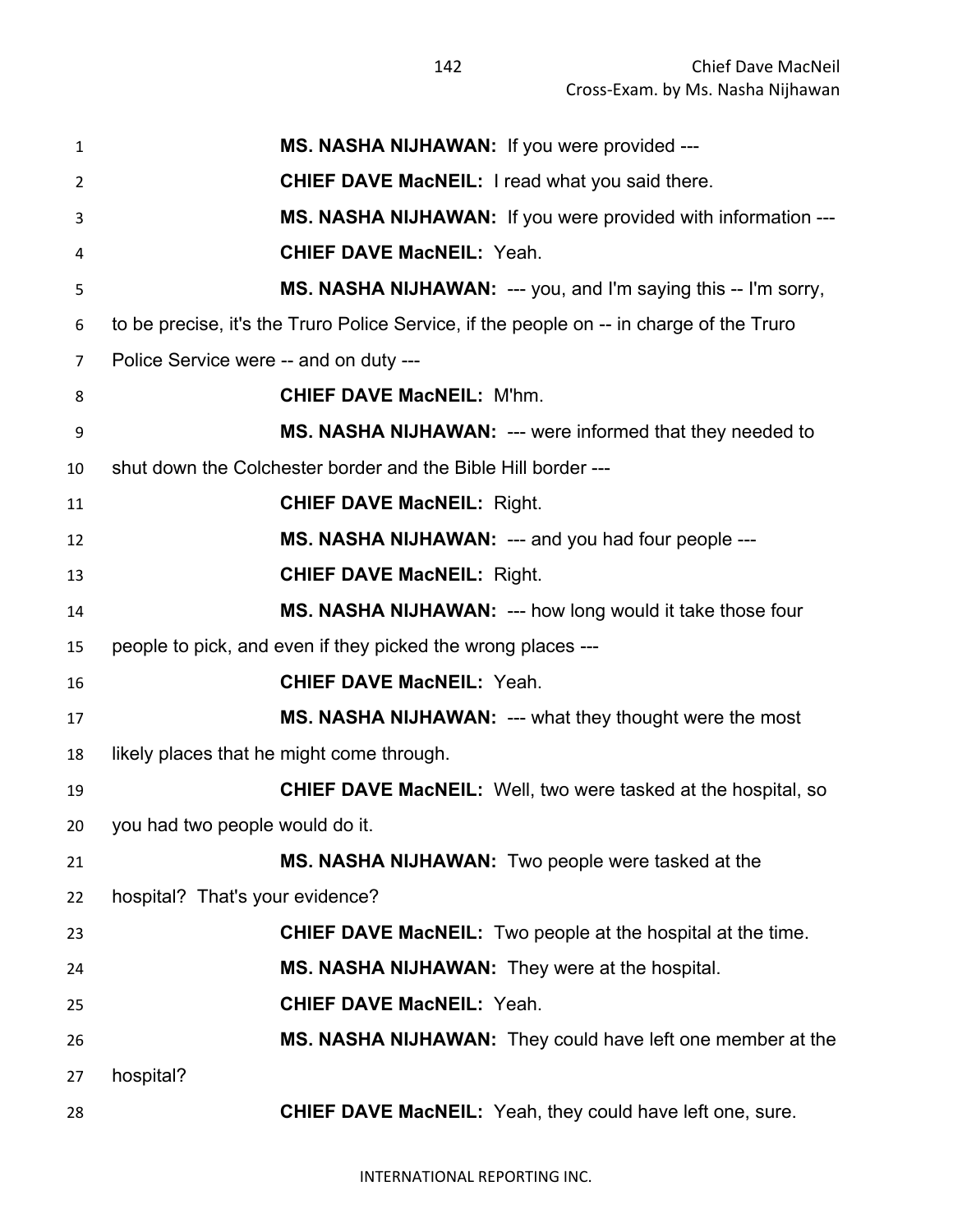**MS. NASHA NIJHAWAN:** If you were provided ---

**CHIEF DAVE MacNEIL:** I read what you said there.

**MS. NASHA NIJHAWAN:** If you were provided with information ---

**CHIEF DAVE MacNEIL:** Yeah.

**MS. NASHA NIJHAWAN:** --- you, and I'm saying this -- I'm sorry, to be precise, it's the Truro Police Service, if the people on -- in charge of the Truro Police Service were -- and on duty ---

**CHIEF DAVE MacNEIL:** M'hm.

**MS. NASHA NIJHAWAN:** --- were informed that they needed to shut down the Colchester border and the Bible Hill border ---

**CHIEF DAVE MacNEIL:** Right.

**MS. NASHA NIJHAWAN:** --- and you had four people ---

**CHIEF DAVE MacNEIL:** Right.

**MS. NASHA NIJHAWAN:** --- how long would it take those four people to pick, and even if they picked the wrong places ---

**CHIEF DAVE MacNEIL:** Yeah.

**MS. NASHA NIJHAWAN:** --- what they thought were the most likely places that he might come through.

**CHIEF DAVE MacNEIL:** Well, two were tasked at the hospital, so you had two people would do it.

**MS. NASHA NIJHAWAN:** Two people were tasked at the hospital? That's your evidence?

**CHIEF DAVE MacNEIL:** Two people at the hospital at the time.

**MS. NASHA NIJHAWAN:** They were at the hospital.

**CHIEF DAVE MacNEIL:** Yeah.

**MS. NASHA NIJHAWAN:** They could have left one member at the hospital?

**CHIEF DAVE MacNEIL:** Yeah, they could have left one, sure.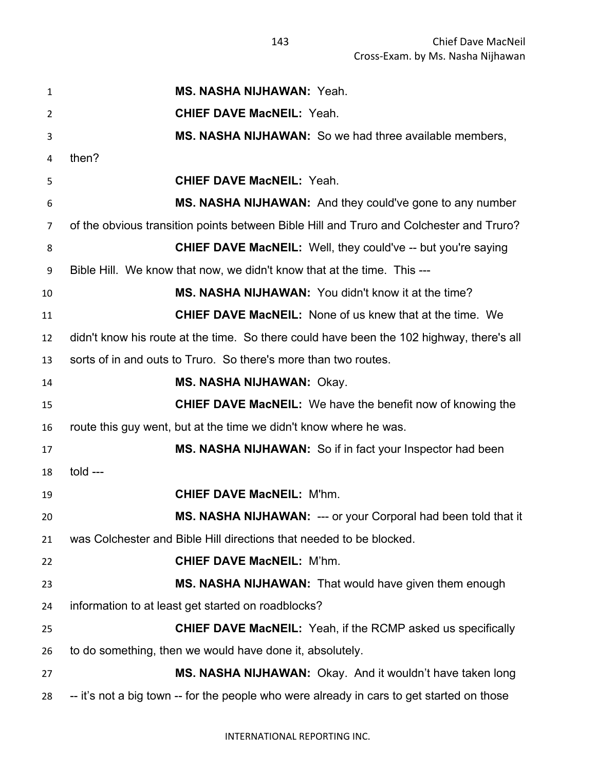**MS. NASHA NIJHAWAN:** Yeah.

**CHIEF DAVE MacNEIL:** Yeah.

**MS. NASHA NIJHAWAN:** So we had three available members, then?

**CHIEF DAVE MacNEIL:** Yeah.

**MS. NASHA NIJHAWAN:** And they could've gone to any number of the obvious transition points between Bible Hill and Truro and Colchester and Truro?

**CHIEF DAVE MacNEIL:** Well, they could've -- but you're saying Bible Hill. We know that now, we didn't know that at the time. This ---

**MS. NASHA NIJHAWAN:** You didn't know it at the time?

**CHIEF DAVE MacNEIL:** None of us knew that at the time. We didn't know his route at the time. So there could have been the 102 highway, there's all sorts of in and outs to Truro. So there's more than two routes.

**MS. NASHA NIJHAWAN:** Okay.

**CHIEF DAVE MacNEIL:** We have the benefit now of knowing the route this guy went, but at the time we didn't know where he was.

**MS. NASHA NIJHAWAN:** So if in fact your Inspector had been told ---

**CHIEF DAVE MacNEIL:** M'hm.

**MS. NASHA NIJHAWAN:** --- or your Corporal had been told that it was Colchester and Bible Hill directions that needed to be blocked.

**CHIEF DAVE MacNEIL:** M'hm.

**MS. NASHA NIJHAWAN:** That would have given them enough information to at least get started on roadblocks?

**CHIEF DAVE MacNEIL:** Yeah, if the RCMP asked us specifically to do something, then we would have done it, absolutely.

**MS. NASHA NIJHAWAN:** Okay. And it wouldn't have taken long -- it's not a big town -- for the people who were already in cars to get started on those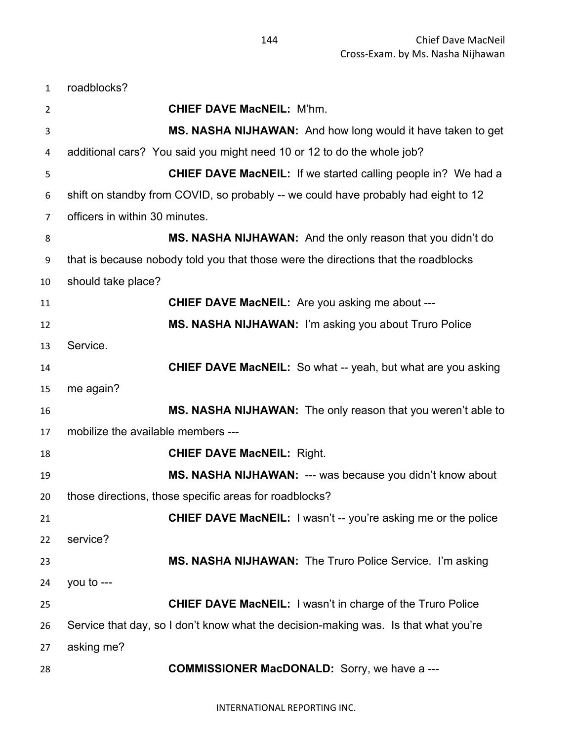roadblocks?

**CHIEF DAVE MacNEIL:** M'hm.

**MS. NASHA NIJHAWAN:** And how long would it have taken to get additional cars? You said you might need 10 or 12 to do the whole job?

**CHIEF DAVE MacNEIL:** If we started calling people in? We had a shift on standby from COVID, so probably -- we could have probably had eight to 12 officers in within 30 minutes.

**MS. NASHA NIJHAWAN:** And the only reason that you didn't do that is because nobody told you that those were the directions that the roadblocks should take place?

**CHIEF DAVE MacNEIL:** Are you asking me about ---

**MS. NASHA NIJHAWAN:** I'm asking you about Truro Police Service.

**CHIEF DAVE MacNEIL:** So what -- yeah, but what are you asking me again?

**MS. NASHA NIJHAWAN:** The only reason that you weren't able to mobilize the available members ---

**CHIEF DAVE MacNEIL:** Right.

**MS. NASHA NIJHAWAN:** --- was because you didn't know about those directions, those specific areas for roadblocks?

**CHIEF DAVE MacNEIL:** I wasn't -- you're asking me or the police service?

**MS. NASHA NIJHAWAN:** The Truro Police Service. I'm asking you to ---

**CHIEF DAVE MacNEIL:** I wasn't in charge of the Truro Police Service that day, so I don't know what the decision-making was. Is that what you're asking me?

**COMMISSIONER MacDONALD:** Sorry, we have a ---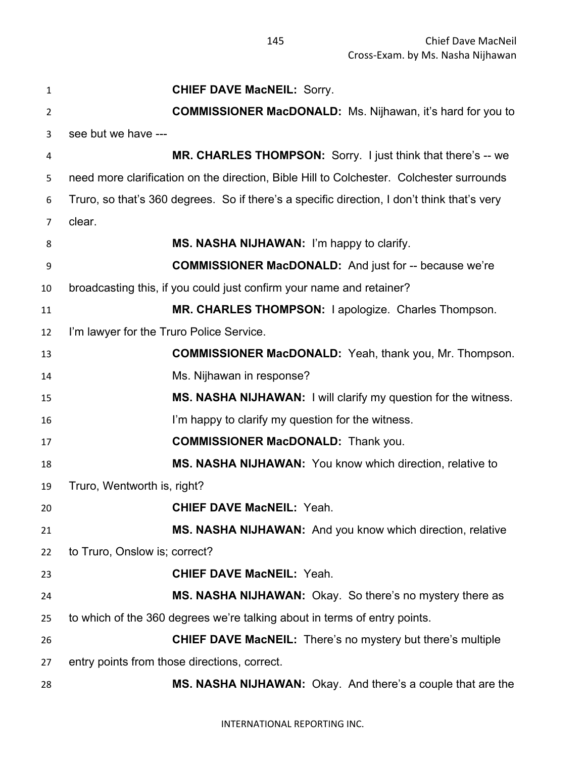**CHIEF DAVE MacNEIL:** Sorry.

**COMMISSIONER MacDONALD:** Ms. Nijhawan, it's hard for you to see but we have ---

**MR. CHARLES THOMPSON:** Sorry. I just think that there's -- we need more clarification on the direction, Bible Hill to Colchester. Colchester surrounds Truro, so that's 360 degrees. So if there's a specific direction, I don't think that's very clear.

**MS. NASHA NIJHAWAN:** I'm happy to clarify.

**COMMISSIONER MacDONALD:** And just for -- because we're broadcasting this, if you could just confirm your name and retainer?

**MR. CHARLES THOMPSON:** I apologize. Charles Thompson. I'm lawyer for the Truro Police Service.

**COMMISSIONER MacDONALD:** Yeah, thank you, Mr. Thompson.

Ms. Nijhawan in response?

**MS. NASHA NIJHAWAN:** I will clarify my question for the witness.

I'm happy to clarify my question for the witness.

**COMMISSIONER MacDONALD:** Thank you.

**MS. NASHA NIJHAWAN:** You know which direction, relative to Truro, Wentworth is, right?

**CHIEF DAVE MacNEIL:** Yeah.

**MS. NASHA NIJHAWAN:** And you know which direction, relative to Truro, Onslow is; correct?

**CHIEF DAVE MacNEIL:** Yeah.

**MS. NASHA NIJHAWAN:** Okay. So there's no mystery there as to which of the 360 degrees we're talking about in terms of entry points.

**CHIEF DAVE MacNEIL:** There's no mystery but there's multiple entry points from those directions, correct.

**MS. NASHA NIJHAWAN:** Okay. And there's a couple that are the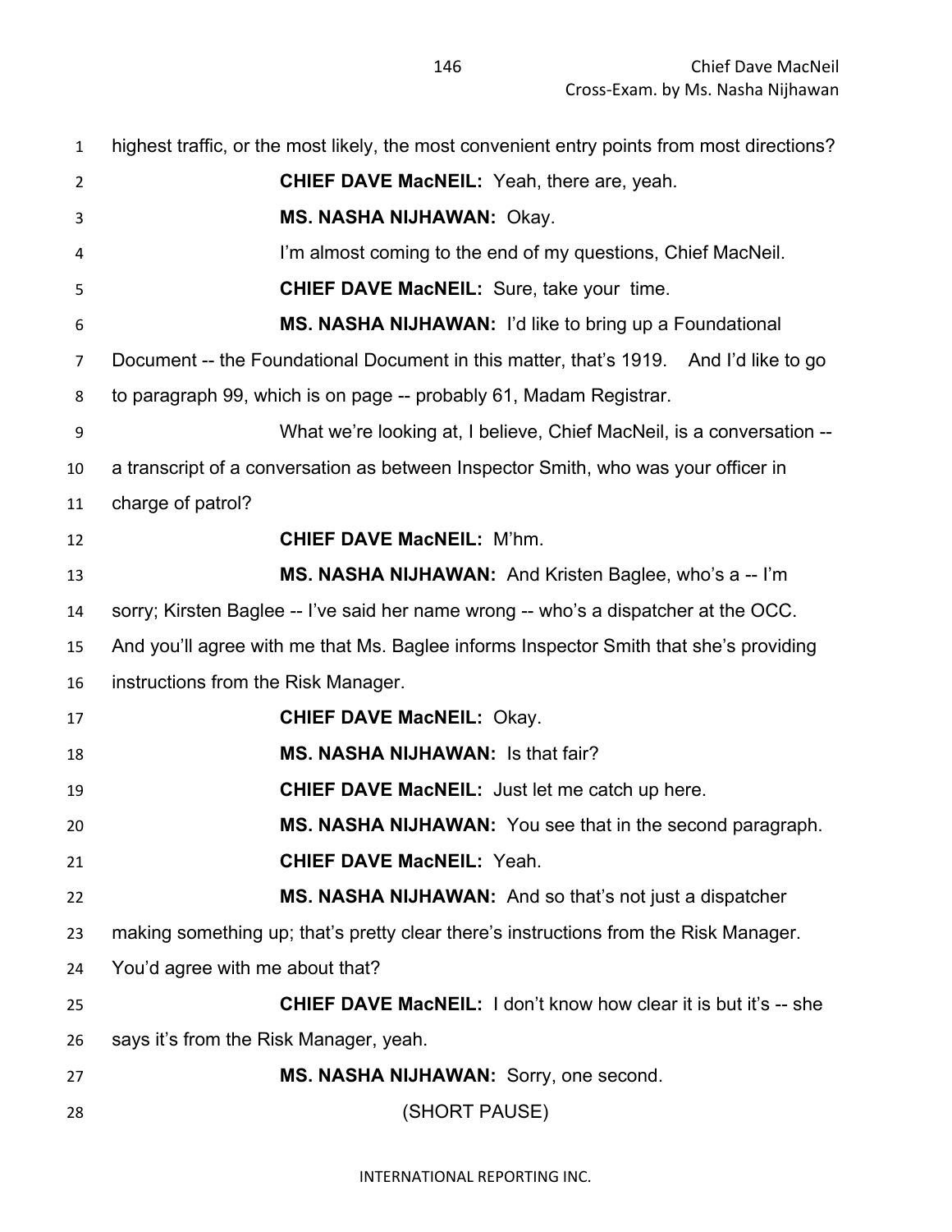highest traffic, or the most likely, the most convenient entry points from most directions?

**CHIEF DAVE MacNEIL:** Yeah, there are, yeah.

**MS. NASHA NIJHAWAN:** Okay.

I'm almost coming to the end of my questions, Chief MacNeil.

**CHIEF DAVE MacNEIL:** Sure, take your time.

**MS. NASHA NIJHAWAN:** I'd like to bring up a Foundational Document -- the Foundational Document in this matter, that's 1919. And I'd like to go to paragraph 99, which is on page -- probably 61, Madam Registrar.

What we're looking at, I believe, Chief MacNeil, is a conversation -- a transcript of a conversation as between Inspector Smith, who was your officer in charge of patrol?

**CHIEF DAVE MacNEIL:** M'hm.

**MS. NASHA NIJHAWAN:** And Kristen Baglee, who's a -- I'm sorry; Kirsten Baglee -- I've said her name wrong -- who's a dispatcher at the OCC. And you'll agree with me that Ms. Baglee informs Inspector Smith that she's providing instructions from the Risk Manager.

**CHIEF DAVE MacNEIL:** Okay.

**MS. NASHA NIJHAWAN:** Is that fair?

**CHIEF DAVE MacNEIL:** Just let me catch up here.

**MS. NASHA NIJHAWAN:** You see that in the second paragraph.

**CHIEF DAVE MacNEIL:** Yeah.

**MS. NASHA NIJHAWAN:** And so that's not just a dispatcher making something up; that's pretty clear there's instructions from the Risk Manager. You'd agree with me about that?

**CHIEF DAVE MacNEIL:** I don't know how clear it is but it's -- she says it's from the Risk Manager, yeah.

**MS. NASHA NIJHAWAN:** Sorry, one second.

(SHORT PAUSE)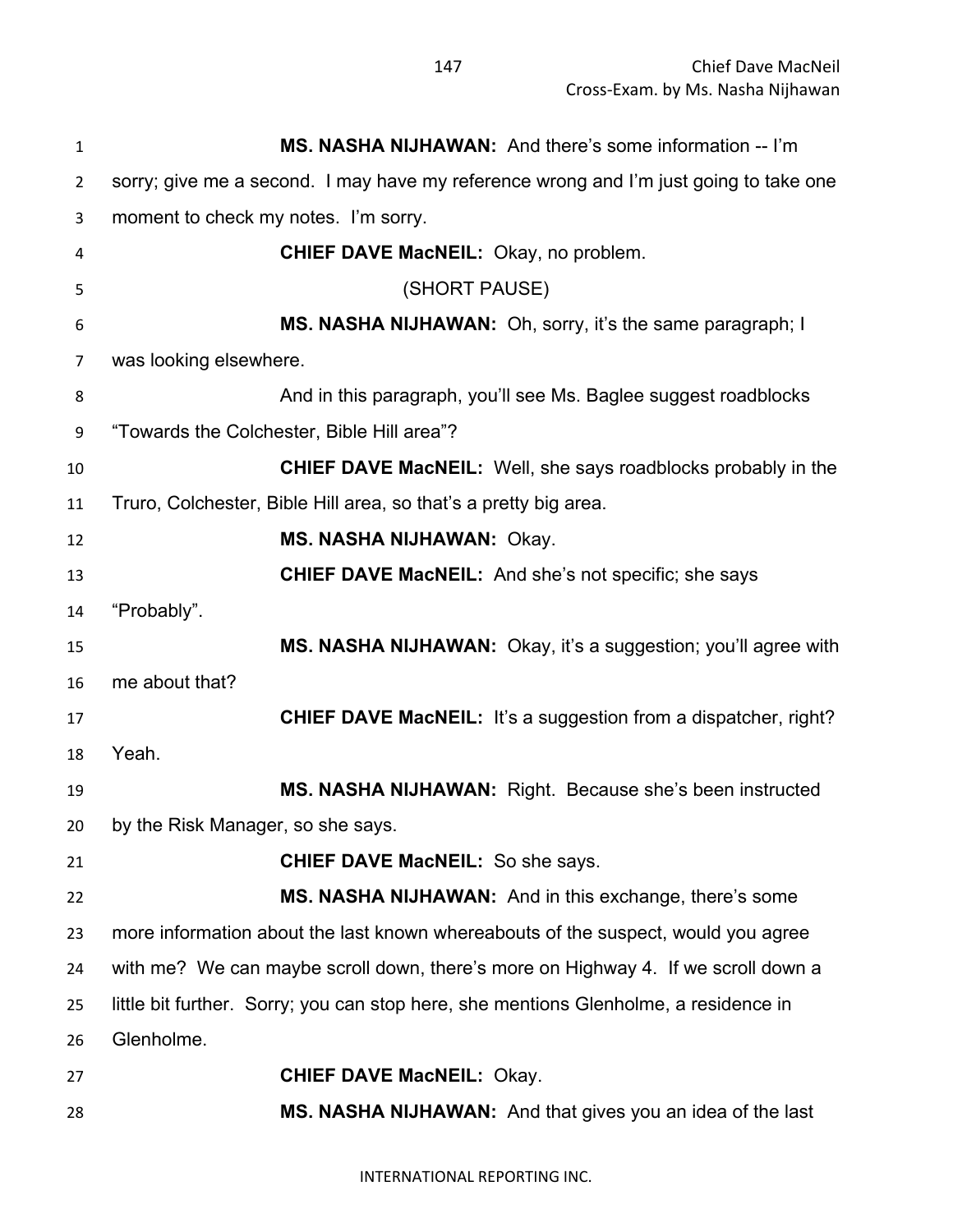**MS. NASHA NIJHAWAN:** And there's some information -- I'm sorry; give me a second. I may have my reference wrong and I'm just going to take one moment to check my notes. I'm sorry.

**CHIEF DAVE MacNEIL:** Okay, no problem.

(SHORT PAUSE)

**MS. NASHA NIJHAWAN:** Oh, sorry, it's the same paragraph; I was looking elsewhere.

And in this paragraph, you'll see Ms. Baglee suggest roadblocks "Towards the Colchester, Bible Hill area"?

**CHIEF DAVE MacNEIL:** Well, she says roadblocks probably in the Truro, Colchester, Bible Hill area, so that's a pretty big area.

**MS. NASHA NIJHAWAN:** Okay.

**CHIEF DAVE MacNEIL:** And she's not specific; she says "Probably".

**MS. NASHA NIJHAWAN:** Okay, it's a suggestion; you'll agree with me about that?

**CHIEF DAVE MacNEIL:** It's a suggestion from a dispatcher, right? Yeah.

**MS. NASHA NIJHAWAN:** Right. Because she's been instructed by the Risk Manager, so she says.

**CHIEF DAVE MacNEIL:** So she says.

**MS. NASHA NIJHAWAN:** And in this exchange, there's some more information about the last known whereabouts of the suspect, would you agree with me? We can maybe scroll down, there's more on Highway 4. If we scroll down a little bit further. Sorry; you can stop here, she mentions Glenholme, a residence in Glenholme.

**CHIEF DAVE MacNEIL:** Okay.

**MS. NASHA NIJHAWAN:** And that gives you an idea of the last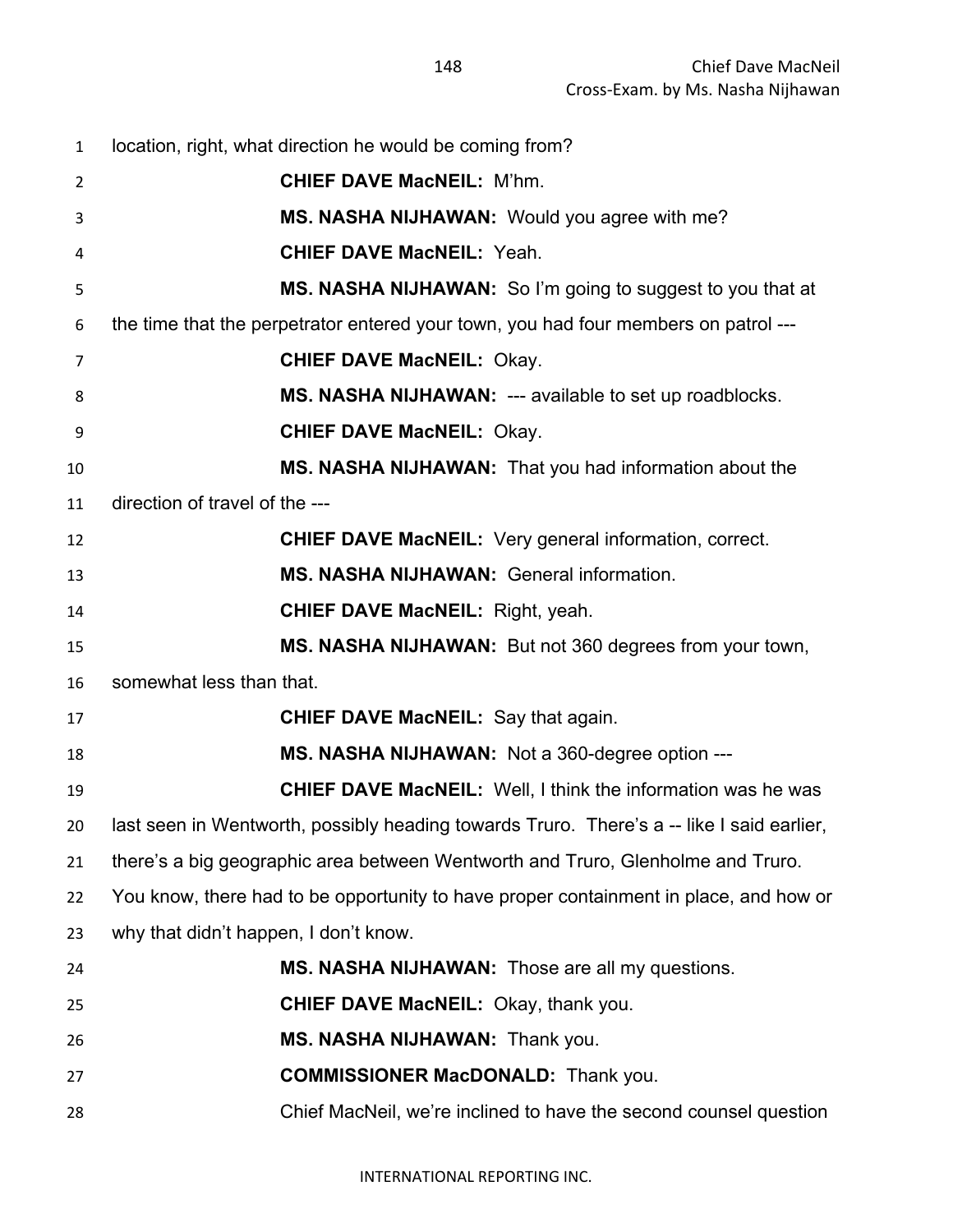location, right, what direction he would be coming from?

**CHIEF DAVE MacNEIL:** M'hm.

**MS. NASHA NIJHAWAN:** Would you agree with me?

**CHIEF DAVE MacNEIL:** Yeah.

**MS. NASHA NIJHAWAN:** So I'm going to suggest to you that at the time that the perpetrator entered your town, you had four members on patrol ---

**CHIEF DAVE MacNEIL:** Okay.

**MS. NASHA NIJHAWAN:** --- available to set up roadblocks.

**CHIEF DAVE MacNEIL:** Okay.

**MS. NASHA NIJHAWAN:** That you had information about the direction of travel of the ---

**CHIEF DAVE MacNEIL:** Very general information, correct.

**MS. NASHA NIJHAWAN:** General information.

**CHIEF DAVE MacNEIL:** Right, yeah.

**MS. NASHA NIJHAWAN:** But not 360 degrees from your town, somewhat less than that.

**CHIEF DAVE MacNEIL:** Say that again.

**MS. NASHA NIJHAWAN:** Not a 360-degree option ---

**CHIEF DAVE MacNEIL:** Well, I think the information was he was last seen in Wentworth, possibly heading towards Truro. There's a -- like I said earlier, there's a big geographic area between Wentworth and Truro, Glenholme and Truro. You know, there had to be opportunity to have proper containment in place, and how or why that didn't happen, I don't know.

**MS. NASHA NIJHAWAN:** Those are all my questions.

**CHIEF DAVE MacNEIL:** Okay, thank you.

**MS. NASHA NIJHAWAN:** Thank you.

**COMMISSIONER MacDONALD:** Thank you.

Chief MacNeil, we're inclined to have the second counsel question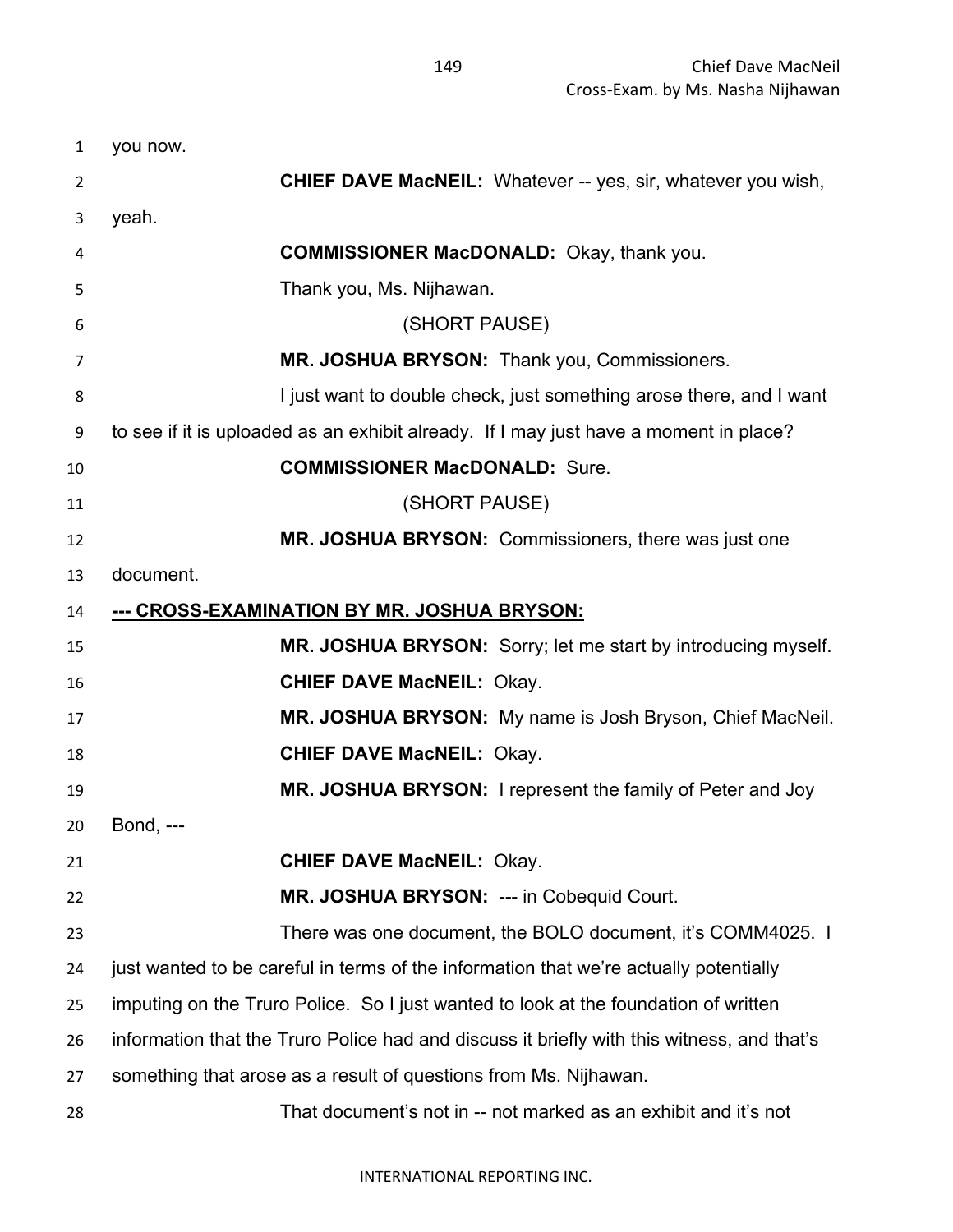you now.

**CHIEF DAVE MacNEIL:** Whatever -- yes, sir, whatever you wish, yeah.

**COMMISSIONER MacDONALD:** Okay, thank you.

Thank you, Ms. Nijhawan.

(SHORT PAUSE)

**MR. JOSHUA BRYSON:** Thank you, Commissioners.

I just want to double check, just something arose there, and I want to see if it is uploaded as an exhibit already. If I may just have a moment in place?

**COMMISSIONER MacDONALD:** Sure.

(SHORT PAUSE)

**MR. JOSHUA BRYSON:** Commissioners, there was just one document.

**--- CROSS-EXAMINATION BY MR. JOSHUA BRYSON:**

**MR. JOSHUA BRYSON:** Sorry; let me start by introducing myself.

**CHIEF DAVE MacNEIL:** Okay.

**MR. JOSHUA BRYSON:** My name is Josh Bryson, Chief MacNeil.

**CHIEF DAVE MacNEIL:** Okay.

**MR. JOSHUA BRYSON:** I represent the family of Peter and Joy Bond, ---

**CHIEF DAVE MacNEIL:** Okay.

**MR. JOSHUA BRYSON:** --- in Cobequid Court.

There was one document, the BOLO document, it's COMM4025. I just wanted to be careful in terms of the information that we're actually potentially imputing on the Truro Police. So I just wanted to look at the foundation of written information that the Truro Police had and discuss it briefly with this witness, and that's something that arose as a result of questions from Ms. Nijhawan.

That document's not in -- not marked as an exhibit and it's not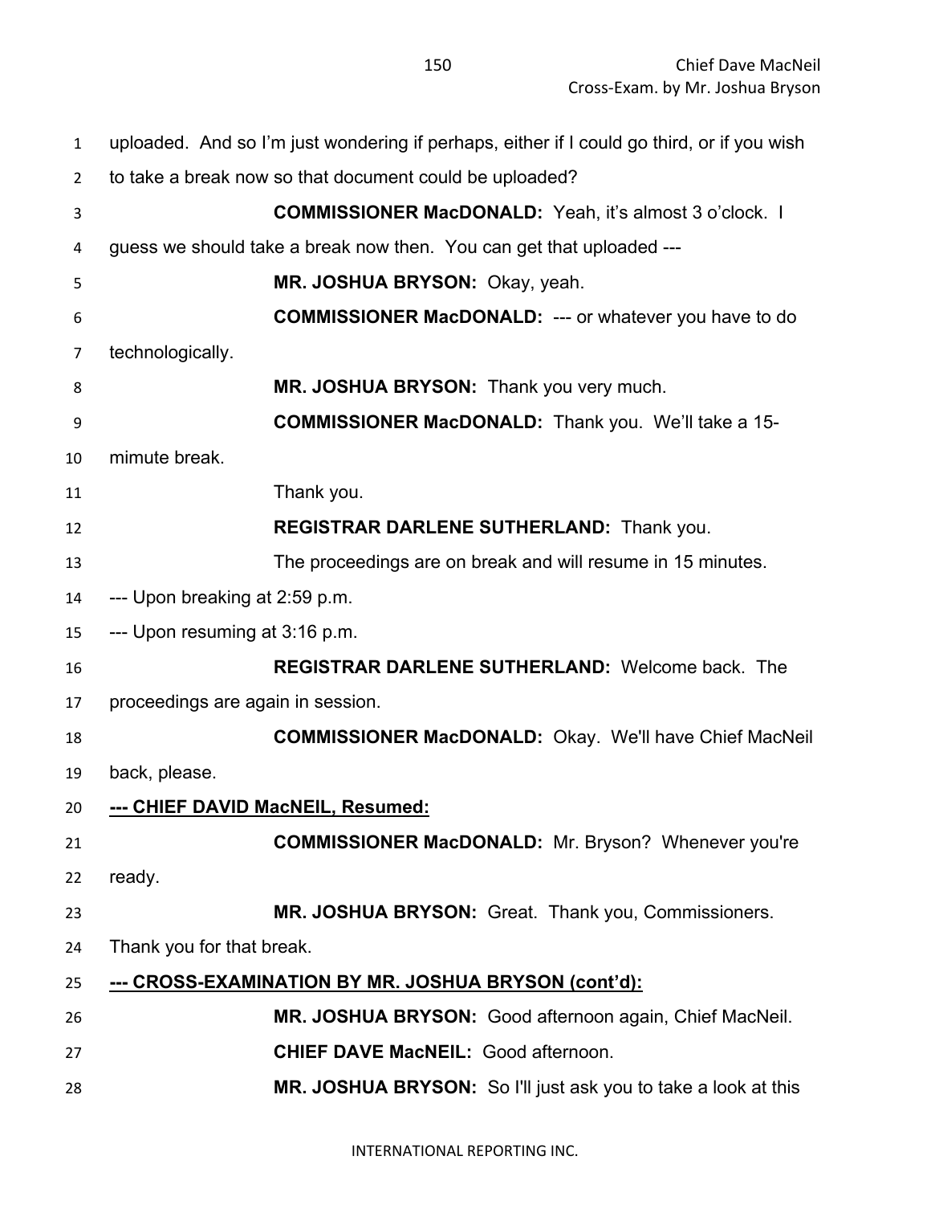uploaded. And so I'm just wondering if perhaps, either if I could go third, or if you wish to take a break now so that document could be uploaded?

**COMMISSIONER MacDONALD:** Yeah, it's almost 3 o'clock. I guess we should take a break now then. You can get that uploaded ---

**MR. JOSHUA BRYSON:** Okay, yeah.

**COMMISSIONER MacDONALD:** --- or whatever you have to do technologically.

**MR. JOSHUA BRYSON:** Thank you very much.

**COMMISSIONER MacDONALD:** Thank you. We'll take a 15-mimute break.

Thank you.

**REGISTRAR DARLENE SUTHERLAND:** Thank you.

The proceedings are on break and will resume in 15 minutes.

--- Upon breaking at 2:59 p.m.

--- Upon resuming at 3:16 p.m.

**REGISTRAR DARLENE SUTHERLAND:** Welcome back. The proceedings are again in session.

**COMMISSIONER MacDONALD:** Okay. We'll have Chief MacNeil back, please.

**--- CHIEF DAVID MacNEIL, Resumed:**

**COMMISSIONER MacDONALD:** Mr. Bryson? Whenever you're ready.

**MR. JOSHUA BRYSON:** Great. Thank you, Commissioners. Thank you for that break.

**--- CROSS-EXAMINATION BY MR. JOSHUA BRYSON (cont'd):**

**MR. JOSHUA BRYSON:** Good afternoon again, Chief MacNeil.

**CHIEF DAVE MacNEIL:** Good afternoon.

**MR. JOSHUA BRYSON:** So I'll just ask you to take a look at this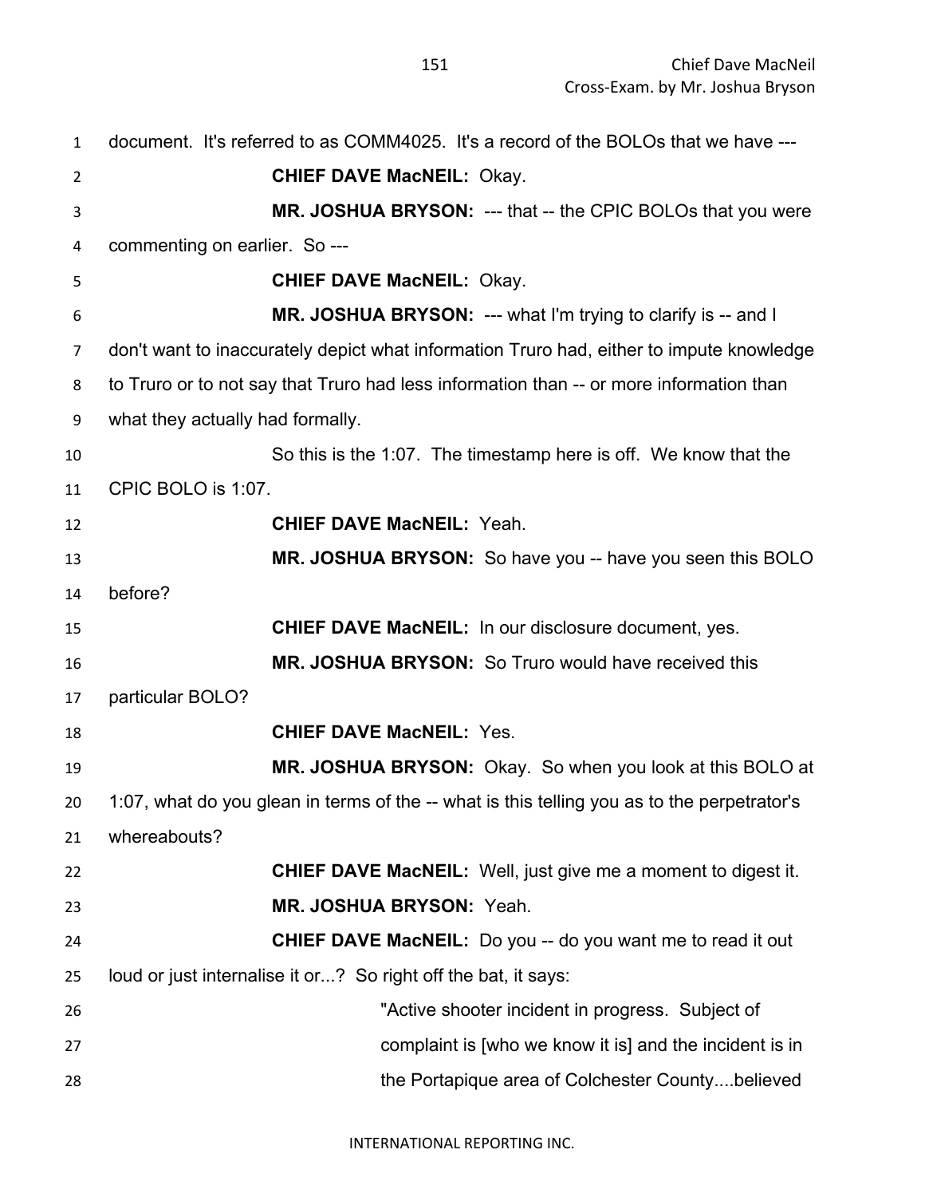document. It's referred to as COMM4025. It's a record of the BOLOs that we have ---

**CHIEF DAVE MacNEIL:** Okay.

**MR. JOSHUA BRYSON:** --- that -- the CPIC BOLOs that you were commenting on earlier. So ---

**CHIEF DAVE MacNEIL:** Okay.

**MR. JOSHUA BRYSON:** --- what I'm trying to clarify is -- and I don't want to inaccurately depict what information Truro had, either to impute knowledge to Truro or to not say that Truro had less information than -- or more information than what they actually had formally.

So this is the 1:07. The timestamp here is off. We know that the CPIC BOLO is 1:07.

**CHIEF DAVE MacNEIL:** Yeah.

**MR. JOSHUA BRYSON:** So have you -- have you seen this BOLO before?

**CHIEF DAVE MacNEIL:** In our disclosure document, yes.

**MR. JOSHUA BRYSON:** So Truro would have received this particular BOLO?

**CHIEF DAVE MacNEIL:** Yes.

**MR. JOSHUA BRYSON:** Okay. So when you look at this BOLO at 1:07, what do you glean in terms of the -- what is this telling you as to the perpetrator's whereabouts?

**CHIEF DAVE MacNEIL:** Well, just give me a moment to digest it.

**MR. JOSHUA BRYSON:** Yeah.

**CHIEF DAVE MacNEIL:** Do you -- do you want me to read it out loud or just internalise it or...? So right off the bat, it says:

> "Active shooter incident in progress. Subject of complaint is [who we know it is] and the incident is in the Portapique area of Colchester County....believed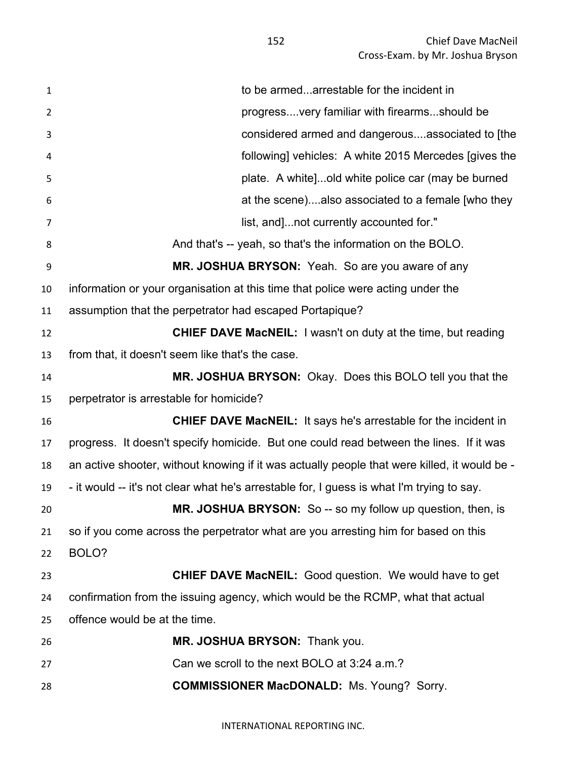to be armed...arrestable for the incident in progress....very familiar with firearms...should be considered armed and dangerous....associated to [the following] vehicles: A white 2015 Mercedes [gives the plate. A white]...old white police car (may be burned at the scene)....also associated to a female [who they list, and]...not currently accounted for."

And that's -- yeah, so that's the information on the BOLO.

**MR. JOSHUA BRYSON:** Yeah. So are you aware of any information or your organisation at this time that police were acting under the assumption that the perpetrator had escaped Portapique?

**CHIEF DAVE MacNEIL:** I wasn't on duty at the time, but reading from that, it doesn't seem like that's the case.

**MR. JOSHUA BRYSON:** Okay. Does this BOLO tell you that the perpetrator is arrestable for homicide?

**CHIEF DAVE MacNEIL:** It says he's arrestable for the incident in progress. It doesn't specify homicide. But one could read between the lines. If it was an active shooter, without knowing if it was actually people that were killed, it would be -- it would -- it's not clear what he's arrestable for, I guess is what I'm trying to say.

**MR. JOSHUA BRYSON:** So -- so my follow up question, then, is so if you come across the perpetrator what are you arresting him for based on this BOLO?

**CHIEF DAVE MacNEIL:** Good question. We would have to get confirmation from the issuing agency, which would be the RCMP, what that actual offence would be at the time.

**MR. JOSHUA BRYSON:** Thank you.

Can we scroll to the next BOLO at 3:24 a.m.?

**COMMISSIONER MacDONALD:** Ms. Young? Sorry.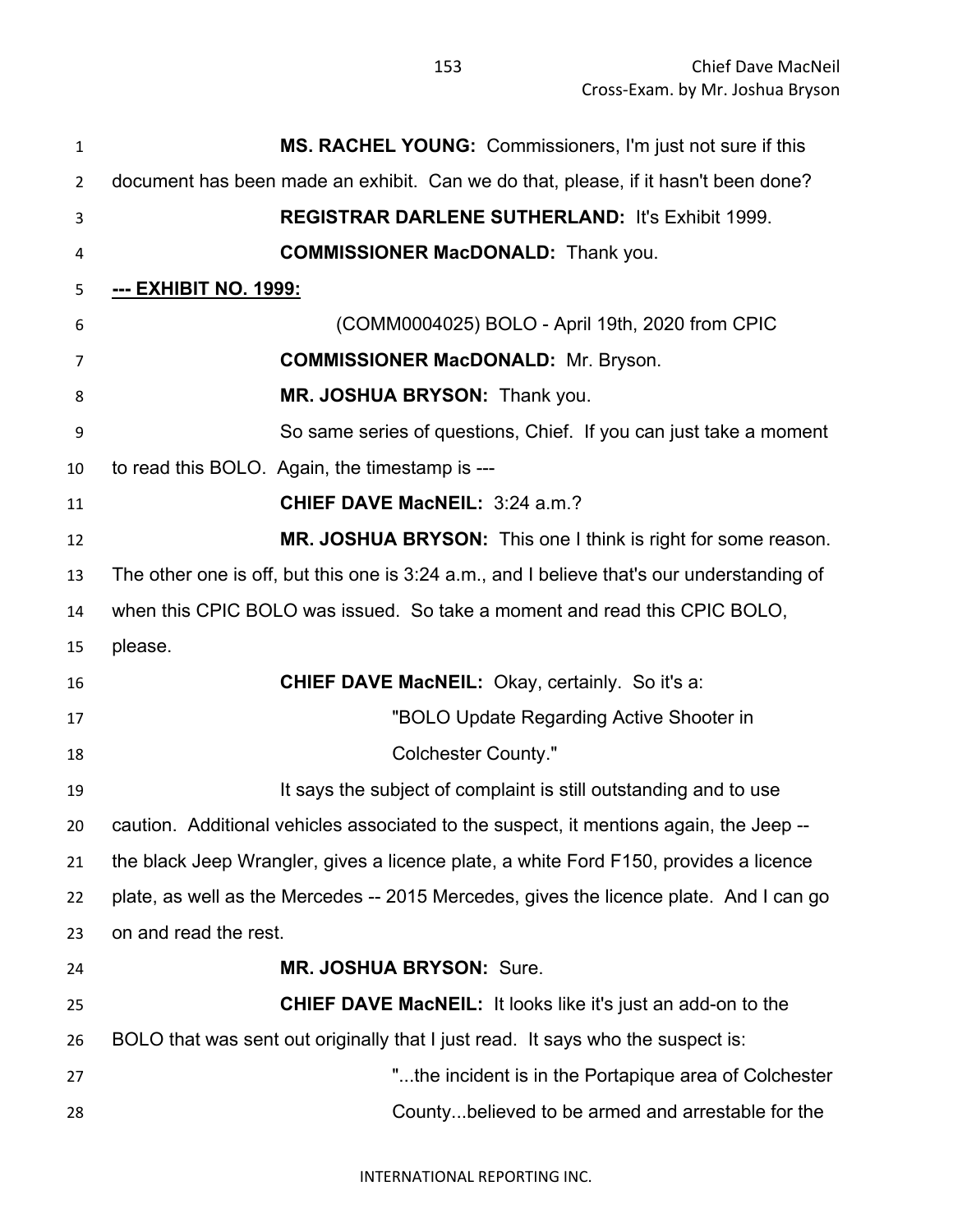**MS. RACHEL YOUNG:** Commissioners, I'm just not sure if this document has been made an exhibit. Can we do that, please, if it hasn't been done?

**REGISTRAR DARLENE SUTHERLAND:** It's Exhibit 1999.

**COMMISSIONER MacDONALD:** Thank you.

**--- EXHIBIT NO. 1999:**

(COMM0004025) BOLO - April 19th, 2020 from CPIC

**COMMISSIONER MacDONALD:** Mr. Bryson.

**MR. JOSHUA BRYSON:** Thank you.

So same series of questions, Chief. If you can just take a moment to read this BOLO. Again, the timestamp is ---

**CHIEF DAVE MacNEIL:** 3:24 a.m.?

**MR. JOSHUA BRYSON:** This one I think is right for some reason. The other one is off, but this one is 3:24 a.m., and I believe that's our understanding of when this CPIC BOLO was issued. So take a moment and read this CPIC BOLO, please.

**CHIEF DAVE MacNEIL:** Okay, certainly. So it's a:

> "BOLO Update Regarding Active Shooter in Colchester County."

It says the subject of complaint is still outstanding and to use caution. Additional vehicles associated to the suspect, it mentions again, the Jeep -- the black Jeep Wrangler, gives a licence plate, a white Ford F150, provides a licence plate, as well as the Mercedes -- 2015 Mercedes, gives the licence plate. And I can go on and read the rest.

**MR. JOSHUA BRYSON:** Sure.

**CHIEF DAVE MacNEIL:** It looks like it's just an add-on to the BOLO that was sent out originally that I just read. It says who the suspect is:

> "...the incident is in the Portapique area of Colchester County...believed to be armed and arrestable for the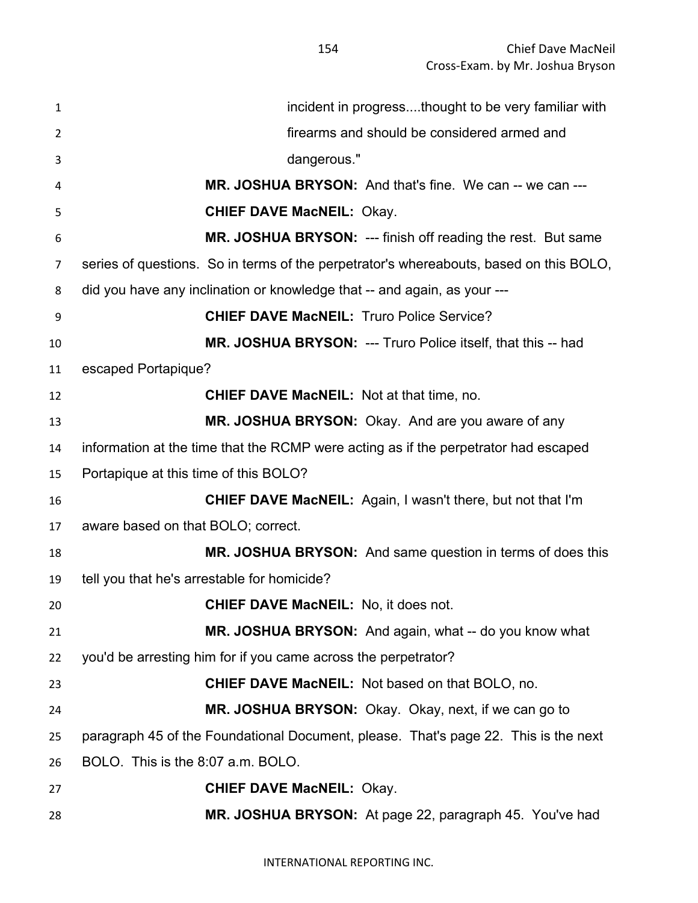incident in progress....thought to be very familiar with firearms and should be considered armed and dangerous."

**MR. JOSHUA BRYSON:** And that's fine. We can -- we can ---

**CHIEF DAVE MacNEIL:** Okay.

**MR. JOSHUA BRYSON:** --- finish off reading the rest. But same series of questions. So in terms of the perpetrator's whereabouts, based on this BOLO, did you have any inclination or knowledge that -- and again, as your ---

**CHIEF DAVE MacNEIL:** Truro Police Service?

**MR. JOSHUA BRYSON:** --- Truro Police itself, that this -- had escaped Portapique?

**CHIEF DAVE MacNEIL:** Not at that time, no.

**MR. JOSHUA BRYSON:** Okay. And are you aware of any information at the time that the RCMP were acting as if the perpetrator had escaped Portapique at this time of this BOLO?

**CHIEF DAVE MacNEIL:** Again, I wasn't there, but not that I'm aware based on that BOLO; correct.

**MR. JOSHUA BRYSON:** And same question in terms of does this tell you that he's arrestable for homicide?

**CHIEF DAVE MacNEIL:** No, it does not.

**MR. JOSHUA BRYSON:** And again, what -- do you know what you'd be arresting him for if you came across the perpetrator?

**CHIEF DAVE MacNEIL:** Not based on that BOLO, no.

**MR. JOSHUA BRYSON:** Okay. Okay, next, if we can go to paragraph 45 of the Foundational Document, please. That's page 22. This is the next BOLO. This is the 8:07 a.m. BOLO.

**CHIEF DAVE MacNEIL:** Okay.

**MR. JOSHUA BRYSON:** At page 22, paragraph 45. You've had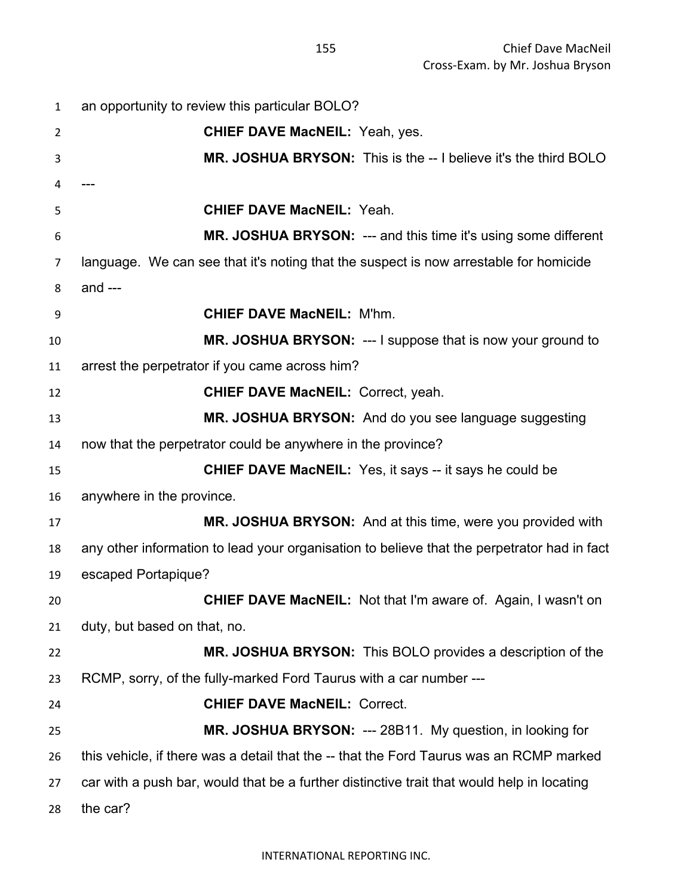an opportunity to review this particular BOLO?

**CHIEF DAVE MacNEIL:** Yeah, yes.

**MR. JOSHUA BRYSON:** This is the -- I believe it's the third BOLO ---

**CHIEF DAVE MacNEIL:** Yeah.

**MR. JOSHUA BRYSON:** --- and this time it's using some different language. We can see that it's noting that the suspect is now arrestable for homicide and ---

**CHIEF DAVE MacNEIL:** M'hm.

**MR. JOSHUA BRYSON:** --- I suppose that is now your ground to arrest the perpetrator if you came across him?

**CHIEF DAVE MacNEIL:** Correct, yeah.

**MR. JOSHUA BRYSON:** And do you see language suggesting now that the perpetrator could be anywhere in the province?

**CHIEF DAVE MacNEIL:** Yes, it says -- it says he could be anywhere in the province.

**MR. JOSHUA BRYSON:** And at this time, were you provided with any other information to lead your organisation to believe that the perpetrator had in fact escaped Portapique?

**CHIEF DAVE MacNEIL:** Not that I'm aware of. Again, I wasn't on duty, but based on that, no.

**MR. JOSHUA BRYSON:** This BOLO provides a description of the RCMP, sorry, of the fully-marked Ford Taurus with a car number ---

**CHIEF DAVE MacNEIL:** Correct.

**MR. JOSHUA BRYSON:** --- 28B11. My question, in looking for this vehicle, if there was a detail that the -- that the Ford Taurus was an RCMP marked car with a push bar, would that be a further distinctive trait that would help in locating the car?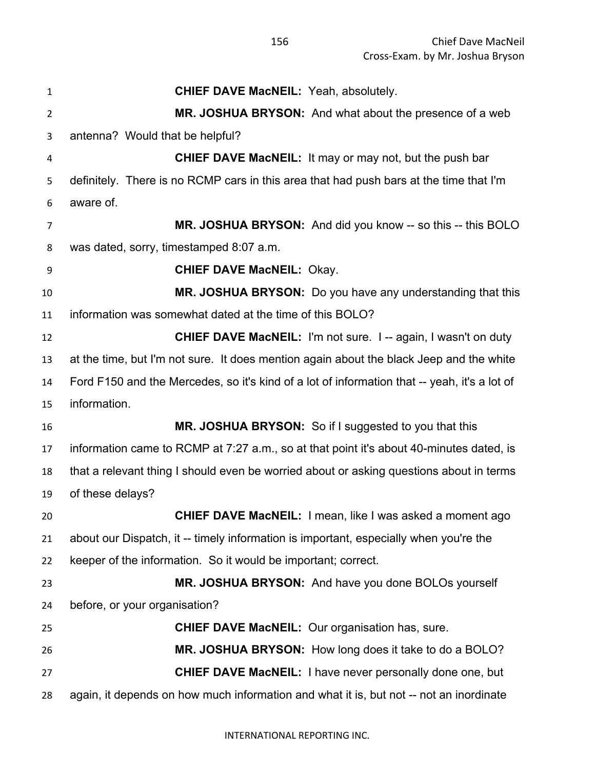**CHIEF DAVE MacNEIL:** Yeah, absolutely.

**MR. JOSHUA BRYSON:** And what about the presence of a web antenna? Would that be helpful?

**CHIEF DAVE MacNEIL:** It may or may not, but the push bar definitely. There is no RCMP cars in this area that had push bars at the time that I'm aware of.

**MR. JOSHUA BRYSON:** And did you know -- so this -- this BOLO was dated, sorry, timestamped 8:07 a.m.

**CHIEF DAVE MacNEIL:** Okay.

**MR. JOSHUA BRYSON:** Do you have any understanding that this information was somewhat dated at the time of this BOLO?

**CHIEF DAVE MacNEIL:** I'm not sure. I -- again, I wasn't on duty at the time, but I'm not sure. It does mention again about the black Jeep and the white Ford F150 and the Mercedes, so it's kind of a lot of information that -- yeah, it's a lot of information.

**MR. JOSHUA BRYSON:** So if I suggested to you that this information came to RCMP at 7:27 a.m., so at that point it's about 40-minutes dated, is that a relevant thing I should even be worried about or asking questions about in terms of these delays?

**CHIEF DAVE MacNEIL:** I mean, like I was asked a moment ago about our Dispatch, it -- timely information is important, especially when you're the keeper of the information. So it would be important; correct.

**MR. JOSHUA BRYSON:** And have you done BOLOs yourself before, or your organisation?

**CHIEF DAVE MacNEIL:** Our organisation has, sure.

**MR. JOSHUA BRYSON:** How long does it take to do a BOLO?

**CHIEF DAVE MacNEIL:** I have never personally done one, but again, it depends on how much information and what it is, but not -- not an inordinate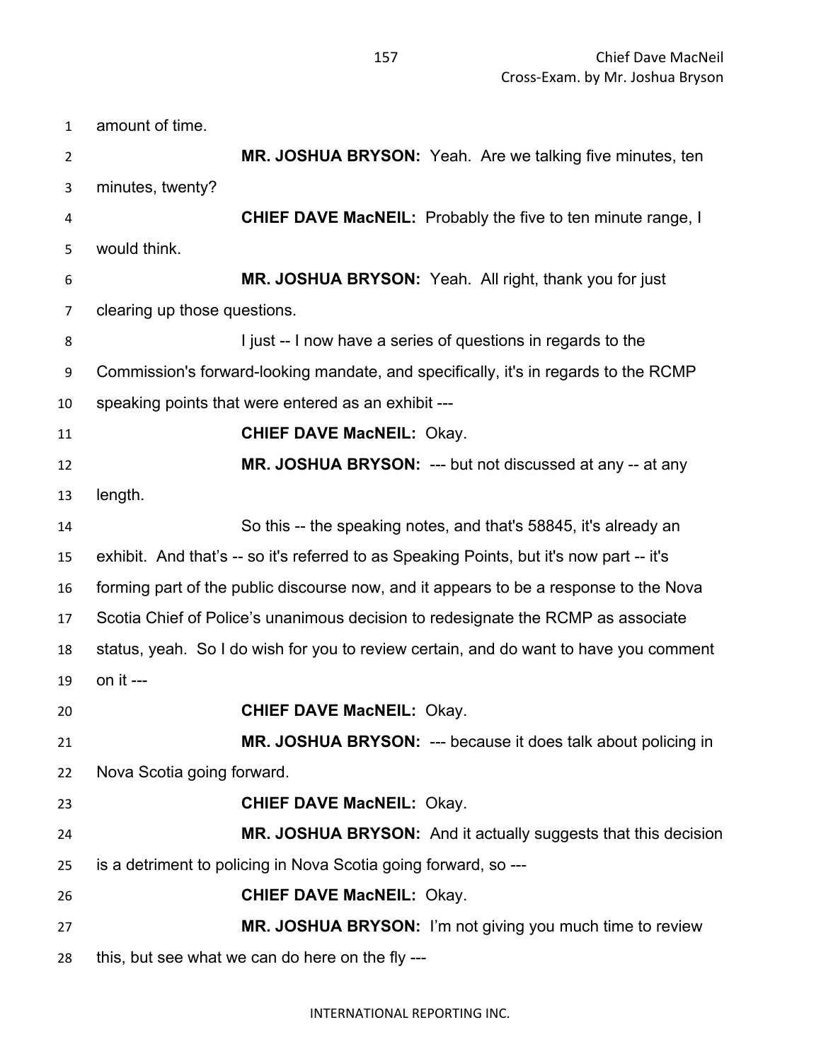amount of time.

**MR. JOSHUA BRYSON:** Yeah. Are we talking five minutes, ten minutes, twenty?

**CHIEF DAVE MacNEIL:** Probably the five to ten minute range, I would think.

**MR. JOSHUA BRYSON:** Yeah. All right, thank you for just clearing up those questions.

I just -- I now have a series of questions in regards to the Commission's forward-looking mandate, and specifically, it's in regards to the RCMP speaking points that were entered as an exhibit ---

**CHIEF DAVE MacNEIL:** Okay.

**MR. JOSHUA BRYSON:** --- but not discussed at any -- at any length.

So this -- the speaking notes, and that's 58845, it's already an exhibit. And that's -- so it's referred to as Speaking Points, but it's now part -- it's forming part of the public discourse now, and it appears to be a response to the Nova Scotia Chief of Police's unanimous decision to redesignate the RCMP as associate status, yeah. So I do wish for you to review certain, and do want to have you comment on it ---

**CHIEF DAVE MacNEIL:** Okay.

**MR. JOSHUA BRYSON:** --- because it does talk about policing in Nova Scotia going forward.

**CHIEF DAVE MacNEIL:** Okay.

**MR. JOSHUA BRYSON:** And it actually suggests that this decision is a detriment to policing in Nova Scotia going forward, so ---

**CHIEF DAVE MacNEIL:** Okay.

**MR. JOSHUA BRYSON:** I'm not giving you much time to review this, but see what we can do here on the fly ---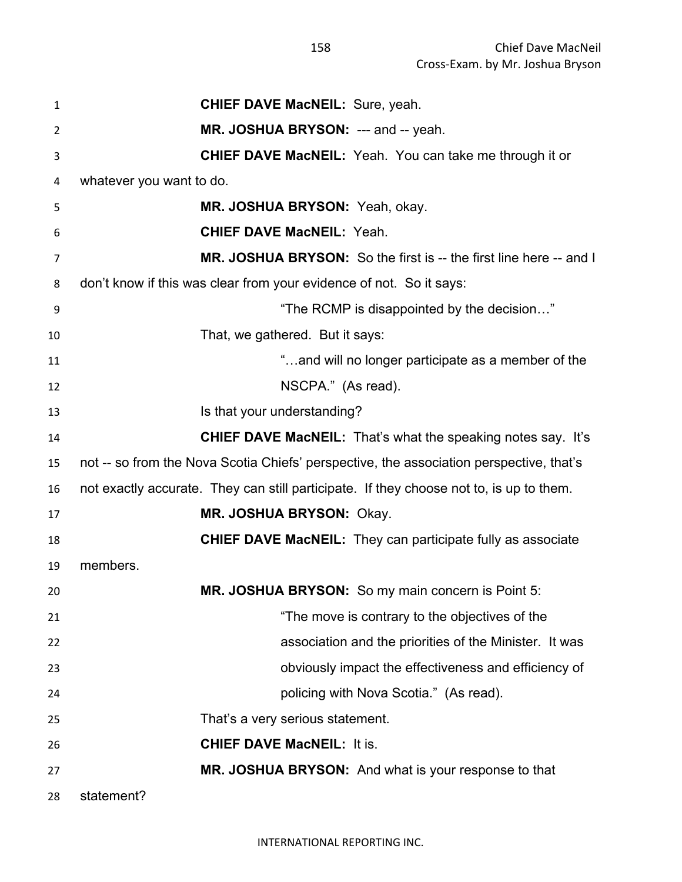**CHIEF DAVE MacNEIL:** Sure, yeah.

**MR. JOSHUA BRYSON:** --- and -- yeah.

**CHIEF DAVE MacNEIL:** Yeah. You can take me through it or whatever you want to do.

**MR. JOSHUA BRYSON:** Yeah, okay.

**CHIEF DAVE MacNEIL:** Yeah.

**MR. JOSHUA BRYSON:** So the first is -- the first line here -- and I don't know if this was clear from your evidence of not. So it says:

> "The RCMP is disappointed by the decision…"

That, we gathered. But it says:

> "…and will no longer participate as a member of the NSCPA." (As read).

Is that your understanding?

**CHIEF DAVE MacNEIL:** That's what the speaking notes say. It's not -- so from the Nova Scotia Chiefs' perspective, the association perspective, that's not exactly accurate. They can still participate. If they choose not to, is up to them.

**MR. JOSHUA BRYSON:** Okay.

**CHIEF DAVE MacNEIL:** They can participate fully as associate members.

**MR. JOSHUA BRYSON:** So my main concern is Point 5:

> "The move is contrary to the objectives of the association and the priorities of the Minister. It was obviously impact the effectiveness and efficiency of policing with Nova Scotia." (As read).

That's a very serious statement.

**CHIEF DAVE MacNEIL:** It is.

**MR. JOSHUA BRYSON:** And what is your response to that statement?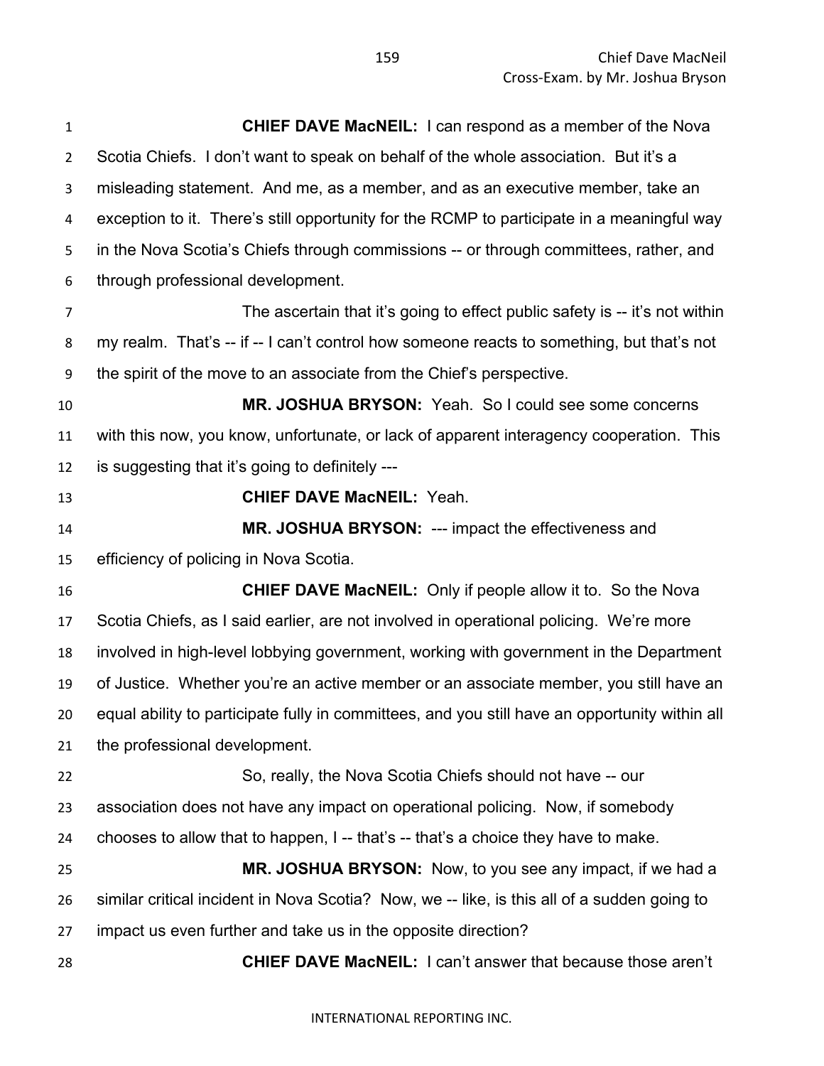**CHIEF DAVE MacNEIL:** I can respond as a member of the Nova Scotia Chiefs. I don't want to speak on behalf of the whole association. But it's a misleading statement. And me, as a member, and as an executive member, take an exception to it. There's still opportunity for the RCMP to participate in a meaningful way in the Nova Scotia's Chiefs through commissions -- or through committees, rather, and through professional development.

The ascertain that it's going to effect public safety is -- it's not within my realm. That's -- if -- I can't control how someone reacts to something, but that's not the spirit of the move to an associate from the Chief's perspective.

**MR. JOSHUA BRYSON:** Yeah. So I could see some concerns with this now, you know, unfortunate, or lack of apparent interagency cooperation. This is suggesting that it's going to definitely ---

**CHIEF DAVE MacNEIL:** Yeah.

**MR. JOSHUA BRYSON:** --- impact the effectiveness and efficiency of policing in Nova Scotia.

**CHIEF DAVE MacNEIL:** Only if people allow it to. So the Nova Scotia Chiefs, as I said earlier, are not involved in operational policing. We're more involved in high-level lobbying government, working with government in the Department of Justice. Whether you're an active member or an associate member, you still have an equal ability to participate fully in committees, and you still have an opportunity within all the professional development.

So, really, the Nova Scotia Chiefs should not have -- our association does not have any impact on operational policing. Now, if somebody chooses to allow that to happen, I -- that's -- that's a choice they have to make.

**MR. JOSHUA BRYSON:** Now, to you see any impact, if we had a similar critical incident in Nova Scotia? Now, we -- like, is this all of a sudden going to impact us even further and take us in the opposite direction?

**CHIEF DAVE MacNEIL:** I can't answer that because those aren't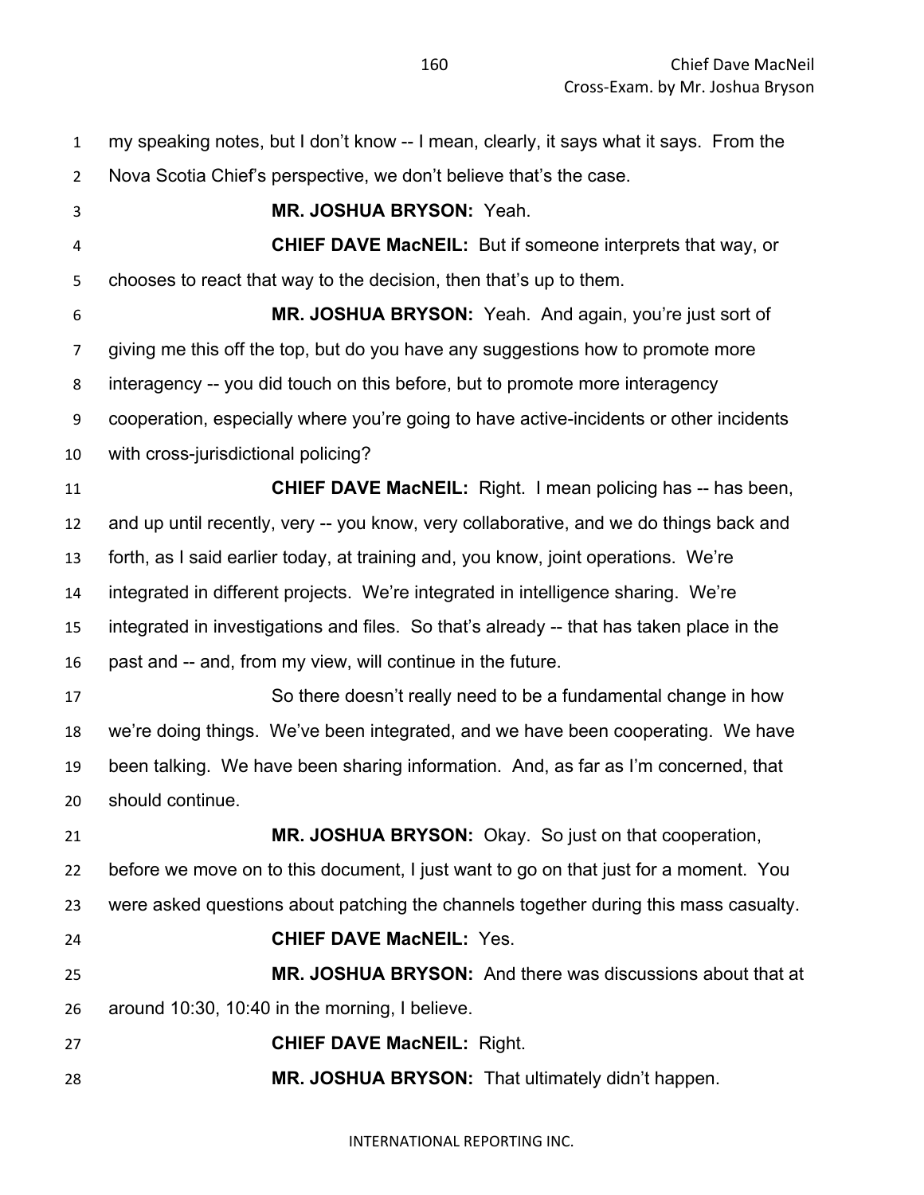my speaking notes, but I don't know -- I mean, clearly, it says what it says. From the Nova Scotia Chief's perspective, we don't believe that's the case.

**MR. JOSHUA BRYSON:** Yeah.

**CHIEF DAVE MacNEIL:** But if someone interprets that way, or chooses to react that way to the decision, then that's up to them.

**MR. JOSHUA BRYSON:** Yeah. And again, you're just sort of giving me this off the top, but do you have any suggestions how to promote more interagency -- you did touch on this before, but to promote more interagency cooperation, especially where you're going to have active-incidents or other incidents with cross-jurisdictional policing?

**CHIEF DAVE MacNEIL:** Right. I mean policing has -- has been, and up until recently, very -- you know, very collaborative, and we do things back and forth, as I said earlier today, at training and, you know, joint operations. We're integrated in different projects. We're integrated in intelligence sharing. We're integrated in investigations and files. So that's already -- that has taken place in the past and -- and, from my view, will continue in the future.

So there doesn't really need to be a fundamental change in how we're doing things. We've been integrated, and we have been cooperating. We have been talking. We have been sharing information. And, as far as I'm concerned, that should continue.

**MR. JOSHUA BRYSON:** Okay. So just on that cooperation, before we move on to this document, I just want to go on that just for a moment. You were asked questions about patching the channels together during this mass casualty.

**CHIEF DAVE MacNEIL:** Yes.

**MR. JOSHUA BRYSON:** And there was discussions about that at around 10:30, 10:40 in the morning, I believe.

**CHIEF DAVE MacNEIL:** Right.

**MR. JOSHUA BRYSON:** That ultimately didn't happen.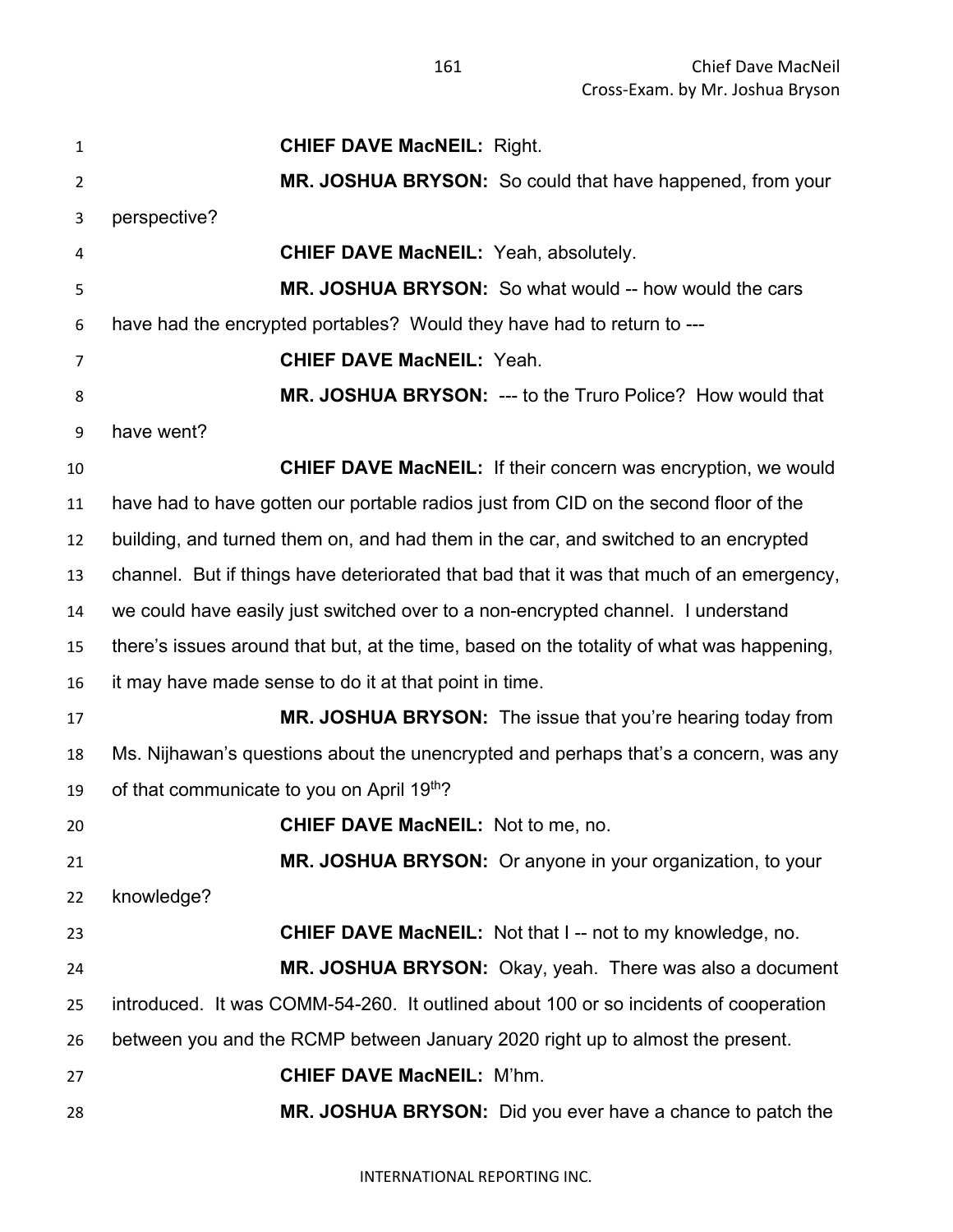**CHIEF DAVE MacNEIL:** Right.

**MR. JOSHUA BRYSON:** So could that have happened, from your perspective?

**CHIEF DAVE MacNEIL:** Yeah, absolutely.

**MR. JOSHUA BRYSON:** So what would -- how would the cars have had the encrypted portables? Would they have had to return to ---

**CHIEF DAVE MacNEIL:** Yeah.

**MR. JOSHUA BRYSON:** --- to the Truro Police? How would that have went?

**CHIEF DAVE MacNEIL:** If their concern was encryption, we would have had to have gotten our portable radios just from CID on the second floor of the building, and turned them on, and had them in the car, and switched to an encrypted channel. But if things have deteriorated that bad that it was that much of an emergency, we could have easily just switched over to a non-encrypted channel. I understand there's issues around that but, at the time, based on the totality of what was happening, it may have made sense to do it at that point in time.

**MR. JOSHUA BRYSON:** The issue that you're hearing today from Ms. Nijhawan's questions about the unencrypted and perhaps that's a concern, was any of that communicate to you on April 19th?

**CHIEF DAVE MacNEIL:** Not to me, no.

**MR. JOSHUA BRYSON:** Or anyone in your organization, to your knowledge?

**CHIEF DAVE MacNEIL:** Not that I -- not to my knowledge, no.

**MR. JOSHUA BRYSON:** Okay, yeah. There was also a document introduced. It was COMM-54-260. It outlined about 100 or so incidents of cooperation between you and the RCMP between January 2020 right up to almost the present.

**CHIEF DAVE MacNEIL:** M'hm.

**MR. JOSHUA BRYSON:** Did you ever have a chance to patch the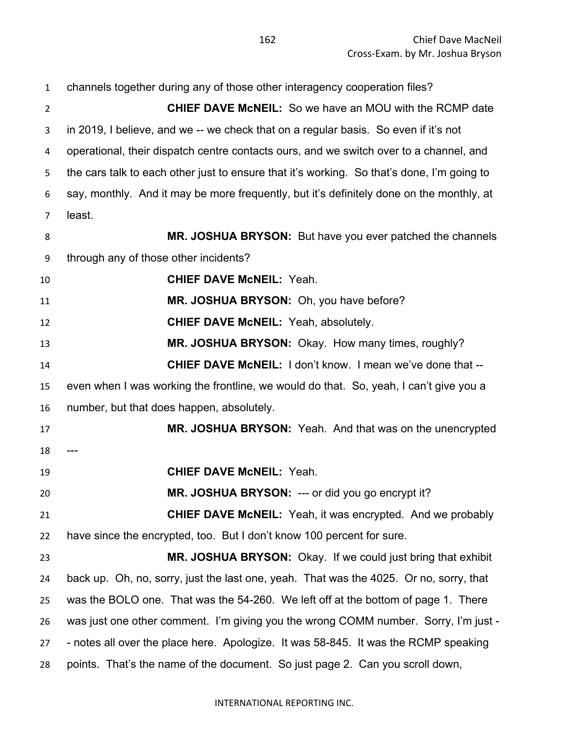channels together during any of those other interagency cooperation files?

**CHIEF DAVE McNEIL:** So we have an MOU with the RCMP date in 2019, I believe, and we -- we check that on a regular basis. So even if it's not operational, their dispatch centre contacts ours, and we switch over to a channel, and the cars talk to each other just to ensure that it's working. So that's done, I'm going to say, monthly. And it may be more frequently, but it's definitely done on the monthly, at least.

**MR. JOSHUA BRYSON:** But have you ever patched the channels through any of those other incidents?

**CHIEF DAVE McNEIL:** Yeah.

**MR. JOSHUA BRYSON:** Oh, you have before?

**CHIEF DAVE McNEIL:** Yeah, absolutely.

**MR. JOSHUA BRYSON:** Okay. How many times, roughly?

**CHIEF DAVE McNEIL:** I don't know. I mean we've done that -- even when I was working the frontline, we would do that. So, yeah, I can't give you a number, but that does happen, absolutely.

**MR. JOSHUA BRYSON:** Yeah. And that was on the unencrypted ---

**CHIEF DAVE McNEIL:** Yeah.

**MR. JOSHUA BRYSON:** --- or did you go encrypt it?

**CHIEF DAVE McNEIL:** Yeah, it was encrypted. And we probably have since the encrypted, too. But I don't know 100 percent for sure.

**MR. JOSHUA BRYSON:** Okay. If we could just bring that exhibit back up. Oh, no, sorry, just the last one, yeah. That was the 4025. Or no, sorry, that was the BOLO one. That was the 54-260. We left off at the bottom of page 1. There was just one other comment. I'm giving you the wrong COMM number. Sorry, I'm just -- notes all over the place here. Apologize. It was 58-845. It was the RCMP speaking points. That's the name of the document. So just page 2. Can you scroll down,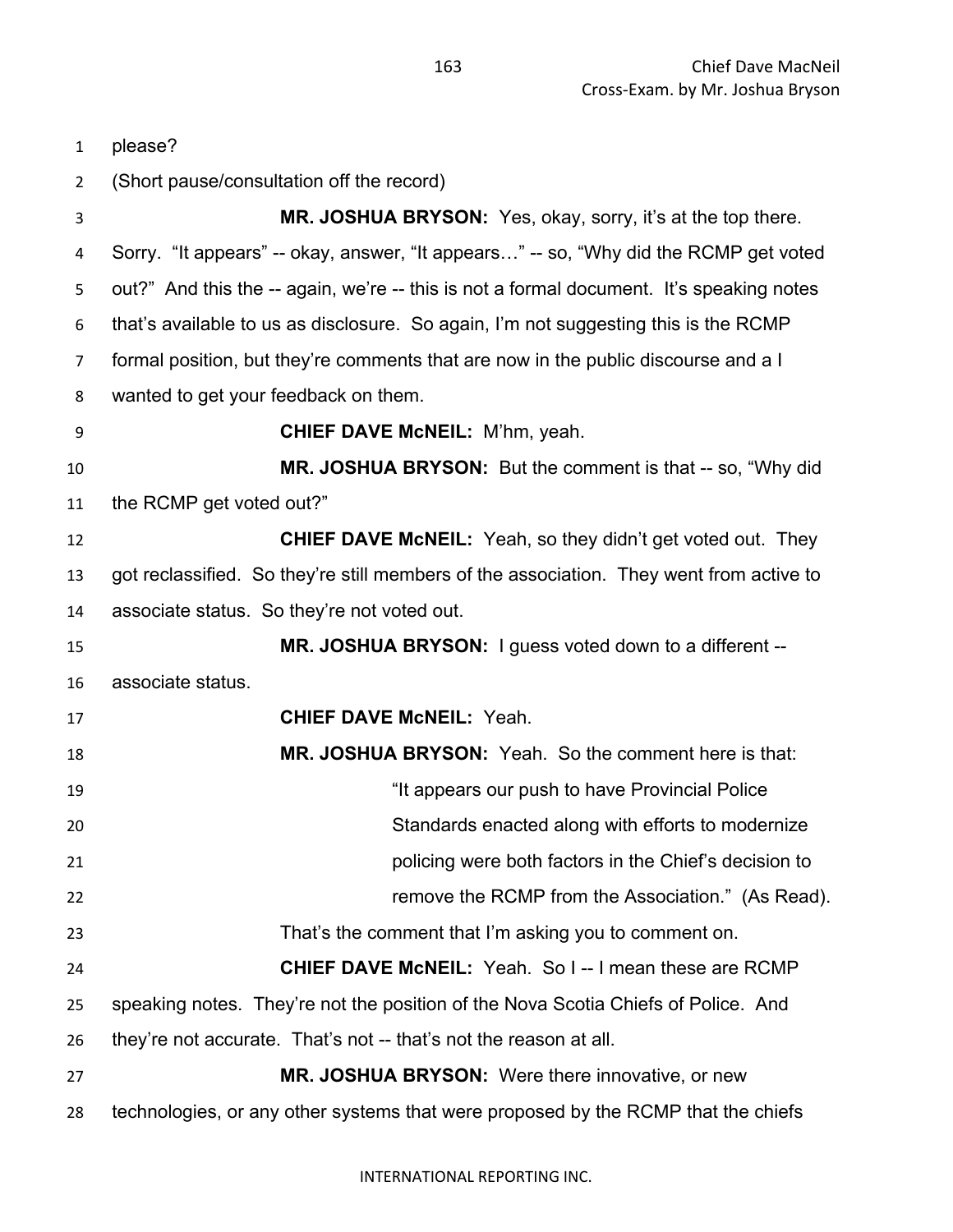please?

(Short pause/consultation off the record)

**MR. JOSHUA BRYSON:** Yes, okay, sorry, it's at the top there. Sorry. "It appears" -- okay, answer, "It appears…" -- so, "Why did the RCMP get voted out?" And this the -- again, we're -- this is not a formal document. It's speaking notes that's available to us as disclosure. So again, I'm not suggesting this is the RCMP formal position, but they're comments that are now in the public discourse and a I wanted to get your feedback on them.

**CHIEF DAVE McNEIL:** M'hm, yeah.

**MR. JOSHUA BRYSON:** But the comment is that -- so, "Why did the RCMP get voted out?"

**CHIEF DAVE McNEIL:** Yeah, so they didn't get voted out. They got reclassified. So they're still members of the association. They went from active to associate status. So they're not voted out.

**MR. JOSHUA BRYSON:** I guess voted down to a different -- associate status.

**CHIEF DAVE McNEIL:** Yeah.

**MR. JOSHUA BRYSON:** Yeah. So the comment here is that:

> "It appears our push to have Provincial Police Standards enacted along with efforts to modernize policing were both factors in the Chief's decision to remove the RCMP from the Association." (As Read).

That's the comment that I'm asking you to comment on.

**CHIEF DAVE McNEIL:** Yeah. So I -- I mean these are RCMP speaking notes. They're not the position of the Nova Scotia Chiefs of Police. And they're not accurate. That's not -- that's not the reason at all.

**MR. JOSHUA BRYSON:** Were there innovative, or new technologies, or any other systems that were proposed by the RCMP that the chiefs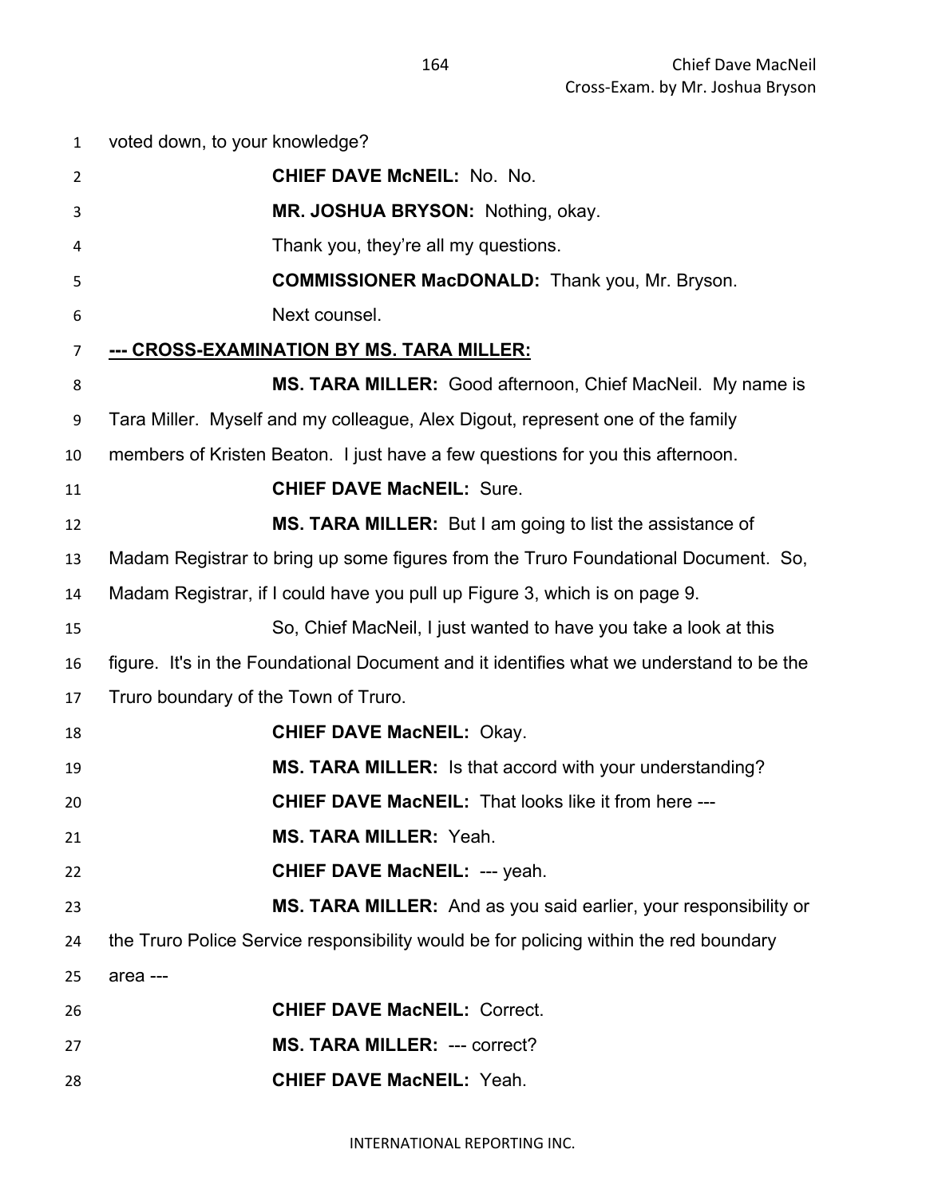voted down, to your knowledge?

**CHIEF DAVE McNEIL:** No. No.

**MR. JOSHUA BRYSON:** Nothing, okay.

Thank you, they're all my questions.

**COMMISSIONER MacDONALD:** Thank you, Mr. Bryson.

Next counsel.

**--- CROSS-EXAMINATION BY MS. TARA MILLER:**

**MS. TARA MILLER:** Good afternoon, Chief MacNeil. My name is Tara Miller. Myself and my colleague, Alex Digout, represent one of the family members of Kristen Beaton. I just have a few questions for you this afternoon.

**CHIEF DAVE MacNEIL:** Sure.

**MS. TARA MILLER:** But I am going to list the assistance of Madam Registrar to bring up some figures from the Truro Foundational Document. So, Madam Registrar, if I could have you pull up Figure 3, which is on page 9.

So, Chief MacNeil, I just wanted to have you take a look at this figure. It's in the Foundational Document and it identifies what we understand to be the Truro boundary of the Town of Truro.

**CHIEF DAVE MacNEIL:** Okay.

**MS. TARA MILLER:** Is that accord with your understanding?

**CHIEF DAVE MacNEIL:** That looks like it from here ---

**MS. TARA MILLER:** Yeah.

**CHIEF DAVE MacNEIL:** --- yeah.

**MS. TARA MILLER:** And as you said earlier, your responsibility or the Truro Police Service responsibility would be for policing within the red boundary area ---

**CHIEF DAVE MacNEIL:** Correct.

**MS. TARA MILLER:** --- correct?

**CHIEF DAVE MacNEIL:** Yeah.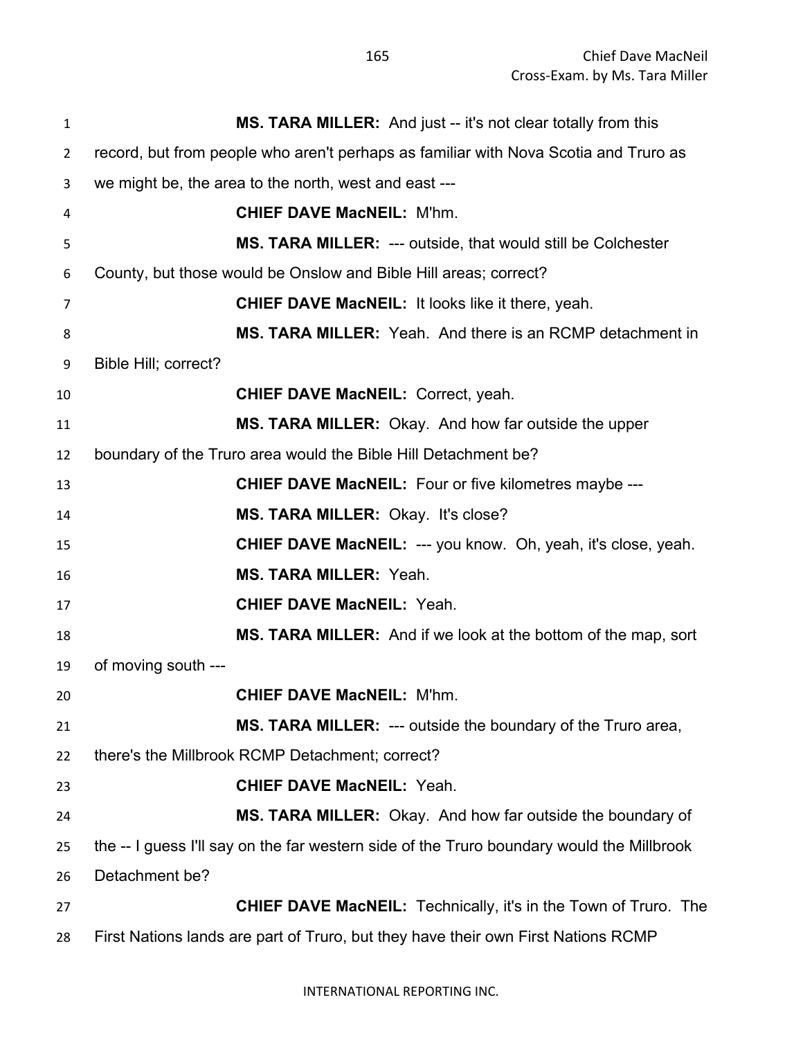**MS. TARA MILLER:** And just -- it's not clear totally from this record, but from people who aren't perhaps as familiar with Nova Scotia and Truro as we might be, the area to the north, west and east ---

**CHIEF DAVE MacNEIL:** M'hm.

**MS. TARA MILLER:** --- outside, that would still be Colchester County, but those would be Onslow and Bible Hill areas; correct?

**CHIEF DAVE MacNEIL:** It looks like it there, yeah.

**MS. TARA MILLER:** Yeah. And there is an RCMP detachment in Bible Hill; correct?

**CHIEF DAVE MacNEIL:** Correct, yeah.

**MS. TARA MILLER:** Okay. And how far outside the upper boundary of the Truro area would the Bible Hill Detachment be?

**CHIEF DAVE MacNEIL:** Four or five kilometres maybe ---

**MS. TARA MILLER:** Okay. It's close?

**CHIEF DAVE MacNEIL:** --- you know. Oh, yeah, it's close, yeah.

**MS. TARA MILLER:** Yeah.

**CHIEF DAVE MacNEIL:** Yeah.

**MS. TARA MILLER:** And if we look at the bottom of the map, sort of moving south ---

**CHIEF DAVE MacNEIL:** M'hm.

**MS. TARA MILLER:** --- outside the boundary of the Truro area, there's the Millbrook RCMP Detachment; correct?

**CHIEF DAVE MacNEIL:** Yeah.

**MS. TARA MILLER:** Okay. And how far outside the boundary of the -- I guess I'll say on the far western side of the Truro boundary would the Millbrook Detachment be?

**CHIEF DAVE MacNEIL:** Technically, it's in the Town of Truro. The First Nations lands are part of Truro, but they have their own First Nations RCMP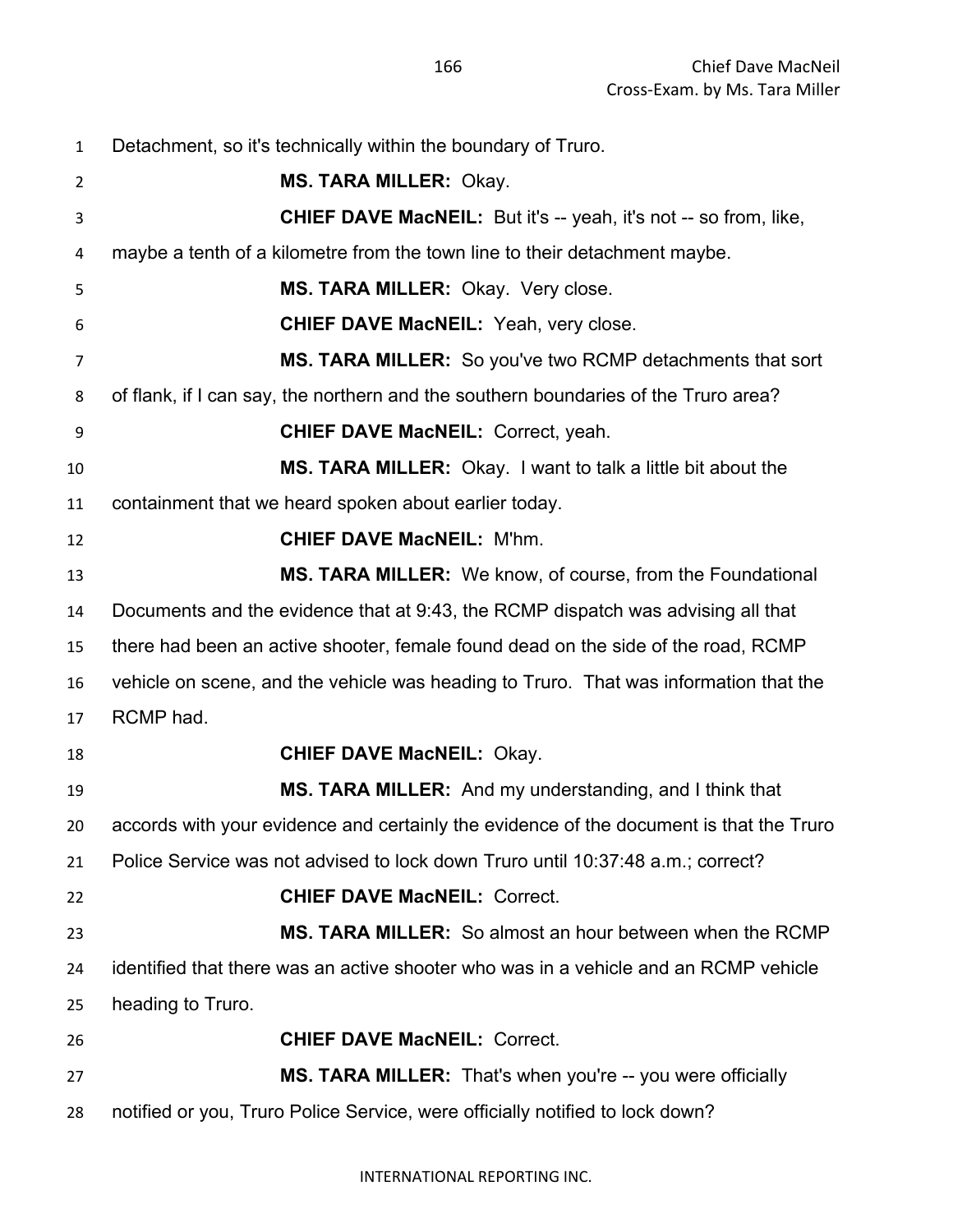Detachment, so it's technically within the boundary of Truro.

**MS. TARA MILLER:** Okay.

**CHIEF DAVE MacNEIL:** But it's -- yeah, it's not -- so from, like, maybe a tenth of a kilometre from the town line to their detachment maybe.

**MS. TARA MILLER:** Okay. Very close.

**CHIEF DAVE MacNEIL:** Yeah, very close.

**MS. TARA MILLER:** So you've two RCMP detachments that sort of flank, if I can say, the northern and the southern boundaries of the Truro area?

**CHIEF DAVE MacNEIL:** Correct, yeah.

**MS. TARA MILLER:** Okay. I want to talk a little bit about the containment that we heard spoken about earlier today.

**CHIEF DAVE MacNEIL:** M'hm.

**MS. TARA MILLER:** We know, of course, from the Foundational Documents and the evidence that at 9:43, the RCMP dispatch was advising all that there had been an active shooter, female found dead on the side of the road, RCMP vehicle on scene, and the vehicle was heading to Truro. That was information that the RCMP had.

**CHIEF DAVE MacNEIL:** Okay.

**MS. TARA MILLER:** And my understanding, and I think that accords with your evidence and certainly the evidence of the document is that the Truro Police Service was not advised to lock down Truro until 10:37:48 a.m.; correct?

**CHIEF DAVE MacNEIL:** Correct.

**MS. TARA MILLER:** So almost an hour between when the RCMP identified that there was an active shooter who was in a vehicle and an RCMP vehicle heading to Truro.

**CHIEF DAVE MacNEIL:** Correct.

**MS. TARA MILLER:** That's when you're -- you were officially notified or you, Truro Police Service, were officially notified to lock down?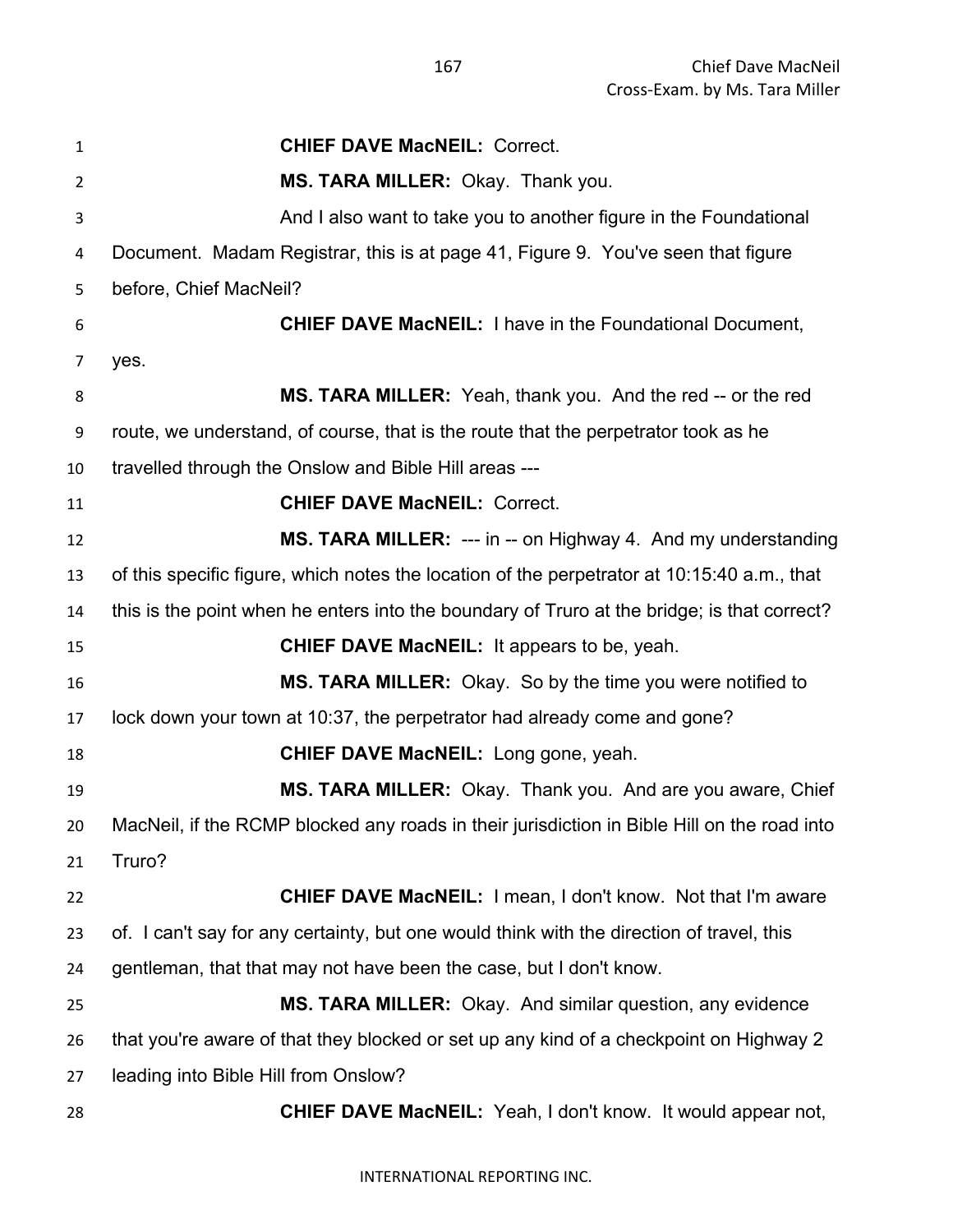**CHIEF DAVE MacNEIL:** Correct.

**MS. TARA MILLER:** Okay. Thank you.

And I also want to take you to another figure in the Foundational Document. Madam Registrar, this is at page 41, Figure 9. You've seen that figure before, Chief MacNeil?

**CHIEF DAVE MacNEIL:** I have in the Foundational Document, yes.

**MS. TARA MILLER:** Yeah, thank you. And the red -- or the red route, we understand, of course, that is the route that the perpetrator took as he travelled through the Onslow and Bible Hill areas ---

**CHIEF DAVE MacNEIL:** Correct.

**MS. TARA MILLER:** --- in -- on Highway 4. And my understanding of this specific figure, which notes the location of the perpetrator at 10:15:40 a.m., that this is the point when he enters into the boundary of Truro at the bridge; is that correct?

**CHIEF DAVE MacNEIL:** It appears to be, yeah.

**MS. TARA MILLER:** Okay. So by the time you were notified to lock down your town at 10:37, the perpetrator had already come and gone?

**CHIEF DAVE MacNEIL:** Long gone, yeah.

**MS. TARA MILLER:** Okay. Thank you. And are you aware, Chief MacNeil, if the RCMP blocked any roads in their jurisdiction in Bible Hill on the road into Truro?

**CHIEF DAVE MacNEIL:** I mean, I don't know. Not that I'm aware of. I can't say for any certainty, but one would think with the direction of travel, this gentleman, that that may not have been the case, but I don't know.

**MS. TARA MILLER:** Okay. And similar question, any evidence that you're aware of that they blocked or set up any kind of a checkpoint on Highway 2 leading into Bible Hill from Onslow?

**CHIEF DAVE MacNEIL:** Yeah, I don't know. It would appear not,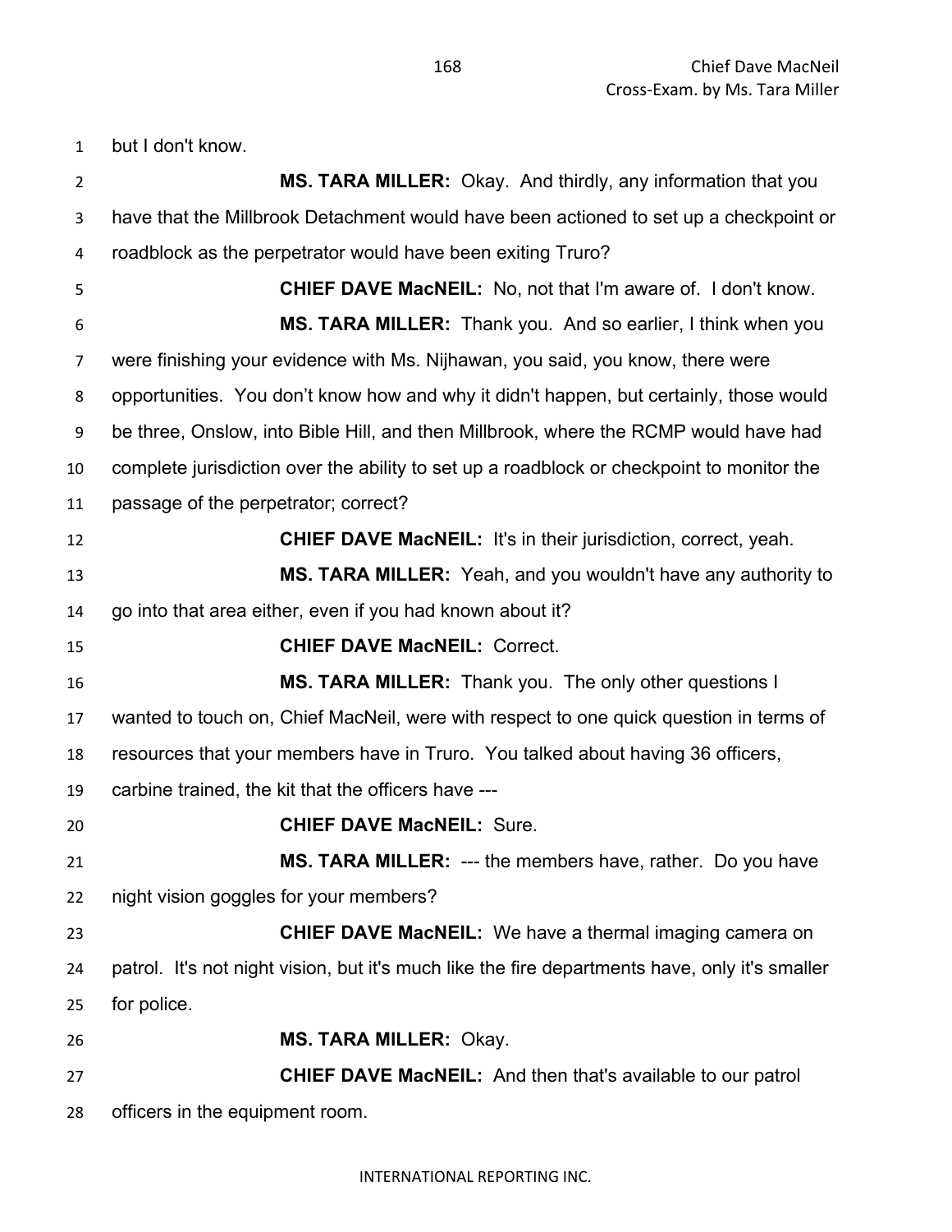but I don't know.

**MS. TARA MILLER:** Okay. And thirdly, any information that you have that the Millbrook Detachment would have been actioned to set up a checkpoint or roadblock as the perpetrator would have been exiting Truro?

**CHIEF DAVE MacNEIL:** No, not that I'm aware of. I don't know.

**MS. TARA MILLER:** Thank you. And so earlier, I think when you were finishing your evidence with Ms. Nijhawan, you said, you know, there were opportunities. You don't know how and why it didn't happen, but certainly, those would be three, Onslow, into Bible Hill, and then Millbrook, where the RCMP would have had complete jurisdiction over the ability to set up a roadblock or checkpoint to monitor the passage of the perpetrator; correct?

**CHIEF DAVE MacNEIL:** It's in their jurisdiction, correct, yeah.

**MS. TARA MILLER:** Yeah, and you wouldn't have any authority to go into that area either, even if you had known about it?

**CHIEF DAVE MacNEIL:** Correct.

**MS. TARA MILLER:** Thank you. The only other questions I wanted to touch on, Chief MacNeil, were with respect to one quick question in terms of resources that your members have in Truro. You talked about having 36 officers, carbine trained, the kit that the officers have ---

**CHIEF DAVE MacNEIL:** Sure.

**MS. TARA MILLER:** --- the members have, rather. Do you have night vision goggles for your members?

**CHIEF DAVE MacNEIL:** We have a thermal imaging camera on patrol. It's not night vision, but it's much like the fire departments have, only it's smaller for police.

**MS. TARA MILLER:** Okay.

**CHIEF DAVE MacNEIL:** And then that's available to our patrol officers in the equipment room.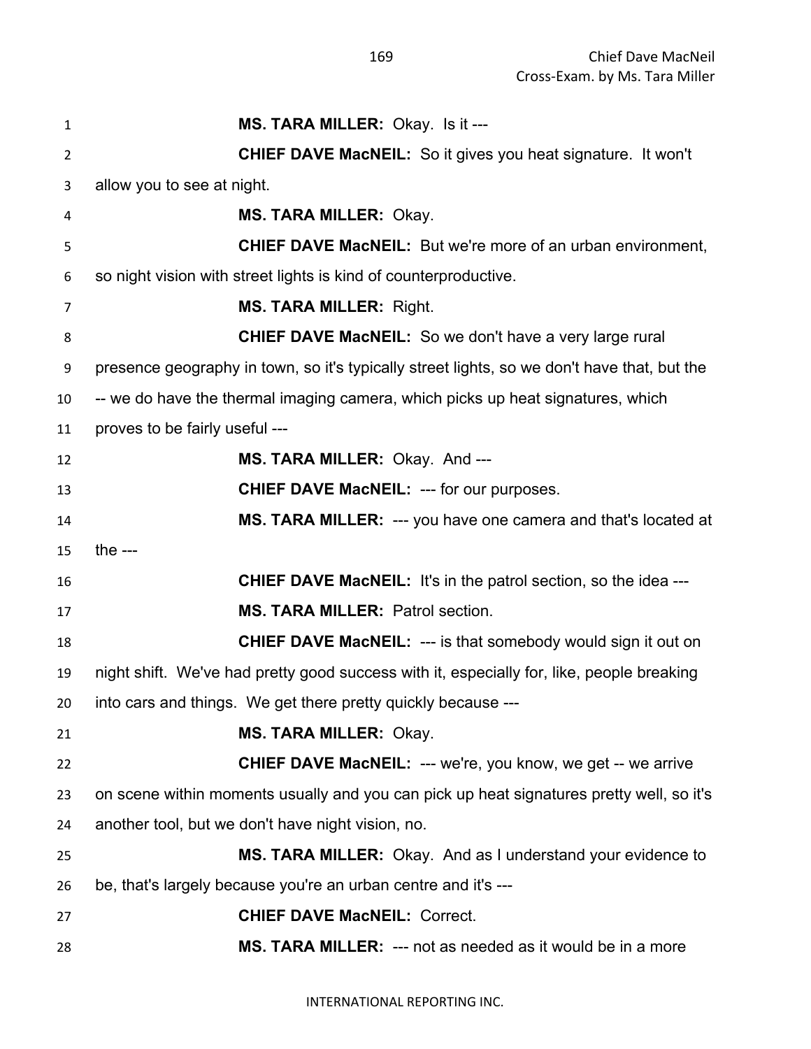**MS. TARA MILLER:** Okay. Is it ---

**CHIEF DAVE MacNEIL:** So it gives you heat signature. It won't allow you to see at night.

**MS. TARA MILLER:** Okay.

**CHIEF DAVE MacNEIL:** But we're more of an urban environment, so night vision with street lights is kind of counterproductive.

**MS. TARA MILLER:** Right.

**CHIEF DAVE MacNEIL:** So we don't have a very large rural presence geography in town, so it's typically street lights, so we don't have that, but the -- we do have the thermal imaging camera, which picks up heat signatures, which proves to be fairly useful ---

**MS. TARA MILLER:** Okay. And ---

**CHIEF DAVE MacNEIL:** --- for our purposes.

**MS. TARA MILLER:** --- you have one camera and that's located at the ---

**CHIEF DAVE MacNEIL:** It's in the patrol section, so the idea ---

**MS. TARA MILLER:** Patrol section.

**CHIEF DAVE MacNEIL:** --- is that somebody would sign it out on night shift. We've had pretty good success with it, especially for, like, people breaking into cars and things. We get there pretty quickly because ---

**MS. TARA MILLER:** Okay.

**CHIEF DAVE MacNEIL:** --- we're, you know, we get -- we arrive on scene within moments usually and you can pick up heat signatures pretty well, so it's another tool, but we don't have night vision, no.

**MS. TARA MILLER:** Okay. And as I understand your evidence to be, that's largely because you're an urban centre and it's ---

**CHIEF DAVE MacNEIL:** Correct.

**MS. TARA MILLER:** --- not as needed as it would be in a more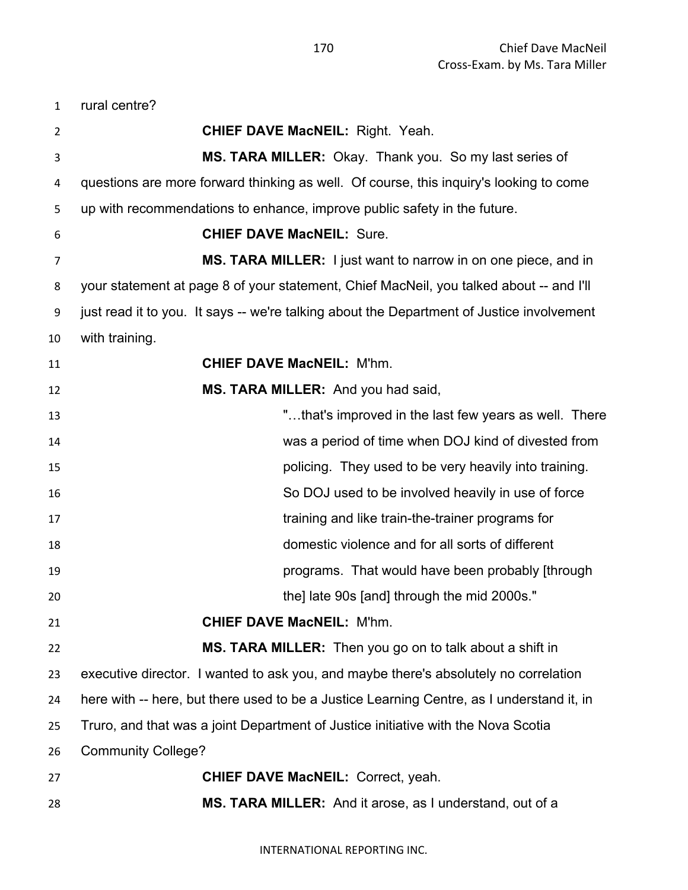rural centre?

**CHIEF DAVE MacNEIL:** Right. Yeah.

**MS. TARA MILLER:** Okay. Thank you. So my last series of questions are more forward thinking as well. Of course, this inquiry's looking to come up with recommendations to enhance, improve public safety in the future.

**CHIEF DAVE MacNEIL:** Sure.

**MS. TARA MILLER:** I just want to narrow in on one piece, and in your statement at page 8 of your statement, Chief MacNeil, you talked about -- and I'll just read it to you. It says -- we're talking about the Department of Justice involvement with training.

**CHIEF DAVE MacNEIL:** M'hm.

**MS. TARA MILLER:** And you had said,

> "…that's improved in the last few years as well. There was a period of time when DOJ kind of divested from policing. They used to be very heavily into training. So DOJ used to be involved heavily in use of force training and like train-the-trainer programs for domestic violence and for all sorts of different programs. That would have been probably [through the] late 90s [and] through the mid 2000s."

**CHIEF DAVE MacNEIL:** M'hm.

**MS. TARA MILLER:** Then you go on to talk about a shift in executive director. I wanted to ask you, and maybe there's absolutely no correlation here with -- here, but there used to be a Justice Learning Centre, as I understand it, in Truro, and that was a joint Department of Justice initiative with the Nova Scotia Community College?

**CHIEF DAVE MacNEIL:** Correct, yeah.

**MS. TARA MILLER:** And it arose, as I understand, out of a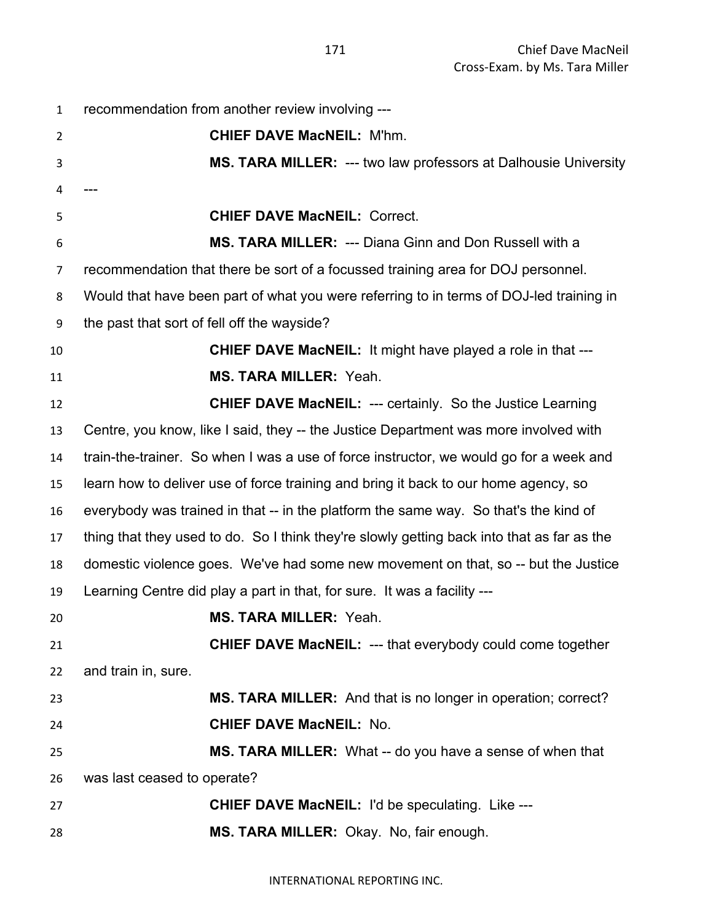recommendation from another review involving ---

**CHIEF DAVE MacNEIL:** M'hm.

**MS. TARA MILLER:** --- two law professors at Dalhousie University ---

**CHIEF DAVE MacNEIL:** Correct.

**MS. TARA MILLER:** --- Diana Ginn and Don Russell with a recommendation that there be sort of a focussed training area for DOJ personnel. Would that have been part of what you were referring to in terms of DOJ-led training in the past that sort of fell off the wayside?

**CHIEF DAVE MacNEIL:** It might have played a role in that ---

**MS. TARA MILLER:** Yeah.

**CHIEF DAVE MacNEIL:** --- certainly. So the Justice Learning Centre, you know, like I said, they -- the Justice Department was more involved with train-the-trainer. So when I was a use of force instructor, we would go for a week and learn how to deliver use of force training and bring it back to our home agency, so everybody was trained in that -- in the platform the same way. So that's the kind of thing that they used to do. So I think they're slowly getting back into that as far as the domestic violence goes. We've had some new movement on that, so -- but the Justice Learning Centre did play a part in that, for sure. It was a facility ---

**MS. TARA MILLER:** Yeah.

**CHIEF DAVE MacNEIL:** --- that everybody could come together and train in, sure.

**MS. TARA MILLER:** And that is no longer in operation; correct?

**CHIEF DAVE MacNEIL:** No.

**MS. TARA MILLER:** What -- do you have a sense of when that was last ceased to operate?

**CHIEF DAVE MacNEIL:** I'd be speculating. Like ---

**MS. TARA MILLER:** Okay. No, fair enough.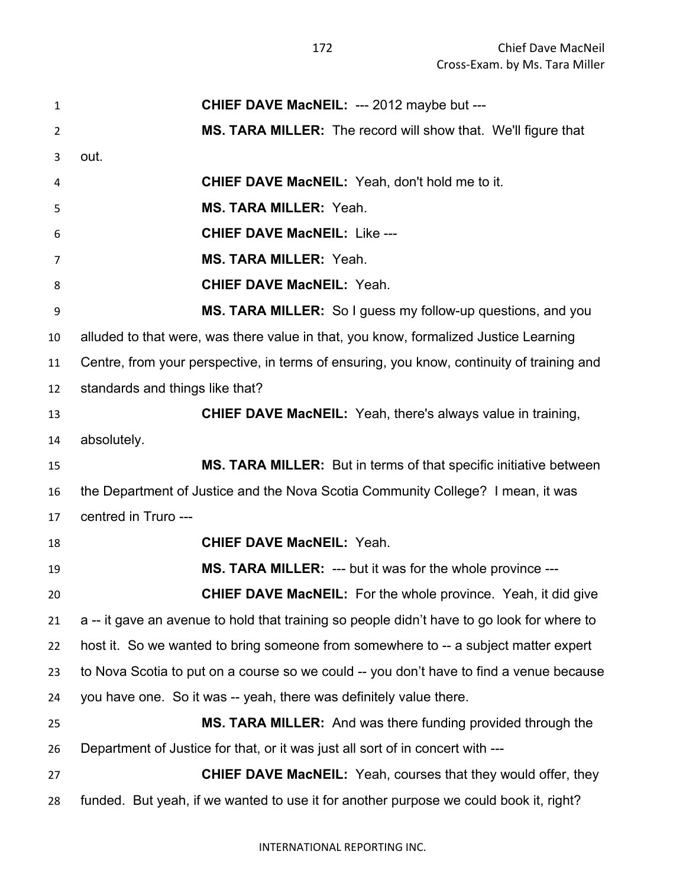**CHIEF DAVE MacNEIL:** --- 2012 maybe but ---

**MS. TARA MILLER:** The record will show that. We'll figure that out.

**CHIEF DAVE MacNEIL:** Yeah, don't hold me to it.

**MS. TARA MILLER:** Yeah.

**CHIEF DAVE MacNEIL:** Like ---

**MS. TARA MILLER:** Yeah.

**CHIEF DAVE MacNEIL:** Yeah.

**MS. TARA MILLER:** So I guess my follow-up questions, and you alluded to that were, was there value in that, you know, formalized Justice Learning Centre, from your perspective, in terms of ensuring, you know, continuity of training and standards and things like that?

**CHIEF DAVE MacNEIL:** Yeah, there's always value in training, absolutely.

**MS. TARA MILLER:** But in terms of that specific initiative between the Department of Justice and the Nova Scotia Community College? I mean, it was centred in Truro ---

**CHIEF DAVE MacNEIL:** Yeah.

**MS. TARA MILLER:** --- but it was for the whole province ---

**CHIEF DAVE MacNEIL:** For the whole province. Yeah, it did give a -- it gave an avenue to hold that training so people didn't have to go look for where to host it. So we wanted to bring someone from somewhere to -- a subject matter expert to Nova Scotia to put on a course so we could -- you don't have to find a venue because you have one. So it was -- yeah, there was definitely value there.

**MS. TARA MILLER:** And was there funding provided through the Department of Justice for that, or it was just all sort of in concert with ---

**CHIEF DAVE MacNEIL:** Yeah, courses that they would offer, they funded. But yeah, if we wanted to use it for another purpose we could book it, right?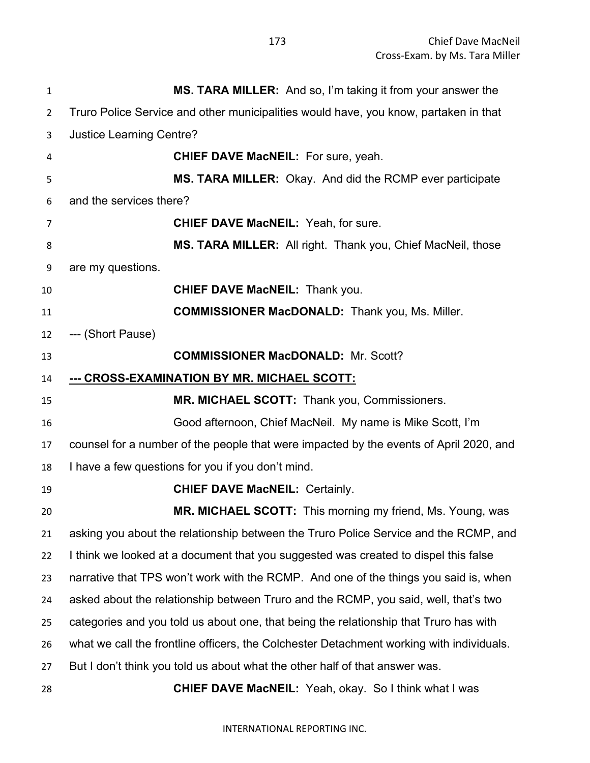**MS. TARA MILLER:** And so, I'm taking it from your answer the Truro Police Service and other municipalities would have, you know, partaken in that Justice Learning Centre?

**CHIEF DAVE MacNEIL:** For sure, yeah.

**MS. TARA MILLER:** Okay. And did the RCMP ever participate and the services there?

**CHIEF DAVE MacNEIL:** Yeah, for sure.

**MS. TARA MILLER:** All right. Thank you, Chief MacNeil, those are my questions.

**CHIEF DAVE MacNEIL:** Thank you.

**COMMISSIONER MacDONALD:** Thank you, Ms. Miller.

--- (Short Pause)

**COMMISSIONER MacDONALD:** Mr. Scott?

**--- CROSS-EXAMINATION BY MR. MICHAEL SCOTT:**

**MR. MICHAEL SCOTT:** Thank you, Commissioners.

Good afternoon, Chief MacNeil. My name is Mike Scott, I'm counsel for a number of the people that were impacted by the events of April 2020, and I have a few questions for you if you don't mind.

**CHIEF DAVE MacNEIL:** Certainly.

**MR. MICHAEL SCOTT:** This morning my friend, Ms. Young, was asking you about the relationship between the Truro Police Service and the RCMP, and I think we looked at a document that you suggested was created to dispel this false narrative that TPS won't work with the RCMP. And one of the things you said is, when asked about the relationship between Truro and the RCMP, you said, well, that's two categories and you told us about one, that being the relationship that Truro has with what we call the frontline officers, the Colchester Detachment working with individuals. But I don't think you told us about what the other half of that answer was.

**CHIEF DAVE MacNEIL:** Yeah, okay. So I think what I was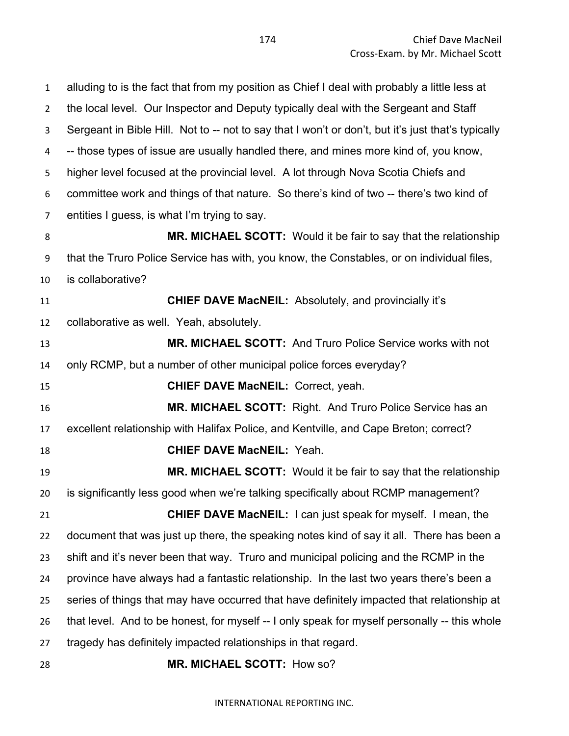alluding to is the fact that from my position as Chief I deal with probably a little less at the local level. Our Inspector and Deputy typically deal with the Sergeant and Staff Sergeant in Bible Hill. Not to -- not to say that I won't or don't, but it's just that's typically -- those types of issue are usually handled there, and mines more kind of, you know, higher level focused at the provincial level. A lot through Nova Scotia Chiefs and committee work and things of that nature. So there's kind of two -- there's two kind of entities I guess, is what I'm trying to say.

**MR. MICHAEL SCOTT:** Would it be fair to say that the relationship that the Truro Police Service has with, you know, the Constables, or on individual files, is collaborative?

**CHIEF DAVE MacNEIL:** Absolutely, and provincially it's collaborative as well. Yeah, absolutely.

**MR. MICHAEL SCOTT:** And Truro Police Service works with not only RCMP, but a number of other municipal police forces everyday?

**CHIEF DAVE MacNEIL:** Correct, yeah.

**MR. MICHAEL SCOTT:** Right. And Truro Police Service has an excellent relationship with Halifax Police, and Kentville, and Cape Breton; correct?

**CHIEF DAVE MacNEIL:** Yeah.

**MR. MICHAEL SCOTT:** Would it be fair to say that the relationship is significantly less good when we're talking specifically about RCMP management?

**CHIEF DAVE MacNEIL:** I can just speak for myself. I mean, the document that was just up there, the speaking notes kind of say it all. There has been a shift and it's never been that way. Truro and municipal policing and the RCMP in the province have always had a fantastic relationship. In the last two years there's been a series of things that may have occurred that have definitely impacted that relationship at that level. And to be honest, for myself -- I only speak for myself personally -- this whole tragedy has definitely impacted relationships in that regard.

**MR. MICHAEL SCOTT:** How so?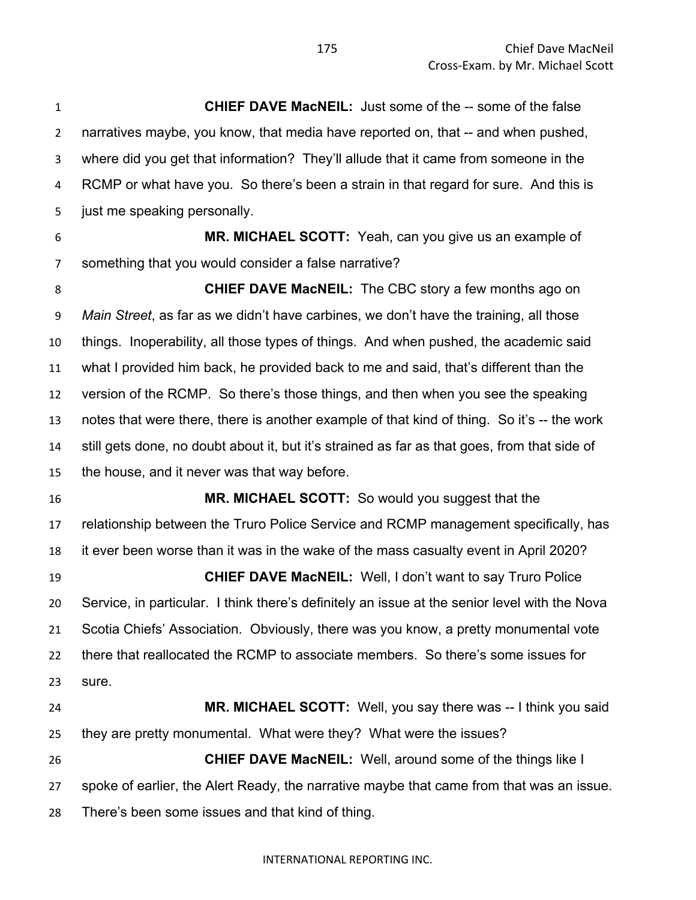**CHIEF DAVE MacNEIL:** Just some of the -- some of the false narratives maybe, you know, that media have reported on, that -- and when pushed, where did you get that information? They'll allude that it came from someone in the RCMP or what have you. So there's been a strain in that regard for sure. And this is just me speaking personally.

**MR. MICHAEL SCOTT:** Yeah, can you give us an example of something that you would consider a false narrative?

**CHIEF DAVE MacNEIL:** The CBC story a few months ago on *Main Street*, as far as we didn't have carbines, we don't have the training, all those things. Inoperability, all those types of things. And when pushed, the academic said what I provided him back, he provided back to me and said, that's different than the version of the RCMP. So there's those things, and then when you see the speaking notes that were there, there is another example of that kind of thing. So it's -- the work still gets done, no doubt about it, but it's strained as far as that goes, from that side of the house, and it never was that way before.

**MR. MICHAEL SCOTT:** So would you suggest that the relationship between the Truro Police Service and RCMP management specifically, has it ever been worse than it was in the wake of the mass casualty event in April 2020?

**CHIEF DAVE MacNEIL:** Well, I don't want to say Truro Police Service, in particular. I think there's definitely an issue at the senior level with the Nova Scotia Chiefs' Association. Obviously, there was you know, a pretty monumental vote there that reallocated the RCMP to associate members. So there's some issues for sure.

**MR. MICHAEL SCOTT:** Well, you say there was -- I think you said they are pretty monumental. What were they? What were the issues?

**CHIEF DAVE MacNEIL:** Well, around some of the things like I spoke of earlier, the Alert Ready, the narrative maybe that came from that was an issue. There's been some issues and that kind of thing.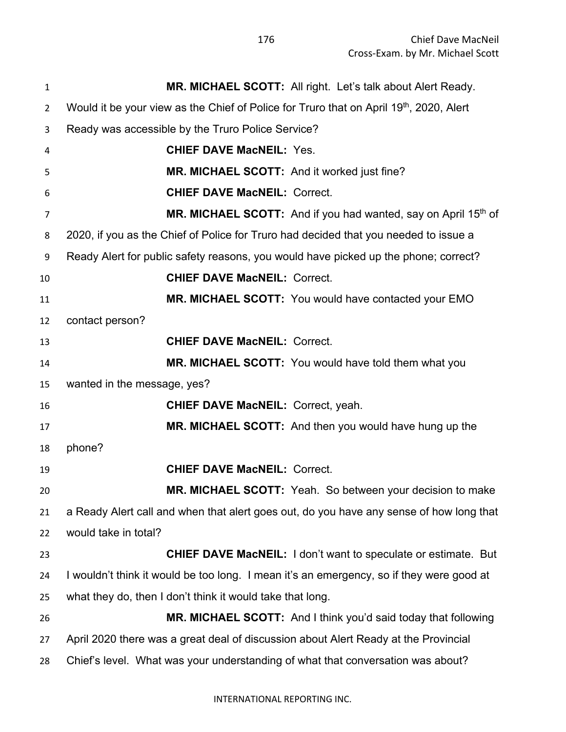**MR. MICHAEL SCOTT:** All right. Let's talk about Alert Ready. Would it be your view as the Chief of Police for Truro that on April 19th, 2020, Alert Ready was accessible by the Truro Police Service?

**CHIEF DAVE MacNEIL:** Yes.

**MR. MICHAEL SCOTT:** And it worked just fine?

**CHIEF DAVE MacNEIL:** Correct.

**MR. MICHAEL SCOTT:** And if you had wanted, say on April 15th of 2020, if you as the Chief of Police for Truro had decided that you needed to issue a Ready Alert for public safety reasons, you would have picked up the phone; correct?

**CHIEF DAVE MacNEIL:** Correct.

**MR. MICHAEL SCOTT:** You would have contacted your EMO contact person?

**CHIEF DAVE MacNEIL:** Correct.

**MR. MICHAEL SCOTT:** You would have told them what you wanted in the message, yes?

**CHIEF DAVE MacNEIL:** Correct, yeah.

**MR. MICHAEL SCOTT:** And then you would have hung up the phone?

**CHIEF DAVE MacNEIL:** Correct.

**MR. MICHAEL SCOTT:** Yeah. So between your decision to make a Ready Alert call and when that alert goes out, do you have any sense of how long that would take in total?

**CHIEF DAVE MacNEIL:** I don't want to speculate or estimate. But I wouldn't think it would be too long. I mean it's an emergency, so if they were good at what they do, then I don't think it would take that long.

**MR. MICHAEL SCOTT:** And I think you'd said today that following April 2020 there was a great deal of discussion about Alert Ready at the Provincial Chief's level. What was your understanding of what that conversation was about?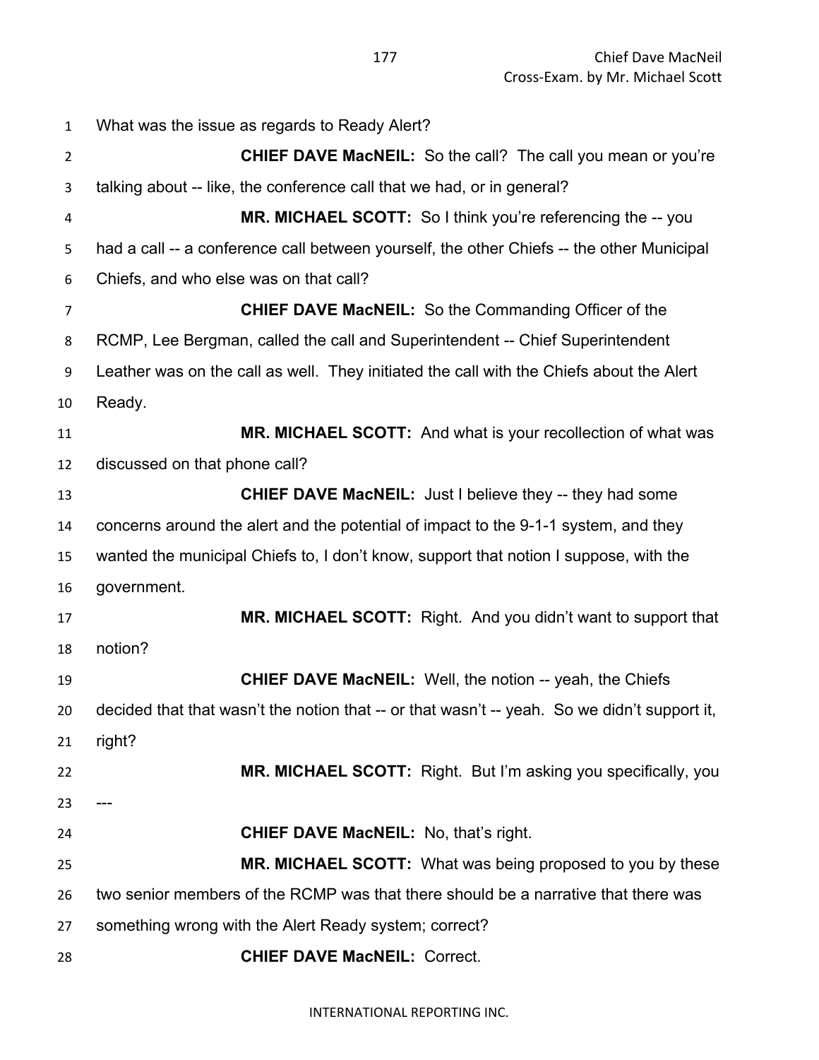What was the issue as regards to Ready Alert?

**CHIEF DAVE MacNEIL:** So the call? The call you mean or you're talking about -- like, the conference call that we had, or in general?

**MR. MICHAEL SCOTT:** So I think you're referencing the -- you had a call -- a conference call between yourself, the other Chiefs -- the other Municipal Chiefs, and who else was on that call?

**CHIEF DAVE MacNEIL:** So the Commanding Officer of the RCMP, Lee Bergman, called the call and Superintendent -- Chief Superintendent Leather was on the call as well. They initiated the call with the Chiefs about the Alert Ready.

**MR. MICHAEL SCOTT:** And what is your recollection of what was discussed on that phone call?

**CHIEF DAVE MacNEIL:** Just I believe they -- they had some concerns around the alert and the potential of impact to the 9-1-1 system, and they wanted the municipal Chiefs to, I don't know, support that notion I suppose, with the government.

**MR. MICHAEL SCOTT:** Right. And you didn't want to support that notion?

**CHIEF DAVE MacNEIL:** Well, the notion -- yeah, the Chiefs decided that that wasn't the notion that -- or that wasn't -- yeah. So we didn't support it, right?

**MR. MICHAEL SCOTT:** Right. But I'm asking you specifically, you ---

**CHIEF DAVE MacNEIL:** No, that's right.

**MR. MICHAEL SCOTT:** What was being proposed to you by these two senior members of the RCMP was that there should be a narrative that there was something wrong with the Alert Ready system; correct?

**CHIEF DAVE MacNEIL:** Correct.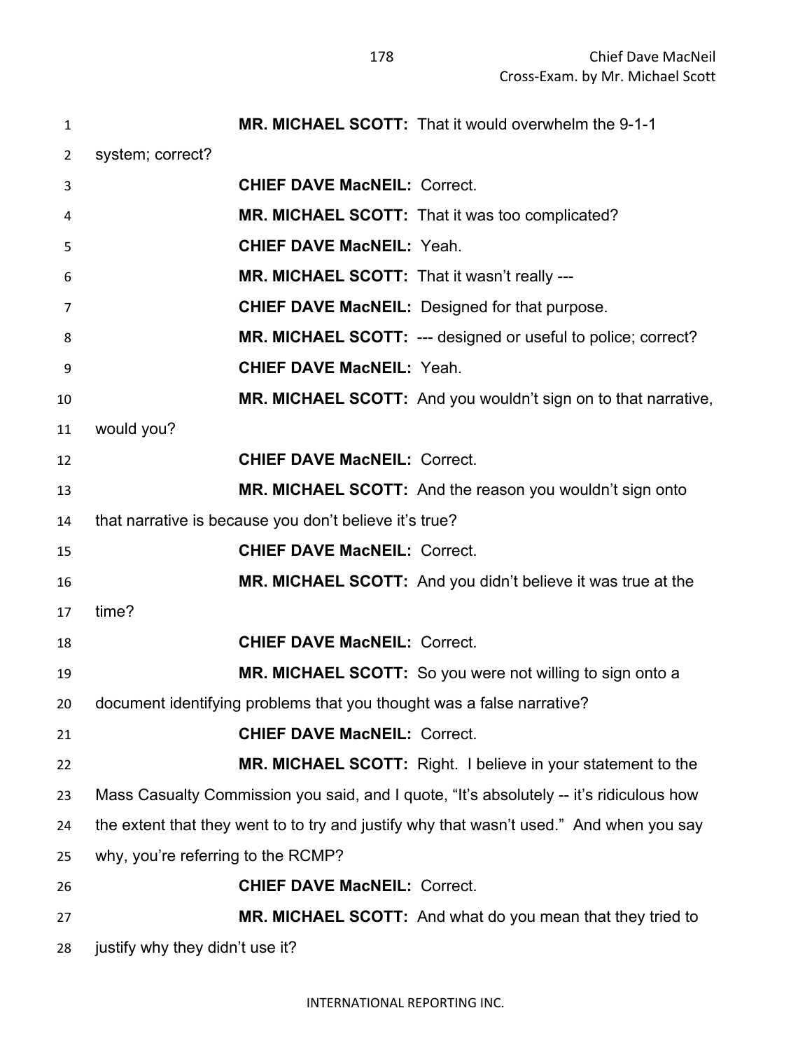**MR. MICHAEL SCOTT:** That it would overwhelm the 9-1-1 system; correct?

**CHIEF DAVE MacNEIL:** Correct.

**MR. MICHAEL SCOTT:** That it was too complicated?

**CHIEF DAVE MacNEIL:** Yeah.

**MR. MICHAEL SCOTT:** That it wasn't really ---

**CHIEF DAVE MacNEIL:** Designed for that purpose.

**MR. MICHAEL SCOTT:** --- designed or useful to police; correct?

**CHIEF DAVE MacNEIL:** Yeah.

**MR. MICHAEL SCOTT:** And you wouldn't sign on to that narrative, would you?

**CHIEF DAVE MacNEIL:** Correct.

**MR. MICHAEL SCOTT:** And the reason you wouldn't sign onto that narrative is because you don't believe it's true?

**CHIEF DAVE MacNEIL:** Correct.

**MR. MICHAEL SCOTT:** And you didn't believe it was true at the time?

**CHIEF DAVE MacNEIL:** Correct.

**MR. MICHAEL SCOTT:** So you were not willing to sign onto a document identifying problems that you thought was a false narrative?

**CHIEF DAVE MacNEIL:** Correct.

**MR. MICHAEL SCOTT:** Right. I believe in your statement to the Mass Casualty Commission you said, and I quote, "It's absolutely -- it's ridiculous how the extent that they went to to try and justify why that wasn't used." And when you say why, you're referring to the RCMP?

**CHIEF DAVE MacNEIL:** Correct.

**MR. MICHAEL SCOTT:** And what do you mean that they tried to justify why they didn't use it?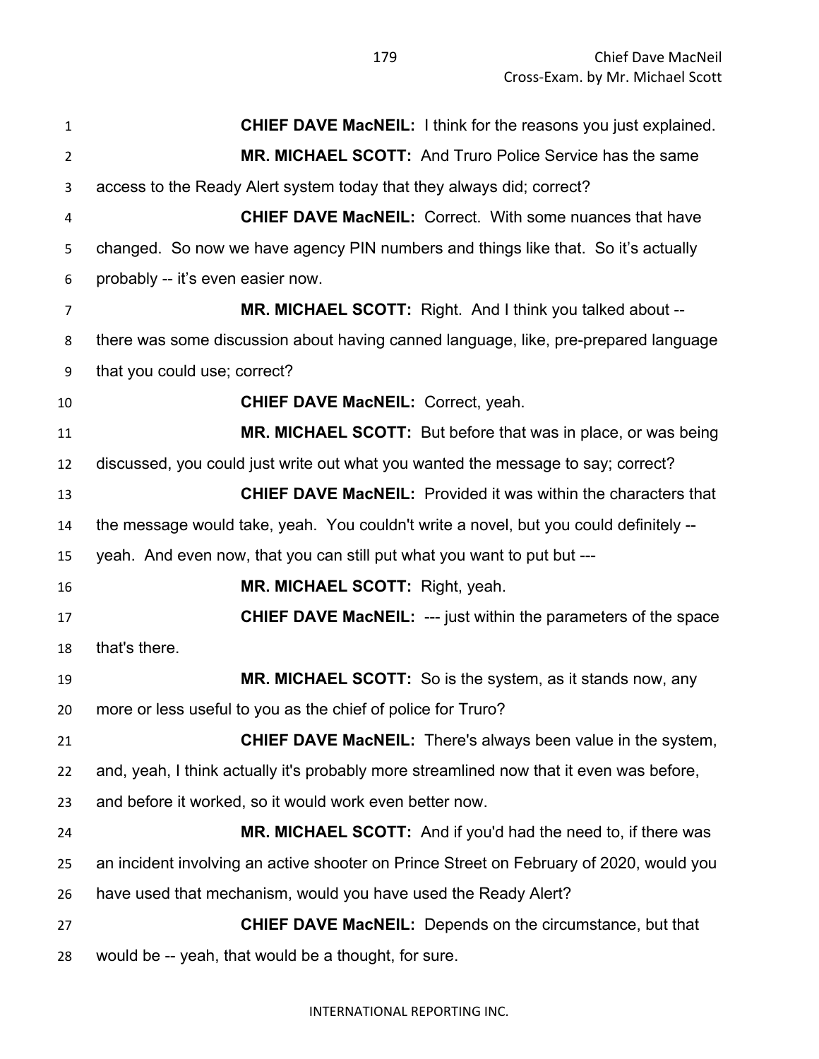**CHIEF DAVE MacNEIL:** I think for the reasons you just explained.

**MR. MICHAEL SCOTT:** And Truro Police Service has the same access to the Ready Alert system today that they always did; correct?

**CHIEF DAVE MacNEIL:** Correct. With some nuances that have changed. So now we have agency PIN numbers and things like that. So it's actually probably -- it's even easier now.

**MR. MICHAEL SCOTT:** Right. And I think you talked about -- there was some discussion about having canned language, like, pre-prepared language that you could use; correct?

**CHIEF DAVE MacNEIL:** Correct, yeah.

**MR. MICHAEL SCOTT:** But before that was in place, or was being discussed, you could just write out what you wanted the message to say; correct?

**CHIEF DAVE MacNEIL:** Provided it was within the characters that the message would take, yeah. You couldn't write a novel, but you could definitely -- yeah. And even now, that you can still put what you want to put but ---

**MR. MICHAEL SCOTT:** Right, yeah.

**CHIEF DAVE MacNEIL:** --- just within the parameters of the space that's there.

**MR. MICHAEL SCOTT:** So is the system, as it stands now, any more or less useful to you as the chief of police for Truro?

**CHIEF DAVE MacNEIL:** There's always been value in the system, and, yeah, I think actually it's probably more streamlined now that it even was before, and before it worked, so it would work even better now.

**MR. MICHAEL SCOTT:** And if you'd had the need to, if there was an incident involving an active shooter on Prince Street on February of 2020, would you have used that mechanism, would you have used the Ready Alert?

**CHIEF DAVE MacNEIL:** Depends on the circumstance, but that would be -- yeah, that would be a thought, for sure.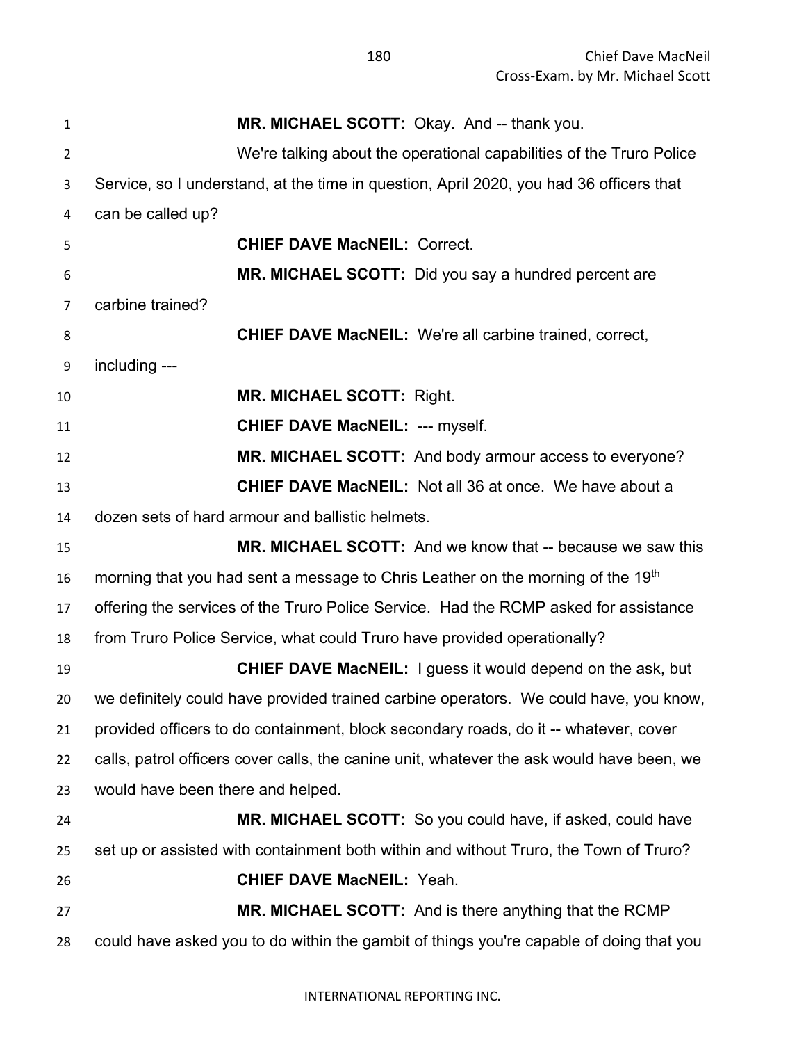**MR. MICHAEL SCOTT:** Okay. And -- thank you.

We're talking about the operational capabilities of the Truro Police Service, so I understand, at the time in question, April 2020, you had 36 officers that can be called up?

**CHIEF DAVE MacNEIL:** Correct.

**MR. MICHAEL SCOTT:** Did you say a hundred percent are carbine trained?

**CHIEF DAVE MacNEIL:** We're all carbine trained, correct, including ---

**MR. MICHAEL SCOTT:** Right.

**CHIEF DAVE MacNEIL:** --- myself.

**MR. MICHAEL SCOTT:** And body armour access to everyone?

**CHIEF DAVE MacNEIL:** Not all 36 at once. We have about a dozen sets of hard armour and ballistic helmets.

**MR. MICHAEL SCOTT:** And we know that -- because we saw this morning that you had sent a message to Chris Leather on the morning of the 19th offering the services of the Truro Police Service. Had the RCMP asked for assistance from Truro Police Service, what could Truro have provided operationally?

**CHIEF DAVE MacNEIL:** I guess it would depend on the ask, but we definitely could have provided trained carbine operators. We could have, you know, provided officers to do containment, block secondary roads, do it -- whatever, cover calls, patrol officers cover calls, the canine unit, whatever the ask would have been, we would have been there and helped.

**MR. MICHAEL SCOTT:** So you could have, if asked, could have set up or assisted with containment both within and without Truro, the Town of Truro?

**CHIEF DAVE MacNEIL:** Yeah.

**MR. MICHAEL SCOTT:** And is there anything that the RCMP could have asked you to do within the gambit of things you're capable of doing that you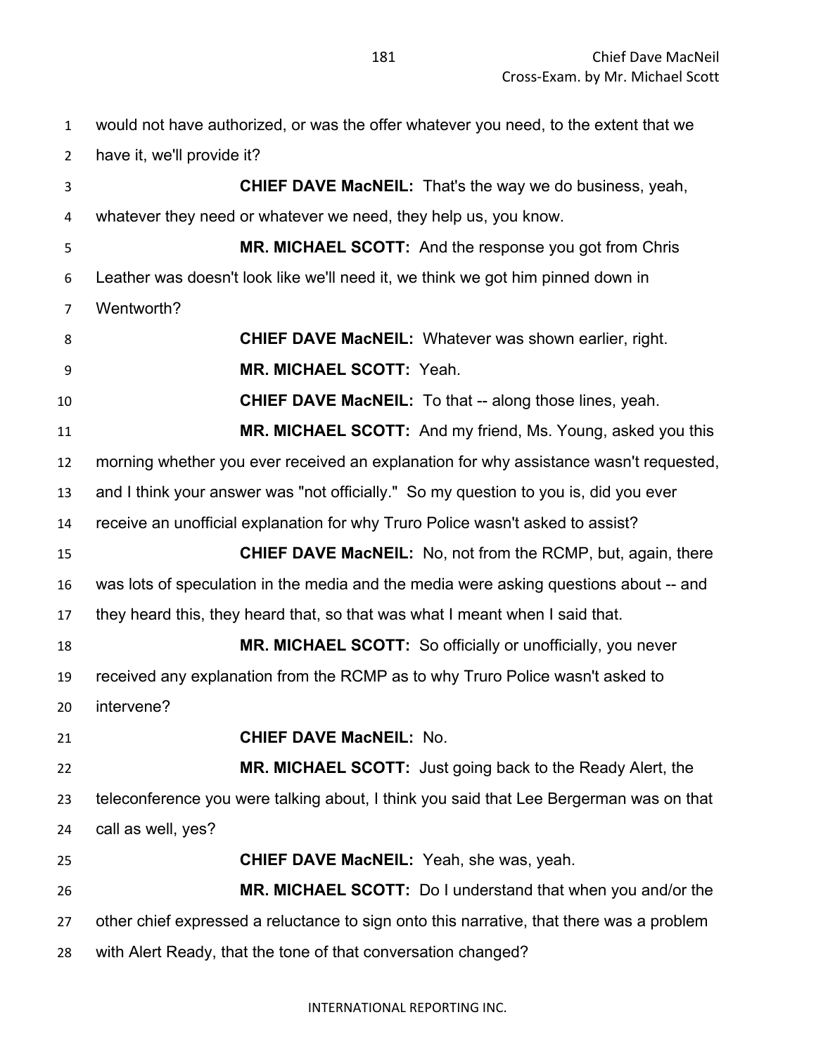would not have authorized, or was the offer whatever you need, to the extent that we have it, we'll provide it?

**CHIEF DAVE MacNEIL:** That's the way we do business, yeah, whatever they need or whatever we need, they help us, you know.

**MR. MICHAEL SCOTT:** And the response you got from Chris Leather was doesn't look like we'll need it, we think we got him pinned down in Wentworth?

**CHIEF DAVE MacNEIL:** Whatever was shown earlier, right.

**MR. MICHAEL SCOTT:** Yeah.

**CHIEF DAVE MacNEIL:** To that -- along those lines, yeah.

**MR. MICHAEL SCOTT:** And my friend, Ms. Young, asked you this morning whether you ever received an explanation for why assistance wasn't requested, and I think your answer was "not officially." So my question to you is, did you ever receive an unofficial explanation for why Truro Police wasn't asked to assist?

**CHIEF DAVE MacNEIL:** No, not from the RCMP, but, again, there was lots of speculation in the media and the media were asking questions about -- and they heard this, they heard that, so that was what I meant when I said that.

**MR. MICHAEL SCOTT:** So officially or unofficially, you never received any explanation from the RCMP as to why Truro Police wasn't asked to intervene?

**CHIEF DAVE MacNEIL:** No.

**MR. MICHAEL SCOTT:** Just going back to the Ready Alert, the teleconference you were talking about, I think you said that Lee Bergerman was on that call as well, yes?

**CHIEF DAVE MacNEIL:** Yeah, she was, yeah.

**MR. MICHAEL SCOTT:** Do I understand that when you and/or the other chief expressed a reluctance to sign onto this narrative, that there was a problem with Alert Ready, that the tone of that conversation changed?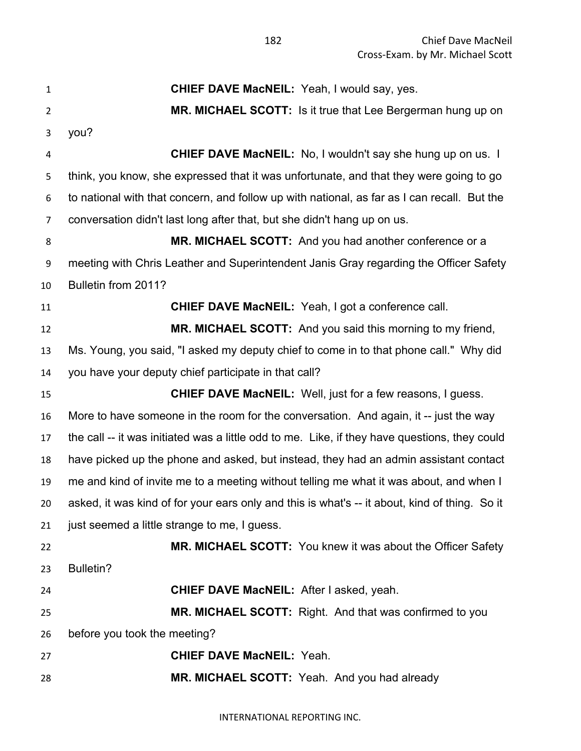**CHIEF DAVE MacNEIL:** Yeah, I would say, yes.

**MR. MICHAEL SCOTT:** Is it true that Lee Bergerman hung up on you?

**CHIEF DAVE MacNEIL:** No, I wouldn't say she hung up on us. I think, you know, she expressed that it was unfortunate, and that they were going to go to national with that concern, and follow up with national, as far as I can recall. But the conversation didn't last long after that, but she didn't hang up on us.

**MR. MICHAEL SCOTT:** And you had another conference or a meeting with Chris Leather and Superintendent Janis Gray regarding the Officer Safety Bulletin from 2011?

**CHIEF DAVE MacNEIL:** Yeah, I got a conference call.

**MR. MICHAEL SCOTT:** And you said this morning to my friend, Ms. Young, you said, "I asked my deputy chief to come in to that phone call." Why did you have your deputy chief participate in that call?

**CHIEF DAVE MacNEIL:** Well, just for a few reasons, I guess. More to have someone in the room for the conversation. And again, it -- just the way the call -- it was initiated was a little odd to me. Like, if they have questions, they could have picked up the phone and asked, but instead, they had an admin assistant contact me and kind of invite me to a meeting without telling me what it was about, and when I asked, it was kind of for your ears only and this is what's -- it about, kind of thing. So it just seemed a little strange to me, I guess.

**MR. MICHAEL SCOTT:** You knew it was about the Officer Safety Bulletin?

**CHIEF DAVE MacNEIL:** After I asked, yeah.

**MR. MICHAEL SCOTT:** Right. And that was confirmed to you before you took the meeting?

**CHIEF DAVE MacNEIL:** Yeah.

**MR. MICHAEL SCOTT:** Yeah. And you had already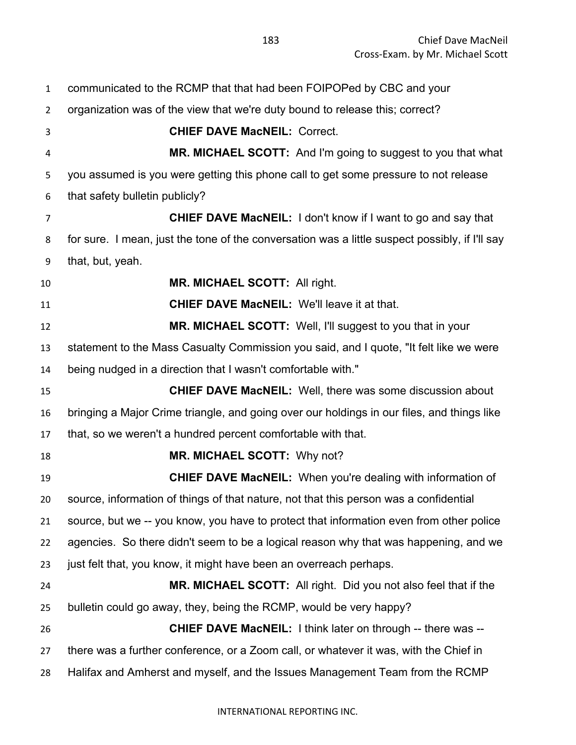communicated to the RCMP that that had been FOIPOPed by CBC and your organization was of the view that we're duty bound to release this; correct?

**CHIEF DAVE MacNEIL:** Correct.

**MR. MICHAEL SCOTT:** And I'm going to suggest to you that what you assumed is you were getting this phone call to get some pressure to not release that safety bulletin publicly?

**CHIEF DAVE MacNEIL:** I don't know if I want to go and say that for sure. I mean, just the tone of the conversation was a little suspect possibly, if I'll say that, but, yeah.

**MR. MICHAEL SCOTT:** All right.

**CHIEF DAVE MacNEIL:** We'll leave it at that.

**MR. MICHAEL SCOTT:** Well, I'll suggest to you that in your statement to the Mass Casualty Commission you said, and I quote, "It felt like we were being nudged in a direction that I wasn't comfortable with."

**CHIEF DAVE MacNEIL:** Well, there was some discussion about bringing a Major Crime triangle, and going over our holdings in our files, and things like that, so we weren't a hundred percent comfortable with that.

**MR. MICHAEL SCOTT:** Why not?

**CHIEF DAVE MacNEIL:** When you're dealing with information of source, information of things of that nature, not that this person was a confidential source, but we -- you know, you have to protect that information even from other police agencies. So there didn't seem to be a logical reason why that was happening, and we just felt that, you know, it might have been an overreach perhaps.

**MR. MICHAEL SCOTT:** All right. Did you not also feel that if the bulletin could go away, they, being the RCMP, would be very happy?

**CHIEF DAVE MacNEIL:** I think later on through -- there was -- there was a further conference, or a Zoom call, or whatever it was, with the Chief in Halifax and Amherst and myself, and the Issues Management Team from the RCMP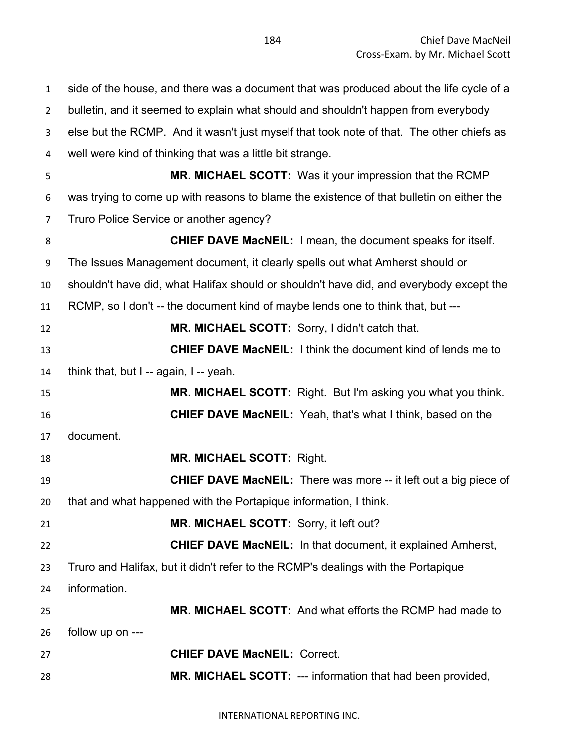side of the house, and there was a document that was produced about the life cycle of a bulletin, and it seemed to explain what should and shouldn't happen from everybody else but the RCMP. And it wasn't just myself that took note of that. The other chiefs as well were kind of thinking that was a little bit strange.

**MR. MICHAEL SCOTT:** Was it your impression that the RCMP was trying to come up with reasons to blame the existence of that bulletin on either the Truro Police Service or another agency?

**CHIEF DAVE MacNEIL:** I mean, the document speaks for itself. The Issues Management document, it clearly spells out what Amherst should or shouldn't have did, what Halifax should or shouldn't have did, and everybody except the RCMP, so I don't -- the document kind of maybe lends one to think that, but ---

**MR. MICHAEL SCOTT:** Sorry, I didn't catch that.

**CHIEF DAVE MacNEIL:** I think the document kind of lends me to think that, but I -- again, I -- yeah.

**MR. MICHAEL SCOTT:** Right. But I'm asking you what you think.

**CHIEF DAVE MacNEIL:** Yeah, that's what I think, based on the document.

**MR. MICHAEL SCOTT:** Right.

**CHIEF DAVE MacNEIL:** There was more -- it left out a big piece of that and what happened with the Portapique information, I think.

**MR. MICHAEL SCOTT:** Sorry, it left out?

**CHIEF DAVE MacNEIL:** In that document, it explained Amherst, Truro and Halifax, but it didn't refer to the RCMP's dealings with the Portapique information.

**MR. MICHAEL SCOTT:** And what efforts the RCMP had made to follow up on ---

**CHIEF DAVE MacNEIL:** Correct.

**MR. MICHAEL SCOTT:** --- information that had been provided,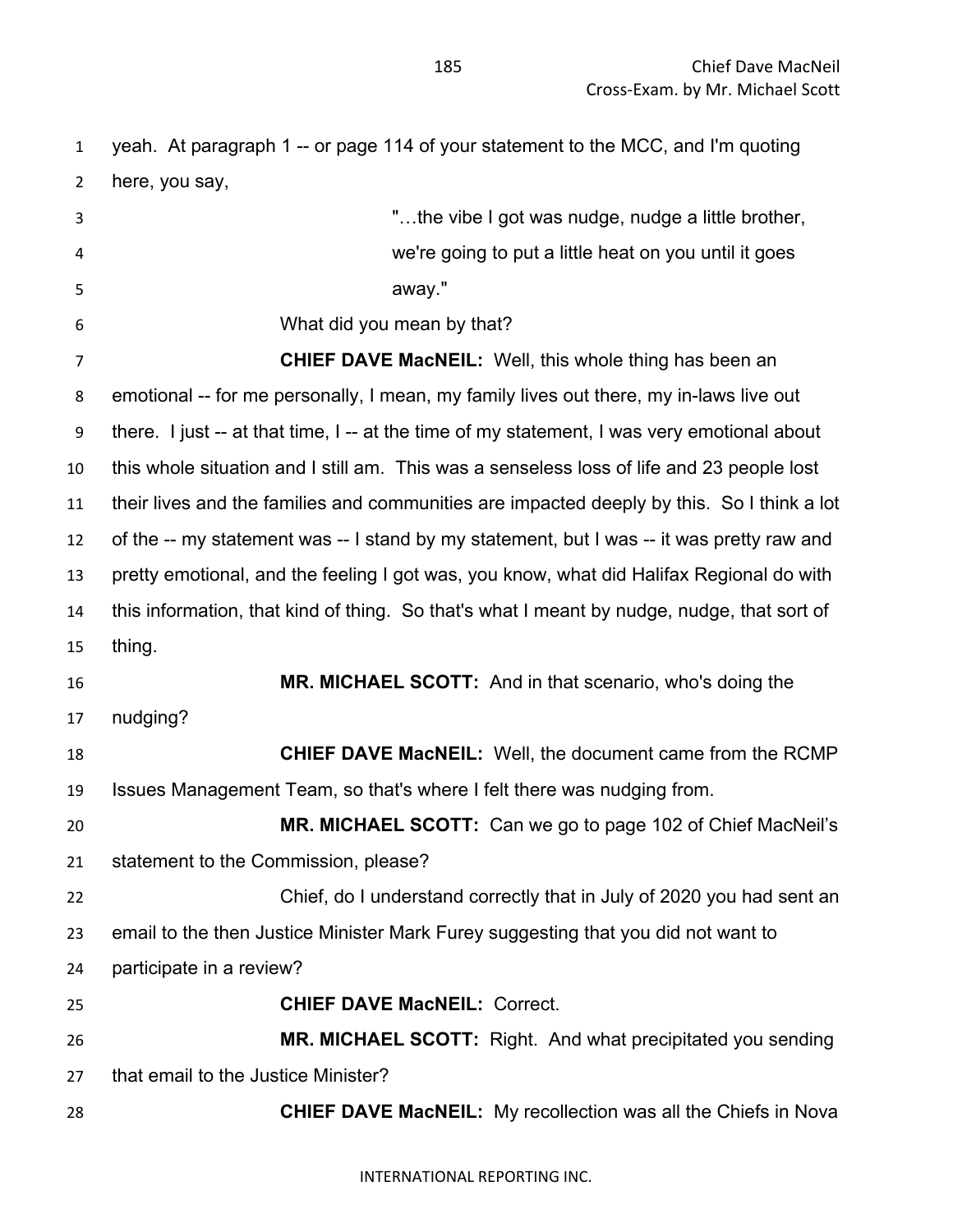yeah. At paragraph 1 -- or page 114 of your statement to the MCC, and I'm quoting here, you say,

> "…the vibe I got was nudge, nudge a little brother, we're going to put a little heat on you until it goes away."

What did you mean by that?

**CHIEF DAVE MacNEIL:** Well, this whole thing has been an emotional -- for me personally, I mean, my family lives out there, my in-laws live out there. I just -- at that time, I -- at the time of my statement, I was very emotional about this whole situation and I still am. This was a senseless loss of life and 23 people lost their lives and the families and communities are impacted deeply by this. So I think a lot of the -- my statement was -- I stand by my statement, but I was -- it was pretty raw and pretty emotional, and the feeling I got was, you know, what did Halifax Regional do with this information, that kind of thing. So that's what I meant by nudge, nudge, that sort of thing.

**MR. MICHAEL SCOTT:** And in that scenario, who's doing the nudging?

**CHIEF DAVE MacNEIL:** Well, the document came from the RCMP Issues Management Team, so that's where I felt there was nudging from.

**MR. MICHAEL SCOTT:** Can we go to page 102 of Chief MacNeil's statement to the Commission, please?

Chief, do I understand correctly that in July of 2020 you had sent an email to the then Justice Minister Mark Furey suggesting that you did not want to participate in a review?

**CHIEF DAVE MacNEIL:** Correct.

**MR. MICHAEL SCOTT:** Right. And what precipitated you sending that email to the Justice Minister?

**CHIEF DAVE MacNEIL:** My recollection was all the Chiefs in Nova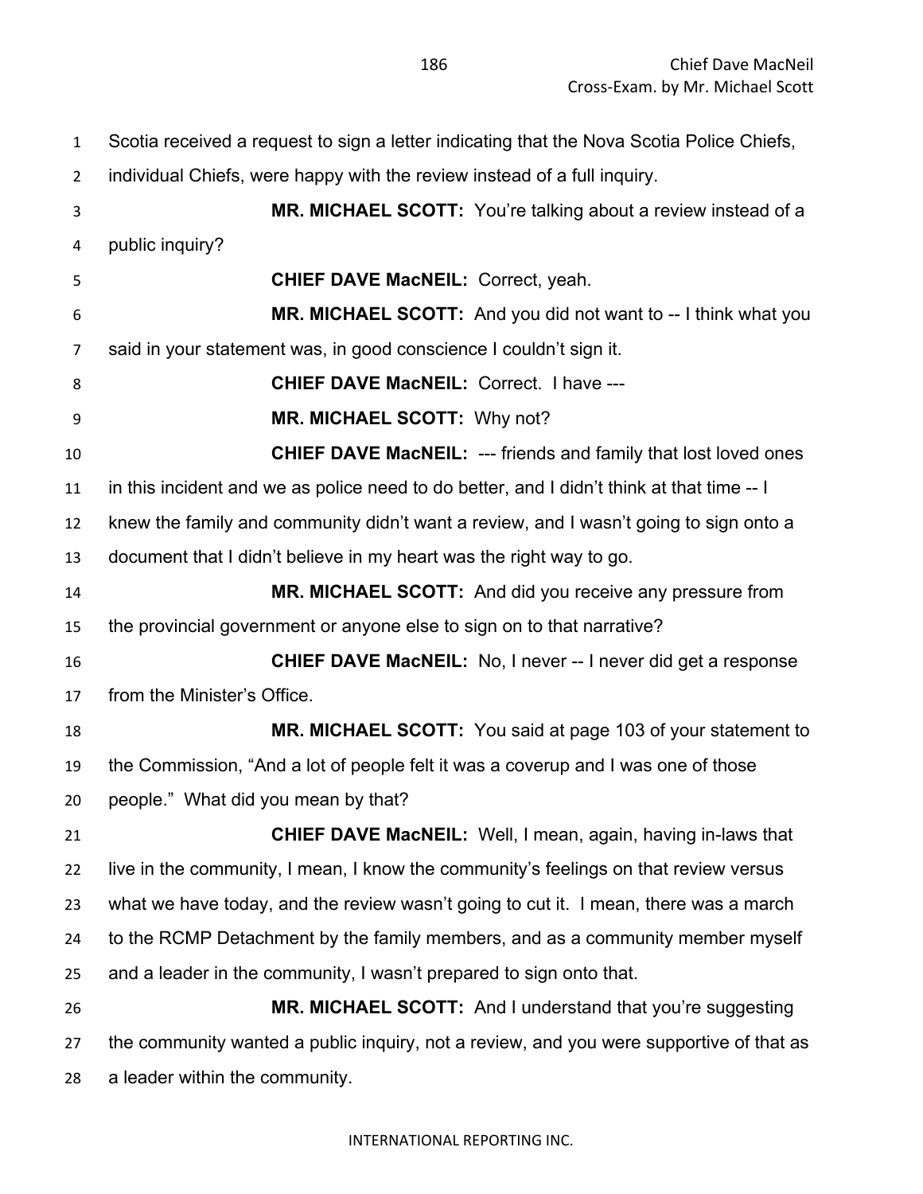Scotia received a request to sign a letter indicating that the Nova Scotia Police Chiefs, individual Chiefs, were happy with the review instead of a full inquiry.

**MR. MICHAEL SCOTT:** You're talking about a review instead of a public inquiry?

**CHIEF DAVE MacNEIL:** Correct, yeah.

**MR. MICHAEL SCOTT:** And you did not want to -- I think what you said in your statement was, in good conscience I couldn't sign it.

**CHIEF DAVE MacNEIL:** Correct. I have ---

**MR. MICHAEL SCOTT:** Why not?

**CHIEF DAVE MacNEIL:** --- friends and family that lost loved ones in this incident and we as police need to do better, and I didn't think at that time -- I knew the family and community didn't want a review, and I wasn't going to sign onto a document that I didn't believe in my heart was the right way to go.

**MR. MICHAEL SCOTT:** And did you receive any pressure from the provincial government or anyone else to sign on to that narrative?

**CHIEF DAVE MacNEIL:** No, I never -- I never did get a response from the Minister's Office.

**MR. MICHAEL SCOTT:** You said at page 103 of your statement to the Commission, "And a lot of people felt it was a coverup and I was one of those people." What did you mean by that?

**CHIEF DAVE MacNEIL:** Well, I mean, again, having in-laws that live in the community, I mean, I know the community's feelings on that review versus what we have today, and the review wasn't going to cut it. I mean, there was a march to the RCMP Detachment by the family members, and as a community member myself and a leader in the community, I wasn't prepared to sign onto that.

**MR. MICHAEL SCOTT:** And I understand that you're suggesting the community wanted a public inquiry, not a review, and you were supportive of that as a leader within the community.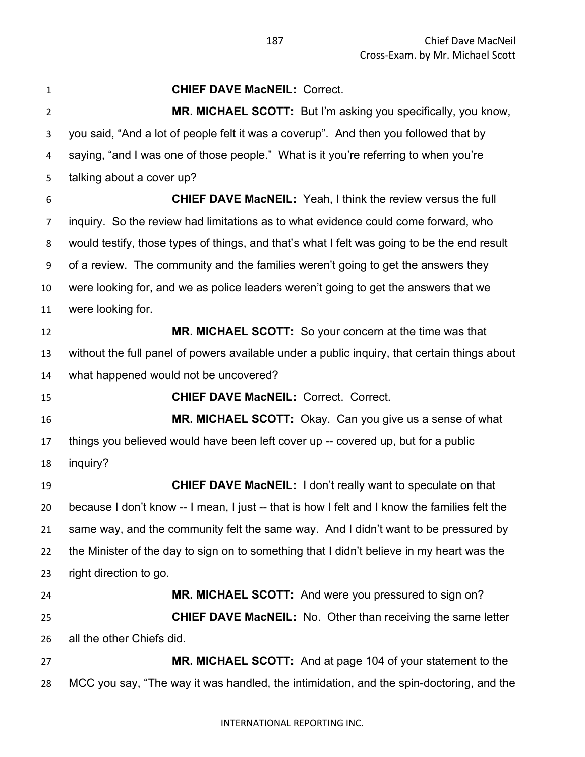**CHIEF DAVE MacNEIL:** Correct.

**MR. MICHAEL SCOTT:** But I'm asking you specifically, you know, you said, "And a lot of people felt it was a coverup". And then you followed that by saying, "and I was one of those people." What is it you're referring to when you're talking about a cover up?

**CHIEF DAVE MacNEIL:** Yeah, I think the review versus the full inquiry. So the review had limitations as to what evidence could come forward, who would testify, those types of things, and that's what I felt was going to be the end result of a review. The community and the families weren't going to get the answers they were looking for, and we as police leaders weren't going to get the answers that we were looking for.

**MR. MICHAEL SCOTT:** So your concern at the time was that without the full panel of powers available under a public inquiry, that certain things about what happened would not be uncovered?

**CHIEF DAVE MacNEIL:** Correct. Correct.

**MR. MICHAEL SCOTT:** Okay. Can you give us a sense of what things you believed would have been left cover up -- covered up, but for a public inquiry?

**CHIEF DAVE MacNEIL:** I don't really want to speculate on that because I don't know -- I mean, I just -- that is how I felt and I know the families felt the same way, and the community felt the same way. And I didn't want to be pressured by the Minister of the day to sign on to something that I didn't believe in my heart was the right direction to go.

**MR. MICHAEL SCOTT:** And were you pressured to sign on?

**CHIEF DAVE MacNEIL:** No. Other than receiving the same letter all the other Chiefs did.

**MR. MICHAEL SCOTT:** And at page 104 of your statement to the MCC you say, "The way it was handled, the intimidation, and the spin-doctoring, and the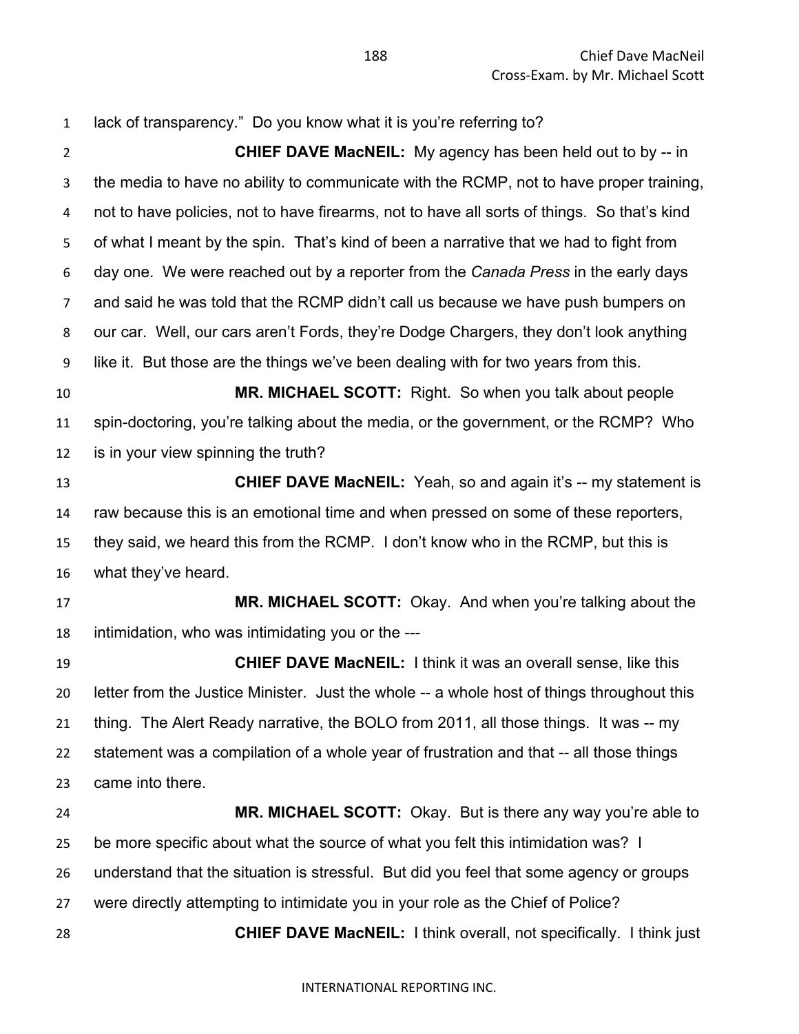lack of transparency." Do you know what it is you're referring to?

**CHIEF DAVE MacNEIL:** My agency has been held out to by -- in the media to have no ability to communicate with the RCMP, not to have proper training, not to have policies, not to have firearms, not to have all sorts of things. So that's kind of what I meant by the spin. That's kind of been a narrative that we had to fight from day one. We were reached out by a reporter from the *Canada Press* in the early days and said he was told that the RCMP didn't call us because we have push bumpers on our car. Well, our cars aren't Fords, they're Dodge Chargers, they don't look anything like it. But those are the things we've been dealing with for two years from this.

**MR. MICHAEL SCOTT:** Right. So when you talk about people spin-doctoring, you're talking about the media, or the government, or the RCMP? Who is in your view spinning the truth?

**CHIEF DAVE MacNEIL:** Yeah, so and again it's -- my statement is raw because this is an emotional time and when pressed on some of these reporters, they said, we heard this from the RCMP. I don't know who in the RCMP, but this is what they've heard.

**MR. MICHAEL SCOTT:** Okay. And when you're talking about the intimidation, who was intimidating you or the ---

**CHIEF DAVE MacNEIL:** I think it was an overall sense, like this letter from the Justice Minister. Just the whole -- a whole host of things throughout this thing. The Alert Ready narrative, the BOLO from 2011, all those things. It was -- my statement was a compilation of a whole year of frustration and that -- all those things came into there.

**MR. MICHAEL SCOTT:** Okay. But is there any way you're able to be more specific about what the source of what you felt this intimidation was? I understand that the situation is stressful. But did you feel that some agency or groups were directly attempting to intimidate you in your role as the Chief of Police?

**CHIEF DAVE MacNEIL:** I think overall, not specifically. I think just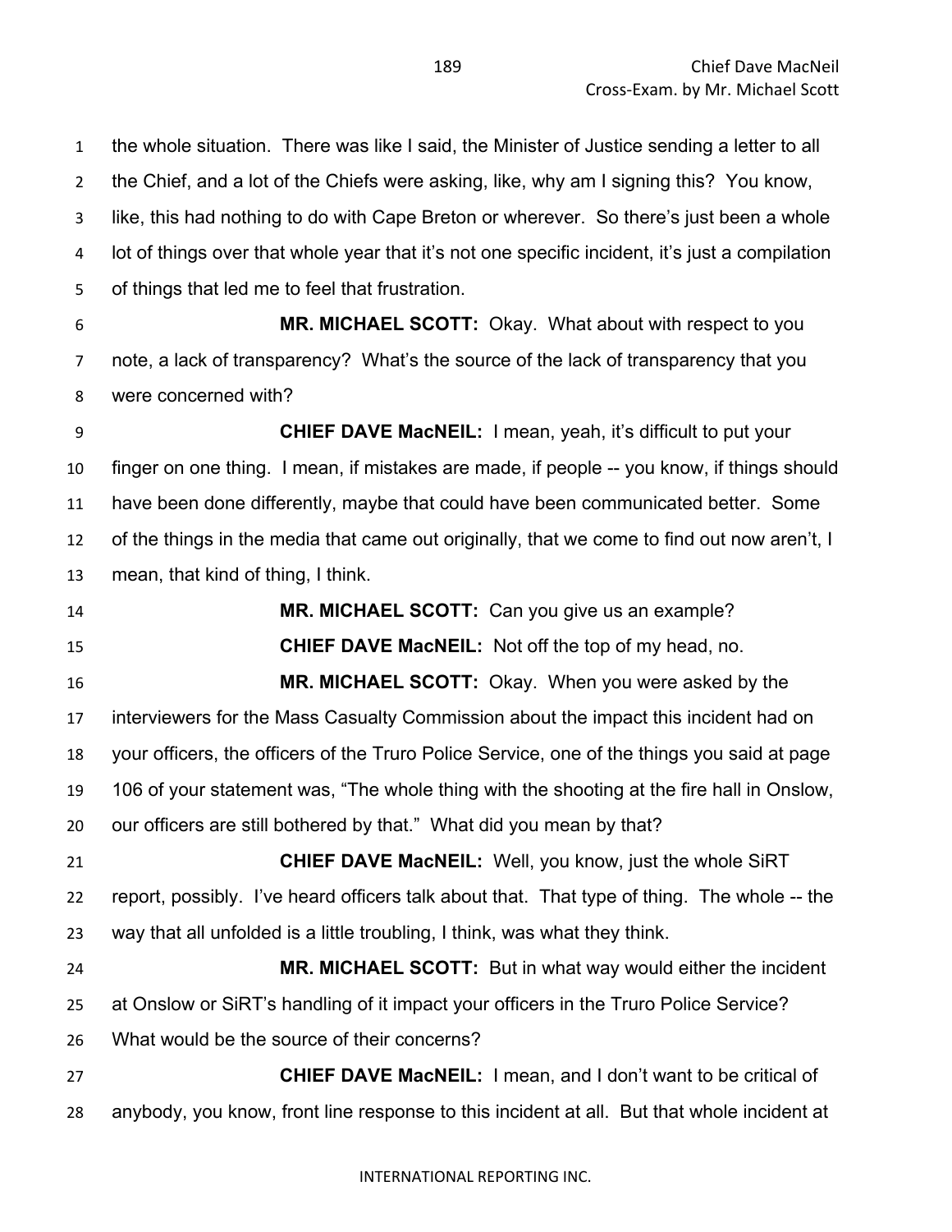the whole situation. There was like I said, the Minister of Justice sending a letter to all the Chief, and a lot of the Chiefs were asking, like, why am I signing this? You know, like, this had nothing to do with Cape Breton or wherever. So there's just been a whole lot of things over that whole year that it's not one specific incident, it's just a compilation of things that led me to feel that frustration.

**MR. MICHAEL SCOTT:** Okay. What about with respect to you note, a lack of transparency? What's the source of the lack of transparency that you were concerned with?

**CHIEF DAVE MacNEIL:** I mean, yeah, it's difficult to put your finger on one thing. I mean, if mistakes are made, if people -- you know, if things should have been done differently, maybe that could have been communicated better. Some of the things in the media that came out originally, that we come to find out now aren't, I mean, that kind of thing, I think.

**MR. MICHAEL SCOTT:** Can you give us an example?

**CHIEF DAVE MacNEIL:** Not off the top of my head, no.

**MR. MICHAEL SCOTT:** Okay. When you were asked by the interviewers for the Mass Casualty Commission about the impact this incident had on your officers, the officers of the Truro Police Service, one of the things you said at page 106 of your statement was, "The whole thing with the shooting at the fire hall in Onslow, our officers are still bothered by that." What did you mean by that?

**CHIEF DAVE MacNEIL:** Well, you know, just the whole SiRT report, possibly. I've heard officers talk about that. That type of thing. The whole -- the way that all unfolded is a little troubling, I think, was what they think.

**MR. MICHAEL SCOTT:** But in what way would either the incident at Onslow or SiRT's handling of it impact your officers in the Truro Police Service? What would be the source of their concerns?

**CHIEF DAVE MacNEIL:** I mean, and I don't want to be critical of anybody, you know, front line response to this incident at all. But that whole incident at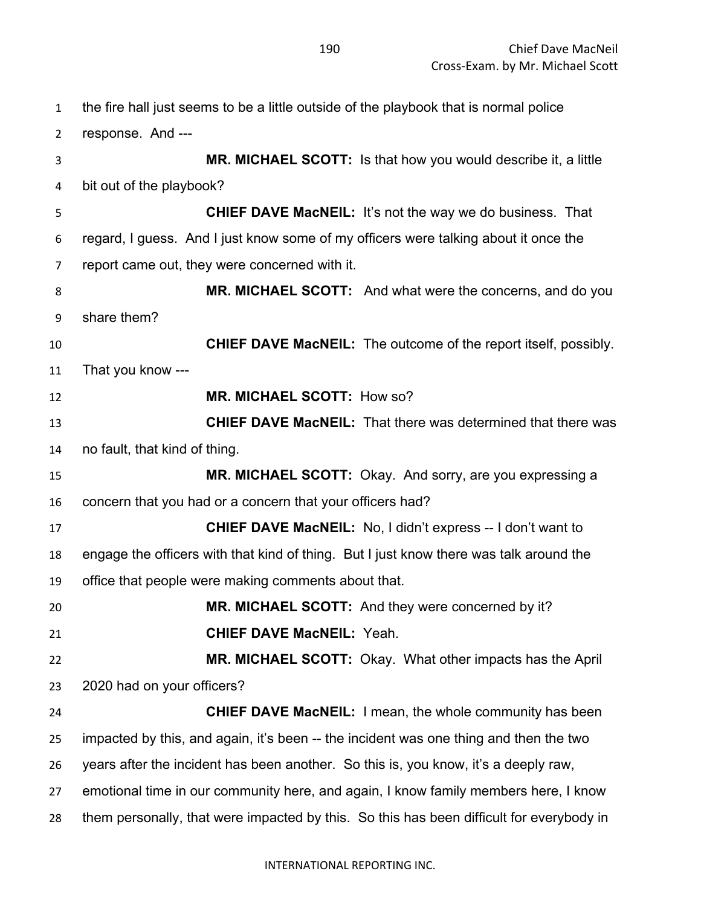the fire hall just seems to be a little outside of the playbook that is normal police response. And ---

**MR. MICHAEL SCOTT:** Is that how you would describe it, a little bit out of the playbook?

**CHIEF DAVE MacNEIL:** It's not the way we do business. That regard, I guess. And I just know some of my officers were talking about it once the report came out, they were concerned with it.

**MR. MICHAEL SCOTT:** And what were the concerns, and do you share them?

**CHIEF DAVE MacNEIL:** The outcome of the report itself, possibly. That you know ---

**MR. MICHAEL SCOTT:** How so?

**CHIEF DAVE MacNEIL:** That there was determined that there was no fault, that kind of thing.

**MR. MICHAEL SCOTT:** Okay. And sorry, are you expressing a concern that you had or a concern that your officers had?

**CHIEF DAVE MacNEIL:** No, I didn't express -- I don't want to engage the officers with that kind of thing. But I just know there was talk around the office that people were making comments about that.

**MR. MICHAEL SCOTT:** And they were concerned by it?

**CHIEF DAVE MacNEIL:** Yeah.

**MR. MICHAEL SCOTT:** Okay. What other impacts has the April 2020 had on your officers?

**CHIEF DAVE MacNEIL:** I mean, the whole community has been impacted by this, and again, it's been -- the incident was one thing and then the two years after the incident has been another. So this is, you know, it's a deeply raw, emotional time in our community here, and again, I know family members here, I know them personally, that were impacted by this. So this has been difficult for everybody in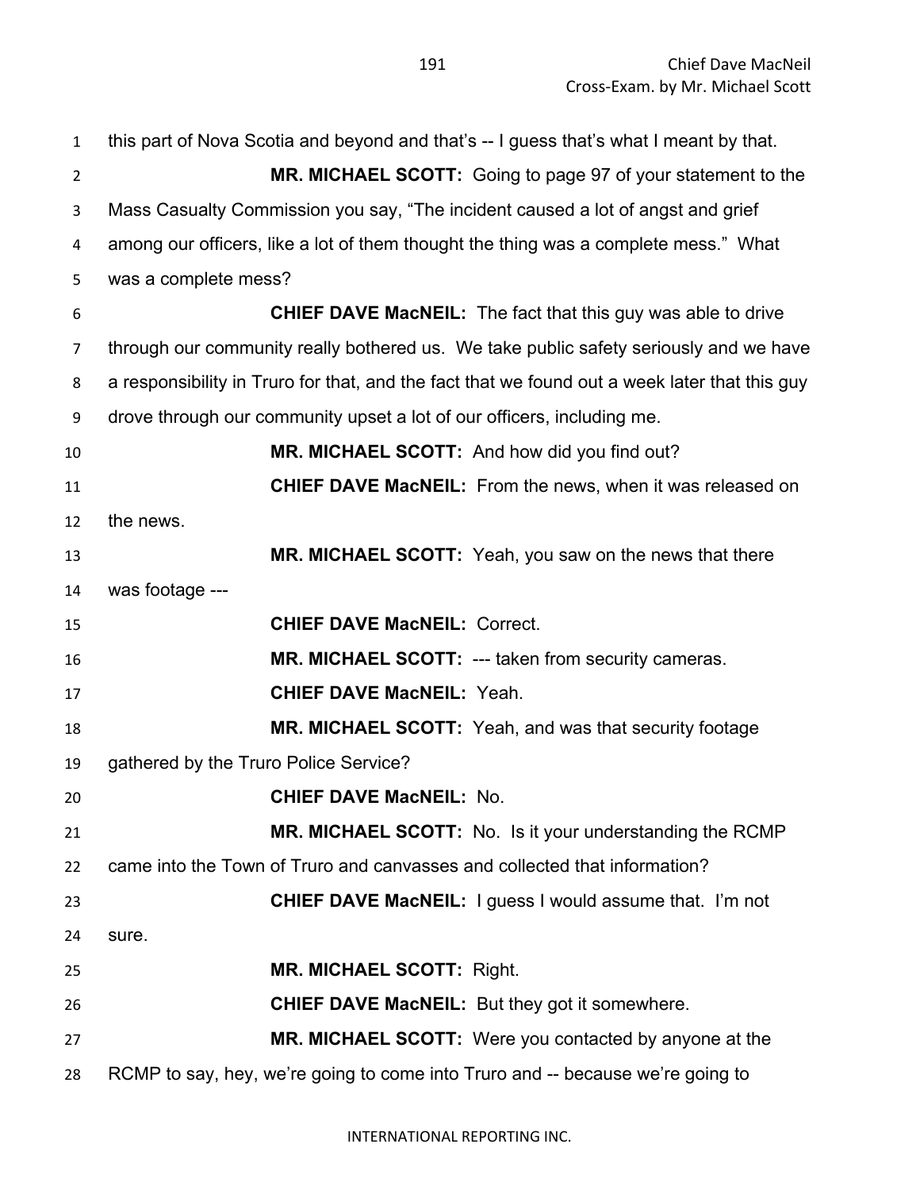this part of Nova Scotia and beyond and that's -- I guess that's what I meant by that.

**MR. MICHAEL SCOTT:** Going to page 97 of your statement to the Mass Casualty Commission you say, "The incident caused a lot of angst and grief among our officers, like a lot of them thought the thing was a complete mess." What was a complete mess?

**CHIEF DAVE MacNEIL:** The fact that this guy was able to drive through our community really bothered us. We take public safety seriously and we have a responsibility in Truro for that, and the fact that we found out a week later that this guy drove through our community upset a lot of our officers, including me.

**MR. MICHAEL SCOTT:** And how did you find out?

**CHIEF DAVE MacNEIL:** From the news, when it was released on the news.

**MR. MICHAEL SCOTT:** Yeah, you saw on the news that there was footage ---

**CHIEF DAVE MacNEIL:** Correct.

**MR. MICHAEL SCOTT:** --- taken from security cameras.

**CHIEF DAVE MacNEIL:** Yeah.

**MR. MICHAEL SCOTT:** Yeah, and was that security footage gathered by the Truro Police Service?

**CHIEF DAVE MacNEIL:** No.

**MR. MICHAEL SCOTT:** No. Is it your understanding the RCMP came into the Town of Truro and canvasses and collected that information?

**CHIEF DAVE MacNEIL:** I guess I would assume that. I'm not sure.

**MR. MICHAEL SCOTT:** Right.

**CHIEF DAVE MacNEIL:** But they got it somewhere.

**MR. MICHAEL SCOTT:** Were you contacted by anyone at the RCMP to say, hey, we're going to come into Truro and -- because we're going to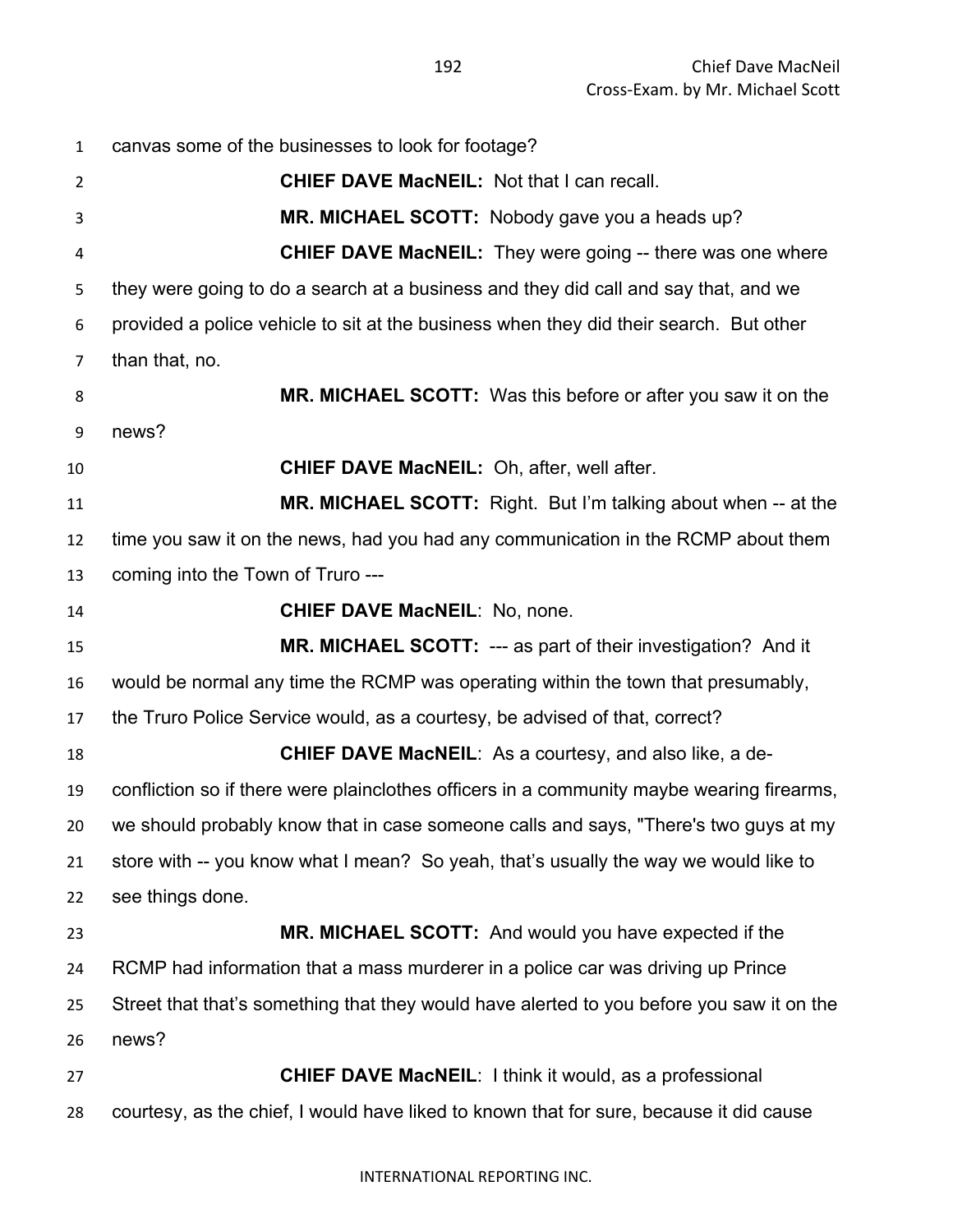canvas some of the businesses to look for footage?

**CHIEF DAVE MacNEIL:** Not that I can recall.

**MR. MICHAEL SCOTT:** Nobody gave you a heads up?

**CHIEF DAVE MacNEIL:** They were going -- there was one where they were going to do a search at a business and they did call and say that, and we provided a police vehicle to sit at the business when they did their search. But other than that, no.

**MR. MICHAEL SCOTT:** Was this before or after you saw it on the news?

**CHIEF DAVE MacNEIL:** Oh, after, well after.

**MR. MICHAEL SCOTT:** Right. But I'm talking about when -- at the time you saw it on the news, had you had any communication in the RCMP about them coming into the Town of Truro ---

**CHIEF DAVE MacNEIL**: No, none.

**MR. MICHAEL SCOTT:** --- as part of their investigation? And it would be normal any time the RCMP was operating within the town that presumably, the Truro Police Service would, as a courtesy, be advised of that, correct?

**CHIEF DAVE MacNEIL**: As a courtesy, and also like, a de-confliction so if there were plainclothes officers in a community maybe wearing firearms, we should probably know that in case someone calls and says, "There's two guys at my store with -- you know what I mean? So yeah, that's usually the way we would like to see things done.

**MR. MICHAEL SCOTT:** And would you have expected if the RCMP had information that a mass murderer in a police car was driving up Prince Street that that's something that they would have alerted to you before you saw it on the news?

**CHIEF DAVE MacNEIL**: I think it would, as a professional courtesy, as the chief, I would have liked to known that for sure, because it did cause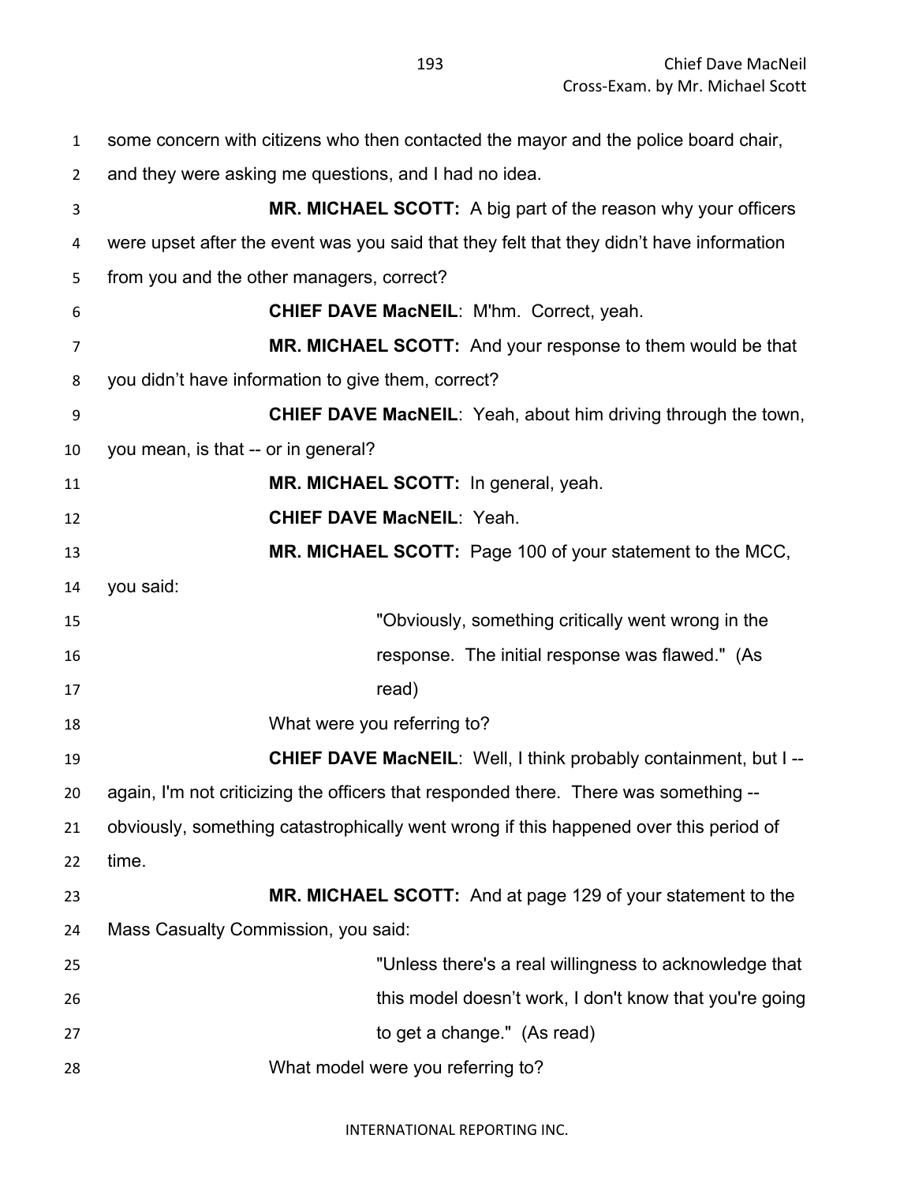some concern with citizens who then contacted the mayor and the police board chair, and they were asking me questions, and I had no idea.

**MR. MICHAEL SCOTT:** A big part of the reason why your officers were upset after the event was you said that they felt that they didn't have information from you and the other managers, correct?

**CHIEF DAVE MacNEIL**: M'hm. Correct, yeah.

**MR. MICHAEL SCOTT:** And your response to them would be that you didn't have information to give them, correct?

**CHIEF DAVE MacNEIL**: Yeah, about him driving through the town, you mean, is that -- or in general?

**MR. MICHAEL SCOTT:** In general, yeah.

**CHIEF DAVE MacNEIL**: Yeah.

**MR. MICHAEL SCOTT:** Page 100 of your statement to the MCC, you said:

> "Obviously, something critically went wrong in the response. The initial response was flawed." (As read)

What were you referring to?

**CHIEF DAVE MacNEIL**: Well, I think probably containment, but I -- again, I'm not criticizing the officers that responded there. There was something -- obviously, something catastrophically went wrong if this happened over this period of time.

**MR. MICHAEL SCOTT:** And at page 129 of your statement to the Mass Casualty Commission, you said:

> "Unless there's a real willingness to acknowledge that this model doesn't work, I don't know that you're going to get a change." (As read)

What model were you referring to?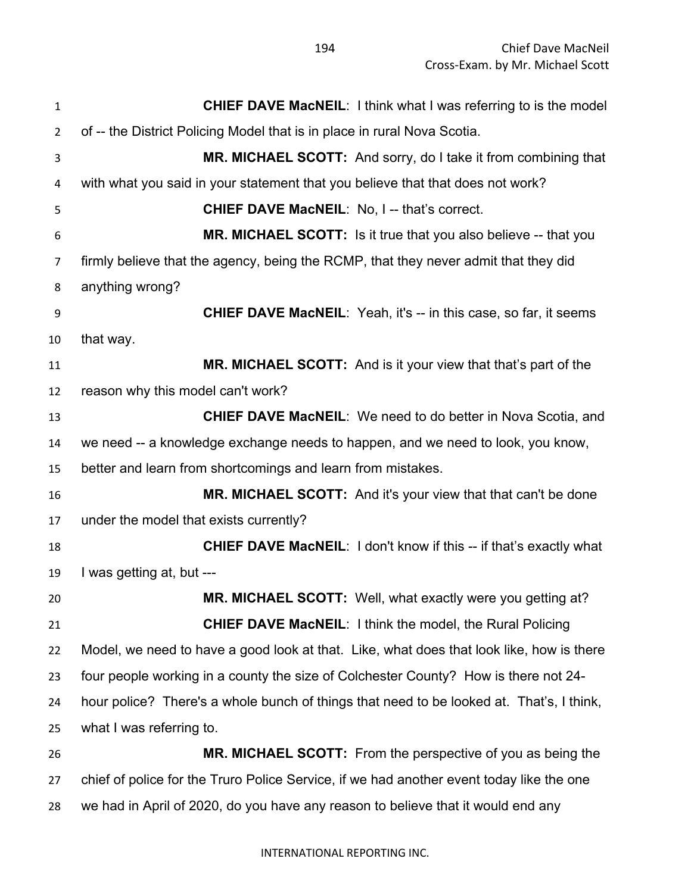**CHIEF DAVE MacNEIL**: I think what I was referring to is the model of -- the District Policing Model that is in place in rural Nova Scotia.

**MR. MICHAEL SCOTT:** And sorry, do I take it from combining that with what you said in your statement that you believe that that does not work?

**CHIEF DAVE MacNEIL**: No, I -- that's correct.

**MR. MICHAEL SCOTT:** Is it true that you also believe -- that you firmly believe that the agency, being the RCMP, that they never admit that they did anything wrong?

**CHIEF DAVE MacNEIL**: Yeah, it's -- in this case, so far, it seems that way.

**MR. MICHAEL SCOTT:** And is it your view that that's part of the reason why this model can't work?

**CHIEF DAVE MacNEIL**: We need to do better in Nova Scotia, and we need -- a knowledge exchange needs to happen, and we need to look, you know, better and learn from shortcomings and learn from mistakes.

**MR. MICHAEL SCOTT:** And it's your view that that can't be done under the model that exists currently?

**CHIEF DAVE MacNEIL**: I don't know if this -- if that's exactly what I was getting at, but ---

**MR. MICHAEL SCOTT:** Well, what exactly were you getting at?

**CHIEF DAVE MacNEIL**: I think the model, the Rural Policing Model, we need to have a good look at that. Like, what does that look like, how is there four people working in a county the size of Colchester County? How is there not 24-hour police? There's a whole bunch of things that need to be looked at. That's, I think, what I was referring to.

**MR. MICHAEL SCOTT:** From the perspective of you as being the chief of police for the Truro Police Service, if we had another event today like the one we had in April of 2020, do you have any reason to believe that it would end any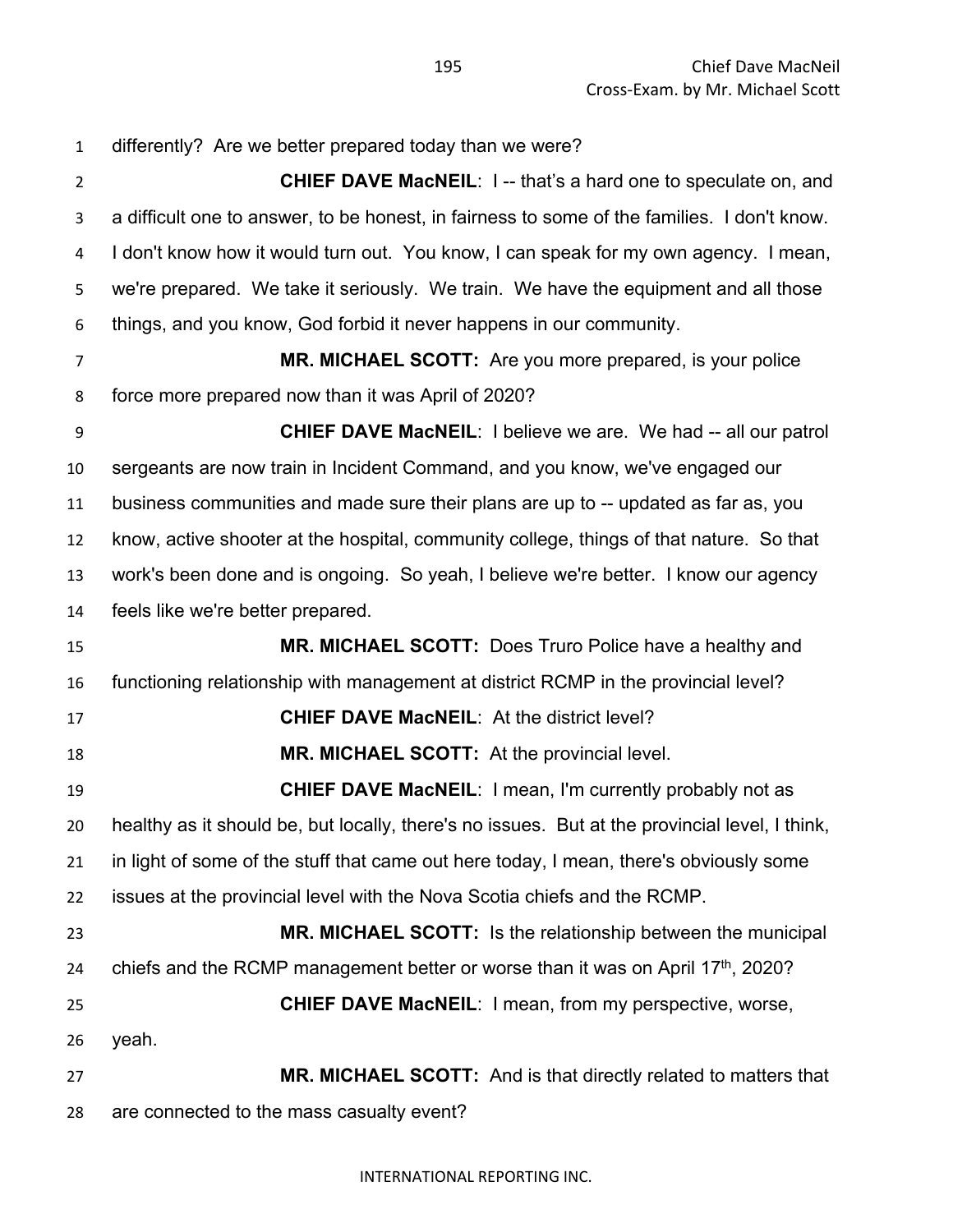differently? Are we better prepared today than we were?

**CHIEF DAVE MacNEIL**: I -- that's a hard one to speculate on, and a difficult one to answer, to be honest, in fairness to some of the families. I don't know. I don't know how it would turn out. You know, I can speak for my own agency. I mean, we're prepared. We take it seriously. We train. We have the equipment and all those things, and you know, God forbid it never happens in our community.

**MR. MICHAEL SCOTT:** Are you more prepared, is your police force more prepared now than it was April of 2020?

**CHIEF DAVE MacNEIL**: I believe we are. We had -- all our patrol sergeants are now train in Incident Command, and you know, we've engaged our business communities and made sure their plans are up to -- updated as far as, you know, active shooter at the hospital, community college, things of that nature. So that work's been done and is ongoing. So yeah, I believe we're better. I know our agency feels like we're better prepared.

**MR. MICHAEL SCOTT:** Does Truro Police have a healthy and functioning relationship with management at district RCMP in the provincial level?

**CHIEF DAVE MacNEIL**: At the district level?

**MR. MICHAEL SCOTT:** At the provincial level.

**CHIEF DAVE MacNEIL**: I mean, I'm currently probably not as healthy as it should be, but locally, there's no issues. But at the provincial level, I think, in light of some of the stuff that came out here today, I mean, there's obviously some issues at the provincial level with the Nova Scotia chiefs and the RCMP.

**MR. MICHAEL SCOTT:** Is the relationship between the municipal chiefs and the RCMP management better or worse than it was on April 17th, 2020?

**CHIEF DAVE MacNEIL**: I mean, from my perspective, worse, yeah.

**MR. MICHAEL SCOTT:** And is that directly related to matters that are connected to the mass casualty event?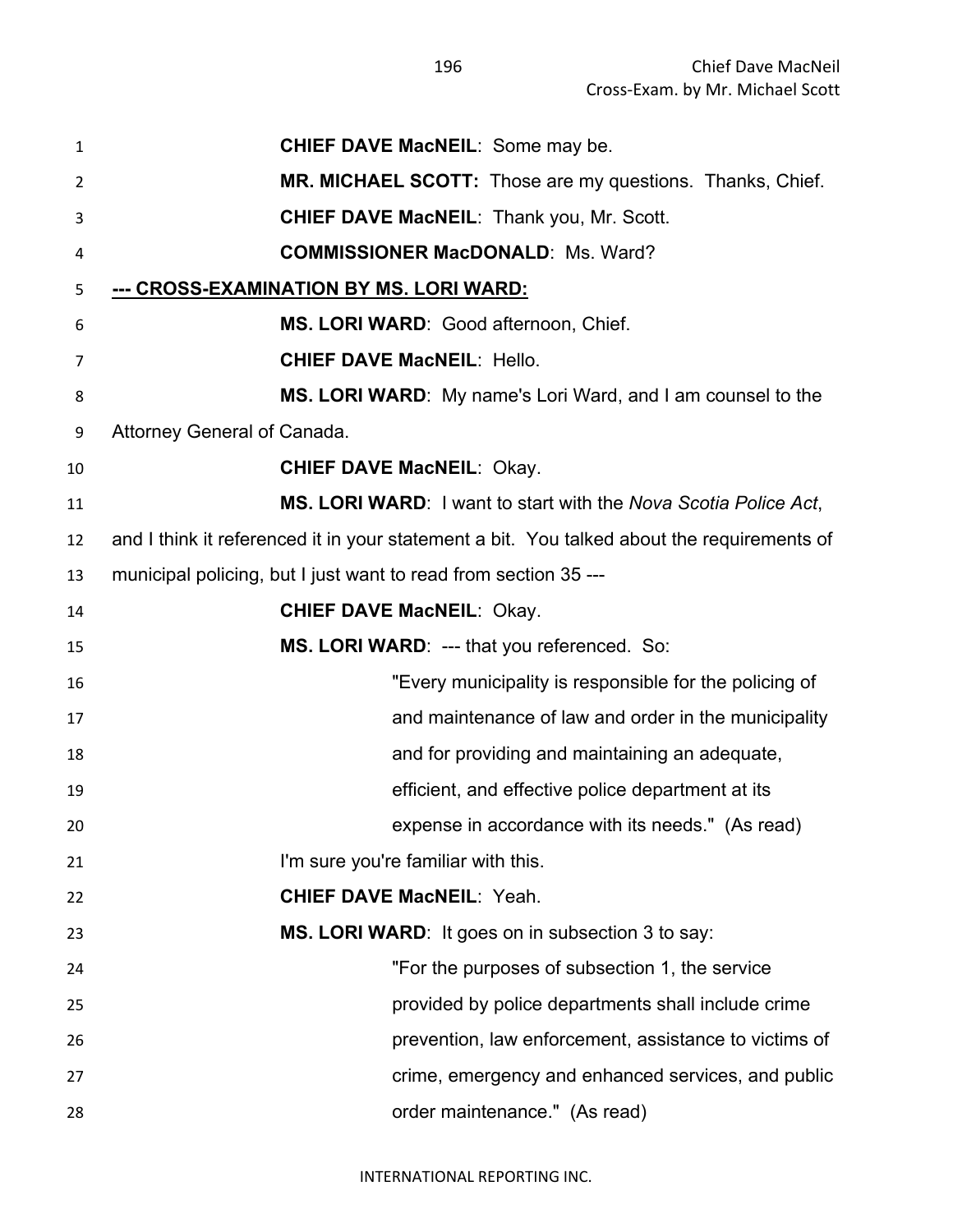**CHIEF DAVE MacNEIL**: Some may be.

**MR. MICHAEL SCOTT:** Those are my questions. Thanks, Chief.

**CHIEF DAVE MacNEIL**: Thank you, Mr. Scott.

**COMMISSIONER MacDONALD**: Ms. Ward?

**--- CROSS-EXAMINATION BY MS. LORI WARD:**

**MS. LORI WARD**: Good afternoon, Chief.

**CHIEF DAVE MacNEIL**: Hello.

**MS. LORI WARD**: My name's Lori Ward, and I am counsel to the Attorney General of Canada.

**CHIEF DAVE MacNEIL**: Okay.

**MS. LORI WARD**: I want to start with the *Nova Scotia Police Act*, and I think it referenced it in your statement a bit. You talked about the requirements of municipal policing, but I just want to read from section 35 ---

**CHIEF DAVE MacNEIL**: Okay.

**MS. LORI WARD**: --- that you referenced. So:

> "Every municipality is responsible for the policing of and maintenance of law and order in the municipality and for providing and maintaining an adequate, efficient, and effective police department at its expense in accordance with its needs." (As read)

I'm sure you're familiar with this.

**CHIEF DAVE MacNEIL**: Yeah.

**MS. LORI WARD**: It goes on in subsection 3 to say:

> "For the purposes of subsection 1, the service provided by police departments shall include crime prevention, law enforcement, assistance to victims of crime, emergency and enhanced services, and public order maintenance." (As read)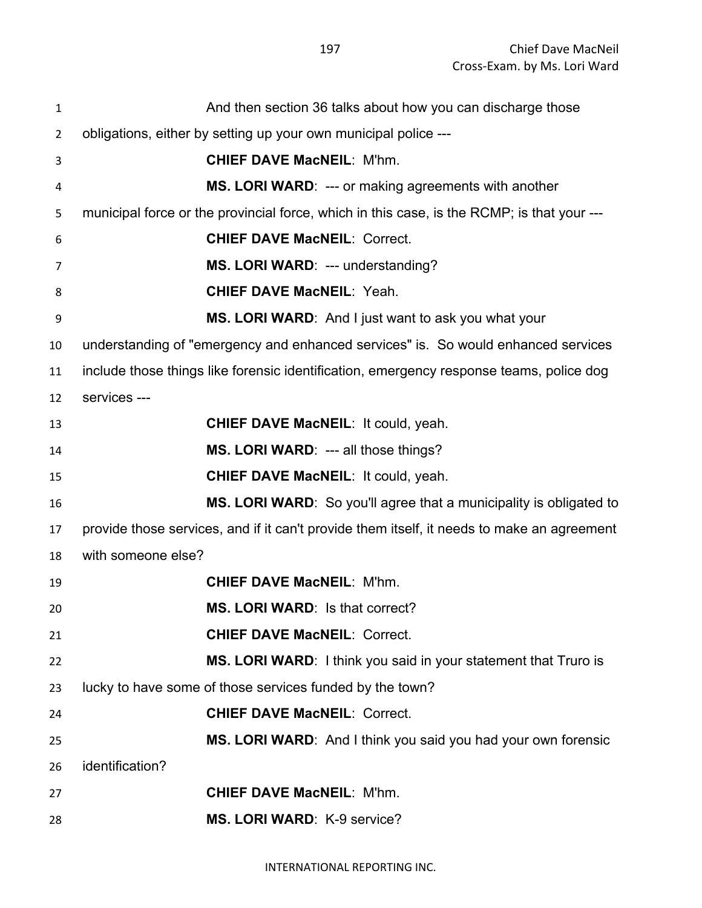And then section 36 talks about how you can discharge those obligations, either by setting up your own municipal police ---

**CHIEF DAVE MacNEIL**: M'hm.

**MS. LORI WARD**: --- or making agreements with another municipal force or the provincial force, which in this case, is the RCMP; is that your ---

**CHIEF DAVE MacNEIL**: Correct.

**MS. LORI WARD**: --- understanding?

**CHIEF DAVE MacNEIL**: Yeah.

**MS. LORI WARD**: And I just want to ask you what your understanding of "emergency and enhanced services" is. So would enhanced services include those things like forensic identification, emergency response teams, police dog services ---

**CHIEF DAVE MacNEIL**: It could, yeah.

**MS. LORI WARD**: --- all those things?

**CHIEF DAVE MacNEIL**: It could, yeah.

**MS. LORI WARD**: So you'll agree that a municipality is obligated to provide those services, and if it can't provide them itself, it needs to make an agreement with someone else?

**CHIEF DAVE MacNEIL**: M'hm.

**MS. LORI WARD**: Is that correct?

**CHIEF DAVE MacNEIL**: Correct.

**MS. LORI WARD**: I think you said in your statement that Truro is lucky to have some of those services funded by the town?

**CHIEF DAVE MacNEIL**: Correct.

**MS. LORI WARD**: And I think you said you had your own forensic identification?

**CHIEF DAVE MacNEIL**: M'hm.

**MS. LORI WARD**: K-9 service?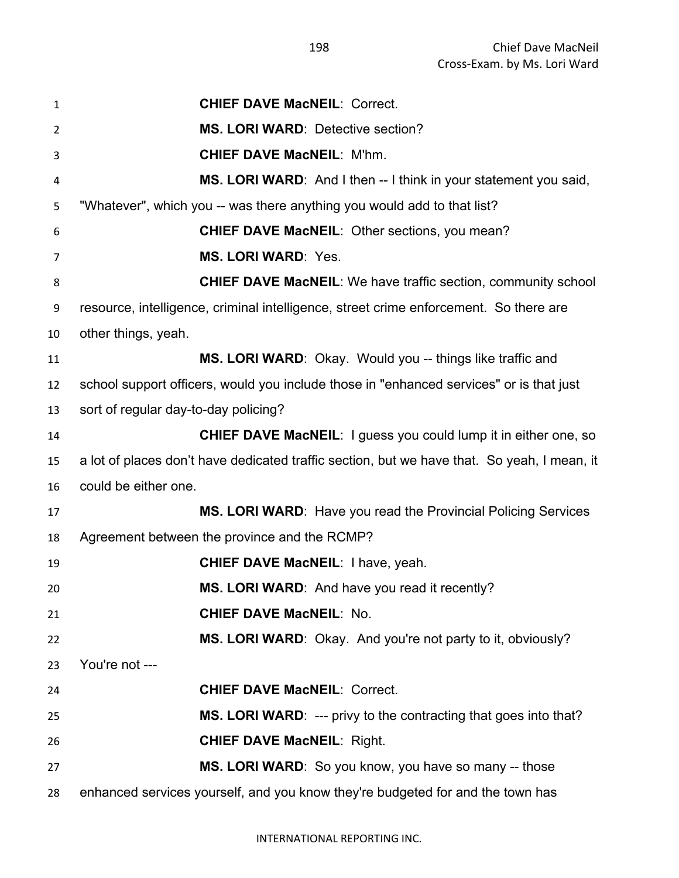**CHIEF DAVE MacNEIL**: Correct.

**MS. LORI WARD**: Detective section?

**CHIEF DAVE MacNEIL**: M'hm.

**MS. LORI WARD**: And I then -- I think in your statement you said, "Whatever", which you -- was there anything you would add to that list?

**CHIEF DAVE MacNEIL**: Other sections, you mean?

**MS. LORI WARD**: Yes.

**CHIEF DAVE MacNEIL**: We have traffic section, community school resource, intelligence, criminal intelligence, street crime enforcement. So there are other things, yeah.

**MS. LORI WARD**: Okay. Would you -- things like traffic and school support officers, would you include those in "enhanced services" or is that just sort of regular day-to-day policing?

**CHIEF DAVE MacNEIL**: I guess you could lump it in either one, so a lot of places don't have dedicated traffic section, but we have that. So yeah, I mean, it could be either one.

**MS. LORI WARD**: Have you read the Provincial Policing Services Agreement between the province and the RCMP?

**CHIEF DAVE MacNEIL**: I have, yeah.

**MS. LORI WARD**: And have you read it recently?

**CHIEF DAVE MacNEIL**: No.

**MS. LORI WARD**: Okay. And you're not party to it, obviously? You're not ---

**CHIEF DAVE MacNEIL**: Correct.

**MS. LORI WARD**: --- privy to the contracting that goes into that?

**CHIEF DAVE MacNEIL**: Right.

**MS. LORI WARD**: So you know, you have so many -- those enhanced services yourself, and you know they're budgeted for and the town has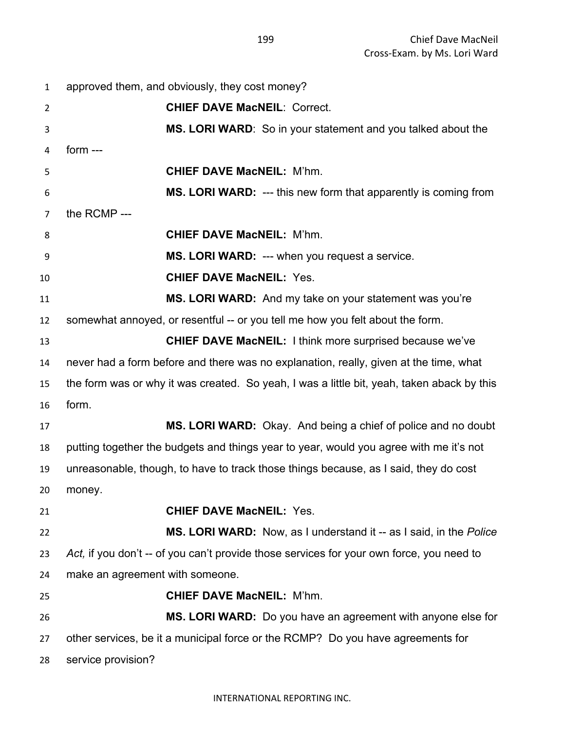approved them, and obviously, they cost money?

**CHIEF DAVE MacNEIL**: Correct.

**MS. LORI WARD**: So in your statement and you talked about the form ---

**CHIEF DAVE MacNEIL:** M'hm.

**MS. LORI WARD:** --- this new form that apparently is coming from the RCMP ---

**CHIEF DAVE MacNEIL:** M'hm.

**MS. LORI WARD:** --- when you request a service.

**CHIEF DAVE MacNEIL:** Yes.

**MS. LORI WARD:** And my take on your statement was you're somewhat annoyed, or resentful -- or you tell me how you felt about the form.

**CHIEF DAVE MacNEIL:** I think more surprised because we've never had a form before and there was no explanation, really, given at the time, what the form was or why it was created. So yeah, I was a little bit, yeah, taken aback by this form.

**MS. LORI WARD:** Okay. And being a chief of police and no doubt putting together the budgets and things year to year, would you agree with me it's not unreasonable, though, to have to track those things because, as I said, they do cost money.

**CHIEF DAVE MacNEIL:** Yes.

**MS. LORI WARD:** Now, as I understand it -- as I said, in the *Police Act,* if you don't -- of you can't provide those services for your own force, you need to make an agreement with someone.

**CHIEF DAVE MacNEIL:** M'hm.

**MS. LORI WARD:** Do you have an agreement with anyone else for other services, be it a municipal force or the RCMP? Do you have agreements for service provision?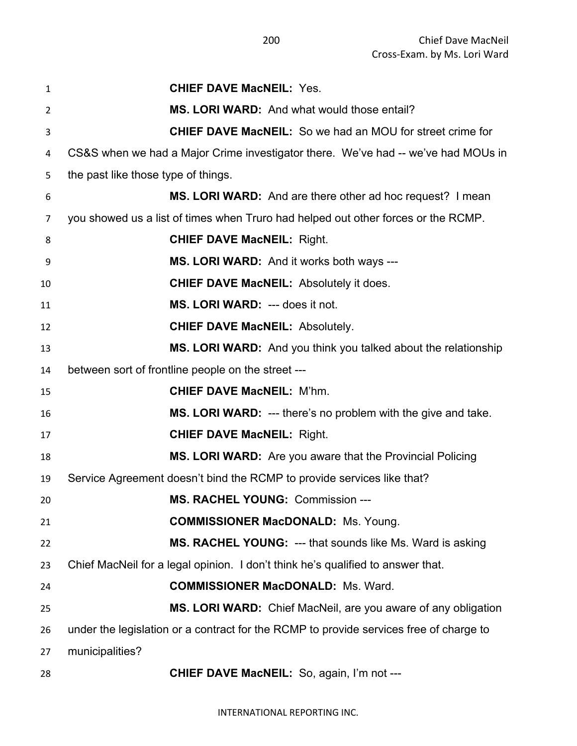**CHIEF DAVE MacNEIL:** Yes.

**MS. LORI WARD:** And what would those entail?

**CHIEF DAVE MacNEIL:** So we had an MOU for street crime for CS&S when we had a Major Crime investigator there. We've had -- we've had MOUs in the past like those type of things.

**MS. LORI WARD:** And are there other ad hoc request? I mean you showed us a list of times when Truro had helped out other forces or the RCMP.

**CHIEF DAVE MacNEIL:** Right.

**MS. LORI WARD:** And it works both ways ---

**CHIEF DAVE MacNEIL:** Absolutely it does.

**MS. LORI WARD:** --- does it not.

**CHIEF DAVE MacNEIL:** Absolutely.

**MS. LORI WARD:** And you think you talked about the relationship between sort of frontline people on the street ---

**CHIEF DAVE MacNEIL:** M'hm.

**MS. LORI WARD:** --- there's no problem with the give and take.

**CHIEF DAVE MacNEIL:** Right.

**MS. LORI WARD:** Are you aware that the Provincial Policing Service Agreement doesn't bind the RCMP to provide services like that?

**MS. RACHEL YOUNG:** Commission ---

**COMMISSIONER MacDONALD:** Ms. Young.

**MS. RACHEL YOUNG:** --- that sounds like Ms. Ward is asking Chief MacNeil for a legal opinion. I don't think he's qualified to answer that.

**COMMISSIONER MacDONALD:** Ms. Ward.

**MS. LORI WARD:** Chief MacNeil, are you aware of any obligation under the legislation or a contract for the RCMP to provide services free of charge to municipalities?

**CHIEF DAVE MacNEIL:** So, again, I'm not ---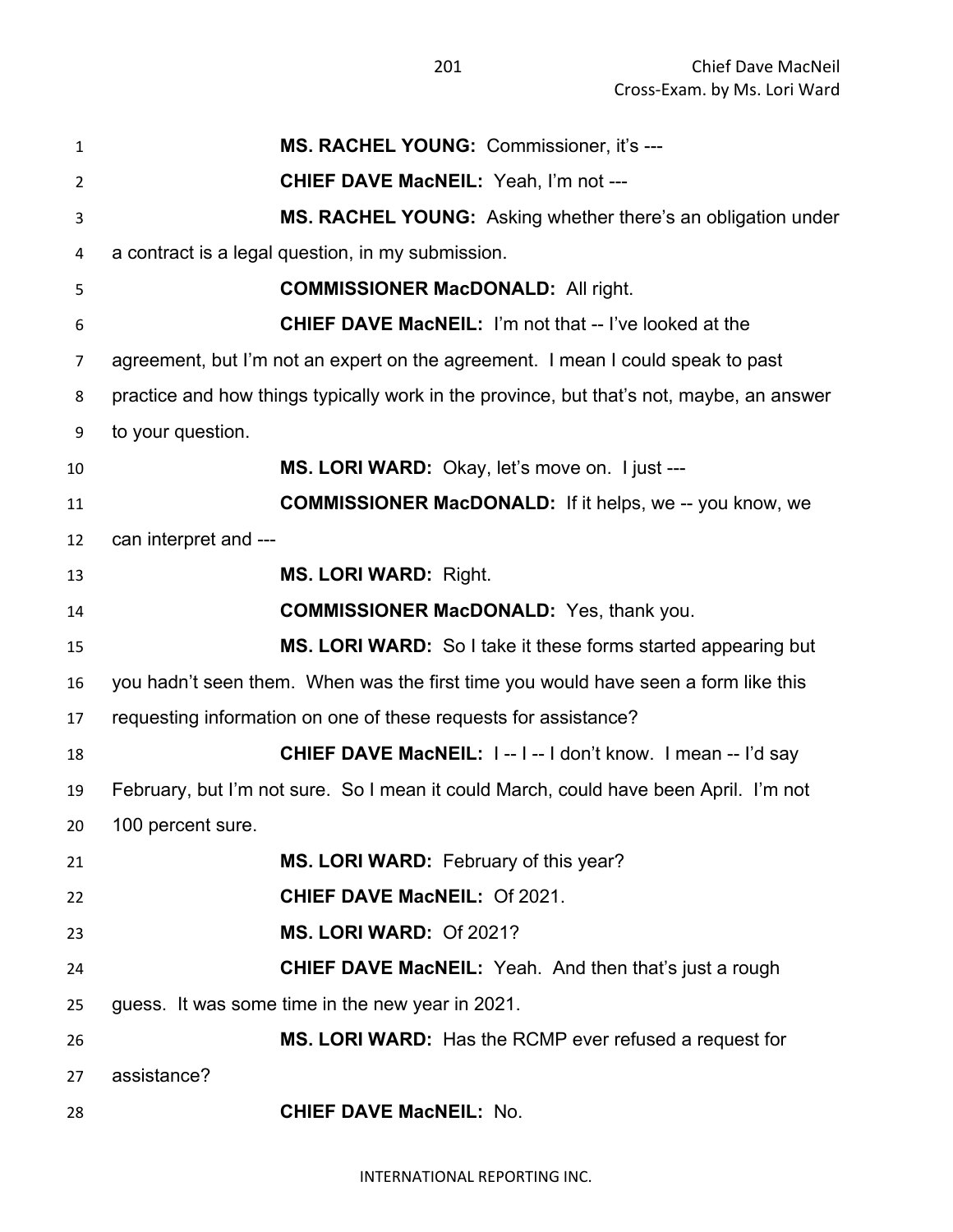**MS. RACHEL YOUNG:** Commissioner, it's ---

**CHIEF DAVE MacNEIL:** Yeah, I'm not ---

**MS. RACHEL YOUNG:** Asking whether there's an obligation under a contract is a legal question, in my submission.

**COMMISSIONER MacDONALD:** All right.

**CHIEF DAVE MacNEIL:** I'm not that -- I've looked at the agreement, but I'm not an expert on the agreement. I mean I could speak to past practice and how things typically work in the province, but that's not, maybe, an answer to your question.

**MS. LORI WARD:** Okay, let's move on. I just ---

**COMMISSIONER MacDONALD:** If it helps, we -- you know, we can interpret and ---

**MS. LORI WARD:** Right.

**COMMISSIONER MacDONALD:** Yes, thank you.

**MS. LORI WARD:** So I take it these forms started appearing but you hadn't seen them. When was the first time you would have seen a form like this requesting information on one of these requests for assistance?

**CHIEF DAVE MacNEIL:** I -- I -- I don't know. I mean -- I'd say February, but I'm not sure. So I mean it could March, could have been April. I'm not 100 percent sure.

**MS. LORI WARD:** February of this year?

**CHIEF DAVE MacNEIL:** Of 2021.

**MS. LORI WARD:** Of 2021?

**CHIEF DAVE MacNEIL:** Yeah. And then that's just a rough guess. It was some time in the new year in 2021.

**MS. LORI WARD:** Has the RCMP ever refused a request for assistance?

**CHIEF DAVE MacNEIL:** No.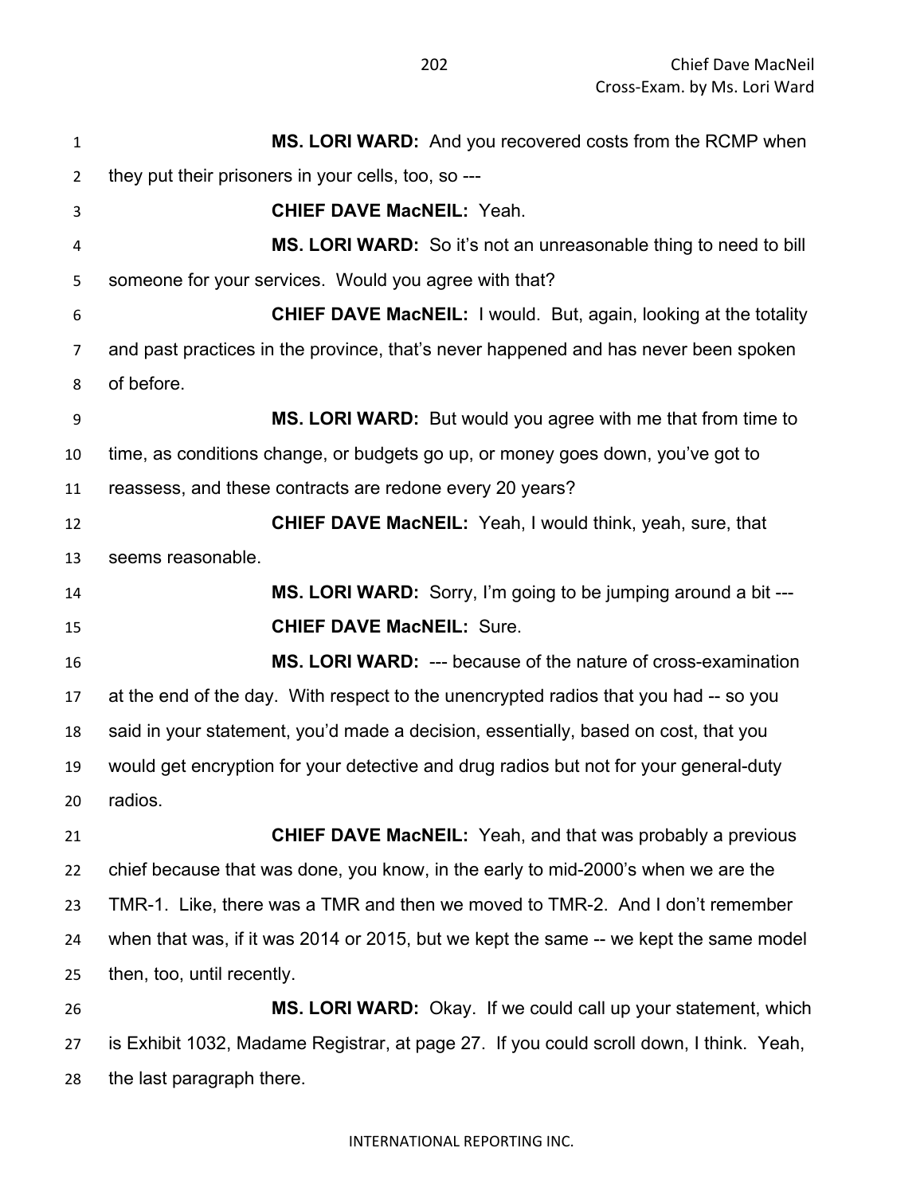**MS. LORI WARD:** And you recovered costs from the RCMP when they put their prisoners in your cells, too, so ---

**CHIEF DAVE MacNEIL:** Yeah.

**MS. LORI WARD:** So it's not an unreasonable thing to need to bill someone for your services. Would you agree with that?

**CHIEF DAVE MacNEIL:** I would. But, again, looking at the totality and past practices in the province, that's never happened and has never been spoken of before.

**MS. LORI WARD:** But would you agree with me that from time to time, as conditions change, or budgets go up, or money goes down, you've got to reassess, and these contracts are redone every 20 years?

**CHIEF DAVE MacNEIL:** Yeah, I would think, yeah, sure, that seems reasonable.

**MS. LORI WARD:** Sorry, I'm going to be jumping around a bit ---

**CHIEF DAVE MacNEIL:** Sure.

**MS. LORI WARD:** --- because of the nature of cross-examination at the end of the day. With respect to the unencrypted radios that you had -- so you said in your statement, you'd made a decision, essentially, based on cost, that you would get encryption for your detective and drug radios but not for your general-duty radios.

**CHIEF DAVE MacNEIL:** Yeah, and that was probably a previous chief because that was done, you know, in the early to mid-2000's when we are the TMR-1. Like, there was a TMR and then we moved to TMR-2. And I don't remember when that was, if it was 2014 or 2015, but we kept the same -- we kept the same model then, too, until recently.

**MS. LORI WARD:** Okay. If we could call up your statement, which is Exhibit 1032, Madame Registrar, at page 27. If you could scroll down, I think. Yeah, the last paragraph there.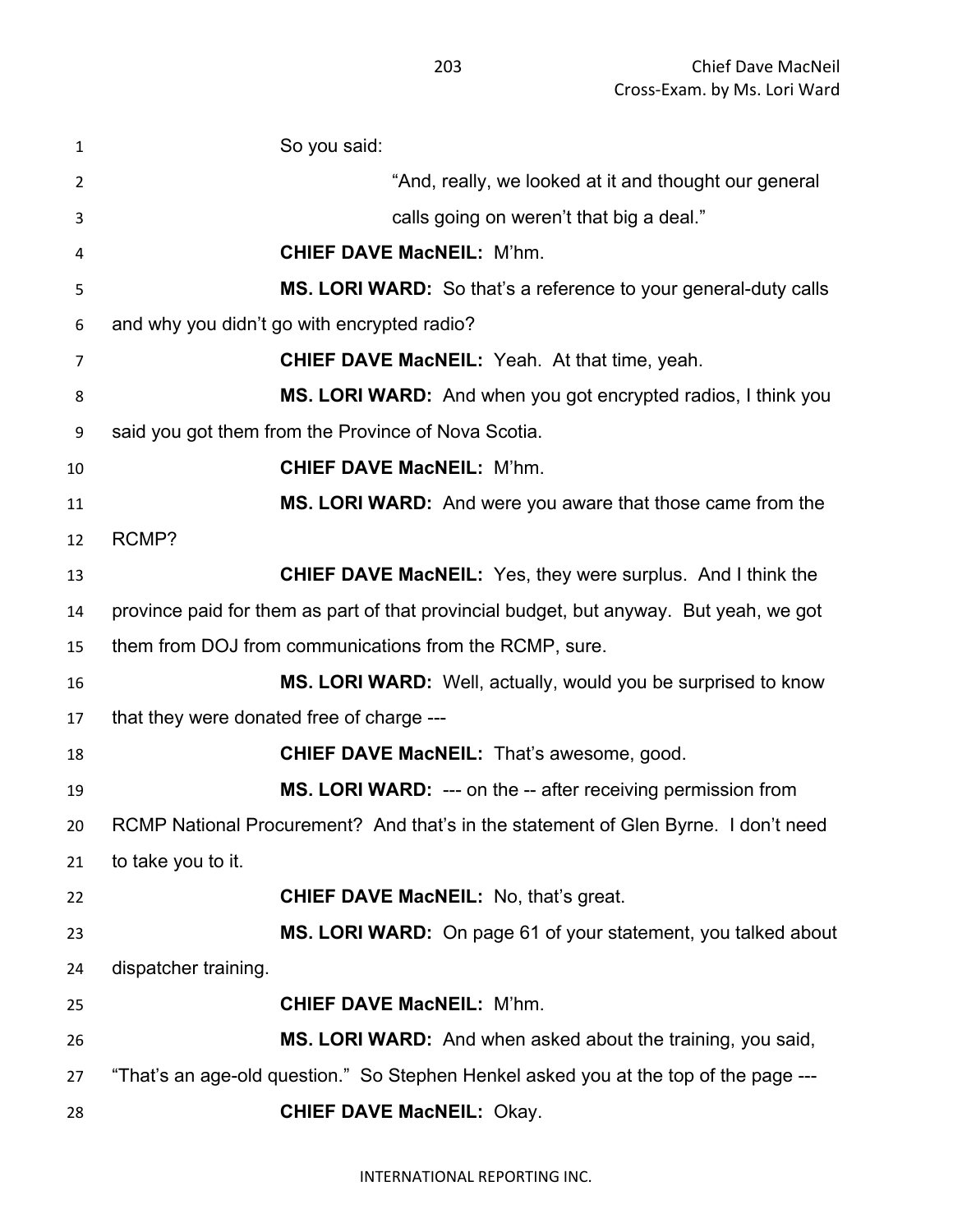So you said:

> "And, really, we looked at it and thought our general calls going on weren't that big a deal."

**CHIEF DAVE MacNEIL:** M'hm.

**MS. LORI WARD:** So that's a reference to your general-duty calls and why you didn't go with encrypted radio?

**CHIEF DAVE MacNEIL:** Yeah. At that time, yeah.

**MS. LORI WARD:** And when you got encrypted radios, I think you said you got them from the Province of Nova Scotia.

**CHIEF DAVE MacNEIL:** M'hm.

**MS. LORI WARD:** And were you aware that those came from the RCMP?

**CHIEF DAVE MacNEIL:** Yes, they were surplus. And I think the province paid for them as part of that provincial budget, but anyway. But yeah, we got them from DOJ from communications from the RCMP, sure.

**MS. LORI WARD:** Well, actually, would you be surprised to know that they were donated free of charge ---

**CHIEF DAVE MacNEIL:** That's awesome, good.

**MS. LORI WARD:** --- on the -- after receiving permission from RCMP National Procurement? And that's in the statement of Glen Byrne. I don't need to take you to it.

**CHIEF DAVE MacNEIL:** No, that's great.

**MS. LORI WARD:** On page 61 of your statement, you talked about dispatcher training.

**CHIEF DAVE MacNEIL:** M'hm.

**MS. LORI WARD:** And when asked about the training, you said, "That's an age-old question." So Stephen Henkel asked you at the top of the page ---

**CHIEF DAVE MacNEIL:** Okay.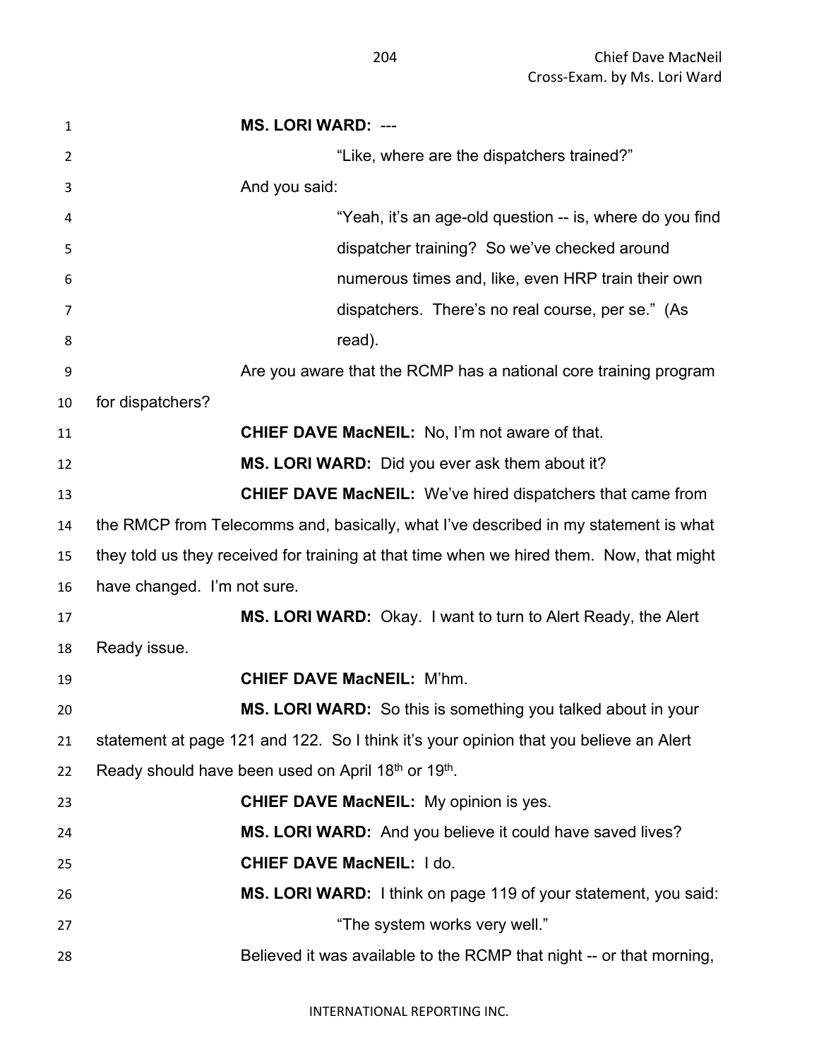**MS. LORI WARD:** ---

> "Like, where are the dispatchers trained?"

And you said:

> "Yeah, it's an age-old question -- is, where do you find dispatcher training? So we've checked around numerous times and, like, even HRP train their own dispatchers. There's no real course, per se." (As read).

Are you aware that the RCMP has a national core training program for dispatchers?

**CHIEF DAVE MacNEIL:** No, I'm not aware of that.

**MS. LORI WARD:** Did you ever ask them about it?

**CHIEF DAVE MacNEIL:** We've hired dispatchers that came from the RMCP from Telecomms and, basically, what I've described in my statement is what they told us they received for training at that time when we hired them. Now, that might have changed. I'm not sure.

**MS. LORI WARD:** Okay. I want to turn to Alert Ready, the Alert Ready issue.

**CHIEF DAVE MacNEIL:** M'hm.

**MS. LORI WARD:** So this is something you talked about in your statement at page 121 and 122. So I think it's your opinion that you believe an Alert Ready should have been used on April 18th or 19th.

**CHIEF DAVE MacNEIL:** My opinion is yes.

**MS. LORI WARD:** And you believe it could have saved lives?

**CHIEF DAVE MacNEIL:** I do.

**MS. LORI WARD:** I think on page 119 of your statement, you said:

> "The system works very well."

Believed it was available to the RCMP that night -- or that morning,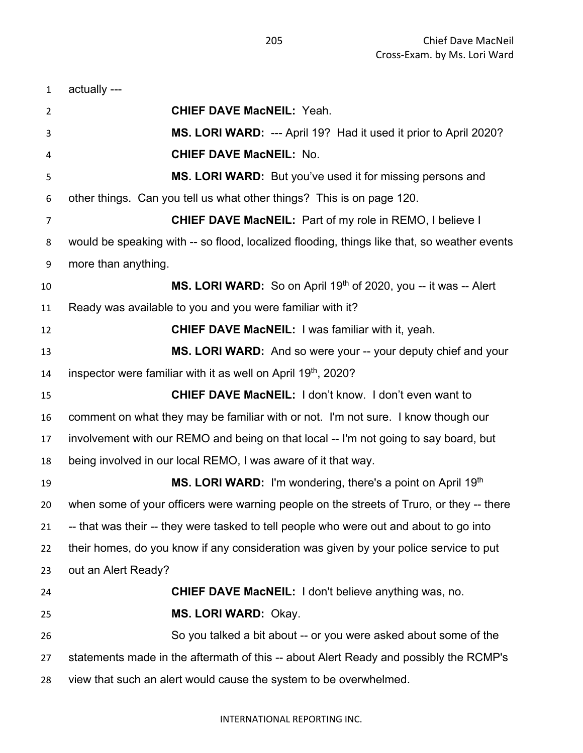actually ---

**CHIEF DAVE MacNEIL:** Yeah.

**MS. LORI WARD:** --- April 19? Had it used it prior to April 2020?

**CHIEF DAVE MacNEIL:** No.

**MS. LORI WARD:** But you've used it for missing persons and other things. Can you tell us what other things? This is on page 120.

**CHIEF DAVE MacNEIL:** Part of my role in REMO, I believe I would be speaking with -- so flood, localized flooding, things like that, so weather events more than anything.

**MS. LORI WARD:** So on April 19th of 2020, you -- it was -- Alert Ready was available to you and you were familiar with it?

**CHIEF DAVE MacNEIL:** I was familiar with it, yeah.

**MS. LORI WARD:** And so were your -- your deputy chief and your inspector were familiar with it as well on April 19th, 2020?

**CHIEF DAVE MacNEIL:** I don't know. I don't even want to comment on what they may be familiar with or not. I'm not sure. I know though our involvement with our REMO and being on that local -- I'm not going to say board, but being involved in our local REMO, I was aware of it that way.

**MS. LORI WARD:** I'm wondering, there's a point on April 19th when some of your officers were warning people on the streets of Truro, or they -- there -- that was their -- they were tasked to tell people who were out and about to go into their homes, do you know if any consideration was given by your police service to put out an Alert Ready?

**CHIEF DAVE MacNEIL:** I don't believe anything was, no.

**MS. LORI WARD:** Okay.

So you talked a bit about -- or you were asked about some of the statements made in the aftermath of this -- about Alert Ready and possibly the RCMP's view that such an alert would cause the system to be overwhelmed.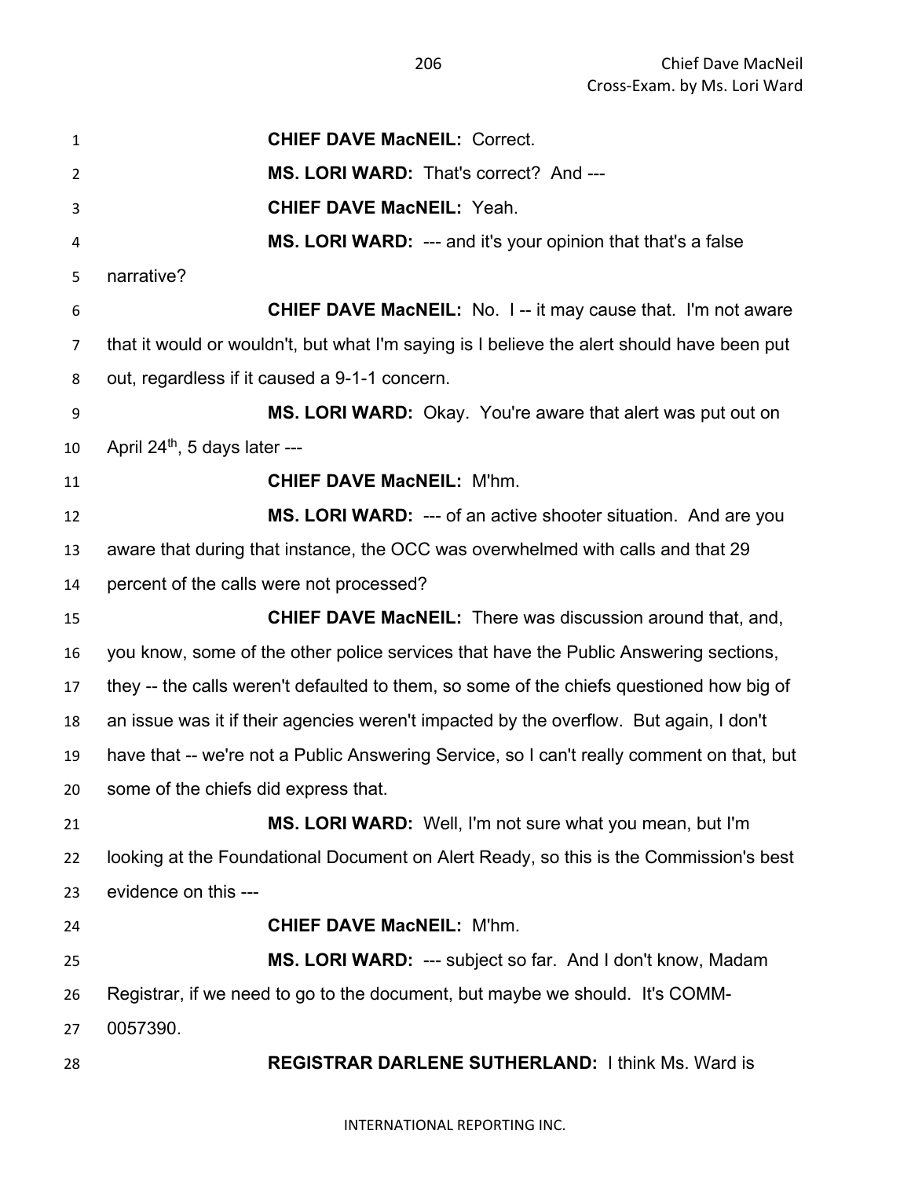**CHIEF DAVE MacNEIL:** Correct.

**MS. LORI WARD:** That's correct? And ---

**CHIEF DAVE MacNEIL:** Yeah.

**MS. LORI WARD:** --- and it's your opinion that that's a false narrative?

**CHIEF DAVE MacNEIL:** No. I -- it may cause that. I'm not aware that it would or wouldn't, but what I'm saying is I believe the alert should have been put out, regardless if it caused a 9-1-1 concern.

**MS. LORI WARD:** Okay. You're aware that alert was put out on April 24th, 5 days later ---

**CHIEF DAVE MacNEIL:** M'hm.

**MS. LORI WARD:** --- of an active shooter situation. And are you aware that during that instance, the OCC was overwhelmed with calls and that 29 percent of the calls were not processed?

**CHIEF DAVE MacNEIL:** There was discussion around that, and, you know, some of the other police services that have the Public Answering sections, they -- the calls weren't defaulted to them, so some of the chiefs questioned how big of an issue was it if their agencies weren't impacted by the overflow. But again, I don't have that -- we're not a Public Answering Service, so I can't really comment on that, but some of the chiefs did express that.

**MS. LORI WARD:** Well, I'm not sure what you mean, but I'm looking at the Foundational Document on Alert Ready, so this is the Commission's best evidence on this ---

**CHIEF DAVE MacNEIL:** M'hm.

**MS. LORI WARD:** --- subject so far. And I don't know, Madam Registrar, if we need to go to the document, but maybe we should. It's COMM-0057390.

**REGISTRAR DARLENE SUTHERLAND:** I think Ms. Ward is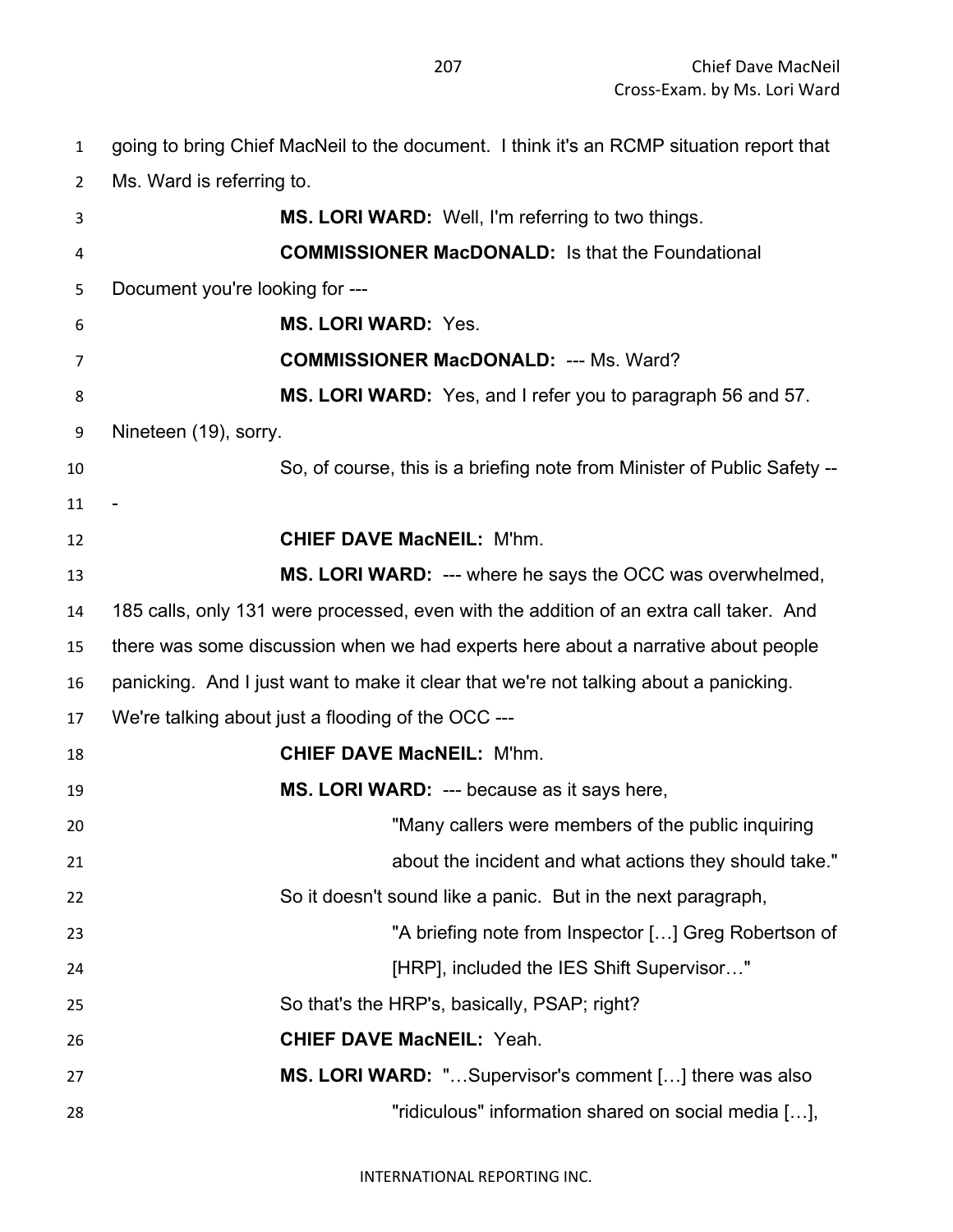going to bring Chief MacNeil to the document. I think it's an RCMP situation report that Ms. Ward is referring to.

**MS. LORI WARD:** Well, I'm referring to two things.

**COMMISSIONER MacDONALD:** Is that the Foundational Document you're looking for ---

**MS. LORI WARD:** Yes.

**COMMISSIONER MacDONALD:** --- Ms. Ward?

**MS. LORI WARD:** Yes, and I refer you to paragraph 56 and 57. Nineteen (19), sorry.

So, of course, this is a briefing note from Minister of Public Safety ---

**CHIEF DAVE MacNEIL:** M'hm.

**MS. LORI WARD:** --- where he says the OCC was overwhelmed, 185 calls, only 131 were processed, even with the addition of an extra call taker. And there was some discussion when we had experts here about a narrative about people panicking. And I just want to make it clear that we're not talking about a panicking. We're talking about just a flooding of the OCC ---

**CHIEF DAVE MacNEIL:** M'hm.

**MS. LORI WARD:** --- because as it says here,

> "Many callers were members of the public inquiring about the incident and what actions they should take."

So it doesn't sound like a panic. But in the next paragraph,

> "A briefing note from Inspector […] Greg Robertson of [HRP], included the IES Shift Supervisor…"

So that's the HRP's, basically, PSAP; right?

**CHIEF DAVE MacNEIL:** Yeah.

**MS. LORI WARD:** "…Supervisor's comment […] there was also

> "ridiculous" information shared on social media […],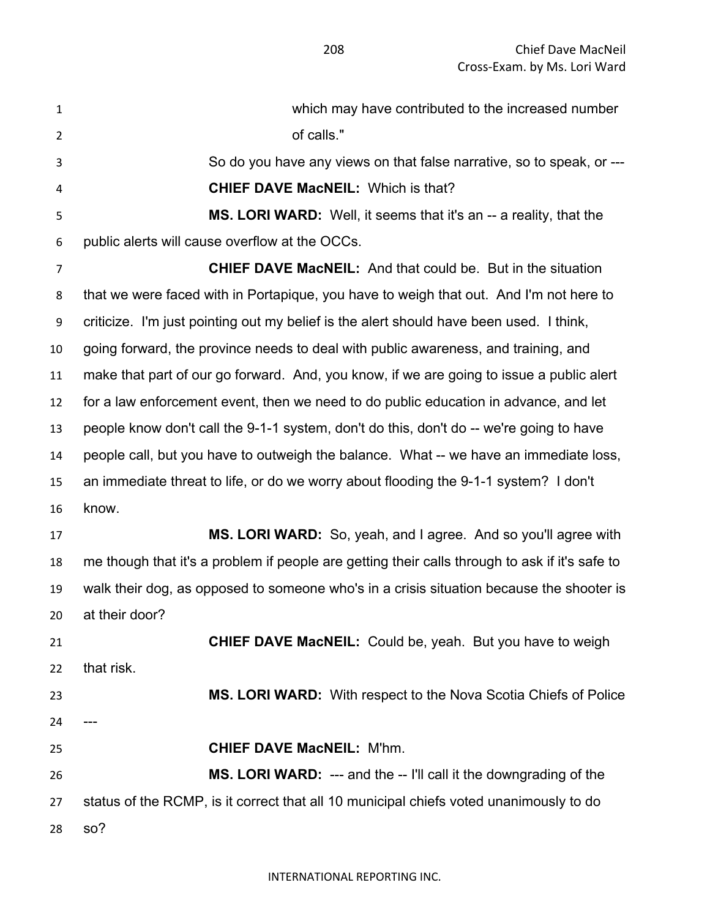which may have contributed to the increased number of calls."

So do you have any views on that false narrative, so to speak, or ---

**CHIEF DAVE MacNEIL:** Which is that?

**MS. LORI WARD:** Well, it seems that it's an -- a reality, that the public alerts will cause overflow at the OCCs.

**CHIEF DAVE MacNEIL:** And that could be. But in the situation that we were faced with in Portapique, you have to weigh that out. And I'm not here to criticize. I'm just pointing out my belief is the alert should have been used. I think, going forward, the province needs to deal with public awareness, and training, and make that part of our go forward. And, you know, if we are going to issue a public alert for a law enforcement event, then we need to do public education in advance, and let people know don't call the 9-1-1 system, don't do this, don't do -- we're going to have people call, but you have to outweigh the balance. What -- we have an immediate loss, an immediate threat to life, or do we worry about flooding the 9-1-1 system? I don't know.

**MS. LORI WARD:** So, yeah, and I agree. And so you'll agree with me though that it's a problem if people are getting their calls through to ask if it's safe to walk their dog, as opposed to someone who's in a crisis situation because the shooter is at their door?

**CHIEF DAVE MacNEIL:** Could be, yeah. But you have to weigh that risk.

**MS. LORI WARD:** With respect to the Nova Scotia Chiefs of Police ---

**CHIEF DAVE MacNEIL:** M'hm.

**MS. LORI WARD:** --- and the -- I'll call it the downgrading of the status of the RCMP, is it correct that all 10 municipal chiefs voted unanimously to do so?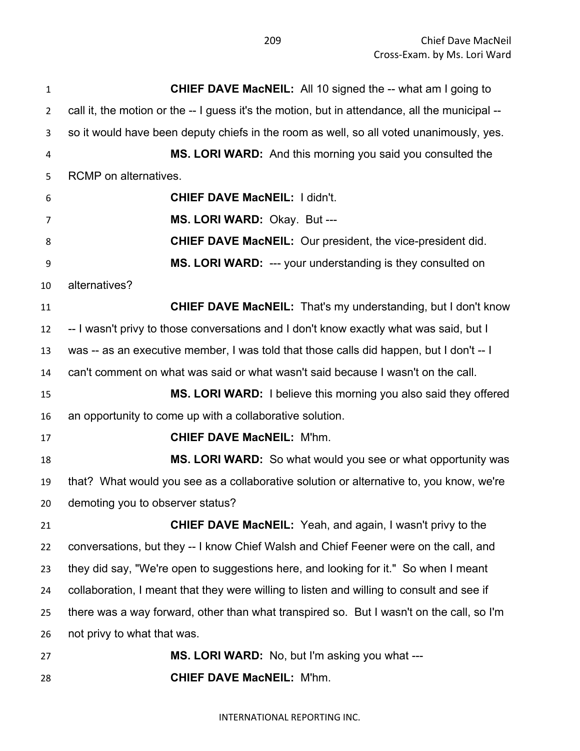**CHIEF DAVE MacNEIL:** All 10 signed the -- what am I going to call it, the motion or the -- I guess it's the motion, but in attendance, all the municipal -- so it would have been deputy chiefs in the room as well, so all voted unanimously, yes.

**MS. LORI WARD:** And this morning you said you consulted the RCMP on alternatives.

**CHIEF DAVE MacNEIL:** I didn't.

**MS. LORI WARD:** Okay. But ---

**CHIEF DAVE MacNEIL:** Our president, the vice-president did.

**MS. LORI WARD:** --- your understanding is they consulted on alternatives?

**CHIEF DAVE MacNEIL:** That's my understanding, but I don't know -- I wasn't privy to those conversations and I don't know exactly what was said, but I was -- as an executive member, I was told that those calls did happen, but I don't -- I can't comment on what was said or what wasn't said because I wasn't on the call.

**MS. LORI WARD:** I believe this morning you also said they offered an opportunity to come up with a collaborative solution.

**CHIEF DAVE MacNEIL:** M'hm.

**MS. LORI WARD:** So what would you see or what opportunity was that? What would you see as a collaborative solution or alternative to, you know, we're demoting you to observer status?

**CHIEF DAVE MacNEIL:** Yeah, and again, I wasn't privy to the conversations, but they -- I know Chief Walsh and Chief Feener were on the call, and they did say, "We're open to suggestions here, and looking for it." So when I meant collaboration, I meant that they were willing to listen and willing to consult and see if there was a way forward, other than what transpired so. But I wasn't on the call, so I'm not privy to what that was.

**MS. LORI WARD:** No, but I'm asking you what ---

**CHIEF DAVE MacNEIL:** M'hm.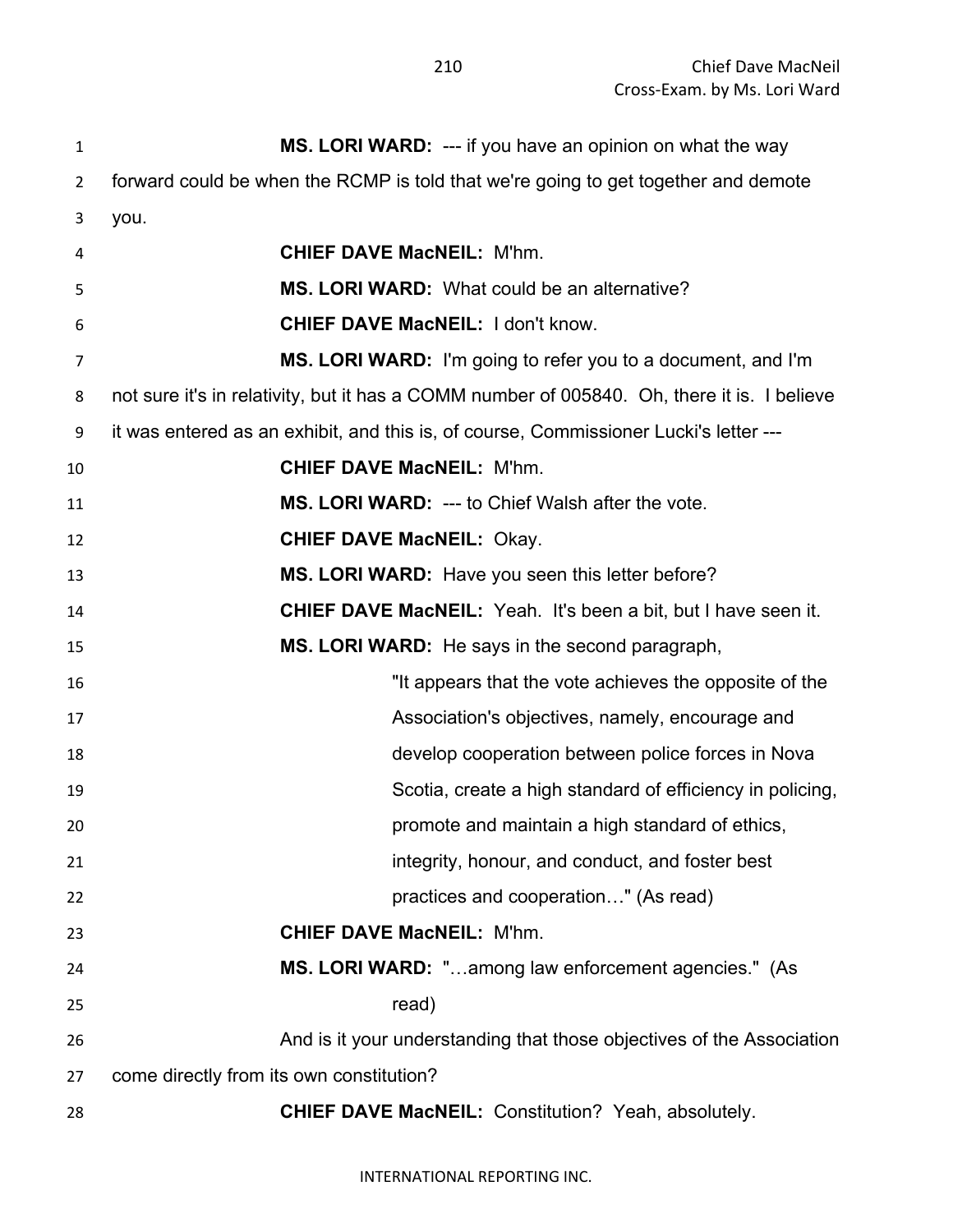**MS. LORI WARD:** --- if you have an opinion on what the way forward could be when the RCMP is told that we're going to get together and demote you.

**CHIEF DAVE MacNEIL:** M'hm.

**MS. LORI WARD:** What could be an alternative?

**CHIEF DAVE MacNEIL:** I don't know.

**MS. LORI WARD:** I'm going to refer you to a document, and I'm not sure it's in relativity, but it has a COMM number of 005840. Oh, there it is. I believe it was entered as an exhibit, and this is, of course, Commissioner Lucki's letter ---

**CHIEF DAVE MacNEIL:** M'hm.

**MS. LORI WARD:** --- to Chief Walsh after the vote.

**CHIEF DAVE MacNEIL:** Okay.

**MS. LORI WARD:** Have you seen this letter before?

**CHIEF DAVE MacNEIL:** Yeah. It's been a bit, but I have seen it.

**MS. LORI WARD:** He says in the second paragraph,

> "It appears that the vote achieves the opposite of the Association's objectives, namely, encourage and develop cooperation between police forces in Nova Scotia, create a high standard of efficiency in policing, promote and maintain a high standard of ethics, integrity, honour, and conduct, and foster best practices and cooperation…" (As read)

**CHIEF DAVE MacNEIL:** M'hm.

**MS. LORI WARD:** "…among law enforcement agencies." (As read)

And is it your understanding that those objectives of the Association come directly from its own constitution?

**CHIEF DAVE MacNEIL:** Constitution? Yeah, absolutely.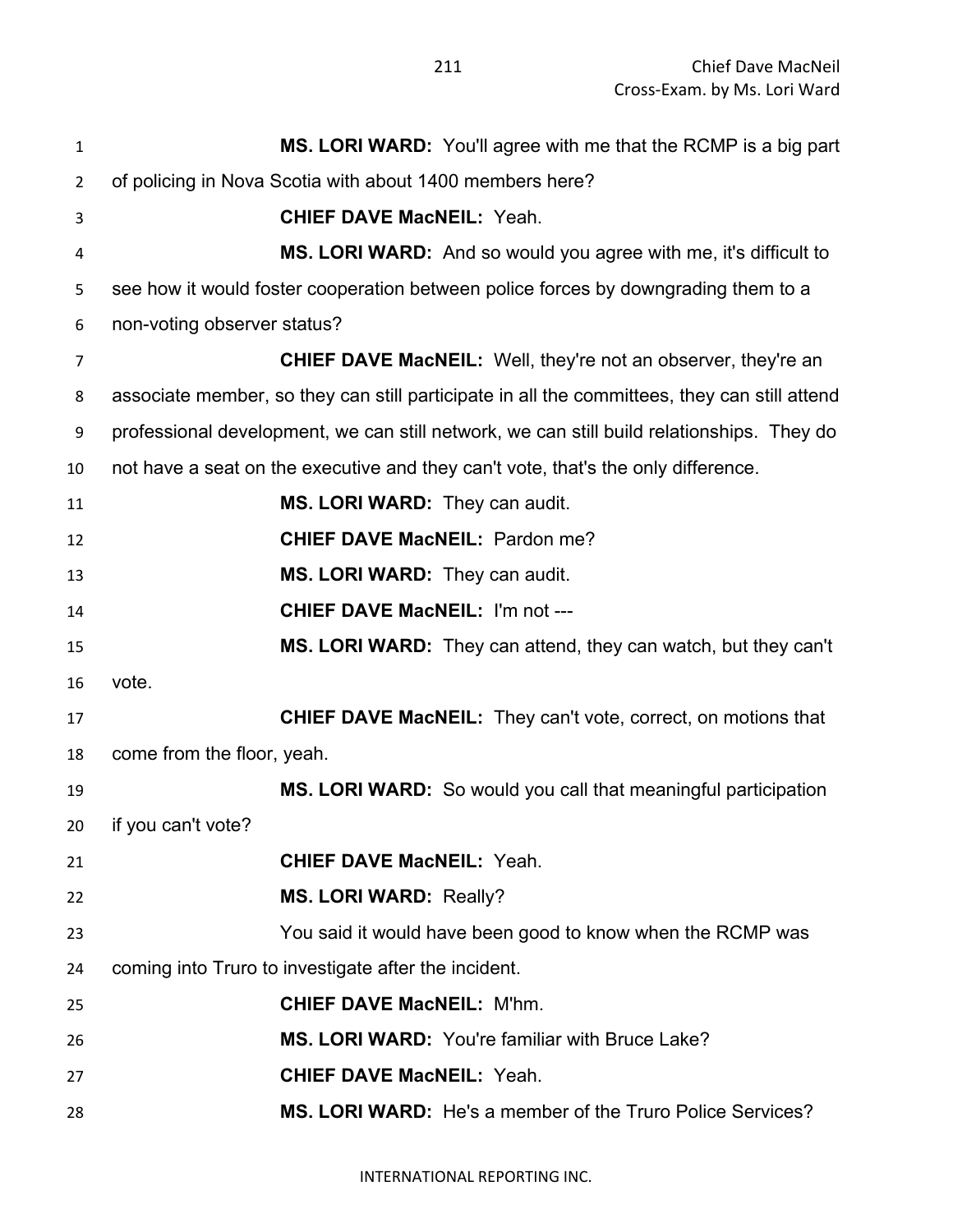**MS. LORI WARD:** You'll agree with me that the RCMP is a big part of policing in Nova Scotia with about 1400 members here?

**CHIEF DAVE MacNEIL:** Yeah.

**MS. LORI WARD:** And so would you agree with me, it's difficult to see how it would foster cooperation between police forces by downgrading them to a non-voting observer status?

**CHIEF DAVE MacNEIL:** Well, they're not an observer, they're an associate member, so they can still participate in all the committees, they can still attend professional development, we can still network, we can still build relationships. They do not have a seat on the executive and they can't vote, that's the only difference.

**MS. LORI WARD:** They can audit.

**CHIEF DAVE MacNEIL:** Pardon me?

**MS. LORI WARD:** They can audit.

**CHIEF DAVE MacNEIL:** I'm not ---

**MS. LORI WARD:** They can attend, they can watch, but they can't vote.

**CHIEF DAVE MacNEIL:** They can't vote, correct, on motions that come from the floor, yeah.

**MS. LORI WARD:** So would you call that meaningful participation if you can't vote?

**CHIEF DAVE MacNEIL:** Yeah.

**MS. LORI WARD:** Really?

You said it would have been good to know when the RCMP was coming into Truro to investigate after the incident.

**CHIEF DAVE MacNEIL:** M'hm.

**MS. LORI WARD:** You're familiar with Bruce Lake?

**CHIEF DAVE MacNEIL:** Yeah.

**MS. LORI WARD:** He's a member of the Truro Police Services?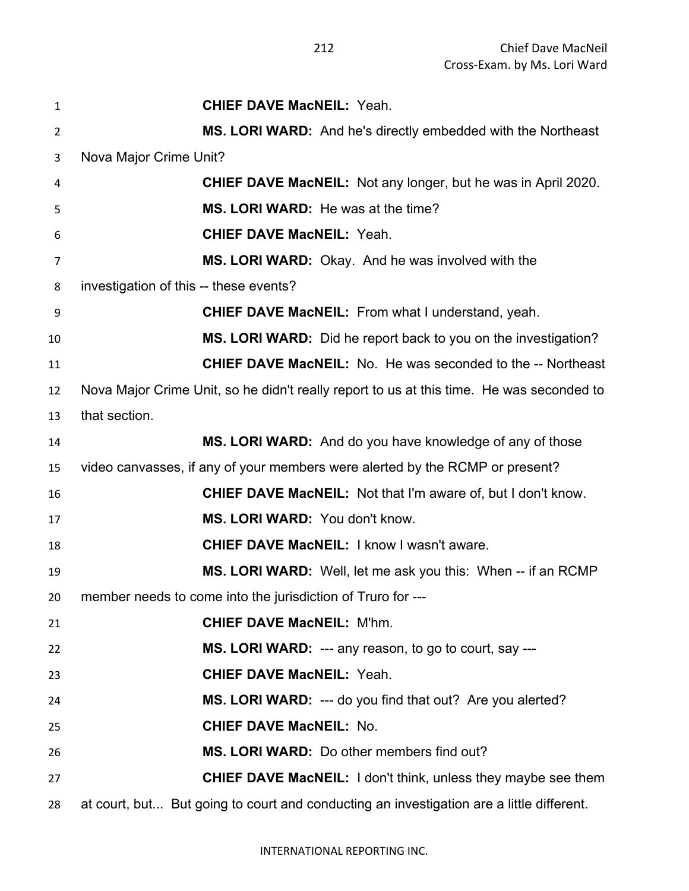**CHIEF DAVE MacNEIL:** Yeah.

**MS. LORI WARD:** And he's directly embedded with the Northeast Nova Major Crime Unit?

**CHIEF DAVE MacNEIL:** Not any longer, but he was in April 2020.

**MS. LORI WARD:** He was at the time?

**CHIEF DAVE MacNEIL:** Yeah.

**MS. LORI WARD:** Okay. And he was involved with the investigation of this -- these events?

**CHIEF DAVE MacNEIL:** From what I understand, yeah.

**MS. LORI WARD:** Did he report back to you on the investigation?

**CHIEF DAVE MacNEIL:** No. He was seconded to the -- Northeast Nova Major Crime Unit, so he didn't really report to us at this time. He was seconded to that section.

**MS. LORI WARD:** And do you have knowledge of any of those video canvasses, if any of your members were alerted by the RCMP or present?

**CHIEF DAVE MacNEIL:** Not that I'm aware of, but I don't know.

**MS. LORI WARD:** You don't know.

**CHIEF DAVE MacNEIL:** I know I wasn't aware.

**MS. LORI WARD:** Well, let me ask you this: When -- if an RCMP member needs to come into the jurisdiction of Truro for ---

**CHIEF DAVE MacNEIL:** M'hm.

**MS. LORI WARD:** --- any reason, to go to court, say ---

**CHIEF DAVE MacNEIL:** Yeah.

**MS. LORI WARD:** --- do you find that out? Are you alerted?

**CHIEF DAVE MacNEIL:** No.

**MS. LORI WARD:** Do other members find out?

**CHIEF DAVE MacNEIL:** I don't think, unless they maybe see them at court, but... But going to court and conducting an investigation are a little different.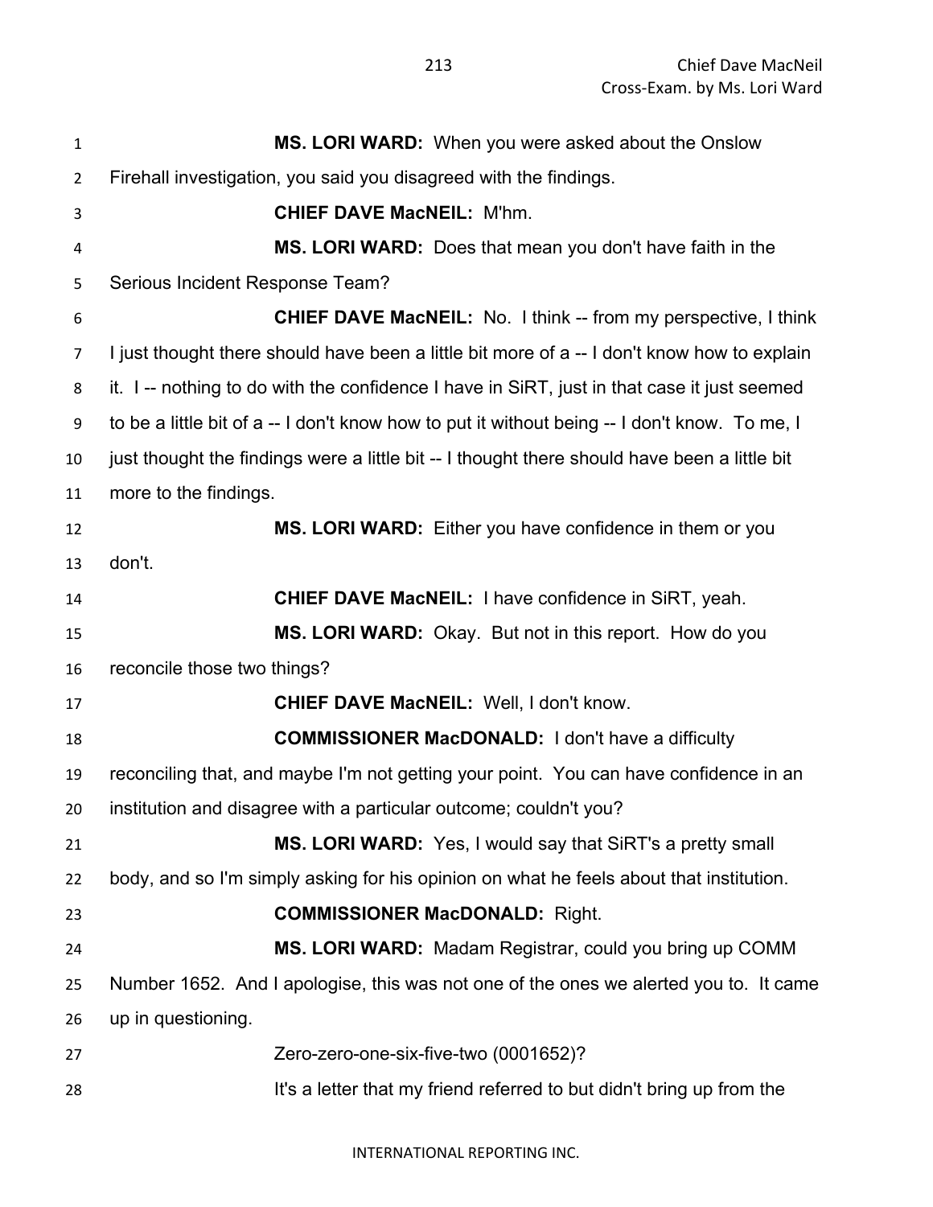**MS. LORI WARD:** When you were asked about the Onslow Firehall investigation, you said you disagreed with the findings.

**CHIEF DAVE MacNEIL:** M'hm.

**MS. LORI WARD:** Does that mean you don't have faith in the Serious Incident Response Team?

**CHIEF DAVE MacNEIL:** No. I think -- from my perspective, I think I just thought there should have been a little bit more of a -- I don't know how to explain it. I -- nothing to do with the confidence I have in SiRT, just in that case it just seemed to be a little bit of a -- I don't know how to put it without being -- I don't know. To me, I just thought the findings were a little bit -- I thought there should have been a little bit more to the findings.

**MS. LORI WARD:** Either you have confidence in them or you don't.

**CHIEF DAVE MacNEIL:** I have confidence in SiRT, yeah.

**MS. LORI WARD:** Okay. But not in this report. How do you reconcile those two things?

**CHIEF DAVE MacNEIL:** Well, I don't know.

**COMMISSIONER MacDONALD:** I don't have a difficulty reconciling that, and maybe I'm not getting your point. You can have confidence in an institution and disagree with a particular outcome; couldn't you?

**MS. LORI WARD:** Yes, I would say that SiRT's a pretty small body, and so I'm simply asking for his opinion on what he feels about that institution.

**COMMISSIONER MacDONALD:** Right.

**MS. LORI WARD:** Madam Registrar, could you bring up COMM Number 1652. And I apologise, this was not one of the ones we alerted you to. It came up in questioning.

Zero-zero-one-six-five-two (0001652)?

It's a letter that my friend referred to but didn't bring up from the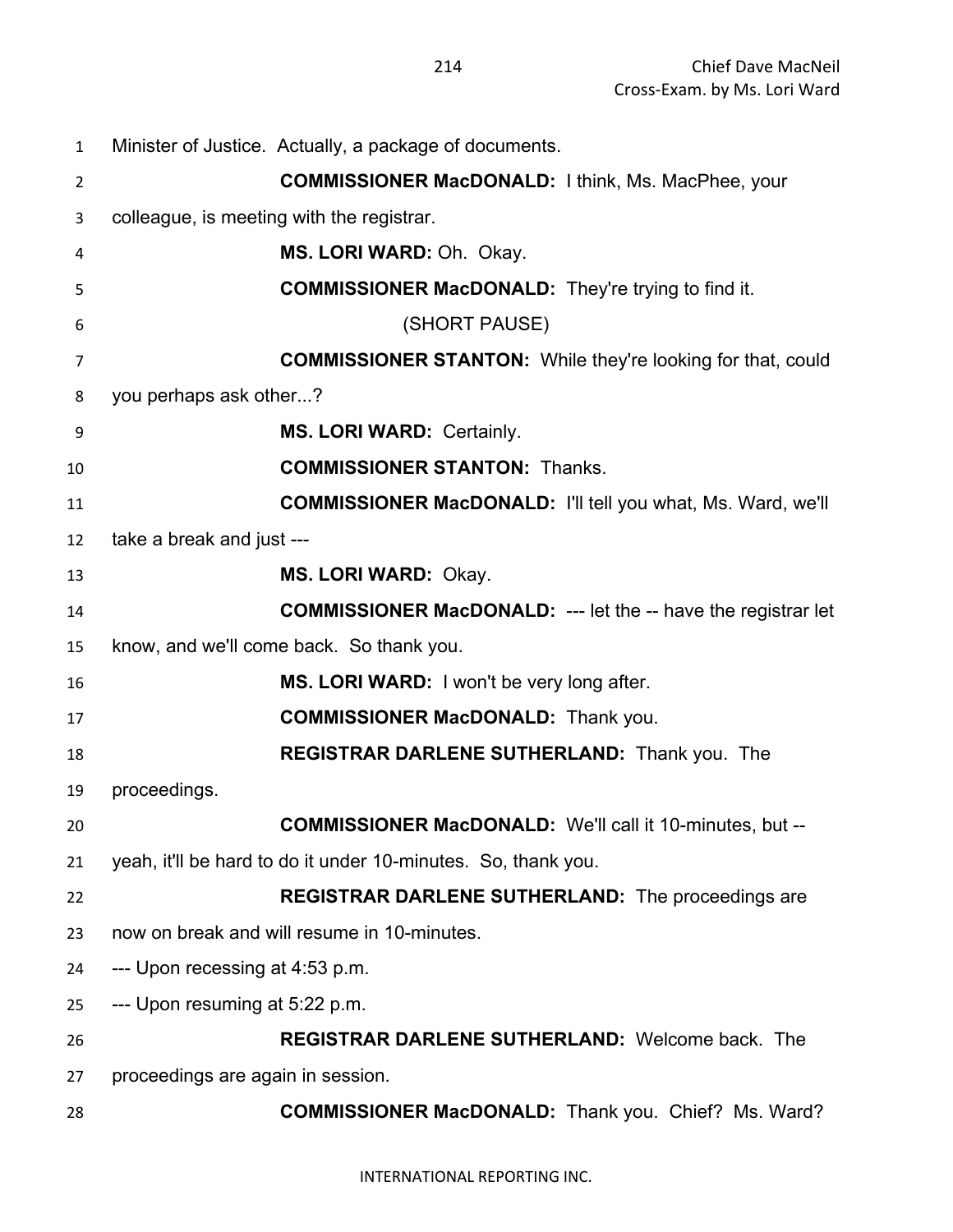Minister of Justice. Actually, a package of documents.

**COMMISSIONER MacDONALD:** I think, Ms. MacPhee, your colleague, is meeting with the registrar.

**MS. LORI WARD:** Oh. Okay.

**COMMISSIONER MacDONALD:** They're trying to find it.

(SHORT PAUSE)

**COMMISSIONER STANTON:** While they're looking for that, could you perhaps ask other...?

**MS. LORI WARD:** Certainly.

**COMMISSIONER STANTON:** Thanks.

**COMMISSIONER MacDONALD:** I'll tell you what, Ms. Ward, we'll take a break and just ---

**MS. LORI WARD:** Okay.

**COMMISSIONER MacDONALD:** --- let the -- have the registrar let know, and we'll come back. So thank you.

**MS. LORI WARD:** I won't be very long after.

**COMMISSIONER MacDONALD:** Thank you.

**REGISTRAR DARLENE SUTHERLAND:** Thank you. The proceedings.

**COMMISSIONER MacDONALD:** We'll call it 10-minutes, but -- yeah, it'll be hard to do it under 10-minutes. So, thank you.

**REGISTRAR DARLENE SUTHERLAND:** The proceedings are now on break and will resume in 10-minutes.

--- Upon recessing at 4:53 p.m.

--- Upon resuming at 5:22 p.m.

**REGISTRAR DARLENE SUTHERLAND:** Welcome back. The proceedings are again in session.

**COMMISSIONER MacDONALD:** Thank you. Chief? Ms. Ward?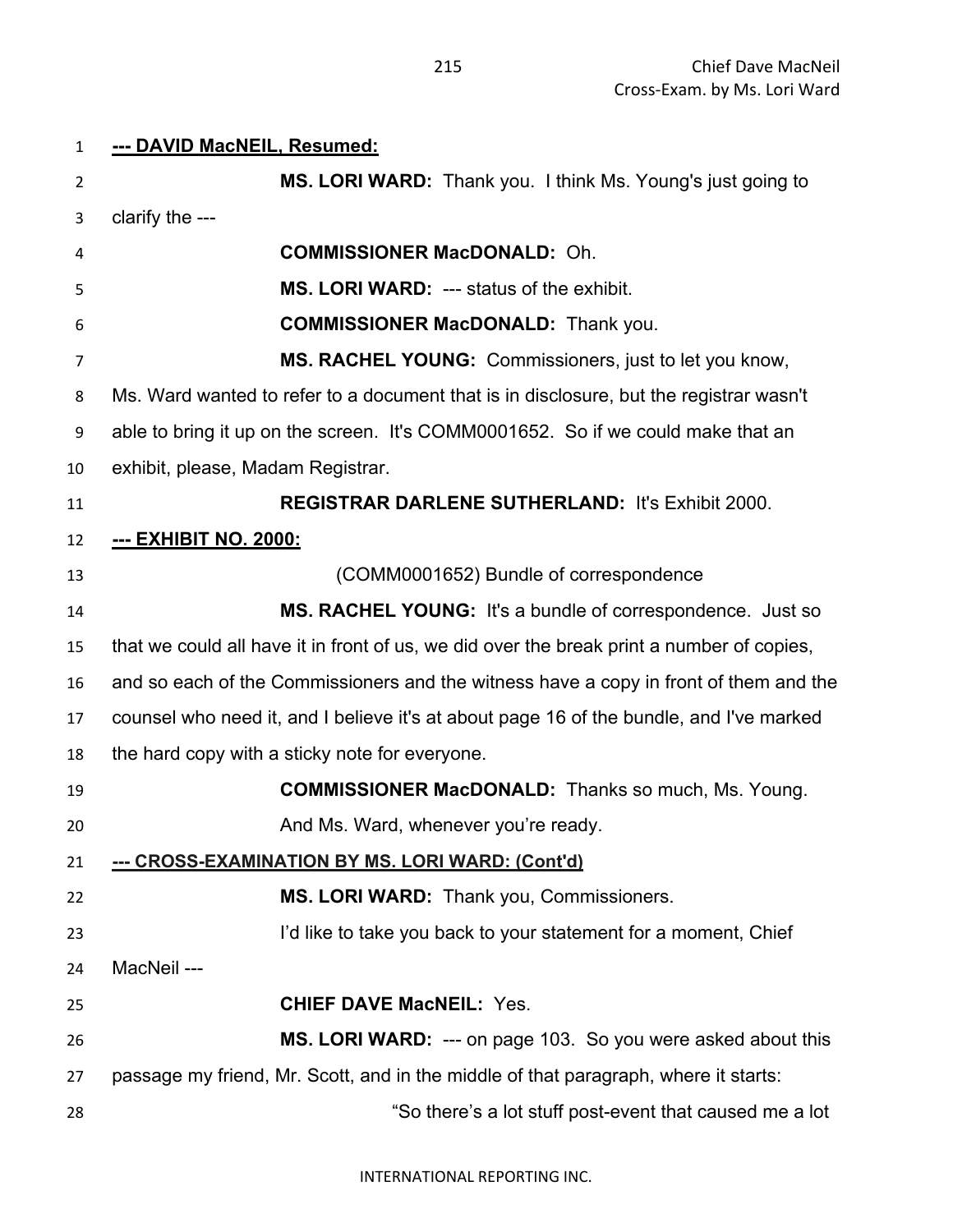**--- DAVID MacNEIL, Resumed:**

**MS. LORI WARD:** Thank you. I think Ms. Young's just going to clarify the ---

**COMMISSIONER MacDONALD:** Oh.

**MS. LORI WARD:** --- status of the exhibit.

**COMMISSIONER MacDONALD:** Thank you.

**MS. RACHEL YOUNG:** Commissioners, just to let you know, Ms. Ward wanted to refer to a document that is in disclosure, but the registrar wasn't able to bring it up on the screen. It's COMM0001652. So if we could make that an exhibit, please, Madam Registrar.

**REGISTRAR DARLENE SUTHERLAND:** It's Exhibit 2000.

**--- EXHIBIT NO. 2000:**

(COMM0001652) Bundle of correspondence

**MS. RACHEL YOUNG:** It's a bundle of correspondence. Just so that we could all have it in front of us, we did over the break print a number of copies, and so each of the Commissioners and the witness have a copy in front of them and the counsel who need it, and I believe it's at about page 16 of the bundle, and I've marked the hard copy with a sticky note for everyone.

**COMMISSIONER MacDONALD:** Thanks so much, Ms. Young.

And Ms. Ward, whenever you're ready.

**--- CROSS-EXAMINATION BY MS. LORI WARD: (Cont'd)**

**MS. LORI WARD:** Thank you, Commissioners.

I'd like to take you back to your statement for a moment, Chief MacNeil ---

**CHIEF DAVE MacNEIL:** Yes.

**MS. LORI WARD:** --- on page 103. So you were asked about this passage my friend, Mr. Scott, and in the middle of that paragraph, where it starts:

"So there's a lot stuff post-event that caused me a lot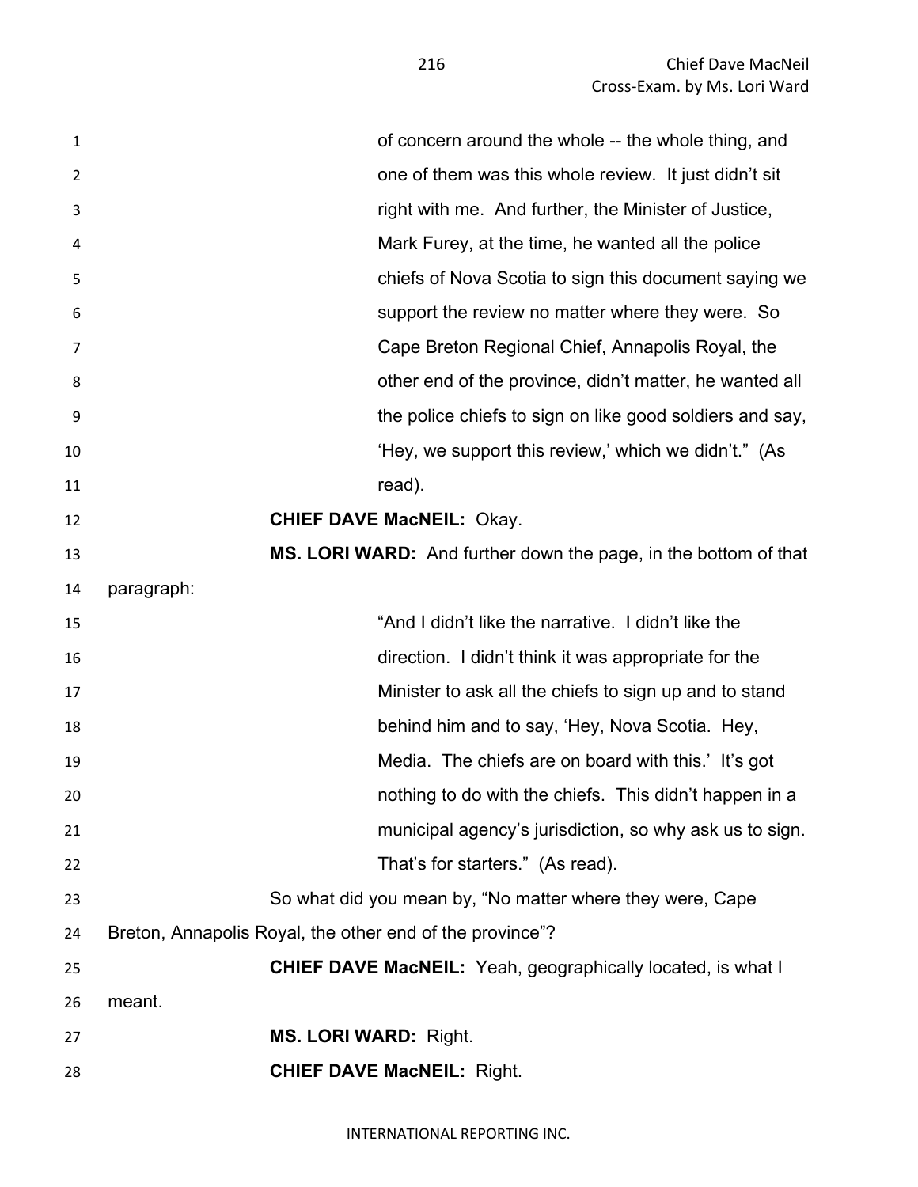of concern around the whole -- the whole thing, and one of them was this whole review. It just didn't sit right with me. And further, the Minister of Justice, Mark Furey, at the time, he wanted all the police chiefs of Nova Scotia to sign this document saying we support the review no matter where they were. So Cape Breton Regional Chief, Annapolis Royal, the other end of the province, didn't matter, he wanted all the police chiefs to sign on like good soldiers and say, 'Hey, we support this review,' which we didn't." (As read).

**CHIEF DAVE MacNEIL:** Okay.

**MS. LORI WARD:** And further down the page, in the bottom of that paragraph:

"And I didn't like the narrative. I didn't like the direction. I didn't think it was appropriate for the Minister to ask all the chiefs to sign up and to stand behind him and to say, 'Hey, Nova Scotia. Hey, Media. The chiefs are on board with this.' It's got nothing to do with the chiefs. This didn't happen in a municipal agency's jurisdiction, so why ask us to sign. That's for starters." (As read).

So what did you mean by, "No matter where they were, Cape Breton, Annapolis Royal, the other end of the province"?

**CHIEF DAVE MacNEIL:** Yeah, geographically located, is what I meant.

**MS. LORI WARD:** Right.

**CHIEF DAVE MacNEIL:** Right.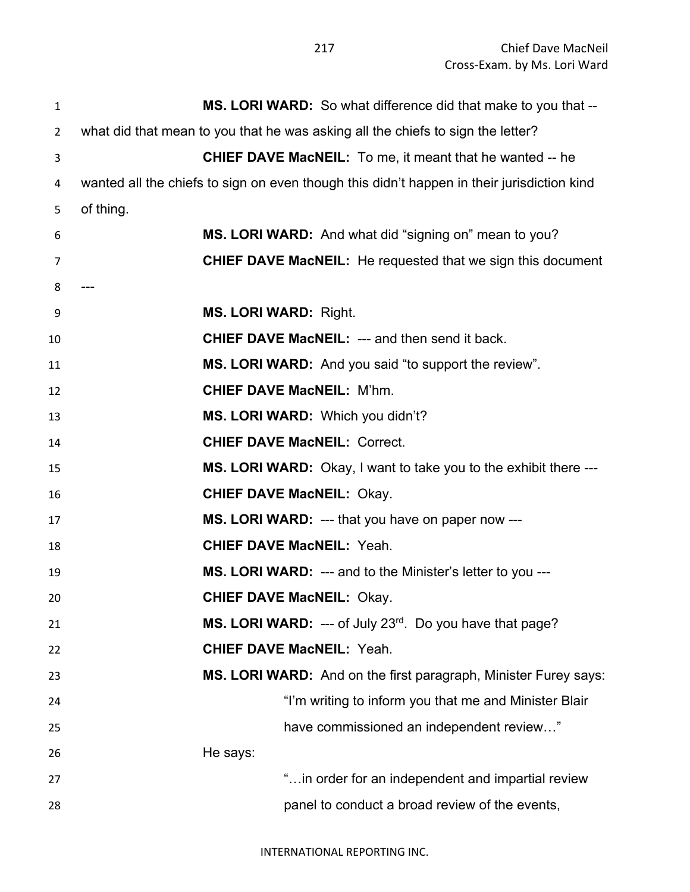**MS. LORI WARD:** So what difference did that make to you that -- what did that mean to you that he was asking all the chiefs to sign the letter?

**CHIEF DAVE MacNEIL:** To me, it meant that he wanted -- he wanted all the chiefs to sign on even though this didn't happen in their jurisdiction kind of thing.

**MS. LORI WARD:** And what did "signing on" mean to you?

**CHIEF DAVE MacNEIL:** He requested that we sign this document ---

**MS. LORI WARD:** Right.

**CHIEF DAVE MacNEIL:** --- and then send it back.

**MS. LORI WARD:** And you said "to support the review".

**CHIEF DAVE MacNEIL:** M'hm.

**MS. LORI WARD:** Which you didn't?

**CHIEF DAVE MacNEIL:** Correct.

**MS. LORI WARD:** Okay, I want to take you to the exhibit there ---

**CHIEF DAVE MacNEIL:** Okay.

**MS. LORI WARD:** --- that you have on paper now ---

**CHIEF DAVE MacNEIL:** Yeah.

**MS. LORI WARD:** --- and to the Minister's letter to you ---

**CHIEF DAVE MacNEIL:** Okay.

**MS. LORI WARD:** --- of July 23rd. Do you have that page?

**CHIEF DAVE MacNEIL:** Yeah.

**MS. LORI WARD:** And on the first paragraph, Minister Furey says:

> "I'm writing to inform you that me and Minister Blair have commissioned an independent review…"

He says:

> "…in order for an independent and impartial review panel to conduct a broad review of the events,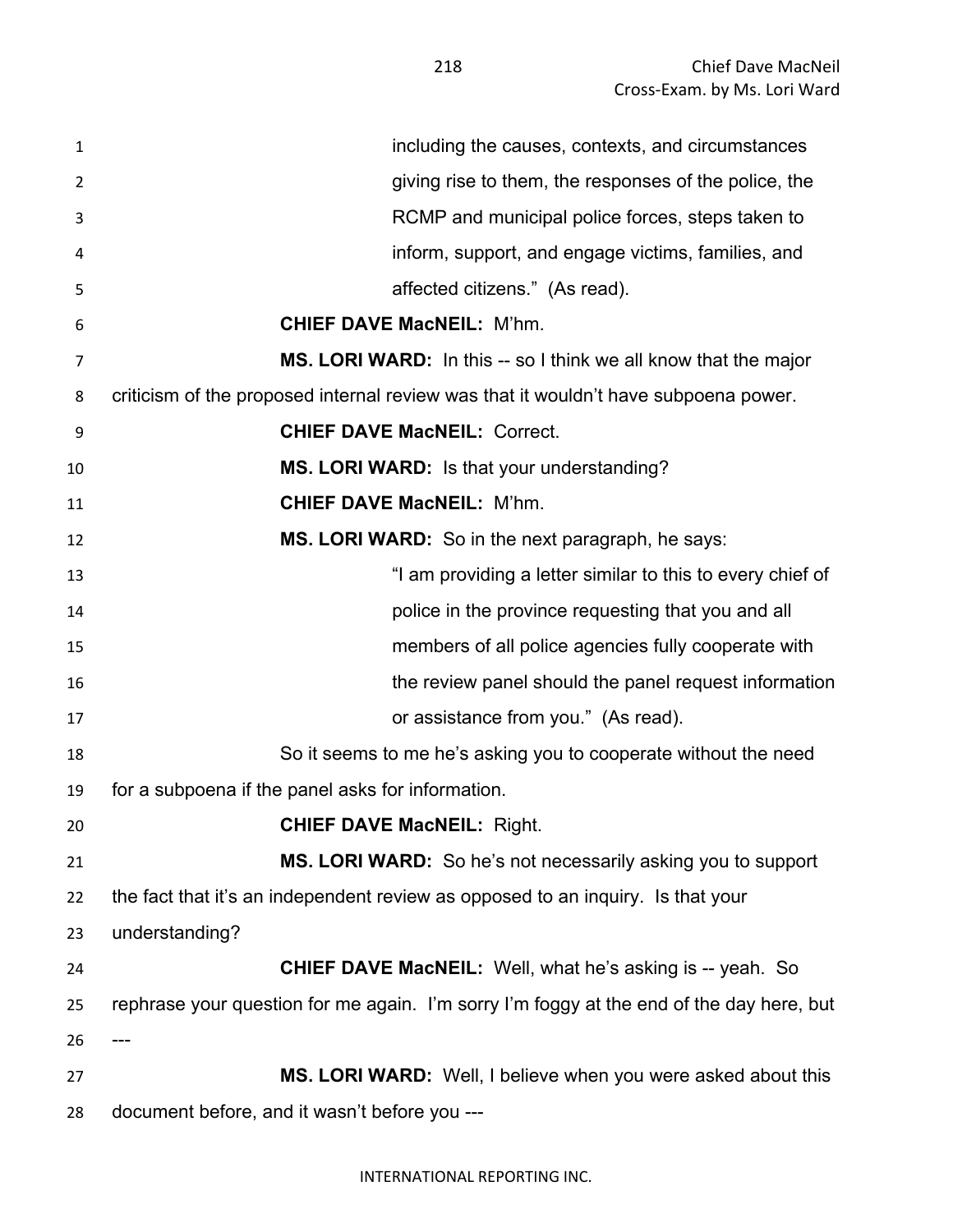> including the causes, contexts, and circumstances giving rise to them, the responses of the police, the RCMP and municipal police forces, steps taken to inform, support, and engage victims, families, and affected citizens." (As read).

**CHIEF DAVE MacNEIL:** M'hm.

**MS. LORI WARD:** In this -- so I think we all know that the major criticism of the proposed internal review was that it wouldn't have subpoena power.

**CHIEF DAVE MacNEIL:** Correct.

**MS. LORI WARD:** Is that your understanding?

**CHIEF DAVE MacNEIL:** M'hm.

**MS. LORI WARD:** So in the next paragraph, he says:

> "I am providing a letter similar to this to every chief of police in the province requesting that you and all members of all police agencies fully cooperate with the review panel should the panel request information or assistance from you." (As read).

So it seems to me he's asking you to cooperate without the need for a subpoena if the panel asks for information.

**CHIEF DAVE MacNEIL:** Right.

**MS. LORI WARD:** So he's not necessarily asking you to support the fact that it's an independent review as opposed to an inquiry. Is that your understanding?

**CHIEF DAVE MacNEIL:** Well, what he's asking is -- yeah. So rephrase your question for me again. I'm sorry I'm foggy at the end of the day here, but ---

**MS. LORI WARD:** Well, I believe when you were asked about this document before, and it wasn't before you ---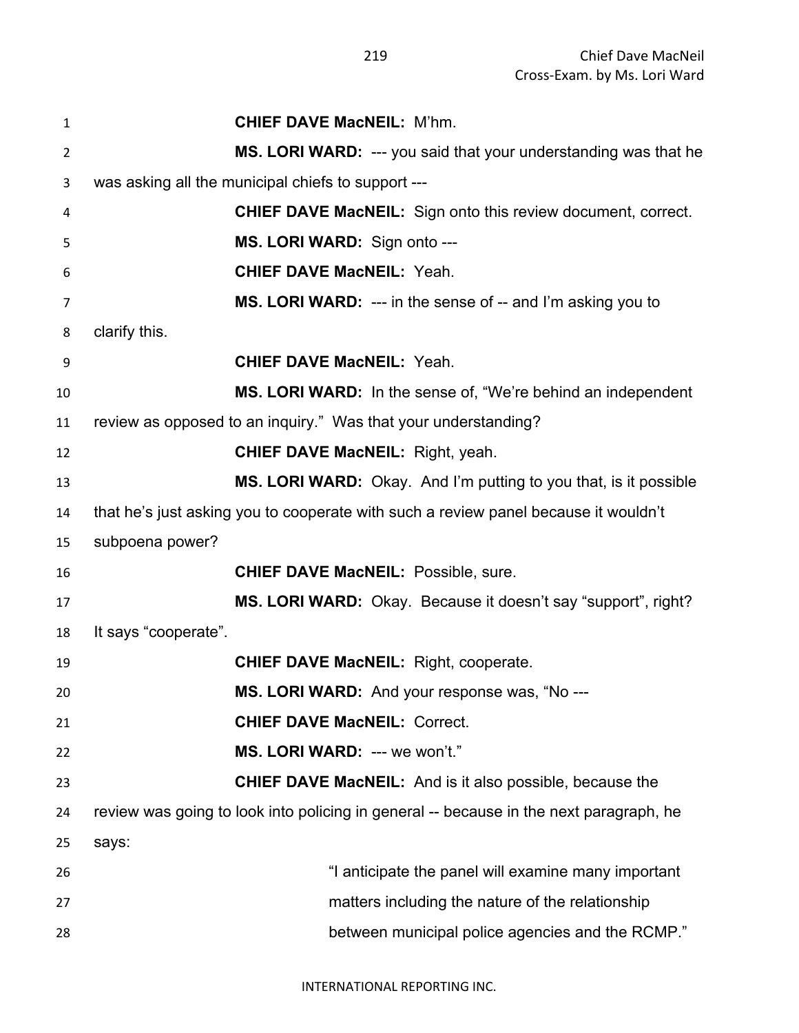**CHIEF DAVE MacNEIL:** M'hm.

**MS. LORI WARD:** --- you said that your understanding was that he was asking all the municipal chiefs to support ---

**CHIEF DAVE MacNEIL:** Sign onto this review document, correct.

**MS. LORI WARD:** Sign onto ---

**CHIEF DAVE MacNEIL:** Yeah.

**MS. LORI WARD:** --- in the sense of -- and I'm asking you to clarify this.

**CHIEF DAVE MacNEIL:** Yeah.

**MS. LORI WARD:** In the sense of, "We're behind an independent review as opposed to an inquiry." Was that your understanding?

**CHIEF DAVE MacNEIL:** Right, yeah.

**MS. LORI WARD:** Okay. And I'm putting to you that, is it possible that he's just asking you to cooperate with such a review panel because it wouldn't subpoena power?

**CHIEF DAVE MacNEIL:** Possible, sure.

**MS. LORI WARD:** Okay. Because it doesn't say "support", right? It says "cooperate".

**CHIEF DAVE MacNEIL:** Right, cooperate.

**MS. LORI WARD:** And your response was, "No ---

**CHIEF DAVE MacNEIL:** Correct.

**MS. LORI WARD:** --- we won't."

**CHIEF DAVE MacNEIL:** And is it also possible, because the review was going to look into policing in general -- because in the next paragraph, he says:

> "I anticipate the panel will examine many important matters including the nature of the relationship between municipal police agencies and the RCMP."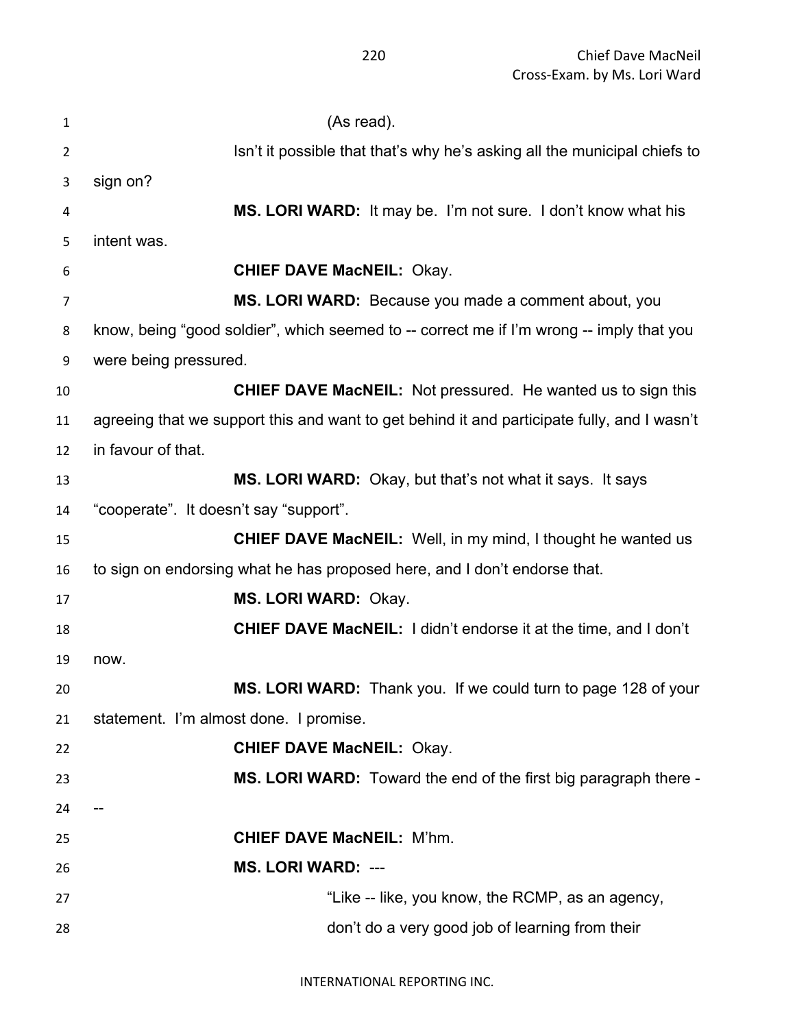(As read).

Isn't it possible that that's why he's asking all the municipal chiefs to sign on?

**MS. LORI WARD:** It may be. I'm not sure. I don't know what his intent was.

**CHIEF DAVE MacNEIL:** Okay.

**MS. LORI WARD:** Because you made a comment about, you know, being "good soldier", which seemed to -- correct me if I'm wrong -- imply that you were being pressured.

**CHIEF DAVE MacNEIL:** Not pressured. He wanted us to sign this agreeing that we support this and want to get behind it and participate fully, and I wasn't in favour of that.

**MS. LORI WARD:** Okay, but that's not what it says. It says "cooperate". It doesn't say "support".

**CHIEF DAVE MacNEIL:** Well, in my mind, I thought he wanted us to sign on endorsing what he has proposed here, and I don't endorse that.

**MS. LORI WARD:** Okay.

**CHIEF DAVE MacNEIL:** I didn't endorse it at the time, and I don't now.

**MS. LORI WARD:** Thank you. If we could turn to page 128 of your statement. I'm almost done. I promise.

**CHIEF DAVE MacNEIL:** Okay.

**MS. LORI WARD:** Toward the end of the first big paragraph there ---

**CHIEF DAVE MacNEIL:** M'hm.

**MS. LORI WARD:** ---

"Like -- like, you know, the RCMP, as an agency, don't do a very good job of learning from their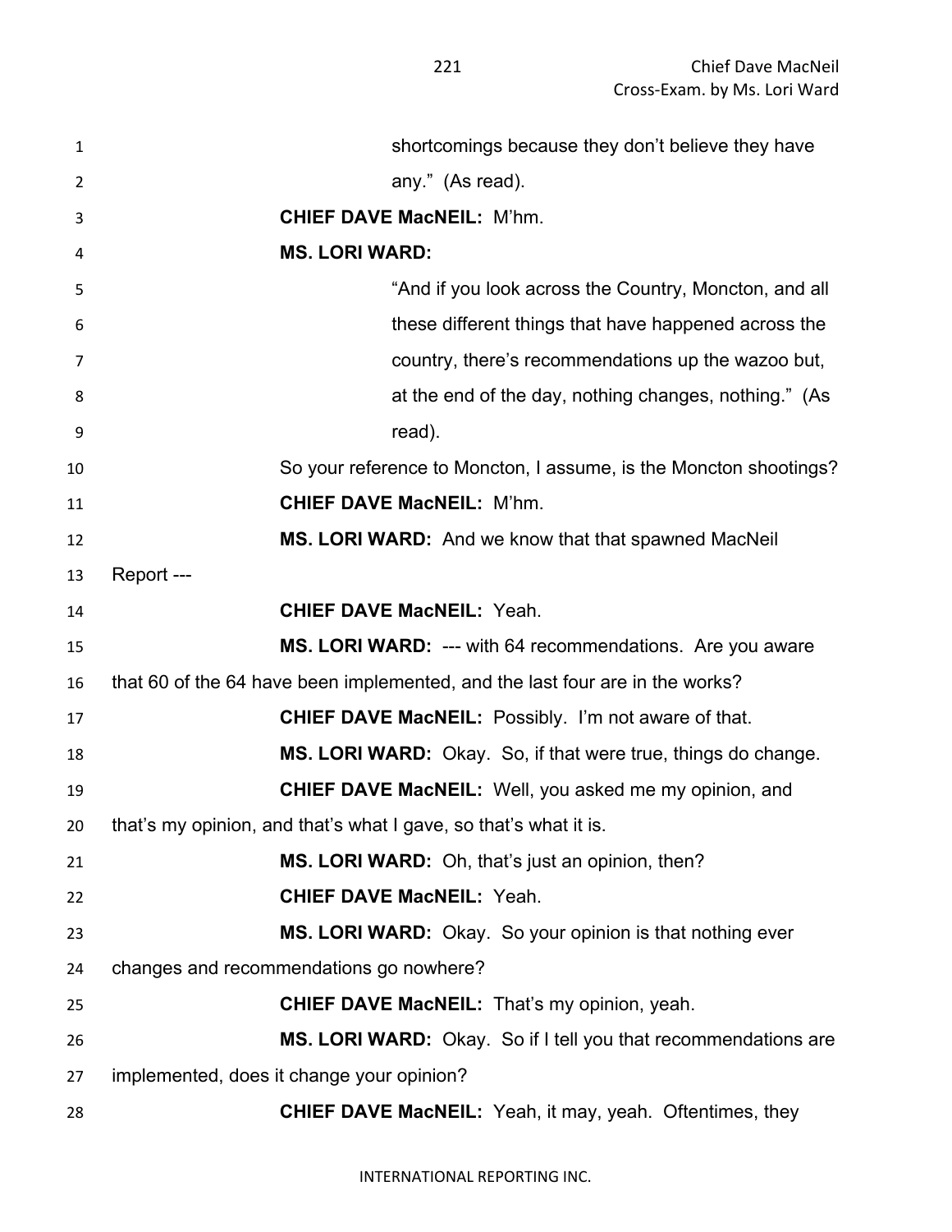shortcomings because they don't believe they have any." (As read).

**CHIEF DAVE MacNEIL:** M'hm.

**MS. LORI WARD:**

"And if you look across the Country, Moncton, and all these different things that have happened across the country, there's recommendations up the wazoo but, at the end of the day, nothing changes, nothing." (As read).

So your reference to Moncton, I assume, is the Moncton shootings?

**CHIEF DAVE MacNEIL:** M'hm.

**MS. LORI WARD:** And we know that that spawned MacNeil Report ---

**CHIEF DAVE MacNEIL:** Yeah.

**MS. LORI WARD:** --- with 64 recommendations. Are you aware that 60 of the 64 have been implemented, and the last four are in the works?

**CHIEF DAVE MacNEIL:** Possibly. I'm not aware of that.

**MS. LORI WARD:** Okay. So, if that were true, things do change.

**CHIEF DAVE MacNEIL:** Well, you asked me my opinion, and that's my opinion, and that's what I gave, so that's what it is.

**MS. LORI WARD:** Oh, that's just an opinion, then?

**CHIEF DAVE MacNEIL:** Yeah.

**MS. LORI WARD:** Okay. So your opinion is that nothing ever changes and recommendations go nowhere?

**CHIEF DAVE MacNEIL:** That's my opinion, yeah.

**MS. LORI WARD:** Okay. So if I tell you that recommendations are implemented, does it change your opinion?

**CHIEF DAVE MacNEIL:** Yeah, it may, yeah. Oftentimes, they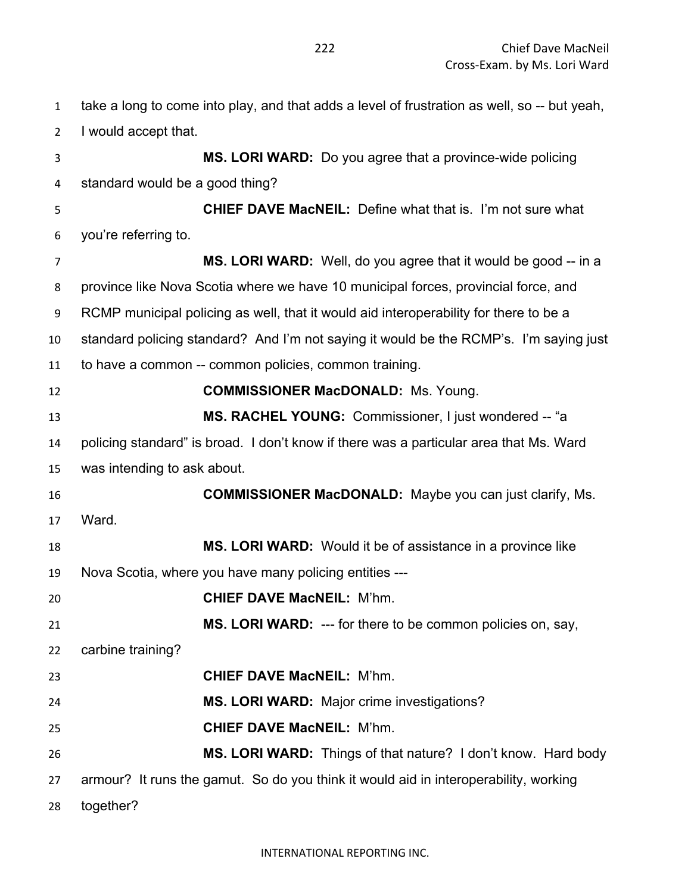take a long to come into play, and that adds a level of frustration as well, so -- but yeah, I would accept that.

**MS. LORI WARD:** Do you agree that a province-wide policing standard would be a good thing?

**CHIEF DAVE MacNEIL:** Define what that is. I'm not sure what you're referring to.

**MS. LORI WARD:** Well, do you agree that it would be good -- in a province like Nova Scotia where we have 10 municipal forces, provincial force, and RCMP municipal policing as well, that it would aid interoperability for there to be a standard policing standard? And I'm not saying it would be the RCMP's. I'm saying just to have a common -- common policies, common training.

**COMMISSIONER MacDONALD:** Ms. Young.

**MS. RACHEL YOUNG:** Commissioner, I just wondered -- "a policing standard" is broad. I don't know if there was a particular area that Ms. Ward was intending to ask about.

**COMMISSIONER MacDONALD:** Maybe you can just clarify, Ms. Ward.

**MS. LORI WARD:** Would it be of assistance in a province like Nova Scotia, where you have many policing entities ---

**CHIEF DAVE MacNEIL:** M'hm.

**MS. LORI WARD:** --- for there to be common policies on, say, carbine training?

**CHIEF DAVE MacNEIL:** M'hm.

**MS. LORI WARD:** Major crime investigations?

**CHIEF DAVE MacNEIL:** M'hm.

**MS. LORI WARD:** Things of that nature? I don't know. Hard body armour? It runs the gamut. So do you think it would aid in interoperability, working together?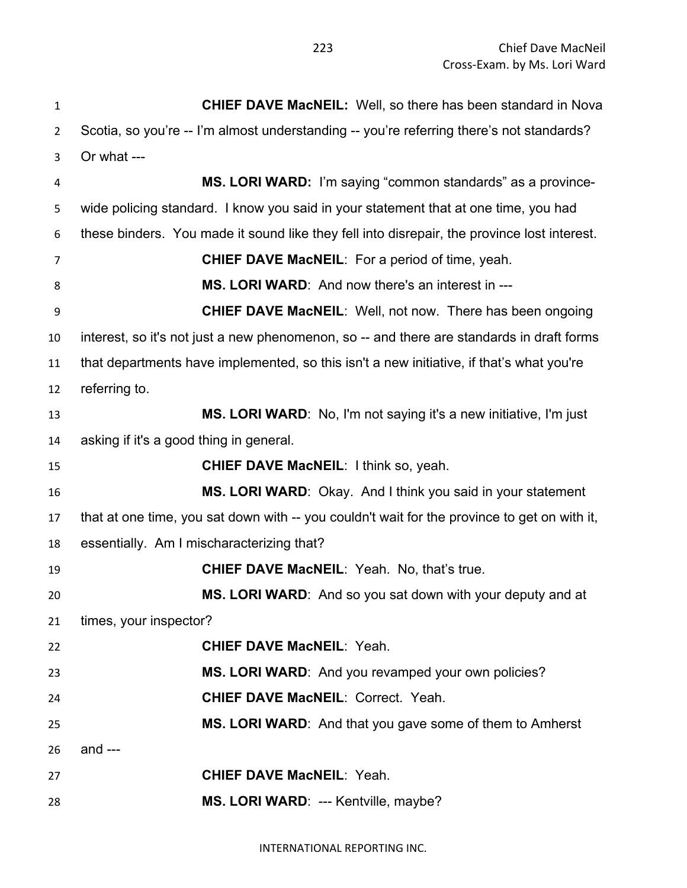**CHIEF DAVE MacNEIL:** Well, so there has been standard in Nova Scotia, so you're -- I'm almost understanding -- you're referring there's not standards? Or what ---

**MS. LORI WARD:** I'm saying "common standards" as a province-wide policing standard. I know you said in your statement that at one time, you had these binders. You made it sound like they fell into disrepair, the province lost interest.

**CHIEF DAVE MacNEIL**: For a period of time, yeah.

**MS. LORI WARD**: And now there's an interest in ---

**CHIEF DAVE MacNEIL**: Well, not now. There has been ongoing interest, so it's not just a new phenomenon, so -- and there are standards in draft forms that departments have implemented, so this isn't a new initiative, if that's what you're referring to.

**MS. LORI WARD**: No, I'm not saying it's a new initiative, I'm just asking if it's a good thing in general.

**CHIEF DAVE MacNEIL**: I think so, yeah.

**MS. LORI WARD**: Okay. And I think you said in your statement that at one time, you sat down with -- you couldn't wait for the province to get on with it, essentially. Am I mischaracterizing that?

**CHIEF DAVE MacNEIL**: Yeah. No, that's true.

**MS. LORI WARD**: And so you sat down with your deputy and at times, your inspector?

**CHIEF DAVE MacNEIL**: Yeah.

**MS. LORI WARD**: And you revamped your own policies?

**CHIEF DAVE MacNEIL**: Correct. Yeah.

**MS. LORI WARD**: And that you gave some of them to Amherst and ---

**CHIEF DAVE MacNEIL**: Yeah.

**MS. LORI WARD**: --- Kentville, maybe?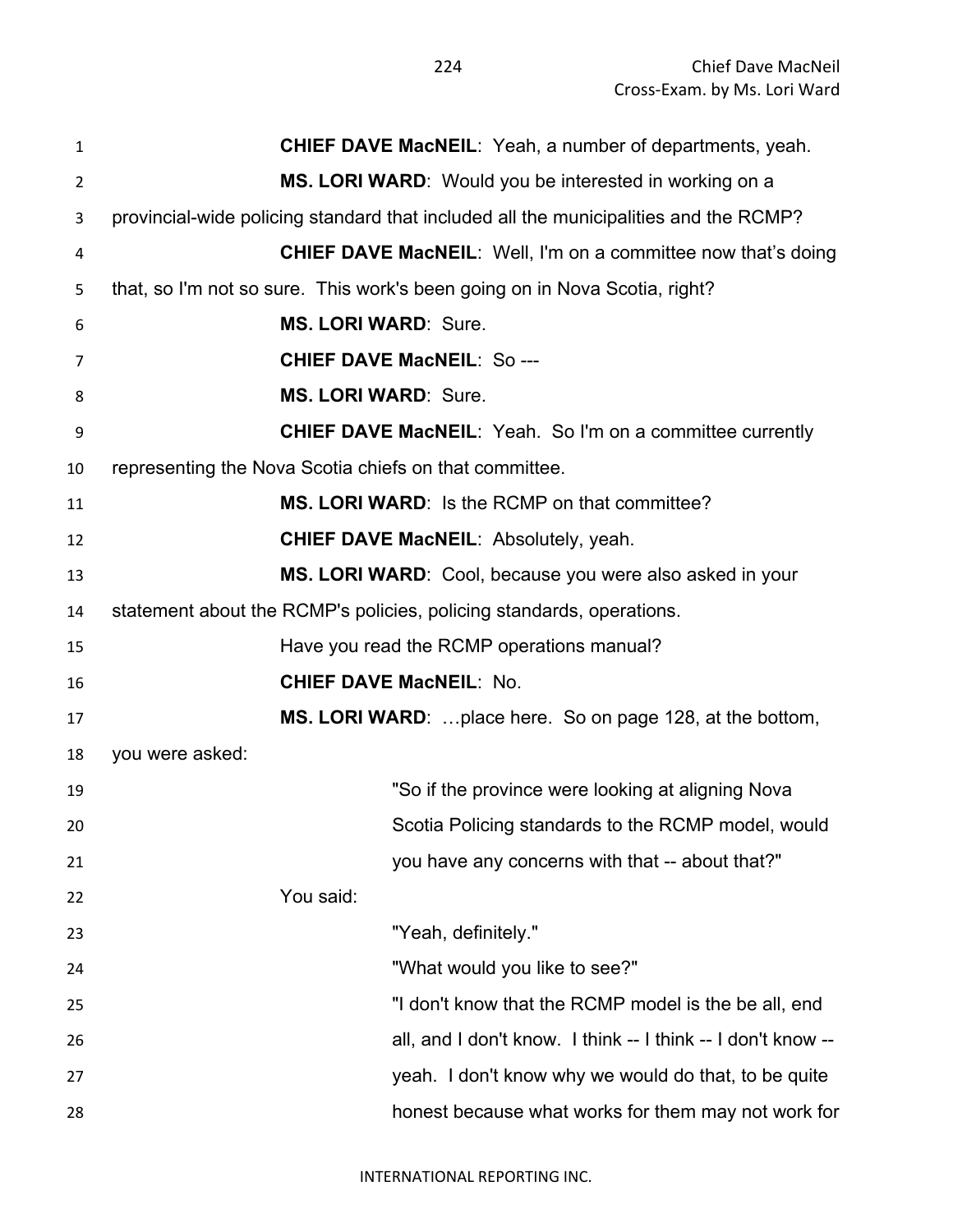**CHIEF DAVE MacNEIL**: Yeah, a number of departments, yeah.

**MS. LORI WARD**: Would you be interested in working on a provincial-wide policing standard that included all the municipalities and the RCMP?

**CHIEF DAVE MacNEIL**: Well, I'm on a committee now that's doing that, so I'm not so sure. This work's been going on in Nova Scotia, right?

**MS. LORI WARD**: Sure.

**CHIEF DAVE MacNEIL**: So ---

**MS. LORI WARD**: Sure.

**CHIEF DAVE MacNEIL**: Yeah. So I'm on a committee currently representing the Nova Scotia chiefs on that committee.

**MS. LORI WARD**: Is the RCMP on that committee?

**CHIEF DAVE MacNEIL**: Absolutely, yeah.

**MS. LORI WARD**: Cool, because you were also asked in your statement about the RCMP's policies, policing standards, operations.

Have you read the RCMP operations manual?

**CHIEF DAVE MacNEIL**: No.

**MS. LORI WARD**: …place here. So on page 128, at the bottom, you were asked:

> "So if the province were looking at aligning Nova Scotia Policing standards to the RCMP model, would you have any concerns with that -- about that?"

You said:

> "Yeah, definitely."
>
> "What would you like to see?"
>
> "I don't know that the RCMP model is the be all, end all, and I don't know. I think -- I think -- I don't know -- yeah. I don't know why we would do that, to be quite honest because what works for them may not work for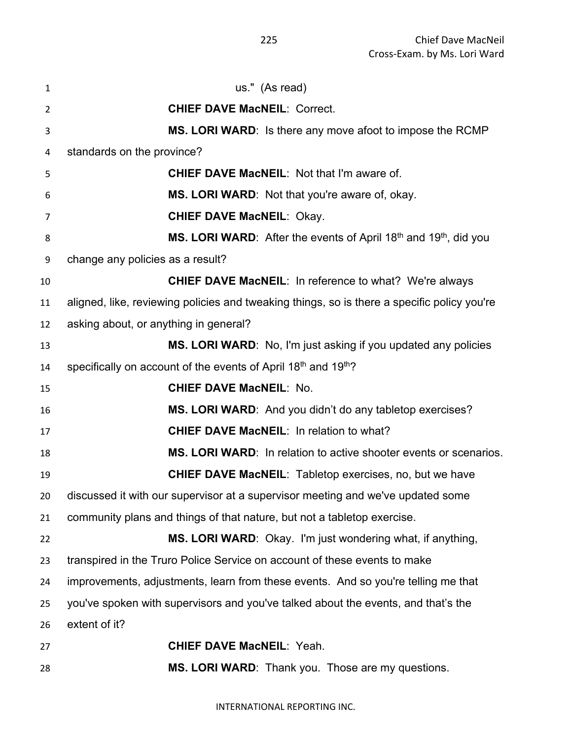us." (As read)

**CHIEF DAVE MacNEIL**: Correct.

**MS. LORI WARD**: Is there any move afoot to impose the RCMP standards on the province?

**CHIEF DAVE MacNEIL**: Not that I'm aware of.

**MS. LORI WARD**: Not that you're aware of, okay.

**CHIEF DAVE MacNEIL**: Okay.

**MS. LORI WARD**: After the events of April 18th and 19th, did you change any policies as a result?

**CHIEF DAVE MacNEIL**: In reference to what? We're always aligned, like, reviewing policies and tweaking things, so is there a specific policy you're asking about, or anything in general?

**MS. LORI WARD**: No, I'm just asking if you updated any policies specifically on account of the events of April 18th and 19th?

**CHIEF DAVE MacNEIL**: No.

**MS. LORI WARD**: And you didn't do any tabletop exercises?

**CHIEF DAVE MacNEIL**: In relation to what?

**MS. LORI WARD**: In relation to active shooter events or scenarios.

**CHIEF DAVE MacNEIL**: Tabletop exercises, no, but we have discussed it with our supervisor at a supervisor meeting and we've updated some community plans and things of that nature, but not a tabletop exercise.

**MS. LORI WARD**: Okay. I'm just wondering what, if anything, transpired in the Truro Police Service on account of these events to make improvements, adjustments, learn from these events. And so you're telling me that you've spoken with supervisors and you've talked about the events, and that's the extent of it?

**CHIEF DAVE MacNEIL**: Yeah.

**MS. LORI WARD**: Thank you. Those are my questions.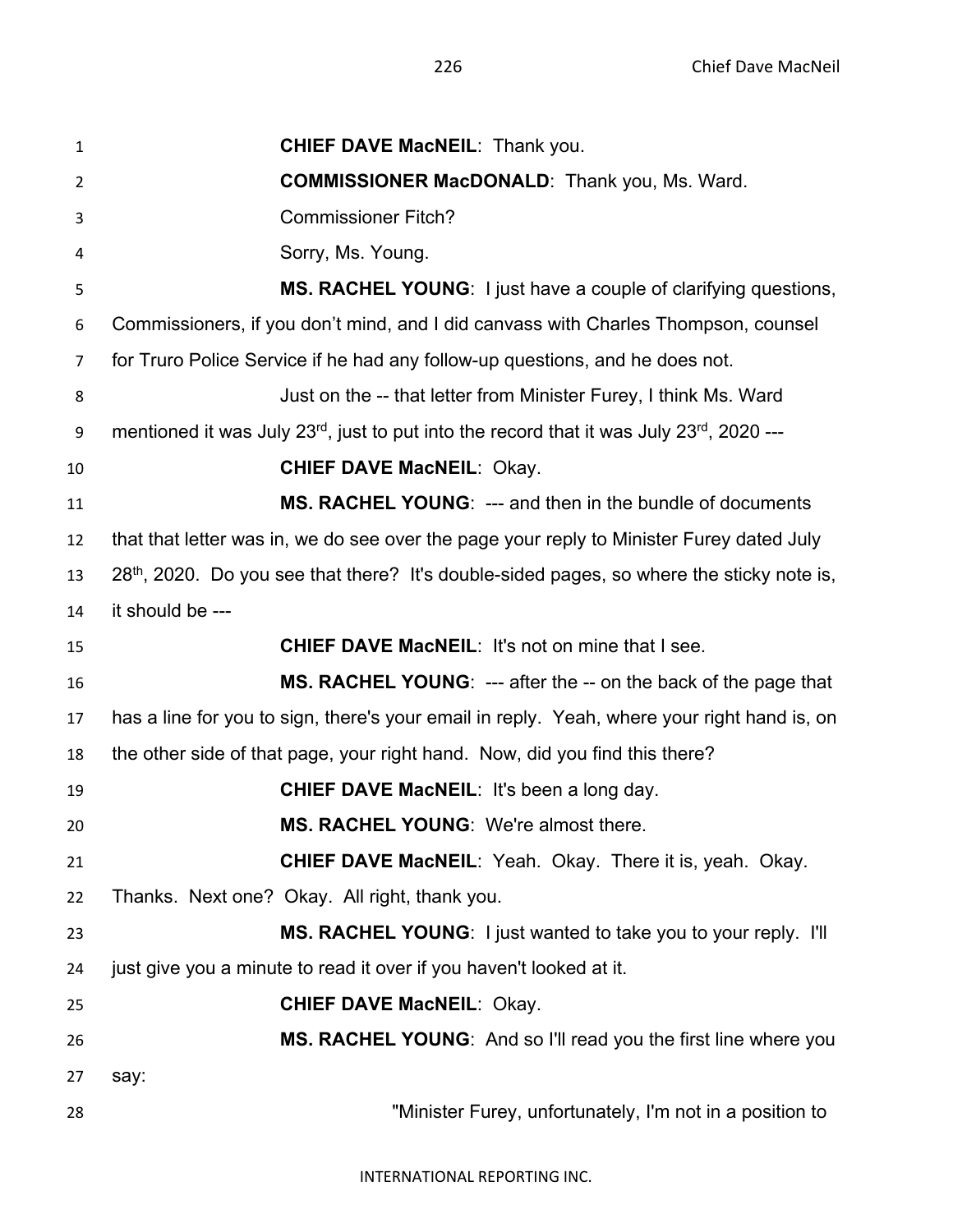**CHIEF DAVE MacNEIL**: Thank you.

**COMMISSIONER MacDONALD**: Thank you, Ms. Ward.

Commissioner Fitch?

Sorry, Ms. Young.

**MS. RACHEL YOUNG**: I just have a couple of clarifying questions, Commissioners, if you don't mind, and I did canvass with Charles Thompson, counsel for Truro Police Service if he had any follow-up questions, and he does not.

Just on the -- that letter from Minister Furey, I think Ms. Ward mentioned it was July 23rd, just to put into the record that it was July 23rd, 2020 ---

**CHIEF DAVE MacNEIL**: Okay.

**MS. RACHEL YOUNG**: --- and then in the bundle of documents that that letter was in, we do see over the page your reply to Minister Furey dated July 28th, 2020. Do you see that there? It's double-sided pages, so where the sticky note is, it should be ---

**CHIEF DAVE MacNEIL**: It's not on mine that I see.

**MS. RACHEL YOUNG**: --- after the -- on the back of the page that has a line for you to sign, there's your email in reply. Yeah, where your right hand is, on the other side of that page, your right hand. Now, did you find this there?

**CHIEF DAVE MacNEIL**: It's been a long day.

**MS. RACHEL YOUNG**: We're almost there.

**CHIEF DAVE MacNEIL**: Yeah. Okay. There it is, yeah. Okay. Thanks. Next one? Okay. All right, thank you.

**MS. RACHEL YOUNG**: I just wanted to take you to your reply. I'll just give you a minute to read it over if you haven't looked at it.

**CHIEF DAVE MacNEIL**: Okay.

**MS. RACHEL YOUNG**: And so I'll read you the first line where you say:

> "Minister Furey, unfortunately, I'm not in a position to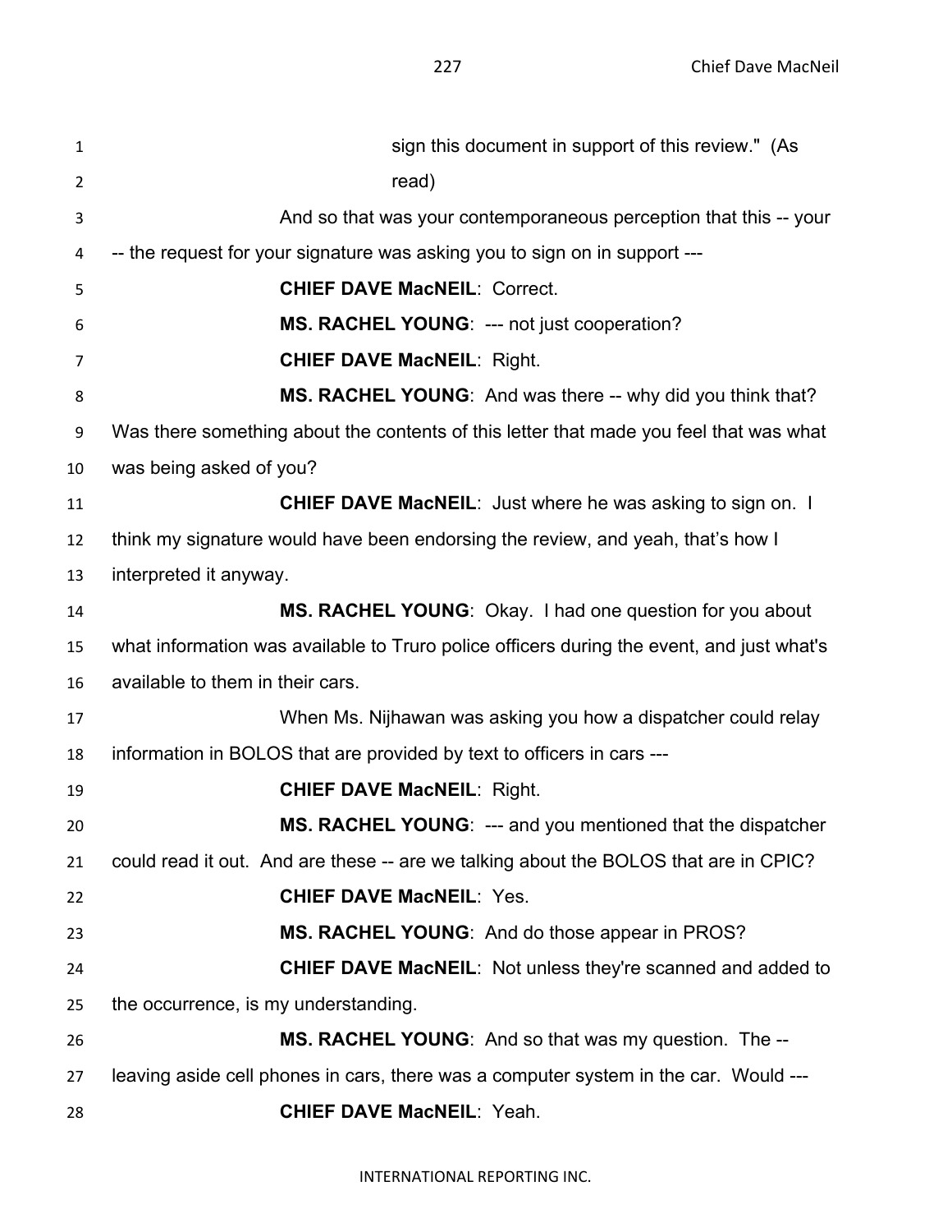sign this document in support of this review." (As read)

And so that was your contemporaneous perception that this -- your -- the request for your signature was asking you to sign on in support ---

**CHIEF DAVE MacNEIL**: Correct.

**MS. RACHEL YOUNG**: --- not just cooperation?

**CHIEF DAVE MacNEIL**: Right.

**MS. RACHEL YOUNG**: And was there -- why did you think that? Was there something about the contents of this letter that made you feel that was what was being asked of you?

**CHIEF DAVE MacNEIL**: Just where he was asking to sign on. I think my signature would have been endorsing the review, and yeah, that's how I interpreted it anyway.

**MS. RACHEL YOUNG**: Okay. I had one question for you about what information was available to Truro police officers during the event, and just what's available to them in their cars.

When Ms. Nijhawan was asking you how a dispatcher could relay information in BOLOS that are provided by text to officers in cars ---

**CHIEF DAVE MacNEIL**: Right.

**MS. RACHEL YOUNG**: --- and you mentioned that the dispatcher could read it out. And are these -- are we talking about the BOLOS that are in CPIC?

**CHIEF DAVE MacNEIL**: Yes.

**MS. RACHEL YOUNG**: And do those appear in PROS?

**CHIEF DAVE MacNEIL**: Not unless they're scanned and added to the occurrence, is my understanding.

**MS. RACHEL YOUNG**: And so that was my question. The -- leaving aside cell phones in cars, there was a computer system in the car. Would ---

**CHIEF DAVE MacNEIL**: Yeah.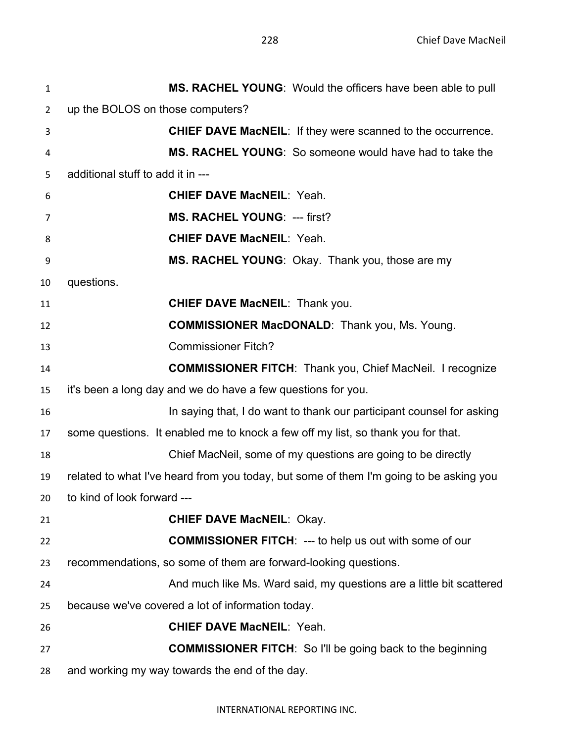**MS. RACHEL YOUNG**: Would the officers have been able to pull up the BOLOS on those computers?

**CHIEF DAVE MacNEIL**: If they were scanned to the occurrence.

**MS. RACHEL YOUNG**: So someone would have had to take the additional stuff to add it in ---

**CHIEF DAVE MacNEIL**: Yeah.

**MS. RACHEL YOUNG**: --- first?

**CHIEF DAVE MacNEIL**: Yeah.

**MS. RACHEL YOUNG**: Okay. Thank you, those are my questions.

**CHIEF DAVE MacNEIL**: Thank you.

**COMMISSIONER MacDONALD**: Thank you, Ms. Young.

Commissioner Fitch?

**COMMISSIONER FITCH**: Thank you, Chief MacNeil. I recognize it's been a long day and we do have a few questions for you.

In saying that, I do want to thank our participant counsel for asking some questions. It enabled me to knock a few off my list, so thank you for that.

Chief MacNeil, some of my questions are going to be directly related to what I've heard from you today, but some of them I'm going to be asking you to kind of look forward ---

**CHIEF DAVE MacNEIL**: Okay.

**COMMISSIONER FITCH**: --- to help us out with some of our recommendations, so some of them are forward-looking questions.

And much like Ms. Ward said, my questions are a little bit scattered because we've covered a lot of information today.

**CHIEF DAVE MacNEIL**: Yeah.

**COMMISSIONER FITCH**: So I'll be going back to the beginning and working my way towards the end of the day.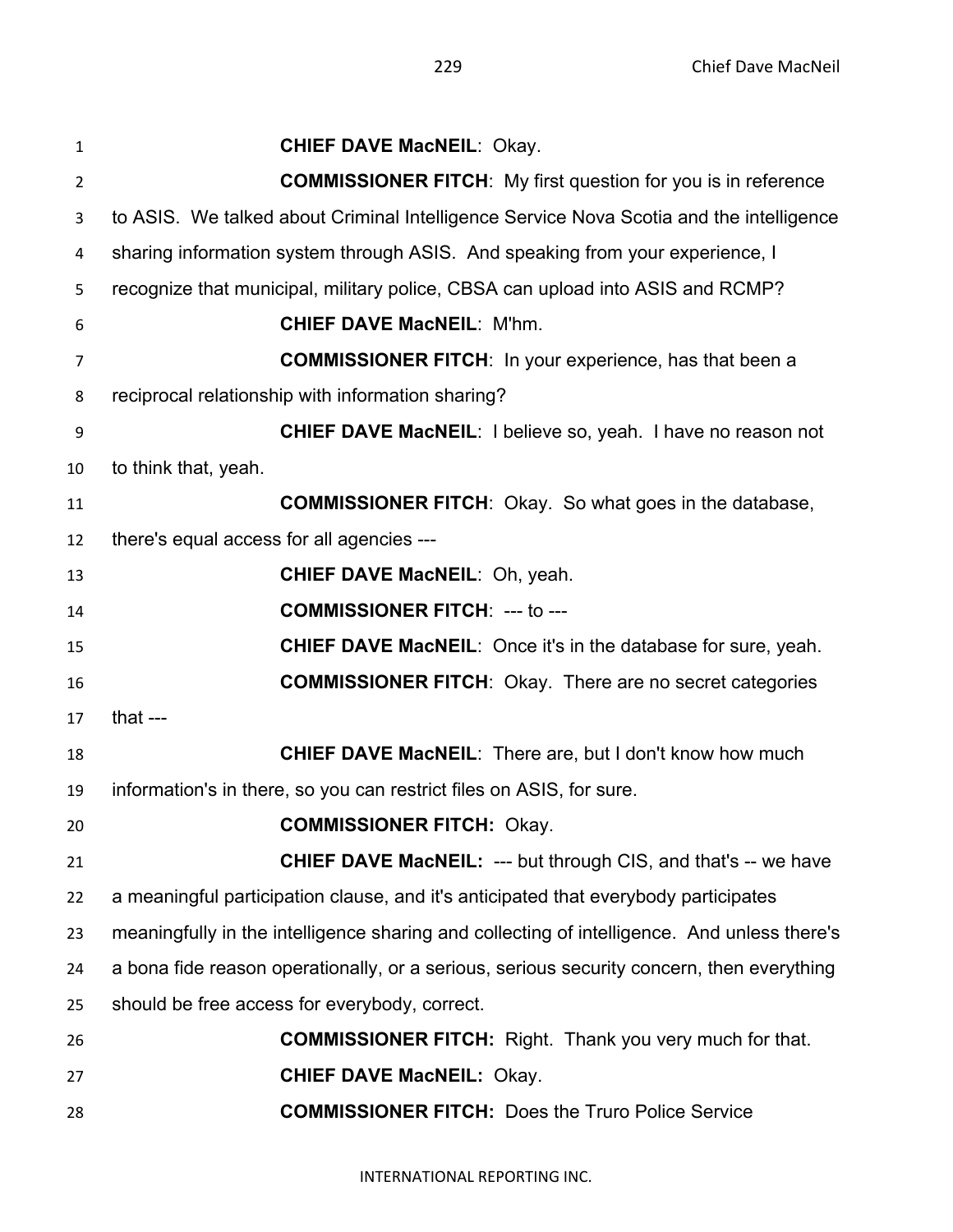**CHIEF DAVE MacNEIL**: Okay.

**COMMISSIONER FITCH**: My first question for you is in reference to ASIS. We talked about Criminal Intelligence Service Nova Scotia and the intelligence sharing information system through ASIS. And speaking from your experience, I recognize that municipal, military police, CBSA can upload into ASIS and RCMP?

**CHIEF DAVE MacNEIL**: M'hm.

**COMMISSIONER FITCH**: In your experience, has that been a reciprocal relationship with information sharing?

**CHIEF DAVE MacNEIL**: I believe so, yeah. I have no reason not to think that, yeah.

**COMMISSIONER FITCH**: Okay. So what goes in the database, there's equal access for all agencies ---

**CHIEF DAVE MacNEIL**: Oh, yeah.

**COMMISSIONER FITCH**: --- to ---

**CHIEF DAVE MacNEIL**: Once it's in the database for sure, yeah.

**COMMISSIONER FITCH**: Okay. There are no secret categories that ---

**CHIEF DAVE MacNEIL**: There are, but I don't know how much information's in there, so you can restrict files on ASIS, for sure.

**COMMISSIONER FITCH:** Okay.

**CHIEF DAVE MacNEIL:** --- but through CIS, and that's -- we have a meaningful participation clause, and it's anticipated that everybody participates meaningfully in the intelligence sharing and collecting of intelligence. And unless there's a bona fide reason operationally, or a serious, serious security concern, then everything should be free access for everybody, correct.

**COMMISSIONER FITCH:** Right. Thank you very much for that.

**CHIEF DAVE MacNEIL:** Okay.

**COMMISSIONER FITCH:** Does the Truro Police Service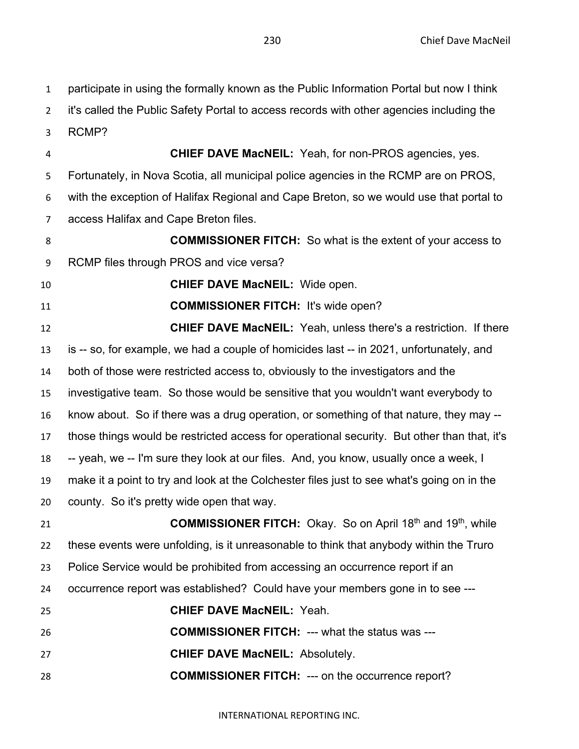participate in using the formally known as the Public Information Portal but now I think it's called the Public Safety Portal to access records with other agencies including the RCMP?

**CHIEF DAVE MacNEIL:** Yeah, for non-PROS agencies, yes. Fortunately, in Nova Scotia, all municipal police agencies in the RCMP are on PROS, with the exception of Halifax Regional and Cape Breton, so we would use that portal to access Halifax and Cape Breton files.

**COMMISSIONER FITCH:** So what is the extent of your access to RCMP files through PROS and vice versa?

**CHIEF DAVE MacNEIL:** Wide open.

**COMMISSIONER FITCH:** It's wide open?

**CHIEF DAVE MacNEIL:** Yeah, unless there's a restriction. If there is -- so, for example, we had a couple of homicides last -- in 2021, unfortunately, and both of those were restricted access to, obviously to the investigators and the investigative team. So those would be sensitive that you wouldn't want everybody to know about. So if there was a drug operation, or something of that nature, they may -- those things would be restricted access for operational security. But other than that, it's -- yeah, we -- I'm sure they look at our files. And, you know, usually once a week, I make it a point to try and look at the Colchester files just to see what's going on in the county. So it's pretty wide open that way.

**COMMISSIONER FITCH:** Okay. So on April 18th and 19th, while these events were unfolding, is it unreasonable to think that anybody within the Truro Police Service would be prohibited from accessing an occurrence report if an occurrence report was established? Could have your members gone in to see ---

**CHIEF DAVE MacNEIL:** Yeah.

**COMMISSIONER FITCH:** --- what the status was ---

**CHIEF DAVE MacNEIL:** Absolutely.

**COMMISSIONER FITCH:** --- on the occurrence report?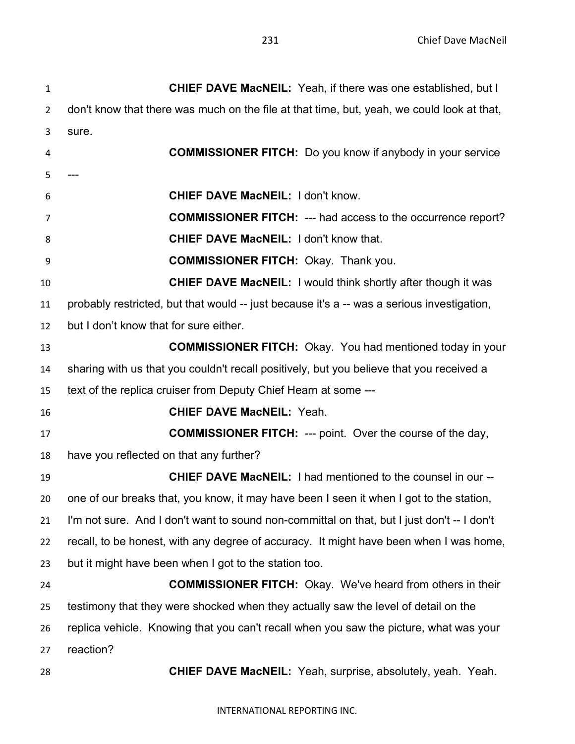**CHIEF DAVE MacNEIL:** Yeah, if there was one established, but I don't know that there was much on the file at that time, but, yeah, we could look at that, sure.

**COMMISSIONER FITCH:** Do you know if anybody in your service ---

**CHIEF DAVE MacNEIL:** I don't know.

**COMMISSIONER FITCH:** --- had access to the occurrence report?

**CHIEF DAVE MacNEIL:** I don't know that.

**COMMISSIONER FITCH:** Okay. Thank you.

**CHIEF DAVE MacNEIL:** I would think shortly after though it was probably restricted, but that would -- just because it's a -- was a serious investigation, but I don't know that for sure either.

**COMMISSIONER FITCH:** Okay. You had mentioned today in your sharing with us that you couldn't recall positively, but you believe that you received a text of the replica cruiser from Deputy Chief Hearn at some ---

**CHIEF DAVE MacNEIL:** Yeah.

**COMMISSIONER FITCH:** --- point. Over the course of the day, have you reflected on that any further?

**CHIEF DAVE MacNEIL:** I had mentioned to the counsel in our -- one of our breaks that, you know, it may have been I seen it when I got to the station, I'm not sure. And I don't want to sound non-committal on that, but I just don't -- I don't recall, to be honest, with any degree of accuracy. It might have been when I was home, but it might have been when I got to the station too.

**COMMISSIONER FITCH:** Okay. We've heard from others in their testimony that they were shocked when they actually saw the level of detail on the replica vehicle. Knowing that you can't recall when you saw the picture, what was your reaction?

**CHIEF DAVE MacNEIL:** Yeah, surprise, absolutely, yeah. Yeah.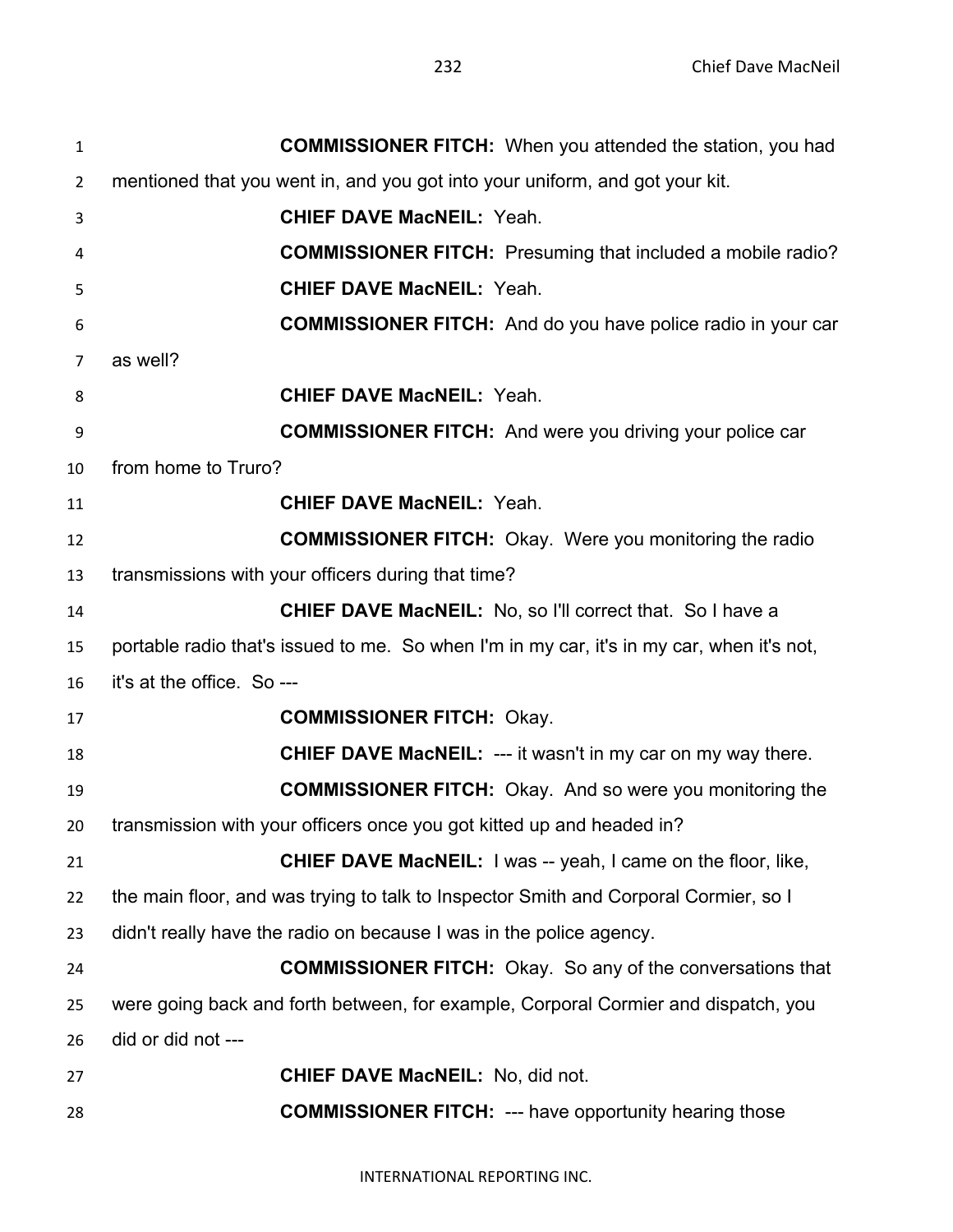**COMMISSIONER FITCH:** When you attended the station, you had mentioned that you went in, and you got into your uniform, and got your kit.

**CHIEF DAVE MacNEIL:** Yeah.

**COMMISSIONER FITCH:** Presuming that included a mobile radio?

**CHIEF DAVE MacNEIL:** Yeah.

**COMMISSIONER FITCH:** And do you have police radio in your car as well?

**CHIEF DAVE MacNEIL:** Yeah.

**COMMISSIONER FITCH:** And were you driving your police car from home to Truro?

**CHIEF DAVE MacNEIL:** Yeah.

**COMMISSIONER FITCH:** Okay. Were you monitoring the radio transmissions with your officers during that time?

**CHIEF DAVE MacNEIL:** No, so I'll correct that. So I have a portable radio that's issued to me. So when I'm in my car, it's in my car, when it's not, it's at the office. So ---

**COMMISSIONER FITCH:** Okay.

**CHIEF DAVE MacNEIL:** --- it wasn't in my car on my way there.

**COMMISSIONER FITCH:** Okay. And so were you monitoring the transmission with your officers once you got kitted up and headed in?

**CHIEF DAVE MacNEIL:** I was -- yeah, I came on the floor, like, the main floor, and was trying to talk to Inspector Smith and Corporal Cormier, so I didn't really have the radio on because I was in the police agency.

**COMMISSIONER FITCH:** Okay. So any of the conversations that were going back and forth between, for example, Corporal Cormier and dispatch, you did or did not ---

**CHIEF DAVE MacNEIL:** No, did not.

**COMMISSIONER FITCH:** --- have opportunity hearing those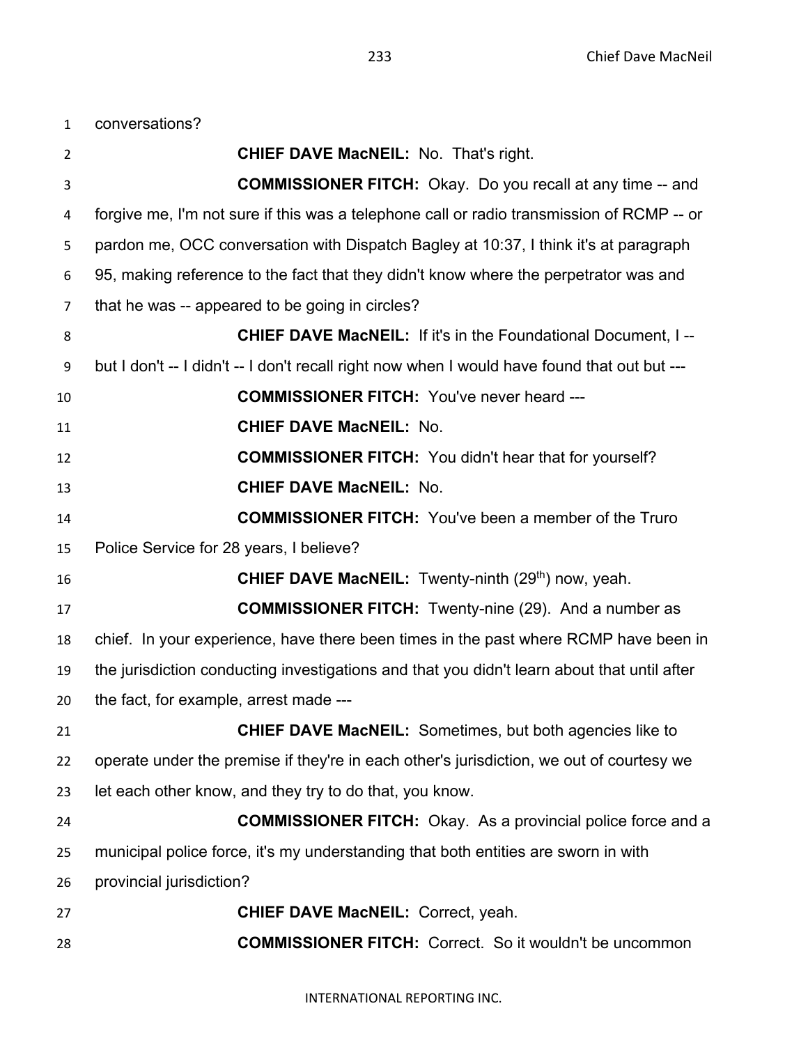conversations?

**CHIEF DAVE MacNEIL:** No. That's right.

**COMMISSIONER FITCH:** Okay. Do you recall at any time -- and forgive me, I'm not sure if this was a telephone call or radio transmission of RCMP -- or pardon me, OCC conversation with Dispatch Bagley at 10:37, I think it's at paragraph 95, making reference to the fact that they didn't know where the perpetrator was and that he was -- appeared to be going in circles?

**CHIEF DAVE MacNEIL:** If it's in the Foundational Document, I -- but I don't -- I didn't -- I don't recall right now when I would have found that out but ---

**COMMISSIONER FITCH:** You've never heard ---

**CHIEF DAVE MacNEIL:** No.

**COMMISSIONER FITCH:** You didn't hear that for yourself?

**CHIEF DAVE MacNEIL:** No.

**COMMISSIONER FITCH:** You've been a member of the Truro Police Service for 28 years, I believe?

**CHIEF DAVE MacNEIL:** Twenty-ninth (29th) now, yeah.

**COMMISSIONER FITCH:** Twenty-nine (29). And a number as chief. In your experience, have there been times in the past where RCMP have been in the jurisdiction conducting investigations and that you didn't learn about that until after the fact, for example, arrest made ---

**CHIEF DAVE MacNEIL:** Sometimes, but both agencies like to operate under the premise if they're in each other's jurisdiction, we out of courtesy we let each other know, and they try to do that, you know.

**COMMISSIONER FITCH:** Okay. As a provincial police force and a municipal police force, it's my understanding that both entities are sworn in with provincial jurisdiction?

**CHIEF DAVE MacNEIL:** Correct, yeah.

**COMMISSIONER FITCH:** Correct. So it wouldn't be uncommon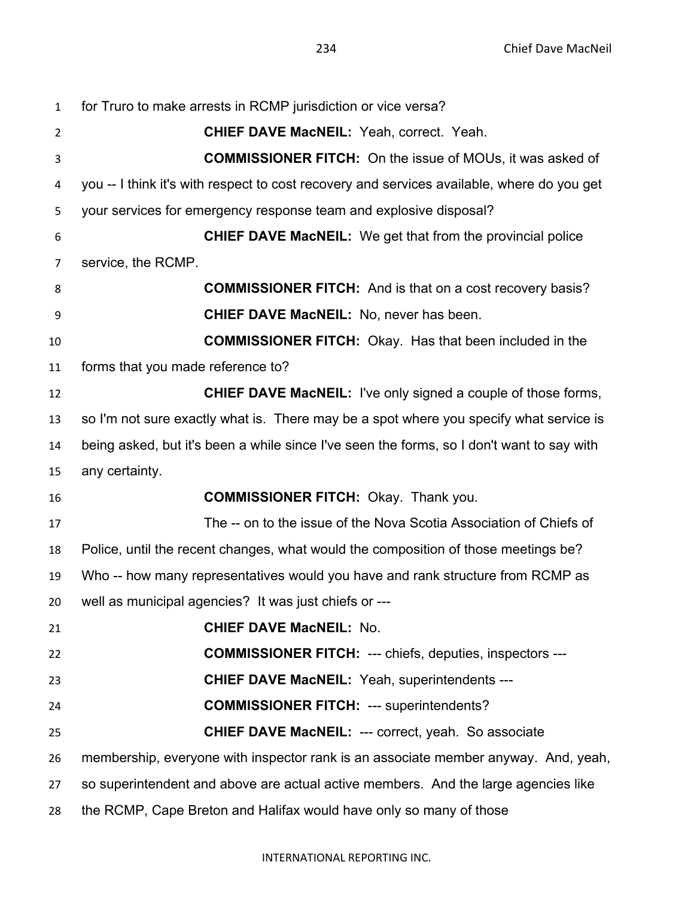for Truro to make arrests in RCMP jurisdiction or vice versa?

**CHIEF DAVE MacNEIL:** Yeah, correct. Yeah.

**COMMISSIONER FITCH:** On the issue of MOUs, it was asked of you -- I think it's with respect to cost recovery and services available, where do you get your services for emergency response team and explosive disposal?

**CHIEF DAVE MacNEIL:** We get that from the provincial police service, the RCMP.

**COMMISSIONER FITCH:** And is that on a cost recovery basis?

**CHIEF DAVE MacNEIL:** No, never has been.

**COMMISSIONER FITCH:** Okay. Has that been included in the forms that you made reference to?

**CHIEF DAVE MacNEIL:** I've only signed a couple of those forms, so I'm not sure exactly what is. There may be a spot where you specify what service is being asked, but it's been a while since I've seen the forms, so I don't want to say with any certainty.

**COMMISSIONER FITCH:** Okay. Thank you.

The -- on to the issue of the Nova Scotia Association of Chiefs of Police, until the recent changes, what would the composition of those meetings be? Who -- how many representatives would you have and rank structure from RCMP as well as municipal agencies? It was just chiefs or ---

**CHIEF DAVE MacNEIL:** No.

**COMMISSIONER FITCH:** --- chiefs, deputies, inspectors ---

**CHIEF DAVE MacNEIL:** Yeah, superintendents ---

**COMMISSIONER FITCH:** --- superintendents?

**CHIEF DAVE MacNEIL:** --- correct, yeah. So associate membership, everyone with inspector rank is an associate member anyway. And, yeah, so superintendent and above are actual active members. And the large agencies like the RCMP, Cape Breton and Halifax would have only so many of those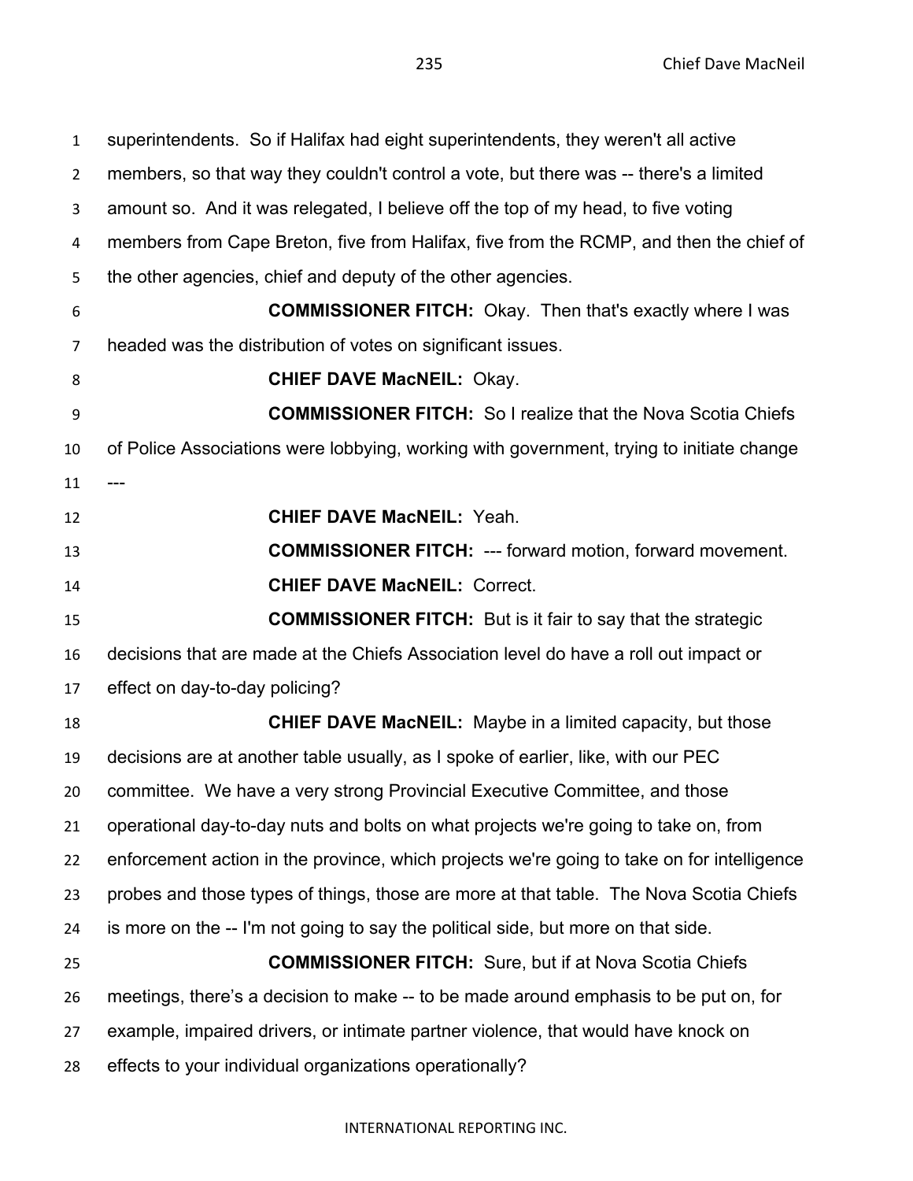superintendents. So if Halifax had eight superintendents, they weren't all active members, so that way they couldn't control a vote, but there was -- there's a limited amount so. And it was relegated, I believe off the top of my head, to five voting members from Cape Breton, five from Halifax, five from the RCMP, and then the chief of the other agencies, chief and deputy of the other agencies.

**COMMISSIONER FITCH:** Okay. Then that's exactly where I was headed was the distribution of votes on significant issues.

**CHIEF DAVE MacNEIL:** Okay.

**COMMISSIONER FITCH:** So I realize that the Nova Scotia Chiefs of Police Associations were lobbying, working with government, trying to initiate change ---

**CHIEF DAVE MacNEIL:** Yeah.

**COMMISSIONER FITCH:** --- forward motion, forward movement.

**CHIEF DAVE MacNEIL:** Correct.

**COMMISSIONER FITCH:** But is it fair to say that the strategic decisions that are made at the Chiefs Association level do have a roll out impact or effect on day-to-day policing?

**CHIEF DAVE MacNEIL:** Maybe in a limited capacity, but those decisions are at another table usually, as I spoke of earlier, like, with our PEC committee. We have a very strong Provincial Executive Committee, and those operational day-to-day nuts and bolts on what projects we're going to take on, from enforcement action in the province, which projects we're going to take on for intelligence probes and those types of things, those are more at that table. The Nova Scotia Chiefs is more on the -- I'm not going to say the political side, but more on that side.

**COMMISSIONER FITCH:** Sure, but if at Nova Scotia Chiefs meetings, there's a decision to make -- to be made around emphasis to be put on, for example, impaired drivers, or intimate partner violence, that would have knock on effects to your individual organizations operationally?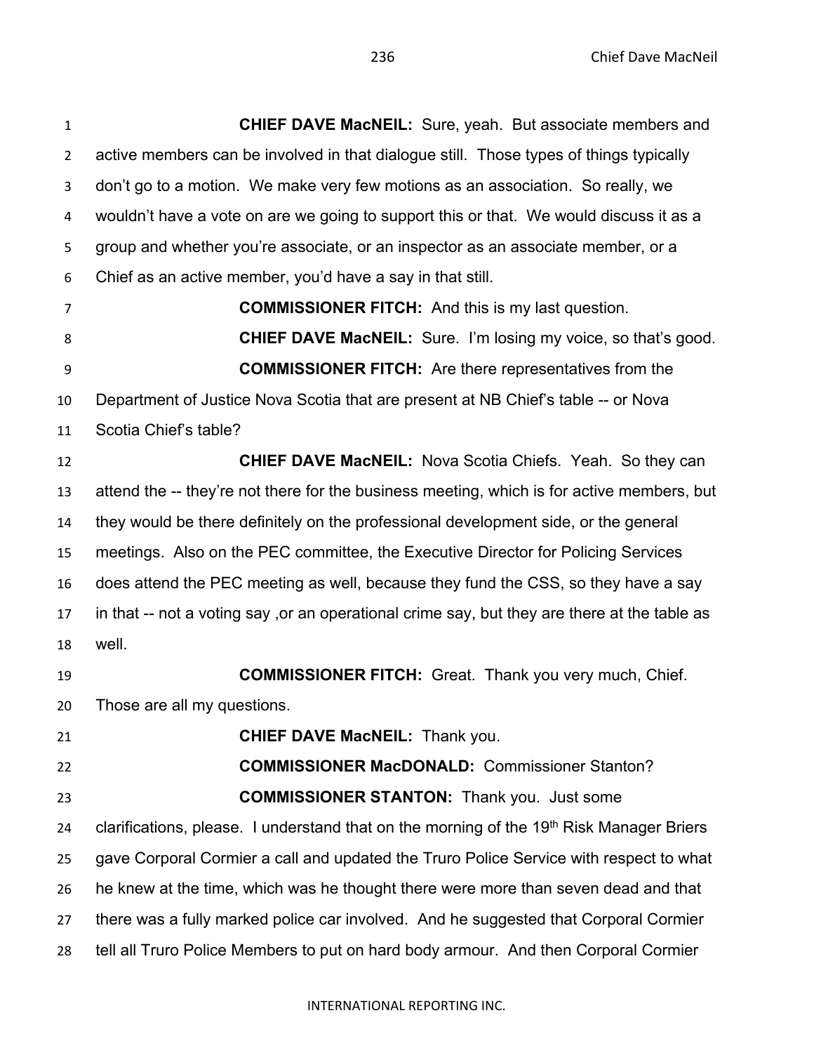**CHIEF DAVE MacNEIL:** Sure, yeah. But associate members and active members can be involved in that dialogue still. Those types of things typically don't go to a motion. We make very few motions as an association. So really, we wouldn't have a vote on are we going to support this or that. We would discuss it as a group and whether you're associate, or an inspector as an associate member, or a Chief as an active member, you'd have a say in that still.

**COMMISSIONER FITCH:** And this is my last question.

**CHIEF DAVE MacNEIL:** Sure. I'm losing my voice, so that's good.

**COMMISSIONER FITCH:** Are there representatives from the Department of Justice Nova Scotia that are present at NB Chief's table -- or Nova Scotia Chief's table?

**CHIEF DAVE MacNEIL:** Nova Scotia Chiefs. Yeah. So they can attend the -- they're not there for the business meeting, which is for active members, but they would be there definitely on the professional development side, or the general meetings. Also on the PEC committee, the Executive Director for Policing Services does attend the PEC meeting as well, because they fund the CSS, so they have a say in that -- not a voting say ,or an operational crime say, but they are there at the table as well.

**COMMISSIONER FITCH:** Great. Thank you very much, Chief. Those are all my questions.

**CHIEF DAVE MacNEIL:** Thank you.

**COMMISSIONER MacDONALD:** Commissioner Stanton?

**COMMISSIONER STANTON:** Thank you. Just some clarifications, please. I understand that on the morning of the 19th Risk Manager Briers gave Corporal Cormier a call and updated the Truro Police Service with respect to what he knew at the time, which was he thought there were more than seven dead and that there was a fully marked police car involved. And he suggested that Corporal Cormier tell all Truro Police Members to put on hard body armour. And then Corporal Cormier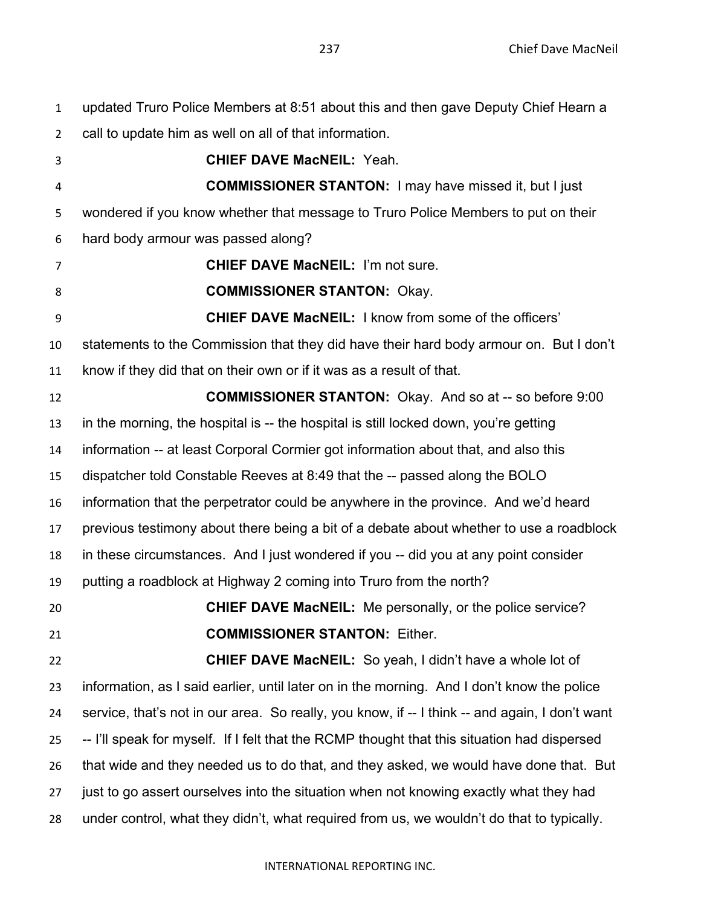updated Truro Police Members at 8:51 about this and then gave Deputy Chief Hearn a call to update him as well on all of that information.

**CHIEF DAVE MacNEIL:** Yeah.

**COMMISSIONER STANTON:** I may have missed it, but I just wondered if you know whether that message to Truro Police Members to put on their hard body armour was passed along?

**CHIEF DAVE MacNEIL:** I'm not sure.

**COMMISSIONER STANTON:** Okay.

**CHIEF DAVE MacNEIL:** I know from some of the officers' statements to the Commission that they did have their hard body armour on. But I don't know if they did that on their own or if it was as a result of that.

**COMMISSIONER STANTON:** Okay. And so at -- so before 9:00 in the morning, the hospital is -- the hospital is still locked down, you're getting information -- at least Corporal Cormier got information about that, and also this dispatcher told Constable Reeves at 8:49 that the -- passed along the BOLO information that the perpetrator could be anywhere in the province. And we'd heard previous testimony about there being a bit of a debate about whether to use a roadblock in these circumstances. And I just wondered if you -- did you at any point consider putting a roadblock at Highway 2 coming into Truro from the north?

**CHIEF DAVE MacNEIL:** Me personally, or the police service?

**COMMISSIONER STANTON:** Either.

**CHIEF DAVE MacNEIL:** So yeah, I didn't have a whole lot of information, as I said earlier, until later on in the morning. And I don't know the police service, that's not in our area. So really, you know, if -- I think -- and again, I don't want -- I'll speak for myself. If I felt that the RCMP thought that this situation had dispersed that wide and they needed us to do that, and they asked, we would have done that. But just to go assert ourselves into the situation when not knowing exactly what they had under control, what they didn't, what required from us, we wouldn't do that to typically.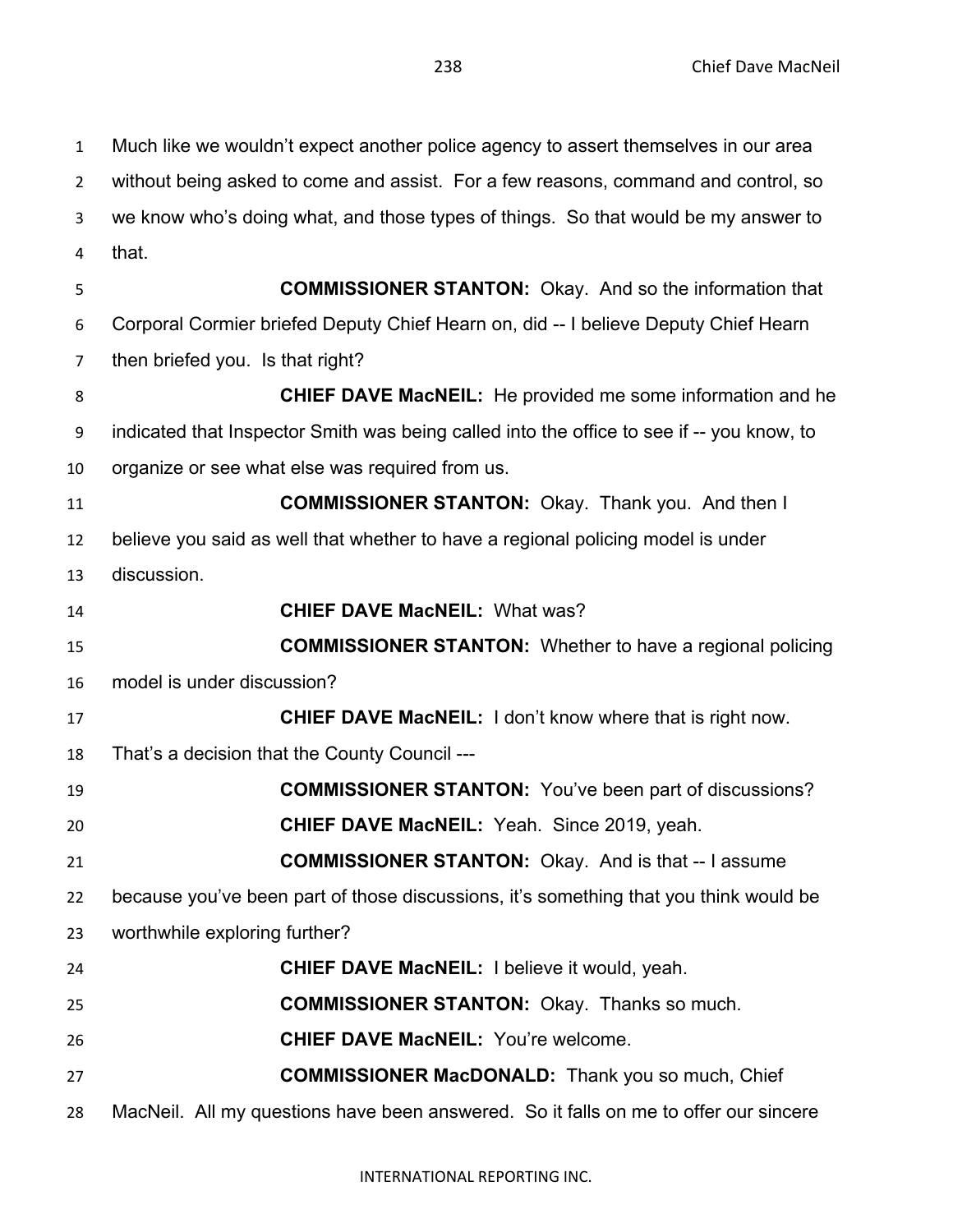Much like we wouldn't expect another police agency to assert themselves in our area without being asked to come and assist. For a few reasons, command and control, so we know who's doing what, and those types of things. So that would be my answer to that.

**COMMISSIONER STANTON:** Okay. And so the information that Corporal Cormier briefed Deputy Chief Hearn on, did -- I believe Deputy Chief Hearn then briefed you. Is that right?

**CHIEF DAVE MacNEIL:** He provided me some information and he indicated that Inspector Smith was being called into the office to see if -- you know, to organize or see what else was required from us.

**COMMISSIONER STANTON:** Okay. Thank you. And then I believe you said as well that whether to have a regional policing model is under discussion.

**CHIEF DAVE MacNEIL:** What was?

**COMMISSIONER STANTON:** Whether to have a regional policing model is under discussion?

**CHIEF DAVE MacNEIL:** I don't know where that is right now. That's a decision that the County Council ---

**COMMISSIONER STANTON:** You've been part of discussions?

**CHIEF DAVE MacNEIL:** Yeah. Since 2019, yeah.

**COMMISSIONER STANTON:** Okay. And is that -- I assume because you've been part of those discussions, it's something that you think would be worthwhile exploring further?

**CHIEF DAVE MacNEIL:** I believe it would, yeah.

**COMMISSIONER STANTON:** Okay. Thanks so much.

**CHIEF DAVE MacNEIL:** You're welcome.

**COMMISSIONER MacDONALD:** Thank you so much, Chief MacNeil. All my questions have been answered. So it falls on me to offer our sincere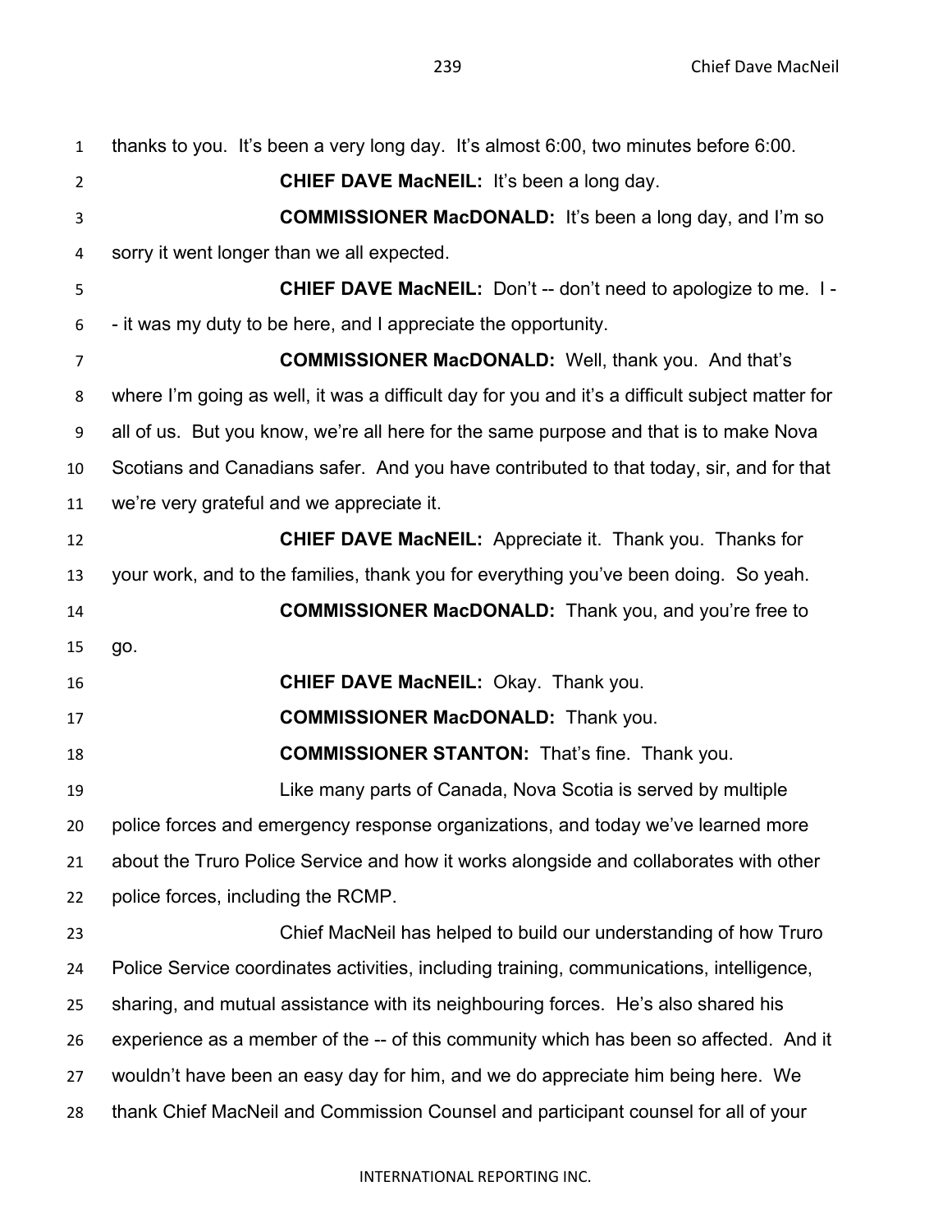thanks to you. It's been a very long day. It's almost 6:00, two minutes before 6:00.

**CHIEF DAVE MacNEIL:** It's been a long day.

**COMMISSIONER MacDONALD:** It's been a long day, and I'm so sorry it went longer than we all expected.

**CHIEF DAVE MacNEIL:** Don't -- don't need to apologize to me. I - - it was my duty to be here, and I appreciate the opportunity.

**COMMISSIONER MacDONALD:** Well, thank you. And that's where I'm going as well, it was a difficult day for you and it's a difficult subject matter for all of us. But you know, we're all here for the same purpose and that is to make Nova Scotians and Canadians safer. And you have contributed to that today, sir, and for that we're very grateful and we appreciate it.

**CHIEF DAVE MacNEIL:** Appreciate it. Thank you. Thanks for your work, and to the families, thank you for everything you've been doing. So yeah.

**COMMISSIONER MacDONALD:** Thank you, and you're free to go.

**CHIEF DAVE MacNEIL:** Okay. Thank you.

**COMMISSIONER MacDONALD:** Thank you.

**COMMISSIONER STANTON:** That's fine. Thank you.

Like many parts of Canada, Nova Scotia is served by multiple police forces and emergency response organizations, and today we've learned more about the Truro Police Service and how it works alongside and collaborates with other police forces, including the RCMP.

Chief MacNeil has helped to build our understanding of how Truro Police Service coordinates activities, including training, communications, intelligence, sharing, and mutual assistance with its neighbouring forces. He's also shared his experience as a member of the -- of this community which has been so affected. And it wouldn't have been an easy day for him, and we do appreciate him being here. We thank Chief MacNeil and Commission Counsel and participant counsel for all of your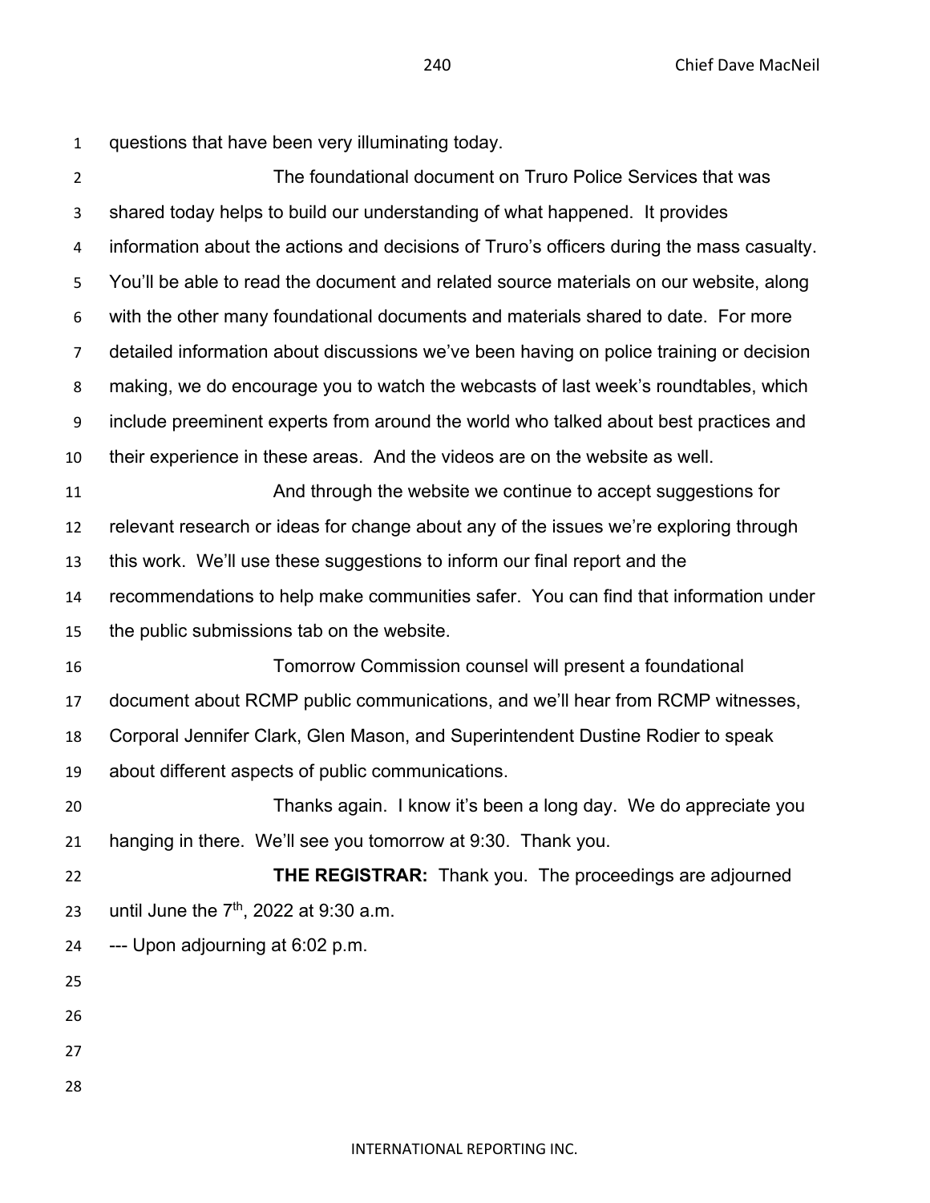questions that have been very illuminating today.

The foundational document on Truro Police Services that was shared today helps to build our understanding of what happened. It provides information about the actions and decisions of Truro's officers during the mass casualty. You'll be able to read the document and related source materials on our website, along with the other many foundational documents and materials shared to date. For more detailed information about discussions we've been having on police training or decision making, we do encourage you to watch the webcasts of last week's roundtables, which include preeminent experts from around the world who talked about best practices and their experience in these areas. And the videos are on the website as well.

And through the website we continue to accept suggestions for relevant research or ideas for change about any of the issues we're exploring through this work. We'll use these suggestions to inform our final report and the recommendations to help make communities safer. You can find that information under the public submissions tab on the website.

Tomorrow Commission counsel will present a foundational document about RCMP public communications, and we'll hear from RCMP witnesses, Corporal Jennifer Clark, Glen Mason, and Superintendent Dustine Rodier to speak about different aspects of public communications.

Thanks again. I know it's been a long day. We do appreciate you hanging in there. We'll see you tomorrow at 9:30. Thank you.

**THE REGISTRAR:** Thank you. The proceedings are adjourned until June the 7th, 2022 at 9:30 a.m.

--- Upon adjourning at 6:02 p.m.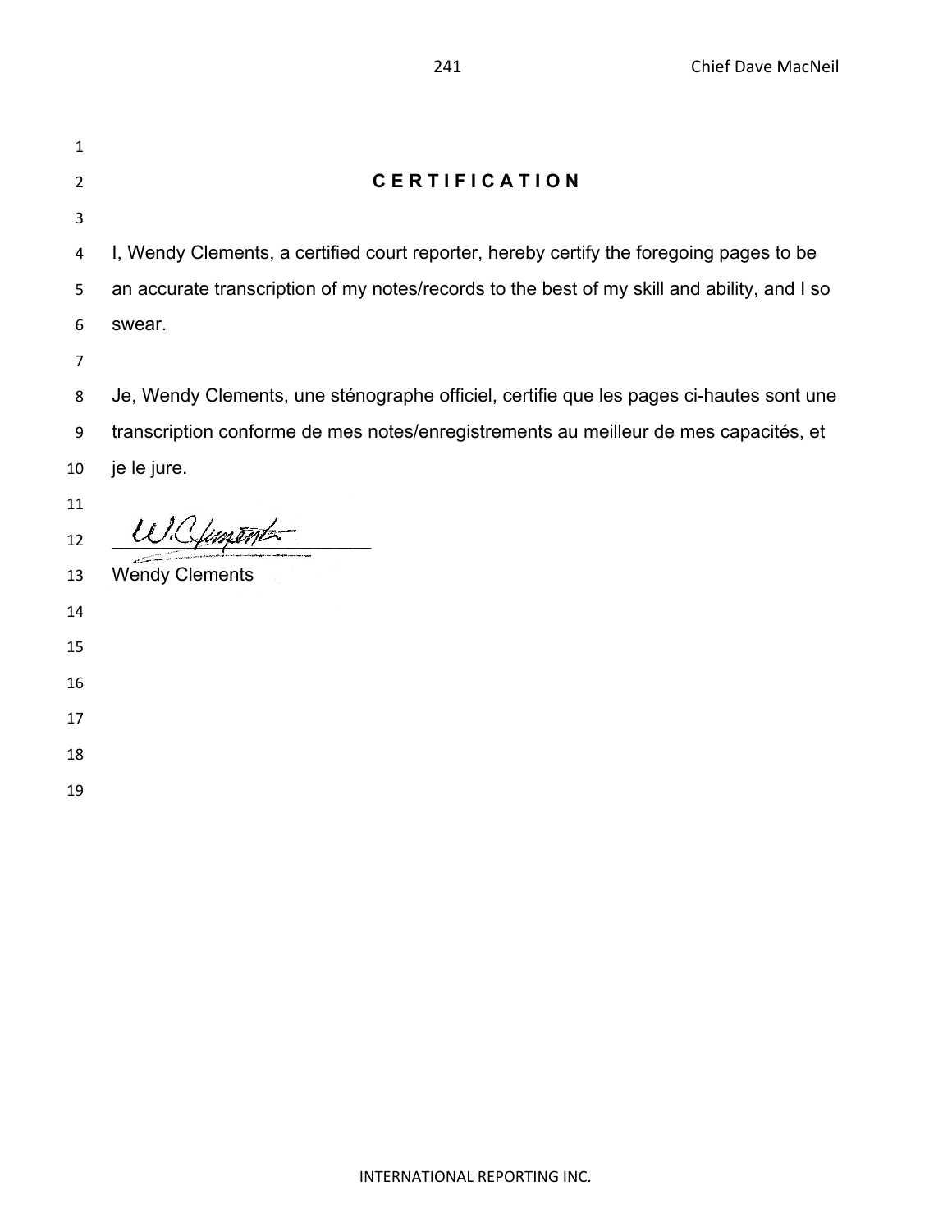## C E R T I F I C A T I O N

I, Wendy Clements, a certified court reporter, hereby certify the foregoing pages to be an accurate transcription of my notes/records to the best of my skill and ability, and I so swear.

Je, Wendy Clements, une sténographe officiel, certifie que les pages ci-hautes sont une transcription conforme de mes notes/enregistrements au meilleur de mes capacités, et je le jure.

W.Clements
\_\_\_\_\_\_\_\_\_\_\_\_\_\_\_\_\_\_\_\_\_\_\_\_\_\_\_\_

Wendy Clements